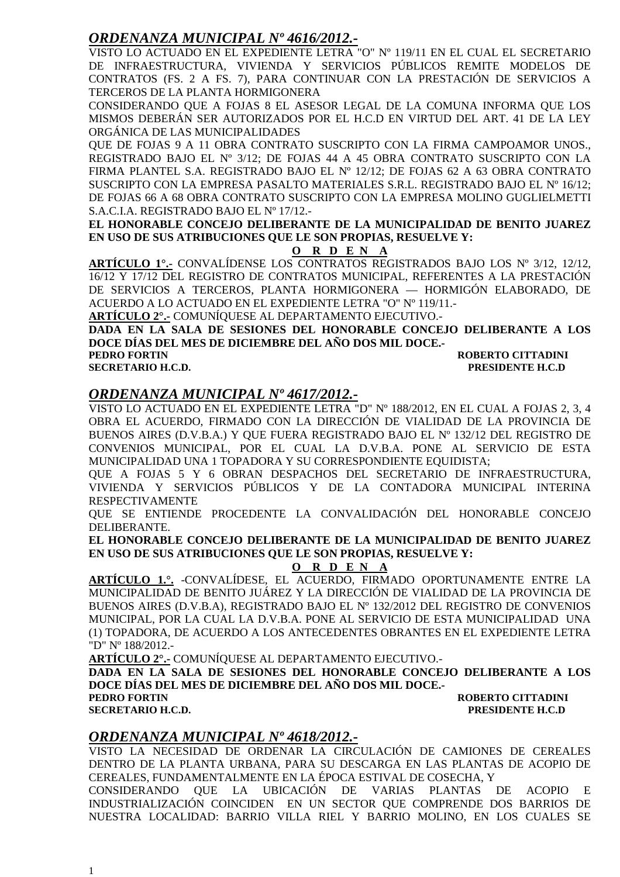## *ORDENANZA MUNICIPAL Nº 4616/2012.-*

VISTO LO ACTUADO EN EL EXPEDIENTE LETRA "O" Nº 119/11 EN EL CUAL EL SECRETARIO DE INFRAESTRUCTURA, VIVIENDA Y SERVICIOS PÚBLICOS REMITE MODELOS DE CONTRATOS (FS. 2 A FS. 7), PARA CONTINUAR CON LA PRESTACIÓN DE SERVICIOS A TERCEROS DE LA PLANTA HORMIGONERA

CONSIDERANDO QUE A FOJAS 8 EL ASESOR LEGAL DE LA COMUNA INFORMA QUE LOS MISMOS DEBERÁN SER AUTORIZADOS POR EL H.C.D EN VIRTUD DEL ART. 41 DE LA LEY ORGÁNICA DE LAS MUNICIPALIDADES

QUE DE FOJAS 9 A 11 OBRA CONTRATO SUSCRIPTO CON LA FIRMA CAMPOAMOR UNOS., REGISTRADO BAJO EL Nº 3/12; DE FOJAS 44 A 45 OBRA CONTRATO SUSCRIPTO CON LA FIRMA PLANTEL S.A. REGISTRADO BAJO EL Nº 12/12; DE FOJAS 62 A 63 OBRA CONTRATO SUSCRIPTO CON LA EMPRESA PASALTO MATERIALES S.R.L. REGISTRADO BAJO EL Nº 16/12; DE FOJAS 66 A 68 OBRA CONTRATO SUSCRIPTO CON LA EMPRESA MOLINO GUGLIELMETTI S.A.C.I.A. REGISTRADO BAJO EL Nº 17/12.-

**EL HONORABLE CONCEJO DELIBERANTE DE LA MUNICIPALIDAD DE BENITO JUAREZ EN USO DE SUS ATRIBUCIONES QUE LE SON PROPIAS, RESUELVE Y:**

**O R D E N A**

**ARTÍCULO 1°.-** CONVALÍDENSE LOS CONTRATOS REGISTRADOS BAJO LOS Nº 3/12, 12/12, 16/12 Y 17/12 DEL REGISTRO DE CONTRATOS MUNICIPAL, REFERENTES A LA PRESTACIÓN DE SERVICIOS A TERCEROS, PLANTA HORMIGONERA — HORMIGÓN ELABORADO, DE ACUERDO A LO ACTUADO EN EL EXPEDIENTE LETRA "O" Nº 119/11.-

**ARTÍCULO 2°.-** COMUNÍQUESE AL DEPARTAMENTO EJECUTIVO.-

**DADA EN LA SALA DE SESIONES DEL HONORABLE CONCEJO DELIBERANTE A LOS DOCE DÍAS DEL MES DE DICIEMBRE DEL AÑO DOS MIL DOCE.-**

**PEDRO FORTIN** — **ROBERTO CITTADINI**
**SECRETARIO H.C.D.** — **PRESIDENTE H.C.D**

## *ORDENANZA MUNICIPAL Nº 4617/2012.-*

VISTO LO ACTUADO EN EL EXPEDIENTE LETRA "D" Nº 188/2012, EN EL CUAL A FOJAS 2, 3, 4 OBRA EL ACUERDO, FIRMADO CON LA DIRECCIÓN DE VIALIDAD DE LA PROVINCIA DE BUENOS AIRES (D.V.B.A.) Y QUE FUERA REGISTRADO BAJO EL Nº 132/12 DEL REGISTRO DE CONVENIOS MUNICIPAL, POR EL CUAL LA D.V.B.A. PONE AL SERVICIO DE ESTA MUNICIPALIDAD UNA 1 TOPADORA Y SU CORRESPONDIENTE EQUIDISTA;

QUE A FOJAS 5 Y 6 OBRAN DESPACHOS DEL SECRETARIO DE INFRAESTRUCTURA, VIVIENDA Y SERVICIOS PÚBLICOS Y DE LA CONTADORA MUNICIPAL INTERINA RESPECTIVAMENTE

QUE SE ENTIENDE PROCEDENTE LA CONVALIDACIÓN DEL HONORABLE CONCEJO DELIBERANTE.

**EL HONORABLE CONCEJO DELIBERANTE DE LA MUNICIPALIDAD DE BENITO JUAREZ EN USO DE SUS ATRIBUCIONES QUE LE SON PROPIAS, RESUELVE Y:**

**O R D E N A**

**ARTÍCULO 1.°.** -CONVALÍDESE, EL ACUERDO, FIRMADO OPORTUNAMENTE ENTRE LA MUNICIPALIDAD DE BENITO JUÁREZ Y LA DIRECCIÓN DE VIALIDAD DE LA PROVINCIA DE BUENOS AIRES (D.V.B.A), REGISTRADO BAJO EL Nº 132/2012 DEL REGISTRO DE CONVENIOS MUNICIPAL, POR LA CUAL LA D.V.B.A. PONE AL SERVICIO DE ESTA MUNICIPALIDAD UNA (1) TOPADORA, DE ACUERDO A LOS ANTECEDENTES OBRANTES EN EL EXPEDIENTE LETRA "D" Nº 188/2012.-

**ARTÍCULO 2°.-** COMUNÍQUESE AL DEPARTAMENTO EJECUTIVO.-

**DADA EN LA SALA DE SESIONES DEL HONORABLE CONCEJO DELIBERANTE A LOS DOCE DÍAS DEL MES DE DICIEMBRE DEL AÑO DOS MIL DOCE.-**

**PEDRO FORTIN** — **ROBERTO CITTADINI**
**SECRETARIO H.C.D.** — **PRESIDENTE H.C.D**

## *ORDENANZA MUNICIPAL Nº 4618/2012.-*

VISTO LA NECESIDAD DE ORDENAR LA CIRCULACIÓN DE CAMIONES DE CEREALES DENTRO DE LA PLANTA URBANA, PARA SU DESCARGA EN LAS PLANTAS DE ACOPIO DE CEREALES, FUNDAMENTALMENTE EN LA ÉPOCA ESTIVAL DE COSECHA, Y

CONSIDERANDO QUE LA UBICACIÓN DE VARIAS PLANTAS DE ACOPIO E INDUSTRIALIZACIÓN COINCIDEN EN UN SECTOR QUE COMPRENDE DOS BARRIOS DE NUESTRA LOCALIDAD: BARRIO VILLA RIEL Y BARRIO MOLINO, EN LOS CUALES SE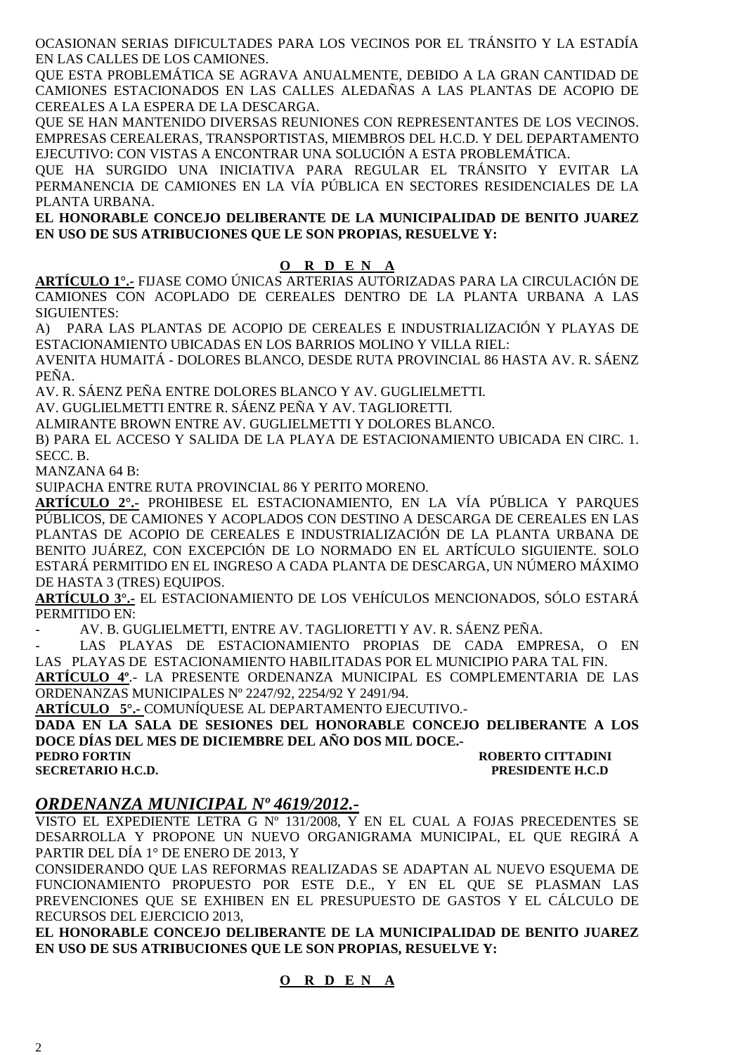OCASIONAN SERIAS DIFICULTADES PARA LOS VECINOS POR EL TRÁNSITO Y LA ESTADÍA EN LAS CALLES DE LOS CAMIONES.

QUE ESTA PROBLEMÁTICA SE AGRAVA ANUALMENTE, DEBIDO A LA GRAN CANTIDAD DE CAMIONES ESTACIONADOS EN LAS CALLES ALEDAÑAS A LAS PLANTAS DE ACOPIO DE CEREALES A LA ESPERA DE LA DESCARGA.

QUE SE HAN MANTENIDO DIVERSAS REUNIONES CON REPRESENTANTES DE LOS VECINOS. EMPRESAS CEREALERAS, TRANSPORTISTAS, MIEMBROS DEL H.C.D. Y DEL DEPARTAMENTO EJECUTIVO: CON VISTAS A ENCONTRAR UNA SOLUCIÓN A ESTA PROBLEMÁTICA.

QUE HA SURGIDO UNA INICIATIVA PARA REGULAR EL TRÁNSITO Y EVITAR LA PERMANENCIA DE CAMIONES EN LA VÍA PÚBLICA EN SECTORES RESIDENCIALES DE LA PLANTA URBANA.

**EL HONORABLE CONCEJO DELIBERANTE DE LA MUNICIPALIDAD DE BENITO JUAREZ EN USO DE SUS ATRIBUCIONES QUE LE SON PROPIAS, RESUELVE Y:**

**O R D E N A**

**ARTÍCULO 1°.-** FIJASE COMO ÚNICAS ARTERIAS AUTORIZADAS PARA LA CIRCULACIÓN DE CAMIONES CON ACOPLADO DE CEREALES DENTRO DE LA PLANTA URBANA A LAS SIGUIENTES:

A) PARA LAS PLANTAS DE ACOPIO DE CEREALES E INDUSTRIALIZACIÓN Y PLAYAS DE ESTACIONAMIENTO UBICADAS EN LOS BARRIOS MOLINO Y VILLA RIEL:

AVENITA HUMAITÁ - DOLORES BLANCO, DESDE RUTA PROVINCIAL 86 HASTA AV. R. SÁENZ PEÑA.

AV. R. SÁENZ PEÑA ENTRE DOLORES BLANCO Y AV. GUGLIELMETTI.

AV. GUGLIELMETTI ENTRE R. SÁENZ PEÑA Y AV. TAGLIORETTI.

ALMIRANTE BROWN ENTRE AV. GUGLIELMETTI Y DOLORES BLANCO.

B) PARA EL ACCESO Y SALIDA DE LA PLAYA DE ESTACIONAMIENTO UBICADA EN CIRC. 1. SECC. B.

MANZANA 64 B:

SUIPACHA ENTRE RUTA PROVINCIAL 86 Y PERITO MORENO.

**ARTÍCULO 2°.-** PROHIBESE EL ESTACIONAMIENTO, EN LA VÍA PÚBLICA Y PARQUES PÚBLICOS, DE CAMIONES Y ACOPLADOS CON DESTINO A DESCARGA DE CEREALES EN LAS PLANTAS DE ACOPIO DE CEREALES E INDUSTRIALIZACIÓN DE LA PLANTA URBANA DE BENITO JUÁREZ, CON EXCEPCIÓN DE LO NORMADO EN EL ARTÍCULO SIGUIENTE. SOLO ESTARÁ PERMITIDO EN EL INGRESO A CADA PLANTA DE DESCARGA, UN NÚMERO MÁXIMO DE HASTA 3 (TRES) EQUIPOS.

**ARTÍCULO 3°.-** EL ESTACIONAMIENTO DE LOS VEHÍCULOS MENCIONADOS, SÓLO ESTARÁ PERMITIDO EN:

- AV. B. GUGLIELMETTI, ENTRE AV. TAGLIORETTI Y AV. R. SÁENZ PEÑA.
- LAS PLAYAS DE ESTACIONAMIENTO PROPIAS DE CADA EMPRESA, O EN LAS PLAYAS DE ESTACIONAMIENTO HABILITADAS POR EL MUNICIPIO PARA TAL FIN.

**ARTÍCULO 4º**.- LA PRESENTE ORDENANZA MUNICIPAL ES COMPLEMENTARIA DE LAS ORDENANZAS MUNICIPALES Nº 2247/92, 2254/92 Y 2491/94.

**ARTÍCULO 5°.-** COMUNÍQUESE AL DEPARTAMENTO EJECUTIVO.-

**DADA EN LA SALA DE SESIONES DEL HONORABLE CONCEJO DELIBERANTE A LOS DOCE DÍAS DEL MES DE DICIEMBRE DEL AÑO DOS MIL DOCE.-**

**PEDRO FORTIN** — **ROBERTO CITTADINI**
**SECRETARIO H.C.D.** — **PRESIDENTE H.C.D**

## ***ORDENANZA MUNICIPAL Nº 4619/2012.-***

VISTO EL EXPEDIENTE LETRA G Nº 131/2008, Y EN EL CUAL A FOJAS PRECEDENTES SE DESARROLLA Y PROPONE UN NUEVO ORGANIGRAMA MUNICIPAL, EL QUE REGIRÁ A PARTIR DEL DÍA 1° DE ENERO DE 2013, Y

CONSIDERANDO QUE LAS REFORMAS REALIZADAS SE ADAPTAN AL NUEVO ESQUEMA DE FUNCIONAMIENTO PROPUESTO POR ESTE D.E., Y EN EL QUE SE PLASMAN LAS PREVENCIONES QUE SE EXHIBEN EN EL PRESUPUESTO DE GASTOS Y EL CÁLCULO DE RECURSOS DEL EJERCICIO 2013,

**EL HONORABLE CONCEJO DELIBERANTE DE LA MUNICIPALIDAD DE BENITO JUAREZ EN USO DE SUS ATRIBUCIONES QUE LE SON PROPIAS, RESUELVE Y:**

**O R D E N A**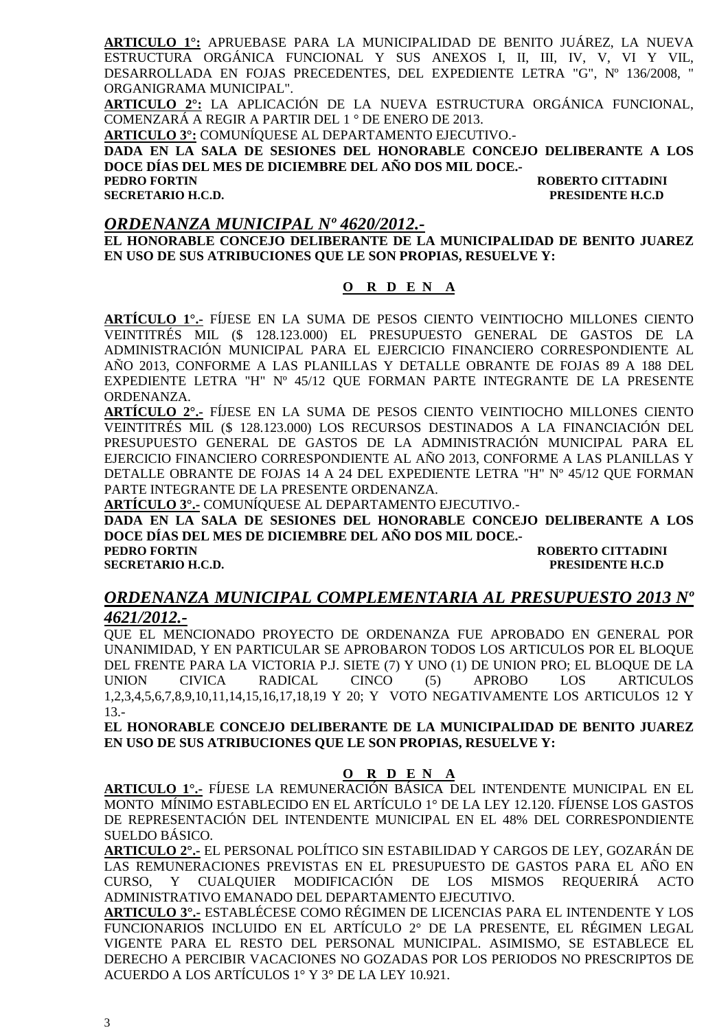**ARTICULO 1°:** APRUEBASE PARA LA MUNICIPALIDAD DE BENITO JUÁREZ, LA NUEVA ESTRUCTURA ORGÁNICA FUNCIONAL Y SUS ANEXOS I, II, III, IV, V, VI Y VIL, DESARROLLADA EN FOJAS PRECEDENTES, DEL EXPEDIENTE LETRA "G", Nº 136/2008, " ORGANIGRAMA MUNICIPAL".

**ARTICULO 2°:** LA APLICACIÓN DE LA NUEVA ESTRUCTURA ORGÁNICA FUNCIONAL, COMENZARÁ A REGIR A PARTIR DEL 1 ° DE ENERO DE 2013.

**ARTICULO 3°:** COMUNÍQUESE AL DEPARTAMENTO EJECUTIVO.-

**DADA EN LA SALA DE SESIONES DEL HONORABLE CONCEJO DELIBERANTE A LOS DOCE DÍAS DEL MES DE DICIEMBRE DEL AÑO DOS MIL DOCE.-**

**PEDRO FORTIN** — **ROBERTO CITTADINI**
**SECRETARIO H.C.D.** — **PRESIDENTE H.C.D**

## *ORDENANZA MUNICIPAL Nº 4620/2012.-*

**EL HONORABLE CONCEJO DELIBERANTE DE LA MUNICIPALIDAD DE BENITO JUAREZ EN USO DE SUS ATRIBUCIONES QUE LE SON PROPIAS, RESUELVE Y:**

**O R D E N A**

**ARTÍCULO 1°.-** FÍJESE EN LA SUMA DE PESOS CIENTO VEINTIOCHO MILLONES CIENTO VEINTITRÉS MIL ($ 128.123.000) EL PRESUPUESTO GENERAL DE GASTOS DE LA ADMINISTRACIÓN MUNICIPAL PARA EL EJERCICIO FINANCIERO CORRESPONDIENTE AL AÑO 2013, CONFORME A LAS PLANILLAS Y DETALLE OBRANTE DE FOJAS 89 A 188 DEL EXPEDIENTE LETRA "H" Nº 45/12 QUE FORMAN PARTE INTEGRANTE DE LA PRESENTE ORDENANZA.

**ARTÍCULO 2°.-** FÍJESE EN LA SUMA DE PESOS CIENTO VEINTIOCHO MILLONES CIENTO VEINTITRÉS MIL ($ 128.123.000) LOS RECURSOS DESTINADOS A LA FINANCIACIÓN DEL PRESUPUESTO GENERAL DE GASTOS DE LA ADMINISTRACIÓN MUNICIPAL PARA EL EJERCICIO FINANCIERO CORRESPONDIENTE AL AÑO 2013, CONFORME A LAS PLANILLAS Y DETALLE OBRANTE DE FOJAS 14 A 24 DEL EXPEDIENTE LETRA "H" Nº 45/12 QUE FORMAN PARTE INTEGRANTE DE LA PRESENTE ORDENANZA.

**ARTÍCULO 3°.-** COMUNÍQUESE AL DEPARTAMENTO EJECUTIVO.-

**DADA EN LA SALA DE SESIONES DEL HONORABLE CONCEJO DELIBERANTE A LOS DOCE DÍAS DEL MES DE DICIEMBRE DEL AÑO DOS MIL DOCE.-**

**PEDRO FORTIN** — **ROBERTO CITTADINI**
**SECRETARIO H.C.D.** — **PRESIDENTE H.C.D**

## *ORDENANZA MUNICIPAL COMPLEMENTARIA AL PRESUPUESTO 2013 Nº 4621/2012.-*

QUE EL MENCIONADO PROYECTO DE ORDENANZA FUE APROBADO EN GENERAL POR UNANIMIDAD, Y EN PARTICULAR SE APROBARON TODOS LOS ARTICULOS POR EL BLOQUE DEL FRENTE PARA LA VICTORIA P.J. SIETE (7) Y UNO (1) DE UNION PRO; EL BLOQUE DE LA UNION CIVICA RADICAL CINCO (5) APROBO LOS ARTICULOS 1,2,3,4,5,6,7,8,9,10,11,14,15,16,17,18,19 Y 20; Y VOTO NEGATIVAMENTE LOS ARTICULOS 12 Y 13.-

**EL HONORABLE CONCEJO DELIBERANTE DE LA MUNICIPALIDAD DE BENITO JUAREZ EN USO DE SUS ATRIBUCIONES QUE LE SON PROPIAS, RESUELVE Y:**

**O R D E N A**

**ARTICULO 1°.-** FÍJESE LA REMUNERACIÓN BÁSICA DEL INTENDENTE MUNICIPAL EN EL MONTO MÍNIMO ESTABLECIDO EN EL ARTÍCULO 1° DE LA LEY 12.120. FÍJENSE LOS GASTOS DE REPRESENTACIÓN DEL INTENDENTE MUNICIPAL EN EL 48% DEL CORRESPONDIENTE SUELDO BÁSICO.

**ARTICULO 2°.-** EL PERSONAL POLÍTICO SIN ESTABILIDAD Y CARGOS DE LEY, GOZARÁN DE LAS REMUNERACIONES PREVISTAS EN EL PRESUPUESTO DE GASTOS PARA EL AÑO EN CURSO, Y CUALQUIER MODIFICACIÓN DE LOS MISMOS REQUERIRÁ ACTO ADMINISTRATIVO EMANADO DEL DEPARTAMENTO EJECUTIVO.

**ARTICULO 3°.-** ESTABLÉCESE COMO RÉGIMEN DE LICENCIAS PARA EL INTENDENTE Y LOS FUNCIONARIOS INCLUIDO EN EL ARTÍCULO 2° DE LA PRESENTE, EL RÉGIMEN LEGAL VIGENTE PARA EL RESTO DEL PERSONAL MUNICIPAL. ASIMISMO, SE ESTABLECE EL DERECHO A PERCIBIR VACACIONES NO GOZADAS POR LOS PERIODOS NO PRESCRIPTOS DE ACUERDO A LOS ARTÍCULOS 1° Y 3° DE LA LEY 10.921.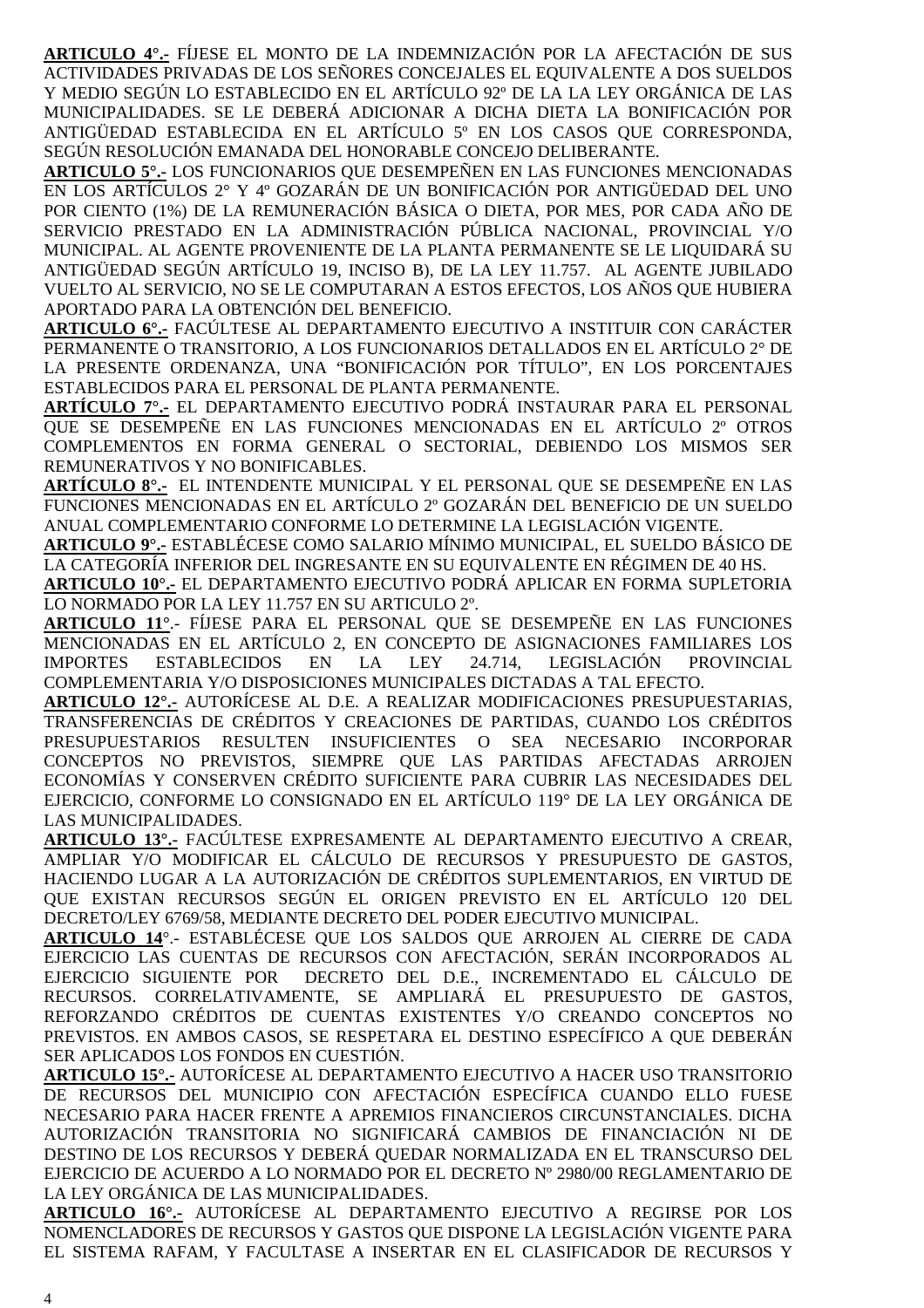**ARTICULO 4°.-** FÍJESE EL MONTO DE LA INDEMNIZACIÓN POR LA AFECTACIÓN DE SUS ACTIVIDADES PRIVADAS DE LOS SEÑORES CONCEJALES EL EQUIVALENTE A DOS SUELDOS Y MEDIO SEGÚN LO ESTABLECIDO EN EL ARTÍCULO 92º DE LA LA LEY ORGÁNICA DE LAS MUNICIPALIDADES. SE LE DEBERÁ ADICIONAR A DICHA DIETA LA BONIFICACIÓN POR ANTIGÜEDAD ESTABLECIDA EN EL ARTÍCULO 5º EN LOS CASOS QUE CORRESPONDA, SEGÚN RESOLUCIÓN EMANADA DEL HONORABLE CONCEJO DELIBERANTE.

**ARTICULO 5°.-** LOS FUNCIONARIOS QUE DESEMPEÑEN EN LAS FUNCIONES MENCIONADAS EN LOS ARTÍCULOS 2° Y 4º GOZARÁN DE UN BONIFICACIÓN POR ANTIGÜEDAD DEL UNO POR CIENTO (1%) DE LA REMUNERACIÓN BÁSICA O DIETA, POR MES, POR CADA AÑO DE SERVICIO PRESTADO EN LA ADMINISTRACIÓN PÚBLICA NACIONAL, PROVINCIAL Y/O MUNICIPAL. AL AGENTE PROVENIENTE DE LA PLANTA PERMANENTE SE LE LIQUIDARÁ SU ANTIGÜEDAD SEGÚN ARTÍCULO 19, INCISO B), DE LA LEY 11.757. AL AGENTE JUBILADO VUELTO AL SERVICIO, NO SE LE COMPUTARAN A ESTOS EFECTOS, LOS AÑOS QUE HUBIERA APORTADO PARA LA OBTENCIÓN DEL BENEFICIO.

**ARTICULO 6°.-** FACÚLTESE AL DEPARTAMENTO EJECUTIVO A INSTITUIR CON CARÁCTER PERMANENTE O TRANSITORIO, A LOS FUNCIONARIOS DETALLADOS EN EL ARTÍCULO 2° DE LA PRESENTE ORDENANZA, UNA "BONIFICACIÓN POR TÍTULO", EN LOS PORCENTAJES ESTABLECIDOS PARA EL PERSONAL DE PLANTA PERMANENTE.

**ARTÍCULO 7°.-** EL DEPARTAMENTO EJECUTIVO PODRÁ INSTAURAR PARA EL PERSONAL QUE SE DESEMPEÑE EN LAS FUNCIONES MENCIONADAS EN EL ARTÍCULO 2º OTROS COMPLEMENTOS EN FORMA GENERAL O SECTORIAL, DEBIENDO LOS MISMOS SER REMUNERATIVOS Y NO BONIFICABLES.

**ARTÍCULO 8°.-** EL INTENDENTE MUNICIPAL Y EL PERSONAL QUE SE DESEMPEÑE EN LAS FUNCIONES MENCIONADAS EN EL ARTÍCULO 2º GOZARÁN DEL BENEFICIO DE UN SUELDO ANUAL COMPLEMENTARIO CONFORME LO DETERMINE LA LEGISLACIÓN VIGENTE.

**ARTICULO 9°.-** ESTABLÉCESE COMO SALARIO MÍNIMO MUNICIPAL, EL SUELDO BÁSICO DE LA CATEGORÍA INFERIOR DEL INGRESANTE EN SU EQUIVALENTE EN RÉGIMEN DE 40 HS.

**ARTICULO 10°.-** EL DEPARTAMENTO EJECUTIVO PODRÁ APLICAR EN FORMA SUPLETORIA LO NORMADO POR LA LEY 11.757 EN SU ARTICULO 2º.

**ARTICULO 11°**.- FÍJESE PARA EL PERSONAL QUE SE DESEMPEÑE EN LAS FUNCIONES MENCIONADAS EN EL ARTÍCULO 2, EN CONCEPTO DE ASIGNACIONES FAMILIARES LOS IMPORTES ESTABLECIDOS EN LA LEY 24.714, LEGISLACIÓN PROVINCIAL COMPLEMENTARIA Y/O DISPOSICIONES MUNICIPALES DICTADAS A TAL EFECTO.

**ARTICULO 12°.-** AUTORÍCESE AL D.E. A REALIZAR MODIFICACIONES PRESUPUESTARIAS, TRANSFERENCIAS DE CRÉDITOS Y CREACIONES DE PARTIDAS, CUANDO LOS CRÉDITOS PRESUPUESTARIOS RESULTEN INSUFICIENTES O SEA NECESARIO INCORPORAR CONCEPTOS NO PREVISTOS, SIEMPRE QUE LAS PARTIDAS AFECTADAS ARROJEN ECONOMÍAS Y CONSERVEN CRÉDITO SUFICIENTE PARA CUBRIR LAS NECESIDADES DEL EJERCICIO, CONFORME LO CONSIGNADO EN EL ARTÍCULO 119° DE LA LEY ORGÁNICA DE LAS MUNICIPALIDADES.

**ARTICULO 13°.-** FACÚLTESE EXPRESAMENTE AL DEPARTAMENTO EJECUTIVO A CREAR, AMPLIAR Y/O MODIFICAR EL CÁLCULO DE RECURSOS Y PRESUPUESTO DE GASTOS, HACIENDO LUGAR A LA AUTORIZACIÓN DE CRÉDITOS SUPLEMENTARIOS, EN VIRTUD DE QUE EXISTAN RECURSOS SEGÚN EL ORIGEN PREVISTO EN EL ARTÍCULO 120 DEL DECRETO/LEY 6769/58, MEDIANTE DECRETO DEL PODER EJECUTIVO MUNICIPAL.

**ARTICULO 14**°.- ESTABLÉCESE QUE LOS SALDOS QUE ARROJEN AL CIERRE DE CADA EJERCICIO LAS CUENTAS DE RECURSOS CON AFECTACIÓN, SERÁN INCORPORADOS AL EJERCICIO SIGUIENTE POR DECRETO DEL D.E., INCREMENTADO EL CÁLCULO DE RECURSOS. CORRELATIVAMENTE, SE AMPLIARÁ EL PRESUPUESTO DE GASTOS, REFORZANDO CRÉDITOS DE CUENTAS EXISTENTES Y/O CREANDO CONCEPTOS NO PREVISTOS. EN AMBOS CASOS, SE RESPETARA EL DESTINO ESPECÍFICO A QUE DEBERÁN SER APLICADOS LOS FONDOS EN CUESTIÓN.

**ARTICULO 15°.-** AUTORÍCESE AL DEPARTAMENTO EJECUTIVO A HACER USO TRANSITORIO DE RECURSOS DEL MUNICIPIO CON AFECTACIÓN ESPECÍFICA CUANDO ELLO FUESE NECESARIO PARA HACER FRENTE A APREMIOS FINANCIEROS CIRCUNSTANCIALES. DICHA AUTORIZACIÓN TRANSITORIA NO SIGNIFICARÁ CAMBIOS DE FINANCIACIÓN NI DE DESTINO DE LOS RECURSOS Y DEBERÁ QUEDAR NORMALIZADA EN EL TRANSCURSO DEL EJERCICIO DE ACUERDO A LO NORMADO POR EL DECRETO Nº 2980/00 REGLAMENTARIO DE LA LEY ORGÁNICA DE LAS MUNICIPALIDADES.

**ARTICULO 16°.-** AUTORÍCESE AL DEPARTAMENTO EJECUTIVO A REGIRSE POR LOS NOMENCLADORES DE RECURSOS Y GASTOS QUE DISPONE LA LEGISLACIÓN VIGENTE PARA EL SISTEMA RAFAM, Y FACULTASE A INSERTAR EN EL CLASIFICADOR DE RECURSOS Y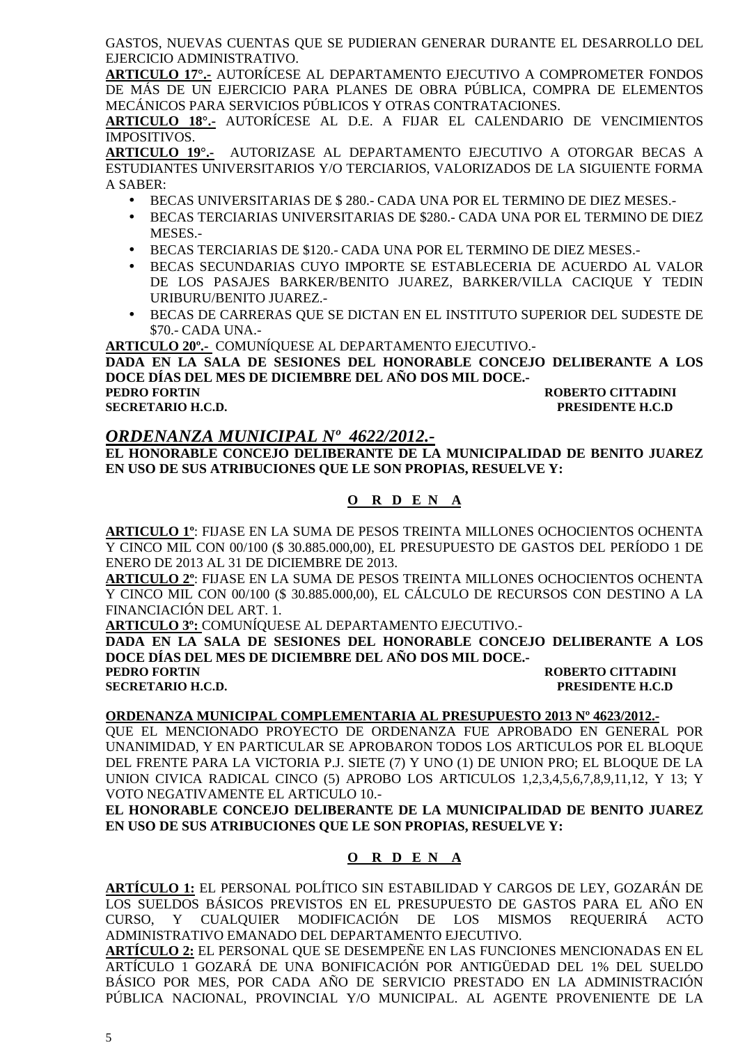GASTOS, NUEVAS CUENTAS QUE SE PUDIERAN GENERAR DURANTE EL DESARROLLO DEL EJERCICIO ADMINISTRATIVO.

**ARTICULO 17°.-** AUTORÍCESE AL DEPARTAMENTO EJECUTIVO A COMPROMETER FONDOS DE MÁS DE UN EJERCICIO PARA PLANES DE OBRA PÚBLICA, COMPRA DE ELEMENTOS MECÁNICOS PARA SERVICIOS PÚBLICOS Y OTRAS CONTRATACIONES.

**ARTICULO 18°.-** AUTORÍCESE AL D.E. A FIJAR EL CALENDARIO DE VENCIMIENTOS IMPOSITIVOS.

**ARTICULO 19°.-** AUTORIZASE AL DEPARTAMENTO EJECUTIVO A OTORGAR BECAS A ESTUDIANTES UNIVERSITARIOS Y/O TERCIARIOS, VALORIZADOS DE LA SIGUIENTE FORMA A SABER:

- BECAS UNIVERSITARIAS DE $ 280.- CADA UNA POR EL TERMINO DE DIEZ MESES.-
- BECAS TERCIARIAS UNIVERSITARIAS DE $280.- CADA UNA POR EL TERMINO DE DIEZ MESES.-
- BECAS TERCIARIAS DE $120.- CADA UNA POR EL TERMINO DE DIEZ MESES.-
- BECAS SECUNDARIAS CUYO IMPORTE SE ESTABLECERIA DE ACUERDO AL VALOR DE LOS PASAJES BARKER/BENITO JUAREZ, BARKER/VILLA CACIQUE Y TEDIN URIBURU/BENITO JUAREZ.-
- BECAS DE CARRERAS QUE SE DICTAN EN EL INSTITUTO SUPERIOR DEL SUDESTE DE $70.- CADA UNA.-

**ARTICULO 20º.-** COMUNÍQUESE AL DEPARTAMENTO EJECUTIVO.-

**DADA EN LA SALA DE SESIONES DEL HONORABLE CONCEJO DELIBERANTE A LOS DOCE DÍAS DEL MES DE DICIEMBRE DEL AÑO DOS MIL DOCE.-**

**PEDRO FORTIN** — **ROBERTO CITTADINI**
**SECRETARIO H.C.D.** — **PRESIDENTE H.C.D**

## *ORDENANZA MUNICIPAL Nº 4622/2012.-*

**EL HONORABLE CONCEJO DELIBERANTE DE LA MUNICIPALIDAD DE BENITO JUAREZ EN USO DE SUS ATRIBUCIONES QUE LE SON PROPIAS, RESUELVE Y:**

**O R D E N A**

**ARTICULO 1º**: FIJASE EN LA SUMA DE PESOS TREINTA MILLONES OCHOCIENTOS OCHENTA Y CINCO MIL CON 00/100 ($ 30.885.000,00), EL PRESUPUESTO DE GASTOS DEL PERÍODO 1 DE ENERO DE 2013 AL 31 DE DICIEMBRE DE 2013.

**ARTICULO 2º**: FIJASE EN LA SUMA DE PESOS TREINTA MILLONES OCHOCIENTOS OCHENTA Y CINCO MIL CON 00/100 ($ 30.885.000,00), EL CÁLCULO DE RECURSOS CON DESTINO A LA FINANCIACIÓN DEL ART. 1.

**ARTICULO 3º:** COMUNÍQUESE AL DEPARTAMENTO EJECUTIVO.-

**DADA EN LA SALA DE SESIONES DEL HONORABLE CONCEJO DELIBERANTE A LOS DOCE DÍAS DEL MES DE DICIEMBRE DEL AÑO DOS MIL DOCE.-**

**PEDRO FORTIN** — **ROBERTO CITTADINI**
**SECRETARIO H.C.D.** — **PRESIDENTE H.C.D**

**ORDENANZA MUNICIPAL COMPLEMENTARIA AL PRESUPUESTO 2013 Nº 4623/2012.-**

QUE EL MENCIONADO PROYECTO DE ORDENANZA FUE APROBADO EN GENERAL POR UNANIMIDAD, Y EN PARTICULAR SE APROBARON TODOS LOS ARTICULOS POR EL BLOQUE DEL FRENTE PARA LA VICTORIA P.J. SIETE (7) Y UNO (1) DE UNION PRO; EL BLOQUE DE LA UNION CIVICA RADICAL CINCO (5) APROBO LOS ARTICULOS 1,2,3,4,5,6,7,8,9,11,12, Y 13; Y VOTO NEGATIVAMENTE EL ARTICULO 10.-

**EL HONORABLE CONCEJO DELIBERANTE DE LA MUNICIPALIDAD DE BENITO JUAREZ EN USO DE SUS ATRIBUCIONES QUE LE SON PROPIAS, RESUELVE Y:**

**O R D E N A**

**ARTÍCULO 1:** EL PERSONAL POLÍTICO SIN ESTABILIDAD Y CARGOS DE LEY, GOZARÁN DE LOS SUELDOS BÁSICOS PREVISTOS EN EL PRESUPUESTO DE GASTOS PARA EL AÑO EN CURSO, Y CUALQUIER MODIFICACIÓN DE LOS MISMOS REQUERIRÁ ACTO ADMINISTRATIVO EMANADO DEL DEPARTAMENTO EJECUTIVO.

**ARTÍCULO 2:** EL PERSONAL QUE SE DESEMPEÑE EN LAS FUNCIONES MENCIONADAS EN EL ARTÍCULO 1 GOZARÁ DE UNA BONIFICACIÓN POR ANTIGÜEDAD DEL 1% DEL SUELDO BÁSICO POR MES, POR CADA AÑO DE SERVICIO PRESTADO EN LA ADMINISTRACIÓN PÚBLICA NACIONAL, PROVINCIAL Y/O MUNICIPAL. AL AGENTE PROVENIENTE DE LA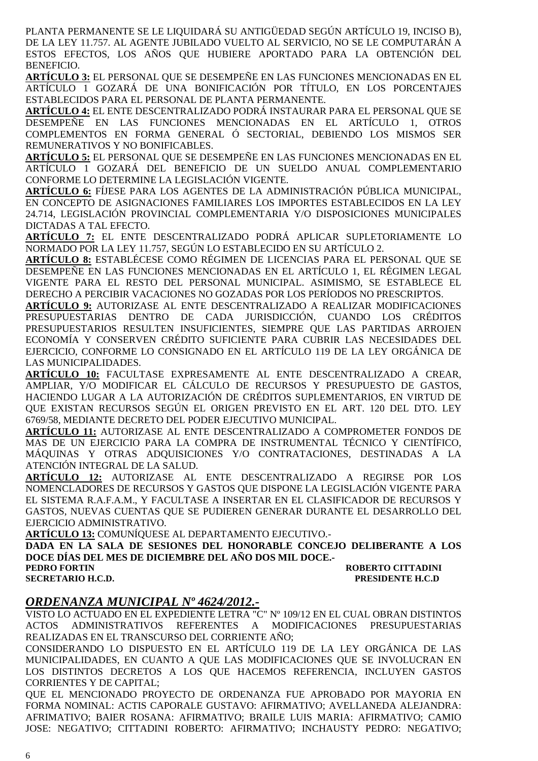PLANTA PERMANENTE SE LE LIQUIDARÁ SU ANTIGÜEDAD SEGÚN ARTÍCULO 19, INCISO B), DE LA LEY 11.757. AL AGENTE JUBILADO VUELTO AL SERVICIO, NO SE LE COMPUTARÁN A ESTOS EFECTOS, LOS AÑOS QUE HUBIERE APORTADO PARA LA OBTENCIÓN DEL BENEFICIO.

**ARTÍCULO 3:** EL PERSONAL QUE SE DESEMPEÑE EN LAS FUNCIONES MENCIONADAS EN EL ARTÍCULO 1 GOZARÁ DE UNA BONIFICACIÓN POR TÍTULO, EN LOS PORCENTAJES ESTABLECIDOS PARA EL PERSONAL DE PLANTA PERMANENTE.

**ARTÍCULO 4:** EL ENTE DESCENTRALIZADO PODRÁ INSTAURAR PARA EL PERSONAL QUE SE DESEMPEÑE EN LAS FUNCIONES MENCIONADAS EN EL ARTÍCULO 1, OTROS COMPLEMENTOS EN FORMA GENERAL Ó SECTORIAL, DEBIENDO LOS MISMOS SER REMUNERATIVOS Y NO BONIFICABLES.

**ARTÍCULO 5:** EL PERSONAL QUE SE DESEMPEÑE EN LAS FUNCIONES MENCIONADAS EN EL ARTÍCULO 1 GOZARÁ DEL BENEFICIO DE UN SUELDO ANUAL COMPLEMENTARIO CONFORME LO DETERMINE LA LEGISLACIÓN VIGENTE.

**ARTÍCULO 6:** FÍJESE PARA LOS AGENTES DE LA ADMINISTRACIÓN PÚBLICA MUNICIPAL, EN CONCEPTO DE ASIGNACIONES FAMILIARES LOS IMPORTES ESTABLECIDOS EN LA LEY 24.714, LEGISLACIÓN PROVINCIAL COMPLEMENTARIA Y/O DISPOSICIONES MUNICIPALES DICTADAS A TAL EFECTO.

**ARTÍCULO 7:** EL ENTE DESCENTRALIZADO PODRÁ APLICAR SUPLETORIAMENTE LO NORMADO POR LA LEY 11.757, SEGÚN LO ESTABLECIDO EN SU ARTÍCULO 2.

**ARTÍCULO 8:** ESTABLÉCESE COMO RÉGIMEN DE LICENCIAS PARA EL PERSONAL QUE SE DESEMPEÑE EN LAS FUNCIONES MENCIONADAS EN EL ARTÍCULO 1, EL RÉGIMEN LEGAL VIGENTE PARA EL RESTO DEL PERSONAL MUNICIPAL. ASIMISMO, SE ESTABLECE EL DERECHO A PERCIBIR VACACIONES NO GOZADAS POR LOS PERÍODOS NO PRESCRIPTOS.

**ARTÍCULO 9:** AUTORIZASE AL ENTE DESCENTRALIZADO A REALIZAR MODIFICACIONES PRESUPUESTARIAS DENTRO DE CADA JURISDICCIÓN, CUANDO LOS CRÉDITOS PRESUPUESTARIOS RESULTEN INSUFICIENTES, SIEMPRE QUE LAS PARTIDAS ARROJEN ECONOMÍA Y CONSERVEN CRÉDITO SUFICIENTE PARA CUBRIR LAS NECESIDADES DEL EJERCICIO, CONFORME LO CONSIGNADO EN EL ARTÍCULO 119 DE LA LEY ORGÁNICA DE LAS MUNICIPALIDADES.

**ARTÍCULO 10:** FACULTASE EXPRESAMENTE AL ENTE DESCENTRALIZADO A CREAR, AMPLIAR, Y/O MODIFICAR EL CÁLCULO DE RECURSOS Y PRESUPUESTO DE GASTOS, HACIENDO LUGAR A LA AUTORIZACIÓN DE CRÉDITOS SUPLEMENTARIOS, EN VIRTUD DE QUE EXISTAN RECURSOS SEGÚN EL ORIGEN PREVISTO EN EL ART. 120 DEL DTO. LEY 6769/58, MEDIANTE DECRETO DEL PODER EJECUTIVO MUNICIPAL.

**ARTÍCULO 11:** AUTORIZASE AL ENTE DESCENTRALIZADO A COMPROMETER FONDOS DE MAS DE UN EJERCICIO PARA LA COMPRA DE INSTRUMENTAL TÉCNICO Y CIENTÍFICO, MÁQUINAS Y OTRAS ADQUISICIONES Y/O CONTRATACIONES, DESTINADAS A LA ATENCIÓN INTEGRAL DE LA SALUD.

**ARTÍCULO 12:** AUTORIZASE AL ENTE DESCENTRALIZADO A REGIRSE POR LOS NOMENCLADORES DE RECURSOS Y GASTOS QUE DISPONE LA LEGISLACIÓN VIGENTE PARA EL SISTEMA R.A.F.A.M., Y FACULTASE A INSERTAR EN EL CLASIFICADOR DE RECURSOS Y GASTOS, NUEVAS CUENTAS QUE SE PUDIEREN GENERAR DURANTE EL DESARROLLO DEL EJERCICIO ADMINISTRATIVO.

**ARTÍCULO 13:** COMUNÍQUESE AL DEPARTAMENTO EJECUTIVO.-

**DADA EN LA SALA DE SESIONES DEL HONORABLE CONCEJO DELIBERANTE A LOS DOCE DÍAS DEL MES DE DICIEMBRE DEL AÑO DOS MIL DOCE.-**

**PEDRO FORTIN** — **SECRETARIO H.C.D.**

**ROBERTO CITTADINI** — **PRESIDENTE H.C.D**

## *ORDENANZA MUNICIPAL Nº 4624/2012.-*

VISTO LO ACTUADO EN EL EXPEDIENTE LETRA "C" Nº 109/12 EN EL CUAL OBRAN DISTINTOS ACTOS ADMINISTRATIVOS REFERENTES A MODIFICACIONES PRESUPUESTARIAS REALIZADAS EN EL TRANSCURSO DEL CORRIENTE AÑO;

CONSIDERANDO LO DISPUESTO EN EL ARTÍCULO 119 DE LA LEY ORGÁNICA DE LAS MUNICIPALIDADES, EN CUANTO A QUE LAS MODIFICACIONES QUE SE INVOLUCRAN EN LOS DISTINTOS DECRETOS A LOS QUE HACEMOS REFERENCIA, INCLUYEN GASTOS CORRIENTES Y DE CAPITAL;

QUE EL MENCIONADO PROYECTO DE ORDENANZA FUE APROBADO POR MAYORIA EN FORMA NOMINAL: ACTIS CAPORALE GUSTAVO: AFIRMATIVO; AVELLANEDA ALEJANDRA: AFRIMATIVO; BAIER ROSANA: AFIRMATIVO; BRAILE LUIS MARIA: AFIRMATIVO; CAMIO JOSE: NEGATIVO; CITTADINI ROBERTO: AFIRMATIVO; INCHAUSTY PEDRO: NEGATIVO;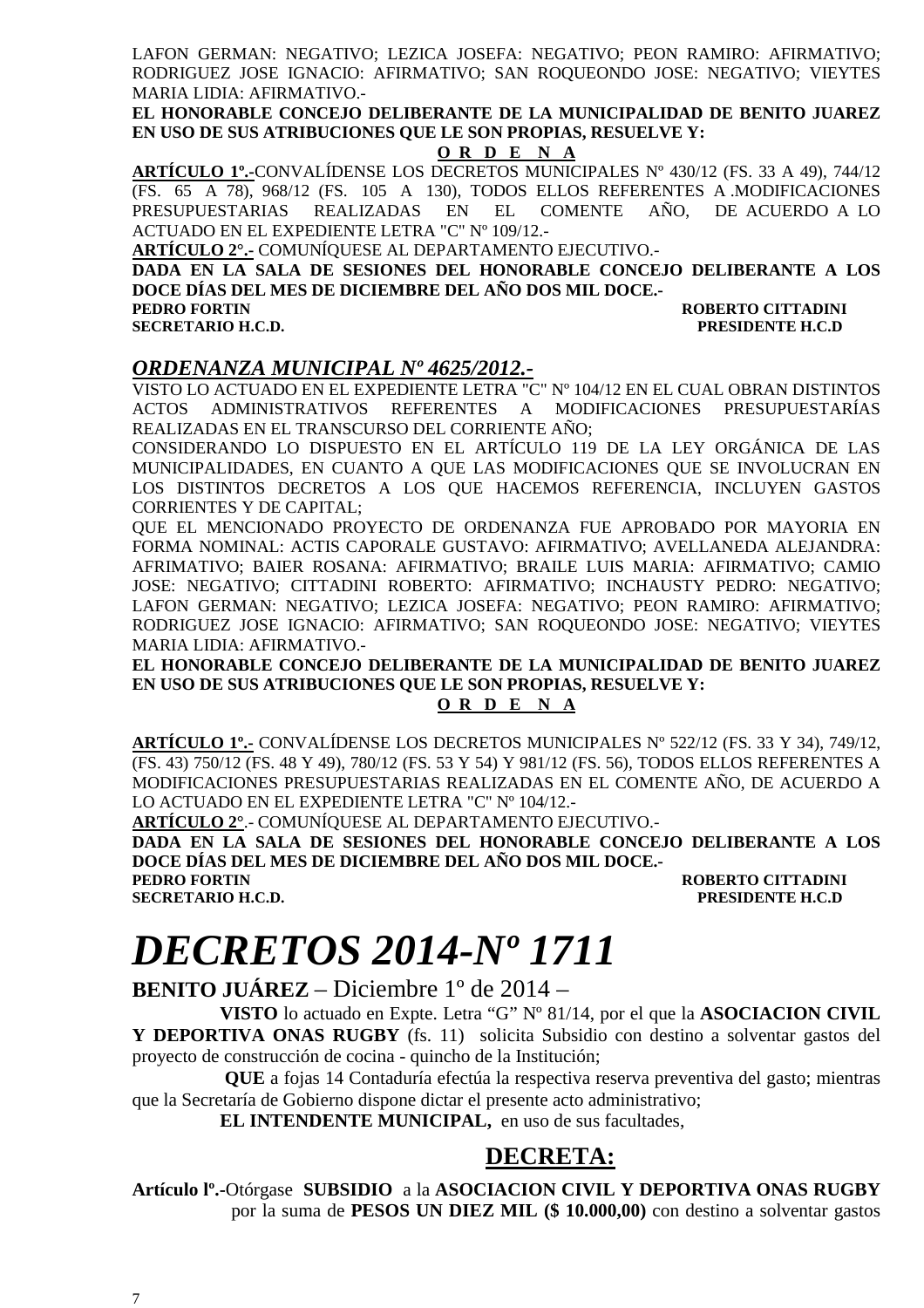LAFON GERMAN: NEGATIVO; LEZICA JOSEFA: NEGATIVO; PEON RAMIRO: AFIRMATIVO; RODRIGUEZ JOSE IGNACIO: AFIRMATIVO; SAN ROQUEONDO JOSE: NEGATIVO; VIEYTES MARIA LIDIA: AFIRMATIVO.-

**EL HONORABLE CONCEJO DELIBERANTE DE LA MUNICIPALIDAD DE BENITO JUAREZ EN USO DE SUS ATRIBUCIONES QUE LE SON PROPIAS, RESUELVE Y:**

**O R D E N A**

**ARTÍCULO 1º.-**CONVALÍDENSE LOS DECRETOS MUNICIPALES Nº 430/12 (FS. 33 A 49), 744/12 (FS. 65 A 78), 968/12 (FS. 105 A 130), TODOS ELLOS REFERENTES A .MODIFICACIONES PRESUPUESTARIAS REALIZADAS EN EL COMENTE AÑO, DE ACUERDO A LO ACTUADO EN EL EXPEDIENTE LETRA "C" Nº 109/12.-

**ARTÍCULO 2°.-** COMUNÍQUESE AL DEPARTAMENTO EJECUTIVO.-

**DADA EN LA SALA DE SESIONES DEL HONORABLE CONCEJO DELIBERANTE A LOS DOCE DÍAS DEL MES DE DICIEMBRE DEL AÑO DOS MIL DOCE.-**

**PEDRO FORTIN** — **SECRETARIO H.C.D.**
**ROBERTO CITTADINI** — **PRESIDENTE H.C.D**

## *ORDENANZA MUNICIPAL Nº 4625/2012.-*

VISTO LO ACTUADO EN EL EXPEDIENTE LETRA "C" Nº 104/12 EN EL CUAL OBRAN DISTINTOS ACTOS ADMINISTRATIVOS REFERENTES A MODIFICACIONES PRESUPUESTARÍAS REALIZADAS EN EL TRANSCURSO DEL CORRIENTE AÑO;

CONSIDERANDO LO DISPUESTO EN EL ARTÍCULO 119 DE LA LEY ORGÁNICA DE LAS MUNICIPALIDADES, EN CUANTO A QUE LAS MODIFICACIONES QUE SE INVOLUCRAN EN LOS DISTINTOS DECRETOS A LOS QUE HACEMOS REFERENCIA, INCLUYEN GASTOS CORRIENTES Y DE CAPITAL;

QUE EL MENCIONADO PROYECTO DE ORDENANZA FUE APROBADO POR MAYORIA EN FORMA NOMINAL: ACTIS CAPORALE GUSTAVO: AFIRMATIVO; AVELLANEDA ALEJANDRA: AFRIMATIVO; BAIER ROSANA: AFIRMATIVO; BRAILE LUIS MARIA: AFIRMATIVO; CAMIO JOSE: NEGATIVO; CITTADINI ROBERTO: AFIRMATIVO; INCHAUSTY PEDRO: NEGATIVO; LAFON GERMAN: NEGATIVO; LEZICA JOSEFA: NEGATIVO; PEON RAMIRO: AFIRMATIVO; RODRIGUEZ JOSE IGNACIO: AFIRMATIVO; SAN ROQUEONDO JOSE: NEGATIVO; VIEYTES MARIA LIDIA: AFIRMATIVO.-

**EL HONORABLE CONCEJO DELIBERANTE DE LA MUNICIPALIDAD DE BENITO JUAREZ EN USO DE SUS ATRIBUCIONES QUE LE SON PROPIAS, RESUELVE Y:**

**O R D E N A**

**ARTÍCULO 1º.-** CONVALÍDENSE LOS DECRETOS MUNICIPALES Nº 522/12 (FS. 33 Y 34), 749/12, (FS. 43) 750/12 (FS. 48 Y 49), 780/12 (FS. 53 Y 54) Y 981/12 (FS. 56), TODOS ELLOS REFERENTES A MODIFICACIONES PRESUPUESTARIAS REALIZADAS EN EL COMENTE AÑO, DE ACUERDO A LO ACTUADO EN EL EXPEDIENTE LETRA "C" Nº 104/12.-

**ARTÍCULO 2°**.- COMUNÍQUESE AL DEPARTAMENTO EJECUTIVO.-

**DADA EN LA SALA DE SESIONES DEL HONORABLE CONCEJO DELIBERANTE A LOS DOCE DÍAS DEL MES DE DICIEMBRE DEL AÑO DOS MIL DOCE.-**

**PEDRO FORTIN** — **SECRETARIO H.C.D.**
**ROBERTO CITTADINI** — **PRESIDENTE H.C.D**

# *DECRETOS 2014-Nº 1711*

**BENITO JUÁREZ** – Diciembre 1º de 2014 –

**VISTO** lo actuado en Expte. Letra "G" Nº 81/14, por el que la **ASOCIACION CIVIL Y DEPORTIVA ONAS RUGBY** (fs. 11) solicita Subsidio con destino a solventar gastos del proyecto de construcción de cocina - quincho de la Institución;

**QUE** a fojas 14 Contaduría efectúa la respectiva reserva preventiva del gasto; mientras que la Secretaría de Gobierno dispone dictar el presente acto administrativo;

**EL INTENDENTE MUNICIPAL,** en uso de sus facultades,

## DECRETA:

**Artículo lº.-**Otórgase **SUBSIDIO** a la **ASOCIACION CIVIL Y DEPORTIVA ONAS RUGBY** por la suma de **PESOS UN DIEZ MIL ($ 10.000,00)** con destino a solventar gastos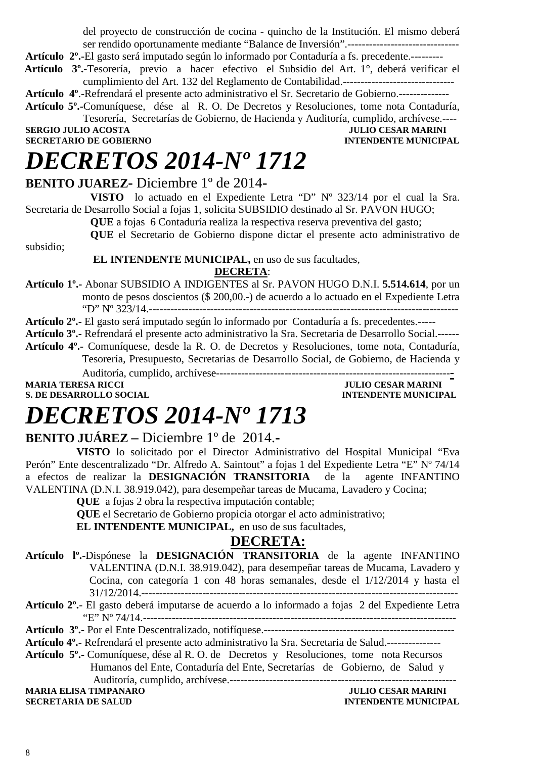del proyecto de construcción de cocina - quincho de la Institución. El mismo deberá ser rendido oportunamente mediante "Balance de Inversión".-------------------------------

**Artículo 2º.-**El gasto será imputado según lo informado por Contaduría a fs. precedente.---------

**Artículo 3º.-**Tesorería, previo a hacer efectivo el Subsidio del Art. 1°, deberá verificar el cumplimiento del Art. 132 del Reglamento de Contabilidad.-------------------------------

**Artículo 4º**.-Refrendará el presente acto administrativo el Sr. Secretario de Gobierno.--------------

**Artículo 5º.-**Comuníquese, dése al R. O. De Decretos y Resoluciones, tome nota Contaduría, Tesorería, Secretarías de Gobierno, de Hacienda y Auditoría, cumplido, archívese.----

**SERGIO JULIO ACOSTA** — **SECRETARIO DE GOBIERNO**
**JULIO CESAR MARINI** — **INTENDENTE MUNICIPAL**

# *DECRETOS 2014-Nº 1712*

**BENITO JUAREZ-** Diciembre 1º de 2014-

**VISTO** lo actuado en el Expediente Letra "D" Nº 323/14 por el cual la Sra. Secretaria de Desarrollo Social a fojas 1, solicita SUBSIDIO destinado al Sr. PAVON HUGO;

**QUE** a fojas 6 Contaduría realiza la respectiva reserva preventiva del gasto;

**QUE** el Secretario de Gobierno dispone dictar el presente acto administrativo de subsidio;

**EL INTENDENTE MUNICIPAL,** en uso de sus facultades,

**DECRETA**:

**Artículo 1º.-** Abonar SUBSIDIO A INDIGENTES al Sr. PAVON HUGO D.N.I. **5.514.614**, por un monto de pesos doscientos ($ 200,00.-) de acuerdo a lo actuado en el Expediente Letra "D" Nº 323/14.-----------------------------------------------------------------------------------

**Artículo 2º.-** El gasto será imputado según lo informado por Contaduría a fs. precedentes.-----

**Artículo 3º.-** Refrendará el presente acto administrativo la Sra. Secretaria de Desarrollo Social.------

**Artículo 4º.-** Comuníquese, desde la R. O. de Decretos y Resoluciones, tome nota, Contaduría, Tesorería, Presupuesto, Secretarias de Desarrollo Social, de Gobierno, de Hacienda y Auditoría, cumplido, archívese-------------------------------------------------------------------

**MARIA TERESA RICCI** — **S. DE DESARROLLO SOCIAL**
**JULIO CESAR MARINI** — **INTENDENTE MUNICIPAL**

# *DECRETOS 2014-Nº 1713*

**BENITO JUÁREZ –** Diciembre 1º de 2014.-

**VISTO** lo solicitado por el Director Administrativo del Hospital Municipal "Eva Perón" Ente descentralizado "Dr. Alfredo A. Saintout" a fojas 1 del Expediente Letra "E" Nº 74/14 a efectos de realizar la **DESIGNACIÓN TRANSITORIA** de la agente INFANTINO VALENTINA (D.N.I. 38.919.042), para desempeñar tareas de Mucama, Lavadero y Cocina;

**QUE** a fojas 2 obra la respectiva imputación contable;

**QUE** el Secretario de Gobierno propicia otorgar el acto administrativo;

**EL INTENDENTE MUNICIPAL,** en uso de sus facultades,

**DECRETA:**

**Artículo lº.-**Dispónese la **DESIGNACIÓN TRANSITORIA** de la agente INFANTINO VALENTINA (D.N.I. 38.919.042), para desempeñar tareas de Mucama, Lavadero y Cocina, con categoría 1 con 48 horas semanales, desde el 1/12/2014 y hasta el 31/12/2014.-------------------------------------------------------------------------------------

**Artículo 2º.**- El gasto deberá imputarse de acuerdo a lo informado a fojas 2 del Expediente Letra "E" Nº 74/14.------------------------------------------------------------------------------------

**Artículo 3º.-** Por el Ente Descentralizado, notifíquese.----------------------------------------------------

**Artículo 4º.-** Refrendará el presente acto administrativo la Sra. Secretaria de Salud.---------------

**Artículo 5º.-** Comuníquese, dése al R. O. de Decretos y Resoluciones, tome nota Recursos Humanos del Ente, Contaduría del Ente, Secretarías de Gobierno, de Salud y Auditoría, cumplido, archívese.---------------------------------------------------------------

**MARIA ELISA TIMPANARO** — **SECRETARIA DE SALUD**
**JULIO CESAR MARINI** — **INTENDENTE MUNICIPAL**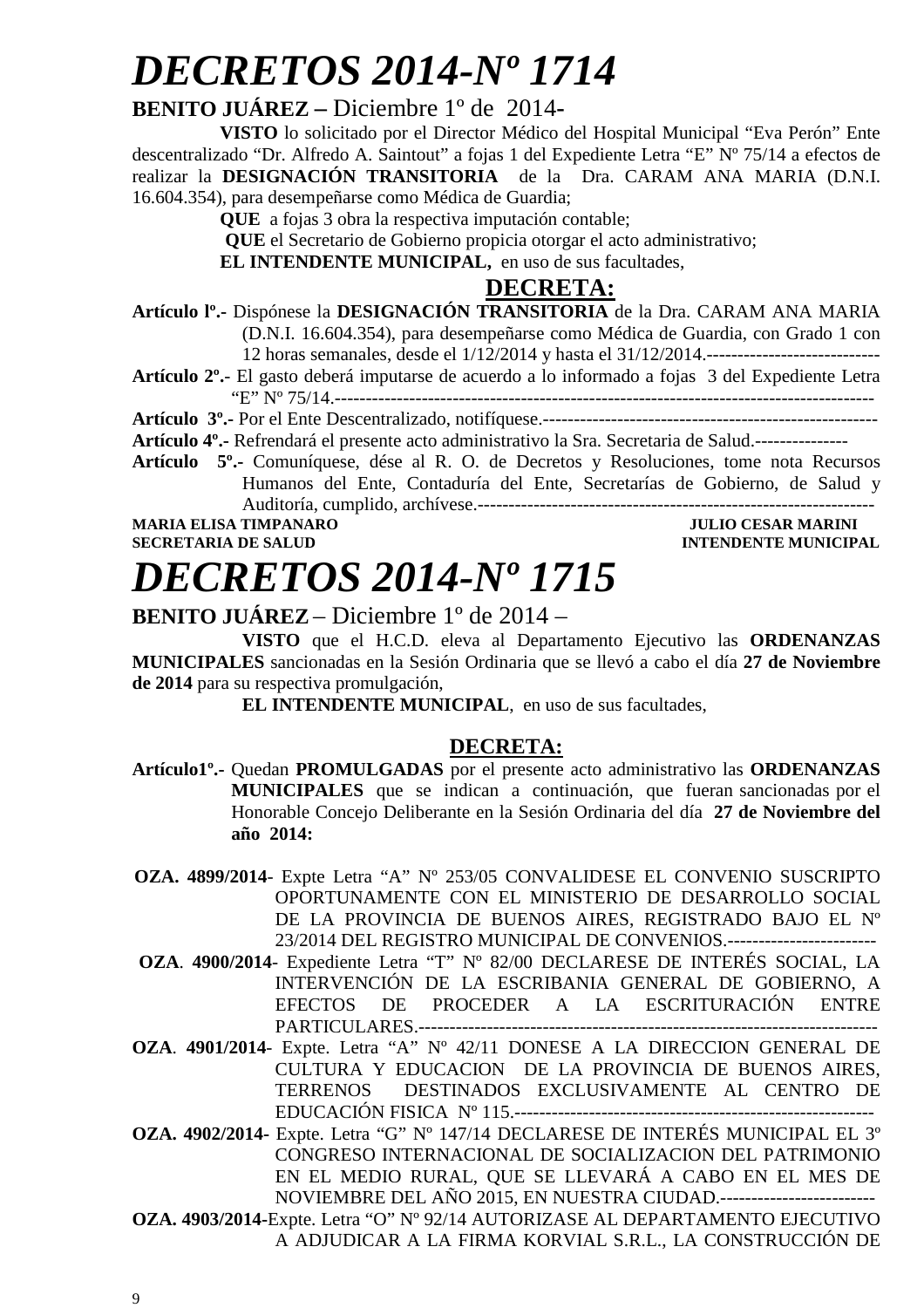# DECRETOS 2014-Nº 1714

**BENITO JUÁREZ –** Diciembre 1º de 2014-

**VISTO** lo solicitado por el Director Médico del Hospital Municipal "Eva Perón" Ente descentralizado "Dr. Alfredo A. Saintout" a fojas 1 del Expediente Letra "E" Nº 75/14 a efectos de realizar la **DESIGNACIÓN TRANSITORIA** de la Dra. CARAM ANA MARIA (D.N.I. 16.604.354), para desempeñarse como Médica de Guardia;

**QUE** a fojas 3 obra la respectiva imputación contable;

**QUE** el Secretario de Gobierno propicia otorgar el acto administrativo;

**EL INTENDENTE MUNICIPAL,** en uso de sus facultades,

**DECRETA:**

**Artículo lº.-** Dispónese la **DESIGNACIÓN TRANSITORIA** de la Dra. CARAM ANA MARIA (D.N.I. 16.604.354), para desempeñarse como Médica de Guardia, con Grado 1 con 12 horas semanales, desde el 1/12/2014 y hasta el 31/12/2014.----------------------------

**Artículo 2º.-** El gasto deberá imputarse de acuerdo a lo informado a fojas 3 del Expediente Letra "E" Nº 75/14.-----------------------------------------------------------------------------------

**Artículo 3º.-** Por el Ente Descentralizado, notifíquese.--------------------------------------------------

**Artículo 4º.-** Refrendará el presente acto administrativo la Sra. Secretaria de Salud.---------------

**Artículo 5º.-** Comuníquese, dése al R. O. de Decretos y Resoluciones, tome nota Recursos Humanos del Ente, Contaduría del Ente, Secretarías de Gobierno, de Salud y Auditoría, cumplido, archívese.----------------------------------------------------------------

**MARIA ELISA TIMPANARO** — **SECRETARIA DE SALUD**

**JULIO CESAR MARINI** — **INTENDENTE MUNICIPAL**

# DECRETOS 2014-Nº 1715

**BENITO JUÁREZ** – Diciembre 1º de 2014 –

**VISTO** que el H.C.D. eleva al Departamento Ejecutivo las **ORDENANZAS MUNICIPALES** sancionadas en la Sesión Ordinaria que se llevó a cabo el día **27 de Noviembre de 2014** para su respectiva promulgación,

**EL INTENDENTE MUNICIPAL**, en uso de sus facultades,

**DECRETA:**

**Artículo1º.-** Quedan **PROMULGADAS** por el presente acto administrativo las **ORDENANZAS MUNICIPALES** que se indican a continuación, que fueran sancionadas por el Honorable Concejo Deliberante en la Sesión Ordinaria del día **27 de Noviembre del año 2014:**

**OZA. 4899/2014**- Expte Letra "A" Nº 253/05 CONVALIDESE EL CONVENIO SUSCRIPTO OPORTUNAMENTE CON EL MINISTERIO DE DESARROLLO SOCIAL DE LA PROVINCIA DE BUENOS AIRES, REGISTRADO BAJO EL Nº 23/2014 DEL REGISTRO MUNICIPAL DE CONVENIOS.------------------------

**OZA**. **4900/2014**- Expediente Letra "T" Nº 82/00 DECLARESE DE INTERÉS SOCIAL, LA INTERVENCIÓN DE LA ESCRIBANIA GENERAL DE GOBIERNO, A EFECTOS DE PROCEDER A LA ESCRITURACIÓN ENTRE PARTICULARES.--------------------------------------------------------------------------

**OZA**. **4901/2014**- Expte. Letra "A" Nº 42/11 DONESE A LA DIRECCION GENERAL DE CULTURA Y EDUCACION DE LA PROVINCIA DE BUENOS AIRES, TERRENOS DESTINADOS EXCLUSIVAMENTE AL CENTRO DE EDUCACIÓN FISICA Nº 115.----------------------------------------------------------

**OZA. 4902/2014-** Expte. Letra "G" Nº 147/14 DECLARESE DE INTERÉS MUNICIPAL EL 3º CONGRESO INTERNACIONAL DE SOCIALIZACION DEL PATRIMONIO EN EL MEDIO RURAL, QUE SE LLEVARÁ A CABO EN EL MES DE NOVIEMBRE DEL AÑO 2015, EN NUESTRA CIUDAD.-------------------------

**OZA. 4903/2014-**Expte. Letra "O" Nº 92/14 AUTORIZASE AL DEPARTAMENTO EJECUTIVO A ADJUDICAR A LA FIRMA KORVIAL S.R.L., LA CONSTRUCCIÓN DE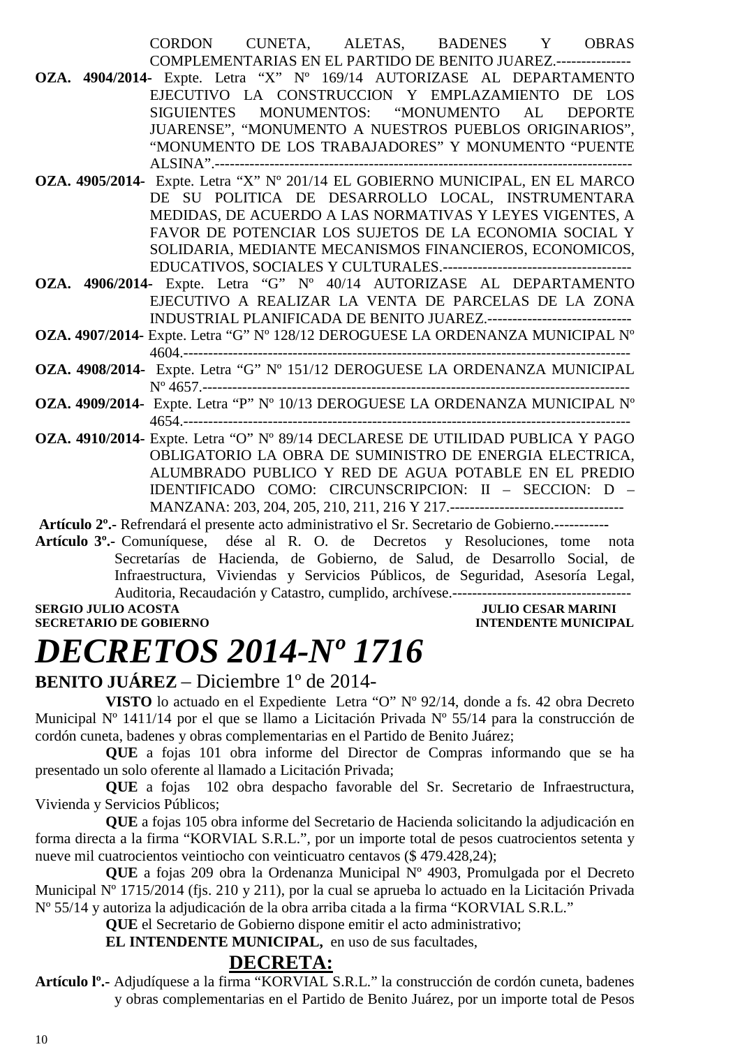CORDON CUNETA, ALETAS, BADENES Y OBRAS COMPLEMENTARIAS EN EL PARTIDO DE BENITO JUAREZ.---------------

**OZA. 4904/2014-** Expte. Letra "X" Nº 169/14 AUTORIZASE AL DEPARTAMENTO EJECUTIVO LA CONSTRUCCION Y EMPLAZAMIENTO DE LOS SIGUIENTES MONUMENTOS: "MONUMENTO AL DEPORTE JUARENSE", "MONUMENTO A NUESTROS PUEBLOS ORIGINARIOS", "MONUMENTO DE LOS TRABAJADORES" Y MONUMENTO "PUENTE ALSINA".----------------------------------------------------------------------------------

**OZA. 4905/2014-** Expte. Letra "X" Nº 201/14 EL GOBIERNO MUNICIPAL, EN EL MARCO DE SU POLITICA DE DESARROLLO LOCAL, INSTRUMENTARA MEDIDAS, DE ACUERDO A LAS NORMATIVAS Y LEYES VIGENTES, A FAVOR DE POTENCIAR LOS SUJETOS DE LA ECONOMIA SOCIAL Y SOLIDARIA, MEDIANTE MECANISMOS FINANCIEROS, ECONOMICOS, EDUCATIVOS, SOCIALES Y CULTURALES.--------------------------------------

**OZA. 4906/2014-** Expte. Letra "G" Nº 40/14 AUTORIZASE AL DEPARTAMENTO EJECUTIVO A REALIZAR LA VENTA DE PARCELAS DE LA ZONA INDUSTRIAL PLANIFICADA DE BENITO JUAREZ.-----------------------------

**OZA. 4907/2014-** Expte. Letra "G" Nº 128/12 DEROGUESE LA ORDENANZA MUNICIPAL Nº 4604.-------------------------------------------------------------------------------------------

**OZA. 4908/2014-** Expte. Letra "G" Nº 151/12 DEROGUESE LA ORDENANZA MUNICIPAL Nº 4657.---------------------------------------------------------------------------------------

**OZA. 4909/2014-** Expte. Letra "P" Nº 10/13 DEROGUESE LA ORDENANZA MUNICIPAL Nº 4654.-------------------------------------------------------------------------------------------

**OZA. 4910/2014-** Expte. Letra "O" Nº 89/14 DECLARESE DE UTILIDAD PUBLICA Y PAGO OBLIGATORIO LA OBRA DE SUMINISTRO DE ENERGIA ELECTRICA, ALUMBRADO PUBLICO Y RED DE AGUA POTABLE EN EL PREDIO IDENTIFICADO COMO: CIRCUNSCRIPCION: II – SECCION: D – MANZANA: 203, 204, 205, 210, 211, 216 Y 217.-----------------------------------

**Artículo 2º.-** Refrendará el presente acto administrativo el Sr. Secretario de Gobierno.-----------

**Artículo 3º.-** Comuníquese, dése al R. O. de Decretos y Resoluciones, tome nota Secretarías de Hacienda, de Gobierno, de Salud, de Desarrollo Social, de Infraestructura, Viviendas y Servicios Públicos, de Seguridad, Asesoría Legal, Auditoria, Recaudación y Catastro, cumplido, archívese.------------------------------------

**SERGIO JULIO ACOSTA** — **SECRETARIO DE GOBIERNO**
**JULIO CESAR MARINI** — **INTENDENTE MUNICIPAL**

# *DECRETOS 2014-Nº 1716*

**BENITO JUÁREZ** – Diciembre 1º de 2014-

**VISTO** lo actuado en el Expediente Letra "O" Nº 92/14, donde a fs. 42 obra Decreto Municipal Nº 1411/14 por el que se llamo a Licitación Privada Nº 55/14 para la construcción de cordón cuneta, badenes y obras complementarias en el Partido de Benito Juárez;

**QUE** a fojas 101 obra informe del Director de Compras informando que se ha presentado un solo oferente al llamado a Licitación Privada;

**QUE** a fojas 102 obra despacho favorable del Sr. Secretario de Infraestructura, Vivienda y Servicios Públicos;

**QUE** a fojas 105 obra informe del Secretario de Hacienda solicitando la adjudicación en forma directa a la firma "KORVIAL S.R.L.", por un importe total de pesos cuatrocientos setenta y nueve mil cuatrocientos veintiocho con veinticuatro centavos ($ 479.428,24);

**QUE** a fojas 209 obra la Ordenanza Municipal Nº 4903, Promulgada por el Decreto Municipal Nº 1715/2014 (fjs. 210 y 211), por la cual se aprueba lo actuado en la Licitación Privada Nº 55/14 y autoriza la adjudicación de la obra arriba citada a la firma "KORVIAL S.R.L."

**QUE** el Secretario de Gobierno dispone emitir el acto administrativo;

**EL INTENDENTE MUNICIPAL,** en uso de sus facultades,

**DECRETA:**

**Artículo lº.-** Adjudíquese a la firma "KORVIAL S.R.L." la construcción de cordón cuneta, badenes y obras complementarias en el Partido de Benito Juárez, por un importe total de Pesos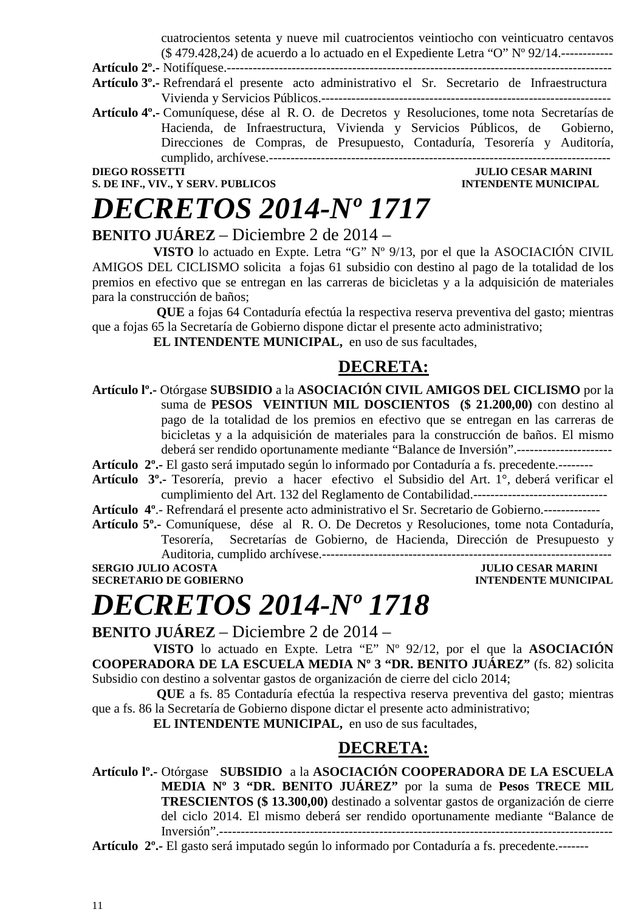cuatrocientos setenta y nueve mil cuatrocientos veintiocho con veinticuatro centavos ($ 479.428,24) de acuerdo a lo actuado en el Expediente Letra "O" Nº 92/14.------------

**Artículo 2º.-** Notifíquese.------------------------------------------------------------------------------------------

**Artículo 3º.-** Refrendará el presente acto administrativo el Sr. Secretario de Infraestructura Vivienda y Servicios Públicos.-------------------------------------------------------------------

**Artículo 4º.-** Comuníquese, dése al R. O. de Decretos y Resoluciones, tome nota Secretarías de Hacienda, de Infraestructura, Vivienda y Servicios Públicos, de Gobierno, Direcciones de Compras, de Presupuesto, Contaduría, Tesorería y Auditoría, cumplido, archívese.---------------------------------------------------------------------------------

**DIEGO ROSSETTI** — **JULIO CESAR MARINI**
**S. DE INF., VIV., Y SERV. PUBLICOS** — **INTENDENTE MUNICIPAL**

# *DECRETOS 2014-Nº 1717*

**BENITO JUÁREZ** – Diciembre 2 de 2014 –

**VISTO** lo actuado en Expte. Letra "G" Nº 9/13, por el que la ASOCIACIÓN CIVIL AMIGOS DEL CICLISMO solicita a fojas 61 subsidio con destino al pago de la totalidad de los premios en efectivo que se entregan en las carreras de bicicletas y a la adquisición de materiales para la construcción de baños;

**QUE** a fojas 64 Contaduría efectúa la respectiva reserva preventiva del gasto; mientras que a fojas 65 la Secretaría de Gobierno dispone dictar el presente acto administrativo;

**EL INTENDENTE MUNICIPAL,** en uso de sus facultades,

## DECRETA:

**Artículo lº.-** Otórgase **SUBSIDIO** a la **ASOCIACIÓN CIVIL AMIGOS DEL CICLISMO** por la suma de **PESOS VEINTIUN MIL DOSCIENTOS ($ 21.200,00)** con destino al pago de la totalidad de los premios en efectivo que se entregan en las carreras de bicicletas y a la adquisición de materiales para la construcción de baños. El mismo deberá ser rendido oportunamente mediante "Balance de Inversión".----------------------

**Artículo 2º.-** El gasto será imputado según lo informado por Contaduría a fs. precedente.--------

**Artículo 3º.-** Tesorería, previo a hacer efectivo el Subsidio del Art. 1°, deberá verificar el cumplimiento del Art. 132 del Reglamento de Contabilidad.-------------------------------

**Artículo 4º**.- Refrendará el presente acto administrativo el Sr. Secretario de Gobierno.-------------

**Artículo 5º.-** Comuníquese, dése al R. O. De Decretos y Resoluciones, tome nota Contaduría, Tesorería, Secretarías de Gobierno, de Hacienda, Dirección de Presupuesto y Auditoria, cumplido archívese.-------------------------------------------------------------------

**SERGIO JULIO ACOSTA** — **JULIO CESAR MARINI**
**SECRETARIO DE GOBIERNO** — **INTENDENTE MUNICIPAL**

# *DECRETOS 2014-Nº 1718*

**BENITO JUÁREZ** – Diciembre 2 de 2014 –

**VISTO** lo actuado en Expte. Letra "E" Nº 92/12, por el que la **ASOCIACIÓN COOPERADORA DE LA ESCUELA MEDIA Nº 3 "DR. BENITO JUÁREZ"** (fs. 82) solicita Subsidio con destino a solventar gastos de organización de cierre del ciclo 2014;

**QUE** a fs. 85 Contaduría efectúa la respectiva reserva preventiva del gasto; mientras que a fs. 86 la Secretaría de Gobierno dispone dictar el presente acto administrativo;

**EL INTENDENTE MUNICIPAL,** en uso de sus facultades,

## DECRETA:

**Artículo lº.-** Otórgase **SUBSIDIO** a la **ASOCIACIÓN COOPERADORA DE LA ESCUELA MEDIA Nº 3 "DR. BENITO JUÁREZ"** por la suma de **Pesos TRECE MIL TRESCIENTOS ($ 13.300,00)** destinado a solventar gastos de organización de cierre del ciclo 2014. El mismo deberá ser rendido oportunamente mediante "Balance de Inversión".------------------------------------------------------------------------------------------

**Artículo 2º.-** El gasto será imputado según lo informado por Contaduría a fs. precedente.-------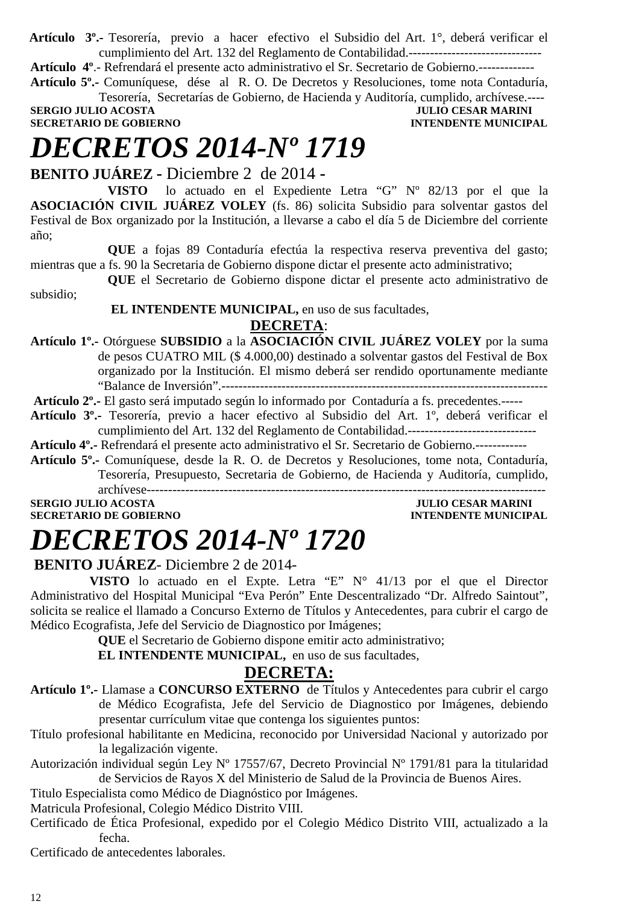**Artículo 3º.-** Tesorería, previo a hacer efectivo el Subsidio del Art. 1°, deberá verificar el cumplimiento del Art. 132 del Reglamento de Contabilidad.-------------------------------

**Artículo 4º**.- Refrendará el presente acto administrativo el Sr. Secretario de Gobierno.-------------

**Artículo 5º.-** Comuníquese, dése al R. O. De Decretos y Resoluciones, tome nota Contaduría, Tesorería, Secretarías de Gobierno, de Hacienda y Auditoría, cumplido, archívese.----

**SERGIO JULIO ACOSTA** — **JULIO CESAR MARINI**
**SECRETARIO DE GOBIERNO** — **INTENDENTE MUNICIPAL**

# *DECRETOS 2014-Nº 1719*

**BENITO JUÁREZ -** Diciembre 2 de 2014 -

**VISTO** lo actuado en el Expediente Letra "G" Nº 82/13 por el que la **ASOCIACIÓN CIVIL JUÁREZ VOLEY** (fs. 86) solicita Subsidio para solventar gastos del Festival de Box organizado por la Institución, a llevarse a cabo el día 5 de Diciembre del corriente año;

**QUE** a fojas 89 Contaduría efectúa la respectiva reserva preventiva del gasto; mientras que a fs. 90 la Secretaria de Gobierno dispone dictar el presente acto administrativo;

**QUE** el Secretario de Gobierno dispone dictar el presente acto administrativo de subsidio;

**EL INTENDENTE MUNICIPAL,** en uso de sus facultades,

**DECRETA**:

**Artículo 1º.-** Otórguese **SUBSIDIO** a la **ASOCIACIÓN CIVIL JUÁREZ VOLEY** por la suma de pesos CUATRO MIL ($ 4.000,00) destinado a solventar gastos del Festival de Box organizado por la Institución. El mismo deberá ser rendido oportunamente mediante "Balance de Inversión".-------------------------------------------------------------------------

**Artículo 2º.-** El gasto será imputado según lo informado por Contaduría a fs. precedentes.-----

**Artículo 3º.-** Tesorería, previo a hacer efectivo al Subsidio del Art. 1º, deberá verificar el cumplimiento del Art. 132 del Reglamento de Contabilidad.------------------------------

**Artículo 4º.-** Refrendará el presente acto administrativo el Sr. Secretario de Gobierno.------------

**Artículo 5º.-** Comuníquese, desde la R. O. de Decretos y Resoluciones, tome nota, Contaduría, Tesorería, Presupuesto, Secretaria de Gobierno, de Hacienda y Auditoría, cumplido, archívese-------------------------------------------------------------------------------------------

**SERGIO JULIO ACOSTA** — **JULIO CESAR MARINI**
**SECRETARIO DE GOBIERNO** — **INTENDENTE MUNICIPAL**

# *DECRETOS 2014-Nº 1720*

**BENITO JUÁREZ**- Diciembre 2 de 2014-

**VISTO** lo actuado en el Expte. Letra "E" N° 41/13 por el que el Director Administrativo del Hospital Municipal "Eva Perón" Ente Descentralizado "Dr. Alfredo Saintout", solicita se realice el llamado a Concurso Externo de Títulos y Antecedentes, para cubrir el cargo de Médico Ecografista, Jefe del Servicio de Diagnostico por Imágenes;

**QUE** el Secretario de Gobierno dispone emitir acto administrativo;

**EL INTENDENTE MUNICIPAL,** en uso de sus facultades,

**DECRETA:**

**Artículo 1º.-** Llamase a **CONCURSO EXTERNO** de Títulos y Antecedentes para cubrir el cargo de Médico Ecografista, Jefe del Servicio de Diagnostico por Imágenes, debiendo presentar currículum vitae que contenga los siguientes puntos:

Título profesional habilitante en Medicina, reconocido por Universidad Nacional y autorizado por la legalización vigente.

Autorización individual según Ley Nº 17557/67, Decreto Provincial Nº 1791/81 para la titularidad de Servicios de Rayos X del Ministerio de Salud de la Provincia de Buenos Aires.

Titulo Especialista como Médico de Diagnóstico por Imágenes.

Matricula Profesional, Colegio Médico Distrito VIII.

Certificado de Ética Profesional, expedido por el Colegio Médico Distrito VIII, actualizado a la fecha.

Certificado de antecedentes laborales.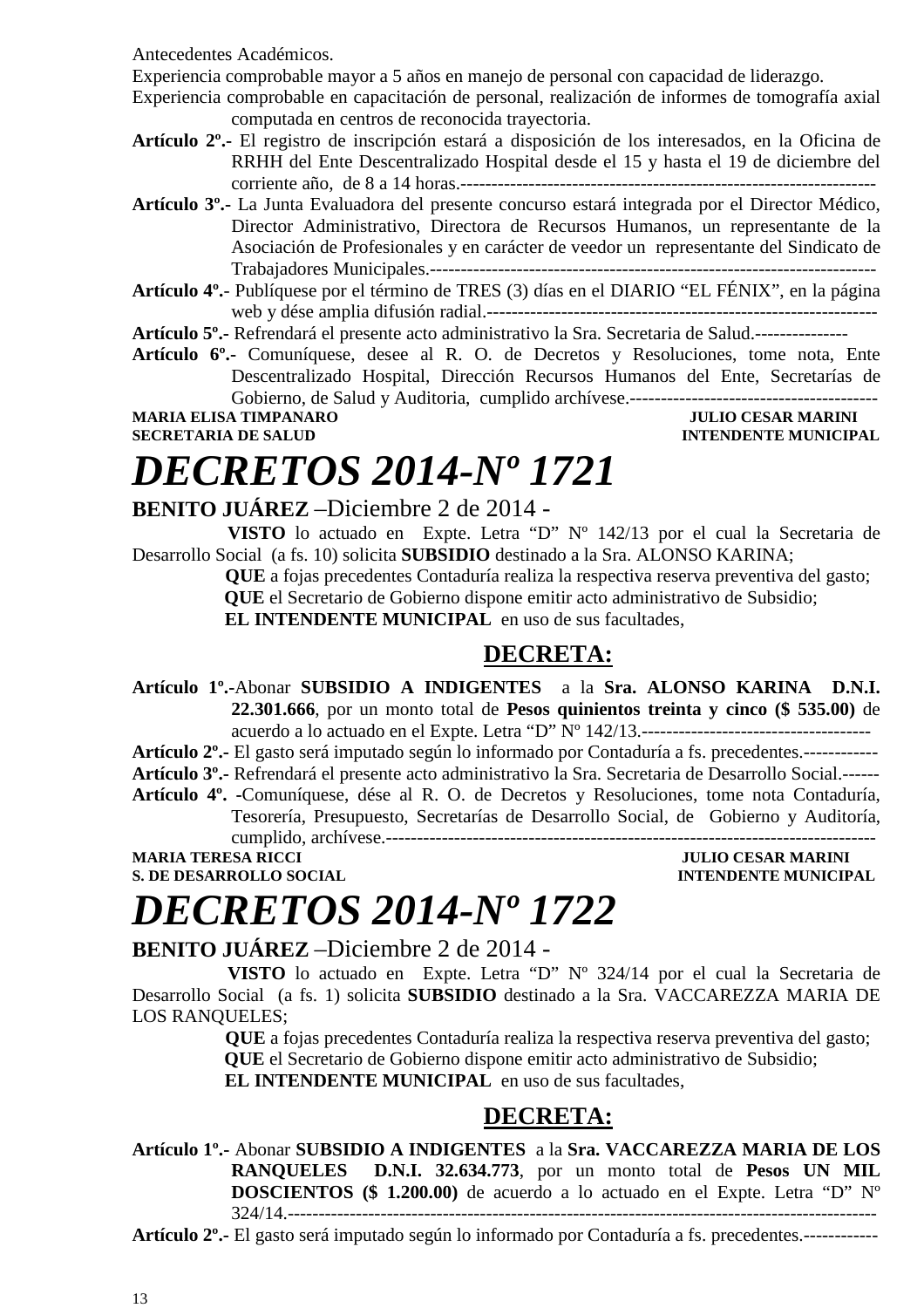Antecedentes Académicos.

Experiencia comprobable mayor a 5 años en manejo de personal con capacidad de liderazgo.

Experiencia comprobable en capacitación de personal, realización de informes de tomografía axial computada en centros de reconocida trayectoria.

**Artículo 2º.-** El registro de inscripción estará a disposición de los interesados, en la Oficina de RRHH del Ente Descentralizado Hospital desde el 15 y hasta el 19 de diciembre del corriente año, de 8 a 14 horas.------------------------------------------------------------------

**Artículo 3º.-** La Junta Evaluadora del presente concurso estará integrada por el Director Médico, Director Administrativo, Directora de Recursos Humanos, un representante de la Asociación de Profesionales y en carácter de veedor un representante del Sindicato de Trabajadores Municipales.-----------------------------------------------------------------------

**Artículo 4º.-** Publíquese por el término de TRES (3) días en el DIARIO "EL FÉNIX", en la página web y dése amplia difusión radial.---------------------------------------------------------------

**Artículo 5º.-** Refrendará el presente acto administrativo la Sra. Secretaria de Salud.---------------

**Artículo 6º.-** Comuníquese, desee al R. O. de Decretos y Resoluciones, tome nota, Ente Descentralizado Hospital, Dirección Recursos Humanos del Ente, Secretarías de Gobierno, de Salud y Auditoria, cumplido archívese.-----------------------------------------

**MARIA ELISA TIMPANARO** — **JULIO CESAR MARINI**
**SECRETARIA DE SALUD** — **INTENDENTE MUNICIPAL**

# *DECRETOS 2014-Nº 1721*

**BENITO JUÁREZ** –Diciembre 2 de 2014 -

**VISTO** lo actuado en Expte. Letra "D" Nº 142/13 por el cual la Secretaria de Desarrollo Social (a fs. 10) solicita **SUBSIDIO** destinado a la Sra. ALONSO KARINA;

**QUE** a fojas precedentes Contaduría realiza la respectiva reserva preventiva del gasto;

**QUE** el Secretario de Gobierno dispone emitir acto administrativo de Subsidio;

**EL INTENDENTE MUNICIPAL** en uso de sus facultades,

## DECRETA:

**Artículo 1º.-**Abonar **SUBSIDIO A INDIGENTES** a la **Sra. ALONSO KARINA D.N.I. 22.301.666**, por un monto total de **Pesos quinientos treinta y cinco ($ 535.00)** de acuerdo a lo actuado en el Expte. Letra "D" Nº 142/13.-------------------------------------

**Artículo 2º.-** El gasto será imputado según lo informado por Contaduría a fs. precedentes.------------

**Artículo 3º.-** Refrendará el presente acto administrativo la Sra. Secretaria de Desarrollo Social.------

**Artículo 4º. -**Comuníquese, dése al R. O. de Decretos y Resoluciones, tome nota Contaduría, Tesorería, Presupuesto, Secretarías de Desarrollo Social, de Gobierno y Auditoría, cumplido, archívese.-------------------------------------------------------------------------------

**MARIA TERESA RICCI** — **JULIO CESAR MARINI**
**S. DE DESARROLLO SOCIAL** — **INTENDENTE MUNICIPAL**

# *DECRETOS 2014-Nº 1722*

**BENITO JUÁREZ** –Diciembre 2 de 2014 -

**VISTO** lo actuado en Expte. Letra "D" Nº 324/14 por el cual la Secretaria de Desarrollo Social (a fs. 1) solicita **SUBSIDIO** destinado a la Sra. VACCAREZZA MARIA DE LOS RANQUELES;

**QUE** a fojas precedentes Contaduría realiza la respectiva reserva preventiva del gasto;

**QUE** el Secretario de Gobierno dispone emitir acto administrativo de Subsidio;

**EL INTENDENTE MUNICIPAL** en uso de sus facultades,

## DECRETA:

**Artículo 1º.-** Abonar **SUBSIDIO A INDIGENTES** a la **Sra. VACCAREZZA MARIA DE LOS RANQUELES D.N.I. 32.634.773**, por un monto total de **Pesos UN MIL DOSCIENTOS ($ 1.200.00)** de acuerdo a lo actuado en el Expte. Letra "D" Nº 324/14.-------------------------------------------------------------------------------------------

**Artículo 2º.-** El gasto será imputado según lo informado por Contaduría a fs. precedentes.------------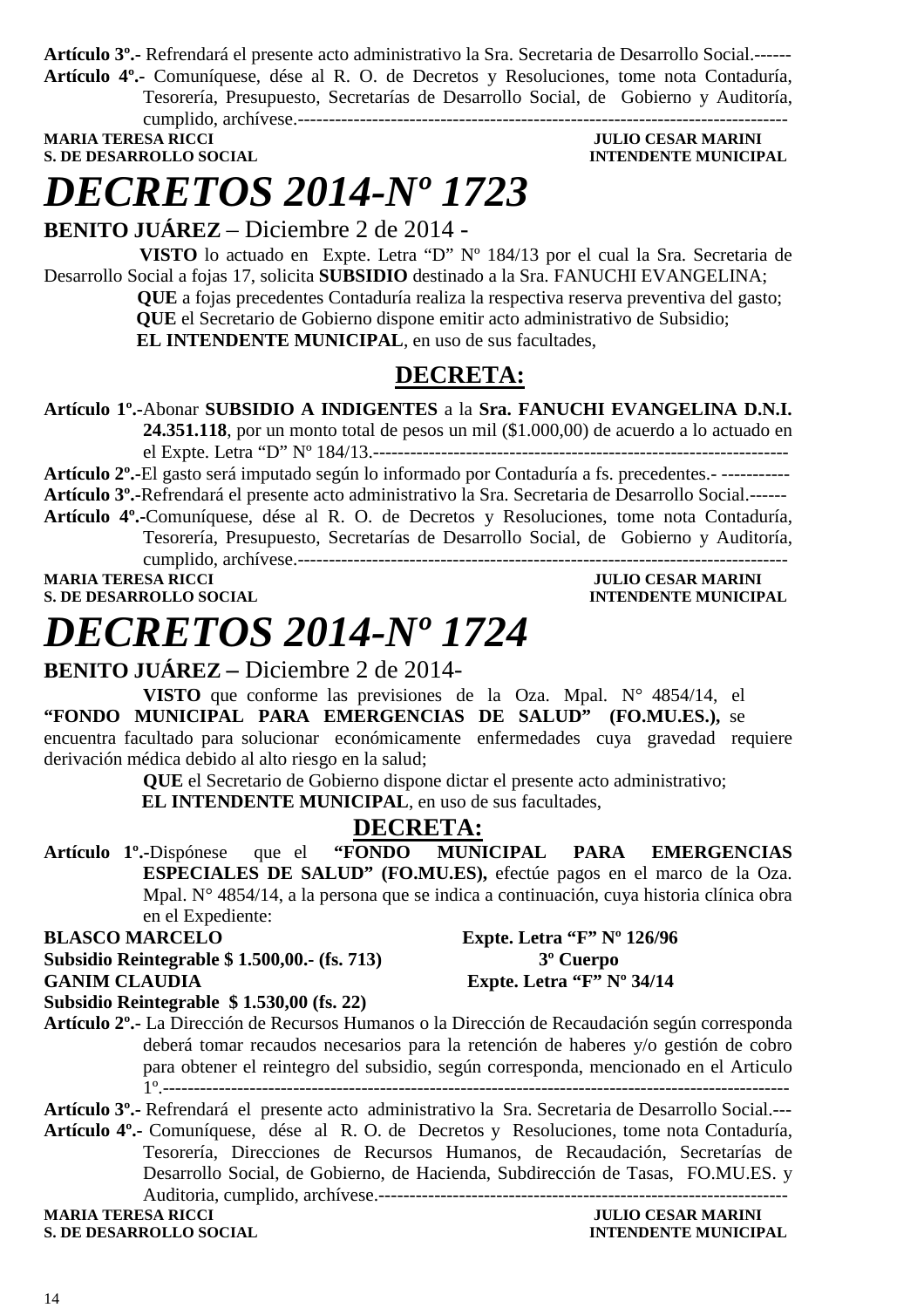**Artículo 3º.-** Refrendará el presente acto administrativo la Sra. Secretaria de Desarrollo Social.------

**Artículo 4º.-** Comuníquese, dése al R. O. de Decretos y Resoluciones, tome nota Contaduría, Tesorería, Presupuesto, Secretarías de Desarrollo Social, de Gobierno y Auditoría, cumplido, archívese.-----------------------------------------------------------------------------

**MARIA TERESA RICCI** — **JULIO CESAR MARINI**
**S. DE DESARROLLO SOCIAL** — **INTENDENTE MUNICIPAL**

# *DECRETOS 2014-Nº 1723*

**BENITO JUÁREZ** – Diciembre 2 de 2014 -

**VISTO** lo actuado en Expte. Letra "D" Nº 184/13 por el cual la Sra. Secretaria de Desarrollo Social a fojas 17, solicita **SUBSIDIO** destinado a la Sra. FANUCHI EVANGELINA;

**QUE** a fojas precedentes Contaduría realiza la respectiva reserva preventiva del gasto;

**QUE** el Secretario de Gobierno dispone emitir acto administrativo de Subsidio;

**EL INTENDENTE MUNICIPAL**, en uso de sus facultades,

## DECRETA:

**Artículo 1º.-**Abonar **SUBSIDIO A INDIGENTES** a la **Sra. FANUCHI EVANGELINA D.N.I. 24.351.118**, por un monto total de pesos un mil ($1.000,00) de acuerdo a lo actuado en el Expte. Letra "D" Nº 184/13.-------------------------------------------------------------------

**Artículo 2º.-**El gasto será imputado según lo informado por Contaduría a fs. precedentes.- -----------

**Artículo 3º.-**Refrendará el presente acto administrativo la Sra. Secretaria de Desarrollo Social.------

**Artículo 4º.-**Comuníquese, dése al R. O. de Decretos y Resoluciones, tome nota Contaduría, Tesorería, Presupuesto, Secretarías de Desarrollo Social, de Gobierno y Auditoría, cumplido, archívese.-----------------------------------------------------------------------------

**MARIA TERESA RICCI** — **JULIO CESAR MARINI**
**S. DE DESARROLLO SOCIAL** — **INTENDENTE MUNICIPAL**

# *DECRETOS 2014-Nº 1724*

**BENITO JUÁREZ –** Diciembre 2 de 2014-

**VISTO** que conforme las previsiones de la Oza. Mpal. N° 4854/14, el **"FONDO MUNICIPAL PARA EMERGENCIAS DE SALUD" (FO.MU.ES.),** se encuentra facultado para solucionar económicamente enfermedades cuya gravedad requiere derivación médica debido al alto riesgo en la salud;

**QUE** el Secretario de Gobierno dispone dictar el presente acto administrativo;

**EL INTENDENTE MUNICIPAL**, en uso de sus facultades,

## DECRETA:

**Artículo 1º.-**Dispónese que el **"FONDO MUNICIPAL PARA EMERGENCIAS ESPECIALES DE SALUD" (FO.MU.ES),** efectúe pagos en el marco de la Oza. Mpal. N° 4854/14, a la persona que se indica a continuación, cuya historia clínica obra en el Expediente:

**BLASCO MARCELO** — **Expte. Letra "F" Nº 126/96**
**Subsidio Reintegrable $ 1.500,00.- (fs. 713)** — **3º Cuerpo**
**GANIM CLAUDIA** — **Expte. Letra "F" Nº 34/14**
**Subsidio Reintegrable $ 1.530,00 (fs. 22)**

**Artículo 2º.-** La Dirección de Recursos Humanos o la Dirección de Recaudación según corresponda deberá tomar recaudos necesarios para la retención de haberes y/o gestión de cobro para obtener el reintegro del subsidio, según corresponda, mencionado en el Articulo 1º.---------------------------------------------------------------------------------------------------

**Artículo 3º.-** Refrendará el presente acto administrativo la Sra. Secretaria de Desarrollo Social.---

**Artículo 4º.-** Comuníquese, dése al R. O. de Decretos y Resoluciones, tome nota Contaduría, Tesorería, Direcciones de Recursos Humanos, de Recaudación, Secretarías de Desarrollo Social, de Gobierno, de Hacienda, Subdirección de Tasas, FO.MU.ES. y Auditoria, cumplido, archívese.-----------------------------------------------------------------

**MARIA TERESA RICCI** — **JULIO CESAR MARINI**
**S. DE DESARROLLO SOCIAL** — **INTENDENTE MUNICIPAL**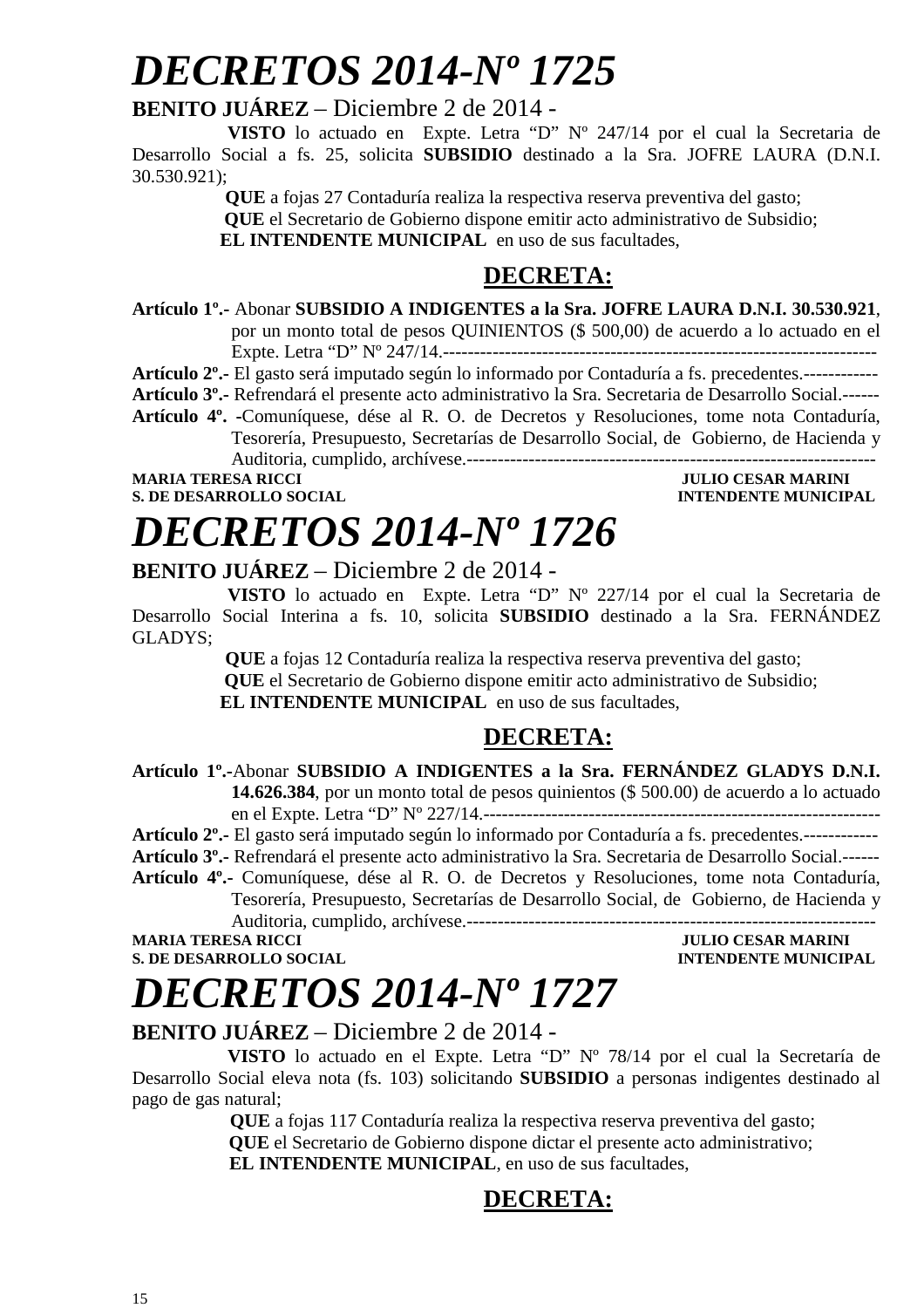# *DECRETOS 2014-Nº 1725*

**BENITO JUÁREZ** – Diciembre 2 de 2014 -

**VISTO** lo actuado en Expte. Letra "D" Nº 247/14 por el cual la Secretaria de Desarrollo Social a fs. 25, solicita **SUBSIDIO** destinado a la Sra. JOFRE LAURA (D.N.I. 30.530.921);

**QUE** a fojas 27 Contaduría realiza la respectiva reserva preventiva del gasto;

**QUE** el Secretario de Gobierno dispone emitir acto administrativo de Subsidio;

**EL INTENDENTE MUNICIPAL** en uso de sus facultades,

## DECRETA:

**Artículo 1º.-** Abonar **SUBSIDIO A INDIGENTES a la Sra. JOFRE LAURA D.N.I. 30.530.921**, por un monto total de pesos QUINIENTOS ($ 500,00) de acuerdo a lo actuado en el Expte. Letra "D" Nº 247/14.---------------------------------------------------------------------

**Artículo 2º.-** El gasto será imputado según lo informado por Contaduría a fs. precedentes.------------

**Artículo 3º.-** Refrendará el presente acto administrativo la Sra. Secretaria de Desarrollo Social.------

**Artículo 4º. -**Comuníquese, dése al R. O. de Decretos y Resoluciones, tome nota Contaduría, Tesorería, Presupuesto, Secretarías de Desarrollo Social, de Gobierno, de Hacienda y Auditoria, cumplido, archívese.------------------------------------------------------------------

**MARIA TERESA RICCI** — **JULIO CESAR MARINI**
**S. DE DESARROLLO SOCIAL** — **INTENDENTE MUNICIPAL**

# *DECRETOS 2014-Nº 1726*

**BENITO JUÁREZ** – Diciembre 2 de 2014 -

**VISTO** lo actuado en Expte. Letra "D" Nº 227/14 por el cual la Secretaria de Desarrollo Social Interina a fs. 10, solicita **SUBSIDIO** destinado a la Sra. FERNÁNDEZ GLADYS;

**QUE** a fojas 12 Contaduría realiza la respectiva reserva preventiva del gasto;

**QUE** el Secretario de Gobierno dispone emitir acto administrativo de Subsidio;

**EL INTENDENTE MUNICIPAL** en uso de sus facultades,

## DECRETA:

**Artículo 1º.-**Abonar **SUBSIDIO A INDIGENTES a la Sra. FERNÁNDEZ GLADYS D.N.I. 14.626.384**, por un monto total de pesos quinientos ($ 500.00) de acuerdo a lo actuado en el Expte. Letra "D" Nº 227/14.-----------------------------------------------------------------

**Artículo 2º.-** El gasto será imputado según lo informado por Contaduría a fs. precedentes.------------

**Artículo 3º.-** Refrendará el presente acto administrativo la Sra. Secretaria de Desarrollo Social.------

**Artículo 4º.-** Comuníquese, dése al R. O. de Decretos y Resoluciones, tome nota Contaduría, Tesorería, Presupuesto, Secretarías de Desarrollo Social, de Gobierno, de Hacienda y Auditoria, cumplido, archívese.------------------------------------------------------------------

**MARIA TERESA RICCI** — **JULIO CESAR MARINI**
**S. DE DESARROLLO SOCIAL** — **INTENDENTE MUNICIPAL**

# *DECRETOS 2014-Nº 1727*

**BENITO JUÁREZ** – Diciembre 2 de 2014 -

**VISTO** lo actuado en el Expte. Letra "D" Nº 78/14 por el cual la Secretaría de Desarrollo Social eleva nota (fs. 103) solicitando **SUBSIDIO** a personas indigentes destinado al pago de gas natural;

**QUE** a fojas 117 Contaduría realiza la respectiva reserva preventiva del gasto;

**QUE** el Secretario de Gobierno dispone dictar el presente acto administrativo;

**EL INTENDENTE MUNICIPAL**, en uso de sus facultades,

## DECRETA: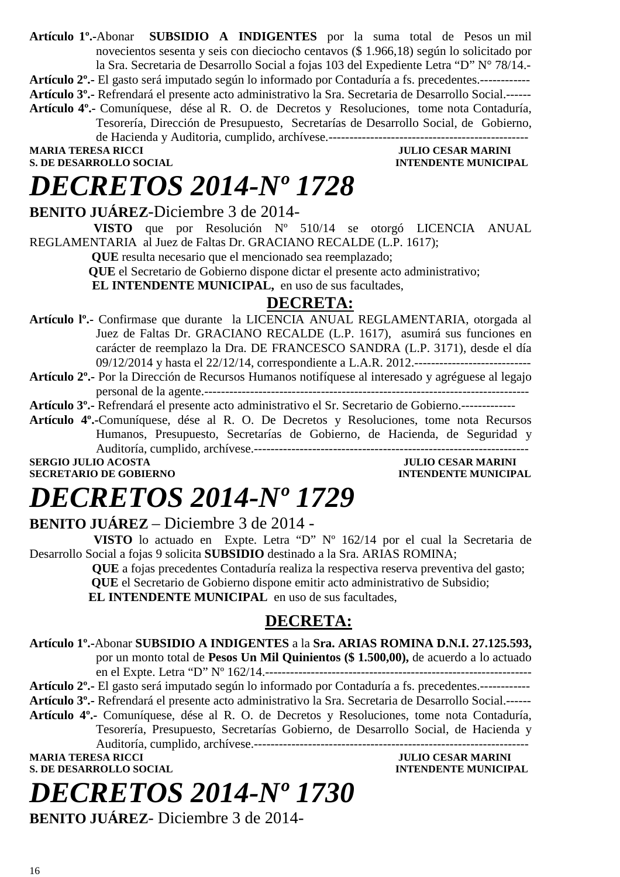**Artículo 1º.-**Abonar **SUBSIDIO A INDIGENTES** por la suma total de Pesos un mil novecientos sesenta y seis con dieciocho centavos ($ 1.966,18) según lo solicitado por la Sra. Secretaria de Desarrollo Social a fojas 103 del Expediente Letra "D" N° 78/14.-

**Artículo 2º.-** El gasto será imputado según lo informado por Contaduría a fs. precedentes.------------

**Artículo 3º.-** Refrendará el presente acto administrativo la Sra. Secretaria de Desarrollo Social.------

**Artículo 4º.-** Comuníquese, dése al R. O. de Decretos y Resoluciones, tome nota Contaduría, Tesorería, Dirección de Presupuesto, Secretarías de Desarrollo Social, de Gobierno, de Hacienda y Auditoria, cumplido, archívese.-------------------------------------------------

**MARIA TERESA RICCI** — **JULIO CESAR MARINI**
**S. DE DESARROLLO SOCIAL** — **INTENDENTE MUNICIPAL**

# *DECRETOS 2014-Nº 1728*

**BENITO JUÁREZ**-Diciembre 3 de 2014-

**VISTO** que por Resolución Nº 510/14 se otorgó LICENCIA ANUAL REGLAMENTARIA al Juez de Faltas Dr. GRACIANO RECALDE (L.P. 1617);

**QUE** resulta necesario que el mencionado sea reemplazado;

**QUE** el Secretario de Gobierno dispone dictar el presente acto administrativo;

**EL INTENDENTE MUNICIPAL,** en uso de sus facultades,

## DECRETA:

**Artículo lº.-** Confirmase que durante la LICENCIA ANUAL REGLAMENTARIA, otorgada al Juez de Faltas Dr. GRACIANO RECALDE (L.P. 1617), asumirá sus funciones en carácter de reemplazo la Dra. DE FRANCESCO SANDRA (L.P. 3171), desde el día 09/12/2014 y hasta el 22/12/14, correspondiente a L.A.R. 2012.----------------------------

**Artículo 2º.-** Por la Dirección de Recursos Humanos notifíquese al interesado y agréguese al legajo personal de la agente.---------------------------------------------------------------------------

**Artículo 3º.-** Refrendará el presente acto administrativo el Sr. Secretario de Gobierno.-------------

**Artículo 4º.-**Comuníquese, dése al R. O. De Decretos y Resoluciones, tome nota Recursos Humanos, Presupuesto, Secretarías de Gobierno, de Hacienda, de Seguridad y Auditoría, cumplido, archívese.------------------------------------------------------------------

**SERGIO JULIO ACOSTA** — **JULIO CESAR MARINI**
**SECRETARIO DE GOBIERNO** — **INTENDENTE MUNICIPAL**

# *DECRETOS 2014-Nº 1729*

**BENITO JUÁREZ** – Diciembre 3 de 2014 -

**VISTO** lo actuado en Expte. Letra "D" Nº 162/14 por el cual la Secretaria de Desarrollo Social a fojas 9 solicita **SUBSIDIO** destinado a la Sra. ARIAS ROMINA;

**QUE** a fojas precedentes Contaduría realiza la respectiva reserva preventiva del gasto;

**QUE** el Secretario de Gobierno dispone emitir acto administrativo de Subsidio;

**EL INTENDENTE MUNICIPAL** en uso de sus facultades,

## DECRETA:

**Artículo 1º.-**Abonar **SUBSIDIO A INDIGENTES** a la **Sra. ARIAS ROMINA D.N.I. 27.125.593,** por un monto total de **Pesos Un Mil Quinientos ($ 1.500,00),** de acuerdo a lo actuado en el Expte. Letra "D" Nº 162/14.----------------------------------------------------------------

**Artículo 2º.-** El gasto será imputado según lo informado por Contaduría a fs. precedentes.------------

**Artículo 3º.-** Refrendará el presente acto administrativo la Sra. Secretaria de Desarrollo Social.------

**Artículo 4º.-** Comuníquese, dése al R. O. de Decretos y Resoluciones, tome nota Contaduría, Tesorería, Presupuesto, Secretarías Gobierno, de Desarrollo Social, de Hacienda y Auditoría, cumplido, archívese.------------------------------------------------------------------

**MARIA TERESA RICCI** — **JULIO CESAR MARINI**
**S. DE DESARROLLO SOCIAL** — **INTENDENTE MUNICIPAL**

# *DECRETOS 2014-Nº 1730*

**BENITO JUÁREZ**- Diciembre 3 de 2014-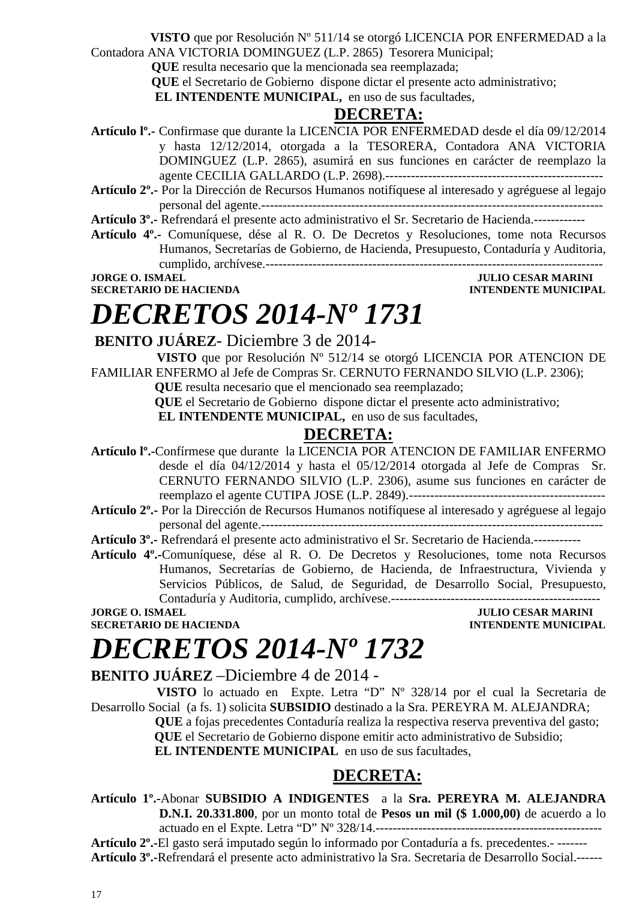**VISTO** que por Resolución Nº 511/14 se otorgó LICENCIA POR ENFERMEDAD a la Contadora ANA VICTORIA DOMINGUEZ (L.P. 2865) Tesorera Municipal;

**QUE** resulta necesario que la mencionada sea reemplazada;

**QUE** el Secretario de Gobierno dispone dictar el presente acto administrativo;

**EL INTENDENTE MUNICIPAL,** en uso de sus facultades,

**DECRETA:**

**Artículo lº.-** Confirmase que durante la LICENCIA POR ENFERMEDAD desde el día 09/12/2014 y hasta 12/12/2014, otorgada a la TESORERA, Contadora ANA VICTORIA DOMINGUEZ (L.P. 2865), asumirá en sus funciones en carácter de reemplazo la agente CECILIA GALLARDO (L.P. 2698).--------------------------------------------------

**Artículo 2º.-** Por la Dirección de Recursos Humanos notifíquese al interesado y agréguese al legajo personal del agente.--------------------------------------------------------------------------------

**Artículo 3º.-** Refrendará el presente acto administrativo el Sr. Secretario de Hacienda.------------

**Artículo 4º.-** Comuníquese, dése al R. O. De Decretos y Resoluciones, tome nota Recursos Humanos, Secretarías de Gobierno, de Hacienda, Presupuesto, Contaduría y Auditoria, cumplido, archívese.------------------------------------------------------------------------------

**JORGE O. ISMAEL** — **JULIO CESAR MARINI**
**SECRETARIO DE HACIENDA** — **INTENDENTE MUNICIPAL**

# *DECRETOS 2014-Nº 1731*

**BENITO JUÁREZ**- Diciembre 3 de 2014-

**VISTO** que por Resolución Nº 512/14 se otorgó LICENCIA POR ATENCION DE FAMILIAR ENFERMO al Jefe de Compras Sr. CERNUTO FERNANDO SILVIO (L.P. 2306);

**QUE** resulta necesario que el mencionado sea reemplazado;

**QUE** el Secretario de Gobierno dispone dictar el presente acto administrativo;

**EL INTENDENTE MUNICIPAL,** en uso de sus facultades,

**DECRETA:**

**Artículo lº.-**Confírmese que durante la LICENCIA POR ATENCION DE FAMILIAR ENFERMO desde el día 04/12/2014 y hasta el 05/12/2014 otorgada al Jefe de Compras Sr. CERNUTO FERNANDO SILVIO (L.P. 2306), asume sus funciones en carácter de reemplazo el agente CUTIPA JOSE (L.P. 2849).----------------------------------------------

**Artículo 2º.-** Por la Dirección de Recursos Humanos notifíquese al interesado y agréguese al legajo personal del agente.--------------------------------------------------------------------------------

**Artículo 3º.-** Refrendará el presente acto administrativo el Sr. Secretario de Hacienda.-----------

**Artículo 4º.-**Comuníquese, dése al R. O. De Decretos y Resoluciones, tome nota Recursos Humanos, Secretarías de Gobierno, de Hacienda, de Infraestructura, Vivienda y Servicios Públicos, de Salud, de Seguridad, de Desarrollo Social, Presupuesto, Contaduría y Auditoria, cumplido, archívese.------------------------------------------------

**JORGE O. ISMAEL** — **JULIO CESAR MARINI**
**SECRETARIO DE HACIENDA** — **INTENDENTE MUNICIPAL**

# *DECRETOS 2014-Nº 1732*

**BENITO JUÁREZ** –Diciembre 4 de 2014 -

**VISTO** lo actuado en Expte. Letra "D" Nº 328/14 por el cual la Secretaria de Desarrollo Social (a fs. 1) solicita **SUBSIDIO** destinado a la Sra. PEREYRA M. ALEJANDRA;

**QUE** a fojas precedentes Contaduría realiza la respectiva reserva preventiva del gasto;

**QUE** el Secretario de Gobierno dispone emitir acto administrativo de Subsidio;

**EL INTENDENTE MUNICIPAL** en uso de sus facultades,

**DECRETA:**

**Artículo 1º.-**Abonar **SUBSIDIO A INDIGENTES** a la **Sra. PEREYRA M. ALEJANDRA D.N.I. 20.331.800**, por un monto total de **Pesos un mil ($ 1.000,00)** de acuerdo a lo actuado en el Expte. Letra "D" Nº 328/14.-----------------------------------------------------

**Artículo 2º.-**El gasto será imputado según lo informado por Contaduría a fs. precedentes.- -------

**Artículo 3º.-**Refrendará el presente acto administrativo la Sra. Secretaria de Desarrollo Social.------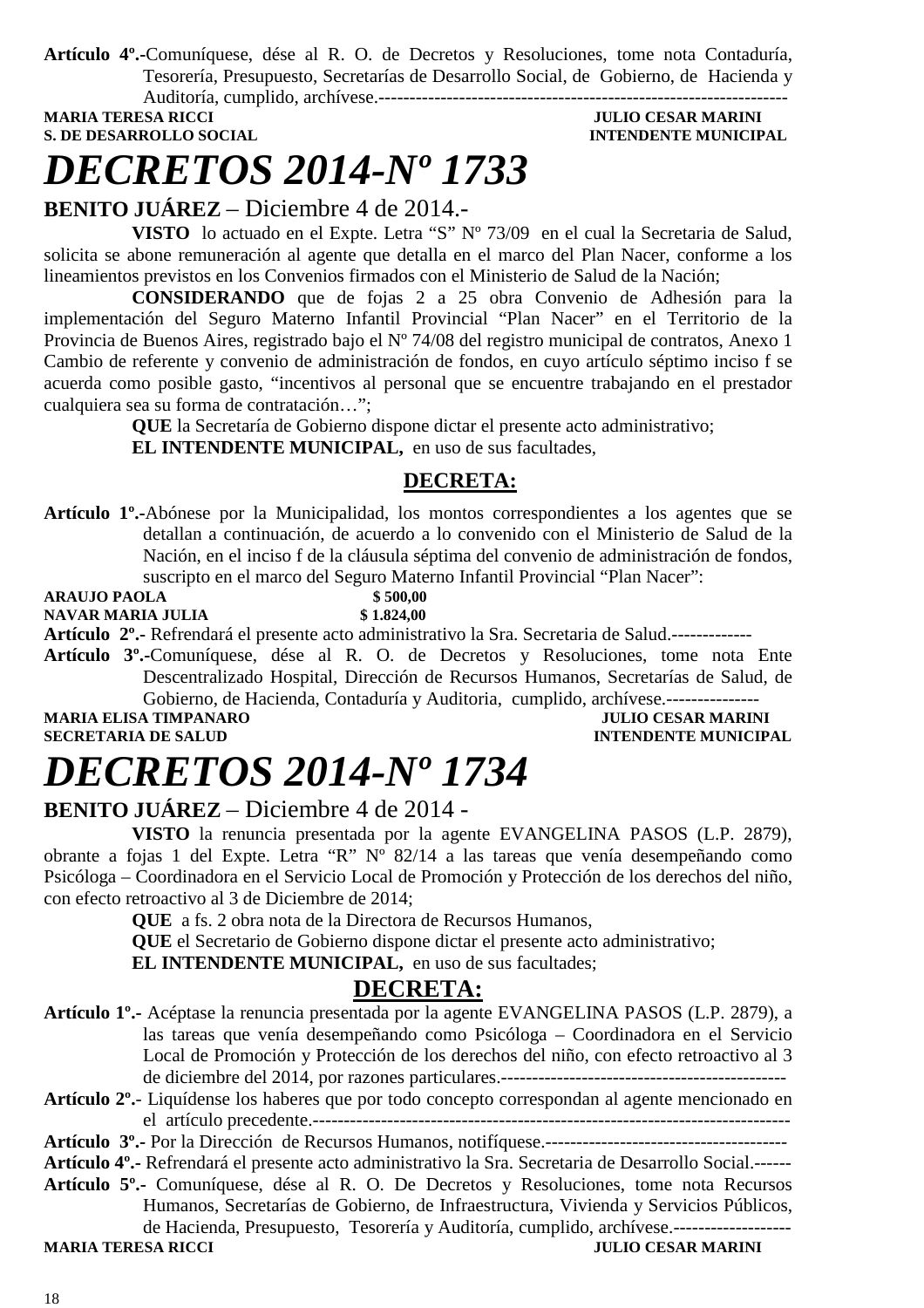**Artículo 4º.-**Comuníquese, dése al R. O. de Decretos y Resoluciones, tome nota Contaduría, Tesorería, Presupuesto, Secretarías de Desarrollo Social, de Gobierno, de Hacienda y Auditoría, cumplido, archívese.-----------------------------------------------------------------

**MARIA TERESA RICCI** — **JULIO CESAR MARINI**
**S. DE DESARROLLO SOCIAL** — **INTENDENTE MUNICIPAL**

# *DECRETOS 2014-Nº 1733*

**BENITO JUÁREZ** – Diciembre 4 de 2014.-

**VISTO** lo actuado en el Expte. Letra "S" Nº 73/09 en el cual la Secretaria de Salud, solicita se abone remuneración al agente que detalla en el marco del Plan Nacer, conforme a los lineamientos previstos en los Convenios firmados con el Ministerio de Salud de la Nación;

**CONSIDERANDO** que de fojas 2 a 25 obra Convenio de Adhesión para la implementación del Seguro Materno Infantil Provincial "Plan Nacer" en el Territorio de la Provincia de Buenos Aires, registrado bajo el Nº 74/08 del registro municipal de contratos, Anexo 1 Cambio de referente y convenio de administración de fondos, en cuyo artículo séptimo inciso f se acuerda como posible gasto, "incentivos al personal que se encuentre trabajando en el prestador cualquiera sea su forma de contratación…";

**QUE** la Secretaría de Gobierno dispone dictar el presente acto administrativo;

**EL INTENDENTE MUNICIPAL,** en uso de sus facultades,

**DECRETA:**

**Artículo 1º.-**Abónese por la Municipalidad, los montos correspondientes a los agentes que se detallan a continuación, de acuerdo a lo convenido con el Ministerio de Salud de la Nación, en el inciso f de la cláusula séptima del convenio de administración de fondos, suscripto en el marco del Seguro Materno Infantil Provincial "Plan Nacer":

| | |
|---|---|
| **ARAUJO PAOLA** | **$ 500,00** |
| **NAVAR MARIA JULIA** | **$ 1.824,00** |

**Artículo 2º.-** Refrendará el presente acto administrativo la Sra. Secretaria de Salud.-------------

**Artículo 3º.-**Comuníquese, dése al R. O. de Decretos y Resoluciones, tome nota Ente Descentralizado Hospital, Dirección de Recursos Humanos, Secretarías de Salud, de Gobierno, de Hacienda, Contaduría y Auditoria, cumplido, archívese.---------------

**MARIA ELISA TIMPANARO** — **JULIO CESAR MARINI**
**SECRETARIA DE SALUD** — **INTENDENTE MUNICIPAL**

# *DECRETOS 2014-Nº 1734*

**BENITO JUÁREZ** – Diciembre 4 de 2014 -

**VISTO** la renuncia presentada por la agente EVANGELINA PASOS (L.P. 2879), obrante a fojas 1 del Expte. Letra "R" Nº 82/14 a las tareas que venía desempeñando como Psicóloga – Coordinadora en el Servicio Local de Promoción y Protección de los derechos del niño, con efecto retroactivo al 3 de Diciembre de 2014;

**QUE** a fs. 2 obra nota de la Directora de Recursos Humanos,

**QUE** el Secretario de Gobierno dispone dictar el presente acto administrativo;

**EL INTENDENTE MUNICIPAL,** en uso de sus facultades;

**DECRETA:**

**Artículo 1º.-** Acéptase la renuncia presentada por la agente EVANGELINA PASOS (L.P. 2879), a las tareas que venía desempeñando como Psicóloga – Coordinadora en el Servicio Local de Promoción y Protección de los derechos del niño, con efecto retroactivo al 3 de diciembre del 2014, por razones particulares.----------------------------------------------

**Artículo 2º.**- Liquídense los haberes que por todo concepto correspondan al agente mencionado en el artículo precedente.-------------------------------------------------------------------------

**Artículo 3º.-** Por la Dirección de Recursos Humanos, notifíquese.---------------------------------------

**Artículo 4º.-** Refrendará el presente acto administrativo la Sra. Secretaria de Desarrollo Social.------

**Artículo 5º.-** Comuníquese, dése al R. O. De Decretos y Resoluciones, tome nota Recursos Humanos, Secretarías de Gobierno, de Infraestructura, Vivienda y Servicios Públicos, de Hacienda, Presupuesto, Tesorería y Auditoría, cumplido, archívese.-------------------

**MARIA TERESA RICCI** — **JULIO CESAR MARINI**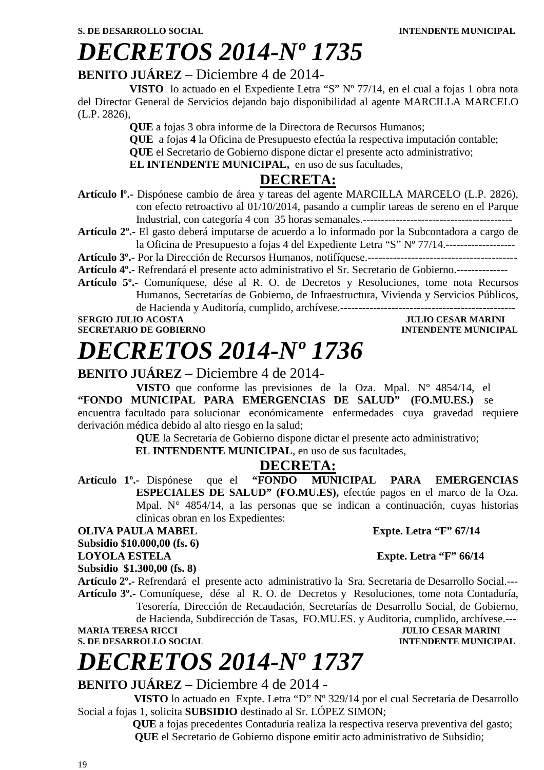S. DE DESARROLLO SOCIAL INTENDENTE MUNICIPAL

# *DECRETOS 2014-Nº 1735*

**BENITO JUÁREZ** – Diciembre 4 de 2014-

**VISTO** lo actuado en el Expediente Letra “S” Nº 77/14, en el cual a fojas 1 obra nota del Director General de Servicios dejando bajo disponibilidad al agente MARCILLA MARCELO (L.P. 2826),

**QUE** a fojas 3 obra informe de la Directora de Recursos Humanos;

**QUE** a fojas **4** la Oficina de Presupuesto efectúa la respectiva imputación contable;

**QUE** el Secretario de Gobierno dispone dictar el presente acto administrativo;

**EL INTENDENTE MUNICIPAL,** en uso de sus facultades,

**DECRETA:**

**Artículo lº.-** Dispónese cambio de área y tareas del agente MARCILLA MARCELO (L.P. 2826), con efecto retroactivo al 01/10/2014, pasando a cumplir tareas de sereno en el Parque Industrial, con categoría 4 con 35 horas semanales.-----------------------------------------

**Artículo 2º.-** El gasto deberá imputarse de acuerdo a lo informado por la Subcontadora a cargo de la Oficina de Presupuesto a fojas 4 del Expediente Letra “S” Nº 77/14.-------------------

**Artículo 3º.-** Por la Dirección de Recursos Humanos, notifíquese.-----------------------------------------

**Artículo 4º.-** Refrendará el presente acto administrativo el Sr. Secretario de Gobierno.--------------

**Artículo 5º.-** Comuníquese, dése al R. O. de Decretos y Resoluciones, tome nota Recursos Humanos, Secretarías de Gobierno, de Infraestructura, Vivienda y Servicios Públicos, de Hacienda y Auditoría, cumplido, archívese.------------------------------------------------

**SERGIO JULIO ACOSTA** — **JULIO CESAR MARINI**
**SECRETARIO DE GOBIERNO** — **INTENDENTE MUNICIPAL**

# *DECRETOS 2014-Nº 1736*

**BENITO JUÁREZ –** Diciembre 4 de 2014-

**VISTO** que conforme las previsiones de la Oza. Mpal. N° 4854/14, el **“FONDO MUNICIPAL PARA EMERGENCIAS DE SALUD” (FO.MU.ES.)** se encuentra facultado para solucionar económicamente enfermedades cuya gravedad requiere derivación médica debido al alto riesgo en la salud;

**QUE** la Secretaría de Gobierno dispone dictar el presente acto administrativo;

**EL INTENDENTE MUNICIPAL**, en uso de sus facultades,

**DECRETA:**

**Artículo 1º.-** Dispónese que el **“FONDO MUNICIPAL PARA EMERGENCIAS ESPECIALES DE SALUD” (FO.MU.ES),** efectúe pagos en el marco de la Oza. Mpal. N° 4854/14, a las personas que se indican a continuación, cuyas historias clínicas obran en los Expedientes:

**OLIVA PAULA MABEL** — **Expte. Letra “F” 67/14**
**Subsidio $10.000,00 (fs. 6)**

**LOYOLA ESTELA** — **Expte. Letra “F” 66/14**
**Subsidio $1.300,00 (fs. 8)**

**Artículo 2º.-** Refrendará el presente acto administrativo la Sra. Secretaria de Desarrollo Social.---

**Artículo 3º.-** Comuníquese, dése al R. O. de Decretos y Resoluciones, tome nota Contaduría, Tesorería, Dirección de Recaudación, Secretarías de Desarrollo Social, de Gobierno, de Hacienda, Subdirección de Tasas, FO.MU.ES. y Auditoria, cumplido, archívese.---

**MARIA TERESA RICCI** — **JULIO CESAR MARINI**
**S. DE DESARROLLO SOCIAL** — **INTENDENTE MUNICIPAL**

# *DECRETOS 2014-Nº 1737*

**BENITO JUÁREZ** – Diciembre 4 de 2014 -

**VISTO** lo actuado en Expte. Letra “D” Nº 329/14 por el cual Secretaria de Desarrollo Social a fojas 1, solicita **SUBSIDIO** destinado al Sr. LÓPEZ SIMON;

**QUE** a fojas precedentes Contaduría realiza la respectiva reserva preventiva del gasto;

**QUE** el Secretario de Gobierno dispone emitir acto administrativo de Subsidio;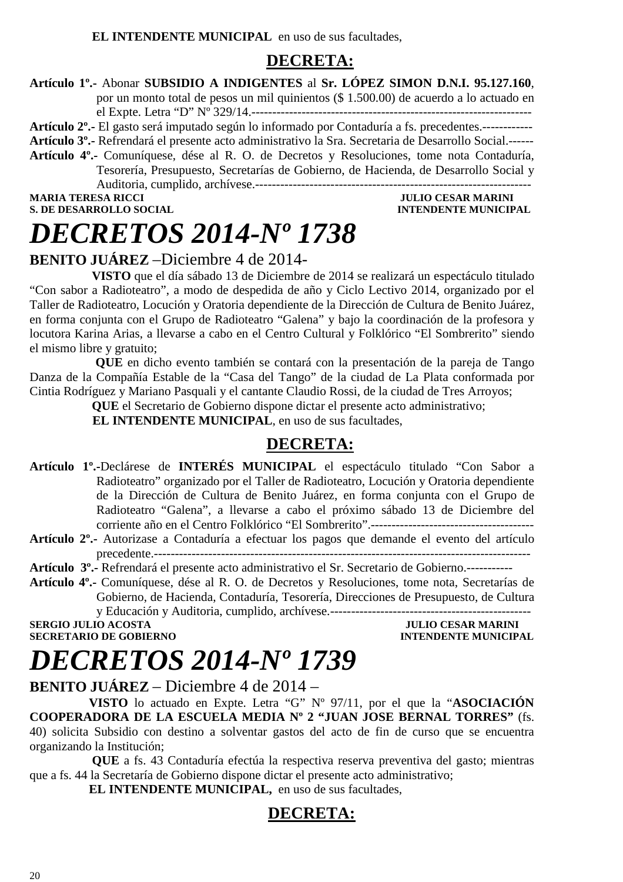**EL INTENDENTE MUNICIPAL** en uso de sus facultades,

## DECRETA:

**Artículo 1º.-** Abonar **SUBSIDIO A INDIGENTES** al **Sr. LÓPEZ SIMON D.N.I. 95.127.160**, por un monto total de pesos un mil quinientos ($ 1.500.00) de acuerdo a lo actuado en el Expte. Letra "D" Nº 329/14.-------------------------------------------------------------------

**Artículo 2º.-** El gasto será imputado según lo informado por Contaduría a fs. precedentes.------------

**Artículo 3º.-** Refrendará el presente acto administrativo la Sra. Secretaria de Desarrollo Social.------

**Artículo 4º.-** Comuníquese, dése al R. O. de Decretos y Resoluciones, tome nota Contaduría, Tesorería, Presupuesto, Secretarías de Gobierno, de Hacienda, de Desarrollo Social y Auditoria, cumplido, archívese.------------------------------------------------------------------

**MARIA TERESA RICCI** — **S. DE DESARROLLO SOCIAL**
**JULIO CESAR MARINI** — **INTENDENTE MUNICIPAL**

# *DECRETOS 2014-Nº 1738*

**BENITO JUÁREZ** –Diciembre 4 de 2014-

**VISTO** que el día sábado 13 de Diciembre de 2014 se realizará un espectáculo titulado "Con sabor a Radioteatro", a modo de despedida de año y Ciclo Lectivo 2014, organizado por el Taller de Radioteatro, Locución y Oratoria dependiente de la Dirección de Cultura de Benito Juárez, en forma conjunta con el Grupo de Radioteatro "Galena" y bajo la coordinación de la profesora y locutora Karina Arias, a llevarse a cabo en el Centro Cultural y Folklórico "El Sombrerito" siendo el mismo libre y gratuito;

**QUE** en dicho evento también se contará con la presentación de la pareja de Tango Danza de la Compañía Estable de la "Casa del Tango" de la ciudad de La Plata conformada por Cintia Rodríguez y Mariano Pasquali y el cantante Claudio Rossi, de la ciudad de Tres Arroyos;

**QUE** el Secretario de Gobierno dispone dictar el presente acto administrativo;

**EL INTENDENTE MUNICIPAL**, en uso de sus facultades,

## DECRETA:

**Artículo 1º.-**Declárese de **INTERÉS MUNICIPAL** el espectáculo titulado "Con Sabor a Radioteatro" organizado por el Taller de Radioteatro, Locución y Oratoria dependiente de la Dirección de Cultura de Benito Juárez, en forma conjunta con el Grupo de Radioteatro "Galena", a llevarse a cabo el próximo sábado 13 de Diciembre del corriente año en el Centro Folklórico "El Sombrerito".---------------------------------------

**Artículo 2º.-** Autorizase a Contaduría a efectuar los pagos que demande el evento del artículo precedente.------------------------------------------------------------------------------------------

**Artículo 3º.-** Refrendará el presente acto administrativo el Sr. Secretario de Gobierno.-----------

**Artículo 4º.-** Comuníquese, dése al R. O. de Decretos y Resoluciones, tome nota, Secretarías de Gobierno, de Hacienda, Contaduría, Tesorería, Direcciones de Presupuesto, de Cultura y Educación y Auditoria, cumplido, archívese.------------------------------------------------

**SERGIO JULIO ACOSTA** — **SECRETARIO DE GOBIERNO**
**JULIO CESAR MARINI** — **INTENDENTE MUNICIPAL**

# *DECRETOS 2014-Nº 1739*

**BENITO JUÁREZ** – Diciembre 4 de 2014 –

**VISTO** lo actuado en Expte. Letra "G" Nº 97/11, por el que la "**ASOCIACIÓN COOPERADORA DE LA ESCUELA MEDIA Nº 2 "JUAN JOSE BERNAL TORRES"** (fs. 40) solicita Subsidio con destino a solventar gastos del acto de fin de curso que se encuentra organizando la Institución;

**QUE** a fs. 43 Contaduría efectúa la respectiva reserva preventiva del gasto; mientras que a fs. 44 la Secretaría de Gobierno dispone dictar el presente acto administrativo;

**EL INTENDENTE MUNICIPAL,** en uso de sus facultades,

## DECRETA: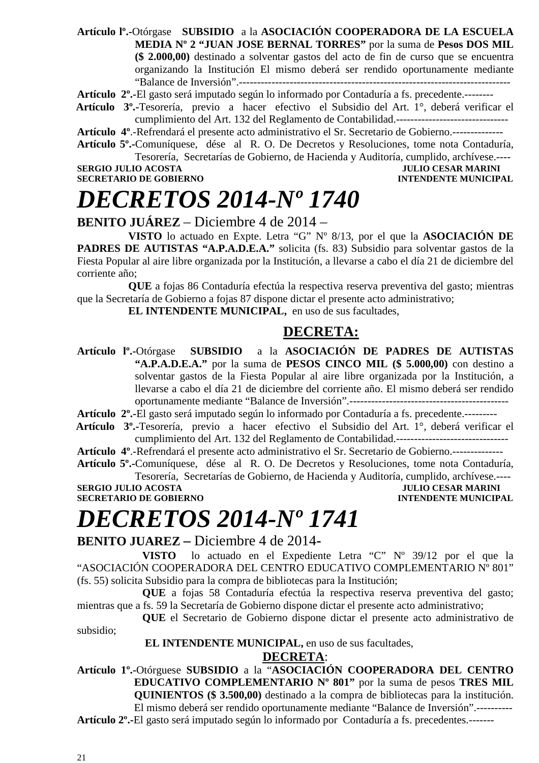**Artículo lº.-**Otórgase **SUBSIDIO** a la **ASOCIACIÓN COOPERADORA DE LA ESCUELA MEDIA Nº 2 "JUAN JOSE BERNAL TORRES"** por la suma de **Pesos DOS MIL ($ 2.000,00)** destinado a solventar gastos del acto de fin de curso que se encuentra organizando la Institución El mismo deberá ser rendido oportunamente mediante "Balance de Inversión".---------------------------------------------------------------------------

**Artículo 2º.-**El gasto será imputado según lo informado por Contaduría a fs. precedente.--------

**Artículo 3º.-**Tesorería, previo a hacer efectivo el Subsidio del Art. 1°, deberá verificar el cumplimiento del Art. 132 del Reglamento de Contabilidad.-------------------------------

**Artículo 4º**.-Refrendará el presente acto administrativo el Sr. Secretario de Gobierno.-------------

**Artículo 5º.-**Comuníquese, dése al R. O. De Decretos y Resoluciones, tome nota Contaduría, Tesorería, Secretarías de Gobierno, de Hacienda y Auditoría, cumplido, archívese.----

**SERGIO JULIO ACOSTA** — **SECRETARIO DE GOBIERNO**
**JULIO CESAR MARINI** — **INTENDENTE MUNICIPAL**

# *DECRETOS 2014-Nº 1740*

**BENITO JUÁREZ** – Diciembre 4 de 2014 –

**VISTO** lo actuado en Expte. Letra "G" Nº 8/13, por el que la **ASOCIACIÓN DE PADRES DE AUTISTAS "A.P.A.D.E.A."** solicita (fs. 83) Subsidio para solventar gastos de la Fiesta Popular al aire libre organizada por la Institución, a llevarse a cabo el día 21 de diciembre del corriente año;

**QUE** a fojas 86 Contaduría efectúa la respectiva reserva preventiva del gasto; mientras que la Secretaría de Gobierno a fojas 87 dispone dictar el presente acto administrativo;

**EL INTENDENTE MUNICIPAL,** en uso de sus facultades,

## DECRETA:

**Artículo lº.-**Otórgase **SUBSIDIO** a la **ASOCIACIÓN DE PADRES DE AUTISTAS "A.P.A.D.E.A."** por la suma de **PESOS CINCO MIL ($ 5.000,00)** con destino a solventar gastos de la Fiesta Popular al aire libre organizada por la Institución, a llevarse a cabo el día 21 de diciembre del corriente año. El mismo deberá ser rendido oportunamente mediante "Balance de Inversión".--------------------------------------------

**Artículo 2º.-**El gasto será imputado según lo informado por Contaduría a fs. precedente.---------

**Artículo 3º.-**Tesorería, previo a hacer efectivo el Subsidio del Art. 1°, deberá verificar el cumplimiento del Art. 132 del Reglamento de Contabilidad.-------------------------------

**Artículo 4º**.-Refrendará el presente acto administrativo el Sr. Secretario de Gobierno.-------------

**Artículo 5º.-**Comuníquese, dése al R. O. De Decretos y Resoluciones, tome nota Contaduría, Tesorería, Secretarías de Gobierno, de Hacienda y Auditoría, cumplido, archívese.----

**SERGIO JULIO ACOSTA** — **SECRETARIO DE GOBIERNO**
**JULIO CESAR MARINI** — **INTENDENTE MUNICIPAL**

# *DECRETOS 2014-Nº 1741*

**BENITO JUAREZ –** Diciembre 4 de 2014-

**VISTO** lo actuado en el Expediente Letra "C" Nº 39/12 por el que la "ASOCIACIÓN COOPERADORA DEL CENTRO EDUCATIVO COMPLEMENTARIO Nº 801" (fs. 55) solicita Subsidio para la compra de bibliotecas para la Institución;

**QUE** a fojas 58 Contaduría efectúa la respectiva reserva preventiva del gasto; mientras que a fs. 59 la Secretaría de Gobierno dispone dictar el presente acto administrativo;

**QUE** el Secretario de Gobierno dispone dictar el presente acto administrativo de subsidio;

**EL INTENDENTE MUNICIPAL,** en uso de sus facultades,

## DECRETA:

**Artículo 1º.-**Otórguese **SUBSIDIO** a la "**ASOCIACIÓN COOPERADORA DEL CENTRO EDUCATIVO COMPLEMENTARIO Nº 801"** por la suma de pesos **TRES MIL QUINIENTOS ($ 3.500,00)** destinado a la compra de bibliotecas para la institución. El mismo deberá ser rendido oportunamente mediante "Balance de Inversión".----------

**Artículo 2º.-**El gasto será imputado según lo informado por Contaduría a fs. precedentes.-------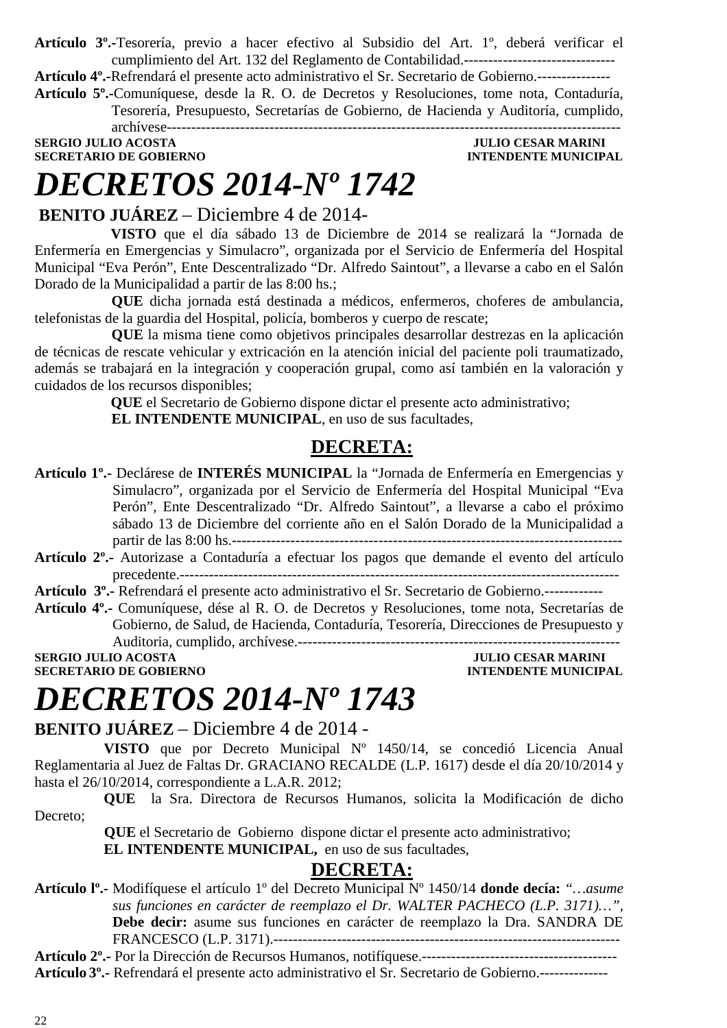**Artículo 3º.-**Tesorería, previo a hacer efectivo al Subsidio del Art. 1º, deberá verificar el cumplimiento del Art. 132 del Reglamento de Contabilidad.-------------------------------

**Artículo 4º.-**Refrendará el presente acto administrativo el Sr. Secretario de Gobierno.---------------

**Artículo 5º.-**Comuníquese, desde la R. O. de Decretos y Resoluciones, tome nota, Contaduría, Tesorería, Presupuesto, Secretarías de Gobierno, de Hacienda y Auditoría, cumplido, archívese---------------------------------------------------------------------------------------------

**SERGIO JULIO ACOSTA** — **JULIO CESAR MARINI**
**SECRETARIO DE GOBIERNO** — **INTENDENTE MUNICIPAL**

# *DECRETOS 2014-Nº 1742*

**BENITO JUÁREZ** – Diciembre 4 de 2014-

**VISTO** que el día sábado 13 de Diciembre de 2014 se realizará la "Jornada de Enfermería en Emergencias y Simulacro", organizada por el Servicio de Enfermería del Hospital Municipal "Eva Perón", Ente Descentralizado "Dr. Alfredo Saintout", a llevarse a cabo en el Salón Dorado de la Municipalidad a partir de las 8:00 hs.;

**QUE** dicha jornada está destinada a médicos, enfermeros, choferes de ambulancia, telefonistas de la guardia del Hospital, policía, bomberos y cuerpo de rescate;

**QUE** la misma tiene como objetivos principales desarrollar destrezas en la aplicación de técnicas de rescate vehicular y extricación en la atención inicial del paciente poli traumatizado, además se trabajará en la integración y cooperación grupal, como así también en la valoración y cuidados de los recursos disponibles;

**QUE** el Secretario de Gobierno dispone dictar el presente acto administrativo;

**EL INTENDENTE MUNICIPAL**, en uso de sus facultades,

## DECRETA:

**Artículo 1º.-** Declárese de **INTERÉS MUNICIPAL** la "Jornada de Enfermería en Emergencias y Simulacro", organizada por el Servicio de Enfermería del Hospital Municipal "Eva Perón", Ente Descentralizado "Dr. Alfredo Saintout", a llevarse a cabo el próximo sábado 13 de Diciembre del corriente año en el Salón Dorado de la Municipalidad a partir de las 8:00 hs.-----------------------------------------------------------------------------------

**Artículo 2º.-** Autorizase a Contaduría a efectuar los pagos que demande el evento del artículo precedente.-------------------------------------------------------------------------------------------

**Artículo 3º.-** Refrendará el presente acto administrativo el Sr. Secretario de Gobierno.------------

**Artículo 4º.-** Comuníquese, dése al R. O. de Decretos y Resoluciones, tome nota, Secretarías de Gobierno, de Salud, de Hacienda, Contaduría, Tesorería, Direcciones de Presupuesto y Auditoria, cumplido, archívese.------------------------------------------------------------------

**SERGIO JULIO ACOSTA** — **JULIO CESAR MARINI**
**SECRETARIO DE GOBIERNO** — **INTENDENTE MUNICIPAL**

# *DECRETOS 2014-Nº 1743*

**BENITO JUÁREZ** – Diciembre 4 de 2014 -

**VISTO** que por Decreto Municipal Nº 1450/14, se concedió Licencia Anual Reglamentaria al Juez de Faltas Dr. GRACIANO RECALDE (L.P. 1617) desde el día 20/10/2014 y hasta el 26/10/2014, correspondiente a L.A.R. 2012;

**QUE** la Sra. Directora de Recursos Humanos, solicita la Modificación de dicho Decreto;

**QUE** el Secretario de Gobierno dispone dictar el presente acto administrativo;

**EL INTENDENTE MUNICIPAL,** en uso de sus facultades,

## DECRETA:

**Artículo lº.-** Modifíquese el artículo 1º del Decreto Municipal Nº 1450/14 **donde decía:** *"…asume sus funciones en carácter de reemplazo el Dr. WALTER PACHECO (L.P. 3171)…"*, **Debe decir:** asume sus funciones en carácter de reemplazo la Dra. SANDRA DE FRANCESCO (L.P. 3171).---------------------------------------------------------------------

**Artículo 2º.-** Por la Dirección de Recursos Humanos, notifíquese.----------------------------------------

**Artículo 3º.-** Refrendará el presente acto administrativo el Sr. Secretario de Gobierno.--------------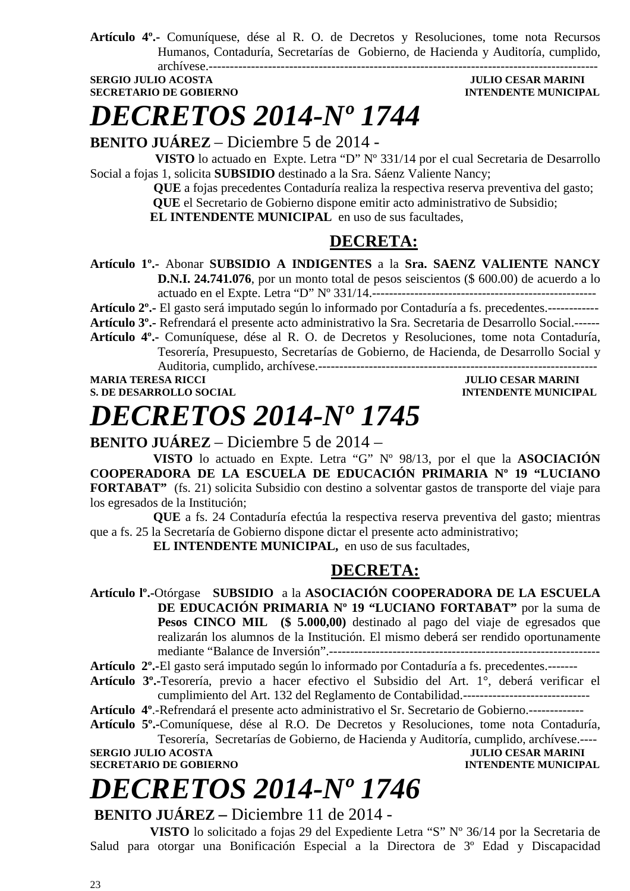**Artículo 4º.-** Comuníquese, dése al R. O. de Decretos y Resoluciones, tome nota Recursos Humanos, Contaduría, Secretarías de Gobierno, de Hacienda y Auditoría, cumplido, archívese.-----------------------------------------------------------------------------------------------

**SERGIO JULIO ACOSTA** — **JULIO CESAR MARINI**
**SECRETARIO DE GOBIERNO** — **INTENDENTE MUNICIPAL**

# *DECRETOS 2014-Nº 1744*

**BENITO JUÁREZ** – Diciembre 5 de 2014 -

**VISTO** lo actuado en Expte. Letra "D" Nº 331/14 por el cual Secretaria de Desarrollo Social a fojas 1, solicita **SUBSIDIO** destinado a la Sra. Sáenz Valiente Nancy;

**QUE** a fojas precedentes Contaduría realiza la respectiva reserva preventiva del gasto;

**QUE** el Secretario de Gobierno dispone emitir acto administrativo de Subsidio;

**EL INTENDENTE MUNICIPAL** en uso de sus facultades,

## DECRETA:

**Artículo 1º.-** Abonar **SUBSIDIO A INDIGENTES** a la **Sra. SAENZ VALIENTE NANCY D.N.I. 24.741.076**, por un monto total de pesos seiscientos ($ 600.00) de acuerdo a lo actuado en el Expte. Letra "D" Nº 331/14.----------------------------------------------------

**Artículo 2º.-** El gasto será imputado según lo informado por Contaduría a fs. precedentes.------------

**Artículo 3º.-** Refrendará el presente acto administrativo la Sra. Secretaria de Desarrollo Social.------

**Artículo 4º.-** Comuníquese, dése al R. O. de Decretos y Resoluciones, tome nota Contaduría, Tesorería, Presupuesto, Secretarías de Gobierno, de Hacienda, de Desarrollo Social y Auditoria, cumplido, archívese.------------------------------------------------------------------

**MARIA TERESA RICCI** — **JULIO CESAR MARINI**
**S. DE DESARROLLO SOCIAL** — **INTENDENTE MUNICIPAL**

# *DECRETOS 2014-Nº 1745*

**BENITO JUÁREZ** – Diciembre 5 de 2014 –

**VISTO** lo actuado en Expte. Letra "G" Nº 98/13, por el que la **ASOCIACIÓN COOPERADORA DE LA ESCUELA DE EDUCACIÓN PRIMARIA Nº 19 "LUCIANO FORTABAT"** (fs. 21) solicita Subsidio con destino a solventar gastos de transporte del viaje para los egresados de la Institución;

**QUE** a fs. 24 Contaduría efectúa la respectiva reserva preventiva del gasto; mientras que a fs. 25 la Secretaría de Gobierno dispone dictar el presente acto administrativo;

**EL INTENDENTE MUNICIPAL,** en uso de sus facultades,

## DECRETA:

**Artículo lº.-**Otórgase **SUBSIDIO** a la **ASOCIACIÓN COOPERADORA DE LA ESCUELA DE EDUCACIÓN PRIMARIA Nº 19 "LUCIANO FORTABAT"** por la suma de **Pesos CINCO MIL ($ 5.000,00)** destinado al pago del viaje de egresados que realizarán los alumnos de la Institución. El mismo deberá ser rendido oportunamente mediante "Balance de Inversión".--------------------------------------------------------------

**Artículo 2º.-**El gasto será imputado según lo informado por Contaduría a fs. precedentes.-------

**Artículo 3º.-**Tesorería, previo a hacer efectivo el Subsidio del Art. 1°, deberá verificar el cumplimiento del Art. 132 del Reglamento de Contabilidad.------------------------------

**Artículo 4º**.-Refrendará el presente acto administrativo el Sr. Secretario de Gobierno.-------------

**Artículo 5º.-**Comuníquese, dése al R.O. De Decretos y Resoluciones, tome nota Contaduría, Tesorería, Secretarías de Gobierno, de Hacienda y Auditoría, cumplido, archívese.----

**SERGIO JULIO ACOSTA** — **JULIO CESAR MARINI**
**SECRETARIO DE GOBIERNO** — **INTENDENTE MUNICIPAL**

# *DECRETOS 2014-Nº 1746*

**BENITO JUÁREZ –** Diciembre 11 de 2014 -

**VISTO** lo solicitado a fojas 29 del Expediente Letra "S" Nº 36/14 por la Secretaria de Salud para otorgar una Bonificación Especial a la Directora de 3º Edad y Discapacidad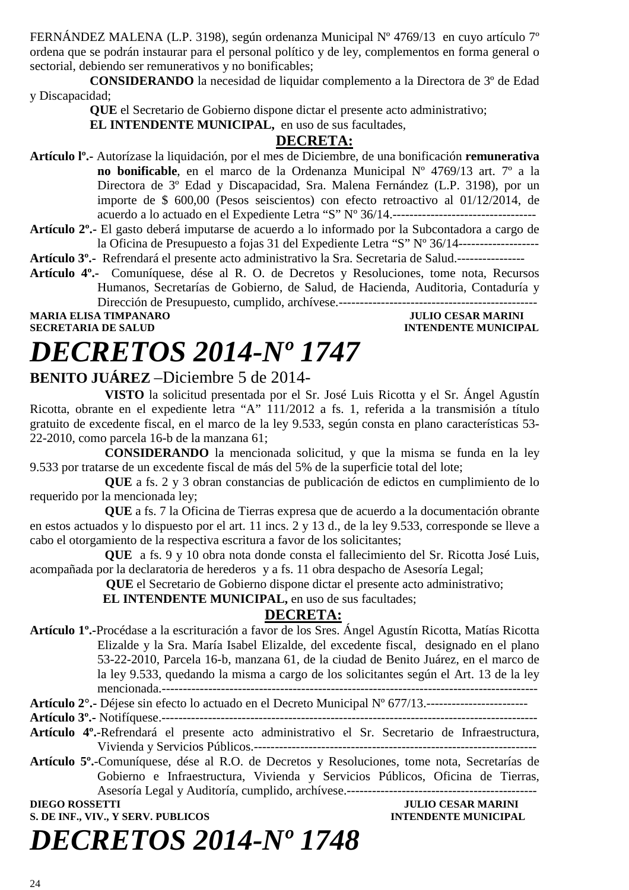FERNÁNDEZ MALENA (L.P. 3198), según ordenanza Municipal Nº 4769/13 en cuyo artículo 7º ordena que se podrán instaurar para el personal político y de ley, complementos en forma general o sectorial, debiendo ser remunerativos y no bonificables;

**CONSIDERANDO** la necesidad de liquidar complemento a la Directora de 3º de Edad y Discapacidad;

**QUE** el Secretario de Gobierno dispone dictar el presente acto administrativo;

**EL INTENDENTE MUNICIPAL,** en uso de sus facultades,

**DECRETA:**

**Artículo lº.-** Autorízase la liquidación, por el mes de Diciembre, de una bonificación **remunerativa no bonificable**, en el marco de la Ordenanza Municipal Nº 4769/13 art. 7º a la Directora de 3º Edad y Discapacidad, Sra. Malena Fernández (L.P. 3198), por un importe de $ 600,00 (Pesos seiscientos) con efecto retroactivo al 01/12/2014, de acuerdo a lo actuado en el Expediente Letra "S" Nº 36/14.----------------------------------

**Artículo 2º.-** El gasto deberá imputarse de acuerdo a lo informado por la Subcontadora a cargo de la Oficina de Presupuesto a fojas 31 del Expediente Letra "S" Nº 36/14-------------------

**Artículo 3º.-** Refrendará el presente acto administrativo la Sra. Secretaria de Salud.----------------

**Artículo 4º.-** Comuníquese, dése al R. O. de Decretos y Resoluciones, tome nota, Recursos Humanos, Secretarías de Gobierno, de Salud, de Hacienda, Auditoria, Contaduría y Dirección de Presupuesto, cumplido, archívese.-----------------------------------------------

**MARIA ELISA TIMPANARO** — **JULIO CESAR MARINI**
**SECRETARIA DE SALUD** — **INTENDENTE MUNICIPAL**

# *DECRETOS 2014-Nº 1747*

**BENITO JUÁREZ** –Diciembre 5 de 2014-

**VISTO** la solicitud presentada por el Sr. José Luis Ricotta y el Sr. Ángel Agustín Ricotta, obrante en el expediente letra "A" 111/2012 a fs. 1, referida a la transmisión a título gratuito de excedente fiscal, en el marco de la ley 9.533, según consta en plano características 53-22-2010, como parcela 16-b de la manzana 61;

**CONSIDERANDO** la mencionada solicitud, y que la misma se funda en la ley 9.533 por tratarse de un excedente fiscal de más del 5% de la superficie total del lote;

**QUE** a fs. 2 y 3 obran constancias de publicación de edictos en cumplimiento de lo requerido por la mencionada ley;

**QUE** a fs. 7 la Oficina de Tierras expresa que de acuerdo a la documentación obrante en estos actuados y lo dispuesto por el art. 11 incs. 2 y 13 d., de la ley 9.533, corresponde se lleve a cabo el otorgamiento de la respectiva escritura a favor de los solicitantes;

**QUE** a fs. 9 y 10 obra nota donde consta el fallecimiento del Sr. Ricotta José Luis, acompañada por la declaratoria de herederos y a fs. 11 obra despacho de Asesoría Legal;

**QUE** el Secretario de Gobierno dispone dictar el presente acto administrativo;

**EL INTENDENTE MUNICIPAL,** en uso de sus facultades;

**DECRETA:**

**Artículo 1º.-**Procédase a la escrituración a favor de los Sres. Ángel Agustín Ricotta, Matías Ricotta Elizalde y la Sra. María Isabel Elizalde, del excedente fiscal, designado en el plano 53-22-2010, Parcela 16-b, manzana 61, de la ciudad de Benito Juárez, en el marco de la ley 9.533, quedando la misma a cargo de los solicitantes según el Art. 13 de la ley mencionada.-----------------------------------------------------------------------------------------

**Artículo 2°.-** Déjese sin efecto lo actuado en el Decreto Municipal Nº 677/13.------------------------

**Artículo 3º.-** Notifíquese.---------------------------------------------------------------------------------------

**Artículo 4º.-**Refrendará el presente acto administrativo el Sr. Secretario de Infraestructura, Vivienda y Servicios Públicos.------------------------------------------------------------------

**Artículo 5º.-**Comuníquese, dése al R.O. de Decretos y Resoluciones, tome nota, Secretarías de Gobierno e Infraestructura, Vivienda y Servicios Públicos, Oficina de Tierras, Asesoría Legal y Auditoría, cumplido, archívese.---------------------------------------------

**DIEGO ROSSETTI** — **JULIO CESAR MARINI**
**S. DE INF., VIV., Y SERV. PUBLICOS** — **INTENDENTE MUNICIPAL**

# *DECRETOS 2014-Nº 1748*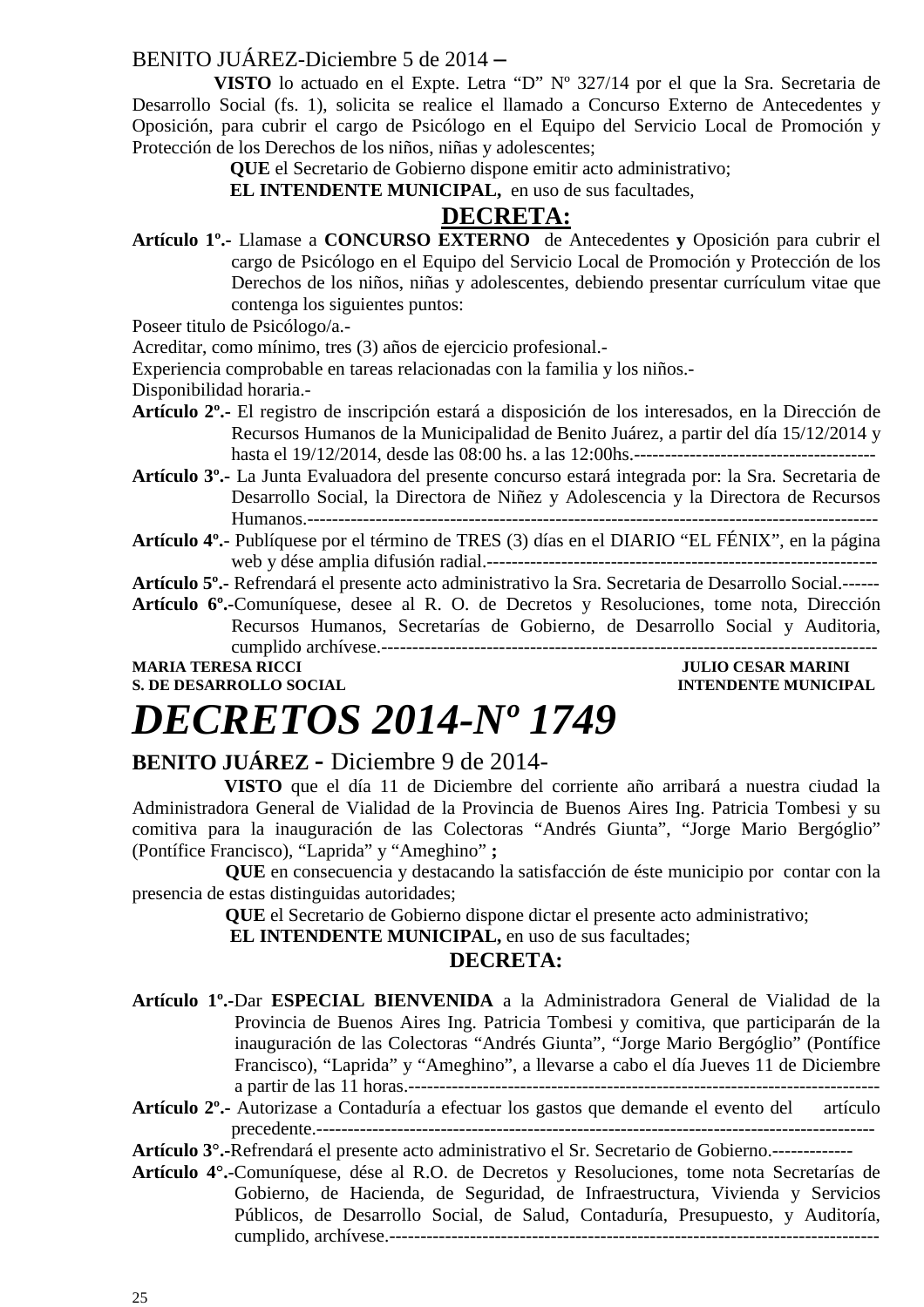BENITO JUÁREZ-Diciembre 5 de 2014 –

**VISTO** lo actuado en el Expte. Letra “D” Nº 327/14 por el que la Sra. Secretaria de Desarrollo Social (fs. 1), solicita se realice el llamado a Concurso Externo de Antecedentes y Oposición, para cubrir el cargo de Psicólogo en el Equipo del Servicio Local de Promoción y Protección de los Derechos de los niños, niñas y adolescentes;

**QUE** el Secretario de Gobierno dispone emitir acto administrativo;

**EL INTENDENTE MUNICIPAL,** en uso de sus facultades,

## DECRETA:

**Artículo 1º.-** Llamase a **CONCURSO EXTERNO** de Antecedentes **y** Oposición para cubrir el cargo de Psicólogo en el Equipo del Servicio Local de Promoción y Protección de los Derechos de los niños, niñas y adolescentes, debiendo presentar currículum vitae que contenga los siguientes puntos:

Poseer titulo de Psicólogo/a.-

Acreditar, como mínimo, tres (3) años de ejercicio profesional.-

Experiencia comprobable en tareas relacionadas con la familia y los niños.-

Disponibilidad horaria.-

**Artículo 2º.-** El registro de inscripción estará a disposición de los interesados, en la Dirección de Recursos Humanos de la Municipalidad de Benito Juárez, a partir del día 15/12/2014 y hasta el 19/12/2014, desde las 08:00 hs. a las 12:00hs.--------------------------------------

**Artículo 3º.-** La Junta Evaluadora del presente concurso estará integrada por: la Sra. Secretaria de Desarrollo Social, la Directora de Niñez y Adolescencia y la Directora de Recursos Humanos.------------------------------------------------------------------------------------------

**Artículo 4º.-** Publíquese por el término de TRES (3) días en el DIARIO “EL FÉNIX”, en la página web y dése amplia difusión radial.---------------------------------------------------------------

**Artículo 5º.-** Refrendará el presente acto administrativo la Sra. Secretaria de Desarrollo Social.------

**Artículo 6º.-**Comuníquese, desee al R. O. de Decretos y Resoluciones, tome nota, Dirección Recursos Humanos, Secretarías de Gobierno, de Desarrollo Social y Auditoria, cumplido archívese.--------------------------------------------------------------------------------

**MARIA TERESA RICCI** — **S. DE DESARROLLO SOCIAL**

**JULIO CESAR MARINI** — **INTENDENTE MUNICIPAL**

# *DECRETOS 2014-Nº 1749*

**BENITO JUÁREZ** - Diciembre 9 de 2014-

**VISTO** que el día 11 de Diciembre del corriente año arribará a nuestra ciudad la Administradora General de Vialidad de la Provincia de Buenos Aires Ing. Patricia Tombesi y su comitiva para la inauguración de las Colectoras “Andrés Giunta”, “Jorge Mario Bergóglio” (Pontífice Francisco), “Laprida” y “Ameghino” **;**

**QUE** en consecuencia y destacando la satisfacción de éste municipio por contar con la presencia de estas distinguidas autoridades;

**QUE** el Secretario de Gobierno dispone dictar el presente acto administrativo;

**EL INTENDENTE MUNICIPAL,** en uso de sus facultades;

## DECRETA:

**Artículo 1º.-**Dar **ESPECIAL BIENVENIDA** a la Administradora General de Vialidad de la Provincia de Buenos Aires Ing. Patricia Tombesi y comitiva, que participarán de la inauguración de las Colectoras “Andrés Giunta”, “Jorge Mario Bergóglio” (Pontífice Francisco), “Laprida” y “Ameghino”, a llevarse a cabo el día Jueves 11 de Diciembre a partir de las 11 horas.-------------------------------------------------------------------------

**Artículo 2º.-** Autorizase a Contaduría a efectuar los gastos que demande el evento del artículo precedente.-----------------------------------------------------------------------------------------

**Artículo 3°.-**Refrendará el presente acto administrativo el Sr. Secretario de Gobierno.-------------

**Artículo 4°.-**Comuníquese, dése al R.O. de Decretos y Resoluciones, tome nota Secretarías de Gobierno, de Hacienda, de Seguridad, de Infraestructura, Vivienda y Servicios Públicos, de Desarrollo Social, de Salud, Contaduría, Presupuesto, y Auditoría, cumplido, archívese.---------------------------------------------------------------------------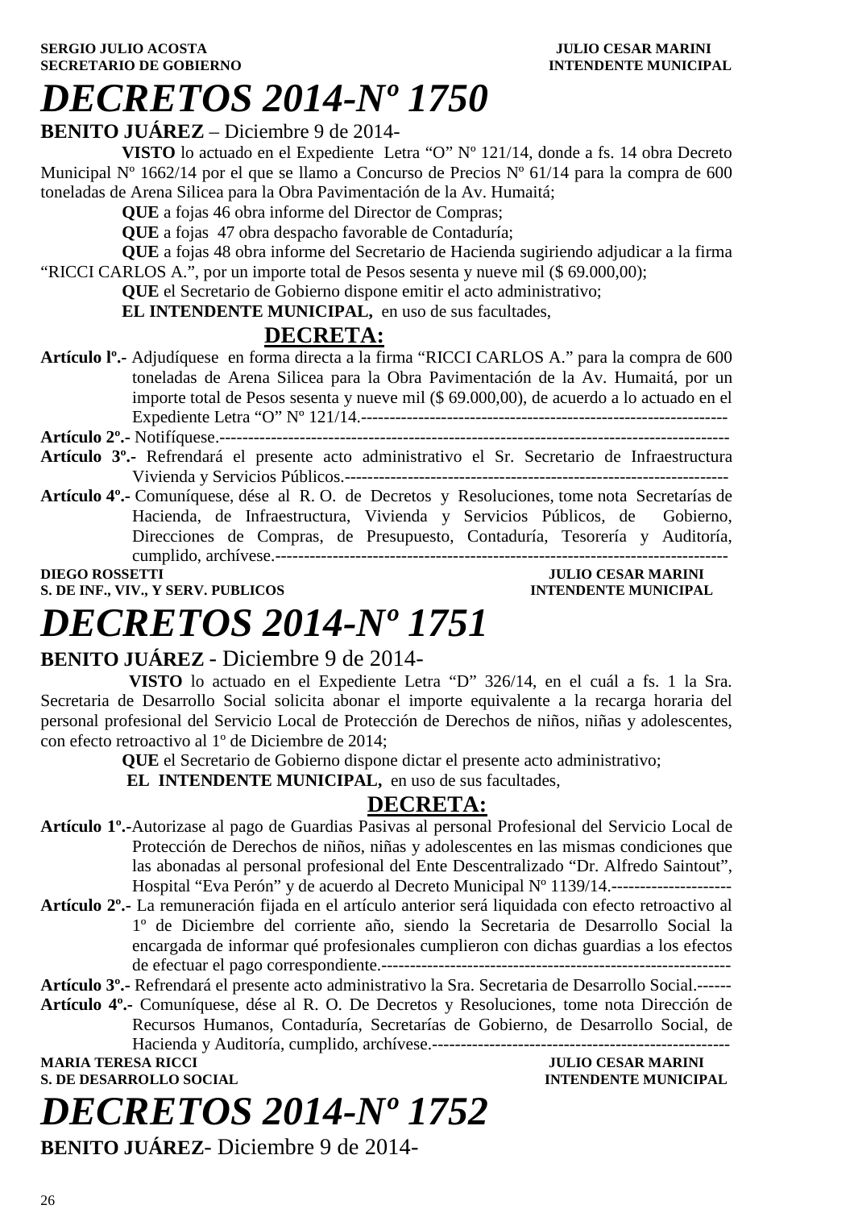**SERGIO JULIO ACOSTA** **JULIO CESAR MARINI**
**SECRETARIO DE GOBIERNO** **INTENDENTE MUNICIPAL**

# *DECRETOS 2014-Nº 1750*

**BENITO JUÁREZ** – Diciembre 9 de 2014-

**VISTO** lo actuado en el Expediente Letra "O" Nº 121/14, donde a fs. 14 obra Decreto Municipal Nº 1662/14 por el que se llamo a Concurso de Precios Nº 61/14 para la compra de 600 toneladas de Arena Silicea para la Obra Pavimentación de la Av. Humaitá;

**QUE** a fojas 46 obra informe del Director de Compras;

**QUE** a fojas 47 obra despacho favorable de Contaduría;

**QUE** a fojas 48 obra informe del Secretario de Hacienda sugiriendo adjudicar a la firma "RICCI CARLOS A.", por un importe total de Pesos sesenta y nueve mil ($ 69.000,00);

**QUE** el Secretario de Gobierno dispone emitir el acto administrativo;

**EL INTENDENTE MUNICIPAL,** en uso de sus facultades,

**DECRETA:**

**Artículo lº.-** Adjudíquese en forma directa a la firma "RICCI CARLOS A." para la compra de 600 toneladas de Arena Silicea para la Obra Pavimentación de la Av. Humaitá, por un importe total de Pesos sesenta y nueve mil ($ 69.000,00), de acuerdo a lo actuado en el Expediente Letra "O" Nº 121/14.-----------------------------------------------------------------

**Artículo 2º.-** Notifíquese.------------------------------------------------------------------------------------------

**Artículo 3º.-** Refrendará el presente acto administrativo el Sr. Secretario de Infraestructura Vivienda y Servicios Públicos.---------------------------------------------------------------------

**Artículo 4º.-** Comuníquese, dése al R. O. de Decretos y Resoluciones, tome nota Secretarías de Hacienda, de Infraestructura, Vivienda y Servicios Públicos, de Gobierno, Direcciones de Compras, de Presupuesto, Contaduría, Tesorería y Auditoría, cumplido, archívese.--------------------------------------------------------------------------------

**DIEGO ROSSETTI** **JULIO CESAR MARINI**
**S. DE INF., VIV., Y SERV. PUBLICOS** **INTENDENTE MUNICIPAL**

# *DECRETOS 2014-Nº 1751*

**BENITO JUÁREZ** - Diciembre 9 de 2014-

**VISTO** lo actuado en el Expediente Letra "D" 326/14, en el cuál a fs. 1 la Sra. Secretaria de Desarrollo Social solicita abonar el importe equivalente a la recarga horaria del personal profesional del Servicio Local de Protección de Derechos de niños, niñas y adolescentes, con efecto retroactivo al 1º de Diciembre de 2014;

**QUE** el Secretario de Gobierno dispone dictar el presente acto administrativo;

**EL INTENDENTE MUNICIPAL,** en uso de sus facultades,

**DECRETA:**

**Artículo 1º.-**Autorizase al pago de Guardias Pasivas al personal Profesional del Servicio Local de Protección de Derechos de niños, niñas y adolescentes en las mismas condiciones que las abonadas al personal profesional del Ente Descentralizado "Dr. Alfredo Saintout", Hospital "Eva Perón" y de acuerdo al Decreto Municipal Nº 1139/14.---------------------

**Artículo 2º.-** La remuneración fijada en el artículo anterior será liquidada con efecto retroactivo al 1º de Diciembre del corriente año, siendo la Secretaria de Desarrollo Social la encargada de informar qué profesionales cumplieron con dichas guardias a los efectos de efectuar el pago correspondiente.-------------------------------------------------------------

**Artículo 3º.-** Refrendará el presente acto administrativo la Sra. Secretaria de Desarrollo Social.------

**Artículo 4º.-** Comuníquese, dése al R. O. De Decretos y Resoluciones, tome nota Dirección de Recursos Humanos, Contaduría, Secretarías de Gobierno, de Desarrollo Social, de Hacienda y Auditoría, cumplido, archívese.-----------------------------------------------------

**MARIA TERESA RICCI** **JULIO CESAR MARINI**
**S. DE DESARROLLO SOCIAL** **INTENDENTE MUNICIPAL**

# *DECRETOS 2014-Nº 1752*

**BENITO JUÁREZ**- Diciembre 9 de 2014-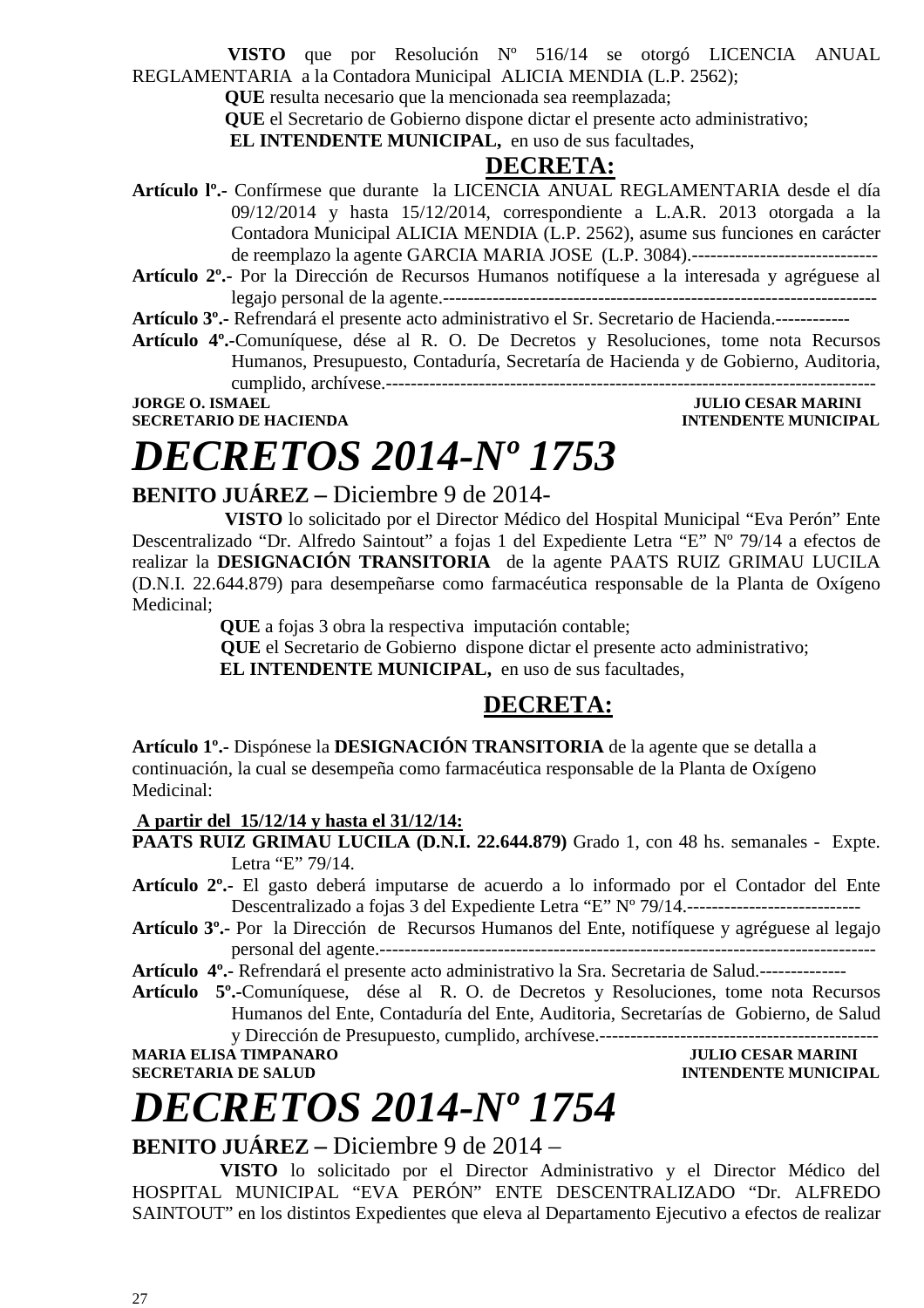**VISTO** que por Resolución Nº 516/14 se otorgó LICENCIA ANUAL REGLAMENTARIA a la Contadora Municipal ALICIA MENDIA (L.P. 2562);

**QUE** resulta necesario que la mencionada sea reemplazada;

**QUE** el Secretario de Gobierno dispone dictar el presente acto administrativo;

**EL INTENDENTE MUNICIPAL,** en uso de sus facultades,

**DECRETA:**

**Artículo lº.-** Confírmese que durante la LICENCIA ANUAL REGLAMENTARIA desde el día 09/12/2014 y hasta 15/12/2014, correspondiente a L.A.R. 2013 otorgada a la Contadora Municipal ALICIA MENDIA (L.P. 2562), asume sus funciones en carácter de reemplazo la agente GARCIA MARIA JOSE (L.P. 3084).-------------------------------

**Artículo 2º.-** Por la Dirección de Recursos Humanos notifíquese a la interesada y agréguese al legajo personal de la agente.-----------------------------------------------------------------

**Artículo 3º.-** Refrendará el presente acto administrativo el Sr. Secretario de Hacienda.------------

**Artículo 4º.-**Comuníquese, dése al R. O. De Decretos y Resoluciones, tome nota Recursos Humanos, Presupuesto, Contaduría, Secretaría de Hacienda y de Gobierno, Auditoria, cumplido, archívese.--------------------------------------------------------------------------------

**JORGE O. ISMAEL** — **SECRETARIO DE HACIENDA**
**JULIO CESAR MARINI** — **INTENDENTE MUNICIPAL**

# *DECRETOS 2014-Nº 1753*

**BENITO JUÁREZ –** Diciembre 9 de 2014-

**VISTO** lo solicitado por el Director Médico del Hospital Municipal "Eva Perón" Ente Descentralizado "Dr. Alfredo Saintout" a fojas 1 del Expediente Letra "E" Nº 79/14 a efectos de realizar la **DESIGNACIÓN TRANSITORIA** de la agente PAATS RUIZ GRIMAU LUCILA (D.N.I. 22.644.879) para desempeñarse como farmacéutica responsable de la Planta de Oxígeno Medicinal;

**QUE** a fojas 3 obra la respectiva imputación contable;

**QUE** el Secretario de Gobierno dispone dictar el presente acto administrativo;

**EL INTENDENTE MUNICIPAL,** en uso de sus facultades,

**DECRETA:**

**Artículo 1º.-** Dispónese la **DESIGNACIÓN TRANSITORIA** de la agente que se detalla a continuación, la cual se desempeña como farmacéutica responsable de la Planta de Oxígeno Medicinal:

**A partir del 15/12/14 y hasta el 31/12/14:**

**PAATS RUIZ GRIMAU LUCILA (D.N.I. 22.644.879)** Grado 1, con 48 hs. semanales - Expte. Letra "E" 79/14.

**Artículo 2º.-** El gasto deberá imputarse de acuerdo a lo informado por el Contador del Ente Descentralizado a fojas 3 del Expediente Letra "E" Nº 79/14.----------------------------

**Artículo 3º.-** Por la Dirección de Recursos Humanos del Ente, notifíquese y agréguese al legajo personal del agente.--------------------------------------------------------------------------------

**Artículo 4º.-** Refrendará el presente acto administrativo la Sra. Secretaria de Salud.--------------

**Artículo 5º.-**Comuníquese, dése al R. O. de Decretos y Resoluciones, tome nota Recursos Humanos del Ente, Contaduría del Ente, Auditoria, Secretarías de Gobierno, de Salud y Dirección de Presupuesto, cumplido, archívese.---------------------------------------------

**MARIA ELISA TIMPANARO** — **SECRETARIA DE SALUD**
**JULIO CESAR MARINI** — **INTENDENTE MUNICIPAL**

# *DECRETOS 2014-Nº 1754*

**BENITO JUÁREZ –** Diciembre 9 de 2014 –

**VISTO** lo solicitado por el Director Administrativo y el Director Médico del HOSPITAL MUNICIPAL "EVA PERÓN" ENTE DESCENTRALIZADO "Dr. ALFREDO SAINTOUT" en los distintos Expedientes que eleva al Departamento Ejecutivo a efectos de realizar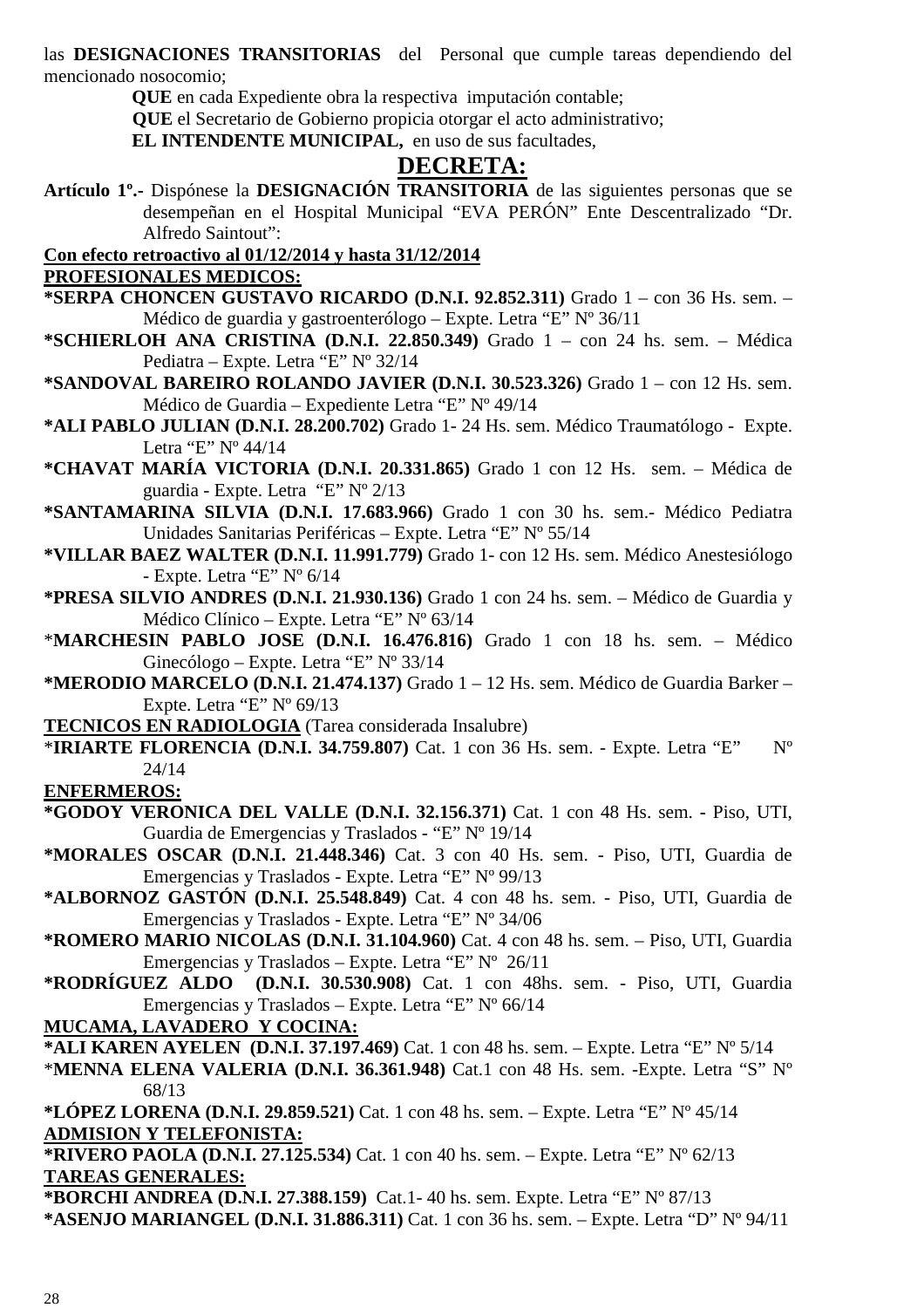las **DESIGNACIONES TRANSITORIAS** del Personal que cumple tareas dependiendo del mencionado nosocomio;

**QUE** en cada Expediente obra la respectiva imputación contable;

**QUE** el Secretario de Gobierno propicia otorgar el acto administrativo;

**EL INTENDENTE MUNICIPAL,** en uso de sus facultades,

## DECRETA:

**Artículo 1º.-** Dispónese la **DESIGNACIÓN TRANSITORIA** de las siguientes personas que se desempeñan en el Hospital Municipal "EVA PERÓN" Ente Descentralizado "Dr. Alfredo Saintout":

**Con efecto retroactivo al 01/12/2014 y hasta 31/12/2014**

**PROFESIONALES MEDICOS:**

**\*SERPA CHONCEN GUSTAVO RICARDO (D.N.I. 92.852.311)** Grado 1 – con 36 Hs. sem. – Médico de guardia y gastroenterólogo – Expte. Letra "E" Nº 36/11

**\*SCHIERLOH ANA CRISTINA (D.N.I. 22.850.349)** Grado 1 – con 24 hs. sem. – Médica Pediatra – Expte. Letra "E" Nº 32/14

**\*SANDOVAL BAREIRO ROLANDO JAVIER (D.N.I. 30.523.326)** Grado 1 – con 12 Hs. sem. Médico de Guardia – Expediente Letra "E" Nº 49/14

**\*ALI PABLO JULIAN (D.N.I. 28.200.702)** Grado 1- 24 Hs. sem. Médico Traumatólogo - Expte. Letra "E" Nº 44/14

**\*CHAVAT MARÍA VICTORIA (D.N.I. 20.331.865)** Grado 1 con 12 Hs. sem. – Médica de guardia - Expte. Letra "E" Nº 2/13

**\*SANTAMARINA SILVIA (D.N.I. 17.683.966)** Grado 1 con 30 hs. sem.- Médico Pediatra Unidades Sanitarias Periféricas – Expte. Letra "E" Nº 55/14

**\*VILLAR BAEZ WALTER (D.N.I. 11.991.779)** Grado 1- con 12 Hs. sem. Médico Anestesiólogo - Expte. Letra "E" Nº 6/14

**\*PRESA SILVIO ANDRES (D.N.I. 21.930.136)** Grado 1 con 24 hs. sem. – Médico de Guardia y Médico Clínico – Expte. Letra "E" Nº 63/14

\***MARCHESIN PABLO JOSE (D.N.I. 16.476.816)** Grado 1 con 18 hs. sem. – Médico Ginecólogo – Expte. Letra "E" Nº 33/14

**\*MERODIO MARCELO (D.N.I. 21.474.137)** Grado 1 – 12 Hs. sem. Médico de Guardia Barker – Expte. Letra "E" Nº 69/13

**TECNICOS EN RADIOLOGIA** (Tarea considerada Insalubre)

\***IRIARTE FLORENCIA (D.N.I. 34.759.807)** Cat. 1 con 36 Hs. sem. - Expte. Letra "E" Nº 24/14

**ENFERMEROS:**

**\*GODOY VERONICA DEL VALLE (D.N.I. 32.156.371)** Cat. 1 con 48 Hs. sem. **-** Piso, UTI, Guardia de Emergencias y Traslados - "E" Nº 19/14

**\*MORALES OSCAR (D.N.I. 21.448.346)** Cat. 3 con 40 Hs. sem. - Piso, UTI, Guardia de Emergencias y Traslados - Expte. Letra "E" Nº 99/13

**\*ALBORNOZ GASTÓN (D.N.I. 25.548.849)** Cat. 4 con 48 hs. sem. - Piso, UTI, Guardia de Emergencias y Traslados - Expte. Letra "E" Nº 34/06

**\*ROMERO MARIO NICOLAS (D.N.I. 31.104.960)** Cat. 4 con 48 hs. sem. – Piso, UTI, Guardia Emergencias y Traslados – Expte. Letra "E" Nº 26/11

**\*RODRÍGUEZ ALDO (D.N.I. 30.530.908)** Cat. 1 con 48hs. sem. - Piso, UTI, Guardia Emergencias y Traslados – Expte. Letra "E" Nº 66/14

**MUCAMA, LAVADERO Y COCINA:**

**\*ALI KAREN AYELEN (D.N.I. 37.197.469)** Cat. 1 con 48 hs. sem. – Expte. Letra "E" Nº 5/14

\***MENNA ELENA VALERIA (D.N.I. 36.361.948)** Cat.1 con 48 Hs. sem. -Expte. Letra "S" Nº 68/13

**\*LÓPEZ LORENA (D.N.I. 29.859.521)** Cat. 1 con 48 hs. sem. – Expte. Letra "E" Nº 45/14

**ADMISION Y TELEFONISTA:**

**\*RIVERO PAOLA (D.N.I. 27.125.534)** Cat. 1 con 40 hs. sem. – Expte. Letra "E" Nº 62/13

**TAREAS GENERALES:**

**\*BORCHI ANDREA (D.N.I. 27.388.159)** Cat.1- 40 hs. sem. Expte. Letra "E" Nº 87/13

**\*ASENJO MARIANGEL (D.N.I. 31.886.311)** Cat. 1 con 36 hs. sem. – Expte. Letra "D" Nº 94/11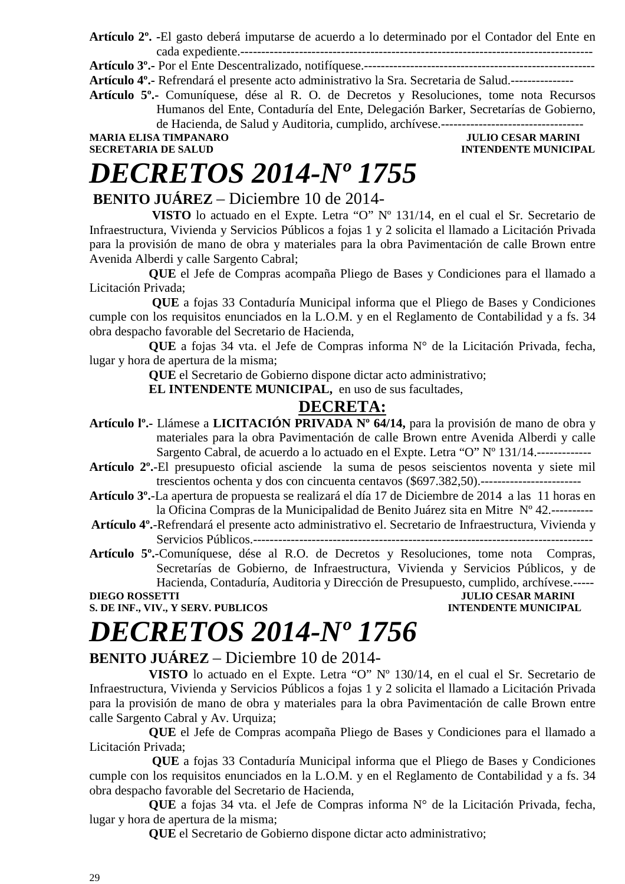**Artículo 2º.** -El gasto deberá imputarse de acuerdo a lo determinado por el Contador del Ente en cada expediente.-----------------------------------------------------------------------------------------

**Artículo 3º.-** Por el Ente Descentralizado, notifíquese.-------------------------------------------------------

**Artículo 4º.-** Refrendará el presente acto administrativo la Sra. Secretaria de Salud.---------------

**Artículo 5º.-** Comuníquese, dése al R. O. de Decretos y Resoluciones, tome nota Recursos Humanos del Ente, Contaduría del Ente, Delegación Barker, Secretarías de Gobierno, de Hacienda, de Salud y Auditoria, cumplido, archívese.----------------------------------

**MARIA ELISA TIMPANARO** **JULIO CESAR MARINI**
**SECRETARIA DE SALUD** **INTENDENTE MUNICIPAL**

# *DECRETOS 2014-Nº 1755*

**BENITO JUÁREZ** – Diciembre 10 de 2014-

**VISTO** lo actuado en el Expte. Letra "O" Nº 131/14, en el cual el Sr. Secretario de Infraestructura, Vivienda y Servicios Públicos a fojas 1 y 2 solicita el llamado a Licitación Privada para la provisión de mano de obra y materiales para la obra Pavimentación de calle Brown entre Avenida Alberdi y calle Sargento Cabral;

**QUE** el Jefe de Compras acompaña Pliego de Bases y Condiciones para el llamado a Licitación Privada;

**QUE** a fojas 33 Contaduría Municipal informa que el Pliego de Bases y Condiciones cumple con los requisitos enunciados en la L.O.M. y en el Reglamento de Contabilidad y a fs. 34 obra despacho favorable del Secretario de Hacienda,

**QUE** a fojas 34 vta. el Jefe de Compras informa N° de la Licitación Privada, fecha, lugar y hora de apertura de la misma;

**QUE** el Secretario de Gobierno dispone dictar acto administrativo;

**EL INTENDENTE MUNICIPAL,** en uso de sus facultades,

**DECRETA:**

**Artículo lº.-** Llámese a **LICITACIÓN PRIVADA Nº 64/14,** para la provisión de mano de obra y materiales para la obra Pavimentación de calle Brown entre Avenida Alberdi y calle Sargento Cabral, de acuerdo a lo actuado en el Expte. Letra "O" Nº 131/14.-------------

**Artículo 2º.-**El presupuesto oficial asciende la suma de pesos seiscientos noventa y siete mil trescientos ochenta y dos con cincuenta centavos ($697.382,50).------------------------

**Artículo 3º.-**La apertura de propuesta se realizará el día 17 de Diciembre de 2014 a las 11 horas en la Oficina Compras de la Municipalidad de Benito Juárez sita en Mitre Nº 42.----------

**Artículo 4º.-**Refrendará el presente acto administrativo el. Secretario de Infraestructura, Vivienda y Servicios Públicos.------------------------------------------------------------------------------

**Artículo 5º.-**Comuníquese, dése al R.O. de Decretos y Resoluciones, tome nota Compras, Secretarías de Gobierno, de Infraestructura, Vivienda y Servicios Públicos, y de Hacienda, Contaduría, Auditoria y Dirección de Presupuesto, cumplido, archívese.-----

**DIEGO ROSSETTI** **JULIO CESAR MARINI**
**S. DE INF., VIV., Y SERV. PUBLICOS** **INTENDENTE MUNICIPAL**

# *DECRETOS 2014-Nº 1756*

**BENITO JUÁREZ** – Diciembre 10 de 2014-

**VISTO** lo actuado en el Expte. Letra "O" Nº 130/14, en el cual el Sr. Secretario de Infraestructura, Vivienda y Servicios Públicos a fojas 1 y 2 solicita el llamado a Licitación Privada para la provisión de mano de obra y materiales para la obra Pavimentación de calle Brown entre calle Sargento Cabral y Av. Urquiza;

**QUE** el Jefe de Compras acompaña Pliego de Bases y Condiciones para el llamado a Licitación Privada;

**QUE** a fojas 33 Contaduría Municipal informa que el Pliego de Bases y Condiciones cumple con los requisitos enunciados en la L.O.M. y en el Reglamento de Contabilidad y a fs. 34 obra despacho favorable del Secretario de Hacienda,

**QUE** a fojas 34 vta. el Jefe de Compras informa N° de la Licitación Privada, fecha, lugar y hora de apertura de la misma;

**QUE** el Secretario de Gobierno dispone dictar acto administrativo;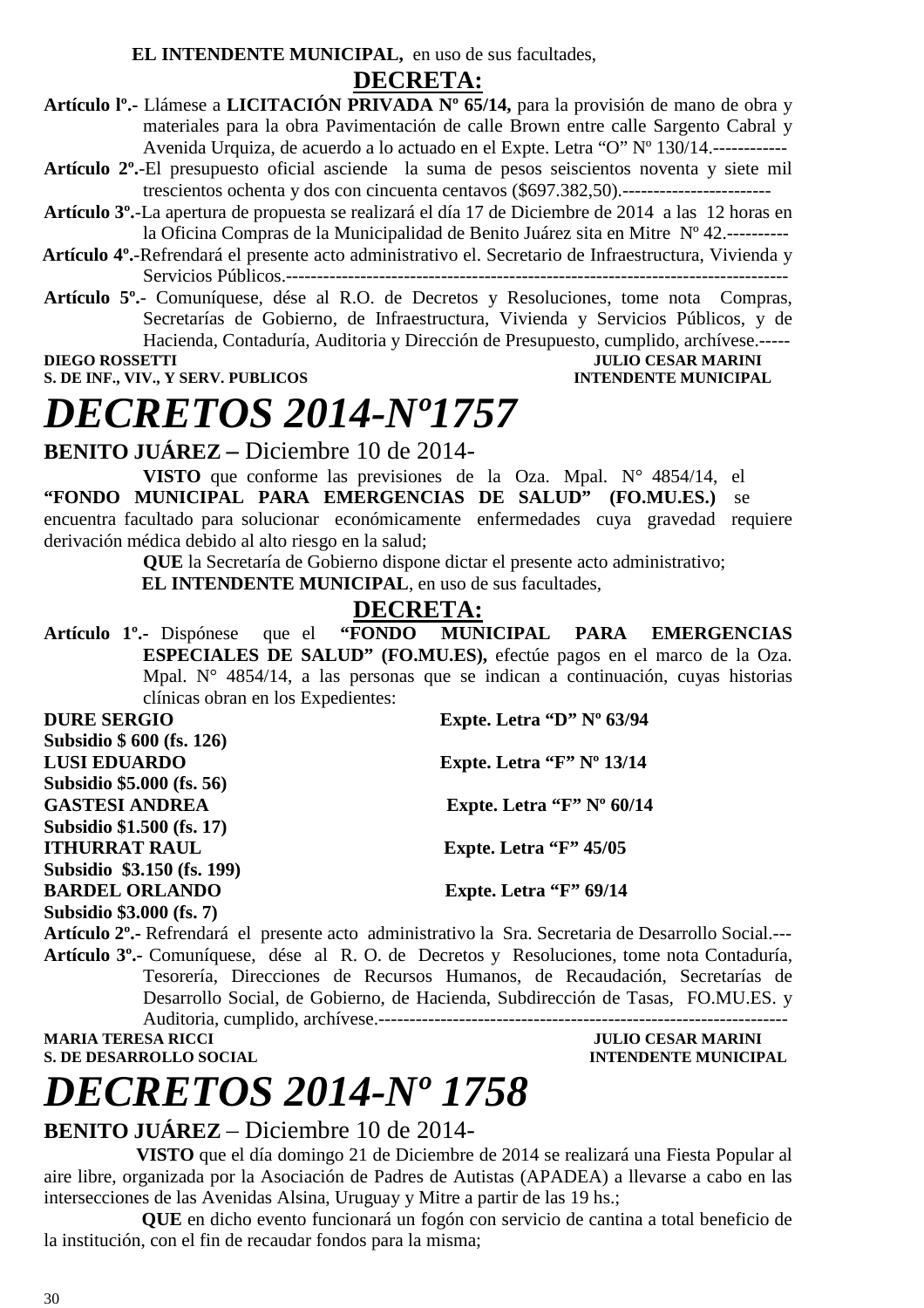**EL INTENDENTE MUNICIPAL,** en uso de sus facultades,

**DECRETA:**

**Artículo lº.-** Llámese a **LICITACIÓN PRIVADA Nº 65/14,** para la provisión de mano de obra y materiales para la obra Pavimentación de calle Brown entre calle Sargento Cabral y Avenida Urquiza, de acuerdo a lo actuado en el Expte. Letra "O" Nº 130/14.------------

**Artículo 2º.-**El presupuesto oficial asciende la suma de pesos seiscientos noventa y siete mil trescientos ochenta y dos con cincuenta centavos ($697.382,50).------------------------

**Artículo 3º.-**La apertura de propuesta se realizará el día 17 de Diciembre de 2014 a las 12 horas en la Oficina Compras de la Municipalidad de Benito Juárez sita en Mitre Nº 42.----------

**Artículo 4º.-**Refrendará el presente acto administrativo el. Secretario de Infraestructura, Vivienda y Servicios Públicos.---------------------------------------------------------------------------------

**Artículo 5º.-** Comuníquese, dése al R.O. de Decretos y Resoluciones, tome nota Compras, Secretarías de Gobierno, de Infraestructura, Vivienda y Servicios Públicos, y de Hacienda, Contaduría, Auditoria y Dirección de Presupuesto, cumplido, archívese.-----

**DIEGO ROSSETTI** — **JULIO CESAR MARINI**
**S. DE INF., VIV., Y SERV. PUBLICOS** — **INTENDENTE MUNICIPAL**

# *DECRETOS 2014-Nº1757*

**BENITO JUÁREZ –** Diciembre 10 de 2014-

**VISTO** que conforme las previsiones de la Oza. Mpal. N° 4854/14, el **"FONDO MUNICIPAL PARA EMERGENCIAS DE SALUD" (FO.MU.ES.)** se encuentra facultado para solucionar económicamente enfermedades cuya gravedad requiere derivación médica debido al alto riesgo en la salud;

**QUE** la Secretaría de Gobierno dispone dictar el presente acto administrativo;

**EL INTENDENTE MUNICIPAL**, en uso de sus facultades,

**DECRETA:**

**Artículo 1º.-** Dispónese que el **"FONDO MUNICIPAL PARA EMERGENCIAS ESPECIALES DE SALUD" (FO.MU.ES),** efectúe pagos en el marco de la Oza. Mpal. N° 4854/14, a las personas que se indican a continuación, cuyas historias clínicas obran en los Expedientes:

**DURE SERGIO** — **Expte. Letra "D" Nº 63/94**
**Subsidio $ 600 (fs. 126)**
**LUSI EDUARDO** — **Expte. Letra "F" Nº 13/14**
**Subsidio $5.000 (fs. 56)**
**GASTESI ANDREA** — **Expte. Letra "F" Nº 60/14**
**Subsidio $1.500 (fs. 17)**
**ITHURRAT RAUL** — **Expte. Letra "F" 45/05**
**Subsidio $3.150 (fs. 199)**
**BARDEL ORLANDO** — **Expte. Letra "F" 69/14**
**Subsidio $3.000 (fs. 7)**

**Artículo 2º.-** Refrendará el presente acto administrativo la Sra. Secretaria de Desarrollo Social.---

**Artículo 3º.-** Comuníquese, dése al R. O. de Decretos y Resoluciones, tome nota Contaduría, Tesorería, Direcciones de Recursos Humanos, de Recaudación, Secretarías de Desarrollo Social, de Gobierno, de Hacienda, Subdirección de Tasas, FO.MU.ES. y Auditoria, cumplido, archívese.------------------------------------------------------------------

**MARIA TERESA RICCI** — **JULIO CESAR MARINI**
**S. DE DESARROLLO SOCIAL** — **INTENDENTE MUNICIPAL**

# *DECRETOS 2014-Nº 1758*

**BENITO JUÁREZ** – Diciembre 10 de 2014-

**VISTO** que el día domingo 21 de Diciembre de 2014 se realizará una Fiesta Popular al aire libre, organizada por la Asociación de Padres de Autistas (APADEA) a llevarse a cabo en las intersecciones de las Avenidas Alsina, Uruguay y Mitre a partir de las 19 hs.;

**QUE** en dicho evento funcionará un fogón con servicio de cantina a total beneficio de la institución, con el fin de recaudar fondos para la misma;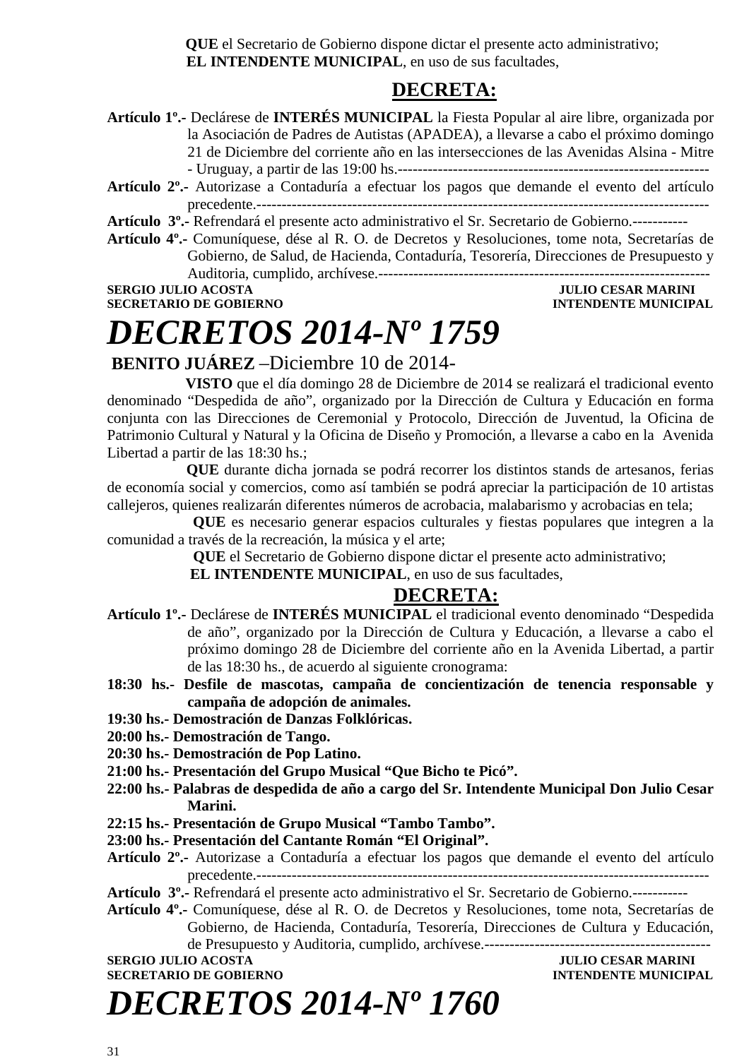**QUE** el Secretario de Gobierno dispone dictar el presente acto administrativo;
**EL INTENDENTE MUNICIPAL**, en uso de sus facultades,

**DECRETA:**

**Artículo 1º.-** Declárese de **INTERÉS MUNICIPAL** la Fiesta Popular al aire libre, organizada por la Asociación de Padres de Autistas (APADEA), a llevarse a cabo el próximo domingo 21 de Diciembre del corriente año en las intersecciones de las Avenidas Alsina - Mitre - Uruguay, a partir de las 19:00 hs.-------------------------------------------------------------

**Artículo 2º.-** Autorizase a Contaduría a efectuar los pagos que demande el evento del artículo precedente.------------------------------------------------------------------------------------------

**Artículo 3º.-** Refrendará el presente acto administrativo el Sr. Secretario de Gobierno.-----------

**Artículo 4º.-** Comuníquese, dése al R. O. de Decretos y Resoluciones, tome nota, Secretarías de Gobierno, de Salud, de Hacienda, Contaduría, Tesorería, Direcciones de Presupuesto y Auditoria, cumplido, archívese.------------------------------------------------------------------

**SERGIO JULIO ACOSTA** — **SECRETARIO DE GOBIERNO**
**JULIO CESAR MARINI** — **INTENDENTE MUNICIPAL**

# *DECRETOS 2014-Nº 1759*

**BENITO JUÁREZ** –Diciembre 10 de 2014-

**VISTO** que el día domingo 28 de Diciembre de 2014 se realizará el tradicional evento denominado "Despedida de año", organizado por la Dirección de Cultura y Educación en forma conjunta con las Direcciones de Ceremonial y Protocolo, Dirección de Juventud, la Oficina de Patrimonio Cultural y Natural y la Oficina de Diseño y Promoción, a llevarse a cabo en la Avenida Libertad a partir de las 18:30 hs.;

**QUE** durante dicha jornada se podrá recorrer los distintos stands de artesanos, ferias de economía social y comercios, como así también se podrá apreciar la participación de 10 artistas callejeros, quienes realizarán diferentes números de acrobacia, malabarismo y acrobacias en tela;

**QUE** es necesario generar espacios culturales y fiestas populares que integren a la comunidad a través de la recreación, la música y el arte;

**QUE** el Secretario de Gobierno dispone dictar el presente acto administrativo;
**EL INTENDENTE MUNICIPAL**, en uso de sus facultades,

**DECRETA:**

**Artículo 1º.-** Declárese de **INTERÉS MUNICIPAL** el tradicional evento denominado "Despedida de año", organizado por la Dirección de Cultura y Educación, a llevarse a cabo el próximo domingo 28 de Diciembre del corriente año en la Avenida Libertad, a partir de las 18:30 hs., de acuerdo al siguiente cronograma:

**18:30 hs.- Desfile de mascotas, campaña de concientización de tenencia responsable y campaña de adopción de animales.**
**19:30 hs.- Demostración de Danzas Folklóricas.**
**20:00 hs.- Demostración de Tango.**
**20:30 hs.- Demostración de Pop Latino.**
**21:00 hs.- Presentación del Grupo Musical "Que Bicho te Picó".**
**22:00 hs.- Palabras de despedida de año a cargo del Sr. Intendente Municipal Don Julio Cesar Marini.**
**22:15 hs.- Presentación de Grupo Musical "Tambo Tambo".**
**23:00 hs.- Presentación del Cantante Román "El Original".**

**Artículo 2º.-** Autorizase a Contaduría a efectuar los pagos que demande el evento del artículo precedente.------------------------------------------------------------------------------------------

**Artículo 3º.-** Refrendará el presente acto administrativo el Sr. Secretario de Gobierno.-----------

**Artículo 4º.-** Comuníquese, dése al R. O. de Decretos y Resoluciones, tome nota, Secretarías de Gobierno, de Hacienda, Contaduría, Tesorería, Direcciones de Cultura y Educación, de Presupuesto y Auditoria, cumplido, archívese.---------------------------------------------

**SERGIO JULIO ACOSTA** — **SECRETARIO DE GOBIERNO**
**JULIO CESAR MARINI** — **INTENDENTE MUNICIPAL**

# *DECRETOS 2014-Nº 1760*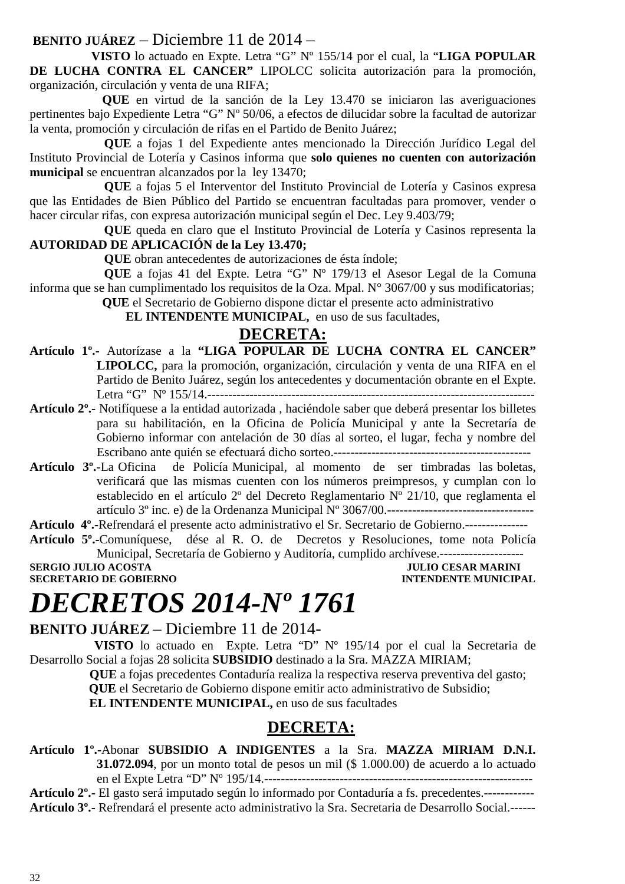**BENITO JUÁREZ** – Diciembre 11 de 2014 –

**VISTO** lo actuado en Expte. Letra "G" Nº 155/14 por el cual, la "**LIGA POPULAR DE LUCHA CONTRA EL CANCER"** LIPOLCC solicita autorización para la promoción, organización, circulación y venta de una RIFA;

**QUE** en virtud de la sanción de la Ley 13.470 se iniciaron las averiguaciones pertinentes bajo Expediente Letra "G" Nº 50/06, a efectos de dilucidar sobre la facultad de autorizar la venta, promoción y circulación de rifas en el Partido de Benito Juárez;

**QUE** a fojas 1 del Expediente antes mencionado la Dirección Jurídico Legal del Instituto Provincial de Lotería y Casinos informa que **solo quienes no cuenten con autorización municipal** se encuentran alcanzados por la ley 13470;

**QUE** a fojas 5 el Interventor del Instituto Provincial de Lotería y Casinos expresa que las Entidades de Bien Público del Partido se encuentran facultadas para promover, vender o hacer circular rifas, con expresa autorización municipal según el Dec. Ley 9.403/79;

**QUE** queda en claro que el Instituto Provincial de Lotería y Casinos representa la **AUTORIDAD DE APLICACIÓN de la Ley 13.470;**

**QUE** obran antecedentes de autorizaciones de ésta índole;

**QUE** a fojas 41 del Expte. Letra "G" Nº 179/13 el Asesor Legal de la Comuna informa que se han cumplimentado los requisitos de la Oza. Mpal. N° 3067/00 y sus modificatorias;

**QUE** el Secretario de Gobierno dispone dictar el presente acto administrativo

**EL INTENDENTE MUNICIPAL,** en uso de sus facultades,

## DECRETA:

**Artículo 1º.-** Autorízase a la **"LIGA POPULAR DE LUCHA CONTRA EL CANCER" LIPOLCC,** para la promoción, organización, circulación y venta de una RIFA en el Partido de Benito Juárez, según los antecedentes y documentación obrante en el Expte. Letra "G" Nº 155/14.-----------------------------------------------------------------------------

**Artículo 2º.-** Notifíquese a la entidad autorizada , haciéndole saber que deberá presentar los billetes para su habilitación, en la Oficina de Policía Municipal y ante la Secretaría de Gobierno informar con antelación de 30 días al sorteo, el lugar, fecha y nombre del Escribano ante quién se efectuará dicho sorteo.----------------------------------------------

**Artículo 3º.-**La Oficina de Policía Municipal, al momento de ser timbradas las boletas, verificará que las mismas cuenten con los números preimpresos, y cumplan con lo establecido en el artículo 2º del Decreto Reglamentario Nº 21/10, que reglamenta el artículo 3º inc. e) de la Ordenanza Municipal Nº 3067/00.-----------------------------------

**Artículo 4º.-**Refrendará el presente acto administrativo el Sr. Secretario de Gobierno.---------------

**Artículo 5º.-**Comuníquese, dése al R. O. de Decretos y Resoluciones, tome nota Policía Municipal, Secretaría de Gobierno y Auditoría, cumplido archívese.--------------------

**SERGIO JULIO ACOSTA**
**SECRETARIO DE GOBIERNO**

**JULIO CESAR MARINI**
**INTENDENTE MUNICIPAL**

# *DECRETOS 2014-Nº 1761*

**BENITO JUÁREZ** – Diciembre 11 de 2014-

**VISTO** lo actuado en Expte. Letra "D" Nº 195/14 por el cual la Secretaria de Desarrollo Social a fojas 28 solicita **SUBSIDIO** destinado a la Sra. MAZZA MIRIAM;

**QUE** a fojas precedentes Contaduría realiza la respectiva reserva preventiva del gasto;

**QUE** el Secretario de Gobierno dispone emitir acto administrativo de Subsidio;

**EL INTENDENTE MUNICIPAL,** en uso de sus facultades

## DECRETA:

**Artículo 1º.-**Abonar **SUBSIDIO A INDIGENTES** a la Sra. **MAZZA MIRIAM D.N.I. 31.072.094**, por un monto total de pesos un mil ($ 1.000.00) de acuerdo a lo actuado en el Expte Letra "D" Nº 195/14.---------------------------------------------------------------

**Artículo 2º.-** El gasto será imputado según lo informado por Contaduría a fs. precedentes.------------

**Artículo 3º.-** Refrendará el presente acto administrativo la Sra. Secretaria de Desarrollo Social.------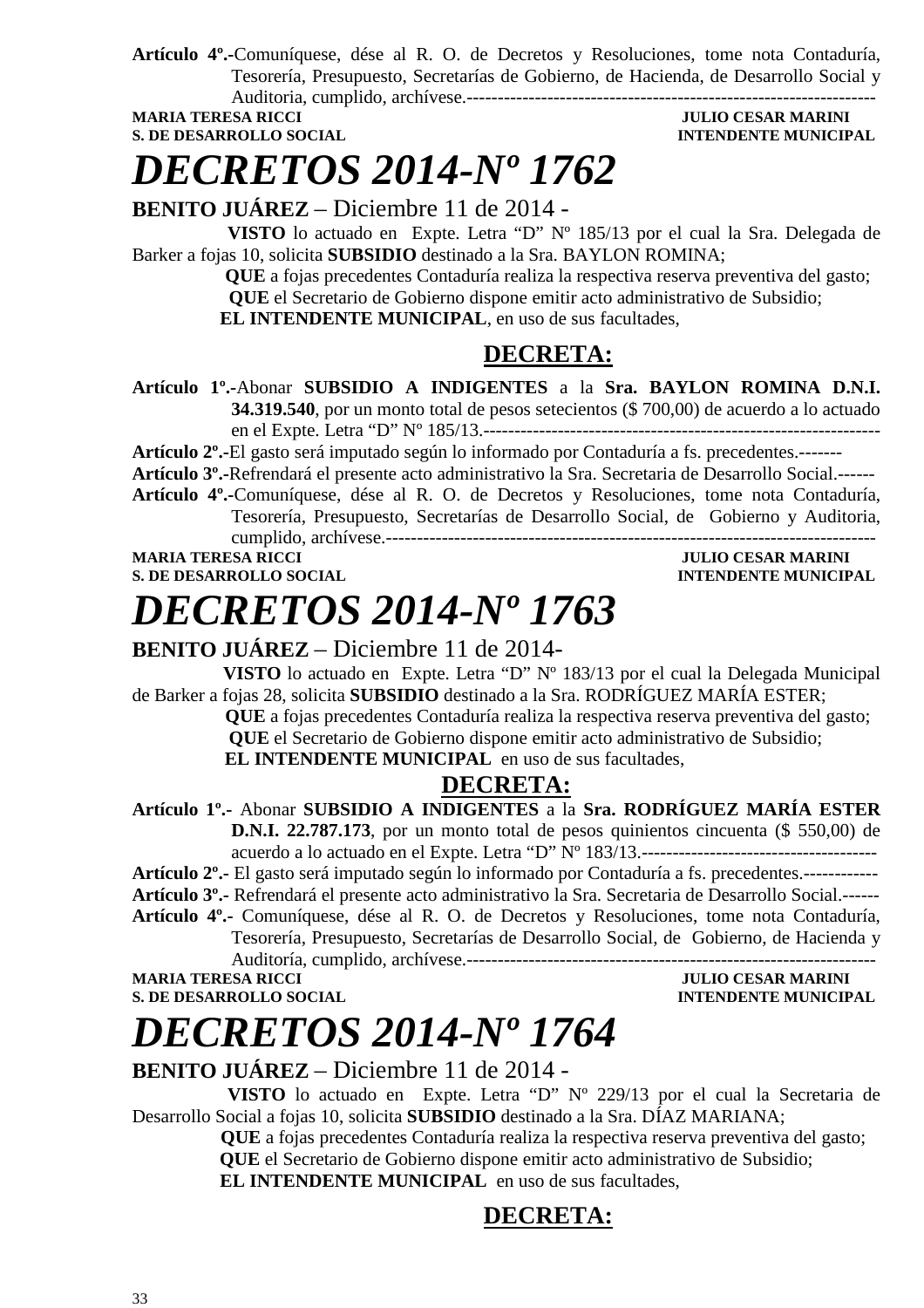**Artículo 4º.-**Comuníquese, dése al R. O. de Decretos y Resoluciones, tome nota Contaduría, Tesorería, Presupuesto, Secretarías de Gobierno, de Hacienda, de Desarrollo Social y Auditoria, cumplido, archívese.-------------------------------------------------------------------

**MARIA TERESA RICCI** — **JULIO CESAR MARINI**
**S. DE DESARROLLO SOCIAL** — **INTENDENTE MUNICIPAL**

# *DECRETOS 2014-Nº 1762*

**BENITO JUÁREZ** – Diciembre 11 de 2014 -

**VISTO** lo actuado en Expte. Letra "D" Nº 185/13 por el cual la Sra. Delegada de Barker a fojas 10, solicita **SUBSIDIO** destinado a la Sra. BAYLON ROMINA;

**QUE** a fojas precedentes Contaduría realiza la respectiva reserva preventiva del gasto;

**QUE** el Secretario de Gobierno dispone emitir acto administrativo de Subsidio;

**EL INTENDENTE MUNICIPAL**, en uso de sus facultades,

## DECRETA:

**Artículo 1º.-**Abonar **SUBSIDIO A INDIGENTES** a la **Sra. BAYLON ROMINA D.N.I. 34.319.540**, por un monto total de pesos setecientos ($ 700,00) de acuerdo a lo actuado en el Expte. Letra "D" Nº 185/13.----------------------------------------------------------------

**Artículo 2º.-**El gasto será imputado según lo informado por Contaduría a fs. precedentes.-------

**Artículo 3º.-**Refrendará el presente acto administrativo la Sra. Secretaria de Desarrollo Social.------

**Artículo 4º.-**Comuníquese, dése al R. O. de Decretos y Resoluciones, tome nota Contaduría, Tesorería, Presupuesto, Secretarías de Desarrollo Social, de Gobierno y Auditoria, cumplido, archívese.--------------------------------------------------------------------------------

**MARIA TERESA RICCI** — **JULIO CESAR MARINI**
**S. DE DESARROLLO SOCIAL** — **INTENDENTE MUNICIPAL**

# *DECRETOS 2014-Nº 1763*

**BENITO JUÁREZ** – Diciembre 11 de 2014-

**VISTO** lo actuado en Expte. Letra "D" Nº 183/13 por el cual la Delegada Municipal de Barker a fojas 28, solicita **SUBSIDIO** destinado a la Sra. RODRÍGUEZ MARÍA ESTER;

**QUE** a fojas precedentes Contaduría realiza la respectiva reserva preventiva del gasto;

**QUE** el Secretario de Gobierno dispone emitir acto administrativo de Subsidio;

**EL INTENDENTE MUNICIPAL** en uso de sus facultades,

## DECRETA:

**Artículo 1º.-** Abonar **SUBSIDIO A INDIGENTES** a la **Sra. RODRÍGUEZ MARÍA ESTER D.N.I. 22.787.173**, por un monto total de pesos quinientos cincuenta ($ 550,00) de acuerdo a lo actuado en el Expte. Letra "D" Nº 183/13.--------------------------------------

**Artículo 2º.-** El gasto será imputado según lo informado por Contaduría a fs. precedentes.------------

**Artículo 3º.-** Refrendará el presente acto administrativo la Sra. Secretaria de Desarrollo Social.------

**Artículo 4º.-** Comuníquese, dése al R. O. de Decretos y Resoluciones, tome nota Contaduría, Tesorería, Presupuesto, Secretarías de Desarrollo Social, de Gobierno, de Hacienda y Auditoría, cumplido, archívese.-------------------------------------------------------------------

**MARIA TERESA RICCI** — **JULIO CESAR MARINI**
**S. DE DESARROLLO SOCIAL** — **INTENDENTE MUNICIPAL**

# *DECRETOS 2014-Nº 1764*

**BENITO JUÁREZ** – Diciembre 11 de 2014 -

**VISTO** lo actuado en Expte. Letra "D" Nº 229/13 por el cual la Secretaria de Desarrollo Social a fojas 10, solicita **SUBSIDIO** destinado a la Sra. DÍAZ MARIANA;

**QUE** a fojas precedentes Contaduría realiza la respectiva reserva preventiva del gasto;

**QUE** el Secretario de Gobierno dispone emitir acto administrativo de Subsidio;

**EL INTENDENTE MUNICIPAL** en uso de sus facultades,

## DECRETA: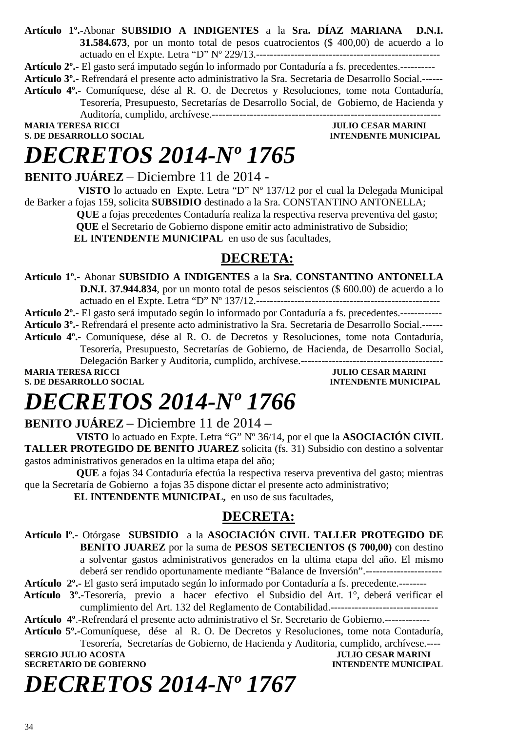**Artículo 1º.-**Abonar **SUBSIDIO A INDIGENTES** a la **Sra. DÍAZ MARIANA D.N.I. 31.584.673**, por un monto total de pesos cuatrocientos ($ 400,00) de acuerdo a lo actuado en el Expte. Letra "D" Nº 229/13.-----------------------------------------------------

**Artículo 2º.-** El gasto será imputado según lo informado por Contaduría a fs. precedentes.----------

**Artículo 3º.-** Refrendará el presente acto administrativo la Sra. Secretaria de Desarrollo Social.------

**Artículo 4º.-** Comuníquese, dése al R. O. de Decretos y Resoluciones, tome nota Contaduría, Tesorería, Presupuesto, Secretarías de Desarrollo Social, de Gobierno, de Hacienda y Auditoría, cumplido, archívese.-------------------------------------------------------------------

**MARIA TERESA RICCI** **JULIO CESAR MARINI**
**S. DE DESARROLLO SOCIAL** **INTENDENTE MUNICIPAL**

# *DECRETOS 2014-Nº 1765*

**BENITO JUÁREZ** – Diciembre 11 de 2014 -

**VISTO** lo actuado en Expte. Letra "D" Nº 137/12 por el cual la Delegada Municipal de Barker a fojas 159, solicita **SUBSIDIO** destinado a la Sra. CONSTANTINO ANTONELLA;

**QUE** a fojas precedentes Contaduría realiza la respectiva reserva preventiva del gasto;

**QUE** el Secretario de Gobierno dispone emitir acto administrativo de Subsidio;

**EL INTENDENTE MUNICIPAL** en uso de sus facultades,

## DECRETA:

**Artículo 1º.-** Abonar **SUBSIDIO A INDIGENTES** a la **Sra. CONSTANTINO ANTONELLA D.N.I. 37.944.834**, por un monto total de pesos seiscientos ($ 600.00) de acuerdo a lo actuado en el Expte. Letra "D" Nº 137/12.-----------------------------------------------------

**Artículo 2º.-** El gasto será imputado según lo informado por Contaduría a fs. precedentes.------------

**Artículo 3º.-** Refrendará el presente acto administrativo la Sra. Secretaria de Desarrollo Social.------

**Artículo 4º.-** Comuníquese, dése al R. O. de Decretos y Resoluciones, tome nota Contaduría, Tesorería, Presupuesto, Secretarías de Gobierno, de Hacienda, de Desarrollo Social, Delegación Barker y Auditoria, cumplido, archívese.-----------------------------------------

**MARIA TERESA RICCI** **JULIO CESAR MARINI**
**S. DE DESARROLLO SOCIAL** **INTENDENTE MUNICIPAL**

# *DECRETOS 2014-Nº 1766*

**BENITO JUÁREZ** – Diciembre 11 de 2014 –

**VISTO** lo actuado en Expte. Letra "G" Nº 36/14, por el que la **ASOCIACIÓN CIVIL TALLER PROTEGIDO DE BENITO JUAREZ** solicita (fs. 31) Subsidio con destino a solventar gastos administrativos generados en la ultima etapa del año;

**QUE** a fojas 34 Contaduría efectúa la respectiva reserva preventiva del gasto; mientras que la Secretaría de Gobierno a fojas 35 dispone dictar el presente acto administrativo;

**EL INTENDENTE MUNICIPAL,** en uso de sus facultades,

## DECRETA:

**Artículo lº.-** Otórgase **SUBSIDIO** a la **ASOCIACIÓN CIVIL TALLER PROTEGIDO DE BENITO JUAREZ** por la suma de **PESOS SETECIENTOS ($ 700,00)** con destino a solventar gastos administrativos generados en la ultima etapa del año. El mismo deberá ser rendido oportunamente mediante "Balance de Inversión".----------------------

**Artículo 2º.-** El gasto será imputado según lo informado por Contaduría a fs. precedente.--------

**Artículo 3º.-**Tesorería, previo a hacer efectivo el Subsidio del Art. 1°, deberá verificar el cumplimiento del Art. 132 del Reglamento de Contabilidad.--------------------------------

**Artículo 4º**.-Refrendará el presente acto administrativo el Sr. Secretario de Gobierno.-------------

**Artículo 5º.-**Comuníquese, dése al R. O. De Decretos y Resoluciones, tome nota Contaduría, Tesorería, Secretarías de Gobierno, de Hacienda y Auditoria, cumplido, archívese.----

**SERGIO JULIO ACOSTA** **JULIO CESAR MARINI**
**SECRETARIO DE GOBIERNO** **INTENDENTE MUNICIPAL**

# *DECRETOS 2014-Nº 1767*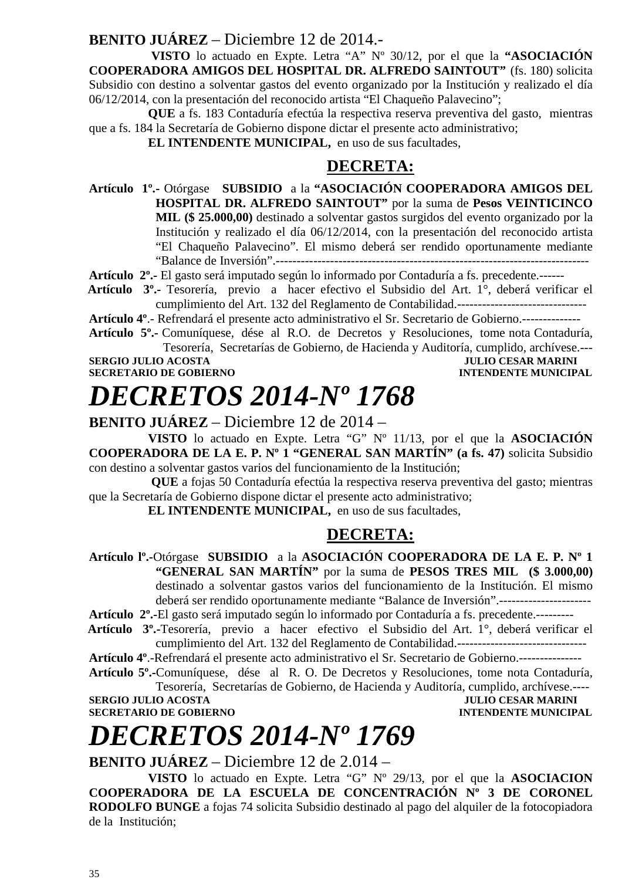**BENITO JUÁREZ** – Diciembre 12 de 2014.-

**VISTO** lo actuado en Expte. Letra "A" Nº 30/12, por el que la **"ASOCIACIÓN COOPERADORA AMIGOS DEL HOSPITAL DR. ALFREDO SAINTOUT"** (fs. 180) solicita Subsidio con destino a solventar gastos del evento organizado por la Institución y realizado el día 06/12/2014, con la presentación del reconocido artista "El Chaqueño Palavecino";

**QUE** a fs. 183 Contaduría efectúa la respectiva reserva preventiva del gasto, mientras que a fs. 184 la Secretaría de Gobierno dispone dictar el presente acto administrativo;

**EL INTENDENTE MUNICIPAL,** en uso de sus facultades,

**DECRETA:**

**Artículo 1º.-** Otórgase **SUBSIDIO** a la **"ASOCIACIÓN COOPERADORA AMIGOS DEL HOSPITAL DR. ALFREDO SAINTOUT"** por la suma de **Pesos VEINTICINCO MIL ($ 25.000,00)** destinado a solventar gastos surgidos del evento organizado por la Institución y realizado el día 06/12/2014, con la presentación del reconocido artista "El Chaqueño Palavecino". El mismo deberá ser rendido oportunamente mediante "Balance de Inversión".-------------------------------------------------------------------------

**Artículo 2º.-** El gasto será imputado según lo informado por Contaduría a fs. precedente.------

**Artículo 3º.-** Tesorería, previo a hacer efectivo el Subsidio del Art. 1°, deberá verificar el cumplimiento del Art. 132 del Reglamento de Contabilidad.-------------------------------

**Artículo 4º**.- Refrendará el presente acto administrativo el Sr. Secretario de Gobierno.--------------

**Artículo 5º.-** Comuníquese, dése al R.O. de Decretos y Resoluciones, tome nota Contaduría, Tesorería, Secretarías de Gobierno, de Hacienda y Auditoría, cumplido, archívese.---

**SERGIO JULIO ACOSTA** — **JULIO CESAR MARINI**
**SECRETARIO DE GOBIERNO** — **INTENDENTE MUNICIPAL**

# *DECRETOS 2014-Nº 1768*

**BENITO JUÁREZ** – Diciembre 12 de 2014 –

**VISTO** lo actuado en Expte. Letra "G" Nº 11/13, por el que la **ASOCIACIÓN COOPERADORA DE LA E. P. Nº 1 "GENERAL SAN MARTÍN" (a fs. 47)** solicita Subsidio con destino a solventar gastos varios del funcionamiento de la Institución;

**QUE** a fojas 50 Contaduría efectúa la respectiva reserva preventiva del gasto; mientras que la Secretaría de Gobierno dispone dictar el presente acto administrativo;

**EL INTENDENTE MUNICIPAL,** en uso de sus facultades,

**DECRETA:**

**Artículo lº.-**Otórgase **SUBSIDIO** a la **ASOCIACIÓN COOPERADORA DE LA E. P. Nº 1 "GENERAL SAN MARTÍN"** por la suma de **PESOS TRES MIL ($ 3.000,00)** destinado a solventar gastos varios del funcionamiento de la Institución. El mismo deberá ser rendido oportunamente mediante "Balance de Inversión".----------------------

**Artículo 2º.-**El gasto será imputado según lo informado por Contaduría a fs. precedente.---------

**Artículo 3º.-**Tesorería, previo a hacer efectivo el Subsidio del Art. 1°, deberá verificar el cumplimiento del Art. 132 del Reglamento de Contabilidad.-------------------------------

**Artículo 4º**.-Refrendará el presente acto administrativo el Sr. Secretario de Gobierno.---------------

**Artículo 5º.-**Comuníquese, dése al R. O. De Decretos y Resoluciones, tome nota Contaduría, Tesorería, Secretarías de Gobierno, de Hacienda y Auditoría, cumplido, archívese.----

**SERGIO JULIO ACOSTA** — **JULIO CESAR MARINI**
**SECRETARIO DE GOBIERNO** — **INTENDENTE MUNICIPAL**

# *DECRETOS 2014-Nº 1769*

**BENITO JUÁREZ** – Diciembre 12 de 2.014 –

**VISTO** lo actuado en Expte. Letra "G" Nº 29/13, por el que la **ASOCIACION COOPERADORA DE LA ESCUELA DE CONCENTRACIÓN Nº 3 DE CORONEL RODOLFO BUNGE** a fojas 74 solicita Subsidio destinado al pago del alquiler de la fotocopiadora de la Institución;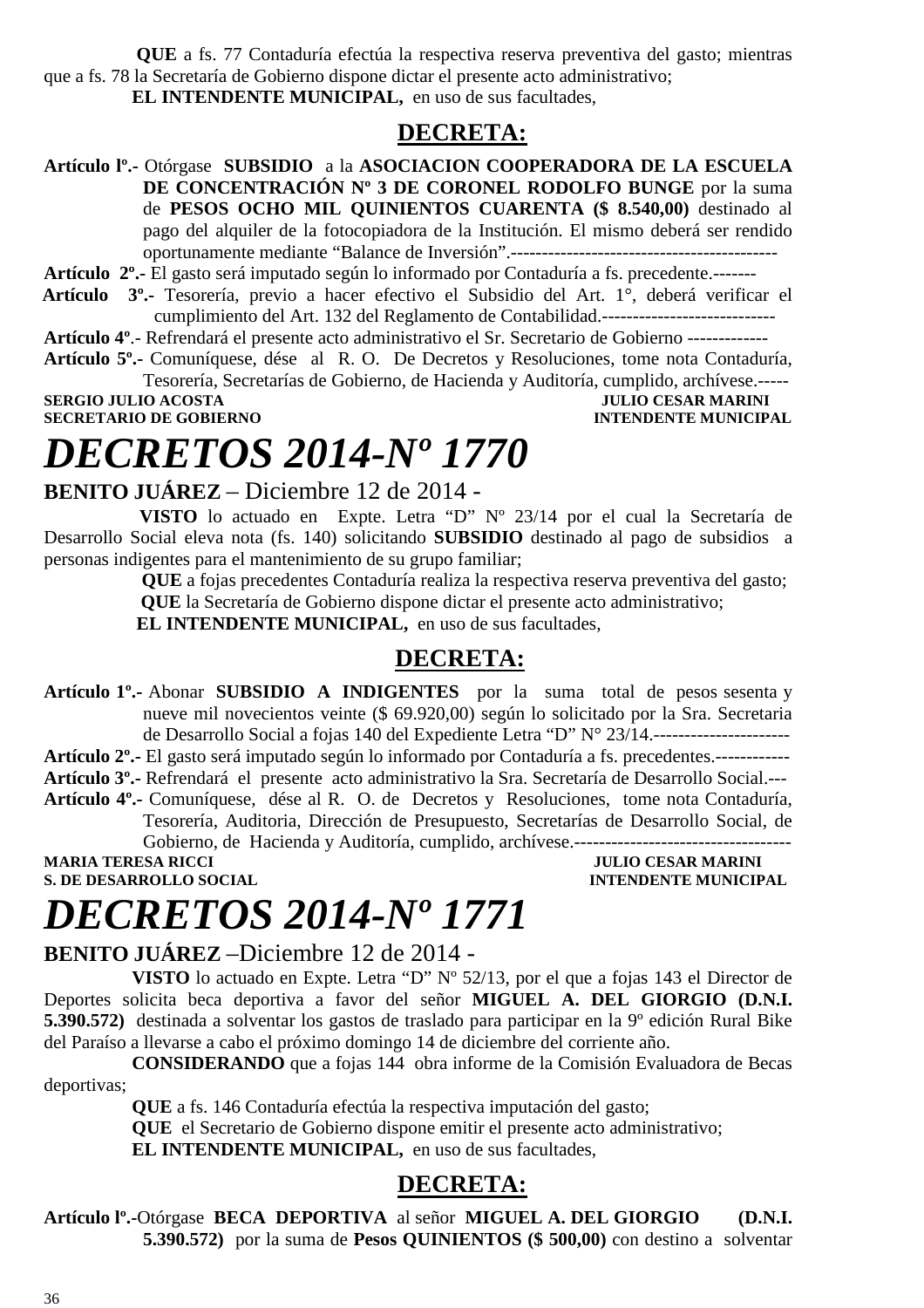**QUE** a fs. 77 Contaduría efectúa la respectiva reserva preventiva del gasto; mientras que a fs. 78 la Secretaría de Gobierno dispone dictar el presente acto administrativo;

**EL INTENDENTE MUNICIPAL,** en uso de sus facultades,

## DECRETA:

**Artículo lº.-** Otórgase **SUBSIDIO** a la **ASOCIACION COOPERADORA DE LA ESCUELA DE CONCENTRACIÓN Nº 3 DE CORONEL RODOLFO BUNGE** por la suma de **PESOS OCHO MIL QUINIENTOS CUARENTA ($ 8.540,00)** destinado al pago del alquiler de la fotocopiadora de la Institución. El mismo deberá ser rendido oportunamente mediante "Balance de Inversión".-------------------------------------------

**Artículo 2º.-** El gasto será imputado según lo informado por Contaduría a fs. precedente.-------

**Artículo 3º.-** Tesorería, previo a hacer efectivo el Subsidio del Art. 1°, deberá verificar el cumplimiento del Art. 132 del Reglamento de Contabilidad.----------------------------

**Artículo 4º**.- Refrendará el presente acto administrativo el Sr. Secretario de Gobierno -------------

**Artículo 5º.-** Comuníquese, dése al R. O. De Decretos y Resoluciones, tome nota Contaduría, Tesorería, Secretarías de Gobierno, de Hacienda y Auditoría, cumplido, archívese.-----

**SERGIO JULIO ACOSTA** — **JULIO CESAR MARINI**
**SECRETARIO DE GOBIERNO** — **INTENDENTE MUNICIPAL**

# *DECRETOS 2014-Nº 1770*

**BENITO JUÁREZ** – Diciembre 12 de 2014 -

**VISTO** lo actuado en Expte. Letra "D" Nº 23/14 por el cual la Secretaría de Desarrollo Social eleva nota (fs. 140) solicitando **SUBSIDIO** destinado al pago de subsidios a personas indigentes para el mantenimiento de su grupo familiar;

**QUE** a fojas precedentes Contaduría realiza la respectiva reserva preventiva del gasto;

**QUE** la Secretaría de Gobierno dispone dictar el presente acto administrativo;

**EL INTENDENTE MUNICIPAL,** en uso de sus facultades,

## DECRETA:

**Artículo 1º.-** Abonar **SUBSIDIO A INDIGENTES** por la suma total de pesos sesenta y nueve mil novecientos veinte ($ 69.920,00) según lo solicitado por la Sra. Secretaria de Desarrollo Social a fojas 140 del Expediente Letra "D" N° 23/14.----------------------

**Artículo 2º.-** El gasto será imputado según lo informado por Contaduría a fs. precedentes.------------

**Artículo 3º.-** Refrendará el presente acto administrativo la Sra. Secretaría de Desarrollo Social.---

**Artículo 4º.-** Comuníquese, dése al R. O. de Decretos y Resoluciones, tome nota Contaduría, Tesorería, Auditoria, Dirección de Presupuesto, Secretarías de Desarrollo Social, de Gobierno, de Hacienda y Auditoría, cumplido, archívese.-----------------------------------

**MARIA TERESA RICCI** — **JULIO CESAR MARINI**
**S. DE DESARROLLO SOCIAL** — **INTENDENTE MUNICIPAL**

# *DECRETOS 2014-Nº 1771*

**BENITO JUÁREZ** –Diciembre 12 de 2014 -

**VISTO** lo actuado en Expte. Letra "D" Nº 52/13, por el que a fojas 143 el Director de Deportes solicita beca deportiva a favor del señor **MIGUEL A. DEL GIORGIO (D.N.I. 5.390.572)** destinada a solventar los gastos de traslado para participar en la 9º edición Rural Bike del Paraíso a llevarse a cabo el próximo domingo 14 de diciembre del corriente año.

**CONSIDERANDO** que a fojas 144 obra informe de la Comisión Evaluadora de Becas deportivas;

**QUE** a fs. 146 Contaduría efectúa la respectiva imputación del gasto;

**QUE** el Secretario de Gobierno dispone emitir el presente acto administrativo;

**EL INTENDENTE MUNICIPAL,** en uso de sus facultades,

## DECRETA:

**Artículo lº.-**Otórgase **BECA DEPORTIVA** al señor **MIGUEL A. DEL GIORGIO (D.N.I. 5.390.572)** por la suma de **Pesos QUINIENTOS ($ 500,00)** con destino a solventar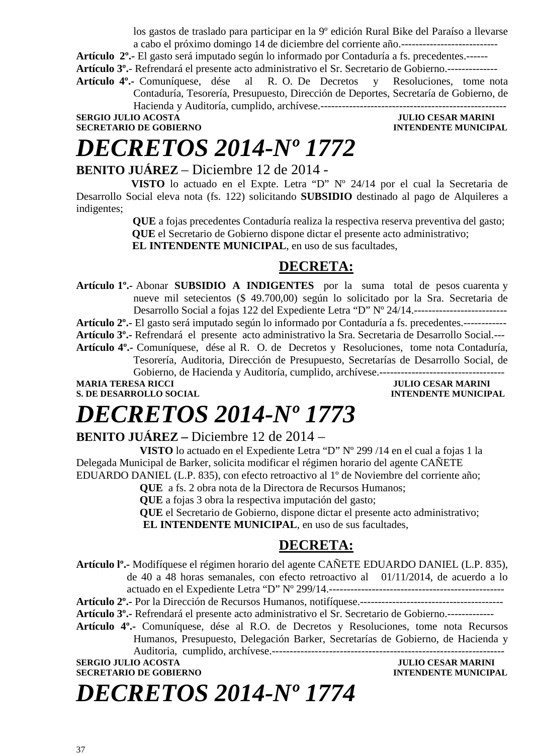los gastos de traslado para participar en la 9º edición Rural Bike del Paraíso a llevarse a cabo el próximo domingo 14 de diciembre del corriente año.--------------------------

**Artículo 2º.-** El gasto será imputado según lo informado por Contaduría a fs. precedentes.------

**Artículo 3º.-** Refrendará el presente acto administrativo el Sr. Secretario de Gobierno.--------------

**Artículo 4º.-** Comuníquese, dése al R. O. De Decretos y Resoluciones, tome nota Contaduría, Tesorería, Presupuesto, Dirección de Deportes, Secretaría de Gobierno, de Hacienda y Auditoría, cumplido, archívese.----------------------------------------------------

**SERGIO JULIO ACOSTA** — **JULIO CESAR MARINI**
**SECRETARIO DE GOBIERNO** — **INTENDENTE MUNICIPAL**

# *DECRETOS 2014-Nº 1772*

**BENITO JUÁREZ** – Diciembre 12 de 2014 -

**VISTO** lo actuado en el Expte. Letra "D" Nº 24/14 por el cual la Secretaria de Desarrollo Social eleva nota (fs. 122) solicitando **SUBSIDIO** destinado al pago de Alquileres a indigentes;

**QUE** a fojas precedentes Contaduría realiza la respectiva reserva preventiva del gasto;

**QUE** el Secretario de Gobierno dispone dictar el presente acto administrativo;

**EL INTENDENTE MUNICIPAL**, en uso de sus facultades,

**DECRETA:**

**Artículo 1º.-** Abonar **SUBSIDIO A INDIGENTES** por la suma total de pesos cuarenta y nueve mil setecientos ($ 49.700,00) según lo solicitado por la Sra. Secretaria de Desarrollo Social a fojas 122 del Expediente Letra "D" Nº 24/14.--------------------------

**Artículo 2º.-** El gasto será imputado según lo informado por Contaduría a fs. precedentes.------------

**Artículo 3º.-** Refrendará el presente acto administrativo la Sra. Secretaria de Desarrollo Social.---

**Artículo 4º.-** Comuníquese, dése al R. O. de Decretos y Resoluciones, tome nota Contaduría, Tesorería, Auditoria, Dirección de Presupuesto, Secretarías de Desarrollo Social, de Gobierno, de Hacienda y Auditoría, cumplido, archívese.-----------------------------------

**MARIA TERESA RICCI** — **JULIO CESAR MARINI**
**S. DE DESARROLLO SOCIAL** — **INTENDENTE MUNICIPAL**

# *DECRETOS 2014-Nº 1773*

**BENITO JUÁREZ –** Diciembre 12 de 2014 –

**VISTO** lo actuado en el Expediente Letra "D" Nº 299 /14 en el cual a fojas 1 la Delegada Municipal de Barker, solicita modificar el régimen horario del agente CAÑETE EDUARDO DANIEL (L.P. 835), con efecto retroactivo al 1º de Noviembre del corriente año;

**QUE** a fs. 2 obra nota de la Directora de Recursos Humanos;

**QUE** a fojas 3 obra la respectiva imputación del gasto;

**QUE** el Secretario de Gobierno, dispone dictar el presente acto administrativo;

**EL INTENDENTE MUNICIPAL**, en uso de sus facultades,

**DECRETA:**

**Artículo lº.-** Modifíquese el régimen horario del agente CAÑETE EDUARDO DANIEL (L.P. 835), de 40 a 48 horas semanales, con efecto retroactivo al 01/11/2014, de acuerdo a lo actuado en el Expediente Letra "D" Nº 299/14.-------------------------------------------------

**Artículo 2º.-** Por la Dirección de Recursos Humanos, notifíquese.----------------------------------------

**Artículo 3º.-** Refrendará el presente acto administrativo el Sr. Secretario de Gobierno.-------------

**Artículo 4º.-** Comuníquese, dése al R.O. de Decretos y Resoluciones, tome nota Recursos Humanos, Presupuesto, Delegación Barker, Secretarías de Gobierno, de Hacienda y Auditoria, cumplido, archívese.-------------------------------------------------------------

**SERGIO JULIO ACOSTA** — **JULIO CESAR MARINI**
**SECRETARIO DE GOBIERNO** — **INTENDENTE MUNICIPAL**

# *DECRETOS 2014-Nº 1774*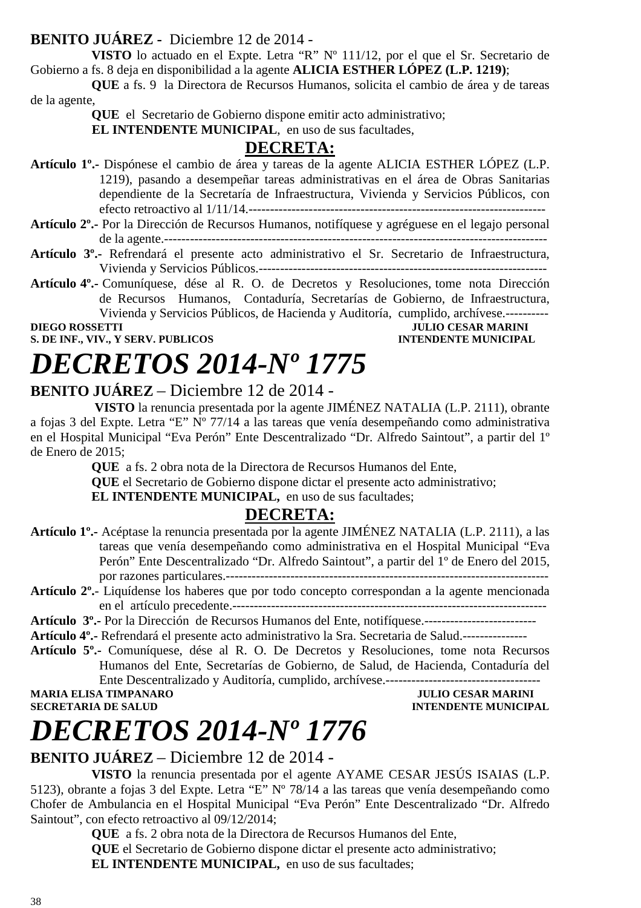**BENITO JUÁREZ** - Diciembre 12 de 2014 -

**VISTO** lo actuado en el Expte. Letra "R" Nº 111/12, por el que el Sr. Secretario de Gobierno a fs. 8 deja en disponibilidad a la agente **ALICIA ESTHER LÓPEZ (L.P. 1219)**;

**QUE** a fs. 9 la Directora de Recursos Humanos, solicita el cambio de área y de tareas de la agente,

**QUE** el Secretario de Gobierno dispone emitir acto administrativo;

**EL INTENDENTE MUNICIPAL**, en uso de sus facultades,

**DECRETA:**

**Artículo 1º.-** Dispónese el cambio de área y tareas de la agente ALICIA ESTHER LÓPEZ (L.P. 1219), pasando a desempeñar tareas administrativas en el área de Obras Sanitarias dependiente de la Secretaría de Infraestructura, Vivienda y Servicios Públicos, con efecto retroactivo al 1/11/14.---------------------------------------------------------------------

**Artículo 2º.-** Por la Dirección de Recursos Humanos, notifíquese y agréguese en el legajo personal de la agente.------------------------------------------------------------------------------------------

**Artículo 3º.-** Refrendará el presente acto administrativo el Sr. Secretario de Infraestructura, Vivienda y Servicios Públicos.-------------------------------------------------------------------

**Artículo 4º.-** Comuníquese, dése al R. O. de Decretos y Resoluciones, tome nota Dirección de Recursos Humanos, Contaduría, Secretarías de Gobierno, de Infraestructura, Vivienda y Servicios Públicos, de Hacienda y Auditoría, cumplido, archívese.----------

**DIEGO ROSSETTI** — **S. DE INF., VIV., Y SERV. PUBLICOS**

**JULIO CESAR MARINI** — **INTENDENTE MUNICIPAL**

# *DECRETOS 2014-Nº 1775*

**BENITO JUÁREZ** – Diciembre 12 de 2014 -

**VISTO** la renuncia presentada por la agente JIMÉNEZ NATALIA (L.P. 2111), obrante a fojas 3 del Expte. Letra "E" Nº 77/14 a las tareas que venía desempeñando como administrativa en el Hospital Municipal "Eva Perón" Ente Descentralizado "Dr. Alfredo Saintout", a partir del 1º de Enero de 2015;

**QUE** a fs. 2 obra nota de la Directora de Recursos Humanos del Ente,

**QUE** el Secretario de Gobierno dispone dictar el presente acto administrativo;

**EL INTENDENTE MUNICIPAL,** en uso de sus facultades;

**DECRETA:**

**Artículo 1º.-** Acéptase la renuncia presentada por la agente JIMÉNEZ NATALIA (L.P. 2111), a las tareas que venía desempeñando como administrativa en el Hospital Municipal "Eva Perón" Ente Descentralizado "Dr. Alfredo Saintout", a partir del 1º de Enero del 2015, por razones particulares.----------------------------------------------------------------------------

**Artículo 2º.-** Liquídense los haberes que por todo concepto correspondan a la agente mencionada en el artículo precedente.-----------------------------------------------------------------------

**Artículo 3º.-** Por la Dirección de Recursos Humanos del Ente, notifíquese.--------------------------

**Artículo 4º.-** Refrendará el presente acto administrativo la Sra. Secretaria de Salud.---------------

**Artículo 5º.-** Comuníquese, dése al R. O. De Decretos y Resoluciones, tome nota Recursos Humanos del Ente, Secretarías de Gobierno, de Salud, de Hacienda, Contaduría del Ente Descentralizado y Auditoría, cumplido, archívese.------------------------------------

**MARIA ELISA TIMPANARO** — **SECRETARIA DE SALUD**

**JULIO CESAR MARINI** — **INTENDENTE MUNICIPAL**

# *DECRETOS 2014-Nº 1776*

**BENITO JUÁREZ** – Diciembre 12 de 2014 -

**VISTO** la renuncia presentada por el agente AYAME CESAR JESÚS ISAIAS (L.P. 5123), obrante a fojas 3 del Expte. Letra "E" Nº 78/14 a las tareas que venía desempeñando como Chofer de Ambulancia en el Hospital Municipal "Eva Perón" Ente Descentralizado "Dr. Alfredo Saintout", con efecto retroactivo al 09/12/2014;

**QUE** a fs. 2 obra nota de la Directora de Recursos Humanos del Ente,

**QUE** el Secretario de Gobierno dispone dictar el presente acto administrativo;

**EL INTENDENTE MUNICIPAL,** en uso de sus facultades;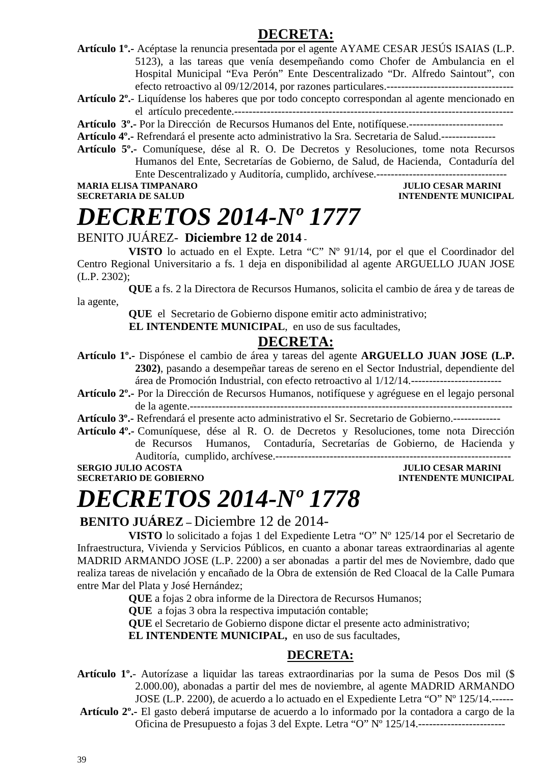**DECRETA:**

**Artículo 1º.-** Acéptase la renuncia presentada por el agente AYAME CESAR JESÚS ISAIAS (L.P. 5123), a las tareas que venía desempeñando como Chofer de Ambulancia en el Hospital Municipal "Eva Perón" Ente Descentralizado "Dr. Alfredo Saintout", con efecto retroactivo al 09/12/2014, por razones particulares.-----------------------------------

**Artículo 2º.-** Liquídense los haberes que por todo concepto correspondan al agente mencionado en el artículo precedente.----------------------------------------------------------------------------

**Artículo 3º.-** Por la Dirección de Recursos Humanos del Ente, notifíquese.--------------------------

**Artículo 4º.-** Refrendará el presente acto administrativo la Sra. Secretaria de Salud.---------------

**Artículo 5º.-** Comuníquese, dése al R. O. De Decretos y Resoluciones, tome nota Recursos Humanos del Ente, Secretarías de Gobierno, de Salud, de Hacienda, Contaduría del Ente Descentralizado y Auditoría, cumplido, archívese.------------------------------------

**MARIA ELISA TIMPANARO** — **JULIO CESAR MARINI**
**SECRETARIA DE SALUD** — **INTENDENTE MUNICIPAL**

# *DECRETOS 2014-Nº 1777*

BENITO JUÁREZ- **Diciembre 12 de 2014** -

**VISTO** lo actuado en el Expte. Letra "C" Nº 91/14, por el que el Coordinador del Centro Regional Universitario a fs. 1 deja en disponibilidad al agente ARGUELLO JUAN JOSE (L.P. 2302);

**QUE** a fs. 2 la Directora de Recursos Humanos, solicita el cambio de área y de tareas de la agente,

**QUE** el Secretario de Gobierno dispone emitir acto administrativo;

**EL INTENDENTE MUNICIPAL**, en uso de sus facultades,

**DECRETA:**

**Artículo 1º.-** Dispónese el cambio de área y tareas del agente **ARGUELLO JUAN JOSE (L.P. 2302)**, pasando a desempeñar tareas de sereno en el Sector Industrial, dependiente del área de Promoción Industrial, con efecto retroactivo al 1/12/14.-------------------------

**Artículo 2º.-** Por la Dirección de Recursos Humanos, notifíquese y agréguese en el legajo personal de la agente.-----------------------------------------------------------------------------------------

**Artículo 3º.-** Refrendará el presente acto administrativo el Sr. Secretario de Gobierno.-------------

**Artículo 4º.-** Comuníquese, dése al R. O. de Decretos y Resoluciones, tome nota Dirección de Recursos Humanos, Contaduría, Secretarías de Gobierno, de Hacienda y Auditoría, cumplido, archívese.------------------------------------------------------------------

**SERGIO JULIO ACOSTA** — **JULIO CESAR MARINI**
**SECRETARIO DE GOBIERNO** — **INTENDENTE MUNICIPAL**

# *DECRETOS 2014-Nº 1778*

**BENITO JUÁREZ –** Diciembre 12 de 2014-

**VISTO** lo solicitado a fojas 1 del Expediente Letra "O" Nº 125/14 por el Secretario de Infraestructura, Vivienda y Servicios Públicos, en cuanto a abonar tareas extraordinarias al agente MADRID ARMANDO JOSE (L.P. 2200) a ser abonadas a partir del mes de Noviembre, dado que realiza tareas de nivelación y encañado de la Obra de extensión de Red Cloacal de la Calle Pumara entre Mar del Plata y José Hernández;

**QUE** a fojas 2 obra informe de la Directora de Recursos Humanos;

**QUE** a fojas 3 obra la respectiva imputación contable;

**QUE** el Secretario de Gobierno dispone dictar el presente acto administrativo;

**EL INTENDENTE MUNICIPAL,** en uso de sus facultades,

**DECRETA:**

**Artículo 1º.-** Autorízase a liquidar las tareas extraordinarias por la suma de Pesos Dos mil ($ 2.000.00), abonadas a partir del mes de noviembre, al agente MADRID ARMANDO JOSE (L.P. 2200), de acuerdo a lo actuado en el Expediente Letra "O" Nº 125/14.------

**Artículo 2º.-** El gasto deberá imputarse de acuerdo a lo informado por la contadora a cargo de la Oficina de Presupuesto a fojas 3 del Expte. Letra "O" Nº 125/14.------------------------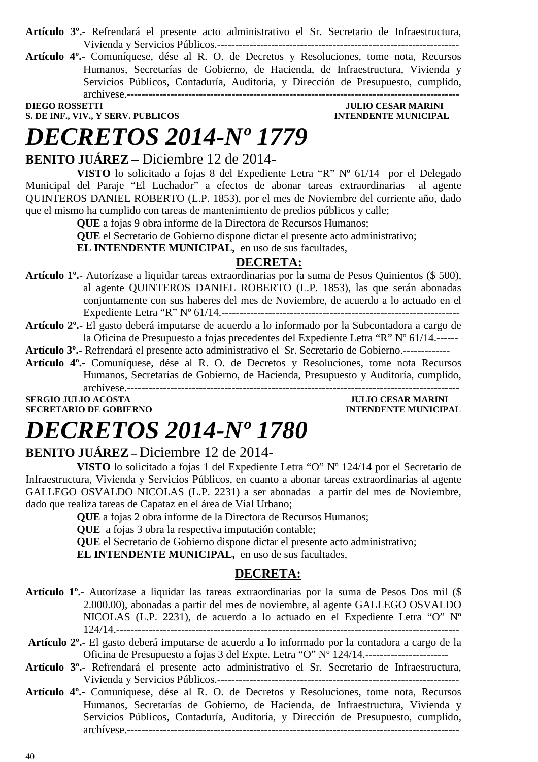**Artículo 3º.-** Refrendará el presente acto administrativo el Sr. Secretario de Infraestructura, Vivienda y Servicios Públicos.-------------------------------------------------------------------

**Artículo 4º.-** Comuníquese, dése al R. O. de Decretos y Resoluciones, tome nota, Recursos Humanos, Secretarías de Gobierno, de Hacienda, de Infraestructura, Vivienda y Servicios Públicos, Contaduría, Auditoria, y Dirección de Presupuesto, cumplido, archívese.-----------------------------------------------------------------------------------------

**DIEGO ROSSETTI** — **JULIO CESAR MARINI**
**S. DE INF., VIV., Y SERV. PUBLICOS** — **INTENDENTE MUNICIPAL**

# *DECRETOS 2014-Nº 1779*

**BENITO JUÁREZ** – Diciembre 12 de 2014-

**VISTO** lo solicitado a fojas 8 del Expediente Letra "R" Nº 61/14 por el Delegado Municipal del Paraje "El Luchador" a efectos de abonar tareas extraordinarias al agente QUINTEROS DANIEL ROBERTO (L.P. 1853), por el mes de Noviembre del corriente año, dado que el mismo ha cumplido con tareas de mantenimiento de predios públicos y calle;

**QUE** a fojas 9 obra informe de la Directora de Recursos Humanos;

**QUE** el Secretario de Gobierno dispone dictar el presente acto administrativo;

**EL INTENDENTE MUNICIPAL,** en uso de sus facultades,

**DECRETA:**

**Artículo 1º.**- Autorízase a liquidar tareas extraordinarias por la suma de Pesos Quinientos ($ 500), al agente QUINTEROS DANIEL ROBERTO (L.P. 1853), las que serán abonadas conjuntamente con sus haberes del mes de Noviembre, de acuerdo a lo actuado en el Expediente Letra "R" Nº 61/14.------------------------------------------------------------------

**Artículo 2º.-** El gasto deberá imputarse de acuerdo a lo informado por la Subcontadora a cargo de la Oficina de Presupuesto a fojas precedentes del Expediente Letra "R" Nº 61/14.------

**Artículo 3º.-** Refrendará el presente acto administrativo el Sr. Secretario de Gobierno.-------------

**Artículo 4º.-** Comuníquese, dése al R. O. de Decretos y Resoluciones, tome nota Recursos Humanos, Secretarías de Gobierno, de Hacienda, Presupuesto y Auditoría, cumplido, archívese.-----------------------------------------------------------------------------------------

**SERGIO JULIO ACOSTA** — **JULIO CESAR MARINI**
**SECRETARIO DE GOBIERNO** — **INTENDENTE MUNICIPAL**

# *DECRETOS 2014-Nº 1780*

**BENITO JUÁREZ** – Diciembre 12 de 2014-

**VISTO** lo solicitado a fojas 1 del Expediente Letra "O" Nº 124/14 por el Secretario de Infraestructura, Vivienda y Servicios Públicos, en cuanto a abonar tareas extraordinarias al agente GALLEGO OSVALDO NICOLAS (L.P. 2231) a ser abonadas a partir del mes de Noviembre, dado que realiza tareas de Capataz en el área de Vial Urbano;

**QUE** a fojas 2 obra informe de la Directora de Recursos Humanos;

**QUE** a fojas 3 obra la respectiva imputación contable;

**QUE** el Secretario de Gobierno dispone dictar el presente acto administrativo;

**EL INTENDENTE MUNICIPAL,** en uso de sus facultades,

**DECRETA:**

**Artículo 1º.**- Autorízase a liquidar las tareas extraordinarias por la suma de Pesos Dos mil ($ 2.000.00), abonadas a partir del mes de noviembre, al agente GALLEGO OSVALDO NICOLAS (L.P. 2231), de acuerdo a lo actuado en el Expediente Letra "O" Nº 124/14.---------------------------------------------------------------------------------------------

**Artículo 2º.-** El gasto deberá imputarse de acuerdo a lo informado por la contadora a cargo de la Oficina de Presupuesto a fojas 3 del Expte. Letra "O" Nº 124/14.-----------------------

**Artículo 3º.-** Refrendará el presente acto administrativo el Sr. Secretario de Infraestructura, Vivienda y Servicios Públicos.-------------------------------------------------------------------

**Artículo 4º.-** Comuníquese, dése al R. O. de Decretos y Resoluciones, tome nota, Recursos Humanos, Secretarías de Gobierno, de Hacienda, de Infraestructura, Vivienda y Servicios Públicos, Contaduría, Auditoria, y Dirección de Presupuesto, cumplido, archívese.-----------------------------------------------------------------------------------------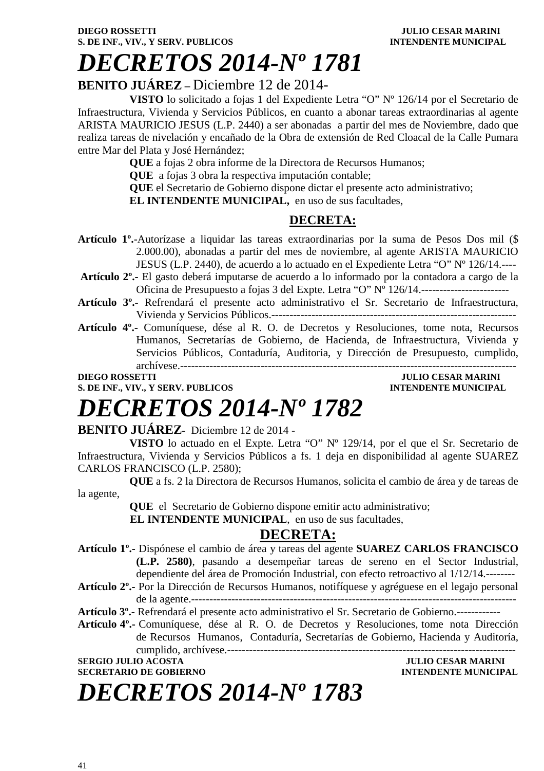**DIEGO ROSSETTI** — **JULIO CESAR MARINI**
**S. DE INF., VIV., Y SERV. PUBLICOS** — **INTENDENTE MUNICIPAL**

# *DECRETOS 2014-Nº 1781*

**BENITO JUÁREZ –** Diciembre 12 de 2014-

**VISTO** lo solicitado a fojas 1 del Expediente Letra "O" Nº 126/14 por el Secretario de Infraestructura, Vivienda y Servicios Públicos, en cuanto a abonar tareas extraordinarias al agente ARISTA MAURICIO JESUS (L.P. 2440) a ser abonadas a partir del mes de Noviembre, dado que realiza tareas de nivelación y encañado de la Obra de extensión de Red Cloacal de la Calle Pumara entre Mar del Plata y José Hernández;

**QUE** a fojas 2 obra informe de la Directora de Recursos Humanos;

**QUE** a fojas 3 obra la respectiva imputación contable;

**QUE** el Secretario de Gobierno dispone dictar el presente acto administrativo;

**EL INTENDENTE MUNICIPAL,** en uso de sus facultades,

**DECRETA:**

**Artículo 1º.-**Autorízase a liquidar las tareas extraordinarias por la suma de Pesos Dos mil ($ 2.000.00), abonadas a partir del mes de noviembre, al agente ARISTA MAURICIO JESUS (L.P. 2440), de acuerdo a lo actuado en el Expediente Letra "O" Nº 126/14.----

**Artículo 2º.-** El gasto deberá imputarse de acuerdo a lo informado por la contadora a cargo de la Oficina de Presupuesto a fojas 3 del Expte. Letra "O" Nº 126/14.------------------------

**Artículo 3º.-** Refrendará el presente acto administrativo el Sr. Secretario de Infraestructura, Vivienda y Servicios Públicos.----------------------------------------------------------------

**Artículo 4º.-** Comuníquese, dése al R. O. de Decretos y Resoluciones, tome nota, Recursos Humanos, Secretarías de Gobierno, de Hacienda, de Infraestructura, Vivienda y Servicios Públicos, Contaduría, Auditoria, y Dirección de Presupuesto, cumplido, archívese.---------------------------------------------------------------------------------------

**DIEGO ROSSETTI** — **JULIO CESAR MARINI**
**S. DE INF., VIV., Y SERV. PUBLICOS** — **INTENDENTE MUNICIPAL**

# *DECRETOS 2014-Nº 1782*

**BENITO JUÁREZ**- Diciembre 12 de 2014 -

**VISTO** lo actuado en el Expte. Letra "O" Nº 129/14, por el que el Sr. Secretario de Infraestructura, Vivienda y Servicios Públicos a fs. 1 deja en disponibilidad al agente SUAREZ CARLOS FRANCISCO (L.P. 2580);

**QUE** a fs. 2 la Directora de Recursos Humanos, solicita el cambio de área y de tareas de la agente,

**QUE** el Secretario de Gobierno dispone emitir acto administrativo;

**EL INTENDENTE MUNICIPAL**, en uso de sus facultades,

**DECRETA:**

**Artículo 1º.-** Dispónese el cambio de área y tareas del agente **SUAREZ CARLOS FRANCISCO (L.P. 2580)**, pasando a desempeñar tareas de sereno en el Sector Industrial, dependiente del área de Promoción Industrial, con efecto retroactivo al 1/12/14.--------

**Artículo 2º.-** Por la Dirección de Recursos Humanos, notifíquese y agréguese en el legajo personal de la agente.---------------------------------------------------------------------------------------

**Artículo 3º.-** Refrendará el presente acto administrativo el Sr. Secretario de Gobierno.------------

**Artículo 4º.-** Comuníquese, dése al R. O. de Decretos y Resoluciones, tome nota Dirección de Recursos Humanos, Contaduría, Secretarías de Gobierno, Hacienda y Auditoría, cumplido, archívese.-----------------------------------------------------------------------------

**SERGIO JULIO ACOSTA** — **JULIO CESAR MARINI**
**SECRETARIO DE GOBIERNO** — **INTENDENTE MUNICIPAL**

# *DECRETOS 2014-Nº 1783*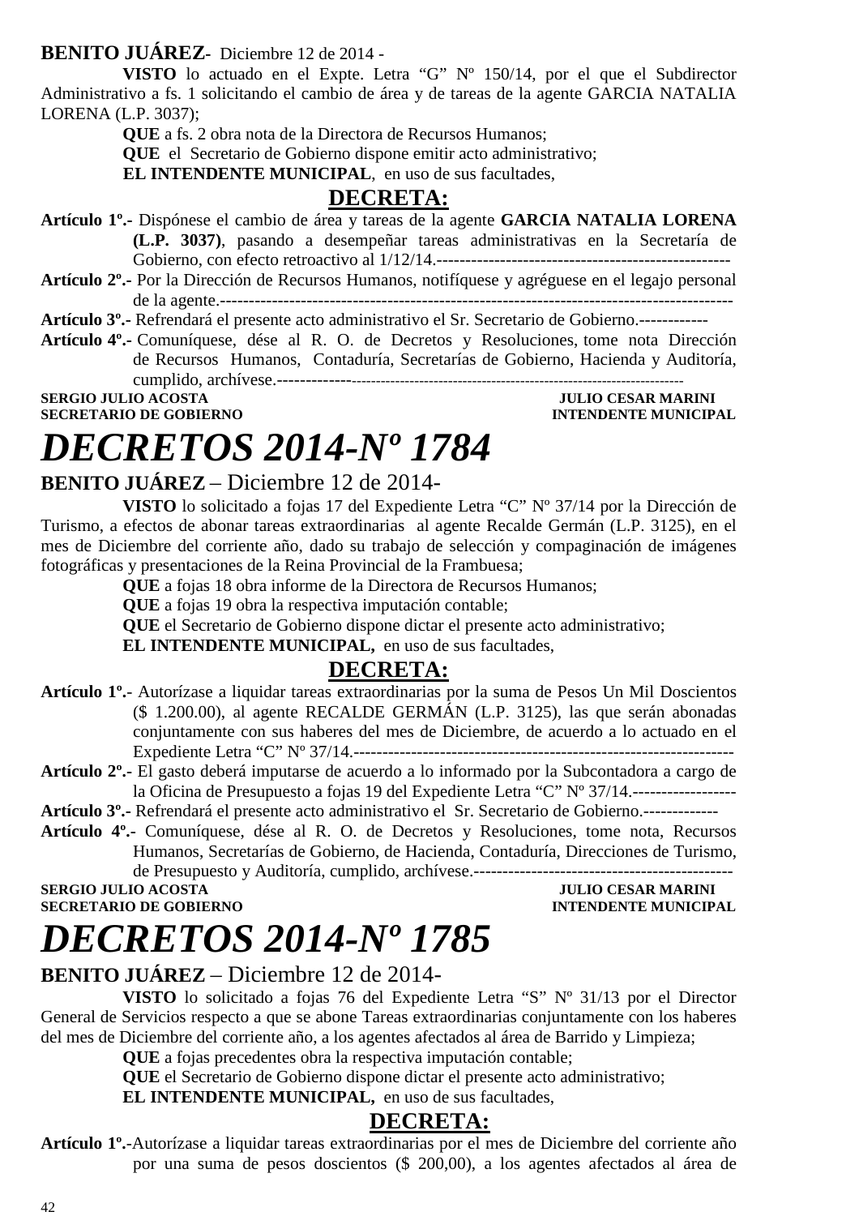**BENITO JUÁREZ**- Diciembre 12 de 2014 -

**VISTO** lo actuado en el Expte. Letra "G" Nº 150/14, por el que el Subdirector Administrativo a fs. 1 solicitando el cambio de área y de tareas de la agente GARCIA NATALIA LORENA (L.P. 3037);

**QUE** a fs. 2 obra nota de la Directora de Recursos Humanos;

**QUE** el Secretario de Gobierno dispone emitir acto administrativo;

**EL INTENDENTE MUNICIPAL**, en uso de sus facultades,

**DECRETA:**

**Artículo 1º.-** Dispónese el cambio de área y tareas de la agente **GARCIA NATALIA LORENA (L.P. 3037)**, pasando a desempeñar tareas administrativas en la Secretaría de Gobierno, con efecto retroactivo al 1/12/14.---------------------------------------------------

**Artículo 2º.-** Por la Dirección de Recursos Humanos, notifíquese y agréguese en el legajo personal de la agente.------------------------------------------------------------------------------------------

**Artículo 3º.-** Refrendará el presente acto administrativo el Sr. Secretario de Gobierno.------------

**Artículo 4º.-** Comuníquese, dése al R. O. de Decretos y Resoluciones, tome nota Dirección de Recursos Humanos, Contaduría, Secretarías de Gobierno, Hacienda y Auditoría, cumplido, archívese.------------------------------------------------------------------------------------

**SERGIO JULIO ACOSTA** — **SECRETARIO DE GOBIERNO**

**JULIO CESAR MARINI** — **INTENDENTE MUNICIPAL**

# *DECRETOS 2014-Nº 1784*

**BENITO JUÁREZ** – Diciembre 12 de 2014-

**VISTO** lo solicitado a fojas 17 del Expediente Letra "C" Nº 37/14 por la Dirección de Turismo, a efectos de abonar tareas extraordinarias al agente Recalde Germán (L.P. 3125), en el mes de Diciembre del corriente año, dado su trabajo de selección y compaginación de imágenes fotográficas y presentaciones de la Reina Provincial de la Frambuesa;

**QUE** a fojas 18 obra informe de la Directora de Recursos Humanos;

**QUE** a fojas 19 obra la respectiva imputación contable;

**QUE** el Secretario de Gobierno dispone dictar el presente acto administrativo;

**EL INTENDENTE MUNICIPAL,** en uso de sus facultades,

**DECRETA:**

**Artículo 1º.**- Autorízase a liquidar tareas extraordinarias por la suma de Pesos Un Mil Doscientos ($ 1.200.00), al agente RECALDE GERMÁN (L.P. 3125), las que serán abonadas conjuntamente con sus haberes del mes de Diciembre, de acuerdo a lo actuado en el Expediente Letra "C" Nº 37/14.-------------------------------------------------------------------

**Artículo 2º.-** El gasto deberá imputarse de acuerdo a lo informado por la Subcontadora a cargo de la Oficina de Presupuesto a fojas 19 del Expediente Letra "C" Nº 37/14.------------------

**Artículo 3º.-** Refrendará el presente acto administrativo el Sr. Secretario de Gobierno.-------------

**Artículo 4º.-** Comuníquese, dése al R. O. de Decretos y Resoluciones, tome nota, Recursos Humanos, Secretarías de Gobierno, de Hacienda, Contaduría, Direcciones de Turismo, de Presupuesto y Auditoría, cumplido, archívese.---------------------------------------------

**SERGIO JULIO ACOSTA** — **SECRETARIO DE GOBIERNO**

**JULIO CESAR MARINI** — **INTENDENTE MUNICIPAL**

# *DECRETOS 2014-Nº 1785*

**BENITO JUÁREZ** – Diciembre 12 de 2014-

**VISTO** lo solicitado a fojas 76 del Expediente Letra "S" Nº 31/13 por el Director General de Servicios respecto a que se abone Tareas extraordinarias conjuntamente con los haberes del mes de Diciembre del corriente año, a los agentes afectados al área de Barrido y Limpieza;

**QUE** a fojas precedentes obra la respectiva imputación contable;

**QUE** el Secretario de Gobierno dispone dictar el presente acto administrativo;

**EL INTENDENTE MUNICIPAL,** en uso de sus facultades,

**DECRETA:**

**Artículo 1º.**-Autorízase a liquidar tareas extraordinarias por el mes de Diciembre del corriente año por una suma de pesos doscientos ($ 200,00), a los agentes afectados al área de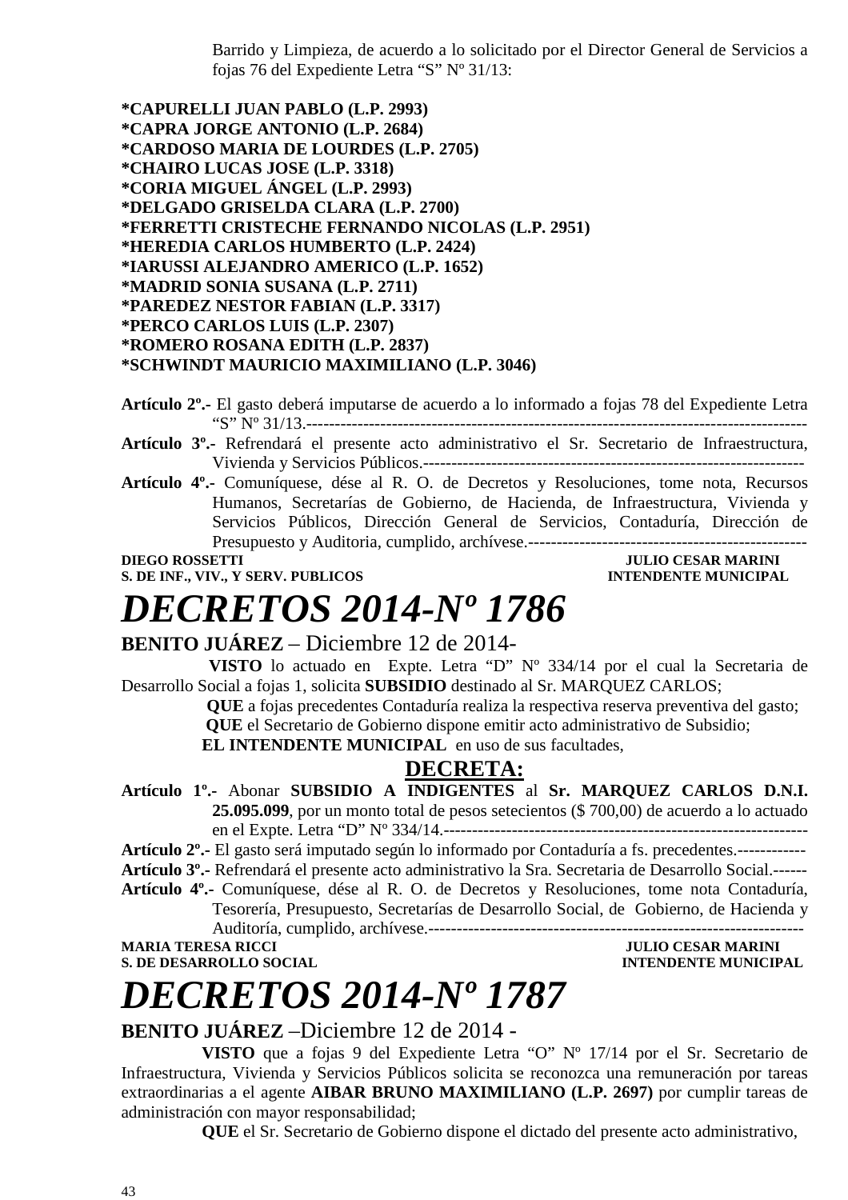Barrido y Limpieza, de acuerdo a lo solicitado por el Director General de Servicios a fojas 76 del Expediente Letra "S" Nº 31/13:

**\*CAPURELLI JUAN PABLO (L.P. 2993)**
**\*CAPRA JORGE ANTONIO (L.P. 2684)**
**\*CARDOSO MARIA DE LOURDES (L.P. 2705)**
**\*CHAIRO LUCAS JOSE (L.P. 3318)**
**\*CORIA MIGUEL ÁNGEL (L.P. 2993)**
**\*DELGADO GRISELDA CLARA (L.P. 2700)**
**\*FERRETTI CRISTECHE FERNANDO NICOLAS (L.P. 2951)**
**\*HEREDIA CARLOS HUMBERTO (L.P. 2424)**
**\*IARUSSI ALEJANDRO AMERICO (L.P. 1652)**
**\*MADRID SONIA SUSANA (L.P. 2711)**
**\*PAREDEZ NESTOR FABIAN (L.P. 3317)**
**\*PERCO CARLOS LUIS (L.P. 2307)**
**\*ROMERO ROSANA EDITH (L.P. 2837)**
**\*SCHWINDT MAURICIO MAXIMILIANO (L.P. 3046)**

**Artículo 2º.-** El gasto deberá imputarse de acuerdo a lo informado a fojas 78 del Expediente Letra "S" Nº 31/13.-----------------------------------------------------------------------------------------
**Artículo 3º.-** Refrendará el presente acto administrativo el Sr. Secretario de Infraestructura, Vivienda y Servicios Públicos.-------------------------------------------------------------------
**Artículo 4º.-** Comuníquese, dése al R. O. de Decretos y Resoluciones, tome nota, Recursos Humanos, Secretarías de Gobierno, de Hacienda, de Infraestructura, Vivienda y Servicios Públicos, Dirección General de Servicios, Contaduría, Dirección de Presupuesto y Auditoria, cumplido, archívese.--------------------------------------------------

**DIEGO ROSSETTI** — **S. DE INF., VIV., Y SERV. PUBLICOS**
**JULIO CESAR MARINI** — **INTENDENTE MUNICIPAL**

# *DECRETOS 2014-Nº 1786*

**BENITO JUÁREZ** – Diciembre 12 de 2014-

**VISTO** lo actuado en Expte. Letra "D" Nº 334/14 por el cual la Secretaria de Desarrollo Social a fojas 1, solicita **SUBSIDIO** destinado al Sr. MARQUEZ CARLOS;

**QUE** a fojas precedentes Contaduría realiza la respectiva reserva preventiva del gasto;

**QUE** el Secretario de Gobierno dispone emitir acto administrativo de Subsidio;

**EL INTENDENTE MUNICIPAL** en uso de sus facultades,

## DECRETA:

**Artículo 1º.-** Abonar **SUBSIDIO A INDIGENTES** al **Sr. MARQUEZ CARLOS D.N.I. 25.095.099**, por un monto total de pesos setecientos ($ 700,00) de acuerdo a lo actuado en el Expte. Letra "D" Nº 334/14.----------------------------------------------------------------
**Artículo 2º.-** El gasto será imputado según lo informado por Contaduría a fs. precedentes.------------
**Artículo 3º.-** Refrendará el presente acto administrativo la Sra. Secretaria de Desarrollo Social.------
**Artículo 4º.-** Comuníquese, dése al R. O. de Decretos y Resoluciones, tome nota Contaduría, Tesorería, Presupuesto, Secretarías de Desarrollo Social, de Gobierno, de Hacienda y Auditoría, cumplido, archívese.-------------------------------------------------------------------

**MARIA TERESA RICCI** — **S. DE DESARROLLO SOCIAL**
**JULIO CESAR MARINI** — **INTENDENTE MUNICIPAL**

# *DECRETOS 2014-Nº 1787*

**BENITO JUÁREZ** –Diciembre 12 de 2014 -

**VISTO** que a fojas 9 del Expediente Letra "O" Nº 17/14 por el Sr. Secretario de Infraestructura, Vivienda y Servicios Públicos solicita se reconozca una remuneración por tareas extraordinarias a el agente **AIBAR BRUNO MAXIMILIANO (L.P. 2697)** por cumplir tareas de administración con mayor responsabilidad;

**QUE** el Sr. Secretario de Gobierno dispone el dictado del presente acto administrativo,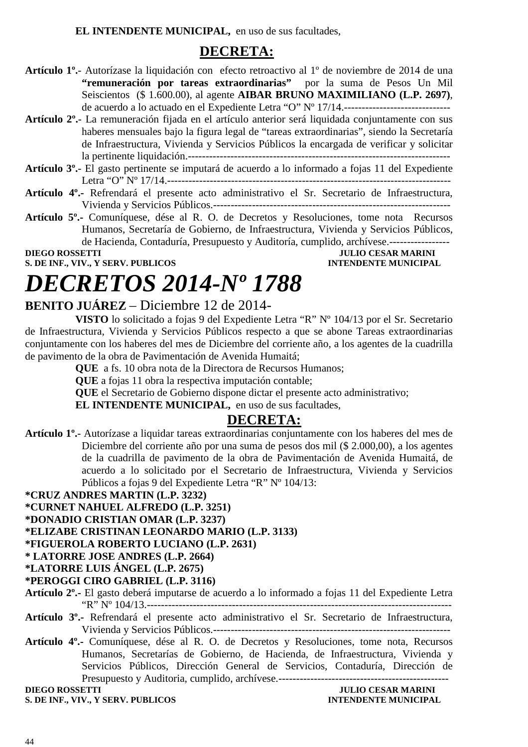**EL INTENDENTE MUNICIPAL,** en uso de sus facultades,

**DECRETA:**

**Artículo 1º.-** Autorízase la liquidación con efecto retroactivo al 1º de noviembre de 2014 de una **"remuneración por tareas extraordinarias"** por la suma de Pesos Un Mil Seiscientos ($ 1.600.00), al agente **AIBAR BRUNO MAXIMILIANO (L.P. 2697)**, de acuerdo a lo actuado en el Expediente Letra "O" Nº 17/14.------------------------------

**Artículo 2º.-** La remuneración fijada en el artículo anterior será liquidada conjuntamente con sus haberes mensuales bajo la figura legal de "tareas extraordinarias", siendo la Secretaría de Infraestructura, Vivienda y Servicios Públicos la encargada de verificar y solicitar la pertinente liquidación.---------------------------------------------------------------------------

**Artículo 3º.-** El gasto pertinente se imputará de acuerdo a lo informado a fojas 11 del Expediente Letra "O" Nº 17/14.------------------------------------------------------------------------------

**Artículo 4º.-** Refrendará el presente acto administrativo el Sr. Secretario de Infraestructura, Vivienda y Servicios Públicos.-------------------------------------------------------------------

**Artículo 5º.-** Comuníquese, dése al R. O. de Decretos y Resoluciones, tome nota Recursos Humanos, Secretaría de Gobierno, de Infraestructura, Vivienda y Servicios Públicos, de Hacienda, Contaduría, Presupuesto y Auditoría, cumplido, archívese.-----------------

**DIEGO ROSSETTI** — **JULIO CESAR MARINI**
**S. DE INF., VIV., Y SERV. PUBLICOS** — **INTENDENTE MUNICIPAL**

# *DECRETOS 2014-Nº 1788*

**BENITO JUÁREZ** – Diciembre 12 de 2014-

**VISTO** lo solicitado a fojas 9 del Expediente Letra "R" Nº 104/13 por el Sr. Secretario de Infraestructura, Vivienda y Servicios Públicos respecto a que se abone Tareas extraordinarias conjuntamente con los haberes del mes de Diciembre del corriente año, a los agentes de la cuadrilla de pavimento de la obra de Pavimentación de Avenida Humaitá;

**QUE** a fs. 10 obra nota de la Directora de Recursos Humanos;

**QUE** a fojas 11 obra la respectiva imputación contable;

**QUE** el Secretario de Gobierno dispone dictar el presente acto administrativo;

**EL INTENDENTE MUNICIPAL,** en uso de sus facultades,

**DECRETA:**

**Artículo 1º.-** Autorízase a liquidar tareas extraordinarias conjuntamente con los haberes del mes de Diciembre del corriente año por una suma de pesos dos mil ($ 2.000,00), a los agentes de la cuadrilla de pavimento de la obra de Pavimentación de Avenida Humaitá, de acuerdo a lo solicitado por el Secretario de Infraestructura, Vivienda y Servicios Públicos a fojas 9 del Expediente Letra "R" Nº 104/13:

**\*CRUZ ANDRES MARTIN (L.P. 3232)**
**\*CURNET NAHUEL ALFREDO (L.P. 3251)**
**\*DONADIO CRISTIAN OMAR (L.P. 3237)**
**\*ELIZABE CRISTINAN LEONARDO MARIO (L.P. 3133)**
**\*FIGUEROLA ROBERTO LUCIANO (L.P. 2631)**
**\* LATORRE JOSE ANDRES (L.P. 2664)**
**\*LATORRE LUIS ÁNGEL (L.P. 2675)**
**\*PEROGGI CIRO GABRIEL (L.P. 3116)**

**Artículo 2º.-** El gasto deberá imputarse de acuerdo a lo informado a fojas 11 del Expediente Letra "R" Nº 104/13.-------------------------------------------------------------------------------------

**Artículo 3º.-** Refrendará el presente acto administrativo el Sr. Secretario de Infraestructura, Vivienda y Servicios Públicos.-------------------------------------------------------------------

**Artículo 4º.-** Comuníquese, dése al R. O. de Decretos y Resoluciones, tome nota, Recursos Humanos, Secretarías de Gobierno, de Hacienda, de Infraestructura, Vivienda y Servicios Públicos, Dirección General de Servicios, Contaduría, Dirección de Presupuesto y Auditoria, cumplido, archívese.-----------------------------------------------

**DIEGO ROSSETTI** — **JULIO CESAR MARINI**
**S. DE INF., VIV., Y SERV. PUBLICOS** — **INTENDENTE MUNICIPAL**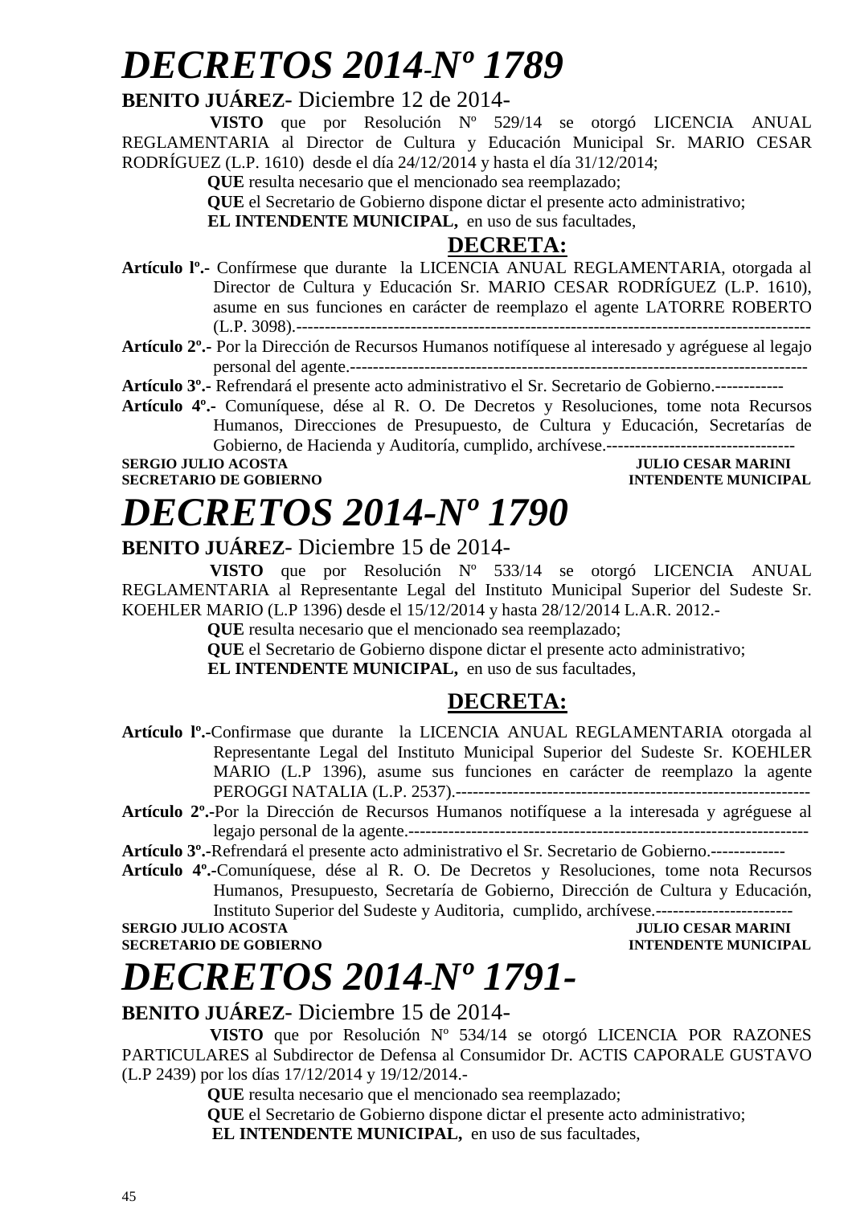# *DECRETOS 2014-Nº 1789*

**BENITO JUÁREZ**- Diciembre 12 de 2014-

**VISTO** que por Resolución Nº 529/14 se otorgó LICENCIA ANUAL REGLAMENTARIA al Director de Cultura y Educación Municipal Sr. MARIO CESAR RODRÍGUEZ (L.P. 1610) desde el día 24/12/2014 y hasta el día 31/12/2014;

**QUE** resulta necesario que el mencionado sea reemplazado;

**QUE** el Secretario de Gobierno dispone dictar el presente acto administrativo;

**EL INTENDENTE MUNICIPAL,** en uso de sus facultades,

**DECRETA:**

**Artículo lº.-** Confírmese que durante la LICENCIA ANUAL REGLAMENTARIA, otorgada al Director de Cultura y Educación Sr. MARIO CESAR RODRÍGUEZ (L.P. 1610), asume en sus funciones en carácter de reemplazo el agente LATORRE ROBERTO (L.P. 3098).-------------------------------------------------------------------------------------------

**Artículo 2º.-** Por la Dirección de Recursos Humanos notifíquese al interesado y agréguese al legajo personal del agente.---------------------------------------------------------------------------------

**Artículo 3º.-** Refrendará el presente acto administrativo el Sr. Secretario de Gobierno.------------

**Artículo 4º.-** Comuníquese, dése al R. O. De Decretos y Resoluciones, tome nota Recursos Humanos, Direcciones de Presupuesto, de Cultura y Educación, Secretarías de Gobierno, de Hacienda y Auditoría, cumplido, archívese.---------------------------------

**SERGIO JULIO ACOSTA** — **JULIO CESAR MARINI**
**SECRETARIO DE GOBIERNO** — **INTENDENTE MUNICIPAL**

# *DECRETOS 2014-Nº 1790*

**BENITO JUÁREZ**- Diciembre 15 de 2014-

**VISTO** que por Resolución Nº 533/14 se otorgó LICENCIA ANUAL REGLAMENTARIA al Representante Legal del Instituto Municipal Superior del Sudeste Sr. KOEHLER MARIO (L.P 1396) desde el 15/12/2014 y hasta 28/12/2014 L.A.R. 2012.-

**QUE** resulta necesario que el mencionado sea reemplazado;

**QUE** el Secretario de Gobierno dispone dictar el presente acto administrativo;

**EL INTENDENTE MUNICIPAL,** en uso de sus facultades,

**DECRETA:**

**Artículo lº.-**Confirmase que durante la LICENCIA ANUAL REGLAMENTARIA otorgada al Representante Legal del Instituto Municipal Superior del Sudeste Sr. KOEHLER MARIO (L.P 1396), asume sus funciones en carácter de reemplazo la agente PEROGGI NATALIA (L.P. 2537).---------------------------------------------------------------

**Artículo 2º.-**Por la Dirección de Recursos Humanos notifíquese a la interesada y agréguese al legajo personal de la agente.---------------------------------------------------------------------

**Artículo 3º.-**Refrendará el presente acto administrativo el Sr. Secretario de Gobierno.-------------

**Artículo 4º.-**Comuníquese, dése al R. O. De Decretos y Resoluciones, tome nota Recursos Humanos, Presupuesto, Secretaría de Gobierno, Dirección de Cultura y Educación, Instituto Superior del Sudeste y Auditoria, cumplido, archívese.------------------------

**SERGIO JULIO ACOSTA** — **JULIO CESAR MARINI**
**SECRETARIO DE GOBIERNO** — **INTENDENTE MUNICIPAL**

# *DECRETOS 2014-Nº 1791-*

**BENITO JUÁREZ**- Diciembre 15 de 2014-

**VISTO** que por Resolución Nº 534/14 se otorgó LICENCIA POR RAZONES PARTICULARES al Subdirector de Defensa al Consumidor Dr. ACTIS CAPORALE GUSTAVO (L.P 2439) por los días 17/12/2014 y 19/12/2014.-

**QUE** resulta necesario que el mencionado sea reemplazado;

**QUE** el Secretario de Gobierno dispone dictar el presente acto administrativo;

**EL INTENDENTE MUNICIPAL,** en uso de sus facultades,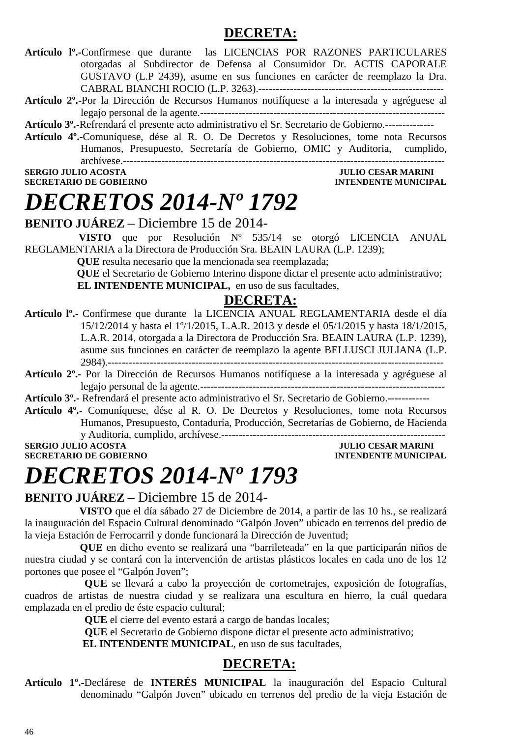## DECRETA:

**Artículo lº.-**Confírmese que durante las LICENCIAS POR RAZONES PARTICULARES otorgadas al Subdirector de Defensa al Consumidor Dr. ACTIS CAPORALE GUSTAVO (L.P 2439), asume en sus funciones en carácter de reemplazo la Dra. CABRAL BIANCHI ROCIO (L.P. 3263).-----------------------------------------------------

**Artículo 2º.-**Por la Dirección de Recursos Humanos notifíquese a la interesada y agréguese al legajo personal de la agente.----------------------------------------------------------------------

**Artículo 3º.-**Refrendará el presente acto administrativo el Sr. Secretario de Gobierno.--------------

**Artículo 4º.-**Comuníquese, dése al R. O. De Decretos y Resoluciones, tome nota Recursos Humanos, Presupuesto, Secretaría de Gobierno, OMIC y Auditoria, cumplido, archívese.--------------------------------------------------------------------------------------------

**SERGIO JULIO ACOSTA** — **SECRETARIO DE GOBIERNO**

**JULIO CESAR MARINI** — **INTENDENTE MUNICIPAL**

# *DECRETOS 2014-Nº 1792*

**BENITO JUÁREZ** – Diciembre 15 de 2014-

**VISTO** que por Resolución Nº 535/14 se otorgó LICENCIA ANUAL REGLAMENTARIA a la Directora de Producción Sra. BEAIN LAURA (L.P. 1239);

**QUE** resulta necesario que la mencionada sea reemplazada;

**QUE** el Secretario de Gobierno Interino dispone dictar el presente acto administrativo;

**EL INTENDENTE MUNICIPAL,** en uso de sus facultades,

## DECRETA:

**Artículo lº.-** Confírmese que durante la LICENCIA ANUAL REGLAMENTARIA desde el día 15/12/2014 y hasta el 1º/1/2015, L.A.R. 2013 y desde el 05/1/2015 y hasta 18/1/2015, L.A.R. 2014, otorgada a la Directora de Producción Sra. BEAIN LAURA (L.P. 1239), asume sus funciones en carácter de reemplazo la agente BELLUSCI JULIANA (L.P. 2984).-----------------------------------------------------------------------------------------------

**Artículo 2º.-** Por la Dirección de Recursos Humanos notifíquese a la interesada y agréguese al legajo personal de la agente.----------------------------------------------------------------------

**Artículo 3º.-** Refrendará el presente acto administrativo el Sr. Secretario de Gobierno.------------

**Artículo 4º.-** Comuníquese, dése al R. O. De Decretos y Resoluciones, tome nota Recursos Humanos, Presupuesto, Contaduría, Producción, Secretarías de Gobierno, de Hacienda y Auditoria, cumplido, archívese.----------------------------------------------------------------

**SERGIO JULIO ACOSTA** — **SECRETARIO DE GOBIERNO**

**JULIO CESAR MARINI** — **INTENDENTE MUNICIPAL**

# *DECRETOS 2014-Nº 1793*

**BENITO JUÁREZ** – Diciembre 15 de 2014-

**VISTO** que el día sábado 27 de Diciembre de 2014, a partir de las 10 hs., se realizará la inauguración del Espacio Cultural denominado “Galpón Joven” ubicado en terrenos del predio de la vieja Estación de Ferrocarril y donde funcionará la Dirección de Juventud;

**QUE** en dicho evento se realizará una “barrileteada” en la que participarán niños de nuestra ciudad y se contará con la intervención de artistas plásticos locales en cada uno de los 12 portones que posee el “Galpón Joven”;

**QUE** se llevará a cabo la proyección de cortometrajes, exposición de fotografías, cuadros de artistas de nuestra ciudad y se realizara una escultura en hierro, la cuál quedara emplazada en el predio de éste espacio cultural;

**QUE** el cierre del evento estará a cargo de bandas locales;

**QUE** el Secretario de Gobierno dispone dictar el presente acto administrativo;

**EL INTENDENTE MUNICIPAL**, en uso de sus facultades,

## DECRETA:

**Artículo 1º.-**Declárese de **INTERÉS MUNICIPAL** la inauguración del Espacio Cultural denominado “Galpón Joven” ubicado en terrenos del predio de la vieja Estación de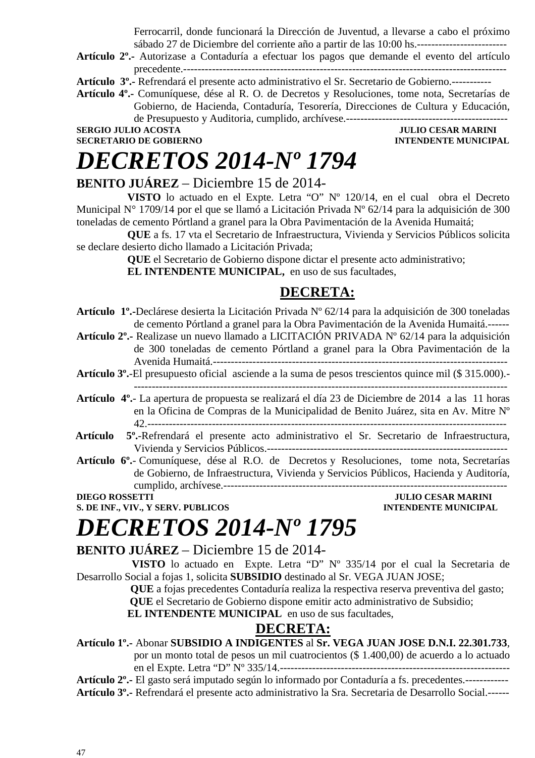Ferrocarril, donde funcionará la Dirección de Juventud, a llevarse a cabo el próximo sábado 27 de Diciembre del corriente año a partir de las 10:00 hs.-------------------------

**Artículo 2º.-** Autorizase a Contaduría a efectuar los pagos que demande el evento del artículo precedente.------------------------------------------------------------------------------------------

**Artículo 3º.-** Refrendará el presente acto administrativo el Sr. Secretario de Gobierno.-----------

**Artículo 4º.-** Comuníquese, dése al R. O. de Decretos y Resoluciones, tome nota, Secretarías de Gobierno, de Hacienda, Contaduría, Tesorería, Direcciones de Cultura y Educación, de Presupuesto y Auditoria, cumplido, archívese.---------------------------------------------

**SERGIO JULIO ACOSTA** — **JULIO CESAR MARINI**
**SECRETARIO DE GOBIERNO** — **INTENDENTE MUNICIPAL**

# *DECRETOS 2014-Nº 1794*

**BENITO JUÁREZ** – Diciembre 15 de 2014-

**VISTO** lo actuado en el Expte. Letra "O" Nº 120/14, en el cual obra el Decreto Municipal N° 1709/14 por el que se llamó a Licitación Privada Nº 62/14 para la adquisición de 300 toneladas de cemento Pórtland a granel para la Obra Pavimentación de la Avenida Humaitá;

**QUE** a fs. 17 vta el Secretario de Infraestructura, Vivienda y Servicios Públicos solicita se declare desierto dicho llamado a Licitación Privada;

**QUE** el Secretario de Gobierno dispone dictar el presente acto administrativo;

**EL INTENDENTE MUNICIPAL,** en uso de sus facultades,

## DECRETA:

**Artículo 1º.-**Declárese desierta la Licitación Privada Nº 62/14 para la adquisición de 300 toneladas de cemento Pórtland a granel para la Obra Pavimentación de la Avenida Humaitá.------

**Artículo 2º.-** Realizase un nuevo llamado a LICITACIÓN PRIVADA Nº 62/14 para la adquisición de 300 toneladas de cemento Pórtland a granel para la Obra Pavimentación de la Avenida Humaitá.----------------------------------------------------------------------------------

**Artículo 3º.-**El presupuesto oficial asciende a la suma de pesos trescientos quince mil ($ 315.000).------------------------------------------------------------------------------------------------------

**Artículo 4º.-** La apertura de propuesta se realizará el día 23 de Diciembre de 2014 a las 11 horas en la Oficina de Compras de la Municipalidad de Benito Juárez, sita en Av. Mitre Nº 42.-----------------------------------------------------------------------------------------------

**Artículo 5º.-**Refrendará el presente acto administrativo el Sr. Secretario de Infraestructura, Vivienda y Servicios Públicos.-------------------------------------------------------------------

**Artículo 6º.-** Comuníquese, dése al R.O. de Decretos y Resoluciones, tome nota, Secretarías de Gobierno, de Infraestructura, Vivienda y Servicios Públicos, Hacienda y Auditoría, cumplido, archívese.------------------------------------------------------------------------------

**DIEGO ROSSETTI** — **JULIO CESAR MARINI**
**S. DE INF., VIV., Y SERV. PUBLICOS** — **INTENDENTE MUNICIPAL**

# *DECRETOS 2014-Nº 1795*

**BENITO JUÁREZ** – Diciembre 15 de 2014-

**VISTO** lo actuado en Expte. Letra "D" Nº 335/14 por el cual la Secretaria de Desarrollo Social a fojas 1, solicita **SUBSIDIO** destinado al Sr. VEGA JUAN JOSE;

**QUE** a fojas precedentes Contaduría realiza la respectiva reserva preventiva del gasto;

**QUE** el Secretario de Gobierno dispone emitir acto administrativo de Subsidio;

**EL INTENDENTE MUNICIPAL** en uso de sus facultades,

## DECRETA:

**Artículo 1º.-** Abonar **SUBSIDIO A INDIGENTES** al **Sr. VEGA JUAN JOSE D.N.I. 22.301.733**, por un monto total de pesos un mil cuatrocientos ($ 1.400,00) de acuerdo a lo actuado en el Expte. Letra "D" Nº 335/14.---------------------------------------------------------------

**Artículo 2º.-** El gasto será imputado según lo informado por Contaduría a fs. precedentes.------------

**Artículo 3º.-** Refrendará el presente acto administrativo la Sra. Secretaria de Desarrollo Social.------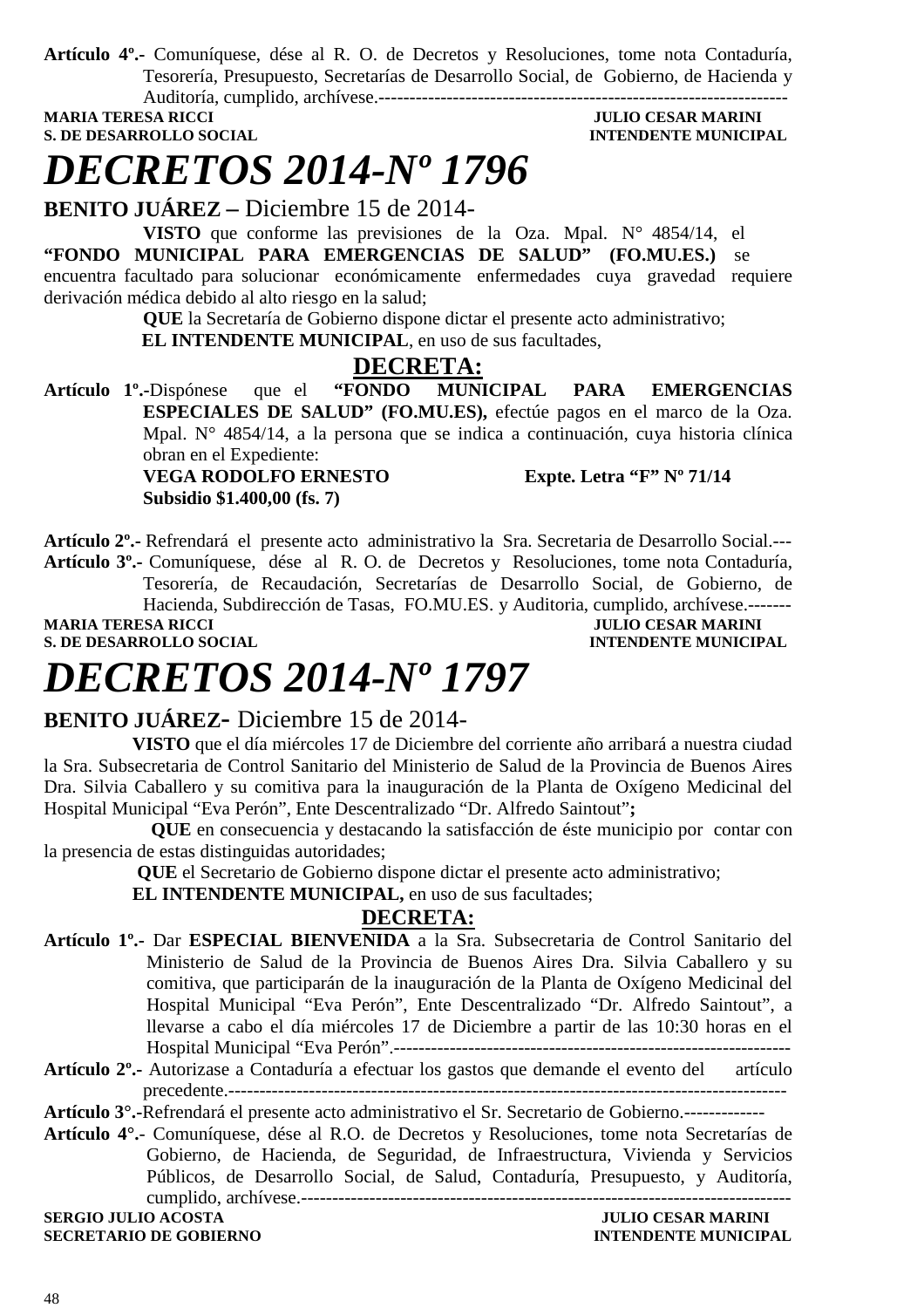**Artículo 4º.-** Comuníquese, dése al R. O. de Decretos y Resoluciones, tome nota Contaduría, Tesorería, Presupuesto, Secretarías de Desarrollo Social, de Gobierno, de Hacienda y Auditoría, cumplido, archívese.-------------------------------------------------------------------

**MARIA TERESA RICCI** — **JULIO CESAR MARINI**
**S. DE DESARROLLO SOCIAL** — **INTENDENTE MUNICIPAL**

# *DECRETOS 2014-Nº 1796*

**BENITO JUÁREZ –** Diciembre 15 de 2014-

**VISTO** que conforme las previsiones de la Oza. Mpal. N° 4854/14, el **"FONDO MUNICIPAL PARA EMERGENCIAS DE SALUD" (FO.MU.ES.)** se encuentra facultado para solucionar económicamente enfermedades cuya gravedad requiere derivación médica debido al alto riesgo en la salud;

**QUE** la Secretaría de Gobierno dispone dictar el presente acto administrativo;

**EL INTENDENTE MUNICIPAL**, en uso de sus facultades,

## DECRETA:

**Artículo 1º.-**Dispónese que el **"FONDO MUNICIPAL PARA EMERGENCIAS ESPECIALES DE SALUD" (FO.MU.ES),** efectúe pagos en el marco de la Oza. Mpal. N° 4854/14, a la persona que se indica a continuación, cuya historia clínica obran en el Expediente:

**VEGA RODOLFO ERNESTO** — **Expte. Letra "F" Nº 71/14**
**Subsidio $1.400,00 (fs. 7)**

**Artículo 2º.-** Refrendará el presente acto administrativo la Sra. Secretaria de Desarrollo Social.---

**Artículo 3º.-** Comuníquese, dése al R. O. de Decretos y Resoluciones, tome nota Contaduría, Tesorería, de Recaudación, Secretarías de Desarrollo Social, de Gobierno, de Hacienda, Subdirección de Tasas, FO.MU.ES. y Auditoria, cumplido, archívese.-------

**MARIA TERESA RICCI** — **JULIO CESAR MARINI**
**S. DE DESARROLLO SOCIAL** — **INTENDENTE MUNICIPAL**

# *DECRETOS 2014-Nº 1797*

**BENITO JUÁREZ-** Diciembre 15 de 2014-

**VISTO** que el día miércoles 17 de Diciembre del corriente año arribará a nuestra ciudad la Sra. Subsecretaria de Control Sanitario del Ministerio de Salud de la Provincia de Buenos Aires Dra. Silvia Caballero y su comitiva para la inauguración de la Planta de Oxígeno Medicinal del Hospital Municipal "Eva Perón", Ente Descentralizado "Dr. Alfredo Saintout"**;**

**QUE** en consecuencia y destacando la satisfacción de éste municipio por contar con la presencia de estas distinguidas autoridades;

**QUE** el Secretario de Gobierno dispone dictar el presente acto administrativo;

**EL INTENDENTE MUNICIPAL,** en uso de sus facultades;

## DECRETA:

**Artículo 1º.-** Dar **ESPECIAL BIENVENIDA** a la Sra. Subsecretaria de Control Sanitario del Ministerio de Salud de la Provincia de Buenos Aires Dra. Silvia Caballero y su comitiva, que participarán de la inauguración de la Planta de Oxígeno Medicinal del Hospital Municipal "Eva Perón", Ente Descentralizado "Dr. Alfredo Saintout", a llevarse a cabo el día miércoles 17 de Diciembre a partir de las 10:30 horas en el Hospital Municipal "Eva Perón".----------------------------------------------------------------

**Artículo 2º.-** Autorizase a Contaduría a efectuar los gastos que demande el evento del artículo precedente.-------------------------------------------------------------------------------------

**Artículo 3°.-**Refrendará el presente acto administrativo el Sr. Secretario de Gobierno.-------------

**Artículo 4°.-** Comuníquese, dése al R.O. de Decretos y Resoluciones, tome nota Secretarías de Gobierno, de Hacienda, de Seguridad, de Infraestructura, Vivienda y Servicios Públicos, de Desarrollo Social, de Salud, Contaduría, Presupuesto, y Auditoría, cumplido, archívese.--------------------------------------------------------------------------

**SERGIO JULIO ACOSTA** — **JULIO CESAR MARINI**
**SECRETARIO DE GOBIERNO** — **INTENDENTE MUNICIPAL**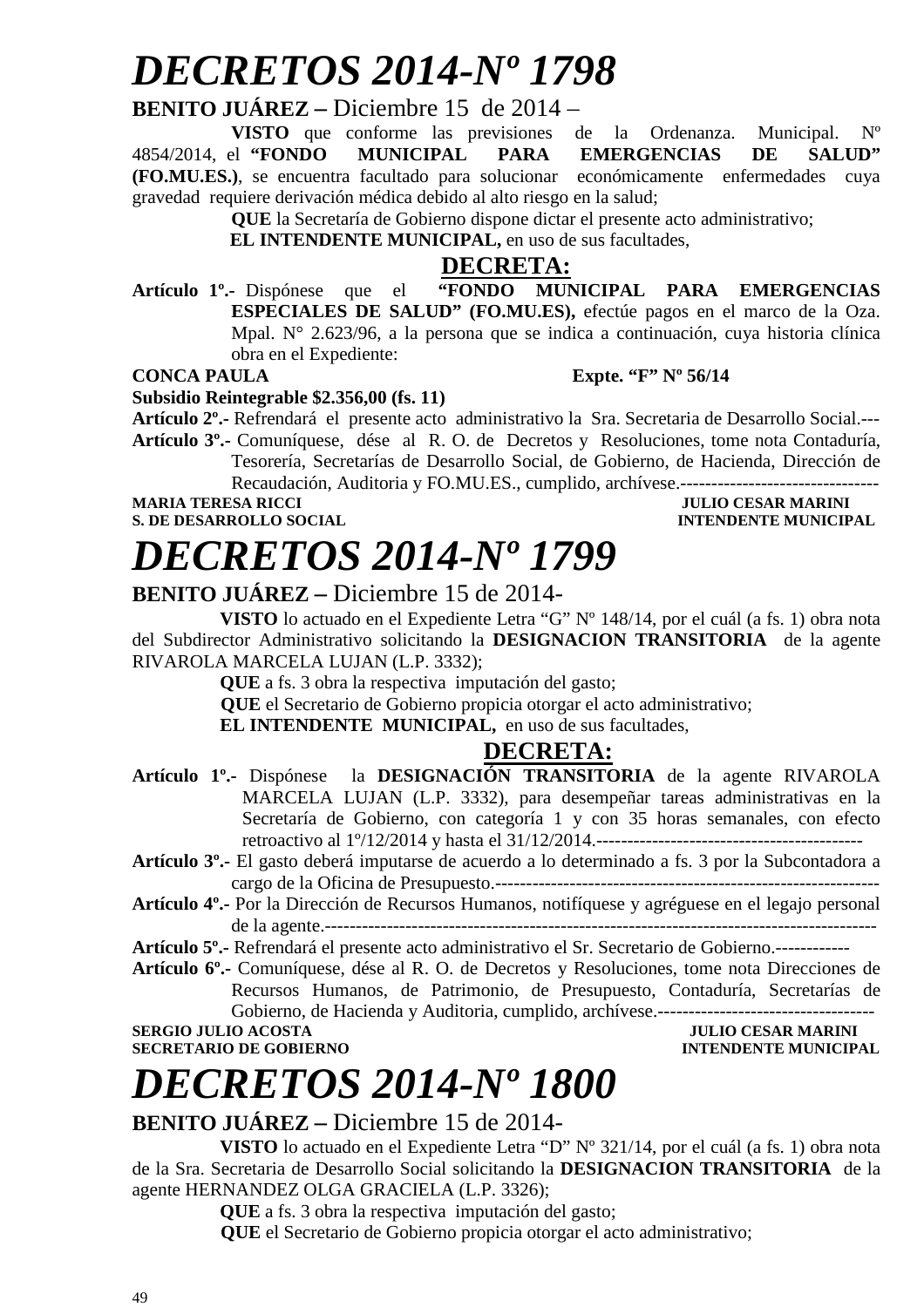# *DECRETOS 2014-Nº 1798*

**BENITO JUÁREZ –** Diciembre 15 de 2014 –

**VISTO** que conforme las previsiones de la Ordenanza. Municipal. Nº 4854/2014, el **"FONDO MUNICIPAL PARA EMERGENCIAS DE SALUD" (FO.MU.ES.)**, se encuentra facultado para solucionar económicamente enfermedades cuya gravedad requiere derivación médica debido al alto riesgo en la salud;

**QUE** la Secretaría de Gobierno dispone dictar el presente acto administrativo;

**EL INTENDENTE MUNICIPAL,** en uso de sus facultades,

**DECRETA:**

**Artículo 1º.-** Dispónese que el **"FONDO MUNICIPAL PARA EMERGENCIAS ESPECIALES DE SALUD" (FO.MU.ES),** efectúe pagos en el marco de la Oza. Mpal. N° 2.623/96, a la persona que se indica a continuación, cuya historia clínica obra en el Expediente:

**CONCA PAULA** **Expte. "F" Nº 56/14**

**Subsidio Reintegrable $2.356,00 (fs. 11)**

**Artículo 2º.-** Refrendará el presente acto administrativo la Sra. Secretaria de Desarrollo Social.---

**Artículo 3º.-** Comuníquese, dése al R. O. de Decretos y Resoluciones, tome nota Contaduría, Tesorería, Secretarías de Desarrollo Social, de Gobierno, de Hacienda, Dirección de Recaudación, Auditoria y FO.MU.ES., cumplido, archívese.--------------------------------

**MARIA TERESA RICCI** — **S. DE DESARROLLO SOCIAL**

**JULIO CESAR MARINI** — **INTENDENTE MUNICIPAL**

# *DECRETOS 2014-Nº 1799*

**BENITO JUÁREZ –** Diciembre 15 de 2014-

**VISTO** lo actuado en el Expediente Letra "G" Nº 148/14, por el cuál (a fs. 1) obra nota del Subdirector Administrativo solicitando la **DESIGNACION TRANSITORIA** de la agente RIVAROLA MARCELA LUJAN (L.P. 3332);

**QUE** a fs. 3 obra la respectiva imputación del gasto;

**QUE** el Secretario de Gobierno propicia otorgar el acto administrativo;

**EL INTENDENTE MUNICIPAL,** en uso de sus facultades,

**DECRETA:**

**Artículo 1º.-** Dispónese la **DESIGNACIÓN TRANSITORIA** de la agente RIVAROLA MARCELA LUJAN (L.P. 3332), para desempeñar tareas administrativas en la Secretaría de Gobierno, con categoría 1 y con 35 horas semanales, con efecto retroactivo al 1º/12/2014 y hasta el 31/12/2014.-------------------------------------------

**Artículo 3º.-** El gasto deberá imputarse de acuerdo a lo determinado a fs. 3 por la Subcontadora a cargo de la Oficina de Presupuesto.--------------------------------------------------------------

**Artículo 4º.-** Por la Dirección de Recursos Humanos, notifíquese y agréguese en el legajo personal de la agente.-------------------------------------------------------------------------------------

**Artículo 5º.-** Refrendará el presente acto administrativo el Sr. Secretario de Gobierno.------------

**Artículo 6º.-** Comuníquese, dése al R. O. de Decretos y Resoluciones, tome nota Direcciones de Recursos Humanos, de Patrimonio, de Presupuesto, Contaduría, Secretarías de Gobierno, de Hacienda y Auditoria, cumplido, archívese.-----------------------------------

**SERGIO JULIO ACOSTA** — **SECRETARIO DE GOBIERNO**

**JULIO CESAR MARINI** — **INTENDENTE MUNICIPAL**

# *DECRETOS 2014-Nº 1800*

**BENITO JUÁREZ –** Diciembre 15 de 2014-

**VISTO** lo actuado en el Expediente Letra "D" Nº 321/14, por el cuál (a fs. 1) obra nota de la Sra. Secretaria de Desarrollo Social solicitando la **DESIGNACION TRANSITORIA** de la agente HERNANDEZ OLGA GRACIELA (L.P. 3326);

**QUE** a fs. 3 obra la respectiva imputación del gasto;

**QUE** el Secretario de Gobierno propicia otorgar el acto administrativo;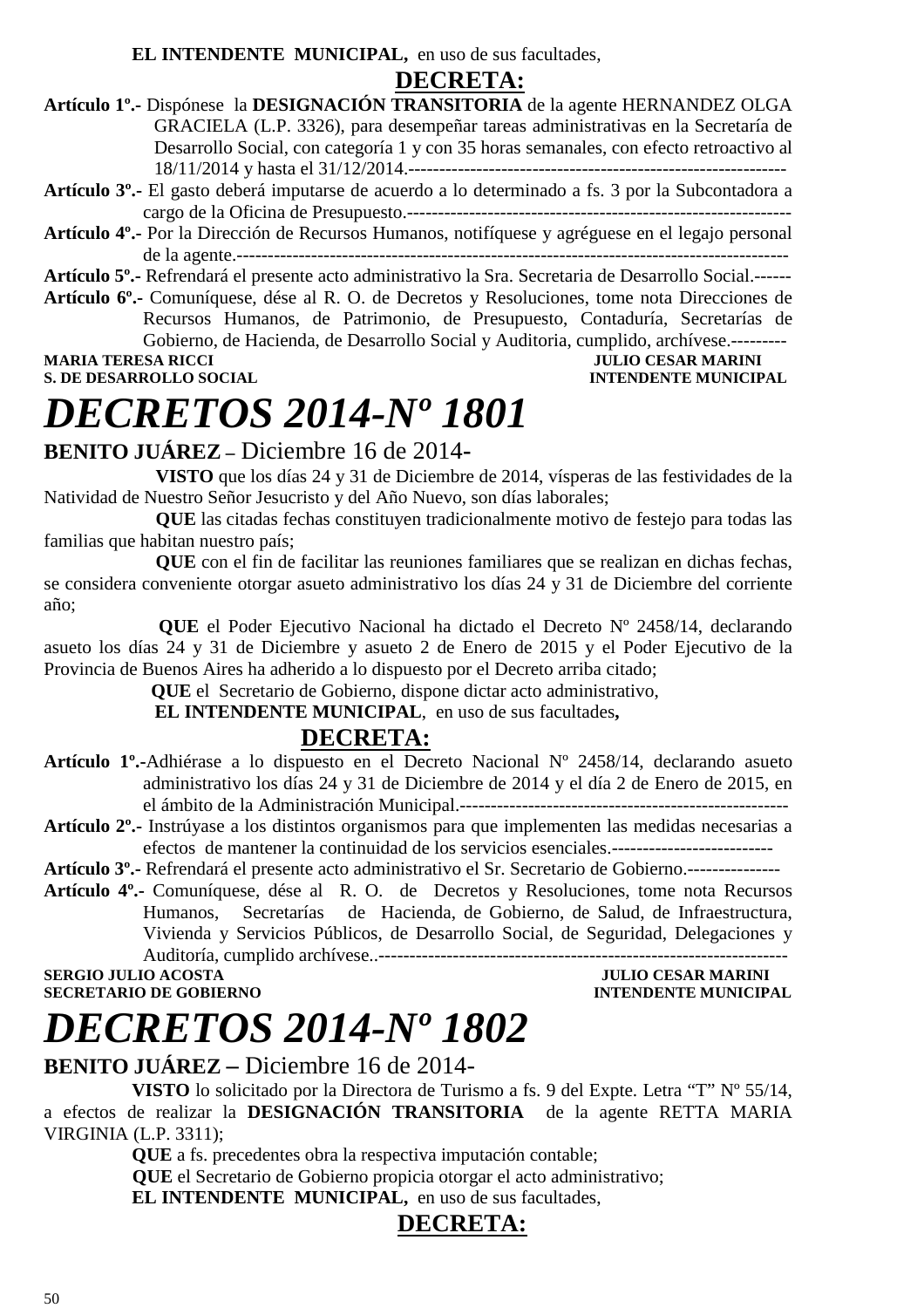**EL INTENDENTE MUNICIPAL,** en uso de sus facultades,

**DECRETA:**

**Artículo 1º.-** Dispónese la **DESIGNACIÓN TRANSITORIA** de la agente HERNANDEZ OLGA GRACIELA (L.P. 3326), para desempeñar tareas administrativas en la Secretaría de Desarrollo Social, con categoría 1 y con 35 horas semanales, con efecto retroactivo al 18/11/2014 y hasta el 31/12/2014.-------------------------------------------------------------

**Artículo 3º.-** El gasto deberá imputarse de acuerdo a lo determinado a fs. 3 por la Subcontadora a cargo de la Oficina de Presupuesto.--------------------------------------------------------------

**Artículo 4º.-** Por la Dirección de Recursos Humanos, notifíquese y agréguese en el legajo personal de la agente.------------------------------------------------------------------------------------------

**Artículo 5º.-** Refrendará el presente acto administrativo la Sra. Secretaria de Desarrollo Social.------

**Artículo 6º.-** Comuníquese, dése al R. O. de Decretos y Resoluciones, tome nota Direcciones de Recursos Humanos, de Patrimonio, de Presupuesto, Contaduría, Secretarías de Gobierno, de Hacienda, de Desarrollo Social y Auditoria, cumplido, archívese.---------

**MARIA TERESA RICCI** — **JULIO CESAR MARINI**
**S. DE DESARROLLO SOCIAL** — **INTENDENTE MUNICIPAL**

# *DECRETOS 2014-Nº 1801*

**BENITO JUÁREZ –** Diciembre 16 de 2014-

**VISTO** que los días 24 y 31 de Diciembre de 2014, vísperas de las festividades de la Natividad de Nuestro Señor Jesucristo y del Año Nuevo, son días laborales;

**QUE** las citadas fechas constituyen tradicionalmente motivo de festejo para todas las familias que habitan nuestro país;

**QUE** con el fin de facilitar las reuniones familiares que se realizan en dichas fechas, se considera conveniente otorgar asueto administrativo los días 24 y 31 de Diciembre del corriente año;

**QUE** el Poder Ejecutivo Nacional ha dictado el Decreto Nº 2458/14, declarando asueto los días 24 y 31 de Diciembre y asueto 2 de Enero de 2015 y el Poder Ejecutivo de la Provincia de Buenos Aires ha adherido a lo dispuesto por el Decreto arriba citado;

**QUE** el Secretario de Gobierno, dispone dictar acto administrativo,

**EL INTENDENTE MUNICIPAL**, en uso de sus facultades**,**

**DECRETA:**

**Artículo 1º.-**Adhiérase a lo dispuesto en el Decreto Nacional Nº 2458/14, declarando asueto administrativo los días 24 y 31 de Diciembre de 2014 y el día 2 de Enero de 2015, en el ámbito de la Administración Municipal.-----------------------------------------------------

**Artículo 2º.-** Instrúyase a los distintos organismos para que implementen las medidas necesarias a efectos de mantener la continuidad de los servicios esenciales.--------------------------

**Artículo 3º.-** Refrendará el presente acto administrativo el Sr. Secretario de Gobierno.---------------

**Artículo 4º.-** Comuníquese, dése al R. O. de Decretos y Resoluciones, tome nota Recursos Humanos, Secretarías de Hacienda, de Gobierno, de Salud, de Infraestructura, Vivienda y Servicios Públicos, de Desarrollo Social, de Seguridad, Delegaciones y Auditoría, cumplido archívese..-----------------------------------------------------------------

**SERGIO JULIO ACOSTA** — **JULIO CESAR MARINI**
**SECRETARIO DE GOBIERNO** — **INTENDENTE MUNICIPAL**

# *DECRETOS 2014-Nº 1802*

**BENITO JUÁREZ –** Diciembre 16 de 2014-

**VISTO** lo solicitado por la Directora de Turismo a fs. 9 del Expte. Letra "T" Nº 55/14, a efectos de realizar la **DESIGNACIÓN TRANSITORIA** de la agente RETTA MARIA VIRGINIA (L.P. 3311);

**QUE** a fs. precedentes obra la respectiva imputación contable;

**QUE** el Secretario de Gobierno propicia otorgar el acto administrativo;

**EL INTENDENTE MUNICIPAL,** en uso de sus facultades,

**DECRETA:**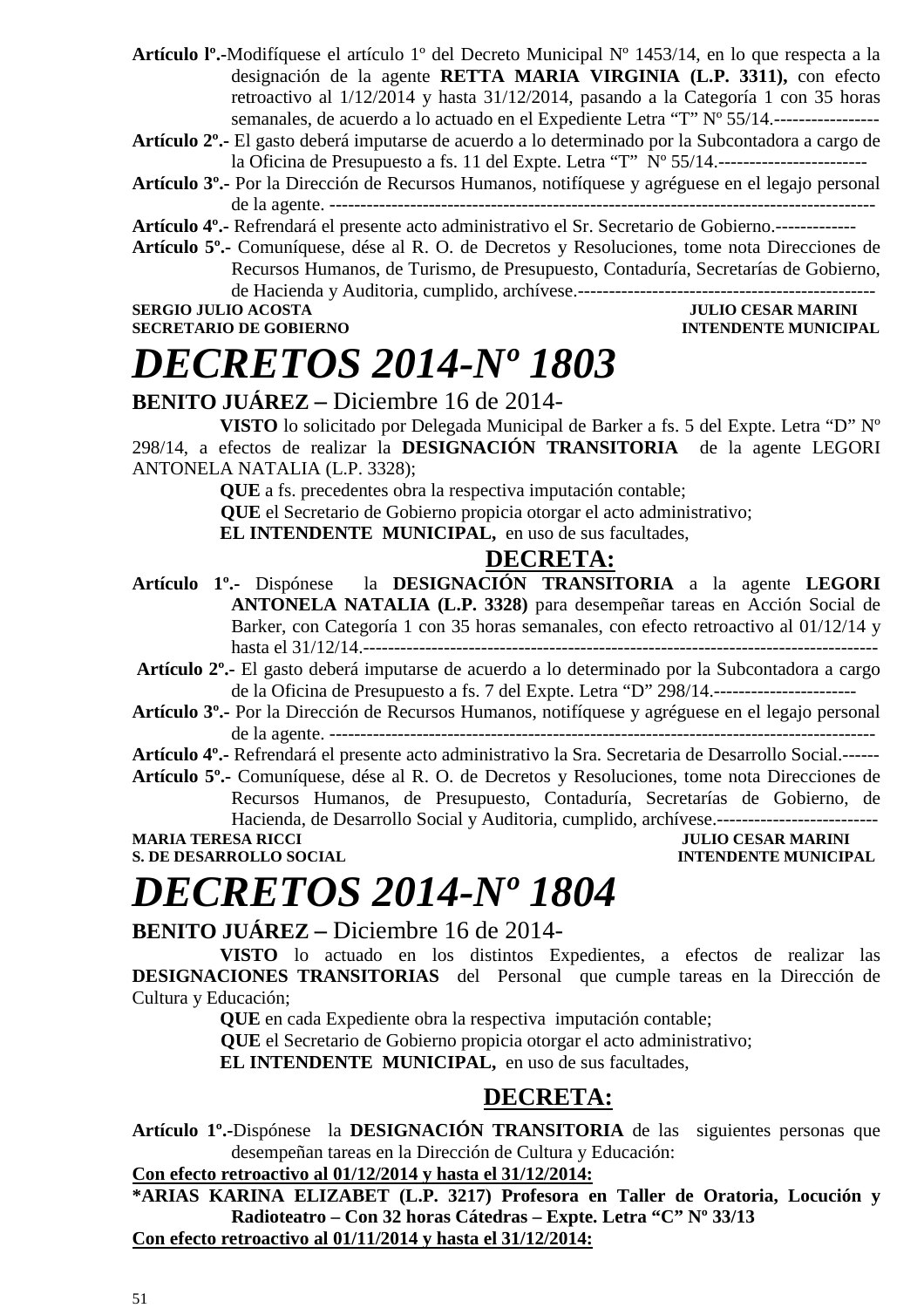**Artículo lº.-**Modifíquese el artículo 1º del Decreto Municipal Nº 1453/14, en lo que respecta a la designación de la agente **RETTA MARIA VIRGINIA (L.P. 3311),** con efecto retroactivo al 1/12/2014 y hasta 31/12/2014, pasando a la Categoría 1 con 35 horas semanales, de acuerdo a lo actuado en el Expediente Letra “T” Nº 55/14.-----------------

**Artículo 2º.-** El gasto deberá imputarse de acuerdo a lo determinado por la Subcontadora a cargo de la Oficina de Presupuesto a fs. 11 del Expte. Letra “T” Nº 55/14.------------------------

**Artículo 3º.-** Por la Dirección de Recursos Humanos, notifíquese y agréguese en el legajo personal de la agente. -----------------------------------------------------------------------------------------

**Artículo 4º.-** Refrendará el presente acto administrativo el Sr. Secretario de Gobierno.-------------

**Artículo 5º.-** Comuníquese, dése al R. O. de Decretos y Resoluciones, tome nota Direcciones de Recursos Humanos, de Turismo, de Presupuesto, Contaduría, Secretarías de Gobierno, de Hacienda y Auditoria, cumplido, archívese.------------------------------------------------

**SERGIO JULIO ACOSTA** — **SECRETARIO DE GOBIERNO**

**JULIO CESAR MARINI** — **INTENDENTE MUNICIPAL**

# *DECRETOS 2014-Nº 1803*

**BENITO JUÁREZ –** Diciembre 16 de 2014-

**VISTO** lo solicitado por Delegada Municipal de Barker a fs. 5 del Expte. Letra “D” Nº 298/14, a efectos de realizar la **DESIGNACIÓN TRANSITORIA** de la agente LEGORI ANTONELA NATALIA (L.P. 3328);

**QUE** a fs. precedentes obra la respectiva imputación contable;

**QUE** el Secretario de Gobierno propicia otorgar el acto administrativo;

**EL INTENDENTE MUNICIPAL,** en uso de sus facultades,

**DECRETA:**

**Artículo 1º.-** Dispónese la **DESIGNACIÓN TRANSITORIA** a la agente **LEGORI ANTONELA NATALIA (L.P. 3328)** para desempeñar tareas en Acción Social de Barker, con Categoría 1 con 35 horas semanales, con efecto retroactivo al 01/12/14 y hasta el 31/12/14.---------------------------------------------------------------------------------

**Artículo 2º.-** El gasto deberá imputarse de acuerdo a lo determinado por la Subcontadora a cargo de la Oficina de Presupuesto a fs. 7 del Expte. Letra “D” 298/14.-----------------------

**Artículo 3º.-** Por la Dirección de Recursos Humanos, notifíquese y agréguese en el legajo personal de la agente. -----------------------------------------------------------------------------------------

**Artículo 4º.-** Refrendará el presente acto administrativo la Sra. Secretaria de Desarrollo Social.------

**Artículo 5º.-** Comuníquese, dése al R. O. de Decretos y Resoluciones, tome nota Direcciones de Recursos Humanos, de Presupuesto, Contaduría, Secretarías de Gobierno, de Hacienda, de Desarrollo Social y Auditoria, cumplido, archívese.--------------------------

**MARIA TERESA RICCI** — **S. DE DESARROLLO SOCIAL**

**JULIO CESAR MARINI** — **INTENDENTE MUNICIPAL**

# *DECRETOS 2014-Nº 1804*

**BENITO JUÁREZ –** Diciembre 16 de 2014-

**VISTO** lo actuado en los distintos Expedientes, a efectos de realizar las **DESIGNACIONES TRANSITORIAS** del Personal que cumple tareas en la Dirección de Cultura y Educación;

**QUE** en cada Expediente obra la respectiva imputación contable;

**QUE** el Secretario de Gobierno propicia otorgar el acto administrativo;

**EL INTENDENTE MUNICIPAL,** en uso de sus facultades,

**DECRETA:**

**Artículo 1º.-**Dispónese la **DESIGNACIÓN TRANSITORIA** de las siguientes personas que desempeñan tareas en la Dirección de Cultura y Educación:

**Con efecto retroactivo al 01/12/2014 y hasta el 31/12/2014:**

**\*ARIAS KARINA ELIZABET (L.P. 3217) Profesora en Taller de Oratoria, Locución y Radioteatro – Con 32 horas Cátedras – Expte. Letra “C” Nº 33/13**

**Con efecto retroactivo al 01/11/2014 y hasta el 31/12/2014:**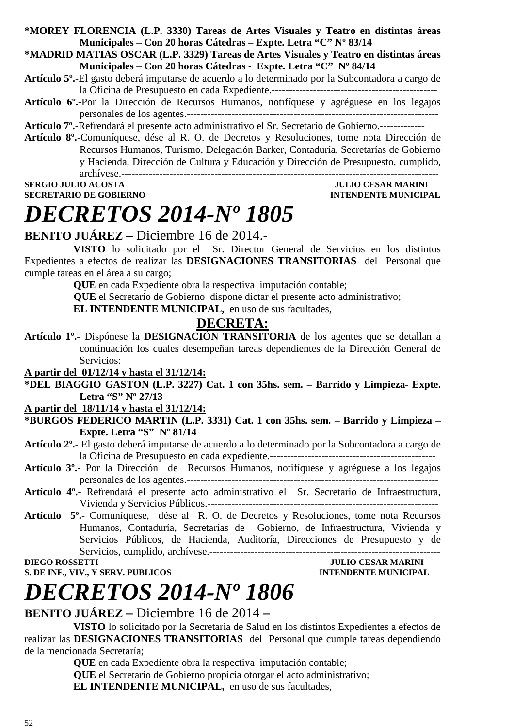**\*MOREY FLORENCIA (L.P. 3330) Tareas de Artes Visuales y Teatro en distintas áreas Municipales – Con 20 horas Cátedras – Expte. Letra "C" Nº 83/14**

**\*MADRID MATIAS OSCAR (L.P. 3329) Tareas de Artes Visuales y Teatro en distintas áreas Municipales – Con 20 horas Cátedras - Expte. Letra "C" Nº 84/14**

**Artículo 5º.-**El gasto deberá imputarse de acuerdo a lo determinado por la Subcontadora a cargo de la Oficina de Presupuesto en cada Expediente.------------------------------------------------

**Artículo 6º.-**Por la Dirección de Recursos Humanos, notifíquese y agréguese en los legajos personales de los agentes.-------------------------------------------------------------------------

**Artículo 7º.-**Refrendará el presente acto administrativo el Sr. Secretario de Gobierno.-------------

**Artículo 8º.-**Comuníquese, dése al R. O. de Decretos y Resoluciones, tome nota Dirección de Recursos Humanos, Turismo, Delegación Barker, Contaduría, Secretarías de Gobierno y Hacienda, Dirección de Cultura y Educación y Dirección de Presupuesto, cumplido, archívese.---------------------------------------------------------------------------------------

**SERGIO JULIO ACOSTA** — **JULIO CESAR MARINI**
**SECRETARIO DE GOBIERNO** — **INTENDENTE MUNICIPAL**

# *DECRETOS 2014-Nº 1805*

**BENITO JUÁREZ –** Diciembre 16 de 2014.-

**VISTO** lo solicitado por el Sr. Director General de Servicios en los distintos Expedientes a efectos de realizar las **DESIGNACIONES TRANSITORIAS** del Personal que cumple tareas en el área a su cargo;

**QUE** en cada Expediente obra la respectiva imputación contable;

**QUE** el Secretario de Gobierno dispone dictar el presente acto administrativo;

**EL INTENDENTE MUNICIPAL,** en uso de sus facultades,

## DECRETA:

**Artículo 1º.-** Dispónese la **DESIGNACIÓN TRANSITORIA** de los agentes que se detallan a continuación los cuales desempeñan tareas dependientes de la Dirección General de Servicios:

**A partir del 01/12/14 y hasta el 31/12/14:**

**\*DEL BIAGGIO GASTON (L.P. 3227) Cat. 1 con 35hs. sem. – Barrido y Limpieza- Expte. Letra "S" Nº 27/13**

**A partir del 18/11/14 y hasta el 31/12/14:**

**\*BURGOS FEDERICO MARTIN (L.P. 3331) Cat. 1 con 35hs. sem. – Barrido y Limpieza – Expte. Letra "S" Nº 81/14**

**Artículo 2º.-** El gasto deberá imputarse de acuerdo a lo determinado por la Subcontadora a cargo de la Oficina de Presupuesto en cada expediente.------------------------------------------------

**Artículo 3º.-** Por la Dirección de Recursos Humanos, notifíquese y agréguese a los legajos personales de los agentes.-------------------------------------------------------------------------

**Artículo 4º.-** Refrendará el presente acto administrativo el Sr. Secretario de Infraestructura, Vivienda y Servicios Públicos.-------------------------------------------------------------------

**Artículo 5º.-** Comuníquese, dése al R. O. de Decretos y Resoluciones, tome nota Recursos Humanos, Contaduría, Secretarías de Gobierno, de Infraestructura, Vivienda y Servicios Públicos, de Hacienda, Auditoría, Direcciones de Presupuesto y de Servicios, cumplido, archívese.-------------------------------------------------------------------

**DIEGO ROSSETTI** — **JULIO CESAR MARINI**
**S. DE INF., VIV., Y SERV. PUBLICOS** — **INTENDENTE MUNICIPAL**

# *DECRETOS 2014-Nº 1806*

**BENITO JUÁREZ –** Diciembre 16 de 2014 **–**

**VISTO** lo solicitado por la Secretaria de Salud en los distintos Expedientes a efectos de realizar las **DESIGNACIONES TRANSITORIAS** del Personal que cumple tareas dependiendo de la mencionada Secretaría;

**QUE** en cada Expediente obra la respectiva imputación contable;

**QUE** el Secretario de Gobierno propicia otorgar el acto administrativo;

**EL INTENDENTE MUNICIPAL,** en uso de sus facultades,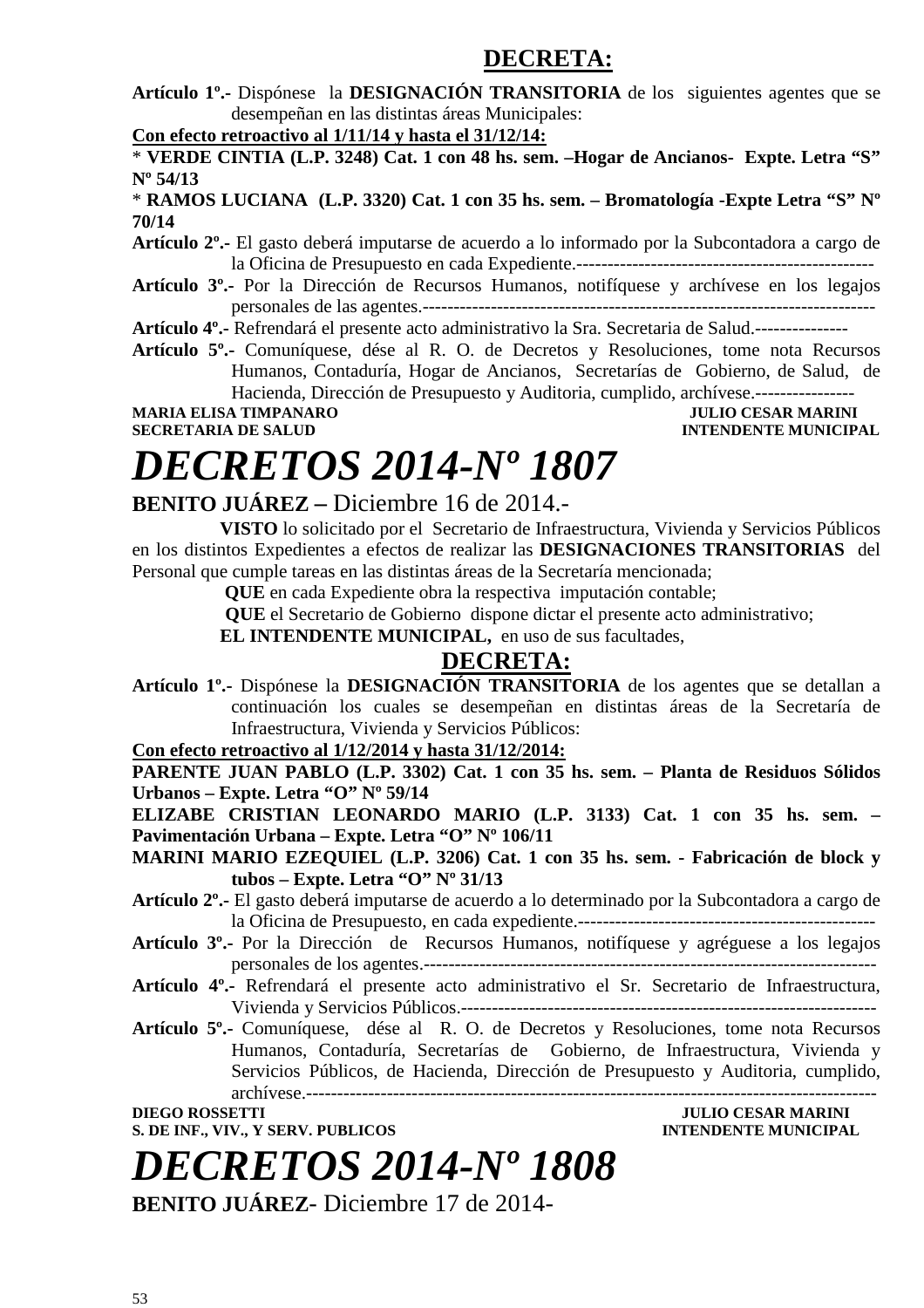## DECRETA:

**Artículo 1º.-** Dispónese la **DESIGNACIÓN TRANSITORIA** de los siguientes agentes que se desempeñan en las distintas áreas Municipales:

**Con efecto retroactivo al 1/11/14 y hasta el 31/12/14:**

* **VERDE CINTIA (L.P. 3248) Cat. 1 con 48 hs. sem. –Hogar de Ancianos- Expte. Letra "S" Nº 54/13**

* **RAMOS LUCIANA (L.P. 3320) Cat. 1 con 35 hs. sem. – Bromatología -Expte Letra "S" Nº 70/14**

**Artículo 2º.-** El gasto deberá imputarse de acuerdo a lo informado por la Subcontadora a cargo de la Oficina de Presupuesto en cada Expediente.-----------------------------------------------

**Artículo 3º.-** Por la Dirección de Recursos Humanos, notifíquese y archívese en los legajos personales de las agentes.----------------------------------------------------------------------

**Artículo 4º.-** Refrendará el presente acto administrativo la Sra. Secretaria de Salud.---------------

**Artículo 5º.-** Comuníquese, dése al R. O. de Decretos y Resoluciones, tome nota Recursos Humanos, Contaduría, Hogar de Ancianos, Secretarías de Gobierno, de Salud, de Hacienda, Dirección de Presupuesto y Auditoria, cumplido, archívese.----------------

**MARIA ELISA TIMPANARO** — **JULIO CESAR MARINI**
**SECRETARIA DE SALUD** — **INTENDENTE MUNICIPAL**

# *DECRETOS 2014-Nº 1807*

**BENITO JUÁREZ –** Diciembre 16 de 2014.-

**VISTO** lo solicitado por el Secretario de Infraestructura, Vivienda y Servicios Públicos en los distintos Expedientes a efectos de realizar las **DESIGNACIONES TRANSITORIAS** del Personal que cumple tareas en las distintas áreas de la Secretaría mencionada;

**QUE** en cada Expediente obra la respectiva imputación contable;

**QUE** el Secretario de Gobierno dispone dictar el presente acto administrativo;

**EL INTENDENTE MUNICIPAL,** en uso de sus facultades,

## DECRETA:

**Artículo 1º.-** Dispónese la **DESIGNACIÓN TRANSITORIA** de los agentes que se detallan a continuación los cuales se desempeñan en distintas áreas de la Secretaría de Infraestructura, Vivienda y Servicios Públicos:

**Con efecto retroactivo al 1/12/2014 y hasta 31/12/2014:**

**PARENTE JUAN PABLO (L.P. 3302) Cat. 1 con 35 hs. sem. – Planta de Residuos Sólidos Urbanos – Expte. Letra "O" Nº 59/14**

**ELIZABE CRISTIAN LEONARDO MARIO (L.P. 3133) Cat. 1 con 35 hs. sem. – Pavimentación Urbana – Expte. Letra "O" Nº 106/11**

**MARINI MARIO EZEQUIEL (L.P. 3206) Cat. 1 con 35 hs. sem. - Fabricación de block y tubos – Expte. Letra "O" Nº 31/13**

**Artículo 2º.-** El gasto deberá imputarse de acuerdo a lo determinado por la Subcontadora a cargo de la Oficina de Presupuesto, en cada expediente.-----------------------------------------------

**Artículo 3º.-** Por la Dirección de Recursos Humanos, notifíquese y agréguese a los legajos personales de los agentes.----------------------------------------------------------------------

**Artículo 4º.-** Refrendará el presente acto administrativo el Sr. Secretario de Infraestructura, Vivienda y Servicios Públicos.------------------------------------------------------------------

**Artículo 5º.-** Comuníquese, dése al R. O. de Decretos y Resoluciones, tome nota Recursos Humanos, Contaduría, Secretarías de Gobierno, de Infraestructura, Vivienda y Servicios Públicos, de Hacienda, Dirección de Presupuesto y Auditoria, cumplido, archívese.-------------------------------------------------------------------------------------

**DIEGO ROSSETTI** — **JULIO CESAR MARINI**
**S. DE INF., VIV., Y SERV. PUBLICOS** — **INTENDENTE MUNICIPAL**

# *DECRETOS 2014-Nº 1808*

**BENITO JUÁREZ**- Diciembre 17 de 2014-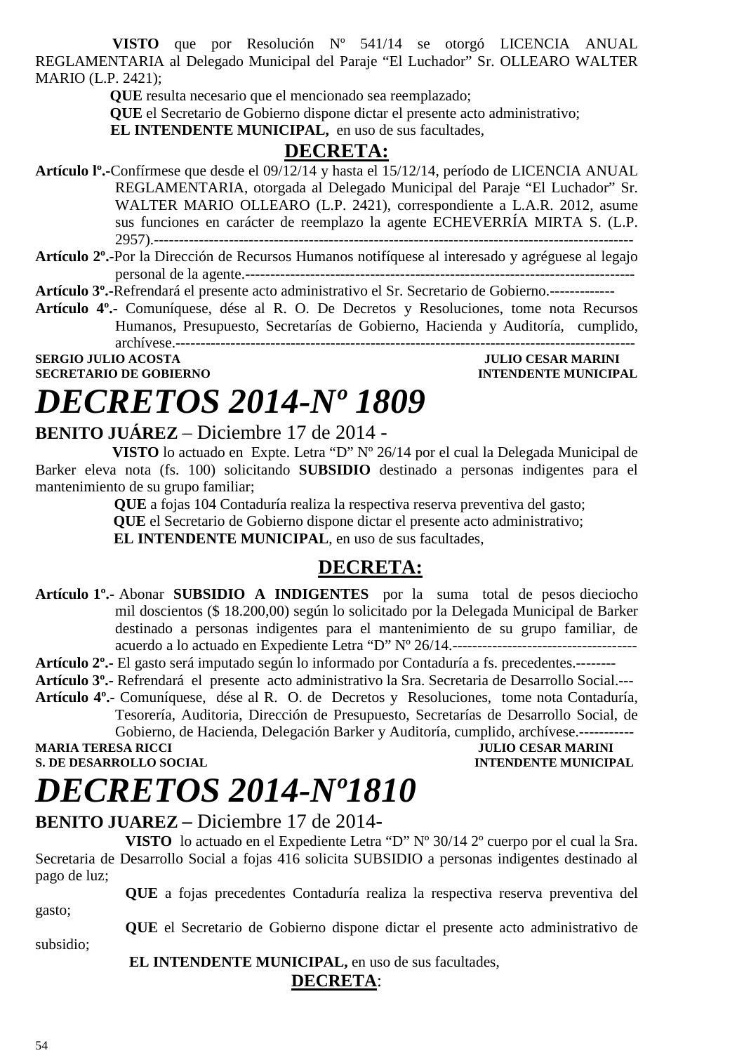**VISTO** que por Resolución Nº 541/14 se otorgó LICENCIA ANUAL REGLAMENTARIA al Delegado Municipal del Paraje "El Luchador" Sr. OLLEARO WALTER MARIO (L.P. 2421);

**QUE** resulta necesario que el mencionado sea reemplazado;

**QUE** el Secretario de Gobierno dispone dictar el presente acto administrativo;

**EL INTENDENTE MUNICIPAL,** en uso de sus facultades,

## DECRETA:

**Artículo lº.-**Confírmese que desde el 09/12/14 y hasta el 15/12/14, período de LICENCIA ANUAL REGLAMENTARIA, otorgada al Delegado Municipal del Paraje "El Luchador" Sr. WALTER MARIO OLLEARO (L.P. 2421), correspondiente a L.A.R. 2012, asume sus funciones en carácter de reemplazo la agente ECHEVERRÍA MIRTA S. (L.P. 2957).------------------------------------------------------------------------------------------

**Artículo 2º.-**Por la Dirección de Recursos Humanos notifíquese al interesado y agréguese al legajo personal de la agente.--------------------------------------------------------------------------

**Artículo 3º.-**Refrendará el presente acto administrativo el Sr. Secretario de Gobierno.-------------

**Artículo 4º.-** Comuníquese, dése al R. O. De Decretos y Resoluciones, tome nota Recursos Humanos, Presupuesto, Secretarías de Gobierno, Hacienda y Auditoría, cumplido, archívese.------------------------------------------------------------------------------------------

**SERGIO JULIO ACOSTA** — **JULIO CESAR MARINI**
**SECRETARIO DE GOBIERNO** — **INTENDENTE MUNICIPAL**

# *DECRETOS 2014-Nº 1809*

**BENITO JUÁREZ** – Diciembre 17 de 2014 -

**VISTO** lo actuado en Expte. Letra "D" Nº 26/14 por el cual la Delegada Municipal de Barker eleva nota (fs. 100) solicitando **SUBSIDIO** destinado a personas indigentes para el mantenimiento de su grupo familiar;

**QUE** a fojas 104 Contaduría realiza la respectiva reserva preventiva del gasto;

**QUE** el Secretario de Gobierno dispone dictar el presente acto administrativo;

**EL INTENDENTE MUNICIPAL**, en uso de sus facultades,

## DECRETA:

**Artículo 1º.-** Abonar **SUBSIDIO A INDIGENTES** por la suma total de pesos dieciocho mil doscientos ($ 18.200,00) según lo solicitado por la Delegada Municipal de Barker destinado a personas indigentes para el mantenimiento de su grupo familiar, de acuerdo a lo actuado en Expediente Letra "D" Nº 26/14.-------------------------------------

**Artículo 2º.-** El gasto será imputado según lo informado por Contaduría a fs. precedentes.--------

**Artículo 3º.-** Refrendará el presente acto administrativo la Sra. Secretaria de Desarrollo Social.---

**Artículo 4º.-** Comuníquese, dése al R. O. de Decretos y Resoluciones, tome nota Contaduría, Tesorería, Auditoria, Dirección de Presupuesto, Secretarías de Desarrollo Social, de Gobierno, de Hacienda, Delegación Barker y Auditoría, cumplido, archívese.-----------

**MARIA TERESA RICCI** — **JULIO CESAR MARINI**
**S. DE DESARROLLO SOCIAL** — **INTENDENTE MUNICIPAL**

# *DECRETOS 2014-Nº1810*

**BENITO JUAREZ –** Diciembre 17 de 2014-

**VISTO** lo actuado en el Expediente Letra "D" Nº 30/14 2º cuerpo por el cual la Sra. Secretaria de Desarrollo Social a fojas 416 solicita SUBSIDIO a personas indigentes destinado al pago de luz;

**QUE** a fojas precedentes Contaduría realiza la respectiva reserva preventiva del gasto;

**QUE** el Secretario de Gobierno dispone dictar el presente acto administrativo de subsidio;

**EL INTENDENTE MUNICIPAL,** en uso de sus facultades,

## DECRETA: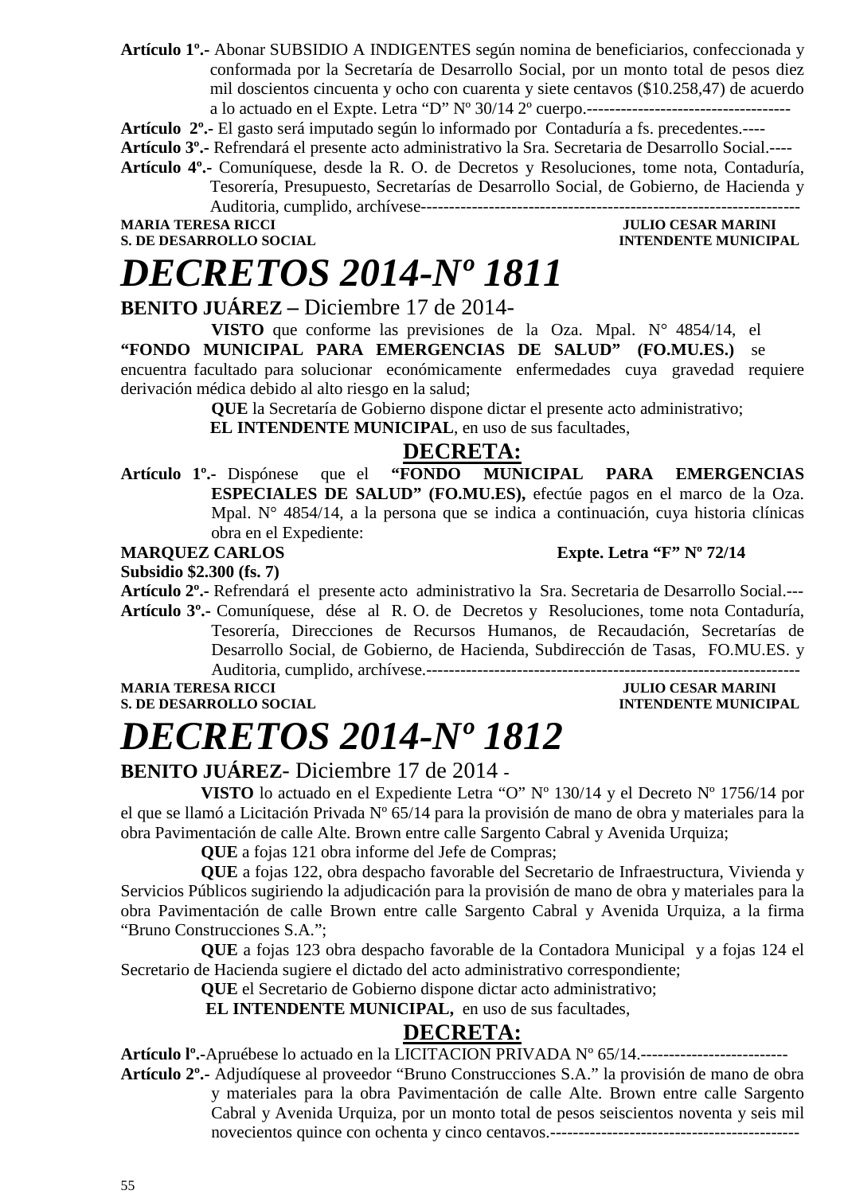**Artículo 1º.-** Abonar SUBSIDIO A INDIGENTES según nomina de beneficiarios, confeccionada y conformada por la Secretaría de Desarrollo Social, por un monto total de pesos diez mil doscientos cincuenta y ocho con cuarenta y siete centavos ($10.258,47) de acuerdo a lo actuado en el Expte. Letra “D” Nº 30/14 2º cuerpo.------------------------------------

**Artículo 2º.-** El gasto será imputado según lo informado por Contaduría a fs. precedentes.----

**Artículo 3º.-** Refrendará el presente acto administrativo la Sra. Secretaria de Desarrollo Social.----

**Artículo 4º.-** Comuníquese, desde la R. O. de Decretos y Resoluciones, tome nota, Contaduría, Tesorería, Presupuesto, Secretarías de Desarrollo Social, de Gobierno, de Hacienda y Auditoria, cumplido, archívese-------------------------------------------------------------------

**MARIA TERESA RICCI** — **S. DE DESARROLLO SOCIAL**

**JULIO CESAR MARINI** — **INTENDENTE MUNICIPAL**

# *DECRETOS 2014-Nº 1811*

**BENITO JUÁREZ –** Diciembre 17 de 2014-

**VISTO** que conforme las previsiones de la Oza. Mpal. N° 4854/14, el **“FONDO MUNICIPAL PARA EMERGENCIAS DE SALUD” (FO.MU.ES.)** se encuentra facultado para solucionar económicamente enfermedades cuya gravedad requiere derivación médica debido al alto riesgo en la salud;

**QUE** la Secretaría de Gobierno dispone dictar el presente acto administrativo;

**EL INTENDENTE MUNICIPAL**, en uso de sus facultades,

## DECRETA:

**Artículo 1º.-** Dispónese que el **“FONDO MUNICIPAL PARA EMERGENCIAS ESPECIALES DE SALUD” (FO.MU.ES),** efectúe pagos en el marco de la Oza. Mpal. N° 4854/14, a la persona que se indica a continuación, cuya historia clínicas obra en el Expediente:

**MARQUEZ CARLOS** — **Expte. Letra “F” Nº 72/14**

**Subsidio $2.300 (fs. 7)**

**Artículo 2º.-** Refrendará el presente acto administrativo la Sra. Secretaria de Desarrollo Social.---

**Artículo 3º.-** Comuníquese, dése al R. O. de Decretos y Resoluciones, tome nota Contaduría, Tesorería, Direcciones de Recursos Humanos, de Recaudación, Secretarías de Desarrollo Social, de Gobierno, de Hacienda, Subdirección de Tasas, FO.MU.ES. y Auditoria, cumplido, archívese.------------------------------------------------------------------

**MARIA TERESA RICCI** — **S. DE DESARROLLO SOCIAL**

**JULIO CESAR MARINI** — **INTENDENTE MUNICIPAL**

# *DECRETOS 2014-Nº 1812*

**BENITO JUÁREZ**- Diciembre 17 de 2014 -

**VISTO** lo actuado en el Expediente Letra “O” Nº 130/14 y el Decreto Nº 1756/14 por el que se llamó a Licitación Privada Nº 65/14 para la provisión de mano de obra y materiales para la obra Pavimentación de calle Alte. Brown entre calle Sargento Cabral y Avenida Urquiza;

**QUE** a fojas 121 obra informe del Jefe de Compras;

**QUE** a fojas 122, obra despacho favorable del Secretario de Infraestructura, Vivienda y Servicios Públicos sugiriendo la adjudicación para la provisión de mano de obra y materiales para la obra Pavimentación de calle Brown entre calle Sargento Cabral y Avenida Urquiza, a la firma “Bruno Construcciones S.A.”;

**QUE** a fojas 123 obra despacho favorable de la Contadora Municipal y a fojas 124 el Secretario de Hacienda sugiere el dictado del acto administrativo correspondiente;

**QUE** el Secretario de Gobierno dispone dictar acto administrativo;

**EL INTENDENTE MUNICIPAL,** en uso de sus facultades,

## DECRETA:

**Artículo lº.-**Apruébese lo actuado en la LICITACION PRIVADA Nº 65/14.-------------------------

**Artículo 2º.-** Adjudíquese al proveedor “Bruno Construcciones S.A.” la provisión de mano de obra y materiales para la obra Pavimentación de calle Alte. Brown entre calle Sargento Cabral y Avenida Urquiza, por un monto total de pesos seiscientos noventa y seis mil novecientos quince con ochenta y cinco centavos.--------------------------------------------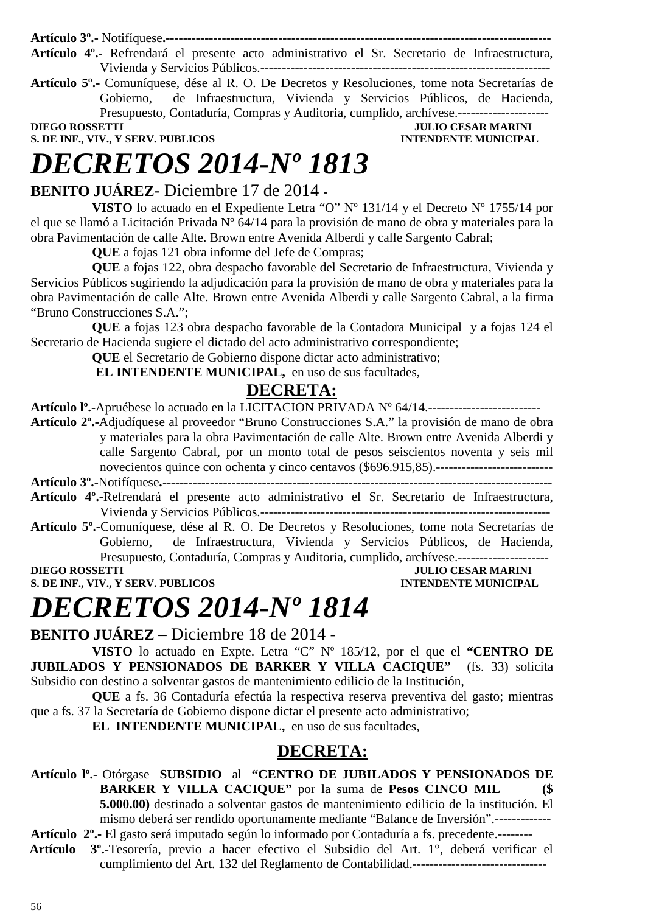**Artículo 3º.-** Notifíquese.-----------------------------------------------------------------------------------------

**Artículo 4º.-** Refrendará el presente acto administrativo el Sr. Secretario de Infraestructura, Vivienda y Servicios Públicos.-------------------------------------------------------------------

**Artículo 5º.-** Comuníquese, dése al R. O. De Decretos y Resoluciones, tome nota Secretarías de Gobierno, de Infraestructura, Vivienda y Servicios Públicos, de Hacienda, Presupuesto, Contaduría, Compras y Auditoria, cumplido, archívese.---------------------

**DIEGO ROSSETTI** — **S. DE INF., VIV., Y SERV. PUBLICOS**
**JULIO CESAR MARINI** — **INTENDENTE MUNICIPAL**

# *DECRETOS 2014-Nº 1813*

**BENITO JUÁREZ**- Diciembre 17 de 2014 -

**VISTO** lo actuado en el Expediente Letra "O" Nº 131/14 y el Decreto Nº 1755/14 por el que se llamó a Licitación Privada Nº 64/14 para la provisión de mano de obra y materiales para la obra Pavimentación de calle Alte. Brown entre Avenida Alberdi y calle Sargento Cabral;

**QUE** a fojas 121 obra informe del Jefe de Compras;

**QUE** a fojas 122, obra despacho favorable del Secretario de Infraestructura, Vivienda y Servicios Públicos sugiriendo la adjudicación para la provisión de mano de obra y materiales para la obra Pavimentación de calle Alte. Brown entre Avenida Alberdi y calle Sargento Cabral, a la firma "Bruno Construcciones S.A.";

**QUE** a fojas 123 obra despacho favorable de la Contadora Municipal y a fojas 124 el Secretario de Hacienda sugiere el dictado del acto administrativo correspondiente;

**QUE** el Secretario de Gobierno dispone dictar acto administrativo;

**EL INTENDENTE MUNICIPAL,** en uso de sus facultades,

## DECRETA:

**Artículo lº.-**Apruébese lo actuado en la LICITACION PRIVADA Nº 64/14.--------------------------

**Artículo 2º.-**Adjudíquese al proveedor "Bruno Construcciones S.A." la provisión de mano de obra y materiales para la obra Pavimentación de calle Alte. Brown entre Avenida Alberdi y calle Sargento Cabral, por un monto total de pesos seiscientos noventa y seis mil novecientos quince con ochenta y cinco centavos ($696.915,85).---------------------------

**Artículo 3º.-**Notifíquese.-------------------------------------------------------------------------------------------

**Artículo 4º.-**Refrendará el presente acto administrativo el Sr. Secretario de Infraestructura, Vivienda y Servicios Públicos.-------------------------------------------------------------------

**Artículo 5º.-**Comuníquese, dése al R. O. De Decretos y Resoluciones, tome nota Secretarías de Gobierno, de Infraestructura, Vivienda y Servicios Públicos, de Hacienda, Presupuesto, Contaduría, Compras y Auditoria, cumplido, archívese.---------------------

**DIEGO ROSSETTI** — **S. DE INF., VIV., Y SERV. PUBLICOS**
**JULIO CESAR MARINI** — **INTENDENTE MUNICIPAL**

# *DECRETOS 2014-Nº 1814*

**BENITO JUÁREZ** – Diciembre 18 de 2014 -

**VISTO** lo actuado en Expte. Letra "C" Nº 185/12, por el que el **"CENTRO DE JUBILADOS Y PENSIONADOS DE BARKER Y VILLA CACIQUE"** (fs. 33) solicita Subsidio con destino a solventar gastos de mantenimiento edilicio de la Institución,

**QUE** a fs. 36 Contaduría efectúa la respectiva reserva preventiva del gasto; mientras que a fs. 37 la Secretaría de Gobierno dispone dictar el presente acto administrativo;

**EL INTENDENTE MUNICIPAL,** en uso de sus facultades,

## DECRETA:

**Artículo lº.-** Otórgase **SUBSIDIO** al **"CENTRO DE JUBILADOS Y PENSIONADOS DE BARKER Y VILLA CACIQUE"** por la suma de **Pesos CINCO MIL ($ 5.000.00)** destinado a solventar gastos de mantenimiento edilicio de la institución. El mismo deberá ser rendido oportunamente mediante "Balance de Inversión".-------------

**Artículo 2º.-** El gasto será imputado según lo informado por Contaduría a fs. precedente.--------

**Artículo 3º.-**Tesorería, previo a hacer efectivo el Subsidio del Art. 1°, deberá verificar el cumplimiento del Art. 132 del Reglamento de Contabilidad.-------------------------------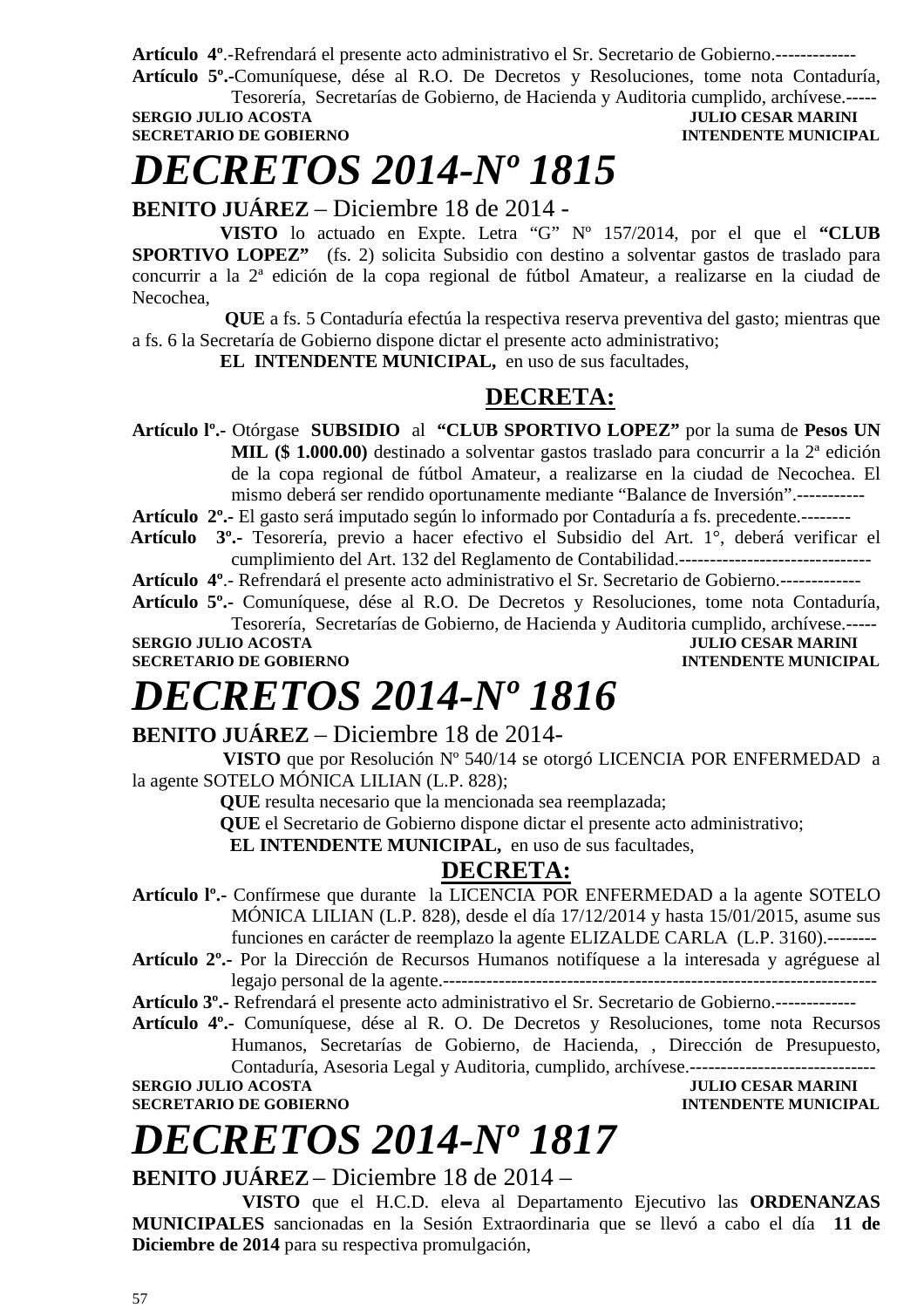**Artículo 4º**.-Refrendará el presente acto administrativo el Sr. Secretario de Gobierno.-------------

**Artículo 5º.-**Comuníquese, dése al R.O. De Decretos y Resoluciones, tome nota Contaduría, Tesorería, Secretarías de Gobierno, de Hacienda y Auditoria cumplido, archívese.-----

**SERGIO JULIO ACOSTA** **JULIO CESAR MARINI**
**SECRETARIO DE GOBIERNO** **INTENDENTE MUNICIPAL**

# *DECRETOS 2014-Nº 1815*

**BENITO JUÁREZ** – Diciembre 18 de 2014 -

**VISTO** lo actuado en Expte. Letra "G" Nº 157/2014, por el que el **"CLUB SPORTIVO LOPEZ"** (fs. 2) solicita Subsidio con destino a solventar gastos de traslado para concurrir a la 2ª edición de la copa regional de fútbol Amateur, a realizarse en la ciudad de Necochea,

**QUE** a fs. 5 Contaduría efectúa la respectiva reserva preventiva del gasto; mientras que a fs. 6 la Secretaría de Gobierno dispone dictar el presente acto administrativo;

**EL INTENDENTE MUNICIPAL,** en uso de sus facultades,

## DECRETA:

**Artículo lº.-** Otórgase **SUBSIDIO** al **"CLUB SPORTIVO LOPEZ"** por la suma de **Pesos UN MIL ($ 1.000.00)** destinado a solventar gastos traslado para concurrir a la 2ª edición de la copa regional de fútbol Amateur, a realizarse en la ciudad de Necochea. El mismo deberá ser rendido oportunamente mediante "Balance de Inversión".-----------

**Artículo 2º.-** El gasto será imputado según lo informado por Contaduría a fs. precedente.--------

**Artículo 3º.-** Tesorería, previo a hacer efectivo el Subsidio del Art. 1°, deberá verificar el cumplimiento del Art. 132 del Reglamento de Contabilidad.-------------------------------

**Artículo 4º**.- Refrendará el presente acto administrativo el Sr. Secretario de Gobierno.-------------

**Artículo 5º.-** Comuníquese, dése al R.O. De Decretos y Resoluciones, tome nota Contaduría, Tesorería, Secretarías de Gobierno, de Hacienda y Auditoria cumplido, archívese.-----

**SERGIO JULIO ACOSTA** **JULIO CESAR MARINI**
**SECRETARIO DE GOBIERNO** **INTENDENTE MUNICIPAL**

# *DECRETOS 2014-Nº 1816*

**BENITO JUÁREZ** – Diciembre 18 de 2014-

**VISTO** que por Resolución Nº 540/14 se otorgó LICENCIA POR ENFERMEDAD a la agente SOTELO MÓNICA LILIAN (L.P. 828);

**QUE** resulta necesario que la mencionada sea reemplazada;

**QUE** el Secretario de Gobierno dispone dictar el presente acto administrativo;

**EL INTENDENTE MUNICIPAL,** en uso de sus facultades,

## DECRETA:

**Artículo lº.-** Confírmese que durante la LICENCIA POR ENFERMEDAD a la agente SOTELO MÓNICA LILIAN (L.P. 828), desde el día 17/12/2014 y hasta 15/01/2015, asume sus funciones en carácter de reemplazo la agente ELIZALDE CARLA (L.P. 3160).--------

**Artículo 2º.-** Por la Dirección de Recursos Humanos notifíquese a la interesada y agréguese al legajo personal de la agente.----------------------------------------------------------------------

**Artículo 3º.-** Refrendará el presente acto administrativo el Sr. Secretario de Gobierno.-------------

**Artículo 4º.-** Comuníquese, dése al R. O. De Decretos y Resoluciones, tome nota Recursos Humanos, Secretarías de Gobierno, de Hacienda, , Dirección de Presupuesto, Contaduría, Asesoria Legal y Auditoria, cumplido, archívese.------------------------------

**SERGIO JULIO ACOSTA** **JULIO CESAR MARINI**
**SECRETARIO DE GOBIERNO** **INTENDENTE MUNICIPAL**

# *DECRETOS 2014-Nº 1817*

**BENITO JUÁREZ** – Diciembre 18 de 2014 –

**VISTO** que el H.C.D. eleva al Departamento Ejecutivo las **ORDENANZAS MUNICIPALES** sancionadas en la Sesión Extraordinaria que se llevó a cabo el día **11 de Diciembre de 2014** para su respectiva promulgación,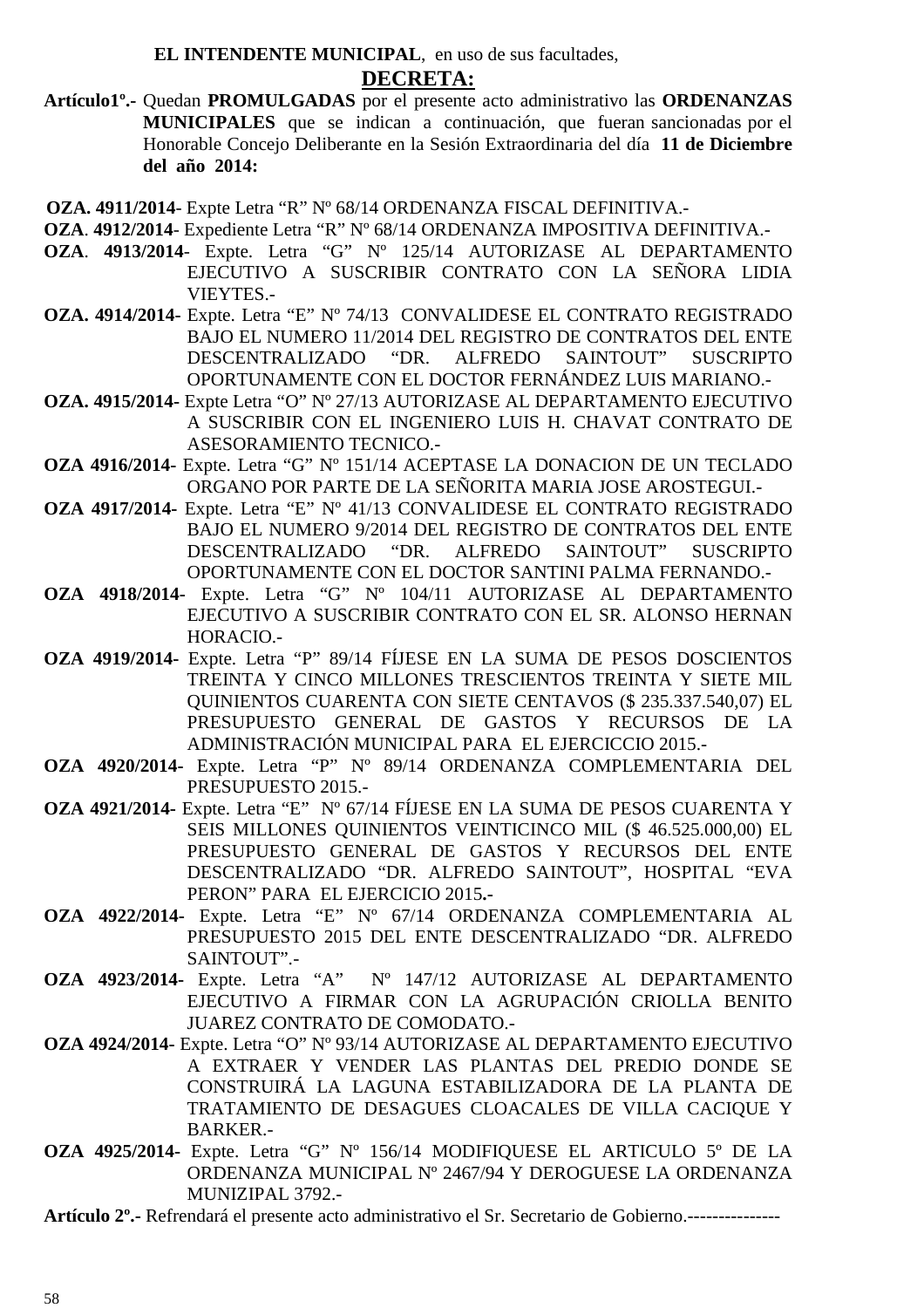**EL INTENDENTE MUNICIPAL**, en uso de sus facultades,

**DECRETA:**

**Artículo1º.-** Quedan **PROMULGADAS** por el presente acto administrativo las **ORDENANZAS MUNICIPALES** que se indican a continuación, que fueran sancionadas por el Honorable Concejo Deliberante en la Sesión Extraordinaria del día **11 de Diciembre del año 2014:**

**OZA. 4911/2014**- Expte Letra “R” Nº 68/14 ORDENANZA FISCAL DEFINITIVA.-

**OZA**. **4912/2014**- Expediente Letra “R” Nº 68/14 ORDENANZA IMPOSITIVA DEFINITIVA.-

**OZA**. **4913/2014**- Expte. Letra “G” Nº 125/14 AUTORIZASE AL DEPARTAMENTO EJECUTIVO A SUSCRIBIR CONTRATO CON LA SEÑORA LIDIA VIEYTES.-

**OZA. 4914/2014-** Expte. Letra “E” Nº 74/13 CONVALIDESE EL CONTRATO REGISTRADO BAJO EL NUMERO 11/2014 DEL REGISTRO DE CONTRATOS DEL ENTE DESCENTRALIZADO “DR. ALFREDO SAINTOUT” SUSCRIPTO OPORTUNAMENTE CON EL DOCTOR FERNÁNDEZ LUIS MARIANO.-

**OZA. 4915/2014-** Expte Letra “O” Nº 27/13 AUTORIZASE AL DEPARTAMENTO EJECUTIVO A SUSCRIBIR CON EL INGENIERO LUIS H. CHAVAT CONTRATO DE ASESORAMIENTO TECNICO.-

**OZA 4916/2014-** Expte. Letra “G” Nº 151/14 ACEPTASE LA DONACION DE UN TECLADO ORGANO POR PARTE DE LA SEÑORITA MARIA JOSE AROSTEGUI.-

**OZA 4917/2014-** Expte. Letra “E” Nº 41/13 CONVALIDESE EL CONTRATO REGISTRADO BAJO EL NUMERO 9/2014 DEL REGISTRO DE CONTRATOS DEL ENTE DESCENTRALIZADO “DR. ALFREDO SAINTOUT” SUSCRIPTO OPORTUNAMENTE CON EL DOCTOR SANTINI PALMA FERNANDO.-

**OZA 4918/2014-** Expte. Letra “G” Nº 104/11 AUTORIZASE AL DEPARTAMENTO EJECUTIVO A SUSCRIBIR CONTRATO CON EL SR. ALONSO HERNAN HORACIO.-

**OZA 4919/2014-** Expte. Letra “P” 89/14 FÍJESE EN LA SUMA DE PESOS DOSCIENTOS TREINTA Y CINCO MILLONES TRESCIENTOS TREINTA Y SIETE MIL QUINIENTOS CUARENTA CON SIETE CENTAVOS ($ 235.337.540,07) EL PRESUPUESTO GENERAL DE GASTOS Y RECURSOS DE LA ADMINISTRACIÓN MUNICIPAL PARA EL EJERCICCIO 2015.-

**OZA 4920/2014-** Expte. Letra “P” Nº 89/14 ORDENANZA COMPLEMENTARIA DEL PRESUPUESTO 2015.-

**OZA 4921/2014-** Expte. Letra “E” Nº 67/14 FÍJESE EN LA SUMA DE PESOS CUARENTA Y SEIS MILLONES QUINIENTOS VEINTICINCO MIL ($ 46.525.000,00) EL PRESUPUESTO GENERAL DE GASTOS Y RECURSOS DEL ENTE DESCENTRALIZADO “DR. ALFREDO SAINTOUT”, HOSPITAL “EVA PERON” PARA EL EJERCICIO 2015**.-**

**OZA 4922/2014-** Expte. Letra “E” Nº 67/14 ORDENANZA COMPLEMENTARIA AL PRESUPUESTO 2015 DEL ENTE DESCENTRALIZADO “DR. ALFREDO SAINTOUT”.-

**OZA 4923/2014-** Expte. Letra “A” Nº 147/12 AUTORIZASE AL DEPARTAMENTO EJECUTIVO A FIRMAR CON LA AGRUPACIÓN CRIOLLA BENITO JUAREZ CONTRATO DE COMODATO.-

**OZA 4924/2014-** Expte. Letra “O” Nº 93/14 AUTORIZASE AL DEPARTAMENTO EJECUTIVO A EXTRAER Y VENDER LAS PLANTAS DEL PREDIO DONDE SE CONSTRUIRÁ LA LAGUNA ESTABILIZADORA DE LA PLANTA DE TRATAMIENTO DE DESAGUES CLOACALES DE VILLA CACIQUE Y BARKER.-

**OZA 4925/2014-** Expte. Letra “G” Nº 156/14 MODIFIQUESE EL ARTICULO 5º DE LA ORDENANZA MUNICIPAL Nº 2467/94 Y DEROGUESE LA ORDENANZA MUNIZIPAL 3792.-

**Artículo 2º.-** Refrendará el presente acto administrativo el Sr. Secretario de Gobierno.---------------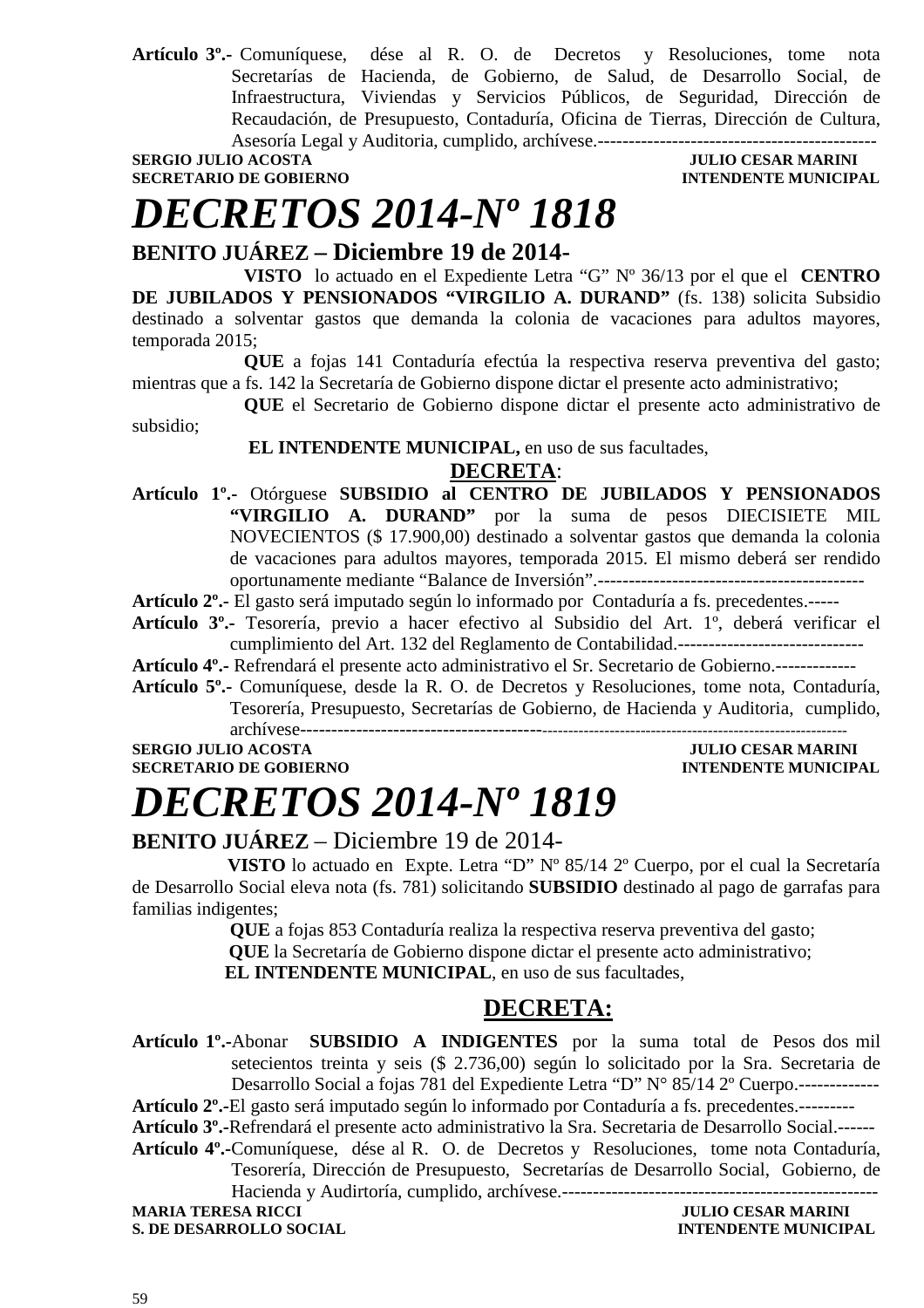**Artículo 3º.-** Comuníquese, dése al R. O. de Decretos y Resoluciones, tome nota Secretarías de Hacienda, de Gobierno, de Salud, de Desarrollo Social, de Infraestructura, Viviendas y Servicios Públicos, de Seguridad, Dirección de Recaudación, de Presupuesto, Contaduría, Oficina de Tierras, Dirección de Cultura, Asesoría Legal y Auditoria, cumplido, archívese.---------------------------------------------

**SERGIO JULIO ACOSTA** — **JULIO CESAR MARINI**
**SECRETARIO DE GOBIERNO** — **INTENDENTE MUNICIPAL**

# *DECRETOS 2014-Nº 1818*

**BENITO JUÁREZ – Diciembre 19 de 2014-**

**VISTO** lo actuado en el Expediente Letra "G" Nº 36/13 por el que el **CENTRO DE JUBILADOS Y PENSIONADOS "VIRGILIO A. DURAND"** (fs. 138) solicita Subsidio destinado a solventar gastos que demanda la colonia de vacaciones para adultos mayores, temporada 2015;

**QUE** a fojas 141 Contaduría efectúa la respectiva reserva preventiva del gasto; mientras que a fs. 142 la Secretaría de Gobierno dispone dictar el presente acto administrativo;

**QUE** el Secretario de Gobierno dispone dictar el presente acto administrativo de subsidio;

**EL INTENDENTE MUNICIPAL,** en uso de sus facultades,

**DECRETA**:

**Artículo 1º.-** Otórguese **SUBSIDIO al CENTRO DE JUBILADOS Y PENSIONADOS "VIRGILIO A. DURAND"** por la suma de pesos DIECISIETE MIL NOVECIENTOS ($ 17.900,00) destinado a solventar gastos que demanda la colonia de vacaciones para adultos mayores, temporada 2015. El mismo deberá ser rendido oportunamente mediante "Balance de Inversión".-------------------------------------------

**Artículo 2º.-** El gasto será imputado según lo informado por Contaduría a fs. precedentes.-----

**Artículo 3º.-** Tesorería, previo a hacer efectivo al Subsidio del Art. 1º, deberá verificar el cumplimiento del Art. 132 del Reglamento de Contabilidad.------------------------------

**Artículo 4º.-** Refrendará el presente acto administrativo el Sr. Secretario de Gobierno.-------------

**Artículo 5º.-** Comuníquese, desde la R. O. de Decretos y Resoluciones, tome nota, Contaduría, Tesorería, Presupuesto, Secretarías de Gobierno, de Hacienda y Auditoria, cumplido, archívese--------------------------------------------------------------------------------------------------

**SERGIO JULIO ACOSTA** — **JULIO CESAR MARINI**
**SECRETARIO DE GOBIERNO** — **INTENDENTE MUNICIPAL**

# *DECRETOS 2014-Nº 1819*

**BENITO JUÁREZ** – Diciembre 19 de 2014-

**VISTO** lo actuado en Expte. Letra "D" Nº 85/14 2º Cuerpo, por el cual la Secretaría de Desarrollo Social eleva nota (fs. 781) solicitando **SUBSIDIO** destinado al pago de garrafas para familias indigentes;

**QUE** a fojas 853 Contaduría realiza la respectiva reserva preventiva del gasto;

**QUE** la Secretaría de Gobierno dispone dictar el presente acto administrativo;

**EL INTENDENTE MUNICIPAL**, en uso de sus facultades,

**DECRETA:**

**Artículo 1º.-**Abonar **SUBSIDIO A INDIGENTES** por la suma total de Pesos dos mil setecientos treinta y seis ($ 2.736,00) según lo solicitado por la Sra. Secretaria de Desarrollo Social a fojas 781 del Expediente Letra "D" N° 85/14 2º Cuerpo.-------------

**Artículo 2º.-**El gasto será imputado según lo informado por Contaduría a fs. precedentes.---------

**Artículo 3º.-**Refrendará el presente acto administrativo la Sra. Secretaria de Desarrollo Social.------

**Artículo 4º.-**Comuníquese, dése al R. O. de Decretos y Resoluciones, tome nota Contaduría, Tesorería, Dirección de Presupuesto, Secretarías de Desarrollo Social, Gobierno, de Hacienda y Audirtoría, cumplido, archívese.---------------------------------------------------

**MARIA TERESA RICCI** — **JULIO CESAR MARINI**
**S. DE DESARROLLO SOCIAL** — **INTENDENTE MUNICIPAL**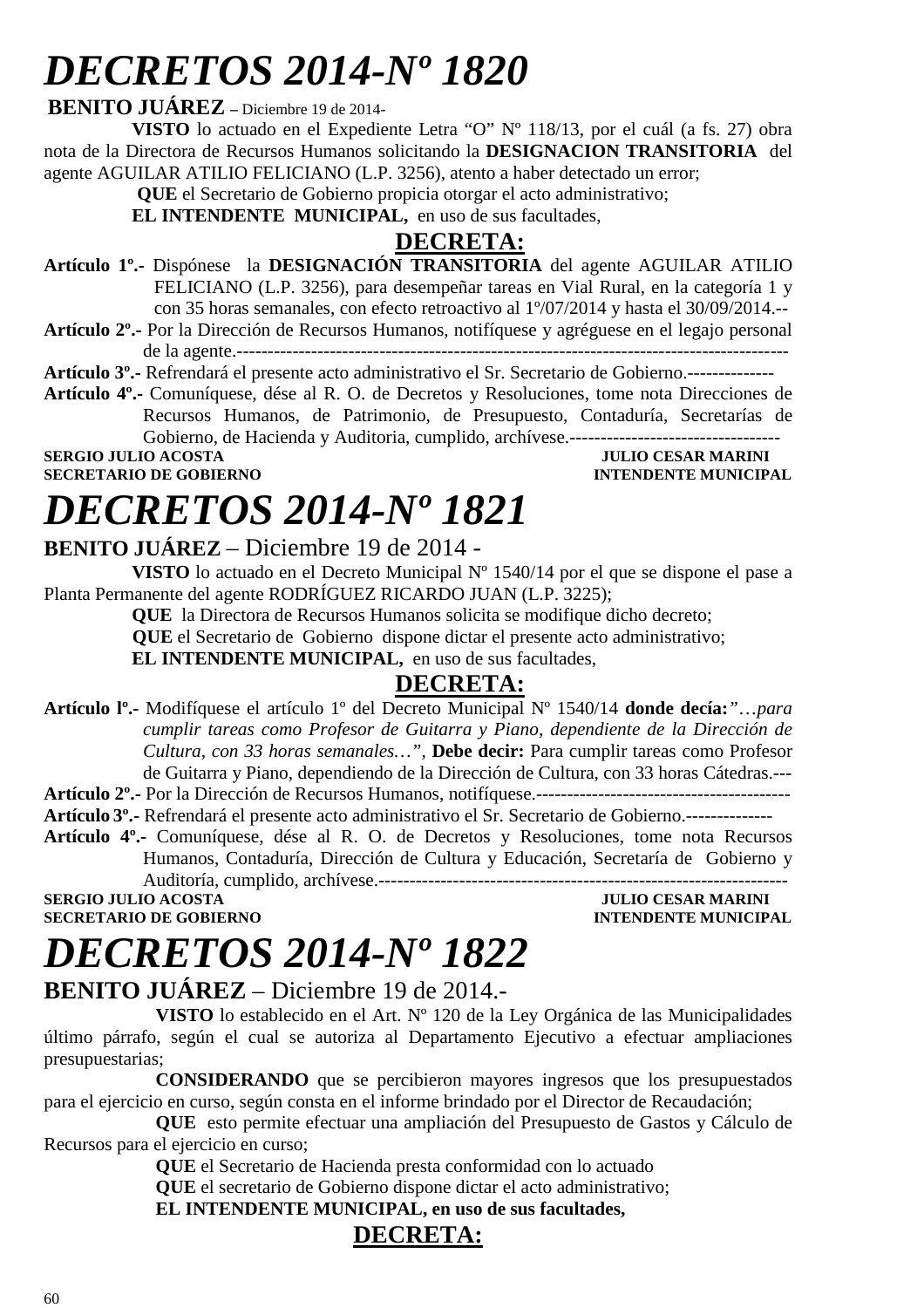# *DECRETOS 2014-Nº 1820*

**BENITO JUÁREZ –** Diciembre 19 de 2014-

**VISTO** lo actuado en el Expediente Letra "O" Nº 118/13, por el cuál (a fs. 27) obra nota de la Directora de Recursos Humanos solicitando la **DESIGNACION TRANSITORIA** del agente AGUILAR ATILIO FELICIANO (L.P. 3256), atento a haber detectado un error;

**QUE** el Secretario de Gobierno propicia otorgar el acto administrativo;

**EL INTENDENTE MUNICIPAL,** en uso de sus facultades,

**DECRETA:**

**Artículo 1º.-** Dispónese la **DESIGNACIÓN TRANSITORIA** del agente AGUILAR ATILIO FELICIANO (L.P. 3256), para desempeñar tareas en Vial Rural, en la categoría 1 y con 35 horas semanales, con efecto retroactivo al 1º/07/2014 y hasta el 30/09/2014.--

**Artículo 2º.-** Por la Dirección de Recursos Humanos, notifíquese y agréguese en el legajo personal de la agente.------------------------------------------------------------------------------------------

**Artículo 3º.-** Refrendará el presente acto administrativo el Sr. Secretario de Gobierno.--------------

**Artículo 4º.-** Comuníquese, dése al R. O. de Decretos y Resoluciones, tome nota Direcciones de Recursos Humanos, de Patrimonio, de Presupuesto, Contaduría, Secretarías de Gobierno, de Hacienda y Auditoria, cumplido, archívese.----------------------------------

**SERGIO JULIO ACOSTA** — **SECRETARIO DE GOBIERNO**
**JULIO CESAR MARINI** — **INTENDENTE MUNICIPAL**

# *DECRETOS 2014-Nº 1821*

**BENITO JUÁREZ** – Diciembre 19 de 2014 -

**VISTO** lo actuado en el Decreto Municipal Nº 1540/14 por el que se dispone el pase a Planta Permanente del agente RODRÍGUEZ RICARDO JUAN (L.P. 3225);

**QUE** la Directora de Recursos Humanos solicita se modifique dicho decreto;

**QUE** el Secretario de Gobierno dispone dictar el presente acto administrativo;

**EL INTENDENTE MUNICIPAL,** en uso de sus facultades,

**DECRETA:**

**Artículo lº.-** Modifíquese el artículo 1º del Decreto Municipal Nº 1540/14 **donde decía:**"…*para cumplir tareas como Profesor de Guitarra y Piano, dependiente de la Dirección de Cultura, con 33 horas semanales…"*, **Debe decir:** Para cumplir tareas como Profesor de Guitarra y Piano, dependiendo de la Dirección de Cultura, con 33 horas Cátedras.---

**Artículo 2º.-** Por la Dirección de Recursos Humanos, notifíquese.-----------------------------------------

**Artículo 3º.-** Refrendará el presente acto administrativo el Sr. Secretario de Gobierno.--------------

**Artículo 4º.-** Comuníquese, dése al R. O. de Decretos y Resoluciones, tome nota Recursos Humanos, Contaduría, Dirección de Cultura y Educación, Secretaría de Gobierno y Auditoría, cumplido, archívese.-------------------------------------------------------------------

**SERGIO JULIO ACOSTA** — **SECRETARIO DE GOBIERNO**
**JULIO CESAR MARINI** — **INTENDENTE MUNICIPAL**

# *DECRETOS 2014-Nº 1822*

**BENITO JUÁREZ** – Diciembre 19 de 2014.-

**VISTO** lo establecido en el Art. Nº 120 de la Ley Orgánica de las Municipalidades último párrafo, según el cual se autoriza al Departamento Ejecutivo a efectuar ampliaciones presupuestarias;

**CONSIDERANDO** que se percibieron mayores ingresos que los presupuestados para el ejercicio en curso, según consta en el informe brindado por el Director de Recaudación;

**QUE** esto permite efectuar una ampliación del Presupuesto de Gastos y Cálculo de Recursos para el ejercicio en curso;

**QUE** el Secretario de Hacienda presta conformidad con lo actuado

**QUE** el secretario de Gobierno dispone dictar el acto administrativo;

**EL INTENDENTE MUNICIPAL, en uso de sus facultades,**

**DECRETA:**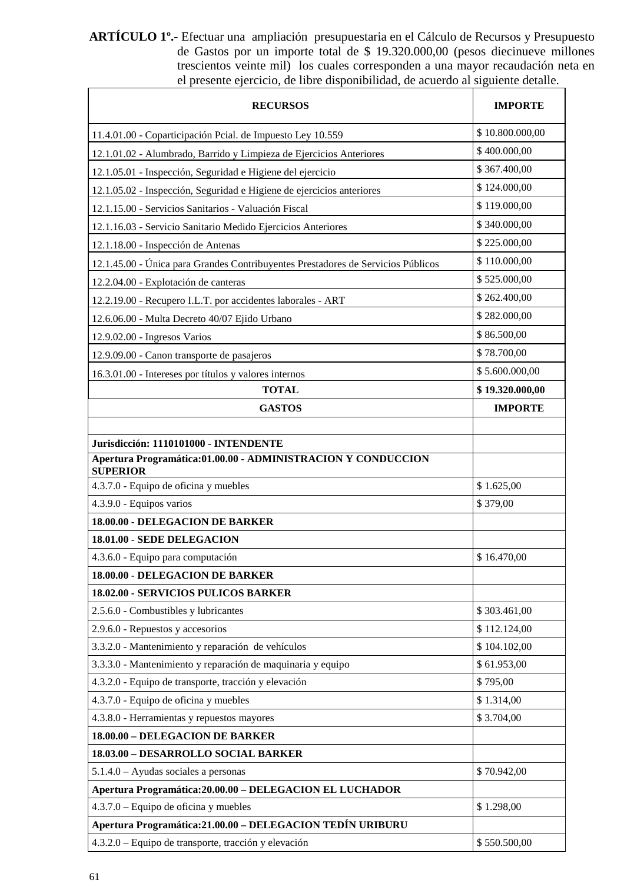**ARTÍCULO 1º.-** Efectuar una ampliación presupuestaria en el Cálculo de Recursos y Presupuesto de Gastos por un importe total de $ 19.320.000,00 (pesos diecinueve millones trescientos veinte mil) los cuales corresponden a una mayor recaudación neta en el presente ejercicio, de libre disponibilidad, de acuerdo al siguiente detalle.

| **RECURSOS** | **IMPORTE** |
|---|---|
| 11.4.01.00 - Coparticipación Pcial. de Impuesto Ley 10.559 | $ 10.800.000,00 |
| 12.1.01.02 - Alumbrado, Barrido y Limpieza de Ejercicios Anteriores | $ 400.000,00 |
| 12.1.05.01 - Inspección, Seguridad e Higiene del ejercicio | $ 367.400,00 |
| 12.1.05.02 - Inspección, Seguridad e Higiene de ejercicios anteriores | $ 124.000,00 |
| 12.1.15.00 - Servicios Sanitarios - Valuación Fiscal | $ 119.000,00 |
| 12.1.16.03 - Servicio Sanitario Medido Ejercicios Anteriores | $ 340.000,00 |
| 12.1.18.00 - Inspección de Antenas | $ 225.000,00 |
| 12.1.45.00 - Única para Grandes Contribuyentes Prestadores de Servicios Públicos | $ 110.000,00 |
| 12.2.04.00 - Explotación de canteras | $ 525.000,00 |
| 12.2.19.00 - Recupero I.L.T. por accidentes laborales - ART | $ 262.400,00 |
| 12.6.06.00 - Multa Decreto 40/07 Ejido Urbano | $ 282.000,00 |
| 12.9.02.00 - Ingresos Varios | $ 86.500,00 |
| 12.9.09.00 - Canon transporte de pasajeros | $ 78.700,00 |
| 16.3.01.00 - Intereses por títulos y valores internos | $ 5.600.000,00 |
| **TOTAL** | **$ 19.320.000,00** |
| **GASTOS** | **IMPORTE** |
| | |
| **Jurisdicción: 1110101000 - INTENDENTE** | |
| **Apertura Programática:01.00.00 - ADMINISTRACION Y CONDUCCION SUPERIOR** | |
| 4.3.7.0 - Equipo de oficina y muebles | $ 1.625,00 |
| 4.3.9.0 - Equipos varios | $ 379,00 |
| **18.00.00 - DELEGACION DE BARKER** | |
| **18.01.00 - SEDE DELEGACION** | |
| 4.3.6.0 - Equipo para computación | $ 16.470,00 |
| **18.00.00 - DELEGACION DE BARKER** | |
| **18.02.00 - SERVICIOS PULICOS BARKER** | |
| 2.5.6.0 - Combustibles y lubricantes | $ 303.461,00 |
| 2.9.6.0 - Repuestos y accesorios | $ 112.124,00 |
| 3.3.2.0 - Mantenimiento y reparación de vehículos | $ 104.102,00 |
| 3.3.3.0 - Mantenimiento y reparación de maquinaria y equipo | $ 61.953,00 |
| 4.3.2.0 - Equipo de transporte, tracción y elevación | $ 795,00 |
| 4.3.7.0 - Equipo de oficina y muebles | $ 1.314,00 |
| 4.3.8.0 - Herramientas y repuestos mayores | $ 3.704,00 |
| **18.00.00 – DELEGACION DE BARKER** | |
| **18.03.00 – DESARROLLO SOCIAL BARKER** | |
| 5.1.4.0 – Ayudas sociales a personas | $ 70.942,00 |
| **Apertura Programática:20.00.00 – DELEGACION EL LUCHADOR** | |
| 4.3.7.0 – Equipo de oficina y muebles | $ 1.298,00 |
| **Apertura Programática:21.00.00 – DELEGACION TEDÍN URIBURU** | |
| 4.3.2.0 – Equipo de transporte, tracción y elevación | $ 550.500,00 |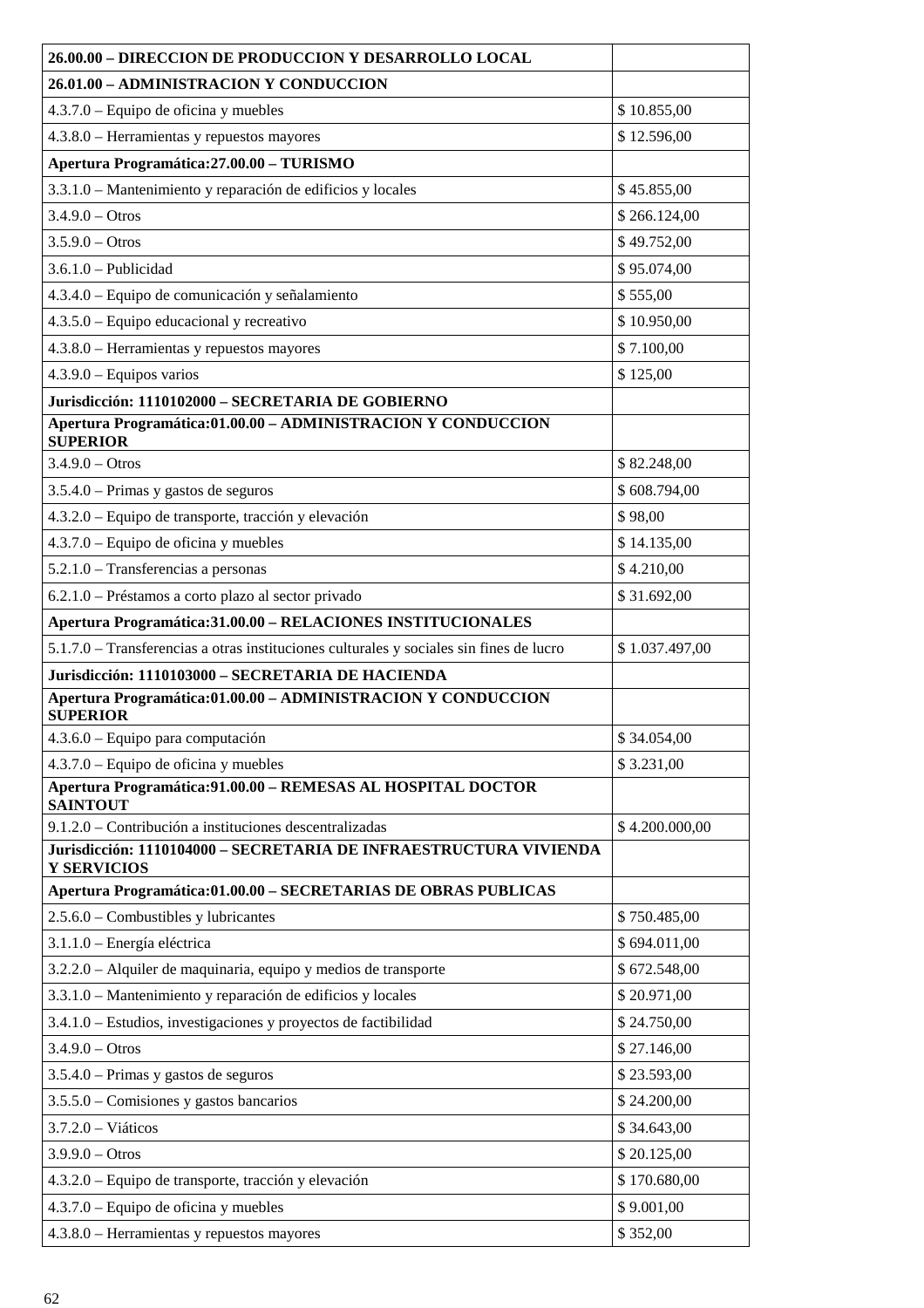| **26.00.00 – DIRECCION DE PRODUCCION Y DESARROLLO LOCAL** | |
|---|---|
| **26.01.00 – ADMINISTRACION Y CONDUCCION** | |
| 4.3.7.0 – Equipo de oficina y muebles | $ 10.855,00 |
| 4.3.8.0 – Herramientas y repuestos mayores | $ 12.596,00 |
| **Apertura Programática:27.00.00 – TURISMO** | |
| 3.3.1.0 – Mantenimiento y reparación de edificios y locales | $ 45.855,00 |
| 3.4.9.0 – Otros | $ 266.124,00 |
| 3.5.9.0 – Otros | $ 49.752,00 |
| 3.6.1.0 – Publicidad | $ 95.074,00 |
| 4.3.4.0 – Equipo de comunicación y señalamiento | $ 555,00 |
| 4.3.5.0 – Equipo educacional y recreativo | $ 10.950,00 |
| 4.3.8.0 – Herramientas y repuestos mayores | $ 7.100,00 |
| 4.3.9.0 – Equipos varios | $ 125,00 |
| **Jurisdicción: 1110102000 – SECRETARIA DE GOBIERNO** | |
| **Apertura Programática:01.00.00 – ADMINISTRACION Y CONDUCCION SUPERIOR** | |
| 3.4.9.0 – Otros | $ 82.248,00 |
| 3.5.4.0 – Primas y gastos de seguros | $ 608.794,00 |
| 4.3.2.0 – Equipo de transporte, tracción y elevación | $ 98,00 |
| 4.3.7.0 – Equipo de oficina y muebles | $ 14.135,00 |
| 5.2.1.0 – Transferencias a personas | $ 4.210,00 |
| 6.2.1.0 – Préstamos a corto plazo al sector privado | $ 31.692,00 |
| **Apertura Programática:31.00.00 – RELACIONES INSTITUCIONALES** | |
| 5.1.7.0 – Transferencias a otras instituciones culturales y sociales sin fines de lucro | $ 1.037.497,00 |
| **Jurisdicción: 1110103000 – SECRETARIA DE HACIENDA** | |
| **Apertura Programática:01.00.00 – ADMINISTRACION Y CONDUCCION SUPERIOR** | |
| 4.3.6.0 – Equipo para computación | $ 34.054,00 |
| 4.3.7.0 – Equipo de oficina y muebles | $ 3.231,00 |
| **Apertura Programática:91.00.00 – REMESAS AL HOSPITAL DOCTOR SAINTOUT** | |
| 9.1.2.0 – Contribución a instituciones descentralizadas | $ 4.200.000,00 |
| **Jurisdicción: 1110104000 – SECRETARIA DE INFRAESTRUCTURA VIVIENDA Y SERVICIOS** | |
| **Apertura Programática:01.00.00 – SECRETARIAS DE OBRAS PUBLICAS** | |
| 2.5.6.0 – Combustibles y lubricantes | $ 750.485,00 |
| 3.1.1.0 – Energía eléctrica | $ 694.011,00 |
| 3.2.2.0 – Alquiler de maquinaria, equipo y medios de transporte | $ 672.548,00 |
| 3.3.1.0 – Mantenimiento y reparación de edificios y locales | $ 20.971,00 |
| 3.4.1.0 – Estudios, investigaciones y proyectos de factibilidad | $ 24.750,00 |
| 3.4.9.0 – Otros | $ 27.146,00 |
| 3.5.4.0 – Primas y gastos de seguros | $ 23.593,00 |
| 3.5.5.0 – Comisiones y gastos bancarios | $ 24.200,00 |
| 3.7.2.0 – Viáticos | $ 34.643,00 |
| 3.9.9.0 – Otros | $ 20.125,00 |
| 4.3.2.0 – Equipo de transporte, tracción y elevación | $ 170.680,00 |
| 4.3.7.0 – Equipo de oficina y muebles | $ 9.001,00 |
| 4.3.8.0 – Herramientas y repuestos mayores | $ 352,00 |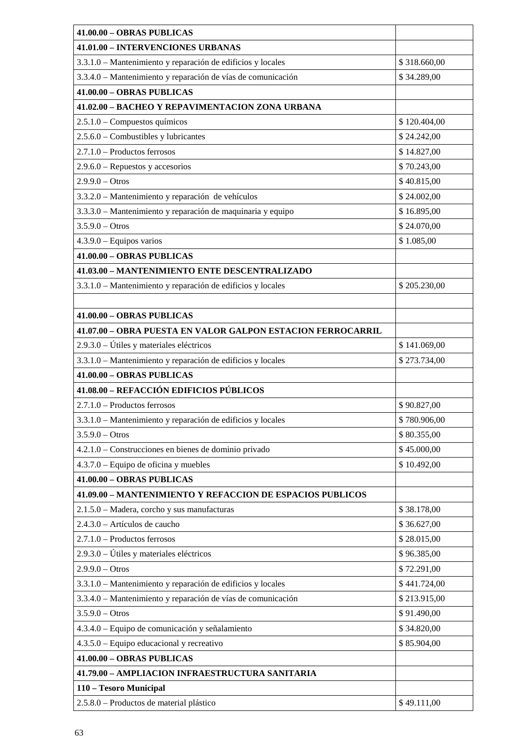| **41.00.00 – OBRAS PUBLICAS** | |
|---|---|
| **41.01.00 – INTERVENCIONES URBANAS** | |
| 3.3.1.0 – Mantenimiento y reparación de edificios y locales | $ 318.660,00 |
| 3.3.4.0 – Mantenimiento y reparación de vías de comunicación | $ 34.289,00 |
| **41.00.00 – OBRAS PUBLICAS** | |
| **41.02.00 – BACHEO Y REPAVIMENTACION ZONA URBANA** | |
| 2.5.1.0 – Compuestos químicos | $ 120.404,00 |
| 2.5.6.0 – Combustibles y lubricantes | $ 24.242,00 |
| 2.7.1.0 – Productos ferrosos | $ 14.827,00 |
| 2.9.6.0 – Repuestos y accesorios | $ 70.243,00 |
| 2.9.9.0 – Otros | $ 40.815,00 |
| 3.3.2.0 – Mantenimiento y reparación de vehículos | $ 24.002,00 |
| 3.3.3.0 – Mantenimiento y reparación de maquinaria y equipo | $ 16.895,00 |
| 3.5.9.0 – Otros | $ 24.070,00 |
| 4.3.9.0 – Equipos varios | $ 1.085,00 |
| **41.00.00 – OBRAS PUBLICAS** | |
| **41.03.00 – MANTENIMIENTO ENTE DESCENTRALIZADO** | |
| 3.3.1.0 – Mantenimiento y reparación de edificios y locales | $ 205.230,00 |
| | |
| **41.00.00 – OBRAS PUBLICAS** | |
| **41.07.00 – OBRA PUESTA EN VALOR GALPON ESTACION FERROCARRIL** | |
| 2.9.3.0 – Útiles y materiales eléctricos | $ 141.069,00 |
| 3.3.1.0 – Mantenimiento y reparación de edificios y locales | $ 273.734,00 |
| **41.00.00 – OBRAS PUBLICAS** | |
| **41.08.00 – REFACCIÓN EDIFICIOS PÚBLICOS** | |
| 2.7.1.0 – Productos ferrosos | $ 90.827,00 |
| 3.3.1.0 – Mantenimiento y reparación de edificios y locales | $ 780.906,00 |
| 3.5.9.0 – Otros | $ 80.355,00 |
| 4.2.1.0 – Construcciones en bienes de dominio privado | $ 45.000,00 |
| 4.3.7.0 – Equipo de oficina y muebles | $ 10.492,00 |
| **41.00.00 – OBRAS PUBLICAS** | |
| **41.09.00 – MANTENIMIENTO Y REFACCION DE ESPACIOS PUBLICOS** | |
| 2.1.5.0 – Madera, corcho y sus manufacturas | $ 38.178,00 |
| 2.4.3.0 – Artículos de caucho | $ 36.627,00 |
| 2.7.1.0 – Productos ferrosos | $ 28.015,00 |
| 2.9.3.0 – Útiles y materiales eléctricos | $ 96.385,00 |
| 2.9.9.0 – Otros | $ 72.291,00 |
| 3.3.1.0 – Mantenimiento y reparación de edificios y locales | $ 441.724,00 |
| 3.3.4.0 – Mantenimiento y reparación de vías de comunicación | $ 213.915,00 |
| 3.5.9.0 – Otros | $ 91.490,00 |
| 4.3.4.0 – Equipo de comunicación y señalamiento | $ 34.820,00 |
| 4.3.5.0 – Equipo educacional y recreativo | $ 85.904,00 |
| **41.00.00 – OBRAS PUBLICAS** | |
| **41.79.00 – AMPLIACION INFRAESTRUCTURA SANITARIA** | |
| **110 – Tesoro Municipal** | |
| 2.5.8.0 – Productos de material plástico | $ 49.111,00 |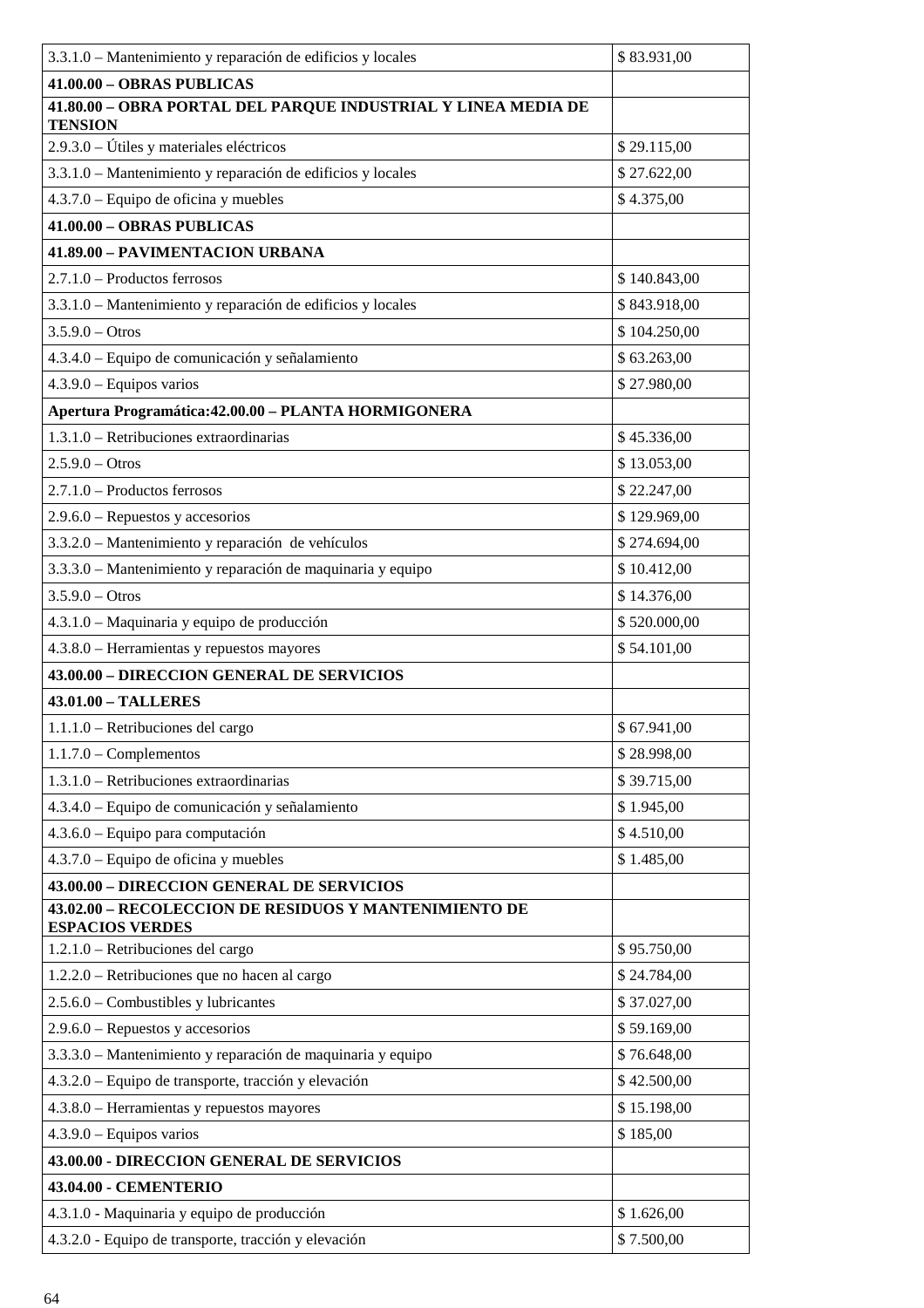| | |
|---|---|
| 3.3.1.0 – Mantenimiento y reparación de edificios y locales | $ 83.931,00 |
| **41.00.00 – OBRAS PUBLICAS** | |
| **41.80.00 – OBRA PORTAL DEL PARQUE INDUSTRIAL Y LINEA MEDIA DE TENSION** | |
| 2.9.3.0 – Útiles y materiales eléctricos | $ 29.115,00 |
| 3.3.1.0 – Mantenimiento y reparación de edificios y locales | $ 27.622,00 |
| 4.3.7.0 – Equipo de oficina y muebles | $ 4.375,00 |
| **41.00.00 – OBRAS PUBLICAS** | |
| **41.89.00 – PAVIMENTACION URBANA** | |
| 2.7.1.0 – Productos ferrosos | $ 140.843,00 |
| 3.3.1.0 – Mantenimiento y reparación de edificios y locales | $ 843.918,00 |
| 3.5.9.0 – Otros | $ 104.250,00 |
| 4.3.4.0 – Equipo de comunicación y señalamiento | $ 63.263,00 |
| 4.3.9.0 – Equipos varios | $ 27.980,00 |
| **Apertura Programática:42.00.00 – PLANTA HORMIGONERA** | |
| 1.3.1.0 – Retribuciones extraordinarias | $ 45.336,00 |
| 2.5.9.0 – Otros | $ 13.053,00 |
| 2.7.1.0 – Productos ferrosos | $ 22.247,00 |
| 2.9.6.0 – Repuestos y accesorios | $ 129.969,00 |
| 3.3.2.0 – Mantenimiento y reparación de vehículos | $ 274.694,00 |
| 3.3.3.0 – Mantenimiento y reparación de maquinaria y equipo | $ 10.412,00 |
| 3.5.9.0 – Otros | $ 14.376,00 |
| 4.3.1.0 – Maquinaria y equipo de producción | $ 520.000,00 |
| 4.3.8.0 – Herramientas y repuestos mayores | $ 54.101,00 |
| **43.00.00 – DIRECCION GENERAL DE SERVICIOS** | |
| **43.01.00 – TALLERES** | |
| 1.1.1.0 – Retribuciones del cargo | $ 67.941,00 |
| 1.1.7.0 – Complementos | $ 28.998,00 |
| 1.3.1.0 – Retribuciones extraordinarias | $ 39.715,00 |
| 4.3.4.0 – Equipo de comunicación y señalamiento | $ 1.945,00 |
| 4.3.6.0 – Equipo para computación | $ 4.510,00 |
| 4.3.7.0 – Equipo de oficina y muebles | $ 1.485,00 |
| **43.00.00 – DIRECCION GENERAL DE SERVICIOS** | |
| **43.02.00 – RECOLECCION DE RESIDUOS Y MANTENIMIENTO DE ESPACIOS VERDES** | |
| 1.2.1.0 – Retribuciones del cargo | $ 95.750,00 |
| 1.2.2.0 – Retribuciones que no hacen al cargo | $ 24.784,00 |
| 2.5.6.0 – Combustibles y lubricantes | $ 37.027,00 |
| 2.9.6.0 – Repuestos y accesorios | $ 59.169,00 |
| 3.3.3.0 – Mantenimiento y reparación de maquinaria y equipo | $ 76.648,00 |
| 4.3.2.0 – Equipo de transporte, tracción y elevación | $ 42.500,00 |
| 4.3.8.0 – Herramientas y repuestos mayores | $ 15.198,00 |
| 4.3.9.0 – Equipos varios | $ 185,00 |
| **43.00.00 - DIRECCION GENERAL DE SERVICIOS** | |
| **43.04.00 - CEMENTERIO** | |
| 4.3.1.0 - Maquinaria y equipo de producción | $ 1.626,00 |
| 4.3.2.0 - Equipo de transporte, tracción y elevación | $ 7.500,00 |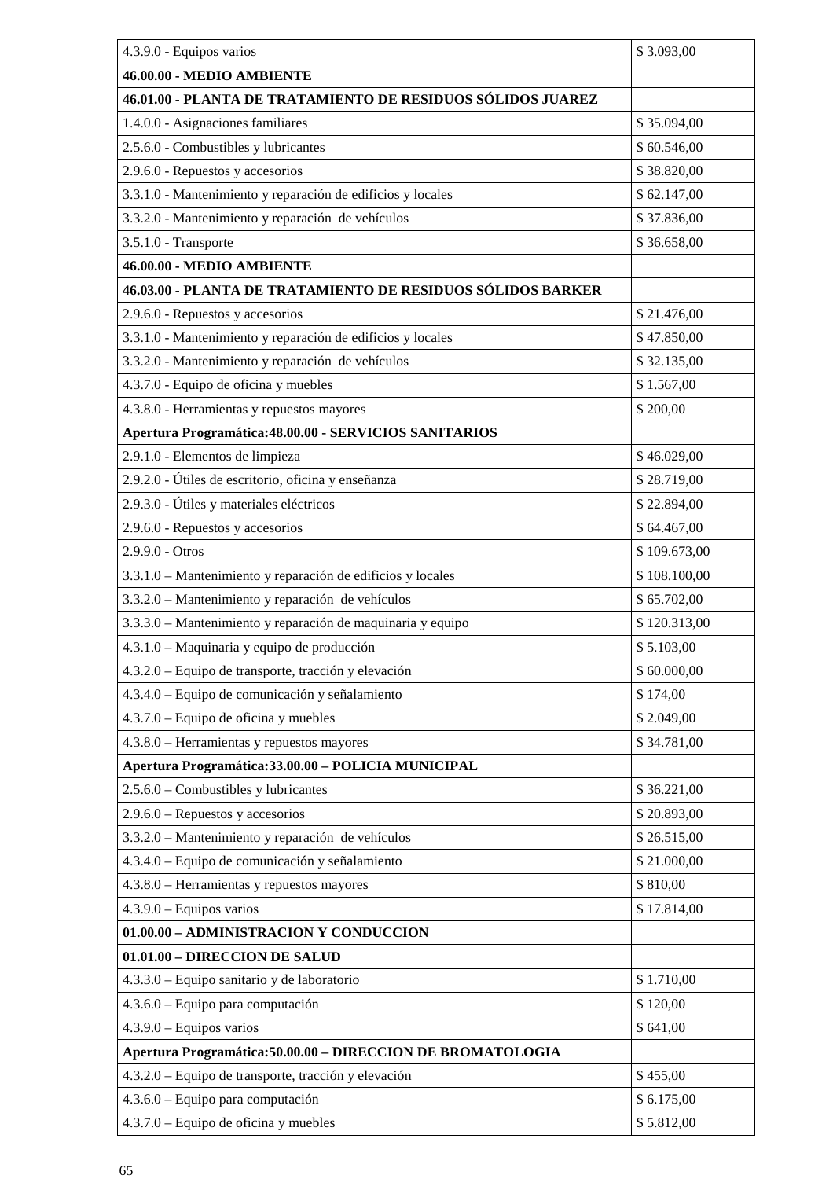| | |
|---|---|
| 4.3.9.0 - Equipos varios | $ 3.093,00 |
| **46.00.00 - MEDIO AMBIENTE** | |
| **46.01.00 - PLANTA DE TRATAMIENTO DE RESIDUOS SÓLIDOS JUAREZ** | |
| 1.4.0.0 - Asignaciones familiares | $ 35.094,00 |
| 2.5.6.0 - Combustibles y lubricantes | $ 60.546,00 |
| 2.9.6.0 - Repuestos y accesorios | $ 38.820,00 |
| 3.3.1.0 - Mantenimiento y reparación de edificios y locales | $ 62.147,00 |
| 3.3.2.0 - Mantenimiento y reparación de vehículos | $ 37.836,00 |
| 3.5.1.0 - Transporte | $ 36.658,00 |
| **46.00.00 - MEDIO AMBIENTE** | |
| **46.03.00 - PLANTA DE TRATAMIENTO DE RESIDUOS SÓLIDOS BARKER** | |
| 2.9.6.0 - Repuestos y accesorios | $ 21.476,00 |
| 3.3.1.0 - Mantenimiento y reparación de edificios y locales | $ 47.850,00 |
| 3.3.2.0 - Mantenimiento y reparación de vehículos | $ 32.135,00 |
| 4.3.7.0 - Equipo de oficina y muebles | $ 1.567,00 |
| 4.3.8.0 - Herramientas y repuestos mayores | $ 200,00 |
| **Apertura Programática:48.00.00 - SERVICIOS SANITARIOS** | |
| 2.9.1.0 - Elementos de limpieza | $ 46.029,00 |
| 2.9.2.0 - Útiles de escritorio, oficina y enseñanza | $ 28.719,00 |
| 2.9.3.0 - Útiles y materiales eléctricos | $ 22.894,00 |
| 2.9.6.0 - Repuestos y accesorios | $ 64.467,00 |
| 2.9.9.0 - Otros | $ 109.673,00 |
| 3.3.1.0 – Mantenimiento y reparación de edificios y locales | $ 108.100,00 |
| 3.3.2.0 – Mantenimiento y reparación de vehículos | $ 65.702,00 |
| 3.3.3.0 – Mantenimiento y reparación de maquinaria y equipo | $ 120.313,00 |
| 4.3.1.0 – Maquinaria y equipo de producción | $ 5.103,00 |
| 4.3.2.0 – Equipo de transporte, tracción y elevación | $ 60.000,00 |
| 4.3.4.0 – Equipo de comunicación y señalamiento | $ 174,00 |
| 4.3.7.0 – Equipo de oficina y muebles | $ 2.049,00 |
| 4.3.8.0 – Herramientas y repuestos mayores | $ 34.781,00 |
| **Apertura Programática:33.00.00 – POLICIA MUNICIPAL** | |
| 2.5.6.0 – Combustibles y lubricantes | $ 36.221,00 |
| 2.9.6.0 – Repuestos y accesorios | $ 20.893,00 |
| 3.3.2.0 – Mantenimiento y reparación de vehículos | $ 26.515,00 |
| 4.3.4.0 – Equipo de comunicación y señalamiento | $ 21.000,00 |
| 4.3.8.0 – Herramientas y repuestos mayores | $ 810,00 |
| 4.3.9.0 – Equipos varios | $ 17.814,00 |
| **01.00.00 – ADMINISTRACION Y CONDUCCION** | |
| **01.01.00 – DIRECCION DE SALUD** | |
| 4.3.3.0 – Equipo sanitario y de laboratorio | $ 1.710,00 |
| 4.3.6.0 – Equipo para computación | $ 120,00 |
| 4.3.9.0 – Equipos varios | $ 641,00 |
| **Apertura Programática:50.00.00 – DIRECCION DE BROMATOLOGIA** | |
| 4.3.2.0 – Equipo de transporte, tracción y elevación | $ 455,00 |
| 4.3.6.0 – Equipo para computación | $ 6.175,00 |
| 4.3.7.0 – Equipo de oficina y muebles | $ 5.812,00 |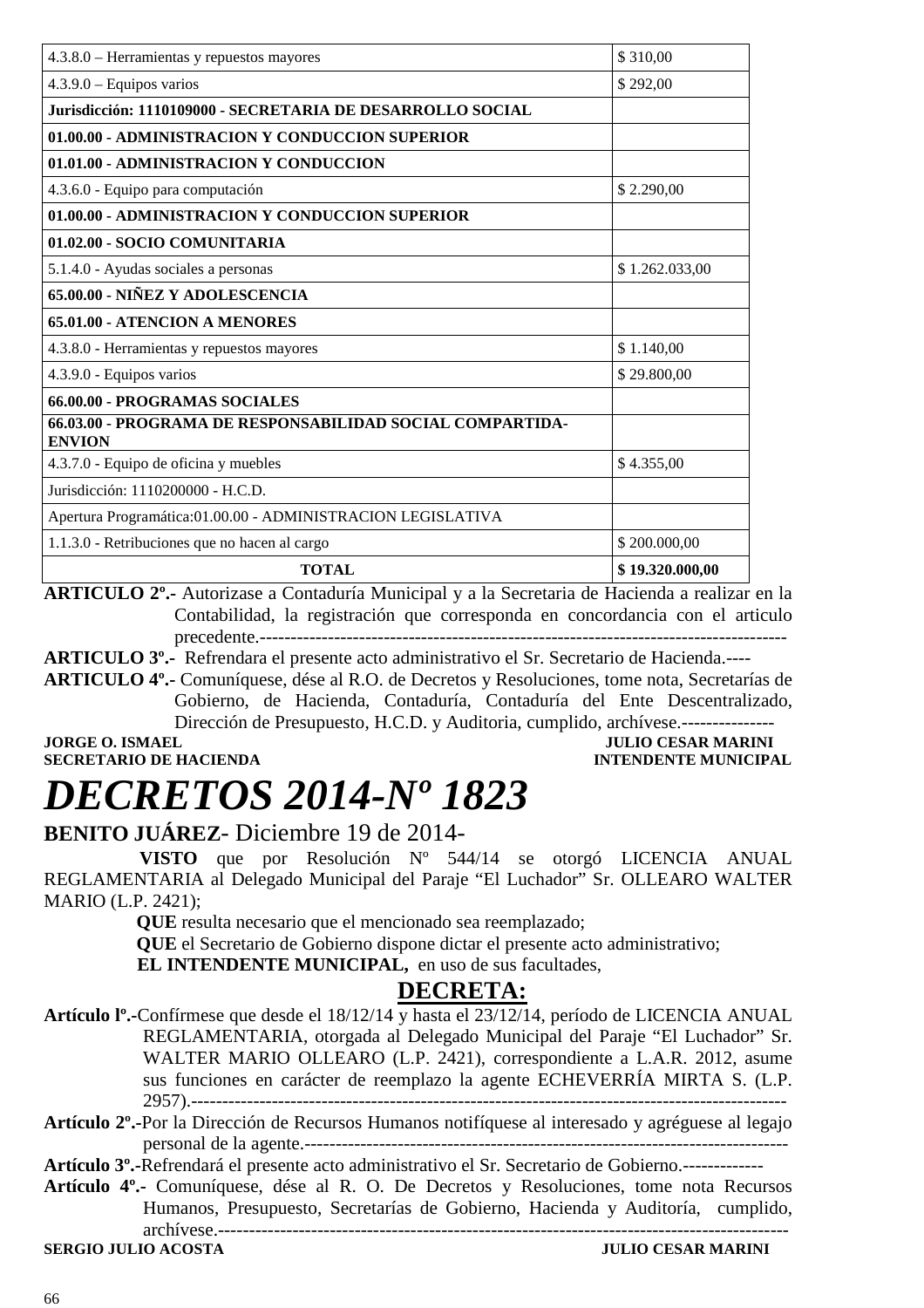| | |
|---|---|
| 4.3.8.0 – Herramientas y repuestos mayores | $ 310,00 |
| 4.3.9.0 – Equipos varios | $ 292,00 |
| **Jurisdicción: 1110109000 - SECRETARIA DE DESARROLLO SOCIAL** | |
| **01.00.00 - ADMINISTRACION Y CONDUCCION SUPERIOR** | |
| **01.01.00 - ADMINISTRACION Y CONDUCCION** | |
| 4.3.6.0 - Equipo para computación | $ 2.290,00 |
| **01.00.00 - ADMINISTRACION Y CONDUCCION SUPERIOR** | |
| **01.02.00 - SOCIO COMUNITARIA** | |
| 5.1.4.0 - Ayudas sociales a personas | $ 1.262.033,00 |
| **65.00.00 - NIÑEZ Y ADOLESCENCIA** | |
| **65.01.00 - ATENCION A MENORES** | |
| 4.3.8.0 - Herramientas y repuestos mayores | $ 1.140,00 |
| 4.3.9.0 - Equipos varios | $ 29.800,00 |
| **66.00.00 - PROGRAMAS SOCIALES** | |
| **66.03.00 - PROGRAMA DE RESPONSABILIDAD SOCIAL COMPARTIDA-ENVION** | |
| 4.3.7.0 - Equipo de oficina y muebles | $ 4.355,00 |
| Jurisdicción: 1110200000 - H.C.D. | |
| Apertura Programática:01.00.00 - ADMINISTRACION LEGISLATIVA | |
| 1.1.3.0 - Retribuciones que no hacen al cargo | $ 200.000,00 |
| **TOTAL** | **$ 19.320.000,00** |

**ARTICULO 2º.-** Autorizase a Contaduría Municipal y a la Secretaria de Hacienda a realizar en la Contabilidad, la registración que corresponda en concordancia con el articulo precedente.-----------------------------------------------------------------------------------------

**ARTICULO 3º.-** Refrendara el presente acto administrativo el Sr. Secretario de Hacienda.----

**ARTICULO 4º.-** Comuníquese, dése al R.O. de Decretos y Resoluciones, tome nota, Secretarías de Gobierno, de Hacienda, Contaduría, Contaduría del Ente Descentralizado, Dirección de Presupuesto, H.C.D. y Auditoria, cumplido, archívese.---------------

**JORGE O. ISMAEL** — **JULIO CESAR MARINI**
**SECRETARIO DE HACIENDA** — **INTENDENTE MUNICIPAL**

# *DECRETOS 2014-Nº 1823*

**BENITO JUÁREZ-** Diciembre 19 de 2014-

**VISTO** que por Resolución Nº 544/14 se otorgó LICENCIA ANUAL REGLAMENTARIA al Delegado Municipal del Paraje "El Luchador" Sr. OLLEARO WALTER MARIO (L.P. 2421);

**QUE** resulta necesario que el mencionado sea reemplazado;

**QUE** el Secretario de Gobierno dispone dictar el presente acto administrativo;

**EL INTENDENTE MUNICIPAL,** en uso de sus facultades,

## DECRETA:

**Artículo lº.-**Confírmese que desde el 18/12/14 y hasta el 23/12/14, período de LICENCIA ANUAL REGLAMENTARIA, otorgada al Delegado Municipal del Paraje "El Luchador" Sr. WALTER MARIO OLLEARO (L.P. 2421), correspondiente a L.A.R. 2012, asume sus funciones en carácter de reemplazo la agente ECHEVERRÍA MIRTA S. (L.P. 2957).---------------------------------------------------------------------------------------------

**Artículo 2º.-**Por la Dirección de Recursos Humanos notifíquese al interesado y agréguese al legajo personal de la agente.-------------------------------------------------------------------------

**Artículo 3º.-**Refrendará el presente acto administrativo el Sr. Secretario de Gobierno.-------------

**Artículo 4º.-** Comuníquese, dése al R. O. De Decretos y Resoluciones, tome nota Recursos Humanos, Presupuesto, Secretarías de Gobierno, Hacienda y Auditoría, cumplido, archívese.-----------------------------------------------------------------------------------------

**SERGIO JULIO ACOSTA** — **JULIO CESAR MARINI**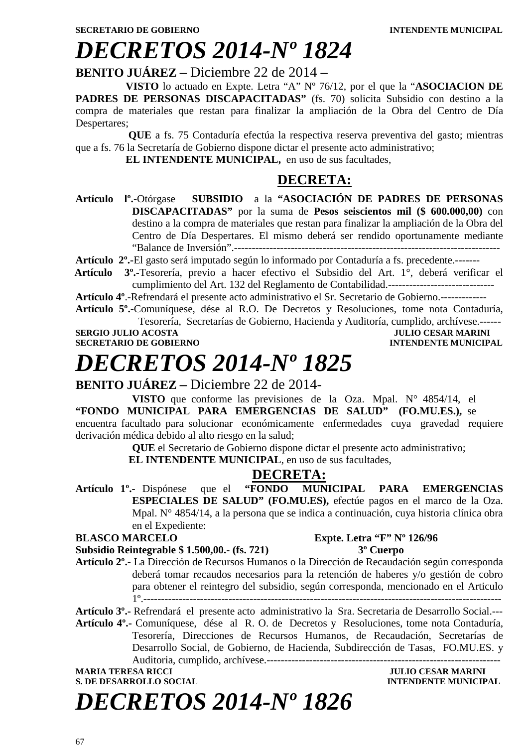**SECRETARIO DE GOBIERNO** **INTENDENTE MUNICIPAL**

# DECRETOS 2014-Nº 1824

**BENITO JUÁREZ** – Diciembre 22 de 2014 –

**VISTO** lo actuado en Expte. Letra "A" Nº 76/12, por el que la "**ASOCIACION DE PADRES DE PERSONAS DISCAPACITADAS"** (fs. 70) solicita Subsidio con destino a la compra de materiales que restan para finalizar la ampliación de la Obra del Centro de Día Despertares;

**QUE** a fs. 75 Contaduría efectúa la respectiva reserva preventiva del gasto; mientras que a fs. 76 la Secretaría de Gobierno dispone dictar el presente acto administrativo;

**EL INTENDENTE MUNICIPAL,** en uso de sus facultades,

**DECRETA:**

**Artículo lº.-**Otórgase **SUBSIDIO** a la **"ASOCIACIÓN DE PADRES DE PERSONAS DISCAPACITADAS"** por la suma de **Pesos seiscientos mil ($ 600.000,00)** con destino a la compra de materiales que restan para finalizar la ampliación de la Obra del Centro de Día Despertares. El mismo deberá ser rendido oportunamente mediante "Balance de Inversión".------------------------------------------------------------------------

**Artículo 2º.-**El gasto será imputado según lo informado por Contaduría a fs. precedente.-------

**Artículo 3º.-**Tesorería, previo a hacer efectivo el Subsidio del Art. 1°, deberá verificar el cumplimiento del Art. 132 del Reglamento de Contabilidad.------------------------------

**Artículo 4º**.-Refrendará el presente acto administrativo el Sr. Secretario de Gobierno.-------------

**Artículo 5º.-**Comuníquese, dése al R.O. De Decretos y Resoluciones, tome nota Contaduría, Tesorería, Secretarías de Gobierno, Hacienda y Auditoría, cumplido, archívese.------

**SERGIO JULIO ACOSTA** **JULIO CESAR MARINI**
**SECRETARIO DE GOBIERNO** **INTENDENTE MUNICIPAL**

# DECRETOS 2014-Nº 1825

**BENITO JUÁREZ –** Diciembre 22 de 2014-

**VISTO** que conforme las previsiones de la Oza. Mpal. N° 4854/14, el **"FONDO MUNICIPAL PARA EMERGENCIAS DE SALUD" (FO.MU.ES.),** se encuentra facultado para solucionar económicamente enfermedades cuya gravedad requiere derivación médica debido al alto riesgo en la salud;

**QUE** el Secretario de Gobierno dispone dictar el presente acto administrativo;

**EL INTENDENTE MUNICIPAL**, en uso de sus facultades,

**DECRETA:**

**Artículo 1º.-** Dispónese que el **"FONDO MUNICIPAL PARA EMERGENCIAS ESPECIALES DE SALUD" (FO.MU.ES),** efectúe pagos en el marco de la Oza. Mpal. N° 4854/14, a la persona que se indica a continuación, cuya historia clínica obra en el Expediente:

**BLASCO MARCELO** **Expte. Letra "F" Nº 126/96**
**Subsidio Reintegrable $ 1.500,00.- (fs. 721)** **3º Cuerpo**

**Artículo 2º.-** La Dirección de Recursos Humanos o la Dirección de Recaudación según corresponda deberá tomar recaudos necesarios para la retención de haberes y/o gestión de cobro para obtener el reintegro del subsidio, según corresponda, mencionado en el Articulo 1º.---------------------------------------------------------------------------------------------------

**Artículo 3º.-** Refrendará el presente acto administrativo la Sra. Secretaria de Desarrollo Social.---

**Artículo 4º.-** Comuníquese, dése al R. O. de Decretos y Resoluciones, tome nota Contaduría, Tesorería, Direcciones de Recursos Humanos, de Recaudación, Secretarías de Desarrollo Social, de Gobierno, de Hacienda, Subdirección de Tasas, FO.MU.ES. y Auditoria, cumplido, archívese.-------------------------------------------------------------------

**MARIA TERESA RICCI** **JULIO CESAR MARINI**
**S. DE DESARROLLO SOCIAL** **INTENDENTE MUNICIPAL**

# DECRETOS 2014-Nº 1826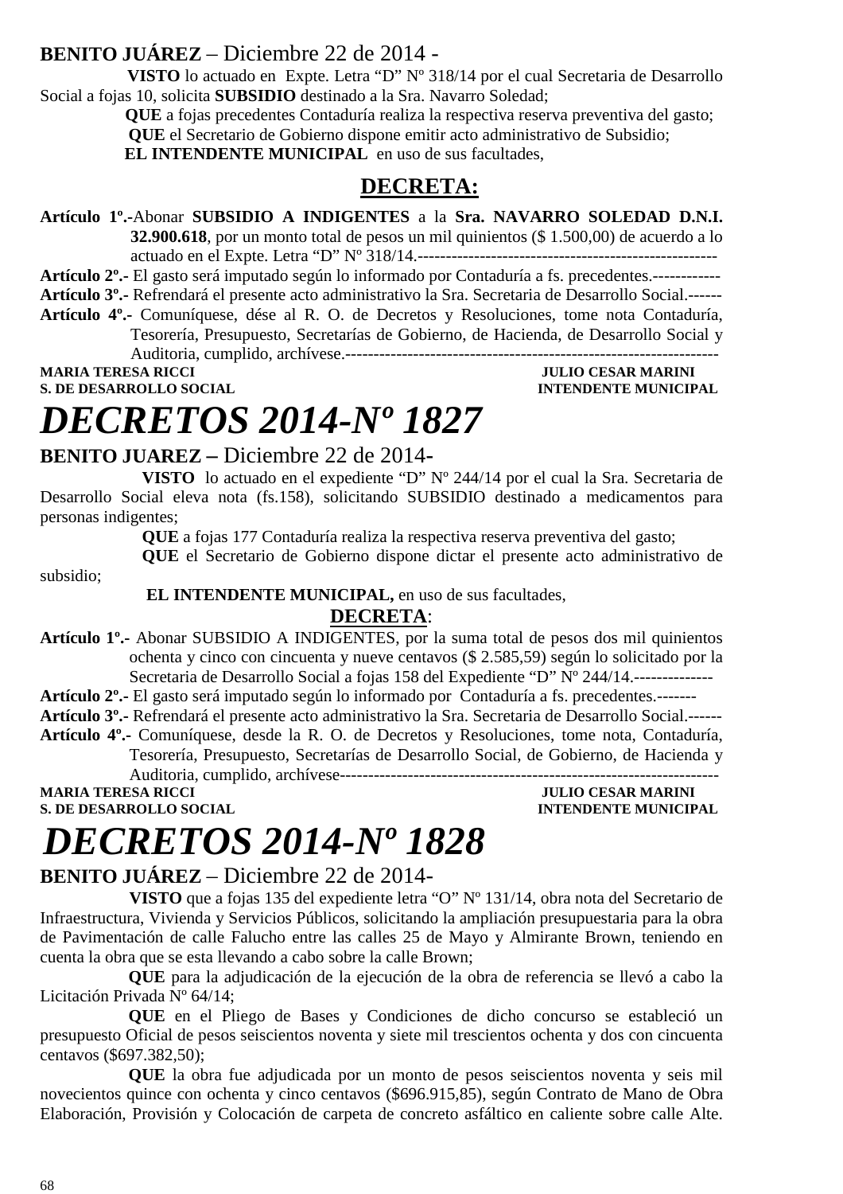**BENITO JUÁREZ** – Diciembre 22 de 2014 -

**VISTO** lo actuado en Expte. Letra "D" Nº 318/14 por el cual Secretaria de Desarrollo Social a fojas 10, solicita **SUBSIDIO** destinado a la Sra. Navarro Soledad;

**QUE** a fojas precedentes Contaduría realiza la respectiva reserva preventiva del gasto;

**QUE** el Secretario de Gobierno dispone emitir acto administrativo de Subsidio;

**EL INTENDENTE MUNICIPAL** en uso de sus facultades,

## DECRETA:

**Artículo 1º.-**Abonar **SUBSIDIO A INDIGENTES** a la **Sra. NAVARRO SOLEDAD D.N.I. 32.900.618**, por un monto total de pesos un mil quinientos ($ 1.500,00) de acuerdo a lo actuado en el Expte. Letra "D" Nº 318/14.----------------------------------------------------

**Artículo 2º.-** El gasto será imputado según lo informado por Contaduría a fs. precedentes.------------

**Artículo 3º.-** Refrendará el presente acto administrativo la Sra. Secretaria de Desarrollo Social.------

**Artículo 4º.-** Comuníquese, dése al R. O. de Decretos y Resoluciones, tome nota Contaduría, Tesorería, Presupuesto, Secretarías de Gobierno, de Hacienda, de Desarrollo Social y Auditoria, cumplido, archívese.-----------------------------------------------------------------

**MARIA TERESA RICCI** — **JULIO CESAR MARINI**
**S. DE DESARROLLO SOCIAL** — **INTENDENTE MUNICIPAL**

# *DECRETOS 2014-Nº 1827*

**BENITO JUAREZ –** Diciembre 22 de 2014-

**VISTO** lo actuado en el expediente "D" Nº 244/14 por el cual la Sra. Secretaria de Desarrollo Social eleva nota (fs.158), solicitando SUBSIDIO destinado a medicamentos para personas indigentes;

**QUE** a fojas 177 Contaduría realiza la respectiva reserva preventiva del gasto;

**QUE** el Secretario de Gobierno dispone dictar el presente acto administrativo de subsidio;

**EL INTENDENTE MUNICIPAL,** en uso de sus facultades,

## DECRETA:

**Artículo 1º.-** Abonar SUBSIDIO A INDIGENTES, por la suma total de pesos dos mil quinientos ochenta y cinco con cincuenta y nueve centavos ($ 2.585,59) según lo solicitado por la Secretaria de Desarrollo Social a fojas 158 del Expediente "D" Nº 244/14.--------------

**Artículo 2º.-** El gasto será imputado según lo informado por Contaduría a fs. precedentes.-------

**Artículo 3º.-** Refrendará el presente acto administrativo la Sra. Secretaria de Desarrollo Social.------

**Artículo 4º.-** Comuníquese, desde la R. O. de Decretos y Resoluciones, tome nota, Contaduría, Tesorería, Presupuesto, Secretarías de Desarrollo Social, de Gobierno, de Hacienda y Auditoria, cumplido, archívese-------------------------------------------------------------------

**MARIA TERESA RICCI** — **JULIO CESAR MARINI**
**S. DE DESARROLLO SOCIAL** — **INTENDENTE MUNICIPAL**

# *DECRETOS 2014-Nº 1828*

**BENITO JUÁREZ** – Diciembre 22 de 2014-

**VISTO** que a fojas 135 del expediente letra "O" Nº 131/14, obra nota del Secretario de Infraestructura, Vivienda y Servicios Públicos, solicitando la ampliación presupuestaria para la obra de Pavimentación de calle Falucho entre las calles 25 de Mayo y Almirante Brown, teniendo en cuenta la obra que se esta llevando a cabo sobre la calle Brown;

**QUE** para la adjudicación de la ejecución de la obra de referencia se llevó a cabo la Licitación Privada Nº 64/14;

**QUE** en el Pliego de Bases y Condiciones de dicho concurso se estableció un presupuesto Oficial de pesos seiscientos noventa y siete mil trescientos ochenta y dos con cincuenta centavos ($697.382,50);

**QUE** la obra fue adjudicada por un monto de pesos seiscientos noventa y seis mil novecientos quince con ochenta y cinco centavos ($696.915,85), según Contrato de Mano de Obra Elaboración, Provisión y Colocación de carpeta de concreto asfáltico en caliente sobre calle Alte.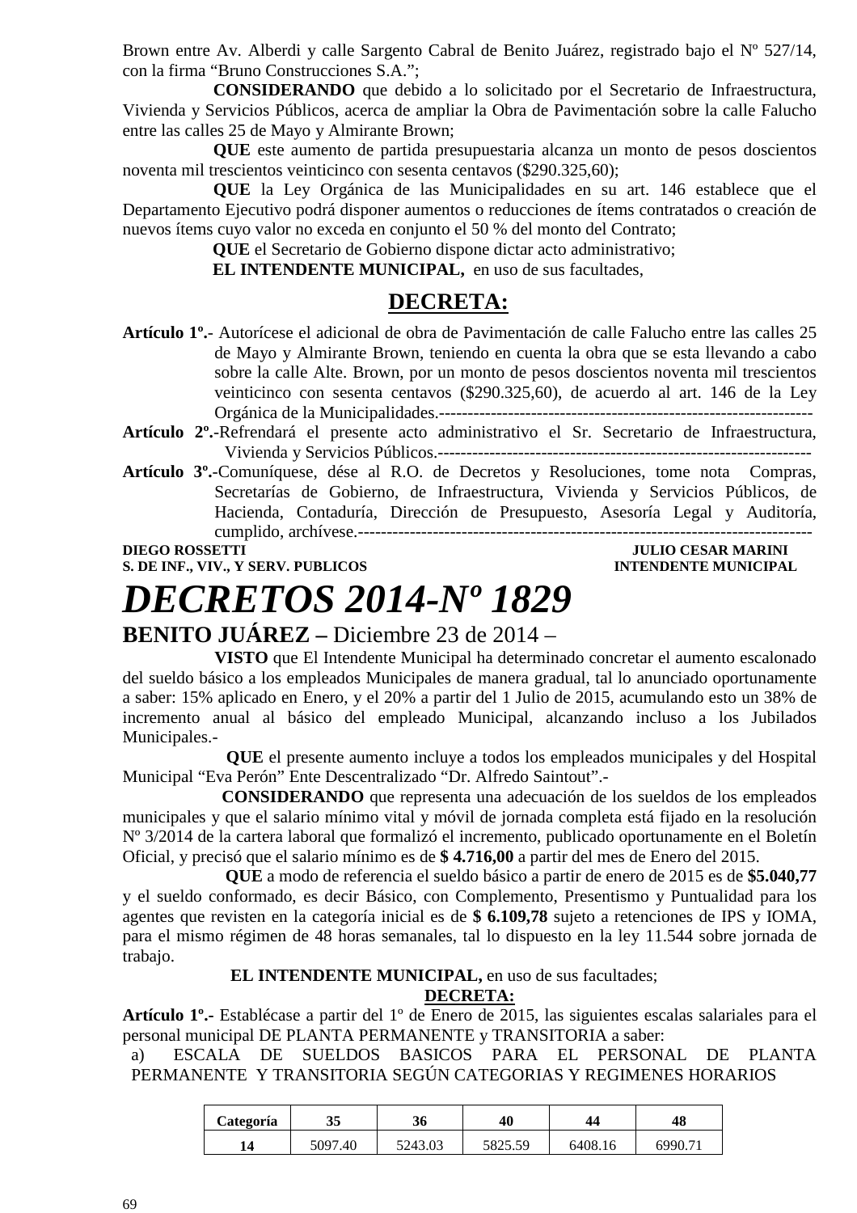Brown entre Av. Alberdi y calle Sargento Cabral de Benito Juárez, registrado bajo el Nº 527/14, con la firma "Bruno Construcciones S.A.";

**CONSIDERANDO** que debido a lo solicitado por el Secretario de Infraestructura, Vivienda y Servicios Públicos, acerca de ampliar la Obra de Pavimentación sobre la calle Falucho entre las calles 25 de Mayo y Almirante Brown;

**QUE** este aumento de partida presupuestaria alcanza un monto de pesos doscientos noventa mil trescientos veinticinco con sesenta centavos ($290.325,60);

**QUE** la Ley Orgánica de las Municipalidades en su art. 146 establece que el Departamento Ejecutivo podrá disponer aumentos o reducciones de ítems contratados o creación de nuevos ítems cuyo valor no exceda en conjunto el 50 % del monto del Contrato;

**QUE** el Secretario de Gobierno dispone dictar acto administrativo;

**EL INTENDENTE MUNICIPAL,** en uso de sus facultades,

**DECRETA:**

**Artículo 1º.-** Autorícese el adicional de obra de Pavimentación de calle Falucho entre las calles 25 de Mayo y Almirante Brown, teniendo en cuenta la obra que se esta llevando a cabo sobre la calle Alte. Brown, por un monto de pesos doscientos noventa mil trescientos veinticinco con sesenta centavos ($290.325,60), de acuerdo al art. 146 de la Ley Orgánica de la Municipalidades.------------------------------------------------------------------

**Artículo 2º.-**Refrendará el presente acto administrativo el Sr. Secretario de Infraestructura, Vivienda y Servicios Públicos.-----------------------------------------------------------------

**Artículo 3º.-**Comuníquese, dése al R.O. de Decretos y Resoluciones, tome nota Compras, Secretarías de Gobierno, de Infraestructura, Vivienda y Servicios Públicos, de Hacienda, Contaduría, Dirección de Presupuesto, Asesoría Legal y Auditoría, cumplido, archívese.------------------------------------------------------------------------------

**DIEGO ROSSETTI** — **S. DE INF., VIV., Y SERV. PUBLICOS**

**JULIO CESAR MARINI** — **INTENDENTE MUNICIPAL**

# *DECRETOS 2014-Nº 1829*

**BENITO JUÁREZ –** Diciembre 23 de 2014 –

**VISTO** que El Intendente Municipal ha determinado concretar el aumento escalonado del sueldo básico a los empleados Municipales de manera gradual, tal lo anunciado oportunamente a saber: 15% aplicado en Enero, y el 20% a partir del 1 Julio de 2015, acumulando esto un 38% de incremento anual al básico del empleado Municipal, alcanzando incluso a los Jubilados Municipales.-

**QUE** el presente aumento incluye a todos los empleados municipales y del Hospital Municipal "Eva Perón" Ente Descentralizado "Dr. Alfredo Saintout".-

**CONSIDERANDO** que representa una adecuación de los sueldos de los empleados municipales y que el salario mínimo vital y móvil de jornada completa está fijado en la resolución Nº 3/2014 de la cartera laboral que formalizó el incremento, publicado oportunamente en el Boletín Oficial, y precisó que el salario mínimo es de **$ 4.716,00** a partir del mes de Enero del 2015.

**QUE** a modo de referencia el sueldo básico a partir de enero de 2015 es de **$5.040,77** y el sueldo conformado, es decir Básico, con Complemento, Presentismo y Puntualidad para los agentes que revisten en la categoría inicial es de **$ 6.109,78** sujeto a retenciones de IPS y IOMA, para el mismo régimen de 48 horas semanales, tal lo dispuesto en la ley 11.544 sobre jornada de trabajo.

**EL INTENDENTE MUNICIPAL,** en uso de sus facultades;

**DECRETA:**

**Artículo 1º.-** Establécase a partir del 1º de Enero de 2015, las siguientes escalas salariales para el personal municipal DE PLANTA PERMANENTE y TRANSITORIA a saber:

a) ESCALA DE SUELDOS BASICOS PARA EL PERSONAL DE PLANTA PERMANENTE Y TRANSITORIA SEGÚN CATEGORIAS Y REGIMENES HORARIOS

| Categoría | 35 | 36 | 40 | 44 | 48 |
|---|---|---|---|---|---|
| 14 | 5097.40 | 5243.03 | 5825.59 | 6408.16 | 6990.71 |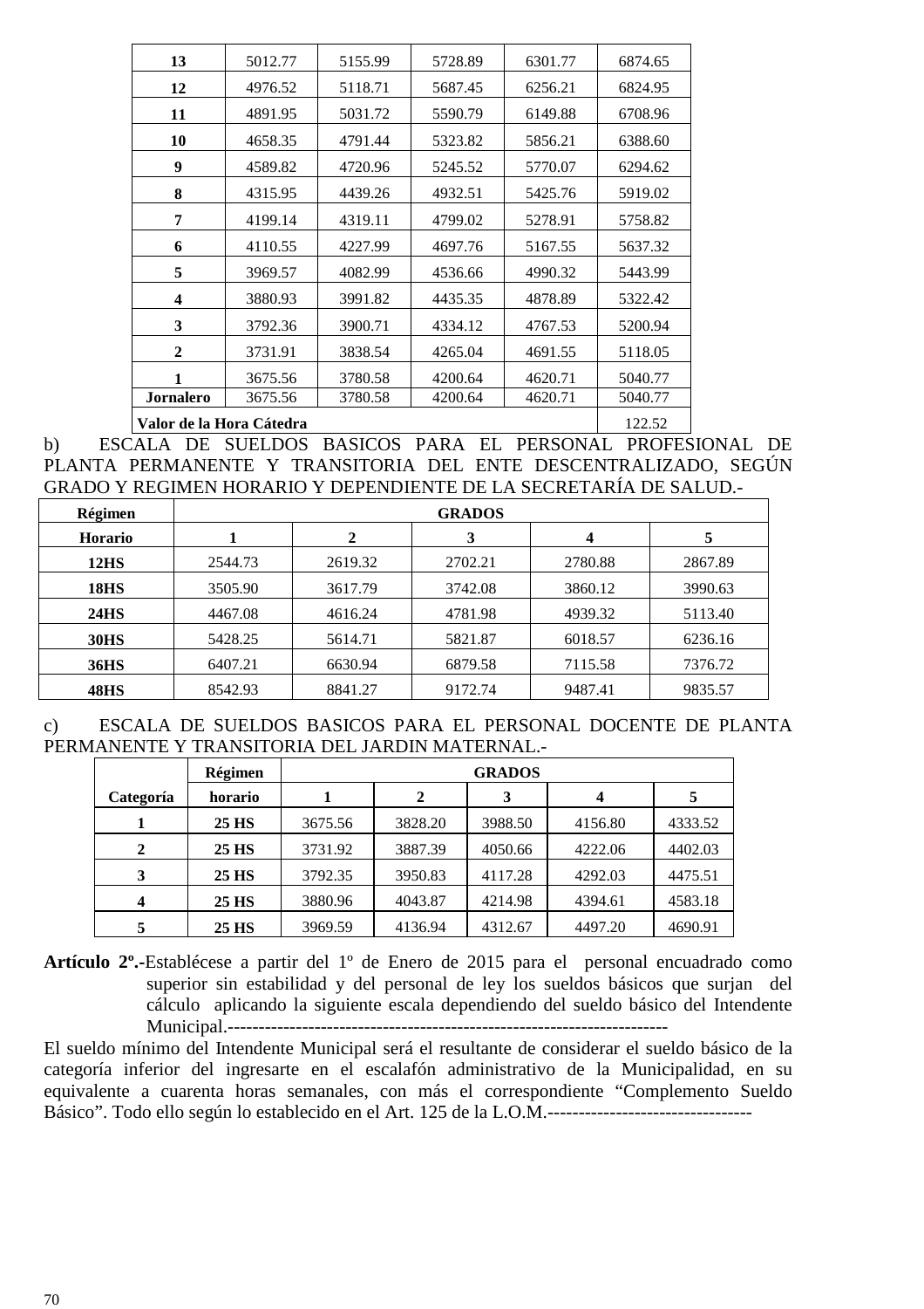| | | | | | |
|---|---|---|---|---|---|
| **13** | 5012.77 | 5155.99 | 5728.89 | 6301.77 | 6874.65 |
| **12** | 4976.52 | 5118.71 | 5687.45 | 6256.21 | 6824.95 |
| **11** | 4891.95 | 5031.72 | 5590.79 | 6149.88 | 6708.96 |
| **10** | 4658.35 | 4791.44 | 5323.82 | 5856.21 | 6388.60 |
| **9** | 4589.82 | 4720.96 | 5245.52 | 5770.07 | 6294.62 |
| **8** | 4315.95 | 4439.26 | 4932.51 | 5425.76 | 5919.02 |
| **7** | 4199.14 | 4319.11 | 4799.02 | 5278.91 | 5758.82 |
| **6** | 4110.55 | 4227.99 | 4697.76 | 5167.55 | 5637.32 |
| **5** | 3969.57 | 4082.99 | 4536.66 | 4990.32 | 5443.99 |
| **4** | 3880.93 | 3991.82 | 4435.35 | 4878.89 | 5322.42 |
| **3** | 3792.36 | 3900.71 | 4334.12 | 4767.53 | 5200.94 |
| **2** | 3731.91 | 3838.54 | 4265.04 | 4691.55 | 5118.05 |
| **1** | 3675.56 | 3780.58 | 4200.64 | 4620.71 | 5040.77 |
| **Jornalero** | 3675.56 | 3780.58 | 4200.64 | 4620.71 | 5040.77 |
| **Valor de la Hora Cátedra** | | | | | 122.52 |

b) ESCALA DE SUELDOS BASICOS PARA EL PERSONAL PROFESIONAL DE PLANTA PERMANENTE Y TRANSITORIA DEL ENTE DESCENTRALIZADO, SEGÚN GRADO Y REGIMEN HORARIO Y DEPENDIENTE DE LA SECRETARÍA DE SALUD.-

| **Régimen** | **GRADOS** | | | | |
|---|---|---|---|---|---|
| **Horario** | **1** | **2** | **3** | **4** | **5** |
| **12HS** | 2544.73 | 2619.32 | 2702.21 | 2780.88 | 2867.89 |
| **18HS** | 3505.90 | 3617.79 | 3742.08 | 3860.12 | 3990.63 |
| **24HS** | 4467.08 | 4616.24 | 4781.98 | 4939.32 | 5113.40 |
| **30HS** | 5428.25 | 5614.71 | 5821.87 | 6018.57 | 6236.16 |
| **36HS** | 6407.21 | 6630.94 | 6879.58 | 7115.58 | 7376.72 |
| **48HS** | 8542.93 | 8841.27 | 9172.74 | 9487.41 | 9835.57 |

c) ESCALA DE SUELDOS BASICOS PARA EL PERSONAL DOCENTE DE PLANTA PERMANENTE Y TRANSITORIA DEL JARDIN MATERNAL.-

| | **Régimen** | **GRADOS** | | | | |
|---|---|---|---|---|---|---|
| **Categoría** | **horario** | **1** | **2** | **3** | **4** | **5** |
| **1** | **25 HS** | 3675.56 | 3828.20 | 3988.50 | 4156.80 | 4333.52 |
| **2** | **25 HS** | 3731.92 | 3887.39 | 4050.66 | 4222.06 | 4402.03 |
| **3** | **25 HS** | 3792.35 | 3950.83 | 4117.28 | 4292.03 | 4475.51 |
| **4** | **25 HS** | 3880.96 | 4043.87 | 4214.98 | 4394.61 | 4583.18 |
| **5** | **25 HS** | 3969.59 | 4136.94 | 4312.67 | 4497.20 | 4690.91 |

**Artículo 2º.-**Establécese a partir del 1º de Enero de 2015 para el personal encuadrado como superior sin estabilidad y del personal de ley los sueldos básicos que surjan del cálculo aplicando la siguiente escala dependiendo del sueldo básico del Intendente Municipal.-----------------------------------------------------------------------

El sueldo mínimo del Intendente Municipal será el resultante de considerar el sueldo básico de la categoría inferior del ingresarte en el escalafón administrativo de la Municipalidad, en su equivalente a cuarenta horas semanales, con más el correspondiente “Complemento Sueldo Básico”. Todo ello según lo establecido en el Art. 125 de la L.O.M.---------------------------------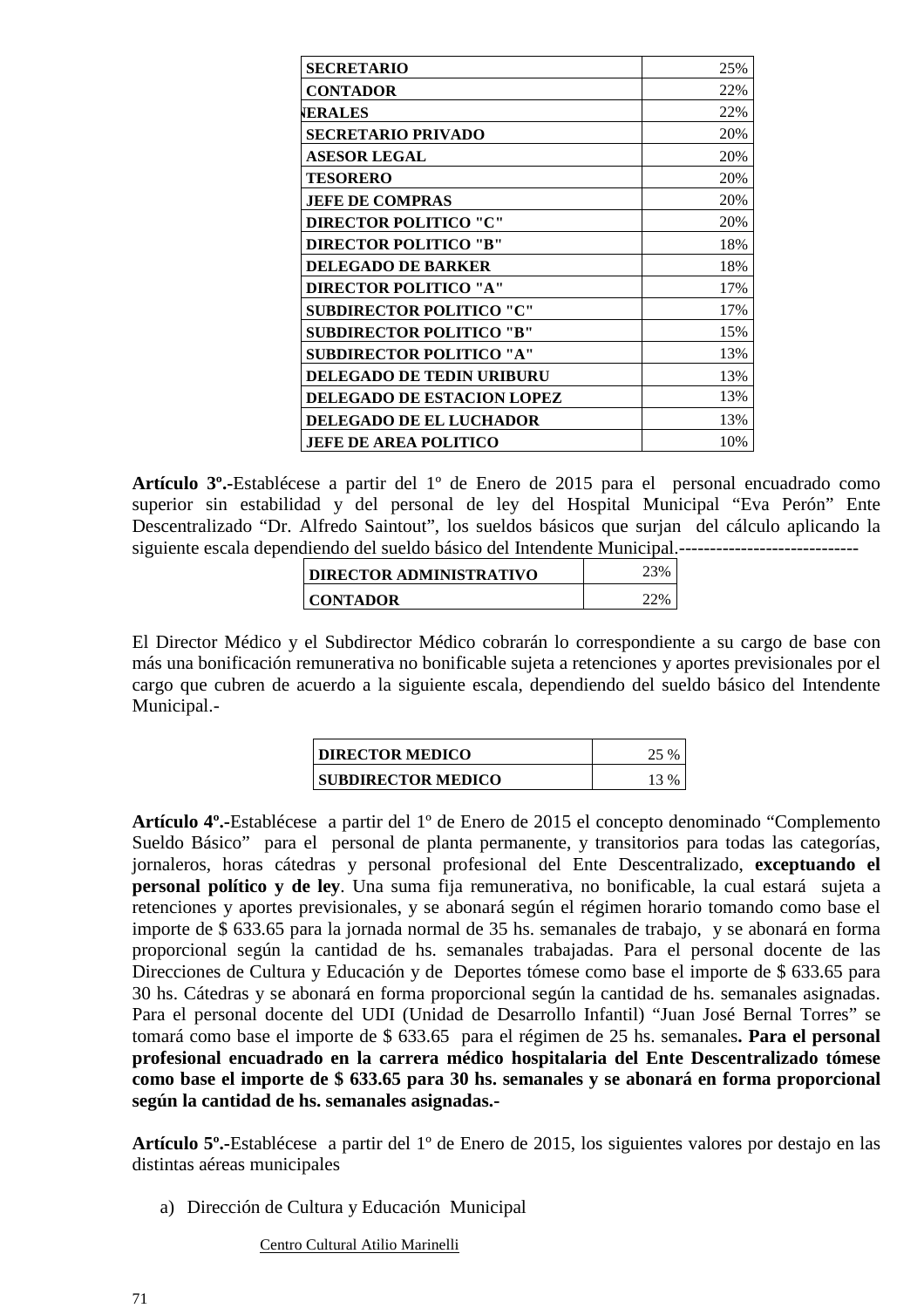| SECRETARIO | 25% |
|---|---|
| CONTADOR | 22% |
| NERALES | 22% |
| SECRETARIO PRIVADO | 20% |
| ASESOR LEGAL | 20% |
| TESORERO | 20% |
| JEFE DE COMPRAS | 20% |
| DIRECTOR POLITICO "C" | 20% |
| DIRECTOR POLITICO "B" | 18% |
| DELEGADO DE BARKER | 18% |
| DIRECTOR POLITICO "A" | 17% |
| SUBDIRECTOR POLITICO "C" | 17% |
| SUBDIRECTOR POLITICO "B" | 15% |
| SUBDIRECTOR POLITICO "A" | 13% |
| DELEGADO DE TEDIN URIBURU | 13% |
| DELEGADO DE ESTACION LOPEZ | 13% |
| DELEGADO DE EL LUCHADOR | 13% |
| JEFE DE AREA POLITICO | 10% |

**Artículo 3º.-**Establécese a partir del 1º de Enero de 2015 para el personal encuadrado como superior sin estabilidad y del personal de ley del Hospital Municipal “Eva Perón” Ente Descentralizado “Dr. Alfredo Saintout”, los sueldos básicos que surjan del cálculo aplicando la siguiente escala dependiendo del sueldo básico del Intendente Municipal.-----------------------------

| DIRECTOR ADMINISTRATIVO | 23% |
|---|---|
| CONTADOR | 22% |

El Director Médico y el Subdirector Médico cobrarán lo correspondiente a su cargo de base con más una bonificación remunerativa no bonificable sujeta a retenciones y aportes previsionales por el cargo que cubren de acuerdo a la siguiente escala, dependiendo del sueldo básico del Intendente Municipal.-

| DIRECTOR MEDICO | 25 % |
|---|---|
| SUBDIRECTOR MEDICO | 13 % |

**Artículo 4º.-**Establécese a partir del 1º de Enero de 2015 el concepto denominado “Complemento Sueldo Básico” para el personal de planta permanente, y transitorios para todas las categorías, jornaleros, horas cátedras y personal profesional del Ente Descentralizado, **exceptuando el personal político y de ley**. Una suma fija remunerativa, no bonificable, la cual estará sujeta a retenciones y aportes previsionales, y se abonará según el régimen horario tomando como base el importe de $ 633.65 para la jornada normal de 35 hs. semanales de trabajo, y se abonará en forma proporcional según la cantidad de hs. semanales trabajadas. Para el personal docente de las Direcciones de Cultura y Educación y de Deportes tómese como base el importe de $ 633.65 para 30 hs. Cátedras y se abonará en forma proporcional según la cantidad de hs. semanales asignadas. Para el personal docente del UDI (Unidad de Desarrollo Infantil) “Juan José Bernal Torres” se tomará como base el importe de $ 633.65 para el régimen de 25 hs. semanales**. Para el personal profesional encuadrado en la carrera médico hospitalaria del Ente Descentralizado tómese como base el importe de $ 633.65 para 30 hs. semanales y se abonará en forma proporcional según la cantidad de hs. semanales asignadas.-**

**Artículo 5º.-**Establécese a partir del 1º de Enero de 2015, los siguientes valores por destajo en las distintas aéreas municipales

a) Dirección de Cultura y Educación Municipal

Centro Cultural Atilio Marinelli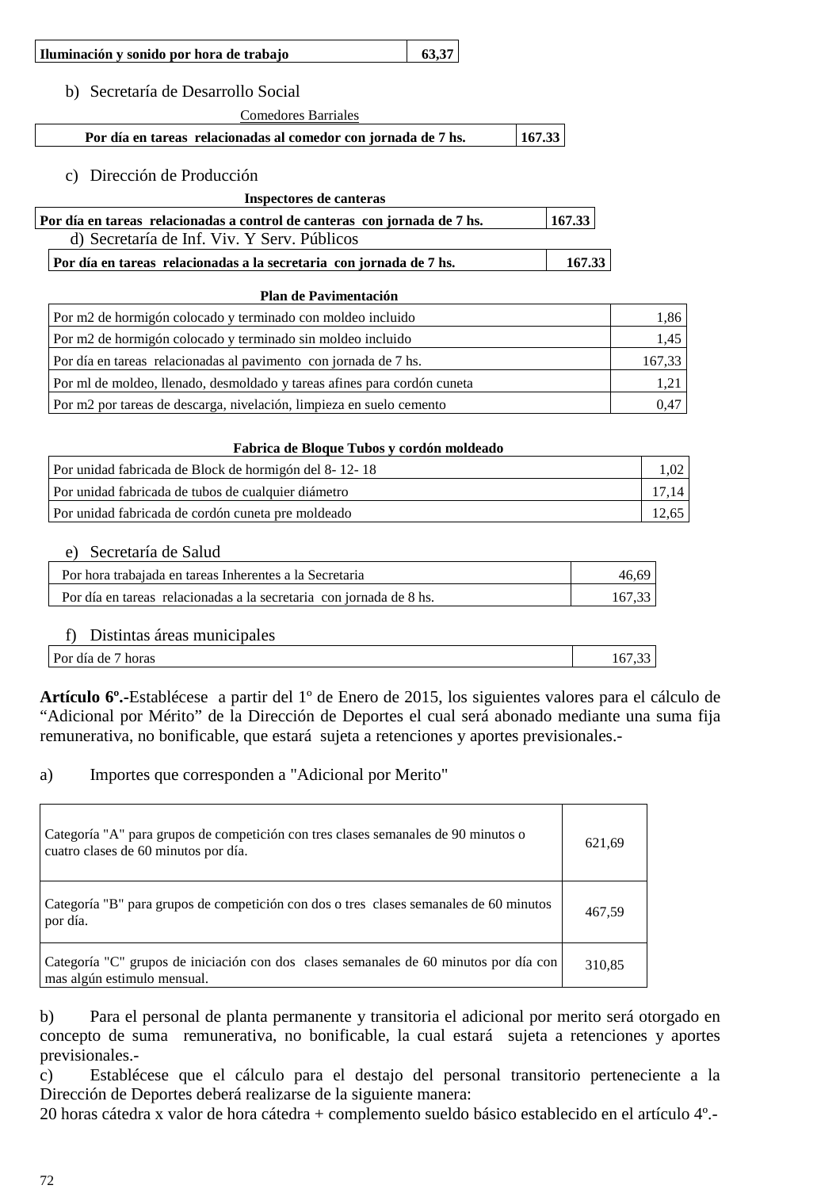| Iluminación y sonido por hora de trabajo | 63,37 |
|---|---|

b) Secretaría de Desarrollo Social

| Comedores Barriales | |
|---|---|
| **Por día en tareas relacionadas al comedor con jornada de 7 hs.** | **167.33** |

c) Dirección de Producción

| **Inspectores de canteras** | |
|---|---|
| **Por día en tareas relacionadas a control de canteras con jornada de 7 hs.** | **167.33** |

d) Secretaría de Inf. Viv. Y Serv. Públicos

| **Por día en tareas relacionadas a la secretaria con jornada de 7 hs.** | **167.33** |
|---|---|

| **Plan de Pavimentación** | |
|---|---|
| Por m2 de hormigón colocado y terminado con moldeo incluido | 1,86 |
| Por m2 de hormigón colocado y terminado sin moldeo incluido | 1,45 |
| Por día en tareas relacionadas al pavimento con jornada de 7 hs. | 167,33 |
| Por ml de moldeo, llenado, desmoldado y tareas afines para cordón cuneta | 1,21 |
| Por m2 por tareas de descarga, nivelación, limpieza en suelo cemento | 0,47 |

| **Fabrica de Bloque Tubos y cordón moldeado** | |
|---|---|
| Por unidad fabricada de Block de hormigón del 8- 12- 18 | 1,02 |
| Por unidad fabricada de tubos de cualquier diámetro | 17,14 |
| Por unidad fabricada de cordón cuneta pre moldeado | 12,65 |

e) Secretaría de Salud

| Por hora trabajada en tareas Inherentes a la Secretaria | 46,69 |
|---|---|
| Por día en tareas relacionadas a la secretaria con jornada de 8 hs. | 167,33 |

f) Distintas áreas municipales

| Por día de 7 horas | 167,33 |
|---|---|

**Artículo 6º.-**Establécese a partir del 1º de Enero de 2015, los siguientes valores para el cálculo de "Adicional por Mérito" de la Dirección de Deportes el cual será abonado mediante una suma fija remunerativa, no bonificable, que estará sujeta a retenciones y aportes previsionales.-

a) Importes que corresponden a "Adicional por Merito"

| Categoría | Importe |
|---|---|
| Categoría "A" para grupos de competición con tres clases semanales de 90 minutos o cuatro clases de 60 minutos por día. | 621,69 |
| Categoría "B" para grupos de competición con dos o tres clases semanales de 60 minutos por día. | 467,59 |
| Categoría "C" grupos de iniciación con dos clases semanales de 60 minutos por día con mas algún estimulo mensual. | 310,85 |

b) Para el personal de planta permanente y transitoria el adicional por merito será otorgado en concepto de suma remunerativa, no bonificable, la cual estará sujeta a retenciones y aportes previsionales.-

c) Establécese que el cálculo para el destajo del personal transitorio perteneciente a la Dirección de Deportes deberá realizarse de la siguiente manera:

20 horas cátedra x valor de hora cátedra + complemento sueldo básico establecido en el artículo 4º.-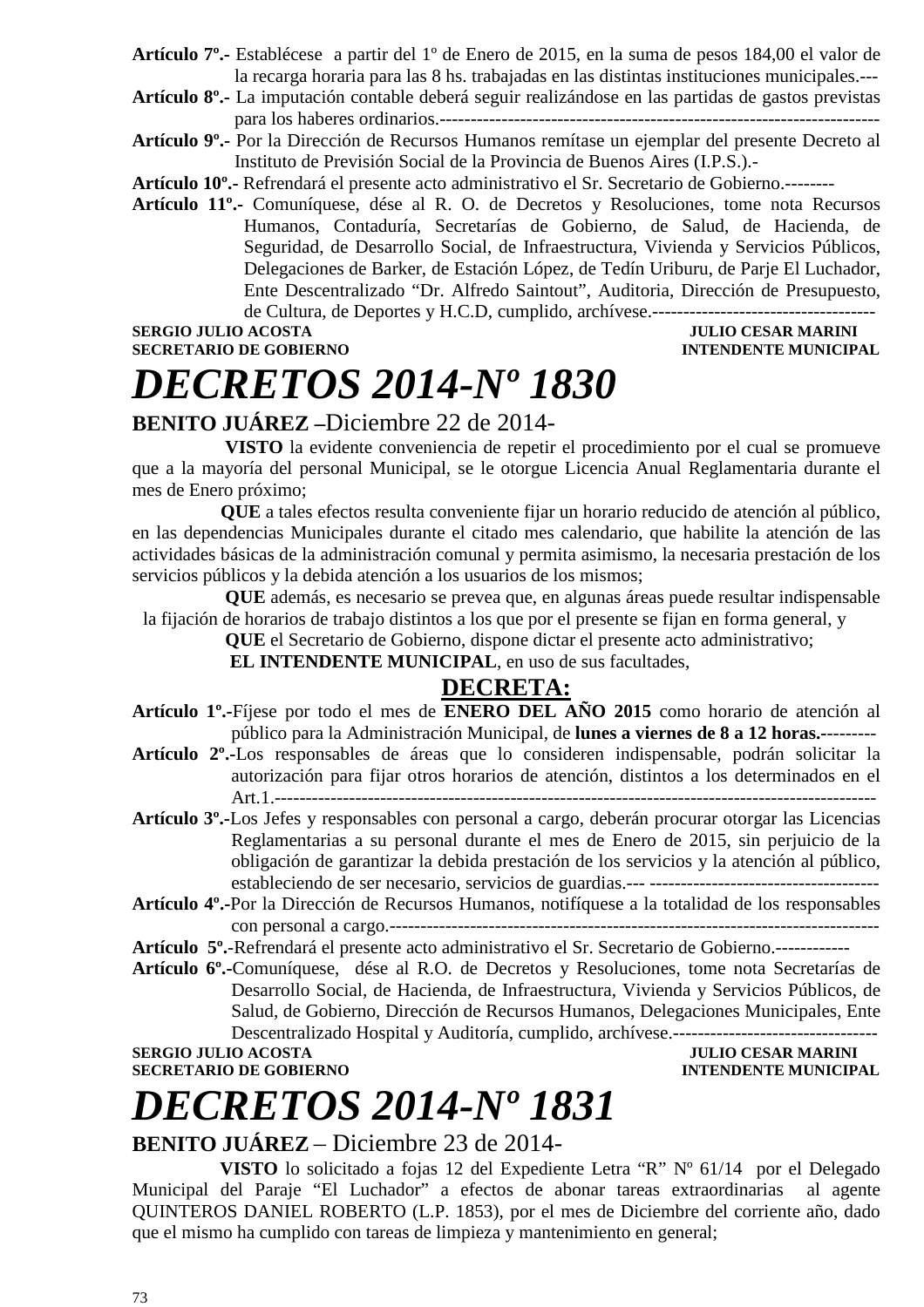**Artículo 7º.-** Establécese a partir del 1º de Enero de 2015, en la suma de pesos 184,00 el valor de la recarga horaria para las 8 hs. trabajadas en las distintas instituciones municipales.---

**Artículo 8º.-** La imputación contable deberá seguir realizándose en las partidas de gastos previstas para los haberes ordinarios.---------------------------------------------------------------------

**Artículo 9º.-** Por la Dirección de Recursos Humanos remítase un ejemplar del presente Decreto al Instituto de Previsión Social de la Provincia de Buenos Aires (I.P.S.).-

**Artículo 10º.-** Refrendará el presente acto administrativo el Sr. Secretario de Gobierno.--------

**Artículo 11º.-** Comuníquese, dése al R. O. de Decretos y Resoluciones, tome nota Recursos Humanos, Contaduría, Secretarías de Gobierno, de Salud, de Hacienda, de Seguridad, de Desarrollo Social, de Infraestructura, Vivienda y Servicios Públicos, Delegaciones de Barker, de Estación López, de Tedín Uriburu, de Parje El Luchador, Ente Descentralizado "Dr. Alfredo Saintout", Auditoria, Dirección de Presupuesto, de Cultura, de Deportes y H.C.D, cumplido, archívese.------------------------------------

**SERGIO JULIO ACOSTA** — **SECRETARIO DE GOBIERNO**

**JULIO CESAR MARINI** — **INTENDENTE MUNICIPAL**

# *DECRETOS 2014-Nº 1830*

**BENITO JUÁREZ –**Diciembre 22 de 2014-

**VISTO** la evidente conveniencia de repetir el procedimiento por el cual se promueve que a la mayoría del personal Municipal, se le otorgue Licencia Anual Reglamentaria durante el mes de Enero próximo;

**QUE** a tales efectos resulta conveniente fijar un horario reducido de atención al público, en las dependencias Municipales durante el citado mes calendario, que habilite la atención de las actividades básicas de la administración comunal y permita asimismo, la necesaria prestación de los servicios públicos y la debida atención a los usuarios de los mismos;

**QUE** además, es necesario se prevea que, en algunas áreas puede resultar indispensable la fijación de horarios de trabajo distintos a los que por el presente se fijan en forma general, y

**QUE** el Secretario de Gobierno, dispone dictar el presente acto administrativo;

**EL INTENDENTE MUNICIPAL**, en uso de sus facultades,

**DECRETA:**

**Artículo 1º.-**Fíjese por todo el mes de **ENERO DEL AÑO 2015** como horario de atención al público para la Administración Municipal, de **lunes a viernes de 8 a 12 horas.-**--------

**Artículo 2º.-**Los responsables de áreas que lo consideren indispensable, podrán solicitar la autorización para fijar otros horarios de atención, distintos a los determinados en el Art.1.-----------------------------------------------------------------------------------------------

**Artículo 3º.-**Los Jefes y responsables con personal a cargo, deberán procurar otorgar las Licencias Reglamentarias a su personal durante el mes de Enero de 2015, sin perjuicio de la obligación de garantizar la debida prestación de los servicios y la atención al público, estableciendo de ser necesario, servicios de guardias.--- -------------------------------------

**Artículo 4º.-**Por la Dirección de Recursos Humanos, notifíquese a la totalidad de los responsables con personal a cargo.----------------------------------------------------------------------------

**Artículo 5º.-**Refrendará el presente acto administrativo el Sr. Secretario de Gobierno.------------

**Artículo 6º.-**Comuníquese, dése al R.O. de Decretos y Resoluciones, tome nota Secretarías de Desarrollo Social, de Hacienda, de Infraestructura, Vivienda y Servicios Públicos, de Salud, de Gobierno, Dirección de Recursos Humanos, Delegaciones Municipales, Ente Descentralizado Hospital y Auditoría, cumplido, archívese.---------------------------------

**SERGIO JULIO ACOSTA** — **SECRETARIO DE GOBIERNO**

**JULIO CESAR MARINI** — **INTENDENTE MUNICIPAL**

# *DECRETOS 2014-Nº 1831*

**BENITO JUÁREZ** – Diciembre 23 de 2014-

**VISTO** lo solicitado a fojas 12 del Expediente Letra "R" Nº 61/14 por el Delegado Municipal del Paraje "El Luchador" a efectos de abonar tareas extraordinarias al agente QUINTEROS DANIEL ROBERTO (L.P. 1853), por el mes de Diciembre del corriente año, dado que el mismo ha cumplido con tareas de limpieza y mantenimiento en general;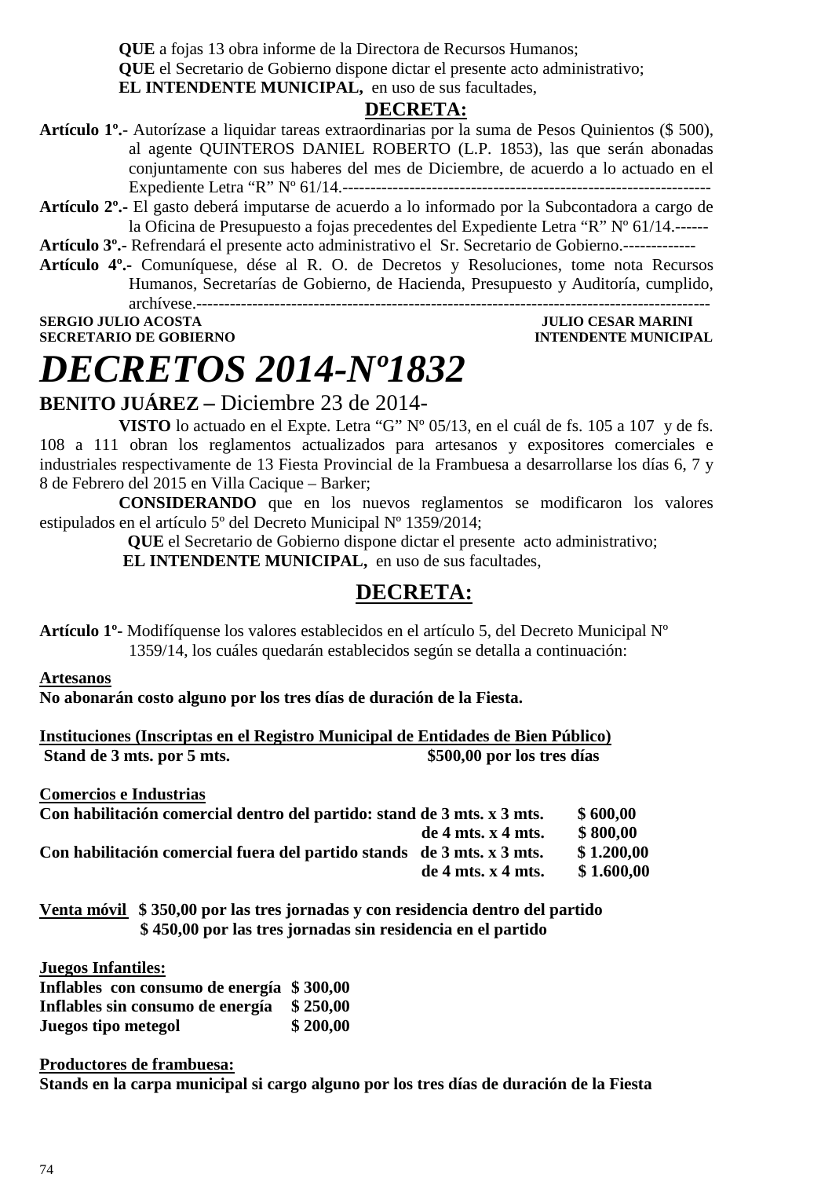**QUE** a fojas 13 obra informe de la Directora de Recursos Humanos;
**QUE** el Secretario de Gobierno dispone dictar el presente acto administrativo;
**EL INTENDENTE MUNICIPAL,** en uso de sus facultades,

**DECRETA:**

**Artículo 1º.-** Autorízase a liquidar tareas extraordinarias por la suma de Pesos Quinientos ($ 500), al agente QUINTEROS DANIEL ROBERTO (L.P. 1853), las que serán abonadas conjuntamente con sus haberes del mes de Diciembre, de acuerdo a lo actuado en el Expediente Letra "R" Nº 61/14.-----------------------------------------------------------------

**Artículo 2º.-** El gasto deberá imputarse de acuerdo a lo informado por la Subcontadora a cargo de la Oficina de Presupuesto a fojas precedentes del Expediente Letra "R" Nº 61/14.------

**Artículo 3º.-** Refrendará el presente acto administrativo el Sr. Secretario de Gobierno.-------------

**Artículo 4º.-** Comuníquese, dése al R. O. de Decretos y Resoluciones, tome nota Recursos Humanos, Secretarías de Gobierno, de Hacienda, Presupuesto y Auditoría, cumplido, archívese.-----------------------------------------------------------------------------------------

**SERGIO JULIO ACOSTA** — **JULIO CESAR MARINI**
**SECRETARIO DE GOBIERNO** — **INTENDENTE MUNICIPAL**

# *DECRETOS 2014-Nº1832*

**BENITO JUÁREZ –** Diciembre 23 de 2014-

**VISTO** lo actuado en el Expte. Letra "G" Nº 05/13, en el cuál de fs. 105 a 107 y de fs. 108 a 111 obran los reglamentos actualizados para artesanos y expositores comerciales e industriales respectivamente de 13 Fiesta Provincial de la Frambuesa a desarrollarse los días 6, 7 y 8 de Febrero del 2015 en Villa Cacique – Barker;

**CONSIDERANDO** que en los nuevos reglamentos se modificaron los valores estipulados en el artículo 5º del Decreto Municipal Nº 1359/2014;

**QUE** el Secretario de Gobierno dispone dictar el presente acto administrativo;

**EL INTENDENTE MUNICIPAL,** en uso de sus facultades,

**DECRETA:**

**Artículo 1º-** Modifíquense los valores establecidos en el artículo 5, del Decreto Municipal Nº 1359/14, los cuáles quedarán establecidos según se detalla a continuación:

**Artesanos**
**No abonarán costo alguno por los tres días de duración de la Fiesta.**

**Instituciones (Inscriptas en el Registro Municipal de Entidades de Bien Público)**
**Stand de 3 mts. por 5 mts. $500,00 por los tres días**

**Comercios e Industrias**

| | | |
|---|---|---|
| **Con habilitación comercial dentro del partido: stand** | **de 3 mts. x 3 mts.** | **$ 600,00** |
| | **de 4 mts. x 4 mts.** | **$ 800,00** |
| **Con habilitación comercial fuera del partido stands** | **de 3 mts. x 3 mts.** | **$ 1.200,00** |
| | **de 4 mts. x 4 mts.** | **$ 1.600,00** |

**Venta móvil** **$ 350,00 por las tres jornadas y con residencia dentro del partido**
**$ 450,00 por las tres jornadas sin residencia en el partido**

**Juegos Infantiles:**

| | |
|---|---|
| **Inflables con consumo de energía** | **$ 300,00** |
| **Inflables sin consumo de energía** | **$ 250,00** |
| **Juegos tipo metegol** | **$ 200,00** |

**Productores de frambuesa:**
**Stands en la carpa municipal si cargo alguno por los tres días de duración de la Fiesta**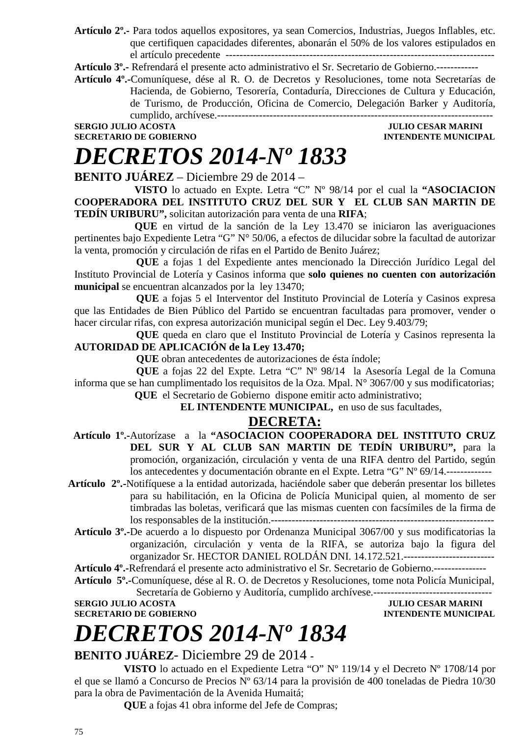**Artículo 2º.-** Para todos aquellos expositores, ya sean Comercios, Industrias, Juegos Inflables, etc. que certifiquen capacidades diferentes, abonarán el 50% de los valores estipulados en el artículo precedente ---------------------------------------------------------------------------

**Artículo 3º.-** Refrendará el presente acto administrativo el Sr. Secretario de Gobierno.------------

**Artículo 4º.-**Comuníquese, dése al R. O. de Decretos y Resoluciones, tome nota Secretarías de Hacienda, de Gobierno, Tesorería, Contaduría, Direcciones de Cultura y Educación, de Turismo, de Producción, Oficina de Comercio, Delegación Barker y Auditoría, cumplido, archívese.-------------------------------------------------------------------------------

**SERGIO JULIO ACOSTA** — **SECRETARIO DE GOBIERNO**
**JULIO CESAR MARINI** — **INTENDENTE MUNICIPAL**

# *DECRETOS 2014-Nº 1833*

**BENITO JUÁREZ** – Diciembre 29 de 2014 –

**VISTO** lo actuado en Expte. Letra "C" Nº 98/14 por el cual la **"ASOCIACION COOPERADORA DEL INSTITUTO CRUZ DEL SUR Y EL CLUB SAN MARTIN DE TEDÍN URIBURU",** solicitan autorización para venta de una **RIFA**;

**QUE** en virtud de la sanción de la Ley 13.470 se iniciaron las averiguaciones pertinentes bajo Expediente Letra "G" N° 50/06, a efectos de dilucidar sobre la facultad de autorizar la venta, promoción y circulación de rifas en el Partido de Benito Juárez;

**QUE** a fojas 1 del Expediente antes mencionado la Dirección Jurídico Legal del Instituto Provincial de Lotería y Casinos informa que **solo quienes no cuenten con autorización municipal** se encuentran alcanzados por la ley 13470;

**QUE** a fojas 5 el Interventor del Instituto Provincial de Lotería y Casinos expresa que las Entidades de Bien Público del Partido se encuentran facultadas para promover, vender o hacer circular rifas, con expresa autorización municipal según el Dec. Ley 9.403/79;

**QUE** queda en claro que el Instituto Provincial de Lotería y Casinos representa la **AUTORIDAD DE APLICACIÓN de la Ley 13.470;**

**QUE** obran antecedentes de autorizaciones de ésta índole;

**QUE** a fojas 22 del Expte. Letra "C" Nº 98/14 la Asesoría Legal de la Comuna informa que se han cumplimentado los requisitos de la Oza. Mpal. N° 3067/00 y sus modificatorias;

**QUE** el Secretario de Gobierno dispone emitir acto administrativo;

**EL INTENDENTE MUNICIPAL,** en uso de sus facultades,

## DECRETA:

**Artículo 1º.-**Autorízase a la **"ASOCIACION COOPERADORA DEL INSTITUTO CRUZ DEL SUR Y AL CLUB SAN MARTIN DE TEDÍN URIBURU",** para la promoción, organización, circulación y venta de una RIFA dentro del Partido, según los antecedentes y documentación obrante en el Expte. Letra "G" Nº 69/14.-------------

**Artículo 2º.-**Notifíquese a la entidad autorizada, haciéndole saber que deberán presentar los billetes para su habilitación, en la Oficina de Policía Municipal quien, al momento de ser timbradas las boletas, verificará que las mismas cuenten con facsímiles de la firma de los responsables de la institución.----------------------------------------------------------------

**Artículo 3º.-**De acuerdo a lo dispuesto por Ordenanza Municipal 3067/00 y sus modificatorias la organización, circulación y venta de la RIFA, se autoriza bajo la figura del organizador Sr. HECTOR DANIEL ROLDÁN DNI. 14.172.521.--------------------------

**Artículo 4º.-**Refrendará el presente acto administrativo el Sr. Secretario de Gobierno.---------------

**Artículo 5º.-**Comuníquese, dése al R. O. de Decretos y Resoluciones, tome nota Policía Municipal, Secretaría de Gobierno y Auditoría, cumplido archívese.----------------------------------

**SERGIO JULIO ACOSTA** — **SECRETARIO DE GOBIERNO**
**JULIO CESAR MARINI** — **INTENDENTE MUNICIPAL**

# *DECRETOS 2014-Nº 1834*

**BENITO JUÁREZ**- Diciembre 29 de 2014 -

**VISTO** lo actuado en el Expediente Letra "O" Nº 119/14 y el Decreto Nº 1708/14 por el que se llamó a Concurso de Precios Nº 63/14 para la provisión de 400 toneladas de Piedra 10/30 para la obra de Pavimentación de la Avenida Humaitá;

**QUE** a fojas 41 obra informe del Jefe de Compras;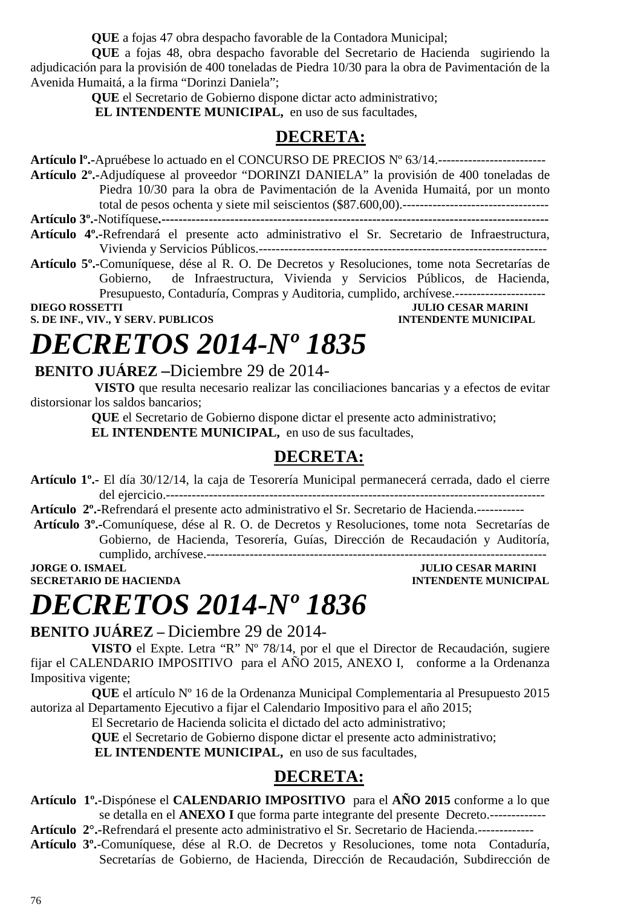**QUE** a fojas 47 obra despacho favorable de la Contadora Municipal;

**QUE** a fojas 48, obra despacho favorable del Secretario de Hacienda sugiriendo la adjudicación para la provisión de 400 toneladas de Piedra 10/30 para la obra de Pavimentación de la Avenida Humaitá, a la firma "Dorinzi Daniela";

**QUE** el Secretario de Gobierno dispone dictar acto administrativo;

**EL INTENDENTE MUNICIPAL,** en uso de sus facultades,

## DECRETA:

**Artículo lº.-**Apruébese lo actuado en el CONCURSO DE PRECIOS Nº 63/14.-------------------------

**Artículo 2º.-**Adjudíquese al proveedor "DORINZI DANIELA" la provisión de 400 toneladas de Piedra 10/30 para la obra de Pavimentación de la Avenida Humaitá, por un monto total de pesos ochenta y siete mil seiscientos ($87.600,00).----------------------------------

**Artículo 3º.-**Notifíquese**.**---------------------------------------------------------------------------------------

**Artículo 4º.-**Refrendará el presente acto administrativo el Sr. Secretario de Infraestructura, Vivienda y Servicios Públicos.-----------------------------------------------------------------

**Artículo 5º.-**Comuníquese, dése al R. O. De Decretos y Resoluciones, tome nota Secretarías de Gobierno, de Infraestructura, Vivienda y Servicios Públicos, de Hacienda, Presupuesto, Contaduría, Compras y Auditoria, cumplido, archívese.---------------------

**DIEGO ROSSETTI** — **S. DE INF., VIV., Y SERV. PUBLICOS**
**JULIO CESAR MARINI** — **INTENDENTE MUNICIPAL**

# *DECRETOS 2014-Nº 1835*

**BENITO JUÁREZ –**Diciembre 29 de 2014-

**VISTO** que resulta necesario realizar las conciliaciones bancarias y a efectos de evitar distorsionar los saldos bancarios;

**QUE** el Secretario de Gobierno dispone dictar el presente acto administrativo;

**EL INTENDENTE MUNICIPAL,** en uso de sus facultades,

## DECRETA:

**Artículo 1º.-** El día 30/12/14, la caja de Tesorería Municipal permanecerá cerrada, dado el cierre del ejercicio.-----------------------------------------------------------------------------------------

**Artículo 2º.-**Refrendará el presente acto administrativo el Sr. Secretario de Hacienda.-----------

**Artículo 3º.-**Comuníquese, dése al R. O. de Decretos y Resoluciones, tome nota Secretarías de Gobierno, de Hacienda, Tesorería, Guías, Dirección de Recaudación y Auditoría, cumplido, archívese.-----------------------------------------------------------------------------

**JORGE O. ISMAEL** — **SECRETARIO DE HACIENDA**
**JULIO CESAR MARINI** — **INTENDENTE MUNICIPAL**

# *DECRETOS 2014-Nº 1836*

**BENITO JUÁREZ –** Diciembre 29 de 2014-

**VISTO** el Expte. Letra "R" Nº 78/14, por el que el Director de Recaudación, sugiere fijar el CALENDARIO IMPOSITIVO para el AÑO 2015, ANEXO I, conforme a la Ordenanza Impositiva vigente;

**QUE** el artículo Nº 16 de la Ordenanza Municipal Complementaria al Presupuesto 2015 autoriza al Departamento Ejecutivo a fijar el Calendario Impositivo para el año 2015;

El Secretario de Hacienda solicita el dictado del acto administrativo;

**QUE** el Secretario de Gobierno dispone dictar el presente acto administrativo;

**EL INTENDENTE MUNICIPAL,** en uso de sus facultades,

## DECRETA:

**Artículo 1º.-**Dispónese el **CALENDARIO IMPOSITIVO** para el **AÑO 2015** conforme a lo que se detalla en el **ANEXO I** que forma parte integrante del presente Decreto.-------------

**Artículo 2°.-**Refrendará el presente acto administrativo el Sr. Secretario de Hacienda.-------------

**Artículo 3º.-**Comuníquese, dése al R.O. de Decretos y Resoluciones, tome nota Contaduría, Secretarías de Gobierno, de Hacienda, Dirección de Recaudación, Subdirección de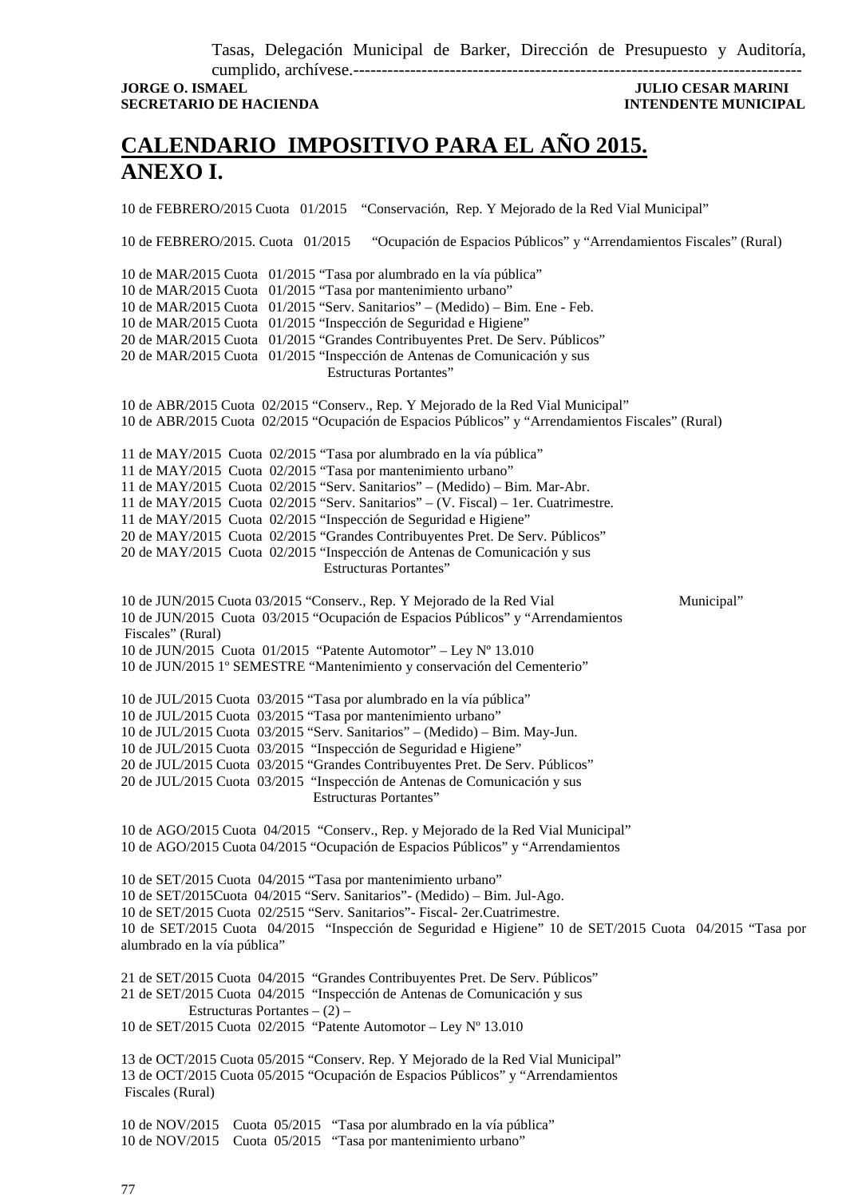Tasas, Delegación Municipal de Barker, Dirección de Presupuesto y Auditoría, cumplido, archívese.----------------------------------------------------------------------------------

**JORGE O. ISMAEL** — **JULIO CESAR MARINI**
**SECRETARIO DE HACIENDA** — **INTENDENTE MUNICIPAL**

# CALENDARIO IMPOSITIVO PARA EL AÑO 2015.
# ANEXO I.

10 de FEBRERO/2015 Cuota 01/2015 "Conservación, Rep. Y Mejorado de la Red Vial Municipal"

10 de FEBRERO/2015. Cuota 01/2015 "Ocupación de Espacios Públicos" y "Arrendamientos Fiscales" (Rural)

10 de MAR/2015 Cuota 01/2015 "Tasa por alumbrado en la vía pública"
10 de MAR/2015 Cuota 01/2015 "Tasa por mantenimiento urbano"
10 de MAR/2015 Cuota 01/2015 "Serv. Sanitarios" – (Medido) – Bim. Ene - Feb.
10 de MAR/2015 Cuota 01/2015 "Inspección de Seguridad e Higiene"
20 de MAR/2015 Cuota 01/2015 "Grandes Contribuyentes Pret. De Serv. Públicos"
20 de MAR/2015 Cuota 01/2015 "Inspección de Antenas de Comunicación y sus Estructuras Portantes"

10 de ABR/2015 Cuota 02/2015 "Conserv., Rep. Y Mejorado de la Red Vial Municipal"
10 de ABR/2015 Cuota 02/2015 "Ocupación de Espacios Públicos" y "Arrendamientos Fiscales" (Rural)

11 de MAY/2015 Cuota 02/2015 "Tasa por alumbrado en la vía pública"
11 de MAY/2015 Cuota 02/2015 "Tasa por mantenimiento urbano"
11 de MAY/2015 Cuota 02/2015 "Serv. Sanitarios" – (Medido) – Bim. Mar-Abr.
11 de MAY/2015 Cuota 02/2015 "Serv. Sanitarios" – (V. Fiscal) – 1er. Cuatrimestre.
11 de MAY/2015 Cuota 02/2015 "Inspección de Seguridad e Higiene"
20 de MAY/2015 Cuota 02/2015 "Grandes Contribuyentes Pret. De Serv. Públicos"
20 de MAY/2015 Cuota 02/2015 "Inspección de Antenas de Comunicación y sus Estructuras Portantes"

10 de JUN/2015 Cuota 03/2015 "Conserv., Rep. Y Mejorado de la Red Vial Municipal"
10 de JUN/2015 Cuota 03/2015 "Ocupación de Espacios Públicos" y "Arrendamientos Fiscales" (Rural)
10 de JUN/2015 Cuota 01/2015 "Patente Automotor" – Ley Nº 13.010
10 de JUN/2015 1º SEMESTRE "Mantenimiento y conservación del Cementerio"

10 de JUL/2015 Cuota 03/2015 "Tasa por alumbrado en la vía pública"
10 de JUL/2015 Cuota 03/2015 "Tasa por mantenimiento urbano"
10 de JUL/2015 Cuota 03/2015 "Serv. Sanitarios" – (Medido) – Bim. May-Jun.
10 de JUL/2015 Cuota 03/2015 "Inspección de Seguridad e Higiene"
20 de JUL/2015 Cuota 03/2015 "Grandes Contribuyentes Pret. De Serv. Públicos"
20 de JUL/2015 Cuota 03/2015 "Inspección de Antenas de Comunicación y sus Estructuras Portantes"

10 de AGO/2015 Cuota 04/2015 "Conserv., Rep. y Mejorado de la Red Vial Municipal"
10 de AGO/2015 Cuota 04/2015 "Ocupación de Espacios Públicos" y "Arrendamientos

10 de SET/2015 Cuota 04/2015 "Tasa por mantenimiento urbano"
10 de SET/2015Cuota 04/2015 "Serv. Sanitarios"- (Medido) – Bim. Jul-Ago.
10 de SET/2015 Cuota 02/2515 "Serv. Sanitarios"- Fiscal- 2er.Cuatrimestre.
10 de SET/2015 Cuota 04/2015 "Inspección de Seguridad e Higiene" 10 de SET/2015 Cuota 04/2015 "Tasa por alumbrado en la vía pública"

21 de SET/2015 Cuota 04/2015 "Grandes Contribuyentes Pret. De Serv. Públicos"
21 de SET/2015 Cuota 04/2015 "Inspección de Antenas de Comunicación y sus Estructuras Portantes – (2) –
10 de SET/2015 Cuota 02/2015 "Patente Automotor – Ley Nº 13.010

13 de OCT/2015 Cuota 05/2015 "Conserv. Rep. Y Mejorado de la Red Vial Municipal"
13 de OCT/2015 Cuota 05/2015 "Ocupación de Espacios Públicos" y "Arrendamientos Fiscales (Rural)

10 de NOV/2015 Cuota 05/2015 "Tasa por alumbrado en la vía pública"
10 de NOV/2015 Cuota 05/2015 "Tasa por mantenimiento urbano"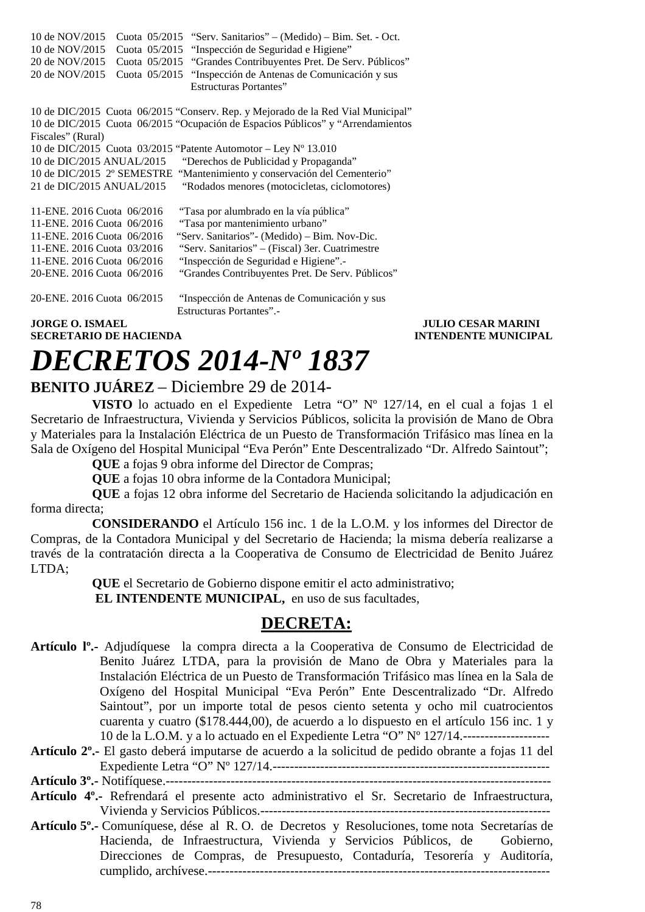10 de NOV/2015 Cuota 05/2015 "Serv. Sanitarios" – (Medido) – Bim. Set. - Oct.
10 de NOV/2015 Cuota 05/2015 "Inspección de Seguridad e Higiene"
20 de NOV/2015 Cuota 05/2015 "Grandes Contribuyentes Pret. De Serv. Públicos"
20 de NOV/2015 Cuota 05/2015 "Inspección de Antenas de Comunicación y sus Estructuras Portantes"

10 de DIC/2015 Cuota 06/2015 "Conserv. Rep. y Mejorado de la Red Vial Municipal"
10 de DIC/2015 Cuota 06/2015 "Ocupación de Espacios Públicos" y "Arrendamientos Fiscales" (Rural)
10 de DIC/2015 Cuota 03/2015 "Patente Automotor – Ley Nº 13.010
10 de DIC/2015 ANUAL/2015 "Derechos de Publicidad y Propaganda"
10 de DIC/2015 2º SEMESTRE "Mantenimiento y conservación del Cementerio"
21 de DIC/2015 ANUAL/2015 "Rodados menores (motocicletas, ciclomotores)

11-ENE. 2016 Cuota 06/2016 "Tasa por alumbrado en la vía pública"
11-ENE. 2016 Cuota 06/2016 "Tasa por mantenimiento urbano"
11-ENE. 2016 Cuota 06/2016 "Serv. Sanitarios"- (Medido) – Bim. Nov-Dic.
11-ENE. 2016 Cuota 03/2016 "Serv. Sanitarios" – (Fiscal) 3er. Cuatrimestre
11-ENE. 2016 Cuota 06/2016 "Inspección de Seguridad e Higiene".-
20-ENE. 2016 Cuota 06/2016 "Grandes Contribuyentes Pret. De Serv. Públicos"

20-ENE. 2016 Cuota 06/2015 "Inspección de Antenas de Comunicación y sus Estructuras Portantes".-

**JORGE O. ISMAEL** — **SECRETARIO DE HACIENDA**
**JULIO CESAR MARINI** — **INTENDENTE MUNICIPAL**

# *DECRETOS 2014-Nº 1837*

**BENITO JUÁREZ** – Diciembre 29 de 2014-

**VISTO** lo actuado en el Expediente Letra "O" Nº 127/14, en el cual a fojas 1 el Secretario de Infraestructura, Vivienda y Servicios Públicos, solicita la provisión de Mano de Obra y Materiales para la Instalación Eléctrica de un Puesto de Transformación Trifásico mas línea en la Sala de Oxígeno del Hospital Municipal "Eva Perón" Ente Descentralizado "Dr. Alfredo Saintout";

**QUE** a fojas 9 obra informe del Director de Compras;

**QUE** a fojas 10 obra informe de la Contadora Municipal;

**QUE** a fojas 12 obra informe del Secretario de Hacienda solicitando la adjudicación en forma directa;

**CONSIDERANDO** el Artículo 156 inc. 1 de la L.O.M. y los informes del Director de Compras, de la Contadora Municipal y del Secretario de Hacienda; la misma debería realizarse a través de la contratación directa a la Cooperativa de Consumo de Electricidad de Benito Juárez LTDA;

**QUE** el Secretario de Gobierno dispone emitir el acto administrativo;

**EL INTENDENTE MUNICIPAL,** en uso de sus facultades,

## DECRETA:

**Artículo lº.-** Adjudíquese la compra directa a la Cooperativa de Consumo de Electricidad de Benito Juárez LTDA, para la provisión de Mano de Obra y Materiales para la Instalación Eléctrica de un Puesto de Transformación Trifásico mas línea en la Sala de Oxígeno del Hospital Municipal "Eva Perón" Ente Descentralizado "Dr. Alfredo Saintout", por un importe total de pesos ciento setenta y ocho mil cuatrocientos cuarenta y cuatro ($178.444,00), de acuerdo a lo dispuesto en el artículo 156 inc. 1 y 10 de la L.O.M. y a lo actuado en el Expediente Letra "O" Nº 127/14.--------------------

**Artículo 2º.-** El gasto deberá imputarse de acuerdo a la solicitud de pedido obrante a fojas 11 del Expediente Letra "O" Nº 127/14.----------------------------------------------------------------

**Artículo 3º.-** Notifíquese.------------------------------------------------------------------------------------------

**Artículo 4º.-** Refrendará el presente acto administrativo el Sr. Secretario de Infraestructura, Vivienda y Servicios Públicos.------------------------------------------------------------------

**Artículo 5º.-** Comuníquese, dése al R. O. de Decretos y Resoluciones, tome nota Secretarías de Hacienda, de Infraestructura, Vivienda y Servicios Públicos, de Gobierno, Direcciones de Compras, de Presupuesto, Contaduría, Tesorería y Auditoría, cumplido, archívese.-----------------------------------------------------------------------------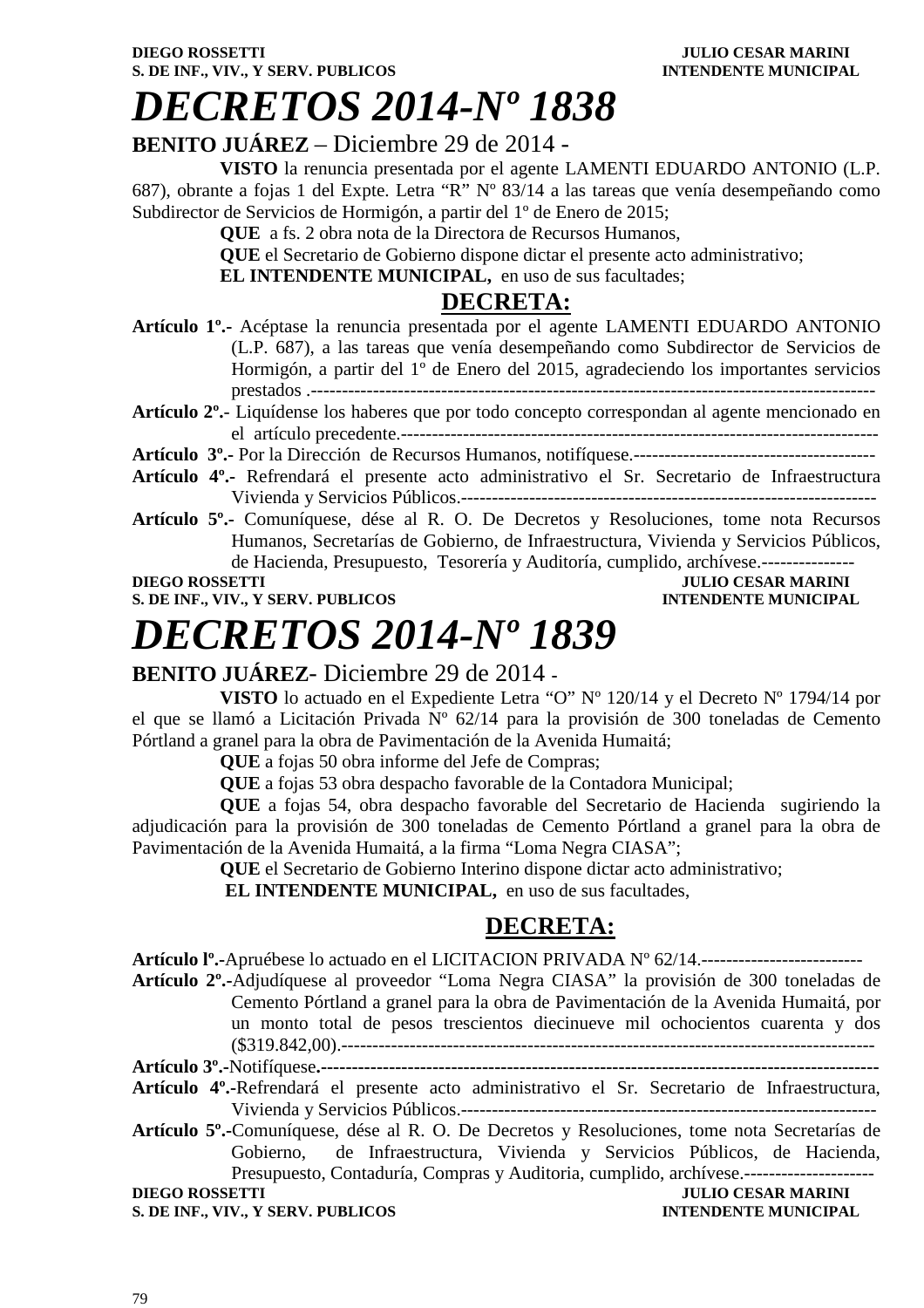**DIEGO ROSSETTI** **JULIO CESAR MARINI**
**S. DE INF., VIV., Y SERV. PUBLICOS** **INTENDENTE MUNICIPAL**

# *DECRETOS 2014-Nº 1838*

**BENITO JUÁREZ** – Diciembre 29 de 2014 -

**VISTO** la renuncia presentada por el agente LAMENTI EDUARDO ANTONIO (L.P. 687), obrante a fojas 1 del Expte. Letra "R" Nº 83/14 a las tareas que venía desempeñando como Subdirector de Servicios de Hormigón, a partir del 1º de Enero de 2015;

**QUE** a fs. 2 obra nota de la Directora de Recursos Humanos,

**QUE** el Secretario de Gobierno dispone dictar el presente acto administrativo;

**EL INTENDENTE MUNICIPAL,** en uso de sus facultades;

## DECRETA:

**Artículo 1º.-** Acéptase la renuncia presentada por el agente LAMENTI EDUARDO ANTONIO (L.P. 687), a las tareas que venía desempeñando como Subdirector de Servicios de Hormigón, a partir del 1º de Enero del 2015, agradeciendo los importantes servicios prestados .-------------------------------------------------------------------------------------------

**Artículo 2º.-** Liquídense los haberes que por todo concepto correspondan al agente mencionado en el artículo precedente.------------------------------------------------------------------------------

**Artículo 3º.-** Por la Dirección de Recursos Humanos, notifíquese.---------------------------------------

**Artículo 4º.-** Refrendará el presente acto administrativo el Sr. Secretario de Infraestructura Vivienda y Servicios Públicos.-------------------------------------------------------------------

**Artículo 5º.-** Comuníquese, dése al R. O. De Decretos y Resoluciones, tome nota Recursos Humanos, Secretarías de Gobierno, de Infraestructura, Vivienda y Servicios Públicos, de Hacienda, Presupuesto, Tesorería y Auditoría, cumplido, archívese.---------------

**DIEGO ROSSETTI** **JULIO CESAR MARINI**
**S. DE INF., VIV., Y SERV. PUBLICOS** **INTENDENTE MUNICIPAL**

# *DECRETOS 2014-Nº 1839*

**BENITO JUÁREZ**- Diciembre 29 de 2014 -

**VISTO** lo actuado en el Expediente Letra "O" Nº 120/14 y el Decreto Nº 1794/14 por el que se llamó a Licitación Privada Nº 62/14 para la provisión de 300 toneladas de Cemento Pórtland a granel para la obra de Pavimentación de la Avenida Humaitá;

**QUE** a fojas 50 obra informe del Jefe de Compras;

**QUE** a fojas 53 obra despacho favorable de la Contadora Municipal;

**QUE** a fojas 54, obra despacho favorable del Secretario de Hacienda sugiriendo la adjudicación para la provisión de 300 toneladas de Cemento Pórtland a granel para la obra de Pavimentación de la Avenida Humaitá, a la firma "Loma Negra CIASA";

**QUE** el Secretario de Gobierno Interino dispone dictar acto administrativo;

**EL INTENDENTE MUNICIPAL,** en uso de sus facultades,

## DECRETA:

**Artículo lº.-**Apruébese lo actuado en el LICITACION PRIVADA Nº 62/14.--------------------------

**Artículo 2º.-**Adjudíquese al proveedor "Loma Negra CIASA" la provisión de 300 toneladas de Cemento Pórtland a granel para la obra de Pavimentación de la Avenida Humaitá, por un monto total de pesos trescientos diecinueve mil ochocientos cuarenta y dos ($319.842,00).----------------------------------------------------------------------------------

**Artículo 3º.-**Notifíquese**.**------------------------------------------------------------------------------------

**Artículo 4º.-**Refrendará el presente acto administrativo el Sr. Secretario de Infraestructura, Vivienda y Servicios Públicos.-------------------------------------------------------------------

**Artículo 5º.-**Comuníquese, dése al R. O. De Decretos y Resoluciones, tome nota Secretarías de Gobierno, de Infraestructura, Vivienda y Servicios Públicos, de Hacienda, Presupuesto, Contaduría, Compras y Auditoria, cumplido, archívese.--------------------

**DIEGO ROSSETTI** **JULIO CESAR MARINI**
**S. DE INF., VIV., Y SERV. PUBLICOS** **INTENDENTE MUNICIPAL**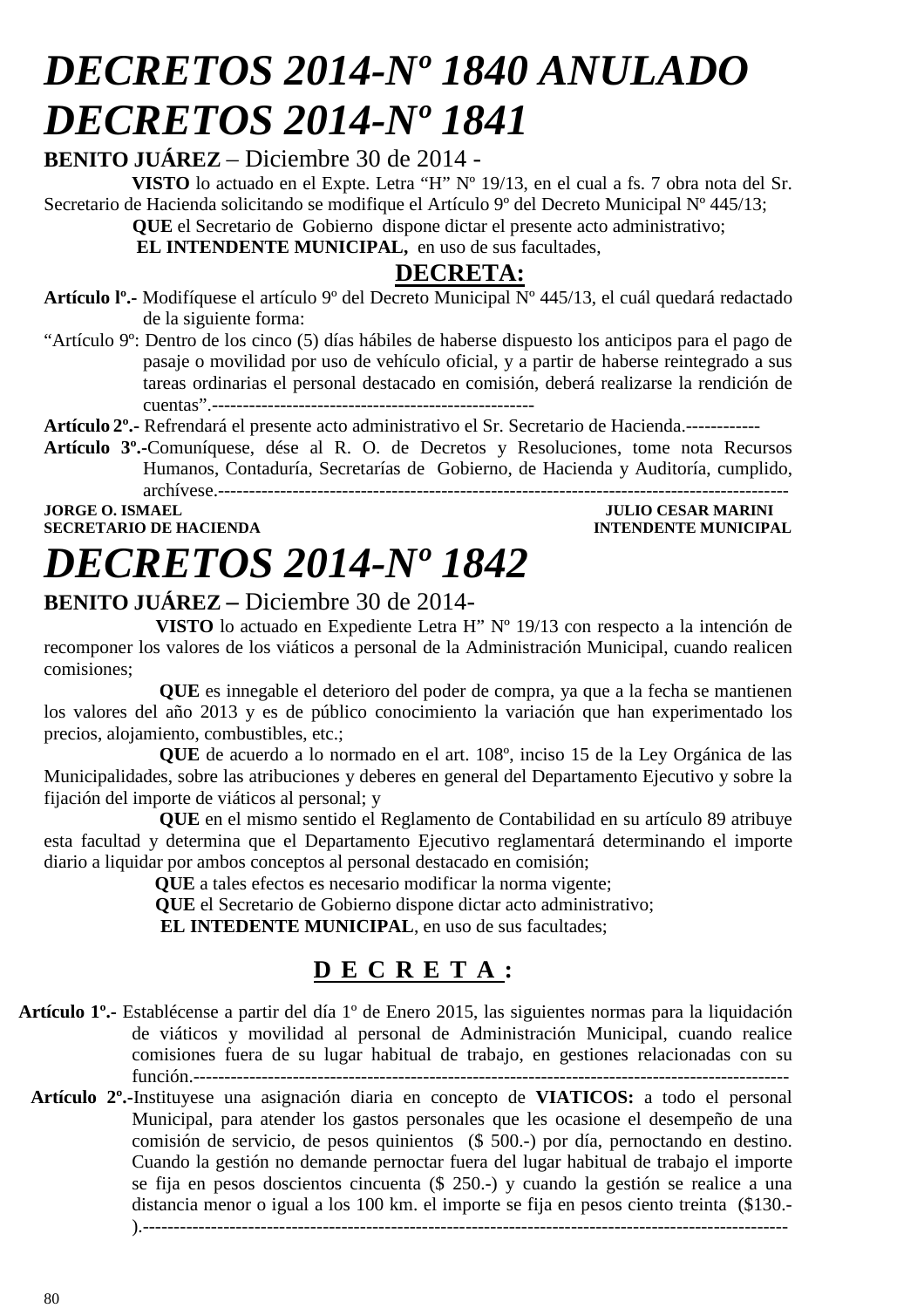# *DECRETOS 2014-Nº 1840 ANULADO*

# *DECRETOS 2014-Nº 1841*

**BENITO JUÁREZ** – Diciembre 30 de 2014 -

**VISTO** lo actuado en el Expte. Letra "H" Nº 19/13, en el cual a fs. 7 obra nota del Sr. Secretario de Hacienda solicitando se modifique el Artículo 9º del Decreto Municipal Nº 445/13;

**QUE** el Secretario de Gobierno dispone dictar el presente acto administrativo;

**EL INTENDENTE MUNICIPAL,** en uso de sus facultades,

**DECRETA:**

**Artículo lº.-** Modifíquese el artículo 9º del Decreto Municipal Nº 445/13, el cuál quedará redactado de la siguiente forma:

"Artículo 9º: Dentro de los cinco (5) días hábiles de haberse dispuesto los anticipos para el pago de pasaje o movilidad por uso de vehículo oficial, y a partir de haberse reintegrado a sus tareas ordinarias el personal destacado en comisión, deberá realizarse la rendición de cuentas".----------------------------------------------------

**Artículo 2º.-** Refrendará el presente acto administrativo el Sr. Secretario de Hacienda.------------

**Artículo 3º.-**Comuníquese, dése al R. O. de Decretos y Resoluciones, tome nota Recursos Humanos, Contaduría, Secretarías de Gobierno, de Hacienda y Auditoría, cumplido, archívese.-------------------------------------------------------------------------------------------

**JORGE O. ISMAEL** — **SECRETARIO DE HACIENDA**

**JULIO CESAR MARINI** — **INTENDENTE MUNICIPAL**

# *DECRETOS 2014-Nº 1842*

**BENITO JUÁREZ –** Diciembre 30 de 2014-

**VISTO** lo actuado en Expediente Letra H" Nº 19/13 con respecto a la intención de recomponer los valores de los viáticos a personal de la Administración Municipal, cuando realicen comisiones;

**QUE** es innegable el deterioro del poder de compra, ya que a la fecha se mantienen los valores del año 2013 y es de público conocimiento la variación que han experimentado los precios, alojamiento, combustibles, etc.;

**QUE** de acuerdo a lo normado en el art. 108º, inciso 15 de la Ley Orgánica de las Municipalidades, sobre las atribuciones y deberes en general del Departamento Ejecutivo y sobre la fijación del importe de viáticos al personal; y

**QUE** en el mismo sentido el Reglamento de Contabilidad en su artículo 89 atribuye esta facultad y determina que el Departamento Ejecutivo reglamentará determinando el importe diario a liquidar por ambos conceptos al personal destacado en comisión;

**QUE** a tales efectos es necesario modificar la norma vigente;

**QUE** el Secretario de Gobierno dispone dictar acto administrativo;

**EL INTEDENTE MUNICIPAL**, en uso de sus facultades;

**D E C R E T A :**

**Artículo 1º.-** Establécense a partir del día 1º de Enero 2015, las siguientes normas para la liquidación de viáticos y movilidad al personal de Administración Municipal, cuando realice comisiones fuera de su lugar habitual de trabajo, en gestiones relacionadas con su función.-------------------------------------------------------------------------------------------------

**Artículo 2º.-**Instituyese una asignación diaria en concepto de **VIATICOS:** a todo el personal Municipal, para atender los gastos personales que les ocasione el desempeño de una comisión de servicio, de pesos quinientos ($ 500.-) por día, pernoctando en destino. Cuando la gestión no demande pernoctar fuera del lugar habitual de trabajo el importe se fija en pesos doscientos cincuenta ($ 250.-) y cuando la gestión se realice a una distancia menor o igual a los 100 km. el importe se fija en pesos ciento treinta ($130.-).-----------------------------------------------------------------------------------------------------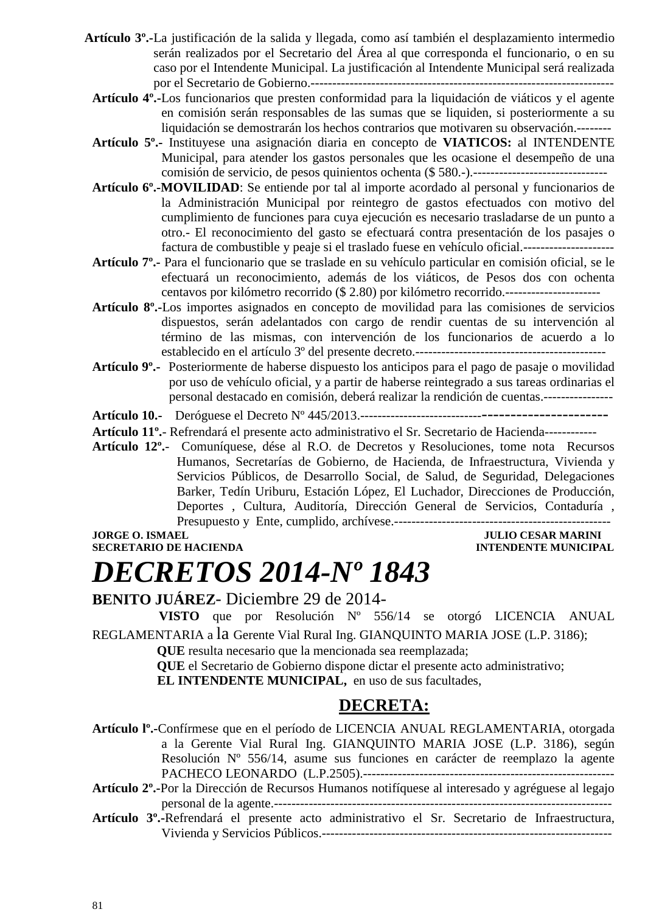**Artículo 3º.-**La justificación de la salida y llegada, como así también el desplazamiento intermedio serán realizados por el Secretario del Área al que corresponda el funcionario, o en su caso por el Intendente Municipal. La justificación al Intendente Municipal será realizada por el Secretario de Gobierno.--------------------------------------------------------------------

**Artículo 4º.-**Los funcionarios que presten conformidad para la liquidación de viáticos y el agente en comisión serán responsables de las sumas que se liquiden, si posteriormente a su liquidación se demostrarán los hechos contrarios que motivaren su observación.--------

**Artículo 5º.-** Instituyese una asignación diaria en concepto de **VIATICOS:** al INTENDENTE Municipal, para atender los gastos personales que les ocasione el desempeño de una comisión de servicio, de pesos quinientos ochenta ($ 580.-).-------------------------------

**Artículo 6º.-MOVILIDAD**: Se entiende por tal al importe acordado al personal y funcionarios de la Administración Municipal por reintegro de gastos efectuados con motivo del cumplimiento de funciones para cuya ejecución es necesario trasladarse de un punto a otro.- El reconocimiento del gasto se efectuará contra presentación de los pasajes o factura de combustible y peaje si el traslado fuese en vehículo oficial.---------------------

**Artículo 7º.-** Para el funcionario que se traslade en su vehículo particular en comisión oficial, se le efectuará un reconocimiento, además de los viáticos, de Pesos dos con ochenta centavos por kilómetro recorrido ($ 2.80) por kilómetro recorrido.----------------------

**Artículo 8º.-**Los importes asignados en concepto de movilidad para las comisiones de servicios dispuestos, serán adelantados con cargo de rendir cuentas de su intervención al término de las mismas, con intervención de los funcionarios de acuerdo a lo establecido en el artículo 3º del presente decreto.--------------------------------------------

**Artículo 9º.-** Posteriormente de haberse dispuesto los anticipos para el pago de pasaje o movilidad por uso de vehículo oficial, y a partir de haberse reintegrado a sus tareas ordinarias el personal destacado en comisión, deberá realizar la rendición de cuentas.----------------

**Artículo 10.-** Deróguese el Decreto Nº 445/2013.-----------------------------------------------------

**Artículo 11º.-** Refrendará el presente acto administrativo el Sr. Secretario de Hacienda------------

**Artículo 12º.-** Comuníquese, dése al R.O. de Decretos y Resoluciones, tome nota Recursos Humanos, Secretarías de Gobierno, de Hacienda, de Infraestructura, Vivienda y Servicios Públicos, de Desarrollo Social, de Salud, de Seguridad, Delegaciones Barker, Tedín Uriburu, Estación López, El Luchador, Direcciones de Producción, Deportes , Cultura, Auditoría, Dirección General de Servicios, Contaduría , Presupuesto y Ente, cumplido, archívese.--------------------------------------------------

**JORGE O. ISMAEL** — **SECRETARIO DE HACIENDA**

**JULIO CESAR MARINI** — **INTENDENTE MUNICIPAL**

# *DECRETOS 2014-Nº 1843*

**BENITO JUÁREZ**- Diciembre 29 de 2014-

**VISTO** que por Resolución Nº 556/14 se otorgó LICENCIA ANUAL REGLAMENTARIA a la Gerente Vial Rural Ing. GIANQUINTO MARIA JOSE (L.P. 3186);

**QUE** resulta necesario que la mencionada sea reemplazada;

**QUE** el Secretario de Gobierno dispone dictar el presente acto administrativo;

**EL INTENDENTE MUNICIPAL,** en uso de sus facultades,

## DECRETA:

**Artículo lº.-**Confírmese que en el período de LICENCIA ANUAL REGLAMENTARIA, otorgada a la Gerente Vial Rural Ing. GIANQUINTO MARIA JOSE (L.P. 3186), según Resolución Nº 556/14, asume sus funciones en carácter de reemplazo la agente PACHECO LEONARDO (L.P.2505).----------------------------------------------------------

**Artículo 2º.-**Por la Dirección de Recursos Humanos notifíquese al interesado y agréguese al legajo personal de la agente.-------------------------------------------------------------------------------

**Artículo 3º.-**Refrendará el presente acto administrativo el Sr. Secretario de Infraestructura, Vivienda y Servicios Públicos.--------------------------------------------------------------------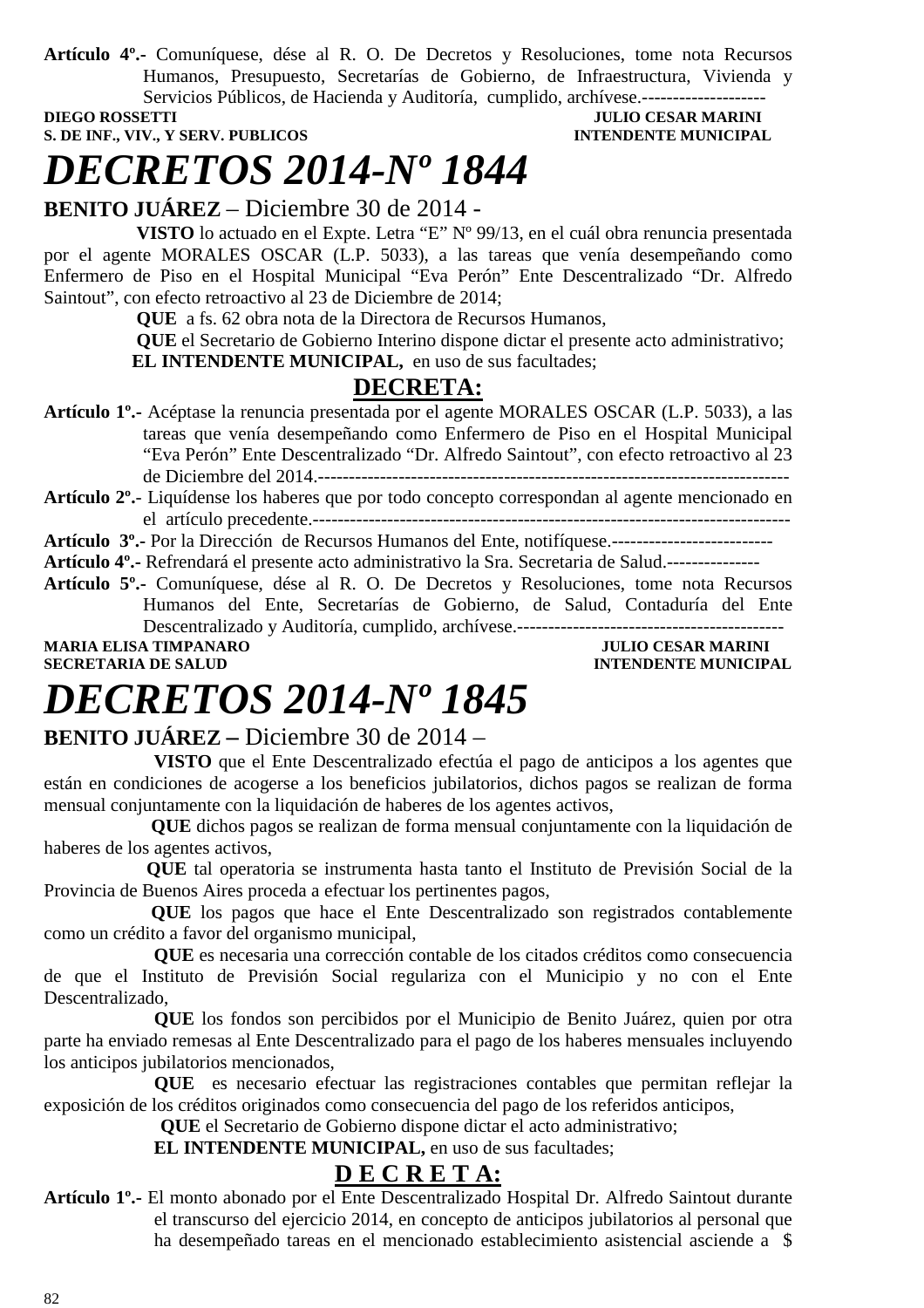**Artículo 4º.-** Comuníquese, dése al R. O. De Decretos y Resoluciones, tome nota Recursos Humanos, Presupuesto, Secretarías de Gobierno, de Infraestructura, Vivienda y Servicios Públicos, de Hacienda y Auditoría, cumplido, archívese.--------------------

**DIEGO ROSSETTI** — **S. DE INF., VIV., Y SERV. PUBLICOS**

**JULIO CESAR MARINI** — **INTENDENTE MUNICIPAL**

# *DECRETOS 2014-Nº 1844*

**BENITO JUÁREZ** – Diciembre 30 de 2014 -

**VISTO** lo actuado en el Expte. Letra "E" Nº 99/13, en el cuál obra renuncia presentada por el agente MORALES OSCAR (L.P. 5033), a las tareas que venía desempeñando como Enfermero de Piso en el Hospital Municipal "Eva Perón" Ente Descentralizado "Dr. Alfredo Saintout", con efecto retroactivo al 23 de Diciembre de 2014;

**QUE** a fs. 62 obra nota de la Directora de Recursos Humanos,

**QUE** el Secretario de Gobierno Interino dispone dictar el presente acto administrativo;

**EL INTENDENTE MUNICIPAL,** en uso de sus facultades;

## DECRETA:

**Artículo 1º.-** Acéptase la renuncia presentada por el agente MORALES OSCAR (L.P. 5033), a las tareas que venía desempeñando como Enfermero de Piso en el Hospital Municipal "Eva Perón" Ente Descentralizado "Dr. Alfredo Saintout", con efecto retroactivo al 23 de Diciembre del 2014.---------------------------------------------------------------------------

**Artículo 2º.-** Liquídense los haberes que por todo concepto correspondan al agente mencionado en el artículo precedente.-----------------------------------------------------------------------------

**Artículo 3º.-** Por la Dirección de Recursos Humanos del Ente, notifíquese.--------------------------

**Artículo 4º.-** Refrendará el presente acto administrativo la Sra. Secretaria de Salud.---------------

**Artículo 5º.-** Comuníquese, dése al R. O. De Decretos y Resoluciones, tome nota Recursos Humanos del Ente, Secretarías de Gobierno, de Salud, Contaduría del Ente Descentralizado y Auditoría, cumplido, archívese.-------------------------------------------

**MARIA ELISA TIMPANARO** — **SECRETARIA DE SALUD**

**JULIO CESAR MARINI** — **INTENDENTE MUNICIPAL**

# *DECRETOS 2014-Nº 1845*

**BENITO JUÁREZ –** Diciembre 30 de 2014 –

**VISTO** que el Ente Descentralizado efectúa el pago de anticipos a los agentes que están en condiciones de acogerse a los beneficios jubilatorios, dichos pagos se realizan de forma mensual conjuntamente con la liquidación de haberes de los agentes activos,

**QUE** dichos pagos se realizan de forma mensual conjuntamente con la liquidación de haberes de los agentes activos,

**QUE** tal operatoria se instrumenta hasta tanto el Instituto de Previsión Social de la Provincia de Buenos Aires proceda a efectuar los pertinentes pagos,

**QUE** los pagos que hace el Ente Descentralizado son registrados contablemente como un crédito a favor del organismo municipal,

**QUE** es necesaria una corrección contable de los citados créditos como consecuencia de que el Instituto de Previsión Social regulariza con el Municipio y no con el Ente Descentralizado,

**QUE** los fondos son percibidos por el Municipio de Benito Juárez, quien por otra parte ha enviado remesas al Ente Descentralizado para el pago de los haberes mensuales incluyendo los anticipos jubilatorios mencionados,

**QUE** es necesario efectuar las registraciones contables que permitan reflejar la exposición de los créditos originados como consecuencia del pago de los referidos anticipos,

**QUE** el Secretario de Gobierno dispone dictar el acto administrativo;

**EL INTENDENTE MUNICIPAL,** en uso de sus facultades;

## D E C R E T A:

**Artículo 1º.-** El monto abonado por el Ente Descentralizado Hospital Dr. Alfredo Saintout durante el transcurso del ejercicio 2014, en concepto de anticipos jubilatorios al personal que ha desempeñado tareas en el mencionado establecimiento asistencial asciende a $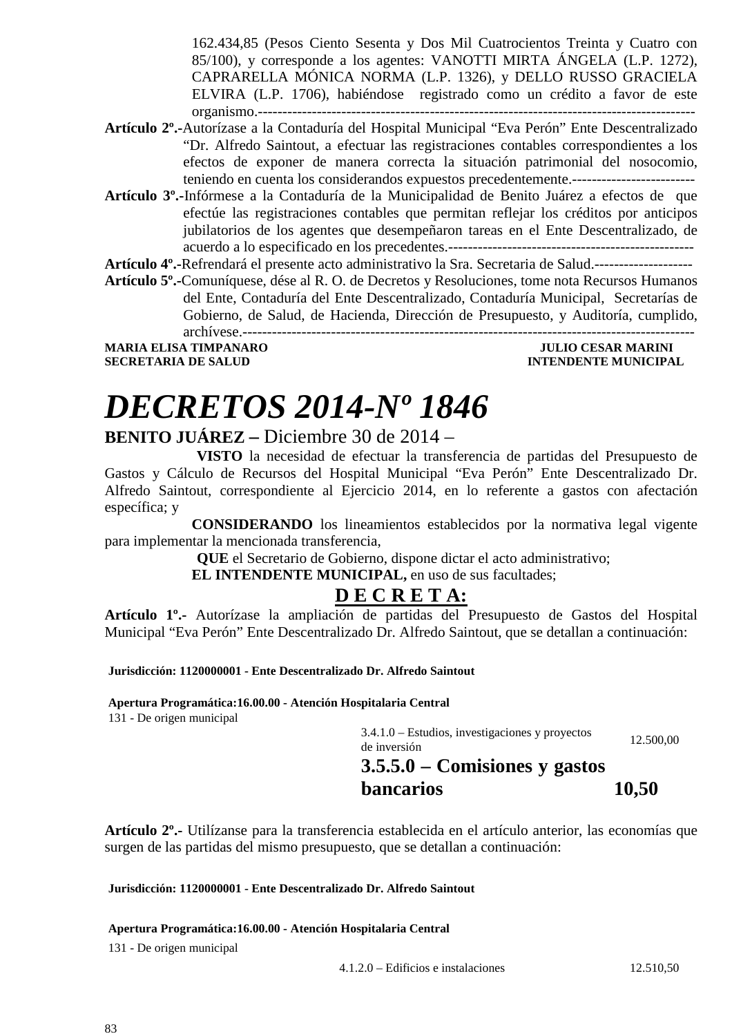162.434,85 (Pesos Ciento Sesenta y Dos Mil Cuatrocientos Treinta y Cuatro con 85/100), y corresponde a los agentes: VANOTTI MIRTA ÁNGELA (L.P. 1272), CAPRARELLA MÓNICA NORMA (L.P. 1326), y DELLO RUSSO GRACIELA ELVIRA (L.P. 1706), habiéndose registrado como un crédito a favor de este organismo.-------------------------------------------------------------------------------------------

**Artículo 2º.-**Autorízase a la Contaduría del Hospital Municipal "Eva Perón" Ente Descentralizado "Dr. Alfredo Saintout, a efectuar las registraciones contables correspondientes a los efectos de exponer de manera correcta la situación patrimonial del nosocomio, teniendo en cuenta los considerandos expuestos precedentemente.-------------------------

**Artículo 3º.-**Infórmese a la Contaduría de la Municipalidad de Benito Juárez a efectos de que efectúe las registraciones contables que permitan reflejar los créditos por anticipos jubilatorios de los agentes que desempeñaron tareas en el Ente Descentralizado, de acuerdo a lo especificado en los precedentes.--------------------------------------------------

**Artículo 4º.-**Refrendará el presente acto administrativo la Sra. Secretaria de Salud.--------------------

**Artículo 5º.-**Comuníquese, dése al R. O. de Decretos y Resoluciones, tome nota Recursos Humanos del Ente, Contaduría del Ente Descentralizado, Contaduría Municipal, Secretarías de Gobierno, de Salud, de Hacienda, Dirección de Presupuesto, y Auditoría, cumplido, archívese.-------------------------------------------------------------------------------------------

**MARIA ELISA TIMPANARO** — **SECRETARIA DE SALUD**
**JULIO CESAR MARINI** — **INTENDENTE MUNICIPAL**

# *DECRETOS 2014-Nº 1846*

**BENITO JUÁREZ –** Diciembre 30 de 2014 –

**VISTO** la necesidad de efectuar la transferencia de partidas del Presupuesto de Gastos y Cálculo de Recursos del Hospital Municipal "Eva Perón" Ente Descentralizado Dr. Alfredo Saintout, correspondiente al Ejercicio 2014, en lo referente a gastos con afectación específica; y

**CONSIDERANDO** los lineamientos establecidos por la normativa legal vigente para implementar la mencionada transferencia,

**QUE** el Secretario de Gobierno, dispone dictar el acto administrativo;

**EL INTENDENTE MUNICIPAL,** en uso de sus facultades;

**D E C R E T A:**

**Artículo 1º.-** Autorízase la ampliación de partidas del Presupuesto de Gastos del Hospital Municipal "Eva Perón" Ente Descentralizado Dr. Alfredo Saintout, que se detallan a continuación:

**Jurisdicción: 1120000001 - Ente Descentralizado Dr. Alfredo Saintout**

**Apertura Programática:16.00.00 - Atención Hospitalaria Central**

131 - De origen municipal

| | |
|---|---|
| 3.4.1.0 – Estudios, investigaciones y proyectos de inversión | 12.500,00 |
| **3.5.5.0 – Comisiones y gastos bancarios** | **10,50** |

**Artículo 2º.-** Utilízanse para la transferencia establecida en el artículo anterior, las economías que surgen de las partidas del mismo presupuesto, que se detallan a continuación:

**Jurisdicción: 1120000001 - Ente Descentralizado Dr. Alfredo Saintout**

**Apertura Programática:16.00.00 - Atención Hospitalaria Central**

131 - De origen municipal

| | |
|---|---|
| 4.1.2.0 – Edificios e instalaciones | 12.510,50 |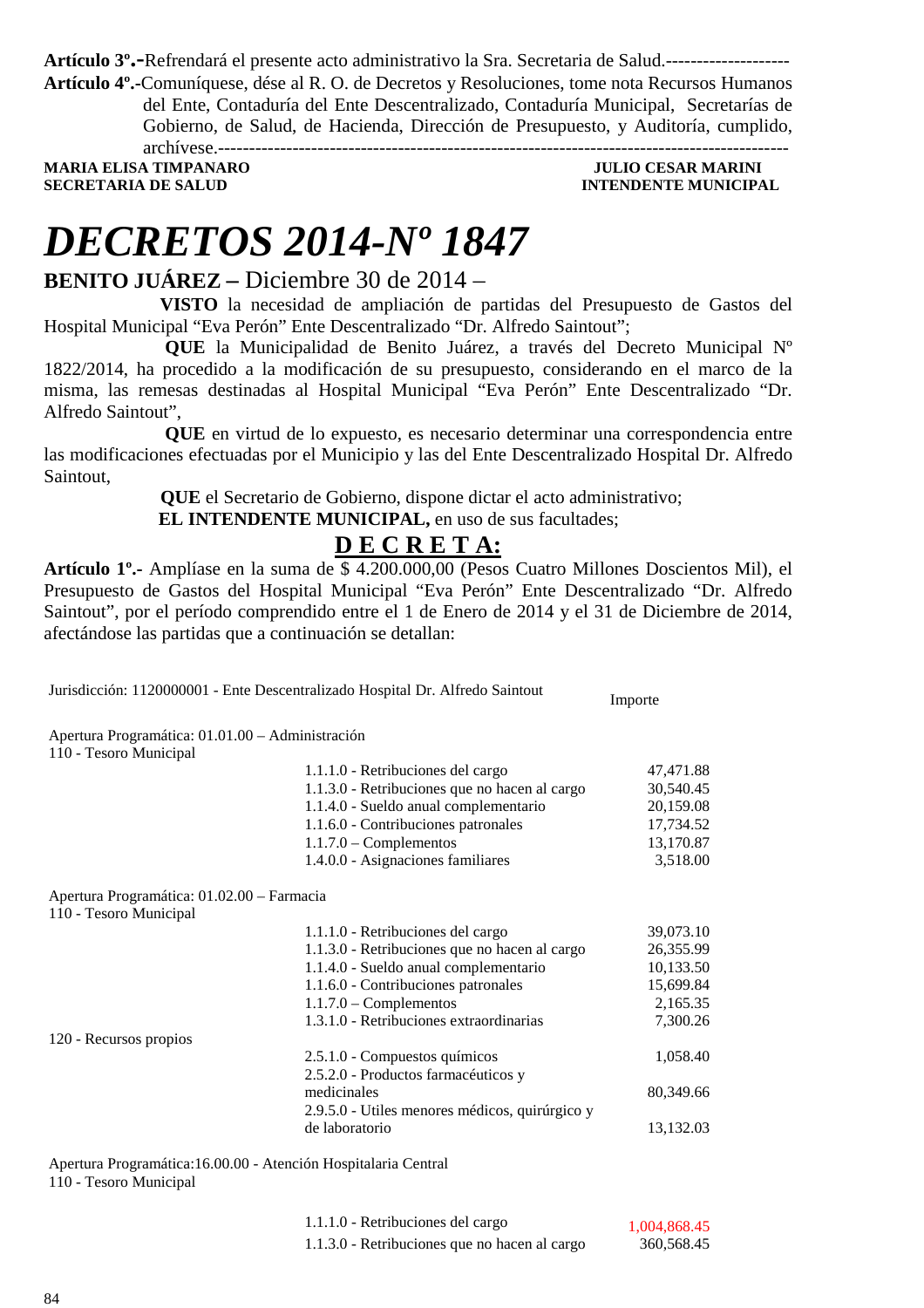**Artículo 3º.-**Refrendará el presente acto administrativo la Sra. Secretaria de Salud.--------------------

**Artículo 4º.-**Comuníquese, dése al R. O. de Decretos y Resoluciones, tome nota Recursos Humanos del Ente, Contaduría del Ente Descentralizado, Contaduría Municipal, Secretarías de Gobierno, de Salud, de Hacienda, Dirección de Presupuesto, y Auditoría, cumplido, archívese.-----------------------------------------------------------------------------------------

**MARIA ELISA TIMPANARO**
**SECRETARIA DE SALUD**

**JULIO CESAR MARINI**
**INTENDENTE MUNICIPAL**

# *DECRETOS 2014-Nº 1847*

**BENITO JUÁREZ –** Diciembre 30 de 2014 –

**VISTO** la necesidad de ampliación de partidas del Presupuesto de Gastos del Hospital Municipal "Eva Perón" Ente Descentralizado "Dr. Alfredo Saintout";

**QUE** la Municipalidad de Benito Juárez, a través del Decreto Municipal Nº 1822/2014, ha procedido a la modificación de su presupuesto, considerando en el marco de la misma, las remesas destinadas al Hospital Municipal "Eva Perón" Ente Descentralizado "Dr. Alfredo Saintout",

**QUE** en virtud de lo expuesto, es necesario determinar una correspondencia entre las modificaciones efectuadas por el Municipio y las del Ente Descentralizado Hospital Dr. Alfredo Saintout,

**QUE** el Secretario de Gobierno, dispone dictar el acto administrativo;

**EL INTENDENTE MUNICIPAL,** en uso de sus facultades;

**D E C R E T A:**

**Artículo 1º.-** Amplíase en la suma de $ 4.200.000,00 (Pesos Cuatro Millones Doscientos Mil), el Presupuesto de Gastos del Hospital Municipal "Eva Perón" Ente Descentralizado "Dr. Alfredo Saintout", por el período comprendido entre el 1 de Enero de 2014 y el 31 de Diciembre de 2014, afectándose las partidas que a continuación se detallan:

| Jurisdicción: 1120000001 - Ente Descentralizado Hospital Dr. Alfredo Saintout | | Importe |
|---|---|---|
| Apertura Programática: 01.01.00 – Administración | | |
| 110 - Tesoro Municipal | | |
| | 1.1.1.0 - Retribuciones del cargo | 47,471.88 |
| | 1.1.3.0 - Retribuciones que no hacen al cargo | 30,540.45 |
| | 1.1.4.0 - Sueldo anual complementario | 20,159.08 |
| | 1.1.6.0 - Contribuciones patronales | 17,734.52 |
| | 1.1.7.0 – Complementos | 13,170.87 |
| | 1.4.0.0 - Asignaciones familiares | 3,518.00 |
| Apertura Programática: 01.02.00 – Farmacia | | |
| 110 - Tesoro Municipal | | |
| | 1.1.1.0 - Retribuciones del cargo | 39,073.10 |
| | 1.1.3.0 - Retribuciones que no hacen al cargo | 26,355.99 |
| | 1.1.4.0 - Sueldo anual complementario | 10,133.50 |
| | 1.1.6.0 - Contribuciones patronales | 15,699.84 |
| | 1.1.7.0 – Complementos | 2,165.35 |
| | 1.3.1.0 - Retribuciones extraordinarias | 7,300.26 |
| 120 - Recursos propios | | |
| | 2.5.1.0 - Compuestos químicos | 1,058.40 |
| | 2.5.2.0 - Productos farmacéuticos y medicinales | 80,349.66 |
| | 2.9.5.0 - Utiles menores médicos, quirúrgico y de laboratorio | 13,132.03 |
| Apertura Programática:16.00.00 - Atención Hospitalaria Central | | |
| 110 - Tesoro Municipal | | |
| | 1.1.1.0 - Retribuciones del cargo | 1,004,868.45 |
| | 1.1.3.0 - Retribuciones que no hacen al cargo | 360,568.45 |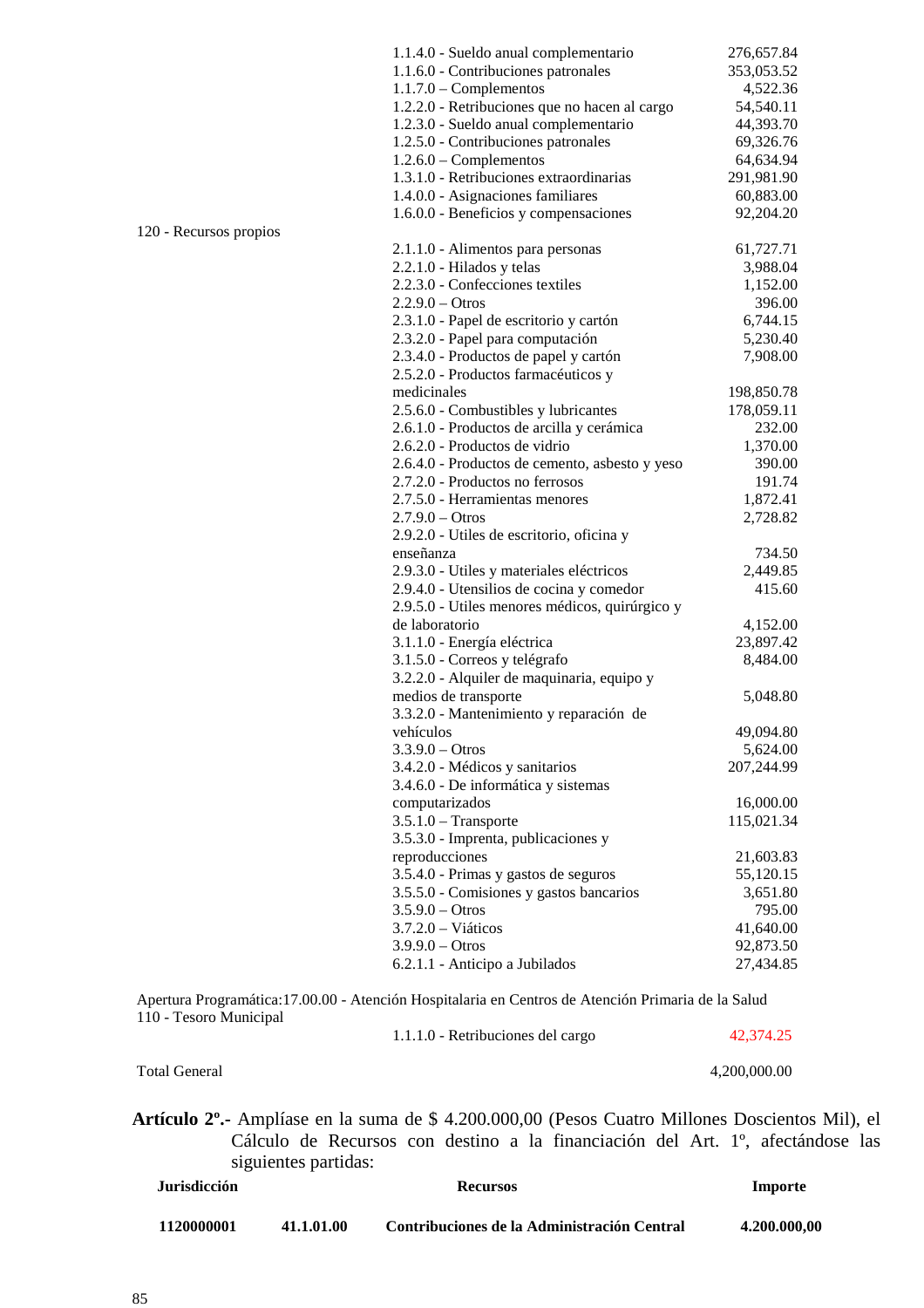| | | |
|---|---|---|
| | 1.1.4.0 - Sueldo anual complementario | 276,657.84 |
| | 1.1.6.0 - Contribuciones patronales | 353,053.52 |
| | 1.1.7.0 – Complementos | 4,522.36 |
| | 1.2.2.0 - Retribuciones que no hacen al cargo | 54,540.11 |
| | 1.2.3.0 - Sueldo anual complementario | 44,393.70 |
| | 1.2.5.0 - Contribuciones patronales | 69,326.76 |
| | 1.2.6.0 – Complementos | 64,634.94 |
| | 1.3.1.0 - Retribuciones extraordinarias | 291,981.90 |
| | 1.4.0.0 - Asignaciones familiares | 60,883.00 |
| | 1.6.0.0 - Beneficios y compensaciones | 92,204.20 |
| 120 - Recursos propios | | |
| | 2.1.1.0 - Alimentos para personas | 61,727.71 |
| | 2.2.1.0 - Hilados y telas | 3,988.04 |
| | 2.2.3.0 - Confecciones textiles | 1,152.00 |
| | 2.2.9.0 – Otros | 396.00 |
| | 2.3.1.0 - Papel de escritorio y cartón | 6,744.15 |
| | 2.3.2.0 - Papel para computación | 5,230.40 |
| | 2.3.4.0 - Productos de papel y cartón | 7,908.00 |
| | 2.5.2.0 - Productos farmacéuticos y medicinales | 198,850.78 |
| | 2.5.6.0 - Combustibles y lubricantes | 178,059.11 |
| | 2.6.1.0 - Productos de arcilla y cerámica | 232.00 |
| | 2.6.2.0 - Productos de vidrio | 1,370.00 |
| | 2.6.4.0 - Productos de cemento, asbesto y yeso | 390.00 |
| | 2.7.2.0 - Productos no ferrosos | 191.74 |
| | 2.7.5.0 - Herramientas menores | 1,872.41 |
| | 2.7.9.0 – Otros | 2,728.82 |
| | 2.9.2.0 - Utiles de escritorio, oficina y enseñanza | 734.50 |
| | 2.9.3.0 - Utiles y materiales eléctricos | 2,449.85 |
| | 2.9.4.0 - Utensilios de cocina y comedor | 415.60 |
| | 2.9.5.0 - Utiles menores médicos, quirúrgico y de laboratorio | 4,152.00 |
| | 3.1.1.0 - Energía eléctrica | 23,897.42 |
| | 3.1.5.0 - Correos y telégrafo | 8,484.00 |
| | 3.2.2.0 - Alquiler de maquinaria, equipo y medios de transporte | 5,048.80 |
| | 3.3.2.0 - Mantenimiento y reparación de vehículos | 49,094.80 |
| | 3.3.9.0 – Otros | 5,624.00 |
| | 3.4.2.0 - Médicos y sanitarios | 207,244.99 |
| | 3.4.6.0 - De informática y sistemas computarizados | 16,000.00 |
| | 3.5.1.0 – Transporte | 115,021.34 |
| | 3.5.3.0 - Imprenta, publicaciones y reproducciones | 21,603.83 |
| | 3.5.4.0 - Primas y gastos de seguros | 55,120.15 |
| | 3.5.5.0 - Comisiones y gastos bancarios | 3,651.80 |
| | 3.5.9.0 – Otros | 795.00 |
| | 3.7.2.0 – Viáticos | 41,640.00 |
| | 3.9.9.0 – Otros | 92,873.50 |
| | 6.2.1.1 - Anticipo a Jubilados | 27,434.85 |

Apertura Programática:17.00.00 - Atención Hospitalaria en Centros de Atención Primaria de la Salud

| | | |
|---|---|---|
| 110 - Tesoro Municipal | | |
| | 1.1.1.0 - Retribuciones del cargo | 42,374.25 |
| Total General | | 4,200,000.00 |

**Artículo 2º.-** Amplíase en la suma de $ 4.200.000,00 (Pesos Cuatro Millones Doscientos Mil), el Cálculo de Recursos con destino a la financiación del Art. 1º, afectándose las siguientes partidas:

| **Jurisdicción** | | **Recursos** | **Importe** |
|---|---|---|---|
| **1120000001** | **41.1.01.00** | **Contribuciones de la Administración Central** | **4.200.000,00** |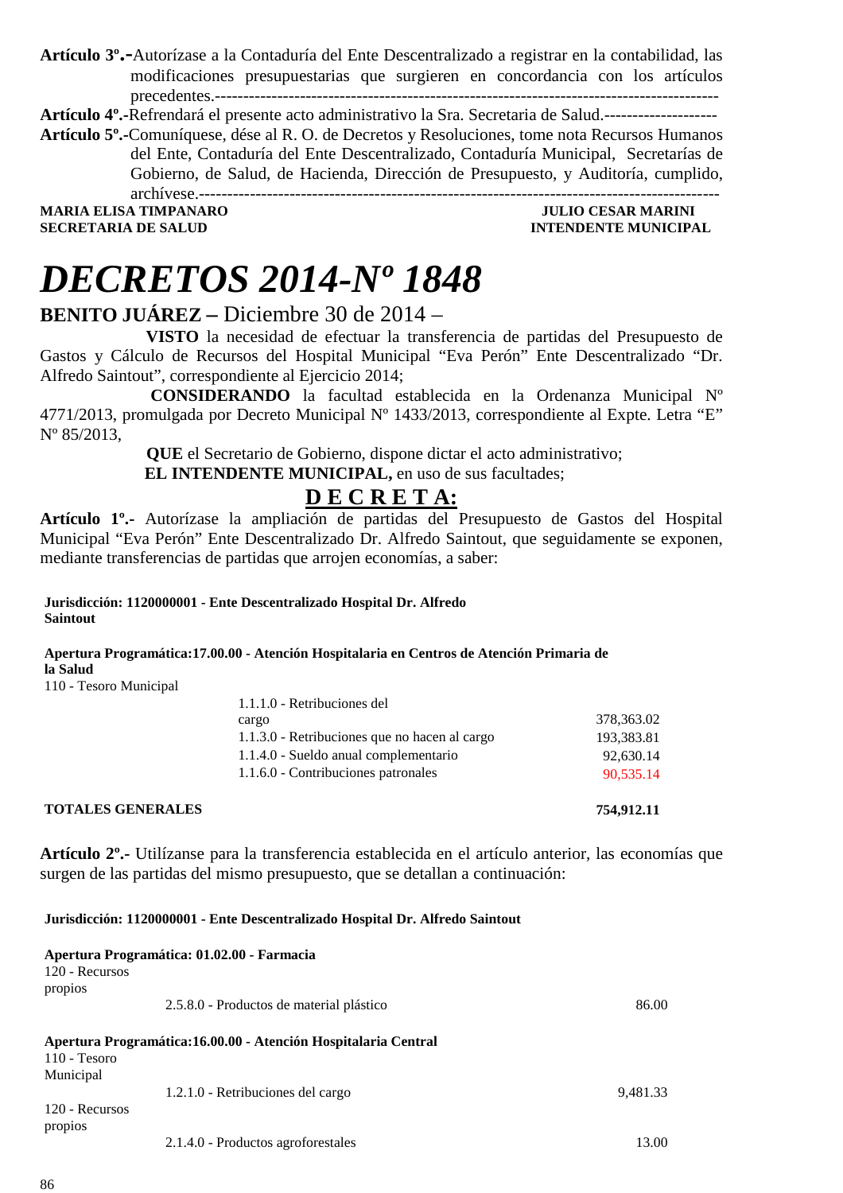**Artículo 3º.-**Autorízase a la Contaduría del Ente Descentralizado a registrar en la contabilidad, las modificaciones presupuestarias que surgieren en concordancia con los artículos precedentes.------------------------------------------------------------------------------------------

**Artículo 4º.-**Refrendará el presente acto administrativo la Sra. Secretaria de Salud.--------------------

**Artículo 5º.-**Comuníquese, dése al R. O. de Decretos y Resoluciones, tome nota Recursos Humanos del Ente, Contaduría del Ente Descentralizado, Contaduría Municipal, Secretarías de Gobierno, de Salud, de Hacienda, Dirección de Presupuesto, y Auditoría, cumplido, archívese.------------------------------------------------------------------------------------------

**MARIA ELISA TIMPANARO** — **SECRETARIA DE SALUD**

**JULIO CESAR MARINI** — **INTENDENTE MUNICIPAL**

# *DECRETOS 2014-Nº 1848*

**BENITO JUÁREZ –** Diciembre 30 de 2014 –

**VISTO** la necesidad de efectuar la transferencia de partidas del Presupuesto de Gastos y Cálculo de Recursos del Hospital Municipal "Eva Perón" Ente Descentralizado "Dr. Alfredo Saintout", correspondiente al Ejercicio 2014;

**CONSIDERANDO** la facultad establecida en la Ordenanza Municipal Nº 4771/2013, promulgada por Decreto Municipal Nº 1433/2013, correspondiente al Expte. Letra "E" Nº 85/2013,

**QUE** el Secretario de Gobierno, dispone dictar el acto administrativo;

**EL INTENDENTE MUNICIPAL,** en uso de sus facultades;

## D E C R E T A:

**Artículo 1º.-** Autorízase la ampliación de partidas del Presupuesto de Gastos del Hospital Municipal "Eva Perón" Ente Descentralizado Dr. Alfredo Saintout, que seguidamente se exponen, mediante transferencias de partidas que arrojen economías, a saber:

**Jurisdicción: 1120000001 - Ente Descentralizado Hospital Dr. Alfredo Saintout**

**Apertura Programática:17.00.00 - Atención Hospitalaria en Centros de Atención Primaria de la Salud**

110 - Tesoro Municipal

| | | |
|---|---|---|
| | 1.1.1.0 - Retribuciones del cargo | 378,363.02 |
| | 1.1.3.0 - Retribuciones que no hacen al cargo | 193,383.81 |
| | 1.1.4.0 - Sueldo anual complementario | 92,630.14 |
| | 1.1.6.0 - Contribuciones patronales | 90,535.14 |
| **TOTALES GENERALES** | | **754,912.11** |

**Artículo 2º.-** Utilízanse para la transferencia establecida en el artículo anterior, las economías que surgen de las partidas del mismo presupuesto, que se detallan a continuación:

**Jurisdicción: 1120000001 - Ente Descentralizado Hospital Dr. Alfredo Saintout**

**Apertura Programática: 01.02.00 - Farmacia**

| | | |
|---|---|---|
| 120 - Recursos propios | 2.5.8.0 - Productos de material plástico | 86.00 |

**Apertura Programática:16.00.00 - Atención Hospitalaria Central**

| | | |
|---|---|---|
| 110 - Tesoro Municipal | 1.2.1.0 - Retribuciones del cargo | 9,481.33 |
| 120 - Recursos propios | 2.1.4.0 - Productos agroforestales | 13.00 |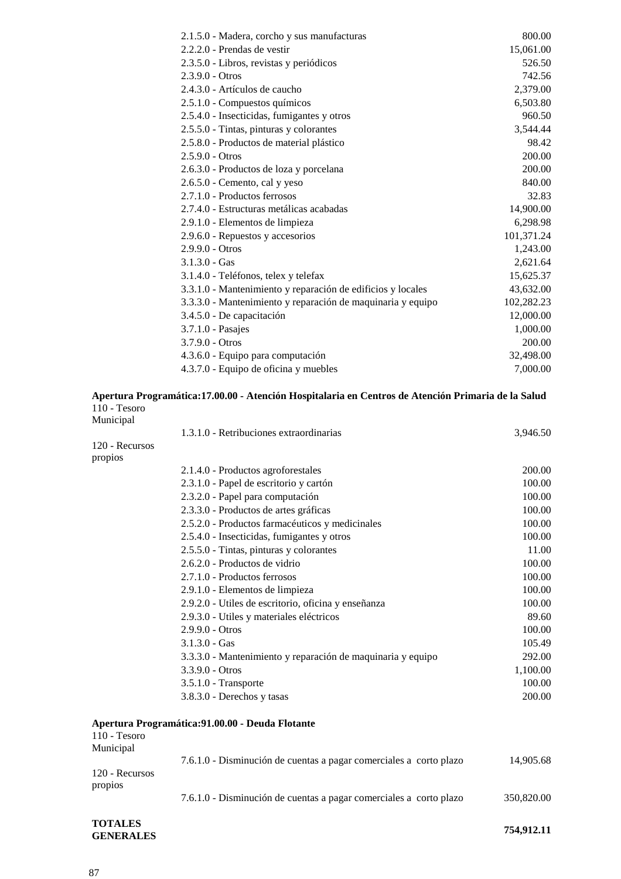| | | |
|---|---|---|
| | 2.1.5.0 - Madera, corcho y sus manufacturas | 800.00 |
| | 2.2.2.0 - Prendas de vestir | 15,061.00 |
| | 2.3.5.0 - Libros, revistas y periódicos | 526.50 |
| | 2.3.9.0 - Otros | 742.56 |
| | 2.4.3.0 - Artículos de caucho | 2,379.00 |
| | 2.5.1.0 - Compuestos químicos | 6,503.80 |
| | 2.5.4.0 - Insecticidas, fumigantes y otros | 960.50 |
| | 2.5.5.0 - Tintas, pinturas y colorantes | 3,544.44 |
| | 2.5.8.0 - Productos de material plástico | 98.42 |
| | 2.5.9.0 - Otros | 200.00 |
| | 2.6.3.0 - Productos de loza y porcelana | 200.00 |
| | 2.6.5.0 - Cemento, cal y yeso | 840.00 |
| | 2.7.1.0 - Productos ferrosos | 32.83 |
| | 2.7.4.0 - Estructuras metálicas acabadas | 14,900.00 |
| | 2.9.1.0 - Elementos de limpieza | 6,298.98 |
| | 2.9.6.0 - Repuestos y accesorios | 101,371.24 |
| | 2.9.9.0 - Otros | 1,243.00 |
| | 3.1.3.0 - Gas | 2,621.64 |
| | 3.1.4.0 - Teléfonos, telex y telefax | 15,625.37 |
| | 3.3.1.0 - Mantenimiento y reparación de edificios y locales | 43,632.00 |
| | 3.3.3.0 - Mantenimiento y reparación de maquinaria y equipo | 102,282.23 |
| | 3.4.5.0 - De capacitación | 12,000.00 |
| | 3.7.1.0 - Pasajes | 1,000.00 |
| | 3.7.9.0 - Otros | 200.00 |
| | 4.3.6.0 - Equipo para computación | 32,498.00 |
| | 4.3.7.0 - Equipo de oficina y muebles | 7,000.00 |

**Apertura Programática:17.00.00 - Atención Hospitalaria en Centros de Atención Primaria de la Salud**

| | | |
|---|---|---|
| 110 - Tesoro Municipal | | |
| | 1.3.1.0 - Retribuciones extraordinarias | 3,946.50 |
| 120 - Recursos propios | | |
| | 2.1.4.0 - Productos agroforestales | 200.00 |
| | 2.3.1.0 - Papel de escritorio y cartón | 100.00 |
| | 2.3.2.0 - Papel para computación | 100.00 |
| | 2.3.3.0 - Productos de artes gráficas | 100.00 |
| | 2.5.2.0 - Productos farmacéuticos y medicinales | 100.00 |
| | 2.5.4.0 - Insecticidas, fumigantes y otros | 100.00 |
| | 2.5.5.0 - Tintas, pinturas y colorantes | 11.00 |
| | 2.6.2.0 - Productos de vidrio | 100.00 |
| | 2.7.1.0 - Productos ferrosos | 100.00 |
| | 2.9.1.0 - Elementos de limpieza | 100.00 |
| | 2.9.2.0 - Utiles de escritorio, oficina y enseñanza | 100.00 |
| | 2.9.3.0 - Utiles y materiales eléctricos | 89.60 |
| | 2.9.9.0 - Otros | 100.00 |
| | 3.1.3.0 - Gas | 105.49 |
| | 3.3.3.0 - Mantenimiento y reparación de maquinaria y equipo | 292.00 |
| | 3.3.9.0 - Otros | 1,100.00 |
| | 3.5.1.0 - Transporte | 100.00 |
| | 3.8.3.0 - Derechos y tasas | 200.00 |

**Apertura Programática:91.00.00 - Deuda Flotante**

| | | |
|---|---|---|
| 110 - Tesoro Municipal | | |
| | 7.6.1.0 - Disminución de cuentas a pagar comerciales a corto plazo | 14,905.68 |
| 120 - Recursos propios | | |
| | 7.6.1.0 - Disminución de cuentas a pagar comerciales a corto plazo | 350,820.00 |
| **TOTALES GENERALES** | | **754,912.11** |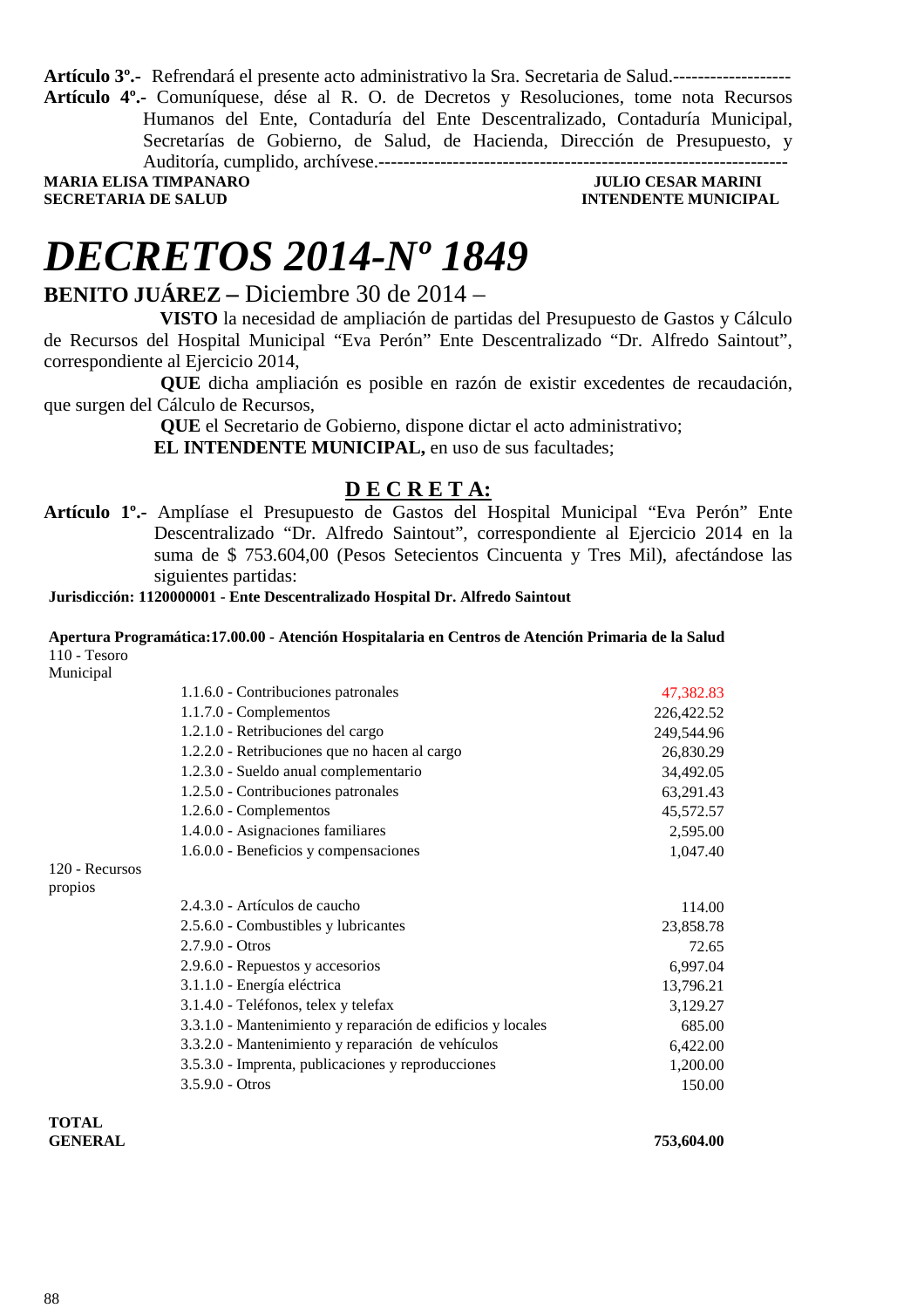**Artículo 3º.-** Refrendará el presente acto administrativo la Sra. Secretaria de Salud.-------------------

**Artículo 4º.-** Comuníquese, dése al R. O. de Decretos y Resoluciones, tome nota Recursos Humanos del Ente, Contaduría del Ente Descentralizado, Contaduría Municipal, Secretarías de Gobierno, de Salud, de Hacienda, Dirección de Presupuesto, y Auditoría, cumplido, archívese.-----------------------------------------------------------------

**MARIA ELISA TIMPANARO**
**SECRETARIA DE SALUD**

**JULIO CESAR MARINI**
**INTENDENTE MUNICIPAL**

# *DECRETOS 2014-Nº 1849*

**BENITO JUÁREZ –** Diciembre 30 de 2014 –

**VISTO** la necesidad de ampliación de partidas del Presupuesto de Gastos y Cálculo de Recursos del Hospital Municipal "Eva Perón" Ente Descentralizado "Dr. Alfredo Saintout", correspondiente al Ejercicio 2014,

**QUE** dicha ampliación es posible en razón de existir excedentes de recaudación, que surgen del Cálculo de Recursos,

**QUE** el Secretario de Gobierno, dispone dictar el acto administrativo;

**EL INTENDENTE MUNICIPAL,** en uso de sus facultades;

## D E C R E T A:

**Artículo 1º.-** Amplíase el Presupuesto de Gastos del Hospital Municipal "Eva Perón" Ente Descentralizado "Dr. Alfredo Saintout", correspondiente al Ejercicio 2014 en la suma de $ 753.604,00 (Pesos Setecientos Cincuenta y Tres Mil), afectándose las siguientes partidas:

**Jurisdicción: 1120000001 - Ente Descentralizado Hospital Dr. Alfredo Saintout**

**Apertura Programática:17.00.00 - Atención Hospitalaria en Centros de Atención Primaria de la Salud**

| | | |
|---|---|---|
| 110 - Tesoro Municipal | | |
| | 1.1.6.0 - Contribuciones patronales | 47,382.83 |
| | 1.1.7.0 - Complementos | 226,422.52 |
| | 1.2.1.0 - Retribuciones del cargo | 249,544.96 |
| | 1.2.2.0 - Retribuciones que no hacen al cargo | 26,830.29 |
| | 1.2.3.0 - Sueldo anual complementario | 34,492.05 |
| | 1.2.5.0 - Contribuciones patronales | 63,291.43 |
| | 1.2.6.0 - Complementos | 45,572.57 |
| | 1.4.0.0 - Asignaciones familiares | 2,595.00 |
| | 1.6.0.0 - Beneficios y compensaciones | 1,047.40 |
| 120 - Recursos propios | | |
| | 2.4.3.0 - Artículos de caucho | 114.00 |
| | 2.5.6.0 - Combustibles y lubricantes | 23,858.78 |
| | 2.7.9.0 - Otros | 72.65 |
| | 2.9.6.0 - Repuestos y accesorios | 6,997.04 |
| | 3.1.1.0 - Energía eléctrica | 13,796.21 |
| | 3.1.4.0 - Teléfonos, telex y telefax | 3,129.27 |
| | 3.3.1.0 - Mantenimiento y reparación de edificios y locales | 685.00 |
| | 3.3.2.0 - Mantenimiento y reparación de vehículos | 6,422.00 |
| | 3.5.3.0 - Imprenta, publicaciones y reproducciones | 1,200.00 |
| | 3.5.9.0 - Otros | 150.00 |
| **TOTAL GENERAL** | | **753,604.00** |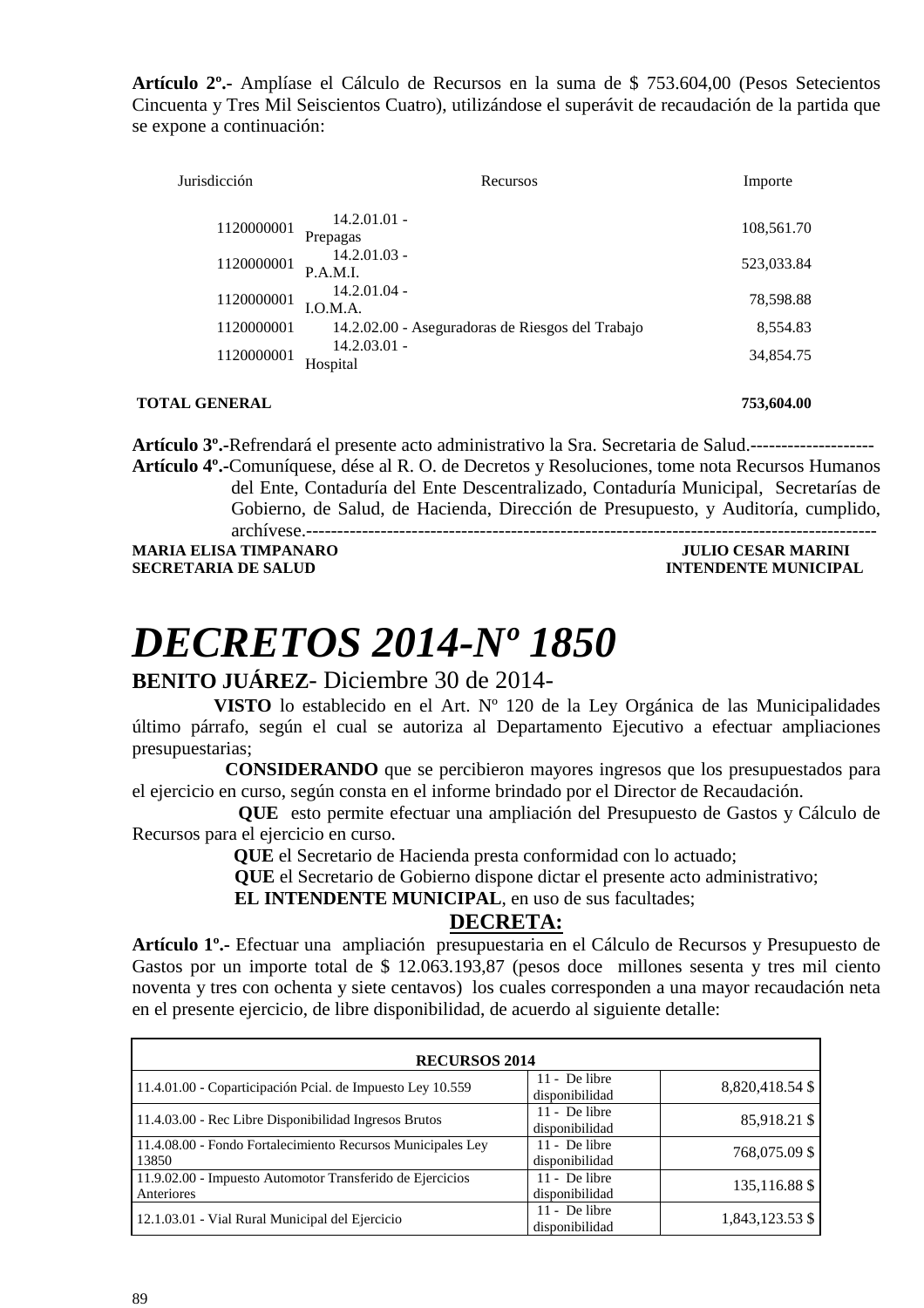**Artículo 2º.-** Amplíase el Cálculo de Recursos en la suma de $ 753.604,00 (Pesos Setecientos Cincuenta y Tres Mil Seiscientos Cuatro), utilizándose el superávit de recaudación de la partida que se expone a continuación:

| Jurisdicción | Recursos | Importe |
|---|---|---|
| 1120000001 | 14.2.01.01 - Prepagas | 108,561.70 |
| 1120000001 | 14.2.01.03 - P.A.M.I. | 523,033.84 |
| 1120000001 | 14.2.01.04 - I.O.M.A. | 78,598.88 |
| 1120000001 | 14.2.02.00 - Aseguradoras de Riesgos del Trabajo | 8,554.83 |
| 1120000001 | 14.2.03.01 - Hospital | 34,854.75 |
| **TOTAL GENERAL** | | **753,604.00** |

**Artículo 3º.-**Refrendará el presente acto administrativo la Sra. Secretaria de Salud.--------------------

**Artículo 4º.-**Comuníquese, dése al R. O. de Decretos y Resoluciones, tome nota Recursos Humanos del Ente, Contaduría del Ente Descentralizado, Contaduría Municipal, Secretarías de Gobierno, de Salud, de Hacienda, Dirección de Presupuesto, y Auditoría, cumplido, archívese.------------------------------------------------------------------------------------------

**MARIA ELISA TIMPANARO** — **SECRETARIA DE SALUD**

**JULIO CESAR MARINI** — **INTENDENTE MUNICIPAL**

# *DECRETOS 2014-Nº 1850*

**BENITO JUÁREZ**- Diciembre 30 de 2014-

**VISTO** lo establecido en el Art. Nº 120 de la Ley Orgánica de las Municipalidades último párrafo, según el cual se autoriza al Departamento Ejecutivo a efectuar ampliaciones presupuestarias;

**CONSIDERANDO** que se percibieron mayores ingresos que los presupuestados para el ejercicio en curso, según consta en el informe brindado por el Director de Recaudación.

**QUE** esto permite efectuar una ampliación del Presupuesto de Gastos y Cálculo de Recursos para el ejercicio en curso.

**QUE** el Secretario de Hacienda presta conformidad con lo actuado;

**QUE** el Secretario de Gobierno dispone dictar el presente acto administrativo;

**EL INTENDENTE MUNICIPAL**, en uso de sus facultades;

**DECRETA:**

**Artículo 1º.-** Efectuar una ampliación presupuestaria en el Cálculo de Recursos y Presupuesto de Gastos por un importe total de $ 12.063.193,87 (pesos doce millones sesenta y tres mil ciento noventa y tres con ochenta y siete centavos) los cuales corresponden a una mayor recaudación neta en el presente ejercicio, de libre disponibilidad, de acuerdo al siguiente detalle:

| RECURSOS 2014 | | |
|---|---|---|
| 11.4.01.00 - Coparticipación Pcial. de Impuesto Ley 10.559 | 11 - De libre disponibilidad | 8,820,418.54 $ |
| 11.4.03.00 - Rec Libre Disponibilidad Ingresos Brutos | 11 - De libre disponibilidad | 85,918.21 $ |
| 11.4.08.00 - Fondo Fortalecimiento Recursos Municipales Ley 13850 | 11 - De libre disponibilidad | 768,075.09 $ |
| 11.9.02.00 - Impuesto Automotor Transferido de Ejercicios Anteriores | 11 - De libre disponibilidad | 135,116.88 $ |
| 12.1.03.01 - Vial Rural Municipal del Ejercicio | 11 - De libre disponibilidad | 1,843,123.53 $ |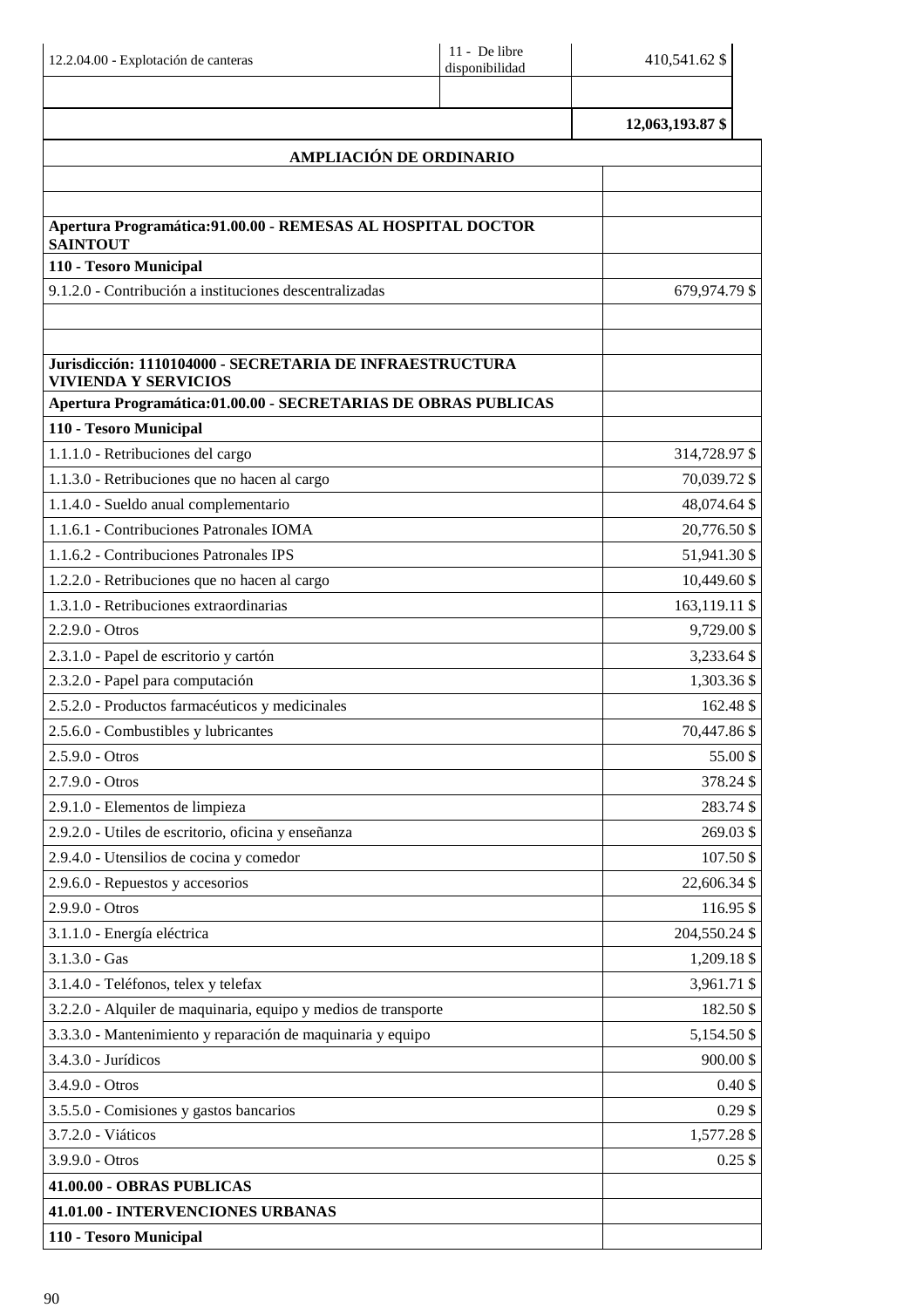| | | |
|---|---|---|
| 12.2.04.00 - Explotación de canteras | 11 - De libre disponibilidad | 410,541.62 $ |
| | | |
| | | **12,063,193.87 $** |

| **AMPLIACIÓN DE ORDINARIO** | |
|---|---|
| | |
| | |
| **Apertura Programática:91.00.00 - REMESAS AL HOSPITAL DOCTOR SAINTOUT** | |
| **110 - Tesoro Municipal** | |
| 9.1.2.0 - Contribución a instituciones descentralizadas | 679,974.79 $ |
| | |
| | |
| **Jurisdicción: 1110104000 - SECRETARIA DE INFRAESTRUCTURA VIVIENDA Y SERVICIOS** | |
| **Apertura Programática:01.00.00 - SECRETARIAS DE OBRAS PUBLICAS** | |
| **110 - Tesoro Municipal** | |
| 1.1.1.0 - Retribuciones del cargo | 314,728.97 $ |
| 1.1.3.0 - Retribuciones que no hacen al cargo | 70,039.72 $ |
| 1.1.4.0 - Sueldo anual complementario | 48,074.64 $ |
| 1.1.6.1 - Contribuciones Patronales IOMA | 20,776.50 $ |
| 1.1.6.2 - Contribuciones Patronales IPS | 51,941.30 $ |
| 1.2.2.0 - Retribuciones que no hacen al cargo | 10,449.60 $ |
| 1.3.1.0 - Retribuciones extraordinarias | 163,119.11 $ |
| 2.2.9.0 - Otros | 9,729.00 $ |
| 2.3.1.0 - Papel de escritorio y cartón | 3,233.64 $ |
| 2.3.2.0 - Papel para computación | 1,303.36 $ |
| 2.5.2.0 - Productos farmacéuticos y medicinales | 162.48 $ |
| 2.5.6.0 - Combustibles y lubricantes | 70,447.86 $ |
| 2.5.9.0 - Otros | 55.00 $ |
| 2.7.9.0 - Otros | 378.24 $ |
| 2.9.1.0 - Elementos de limpieza | 283.74 $ |
| 2.9.2.0 - Utiles de escritorio, oficina y enseñanza | 269.03 $ |
| 2.9.4.0 - Utensilios de cocina y comedor | 107.50 $ |
| 2.9.6.0 - Repuestos y accesorios | 22,606.34 $ |
| 2.9.9.0 - Otros | 116.95 $ |
| 3.1.1.0 - Energía eléctrica | 204,550.24 $ |
| 3.1.3.0 - Gas | 1,209.18 $ |
| 3.1.4.0 - Teléfonos, telex y telefax | 3,961.71 $ |
| 3.2.2.0 - Alquiler de maquinaria, equipo y medios de transporte | 182.50 $ |
| 3.3.3.0 - Mantenimiento y reparación de maquinaria y equipo | 5,154.50 $ |
| 3.4.3.0 - Jurídicos | 900.00 $ |
| 3.4.9.0 - Otros | 0.40 $ |
| 3.5.5.0 - Comisiones y gastos bancarios | 0.29 $ |
| 3.7.2.0 - Viáticos | 1,577.28 $ |
| 3.9.9.0 - Otros | 0.25 $ |
| **41.00.00 - OBRAS PUBLICAS** | |
| **41.01.00 - INTERVENCIONES URBANAS** | |
| **110 - Tesoro Municipal** | |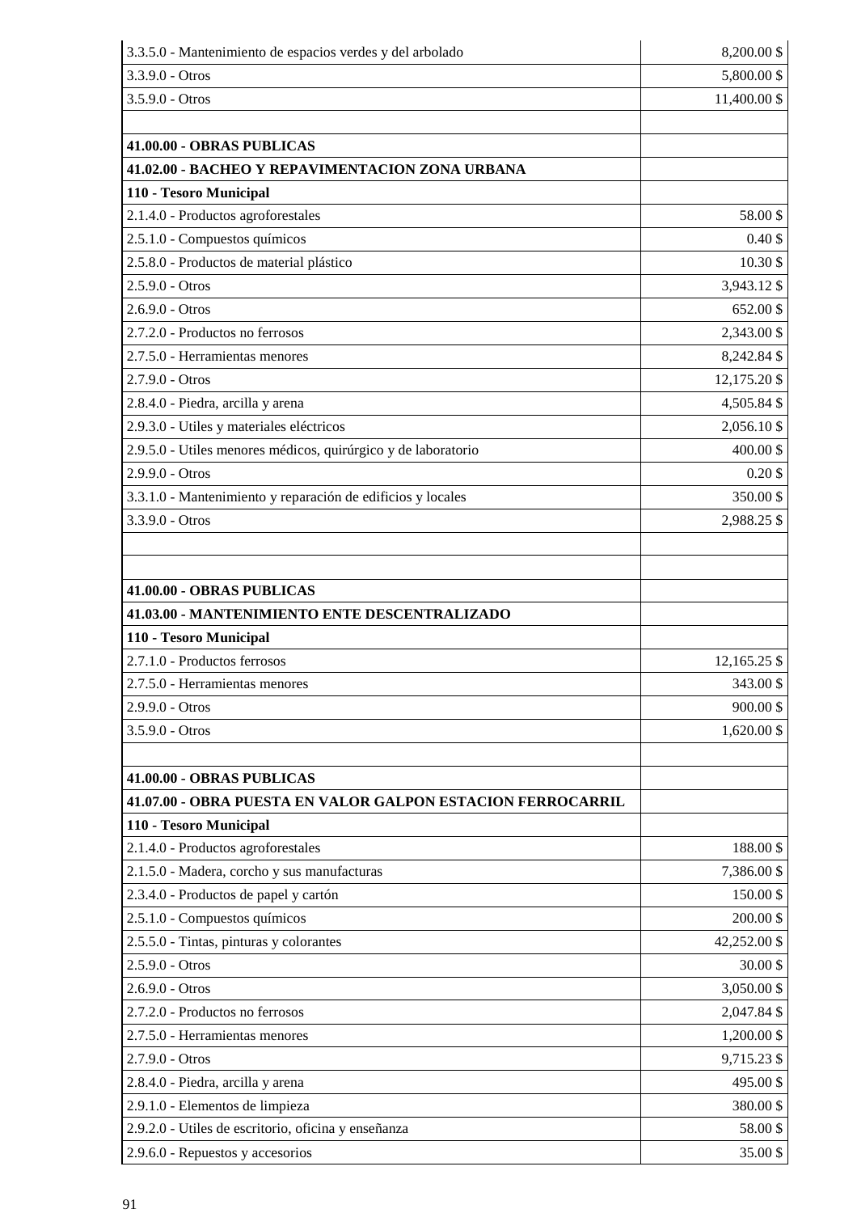| | |
|---|---|
| 3.3.5.0 - Mantenimiento de espacios verdes y del arbolado | 8,200.00 $ |
| 3.3.9.0 - Otros | 5,800.00 $ |
| 3.5.9.0 - Otros | 11,400.00 $ |
| | |
| **41.00.00 - OBRAS PUBLICAS** | |
| **41.02.00 - BACHEO Y REPAVIMENTACION ZONA URBANA** | |
| **110 - Tesoro Municipal** | |
| 2.1.4.0 - Productos agroforestales | 58.00 $ |
| 2.5.1.0 - Compuestos químicos | 0.40 $ |
| 2.5.8.0 - Productos de material plástico | 10.30 $ |
| 2.5.9.0 - Otros | 3,943.12 $ |
| 2.6.9.0 - Otros | 652.00 $ |
| 2.7.2.0 - Productos no ferrosos | 2,343.00 $ |
| 2.7.5.0 - Herramientas menores | 8,242.84 $ |
| 2.7.9.0 - Otros | 12,175.20 $ |
| 2.8.4.0 - Piedra, arcilla y arena | 4,505.84 $ |
| 2.9.3.0 - Utiles y materiales eléctricos | 2,056.10 $ |
| 2.9.5.0 - Utiles menores médicos, quirúrgico y de laboratorio | 400.00 $ |
| 2.9.9.0 - Otros | 0.20 $ |
| 3.3.1.0 - Mantenimiento y reparación de edificios y locales | 350.00 $ |
| 3.3.9.0 - Otros | 2,988.25 $ |
| | |
| | |
| **41.00.00 - OBRAS PUBLICAS** | |
| **41.03.00 - MANTENIMIENTO ENTE DESCENTRALIZADO** | |
| **110 - Tesoro Municipal** | |
| 2.7.1.0 - Productos ferrosos | 12,165.25 $ |
| 2.7.5.0 - Herramientas menores | 343.00 $ |
| 2.9.9.0 - Otros | 900.00 $ |
| 3.5.9.0 - Otros | 1,620.00 $ |
| | |
| **41.00.00 - OBRAS PUBLICAS** | |
| **41.07.00 - OBRA PUESTA EN VALOR GALPON ESTACION FERROCARRIL** | |
| **110 - Tesoro Municipal** | |
| 2.1.4.0 - Productos agroforestales | 188.00 $ |
| 2.1.5.0 - Madera, corcho y sus manufacturas | 7,386.00 $ |
| 2.3.4.0 - Productos de papel y cartón | 150.00 $ |
| 2.5.1.0 - Compuestos químicos | 200.00 $ |
| 2.5.5.0 - Tintas, pinturas y colorantes | 42,252.00 $ |
| 2.5.9.0 - Otros | 30.00 $ |
| 2.6.9.0 - Otros | 3,050.00 $ |
| 2.7.2.0 - Productos no ferrosos | 2,047.84 $ |
| 2.7.5.0 - Herramientas menores | 1,200.00 $ |
| 2.7.9.0 - Otros | 9,715.23 $ |
| 2.8.4.0 - Piedra, arcilla y arena | 495.00 $ |
| 2.9.1.0 - Elementos de limpieza | 380.00 $ |
| 2.9.2.0 - Utiles de escritorio, oficina y enseñanza | 58.00 $ |
| 2.9.6.0 - Repuestos y accesorios | 35.00 $ |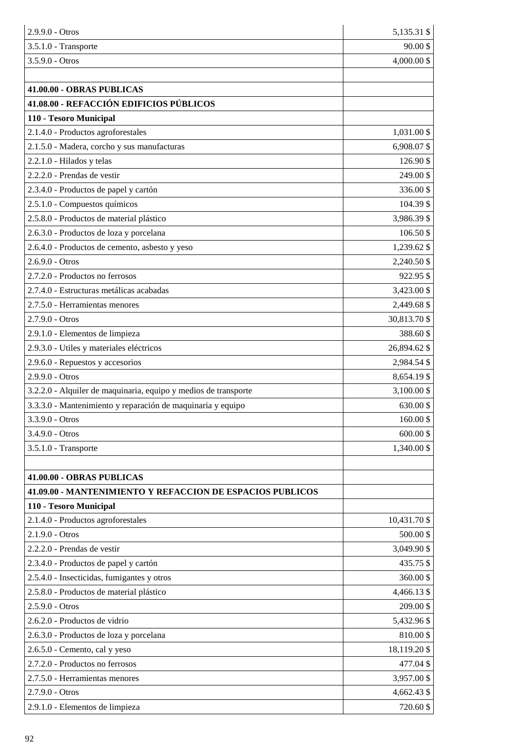| | |
|---|---|
| 2.9.9.0 - Otros | 5,135.31 $ |
| 3.5.1.0 - Transporte | 90.00 $ |
| 3.5.9.0 - Otros | 4,000.00 $ |
| | |
| **41.00.00 - OBRAS PUBLICAS** | |
| **41.08.00 - REFACCIÓN EDIFICIOS PÚBLICOS** | |
| **110 - Tesoro Municipal** | |
| 2.1.4.0 - Productos agroforestales | 1,031.00 $ |
| 2.1.5.0 - Madera, corcho y sus manufacturas | 6,908.07 $ |
| 2.2.1.0 - Hilados y telas | 126.90 $ |
| 2.2.2.0 - Prendas de vestir | 249.00 $ |
| 2.3.4.0 - Productos de papel y cartón | 336.00 $ |
| 2.5.1.0 - Compuestos químicos | 104.39 $ |
| 2.5.8.0 - Productos de material plástico | 3,986.39 $ |
| 2.6.3.0 - Productos de loza y porcelana | 106.50 $ |
| 2.6.4.0 - Productos de cemento, asbesto y yeso | 1,239.62 $ |
| 2.6.9.0 - Otros | 2,240.50 $ |
| 2.7.2.0 - Productos no ferrosos | 922.95 $ |
| 2.7.4.0 - Estructuras metálicas acabadas | 3,423.00 $ |
| 2.7.5.0 - Herramientas menores | 2,449.68 $ |
| 2.7.9.0 - Otros | 30,813.70 $ |
| 2.9.1.0 - Elementos de limpieza | 388.60 $ |
| 2.9.3.0 - Utiles y materiales eléctricos | 26,894.62 $ |
| 2.9.6.0 - Repuestos y accesorios | 2,984.54 $ |
| 2.9.9.0 - Otros | 8,654.19 $ |
| 3.2.2.0 - Alquiler de maquinaria, equipo y medios de transporte | 3,100.00 $ |
| 3.3.3.0 - Mantenimiento y reparación de maquinaria y equipo | 630.00 $ |
| 3.3.9.0 - Otros | 160.00 $ |
| 3.4.9.0 - Otros | 600.00 $ |
| 3.5.1.0 - Transporte | 1,340.00 $ |
| | |
| **41.00.00 - OBRAS PUBLICAS** | |
| **41.09.00 - MANTENIMIENTO Y REFACCION DE ESPACIOS PUBLICOS** | |
| **110 - Tesoro Municipal** | |
| 2.1.4.0 - Productos agroforestales | 10,431.70 $ |
| 2.1.9.0 - Otros | 500.00 $ |
| 2.2.2.0 - Prendas de vestir | 3,049.90 $ |
| 2.3.4.0 - Productos de papel y cartón | 435.75 $ |
| 2.5.4.0 - Insecticidas, fumigantes y otros | 360.00 $ |
| 2.5.8.0 - Productos de material plástico | 4,466.13 $ |
| 2.5.9.0 - Otros | 209.00 $ |
| 2.6.2.0 - Productos de vidrio | 5,432.96 $ |
| 2.6.3.0 - Productos de loza y porcelana | 810.00 $ |
| 2.6.5.0 - Cemento, cal y yeso | 18,119.20 $ |
| 2.7.2.0 - Productos no ferrosos | 477.04 $ |
| 2.7.5.0 - Herramientas menores | 3,957.00 $ |
| 2.7.9.0 - Otros | 4,662.43 $ |
| 2.9.1.0 - Elementos de limpieza | 720.60 $ |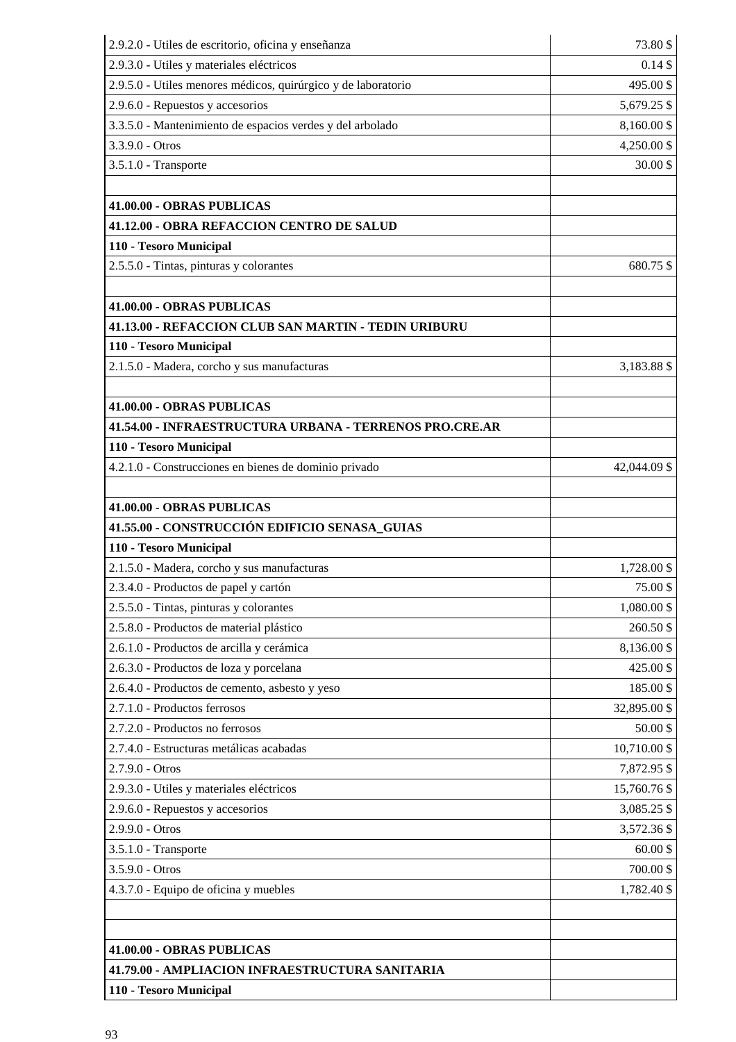| | |
|---|---|
| 2.9.2.0 - Utiles de escritorio, oficina y enseñanza | 73.80 $ |
| 2.9.3.0 - Utiles y materiales eléctricos | 0.14 $ |
| 2.9.5.0 - Utiles menores médicos, quirúrgico y de laboratorio | 495.00 $ |
| 2.9.6.0 - Repuestos y accesorios | 5,679.25 $ |
| 3.3.5.0 - Mantenimiento de espacios verdes y del arbolado | 8,160.00 $ |
| 3.3.9.0 - Otros | 4,250.00 $ |
| 3.5.1.0 - Transporte | 30.00 $ |
| | |
| **41.00.00 - OBRAS PUBLICAS** | |
| **41.12.00 - OBRA REFACCION CENTRO DE SALUD** | |
| **110 - Tesoro Municipal** | |
| 2.5.5.0 - Tintas, pinturas y colorantes | 680.75 $ |
| | |
| **41.00.00 - OBRAS PUBLICAS** | |
| **41.13.00 - REFACCION CLUB SAN MARTIN - TEDIN URIBURU** | |
| **110 - Tesoro Municipal** | |
| 2.1.5.0 - Madera, corcho y sus manufacturas | 3,183.88 $ |
| | |
| **41.00.00 - OBRAS PUBLICAS** | |
| **41.54.00 - INFRAESTRUCTURA URBANA - TERRENOS PRO.CRE.AR** | |
| **110 - Tesoro Municipal** | |
| 4.2.1.0 - Construcciones en bienes de dominio privado | 42,044.09 $ |
| | |
| **41.00.00 - OBRAS PUBLICAS** | |
| **41.55.00 - CONSTRUCCIÓN EDIFICIO SENASA_GUIAS** | |
| **110 - Tesoro Municipal** | |
| 2.1.5.0 - Madera, corcho y sus manufacturas | 1,728.00 $ |
| 2.3.4.0 - Productos de papel y cartón | 75.00 $ |
| 2.5.5.0 - Tintas, pinturas y colorantes | 1,080.00 $ |
| 2.5.8.0 - Productos de material plástico | 260.50 $ |
| 2.6.1.0 - Productos de arcilla y cerámica | 8,136.00 $ |
| 2.6.3.0 - Productos de loza y porcelana | 425.00 $ |
| 2.6.4.0 - Productos de cemento, asbesto y yeso | 185.00 $ |
| 2.7.1.0 - Productos ferrosos | 32,895.00 $ |
| 2.7.2.0 - Productos no ferrosos | 50.00 $ |
| 2.7.4.0 - Estructuras metálicas acabadas | 10,710.00 $ |
| 2.7.9.0 - Otros | 7,872.95 $ |
| 2.9.3.0 - Utiles y materiales eléctricos | 15,760.76 $ |
| 2.9.6.0 - Repuestos y accesorios | 3,085.25 $ |
| 2.9.9.0 - Otros | 3,572.36 $ |
| 3.5.1.0 - Transporte | 60.00 $ |
| 3.5.9.0 - Otros | 700.00 $ |
| 4.3.7.0 - Equipo de oficina y muebles | 1,782.40 $ |
| | |
| | |
| **41.00.00 - OBRAS PUBLICAS** | |
| **41.79.00 - AMPLIACION INFRAESTRUCTURA SANITARIA** | |
| **110 - Tesoro Municipal** | |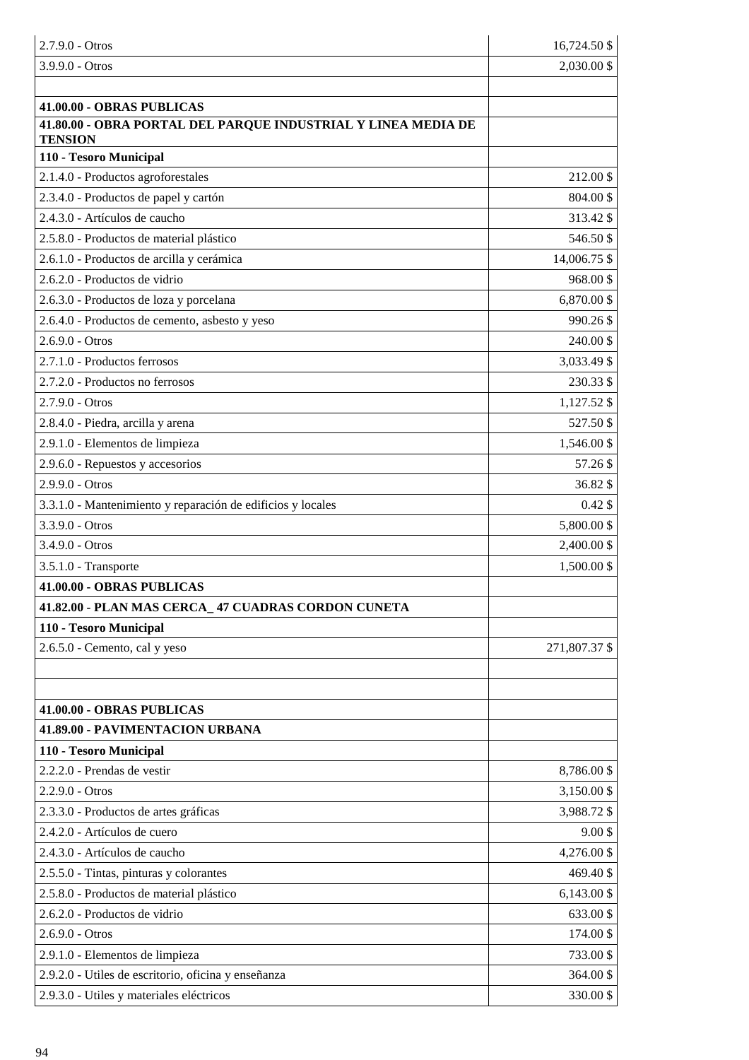| | |
|---|---|
| 2.7.9.0 - Otros | 16,724.50 $ |
| 3.9.9.0 - Otros | 2,030.00 $ |
| | |
| **41.00.00 - OBRAS PUBLICAS** | |
| **41.80.00 - OBRA PORTAL DEL PARQUE INDUSTRIAL Y LINEA MEDIA DE TENSION** | |
| **110 - Tesoro Municipal** | |
| 2.1.4.0 - Productos agroforestales | 212.00 $ |
| 2.3.4.0 - Productos de papel y cartón | 804.00 $ |
| 2.4.3.0 - Artículos de caucho | 313.42 $ |
| 2.5.8.0 - Productos de material plástico | 546.50 $ |
| 2.6.1.0 - Productos de arcilla y cerámica | 14,006.75 $ |
| 2.6.2.0 - Productos de vidrio | 968.00 $ |
| 2.6.3.0 - Productos de loza y porcelana | 6,870.00 $ |
| 2.6.4.0 - Productos de cemento, asbesto y yeso | 990.26 $ |
| 2.6.9.0 - Otros | 240.00 $ |
| 2.7.1.0 - Productos ferrosos | 3,033.49 $ |
| 2.7.2.0 - Productos no ferrosos | 230.33 $ |
| 2.7.9.0 - Otros | 1,127.52 $ |
| 2.8.4.0 - Piedra, arcilla y arena | 527.50 $ |
| 2.9.1.0 - Elementos de limpieza | 1,546.00 $ |
| 2.9.6.0 - Repuestos y accesorios | 57.26 $ |
| 2.9.9.0 - Otros | 36.82 $ |
| 3.3.1.0 - Mantenimiento y reparación de edificios y locales | 0.42 $ |
| 3.3.9.0 - Otros | 5,800.00 $ |
| 3.4.9.0 - Otros | 2,400.00 $ |
| 3.5.1.0 - Transporte | 1,500.00 $ |
| **41.00.00 - OBRAS PUBLICAS** | |
| **41.82.00 - PLAN MAS CERCA_ 47 CUADRAS CORDON CUNETA** | |
| **110 - Tesoro Municipal** | |
| 2.6.5.0 - Cemento, cal y yeso | 271,807.37 $ |
| | |
| | |
| **41.00.00 - OBRAS PUBLICAS** | |
| **41.89.00 - PAVIMENTACION URBANA** | |
| **110 - Tesoro Municipal** | |
| 2.2.2.0 - Prendas de vestir | 8,786.00 $ |
| 2.2.9.0 - Otros | 3,150.00 $ |
| 2.3.3.0 - Productos de artes gráficas | 3,988.72 $ |
| 2.4.2.0 - Artículos de cuero | 9.00 $ |
| 2.4.3.0 - Artículos de caucho | 4,276.00 $ |
| 2.5.5.0 - Tintas, pinturas y colorantes | 469.40 $ |
| 2.5.8.0 - Productos de material plástico | 6,143.00 $ |
| 2.6.2.0 - Productos de vidrio | 633.00 $ |
| 2.6.9.0 - Otros | 174.00 $ |
| 2.9.1.0 - Elementos de limpieza | 733.00 $ |
| 2.9.2.0 - Utiles de escritorio, oficina y enseñanza | 364.00 $ |
| 2.9.3.0 - Utiles y materiales eléctricos | 330.00 $ |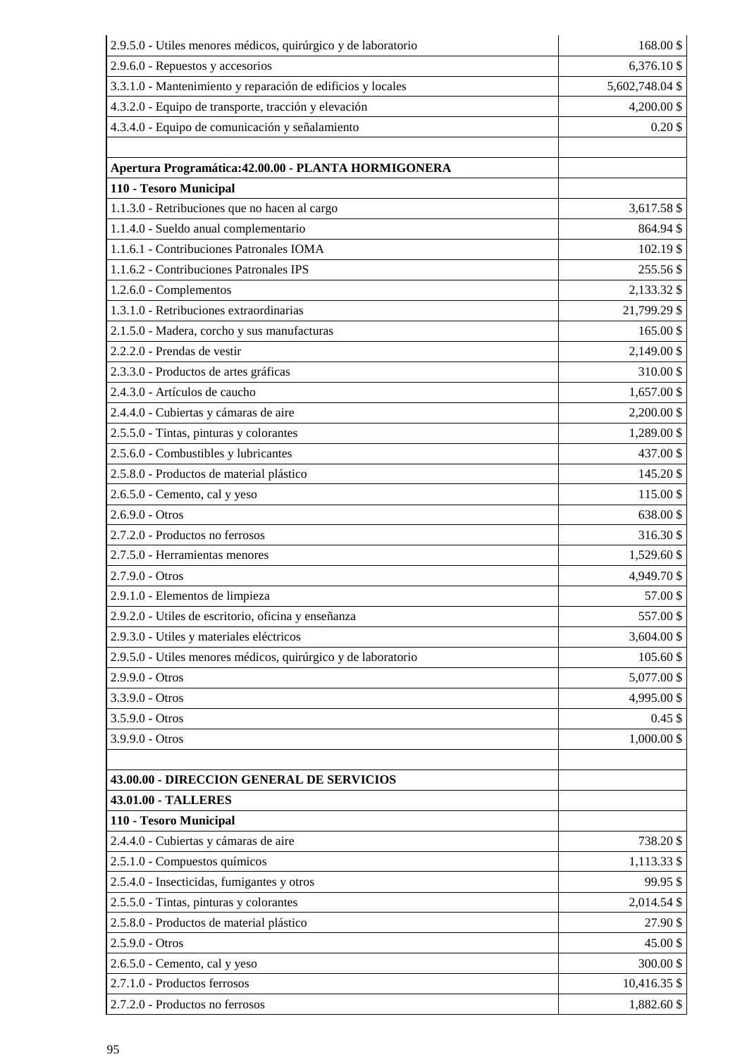| | |
|---|---|
| 2.9.5.0 - Utiles menores médicos, quirúrgico y de laboratorio | 168.00 $ |
| 2.9.6.0 - Repuestos y accesorios | 6,376.10 $ |
| 3.3.1.0 - Mantenimiento y reparación de edificios y locales | 5,602,748.04 $ |
| 4.3.2.0 - Equipo de transporte, tracción y elevación | 4,200.00 $ |
| 4.3.4.0 - Equipo de comunicación y señalamiento | 0.20 $ |
| | |
| **Apertura Programática:42.00.00 - PLANTA HORMIGONERA** | |
| **110 - Tesoro Municipal** | |
| 1.1.3.0 - Retribuciones que no hacen al cargo | 3,617.58 $ |
| 1.1.4.0 - Sueldo anual complementario | 864.94 $ |
| 1.1.6.1 - Contribuciones Patronales IOMA | 102.19 $ |
| 1.1.6.2 - Contribuciones Patronales IPS | 255.56 $ |
| 1.2.6.0 - Complementos | 2,133.32 $ |
| 1.3.1.0 - Retribuciones extraordinarias | 21,799.29 $ |
| 2.1.5.0 - Madera, corcho y sus manufacturas | 165.00 $ |
| 2.2.2.0 - Prendas de vestir | 2,149.00 $ |
| 2.3.3.0 - Productos de artes gráficas | 310.00 $ |
| 2.4.3.0 - Artículos de caucho | 1,657.00 $ |
| 2.4.4.0 - Cubiertas y cámaras de aire | 2,200.00 $ |
| 2.5.5.0 - Tintas, pinturas y colorantes | 1,289.00 $ |
| 2.5.6.0 - Combustibles y lubricantes | 437.00 $ |
| 2.5.8.0 - Productos de material plástico | 145.20 $ |
| 2.6.5.0 - Cemento, cal y yeso | 115.00 $ |
| 2.6.9.0 - Otros | 638.00 $ |
| 2.7.2.0 - Productos no ferrosos | 316.30 $ |
| 2.7.5.0 - Herramientas menores | 1,529.60 $ |
| 2.7.9.0 - Otros | 4,949.70 $ |
| 2.9.1.0 - Elementos de limpieza | 57.00 $ |
| 2.9.2.0 - Utiles de escritorio, oficina y enseñanza | 557.00 $ |
| 2.9.3.0 - Utiles y materiales eléctricos | 3,604.00 $ |
| 2.9.5.0 - Utiles menores médicos, quirúrgico y de laboratorio | 105.60 $ |
| 2.9.9.0 - Otros | 5,077.00 $ |
| 3.3.9.0 - Otros | 4,995.00 $ |
| 3.5.9.0 - Otros | 0.45 $ |
| 3.9.9.0 - Otros | 1,000.00 $ |
| | |
| **43.00.00 - DIRECCION GENERAL DE SERVICIOS** | |
| **43.01.00 - TALLERES** | |
| **110 - Tesoro Municipal** | |
| 2.4.4.0 - Cubiertas y cámaras de aire | 738.20 $ |
| 2.5.1.0 - Compuestos químicos | 1,113.33 $ |
| 2.5.4.0 - Insecticidas, fumigantes y otros | 99.95 $ |
| 2.5.5.0 - Tintas, pinturas y colorantes | 2,014.54 $ |
| 2.5.8.0 - Productos de material plástico | 27.90 $ |
| 2.5.9.0 - Otros | 45.00 $ |
| 2.6.5.0 - Cemento, cal y yeso | 300.00 $ |
| 2.7.1.0 - Productos ferrosos | 10,416.35 $ |
| 2.7.2.0 - Productos no ferrosos | 1,882.60 $ |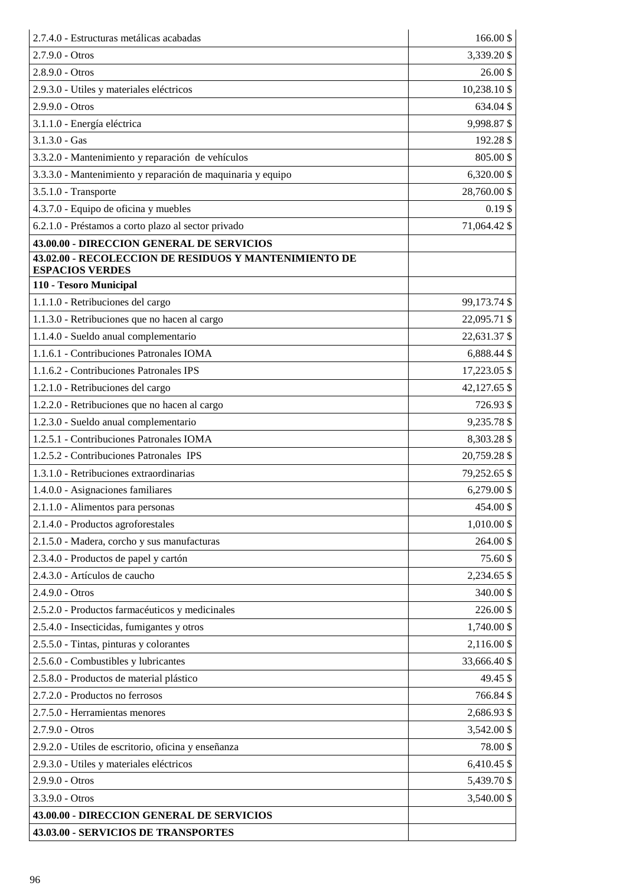| | |
|---|---:|
| 2.7.4.0 - Estructuras metálicas acabadas | 166.00 $ |
| 2.7.9.0 - Otros | 3,339.20 $ |
| 2.8.9.0 - Otros | 26.00 $ |
| 2.9.3.0 - Utiles y materiales eléctricos | 10,238.10 $ |
| 2.9.9.0 - Otros | 634.04 $ |
| 3.1.1.0 - Energía eléctrica | 9,998.87 $ |
| 3.1.3.0 - Gas | 192.28 $ |
| 3.3.2.0 - Mantenimiento y reparación de vehículos | 805.00 $ |
| 3.3.3.0 - Mantenimiento y reparación de maquinaria y equipo | 6,320.00 $ |
| 3.5.1.0 - Transporte | 28,760.00 $ |
| 4.3.7.0 - Equipo de oficina y muebles | 0.19 $ |
| 6.2.1.0 - Préstamos a corto plazo al sector privado | 71,064.42 $ |
| **43.00.00 - DIRECCION GENERAL DE SERVICIOS** | |
| **43.02.00 - RECOLECCION DE RESIDUOS Y MANTENIMIENTO DE ESPACIOS VERDES** | |
| **110 - Tesoro Municipal** | |
| 1.1.1.0 - Retribuciones del cargo | 99,173.74 $ |
| 1.1.3.0 - Retribuciones que no hacen al cargo | 22,095.71 $ |
| 1.1.4.0 - Sueldo anual complementario | 22,631.37 $ |
| 1.1.6.1 - Contribuciones Patronales IOMA | 6,888.44 $ |
| 1.1.6.2 - Contribuciones Patronales IPS | 17,223.05 $ |
| 1.2.1.0 - Retribuciones del cargo | 42,127.65 $ |
| 1.2.2.0 - Retribuciones que no hacen al cargo | 726.93 $ |
| 1.2.3.0 - Sueldo anual complementario | 9,235.78 $ |
| 1.2.5.1 - Contribuciones Patronales IOMA | 8,303.28 $ |
| 1.2.5.2 - Contribuciones Patronales IPS | 20,759.28 $ |
| 1.3.1.0 - Retribuciones extraordinarias | 79,252.65 $ |
| 1.4.0.0 - Asignaciones familiares | 6,279.00 $ |
| 2.1.1.0 - Alimentos para personas | 454.00 $ |
| 2.1.4.0 - Productos agroforestales | 1,010.00 $ |
| 2.1.5.0 - Madera, corcho y sus manufacturas | 264.00 $ |
| 2.3.4.0 - Productos de papel y cartón | 75.60 $ |
| 2.4.3.0 - Artículos de caucho | 2,234.65 $ |
| 2.4.9.0 - Otros | 340.00 $ |
| 2.5.2.0 - Productos farmacéuticos y medicinales | 226.00 $ |
| 2.5.4.0 - Insecticidas, fumigantes y otros | 1,740.00 $ |
| 2.5.5.0 - Tintas, pinturas y colorantes | 2,116.00 $ |
| 2.5.6.0 - Combustibles y lubricantes | 33,666.40 $ |
| 2.5.8.0 - Productos de material plástico | 49.45 $ |
| 2.7.2.0 - Productos no ferrosos | 766.84 $ |
| 2.7.5.0 - Herramientas menores | 2,686.93 $ |
| 2.7.9.0 - Otros | 3,542.00 $ |
| 2.9.2.0 - Utiles de escritorio, oficina y enseñanza | 78.00 $ |
| 2.9.3.0 - Utiles y materiales eléctricos | 6,410.45 $ |
| 2.9.9.0 - Otros | 5,439.70 $ |
| 3.3.9.0 - Otros | 3,540.00 $ |
| **43.00.00 - DIRECCION GENERAL DE SERVICIOS** | |
| **43.03.00 - SERVICIOS DE TRANSPORTES** | |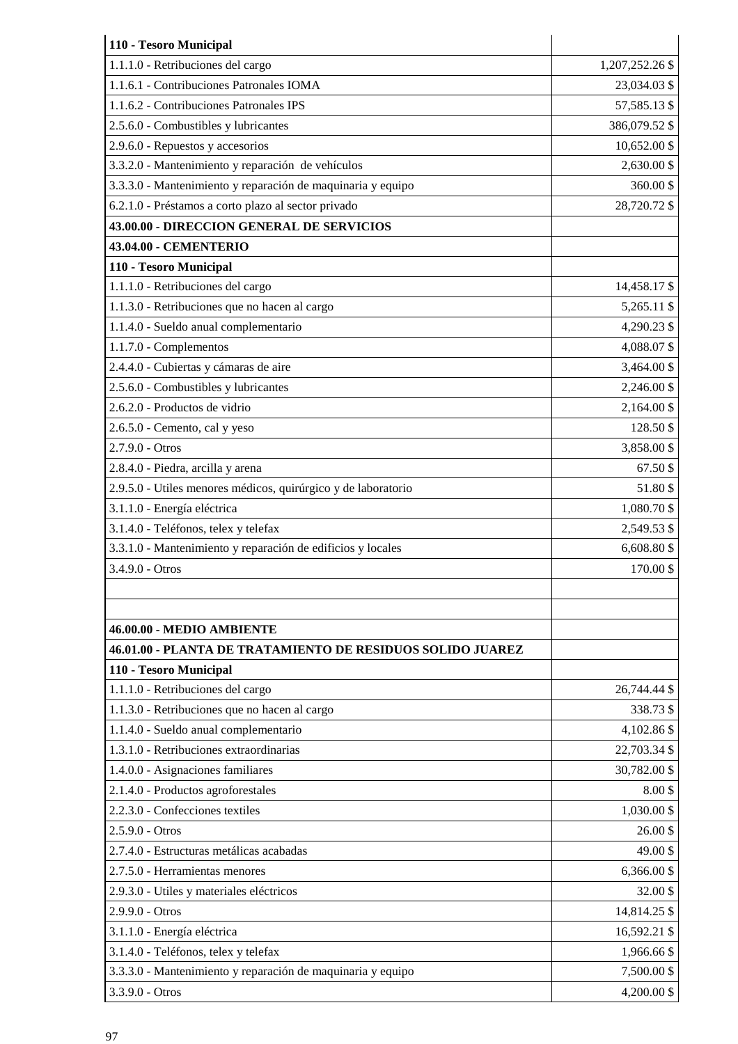| **110 - Tesoro Municipal** | |
|---|---|
| 1.1.1.0 - Retribuciones del cargo | 1,207,252.26 $ |
| 1.1.6.1 - Contribuciones Patronales IOMA | 23,034.03 $ |
| 1.1.6.2 - Contribuciones Patronales IPS | 57,585.13 $ |
| 2.5.6.0 - Combustibles y lubricantes | 386,079.52 $ |
| 2.9.6.0 - Repuestos y accesorios | 10,652.00 $ |
| 3.3.2.0 - Mantenimiento y reparación de vehículos | 2,630.00 $ |
| 3.3.3.0 - Mantenimiento y reparación de maquinaria y equipo | 360.00 $ |
| 6.2.1.0 - Préstamos a corto plazo al sector privado | 28,720.72 $ |
| **43.00.00 - DIRECCION GENERAL DE SERVICIOS** | |
| **43.04.00 - CEMENTERIO** | |
| **110 - Tesoro Municipal** | |
| 1.1.1.0 - Retribuciones del cargo | 14,458.17 $ |
| 1.1.3.0 - Retribuciones que no hacen al cargo | 5,265.11 $ |
| 1.1.4.0 - Sueldo anual complementario | 4,290.23 $ |
| 1.1.7.0 - Complementos | 4,088.07 $ |
| 2.4.4.0 - Cubiertas y cámaras de aire | 3,464.00 $ |
| 2.5.6.0 - Combustibles y lubricantes | 2,246.00 $ |
| 2.6.2.0 - Productos de vidrio | 2,164.00 $ |
| 2.6.5.0 - Cemento, cal y yeso | 128.50 $ |
| 2.7.9.0 - Otros | 3,858.00 $ |
| 2.8.4.0 - Piedra, arcilla y arena | 67.50 $ |
| 2.9.5.0 - Utiles menores médicos, quirúrgico y de laboratorio | 51.80 $ |
| 3.1.1.0 - Energía eléctrica | 1,080.70 $ |
| 3.1.4.0 - Teléfonos, telex y telefax | 2,549.53 $ |
| 3.3.1.0 - Mantenimiento y reparación de edificios y locales | 6,608.80 $ |
| 3.4.9.0 - Otros | 170.00 $ |
| | |
| | |
| **46.00.00 - MEDIO AMBIENTE** | |
| **46.01.00 - PLANTA DE TRATAMIENTO DE RESIDUOS SOLIDO JUAREZ** | |
| **110 - Tesoro Municipal** | |
| 1.1.1.0 - Retribuciones del cargo | 26,744.44 $ |
| 1.1.3.0 - Retribuciones que no hacen al cargo | 338.73 $ |
| 1.1.4.0 - Sueldo anual complementario | 4,102.86 $ |
| 1.3.1.0 - Retribuciones extraordinarias | 22,703.34 $ |
| 1.4.0.0 - Asignaciones familiares | 30,782.00 $ |
| 2.1.4.0 - Productos agroforestales | 8.00 $ |
| 2.2.3.0 - Confecciones textiles | 1,030.00 $ |
| 2.5.9.0 - Otros | 26.00 $ |
| 2.7.4.0 - Estructuras metálicas acabadas | 49.00 $ |
| 2.7.5.0 - Herramientas menores | 6,366.00 $ |
| 2.9.3.0 - Utiles y materiales eléctricos | 32.00 $ |
| 2.9.9.0 - Otros | 14,814.25 $ |
| 3.1.1.0 - Energía eléctrica | 16,592.21 $ |
| 3.1.4.0 - Teléfonos, telex y telefax | 1,966.66 $ |
| 3.3.3.0 - Mantenimiento y reparación de maquinaria y equipo | 7,500.00 $ |
| 3.3.9.0 - Otros | 4,200.00 $ |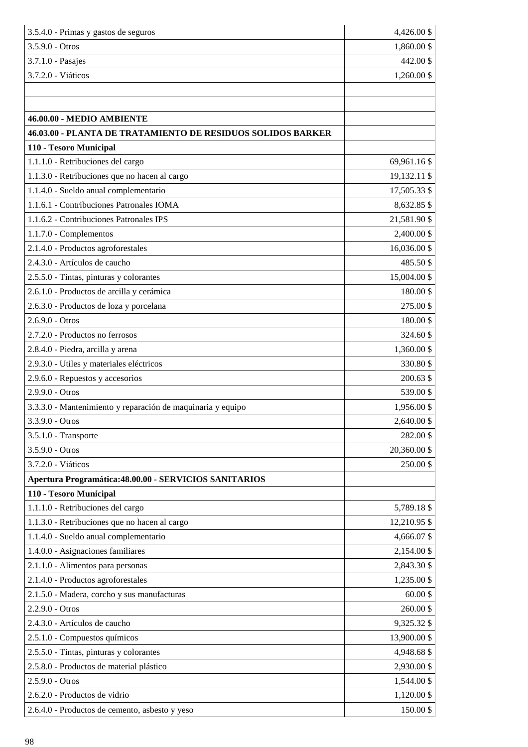| | |
|---|---|
| 3.5.4.0 - Primas y gastos de seguros | 4,426.00 $ |
| 3.5.9.0 - Otros | 1,860.00 $ |
| 3.7.1.0 - Pasajes | 442.00 $ |
| 3.7.2.0 - Viáticos | 1,260.00 $ |
| | |
| | |
| **46.00.00 - MEDIO AMBIENTE** | |
| **46.03.00 - PLANTA DE TRATAMIENTO DE RESIDUOS SOLIDOS BARKER** | |
| **110 - Tesoro Municipal** | |
| 1.1.1.0 - Retribuciones del cargo | 69,961.16 $ |
| 1.1.3.0 - Retribuciones que no hacen al cargo | 19,132.11 $ |
| 1.1.4.0 - Sueldo anual complementario | 17,505.33 $ |
| 1.1.6.1 - Contribuciones Patronales IOMA | 8,632.85 $ |
| 1.1.6.2 - Contribuciones Patronales IPS | 21,581.90 $ |
| 1.1.7.0 - Complementos | 2,400.00 $ |
| 2.1.4.0 - Productos agroforestales | 16,036.00 $ |
| 2.4.3.0 - Artículos de caucho | 485.50 $ |
| 2.5.5.0 - Tintas, pinturas y colorantes | 15,004.00 $ |
| 2.6.1.0 - Productos de arcilla y cerámica | 180.00 $ |
| 2.6.3.0 - Productos de loza y porcelana | 275.00 $ |
| 2.6.9.0 - Otros | 180.00 $ |
| 2.7.2.0 - Productos no ferrosos | 324.60 $ |
| 2.8.4.0 - Piedra, arcilla y arena | 1,360.00 $ |
| 2.9.3.0 - Utiles y materiales eléctricos | 330.80 $ |
| 2.9.6.0 - Repuestos y accesorios | 200.63 $ |
| 2.9.9.0 - Otros | 539.00 $ |
| 3.3.3.0 - Mantenimiento y reparación de maquinaria y equipo | 1,956.00 $ |
| 3.3.9.0 - Otros | 2,640.00 $ |
| 3.5.1.0 - Transporte | 282.00 $ |
| 3.5.9.0 - Otros | 20,360.00 $ |
| 3.7.2.0 - Viáticos | 250.00 $ |
| **Apertura Programática:48.00.00 - SERVICIOS SANITARIOS** | |
| **110 - Tesoro Municipal** | |
| 1.1.1.0 - Retribuciones del cargo | 5,789.18 $ |
| 1.1.3.0 - Retribuciones que no hacen al cargo | 12,210.95 $ |
| 1.1.4.0 - Sueldo anual complementario | 4,666.07 $ |
| 1.4.0.0 - Asignaciones familiares | 2,154.00 $ |
| 2.1.1.0 - Alimentos para personas | 2,843.30 $ |
| 2.1.4.0 - Productos agroforestales | 1,235.00 $ |
| 2.1.5.0 - Madera, corcho y sus manufacturas | 60.00 $ |
| 2.2.9.0 - Otros | 260.00 $ |
| 2.4.3.0 - Artículos de caucho | 9,325.32 $ |
| 2.5.1.0 - Compuestos químicos | 13,900.00 $ |
| 2.5.5.0 - Tintas, pinturas y colorantes | 4,948.68 $ |
| 2.5.8.0 - Productos de material plástico | 2,930.00 $ |
| 2.5.9.0 - Otros | 1,544.00 $ |
| 2.6.2.0 - Productos de vidrio | 1,120.00 $ |
| 2.6.4.0 - Productos de cemento, asbesto y yeso | 150.00 $ |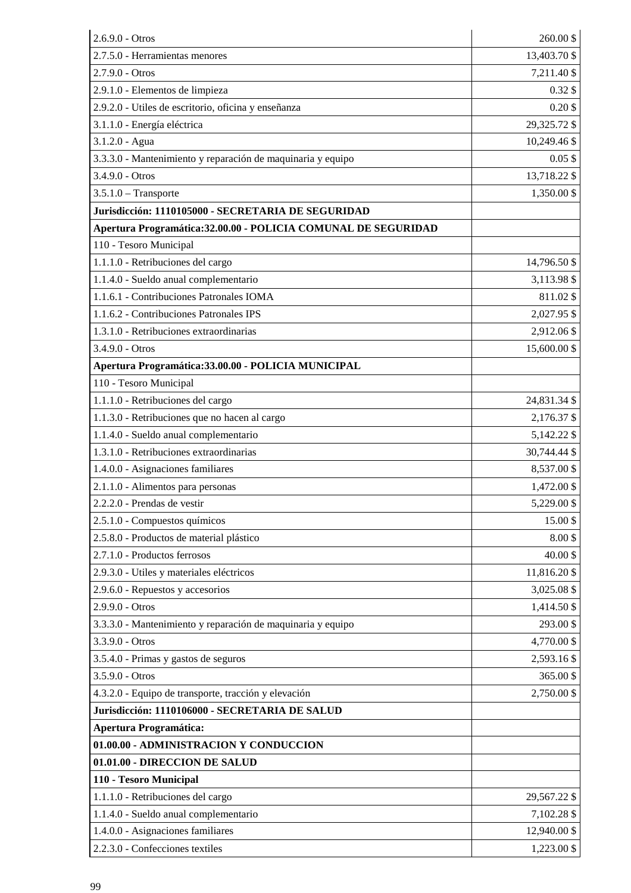| | |
|---|---|
| 2.6.9.0 - Otros | 260.00 $ |
| 2.7.5.0 - Herramientas menores | 13,403.70 $ |
| 2.7.9.0 - Otros | 7,211.40 $ |
| 2.9.1.0 - Elementos de limpieza | 0.32 $ |
| 2.9.2.0 - Utiles de escritorio, oficina y enseñanza | 0.20 $ |
| 3.1.1.0 - Energía eléctrica | 29,325.72 $ |
| 3.1.2.0 - Agua | 10,249.46 $ |
| 3.3.3.0 - Mantenimiento y reparación de maquinaria y equipo | 0.05 $ |
| 3.4.9.0 - Otros | 13,718.22 $ |
| 3.5.1.0 – Transporte | 1,350.00 $ |
| **Jurisdicción: 1110105000 - SECRETARIA DE SEGURIDAD** | |
| **Apertura Programática:32.00.00 - POLICIA COMUNAL DE SEGURIDAD** | |
| 110 - Tesoro Municipal | |
| 1.1.1.0 - Retribuciones del cargo | 14,796.50 $ |
| 1.1.4.0 - Sueldo anual complementario | 3,113.98 $ |
| 1.1.6.1 - Contribuciones Patronales IOMA | 811.02 $ |
| 1.1.6.2 - Contribuciones Patronales IPS | 2,027.95 $ |
| 1.3.1.0 - Retribuciones extraordinarias | 2,912.06 $ |
| 3.4.9.0 - Otros | 15,600.00 $ |
| **Apertura Programática:33.00.00 - POLICIA MUNICIPAL** | |
| 110 - Tesoro Municipal | |
| 1.1.1.0 - Retribuciones del cargo | 24,831.34 $ |
| 1.1.3.0 - Retribuciones que no hacen al cargo | 2,176.37 $ |
| 1.1.4.0 - Sueldo anual complementario | 5,142.22 $ |
| 1.3.1.0 - Retribuciones extraordinarias | 30,744.44 $ |
| 1.4.0.0 - Asignaciones familiares | 8,537.00 $ |
| 2.1.1.0 - Alimentos para personas | 1,472.00 $ |
| 2.2.2.0 - Prendas de vestir | 5,229.00 $ |
| 2.5.1.0 - Compuestos químicos | 15.00 $ |
| 2.5.8.0 - Productos de material plástico | 8.00 $ |
| 2.7.1.0 - Productos ferrosos | 40.00 $ |
| 2.9.3.0 - Utiles y materiales eléctricos | 11,816.20 $ |
| 2.9.6.0 - Repuestos y accesorios | 3,025.08 $ |
| 2.9.9.0 - Otros | 1,414.50 $ |
| 3.3.3.0 - Mantenimiento y reparación de maquinaria y equipo | 293.00 $ |
| 3.3.9.0 - Otros | 4,770.00 $ |
| 3.5.4.0 - Primas y gastos de seguros | 2,593.16 $ |
| 3.5.9.0 - Otros | 365.00 $ |
| 4.3.2.0 - Equipo de transporte, tracción y elevación | 2,750.00 $ |
| **Jurisdicción: 1110106000 - SECRETARIA DE SALUD** | |
| **Apertura Programática:** | |
| **01.00.00 - ADMINISTRACION Y CONDUCCION** | |
| **01.01.00 - DIRECCION DE SALUD** | |
| **110 - Tesoro Municipal** | |
| 1.1.1.0 - Retribuciones del cargo | 29,567.22 $ |
| 1.1.4.0 - Sueldo anual complementario | 7,102.28 $ |
| 1.4.0.0 - Asignaciones familiares | 12,940.00 $ |
| 2.2.3.0 - Confecciones textiles | 1,223.00 $ |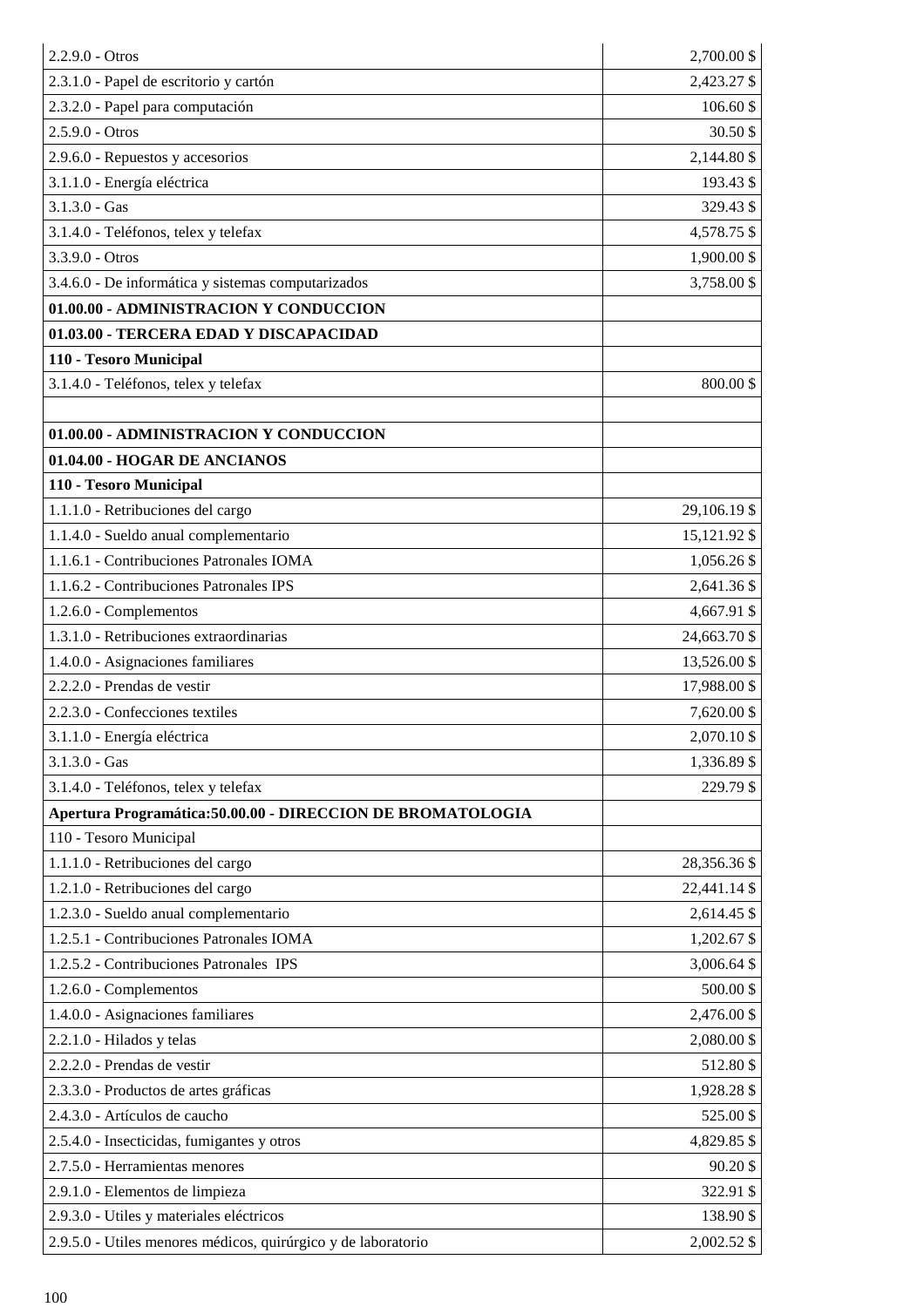| | |
|---|---|
| 2.2.9.0 - Otros | 2,700.00 $ |
| 2.3.1.0 - Papel de escritorio y cartón | 2,423.27 $ |
| 2.3.2.0 - Papel para computación | 106.60 $ |
| 2.5.9.0 - Otros | 30.50 $ |
| 2.9.6.0 - Repuestos y accesorios | 2,144.80 $ |
| 3.1.1.0 - Energía eléctrica | 193.43 $ |
| 3.1.3.0 - Gas | 329.43 $ |
| 3.1.4.0 - Teléfonos, telex y telefax | 4,578.75 $ |
| 3.3.9.0 - Otros | 1,900.00 $ |
| 3.4.6.0 - De informática y sistemas computarizados | 3,758.00 $ |
| **01.00.00 - ADMINISTRACION Y CONDUCCION** | |
| **01.03.00 - TERCERA EDAD Y DISCAPACIDAD** | |
| **110 - Tesoro Municipal** | |
| 3.1.4.0 - Teléfonos, telex y telefax | 800.00 $ |
| | |
| **01.00.00 - ADMINISTRACION Y CONDUCCION** | |
| **01.04.00 - HOGAR DE ANCIANOS** | |
| **110 - Tesoro Municipal** | |
| 1.1.1.0 - Retribuciones del cargo | 29,106.19 $ |
| 1.1.4.0 - Sueldo anual complementario | 15,121.92 $ |
| 1.1.6.1 - Contribuciones Patronales IOMA | 1,056.26 $ |
| 1.1.6.2 - Contribuciones Patronales IPS | 2,641.36 $ |
| 1.2.6.0 - Complementos | 4,667.91 $ |
| 1.3.1.0 - Retribuciones extraordinarias | 24,663.70 $ |
| 1.4.0.0 - Asignaciones familiares | 13,526.00 $ |
| 2.2.2.0 - Prendas de vestir | 17,988.00 $ |
| 2.2.3.0 - Confecciones textiles | 7,620.00 $ |
| 3.1.1.0 - Energía eléctrica | 2,070.10 $ |
| 3.1.3.0 - Gas | 1,336.89 $ |
| 3.1.4.0 - Teléfonos, telex y telefax | 229.79 $ |
| **Apertura Programática:50.00.00 - DIRECCION DE BROMATOLOGIA** | |
| 110 - Tesoro Municipal | |
| 1.1.1.0 - Retribuciones del cargo | 28,356.36 $ |
| 1.2.1.0 - Retribuciones del cargo | 22,441.14 $ |
| 1.2.3.0 - Sueldo anual complementario | 2,614.45 $ |
| 1.2.5.1 - Contribuciones Patronales IOMA | 1,202.67 $ |
| 1.2.5.2 - Contribuciones Patronales IPS | 3,006.64 $ |
| 1.2.6.0 - Complementos | 500.00 $ |
| 1.4.0.0 - Asignaciones familiares | 2,476.00 $ |
| 2.2.1.0 - Hilados y telas | 2,080.00 $ |
| 2.2.2.0 - Prendas de vestir | 512.80 $ |
| 2.3.3.0 - Productos de artes gráficas | 1,928.28 $ |
| 2.4.3.0 - Artículos de caucho | 525.00 $ |
| 2.5.4.0 - Insecticidas, fumigantes y otros | 4,829.85 $ |
| 2.7.5.0 - Herramientas menores | 90.20 $ |
| 2.9.1.0 - Elementos de limpieza | 322.91 $ |
| 2.9.3.0 - Utiles y materiales eléctricos | 138.90 $ |
| 2.9.5.0 - Utiles menores médicos, quirúrgico y de laboratorio | 2,002.52 $ |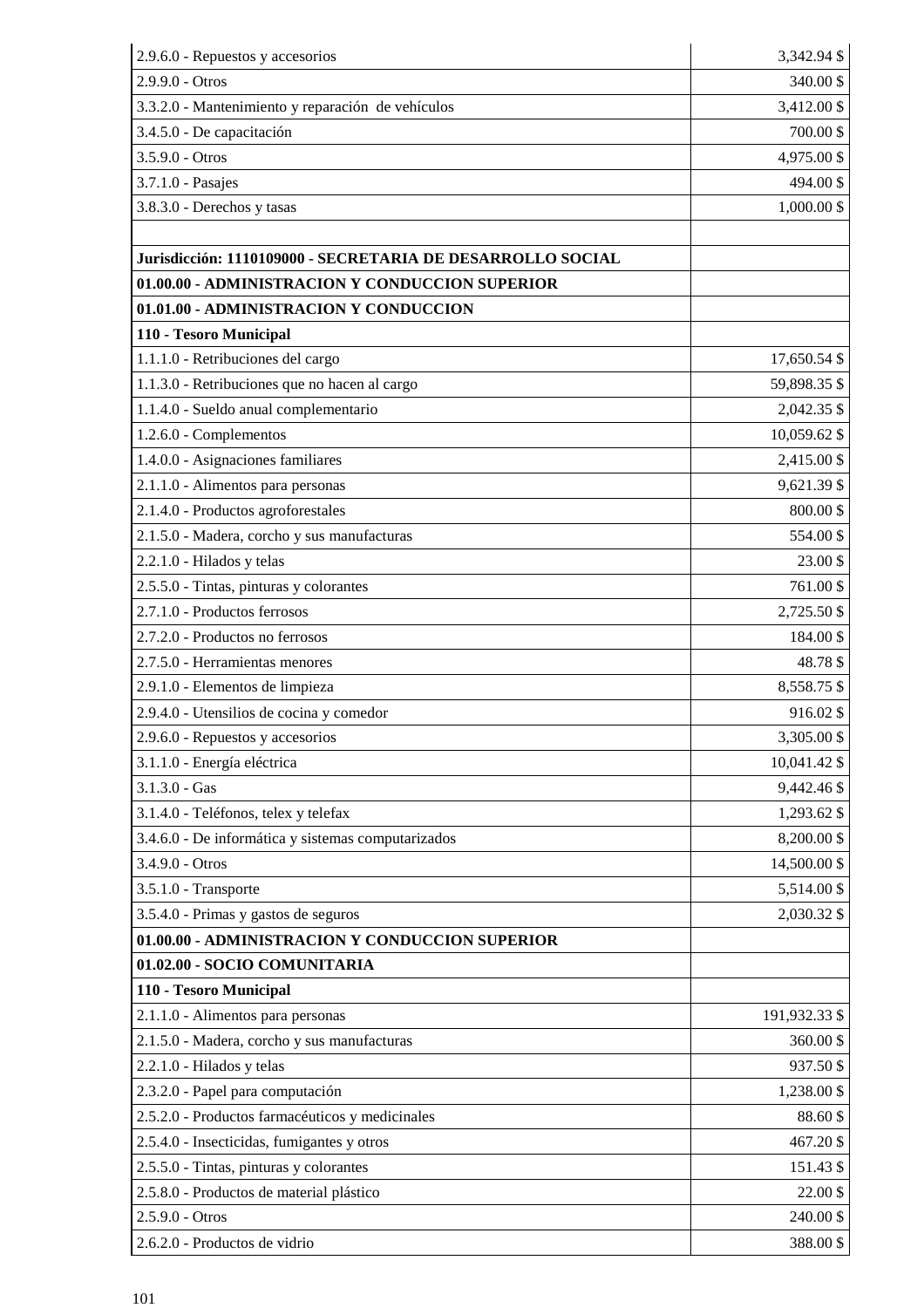| | |
|---|---|
| 2.9.6.0 - Repuestos y accesorios | 3,342.94 $ |
| 2.9.9.0 - Otros | 340.00 $ |
| 3.3.2.0 - Mantenimiento y reparación de vehículos | 3,412.00 $ |
| 3.4.5.0 - De capacitación | 700.00 $ |
| 3.5.9.0 - Otros | 4,975.00 $ |
| 3.7.1.0 - Pasajes | 494.00 $ |
| 3.8.3.0 - Derechos y tasas | 1,000.00 $ |
| | |
| **Jurisdicción: 1110109000 - SECRETARIA DE DESARROLLO SOCIAL** | |
| **01.00.00 - ADMINISTRACION Y CONDUCCION SUPERIOR** | |
| **01.01.00 - ADMINISTRACION Y CONDUCCION** | |
| **110 - Tesoro Municipal** | |
| 1.1.1.0 - Retribuciones del cargo | 17,650.54 $ |
| 1.1.3.0 - Retribuciones que no hacen al cargo | 59,898.35 $ |
| 1.1.4.0 - Sueldo anual complementario | 2,042.35 $ |
| 1.2.6.0 - Complementos | 10,059.62 $ |
| 1.4.0.0 - Asignaciones familiares | 2,415.00 $ |
| 2.1.1.0 - Alimentos para personas | 9,621.39 $ |
| 2.1.4.0 - Productos agroforestales | 800.00 $ |
| 2.1.5.0 - Madera, corcho y sus manufacturas | 554.00 $ |
| 2.2.1.0 - Hilados y telas | 23.00 $ |
| 2.5.5.0 - Tintas, pinturas y colorantes | 761.00 $ |
| 2.7.1.0 - Productos ferrosos | 2,725.50 $ |
| 2.7.2.0 - Productos no ferrosos | 184.00 $ |
| 2.7.5.0 - Herramientas menores | 48.78 $ |
| 2.9.1.0 - Elementos de limpieza | 8,558.75 $ |
| 2.9.4.0 - Utensilios de cocina y comedor | 916.02 $ |
| 2.9.6.0 - Repuestos y accesorios | 3,305.00 $ |
| 3.1.1.0 - Energía eléctrica | 10,041.42 $ |
| 3.1.3.0 - Gas | 9,442.46 $ |
| 3.1.4.0 - Teléfonos, telex y telefax | 1,293.62 $ |
| 3.4.6.0 - De informática y sistemas computarizados | 8,200.00 $ |
| 3.4.9.0 - Otros | 14,500.00 $ |
| 3.5.1.0 - Transporte | 5,514.00 $ |
| 3.5.4.0 - Primas y gastos de seguros | 2,030.32 $ |
| **01.00.00 - ADMINISTRACION Y CONDUCCION SUPERIOR** | |
| **01.02.00 - SOCIO COMUNITARIA** | |
| **110 - Tesoro Municipal** | |
| 2.1.1.0 - Alimentos para personas | 191,932.33 $ |
| 2.1.5.0 - Madera, corcho y sus manufacturas | 360.00 $ |
| 2.2.1.0 - Hilados y telas | 937.50 $ |
| 2.3.2.0 - Papel para computación | 1,238.00 $ |
| 2.5.2.0 - Productos farmacéuticos y medicinales | 88.60 $ |
| 2.5.4.0 - Insecticidas, fumigantes y otros | 467.20 $ |
| 2.5.5.0 - Tintas, pinturas y colorantes | 151.43 $ |
| 2.5.8.0 - Productos de material plástico | 22.00 $ |
| 2.5.9.0 - Otros | 240.00 $ |
| 2.6.2.0 - Productos de vidrio | 388.00 $ |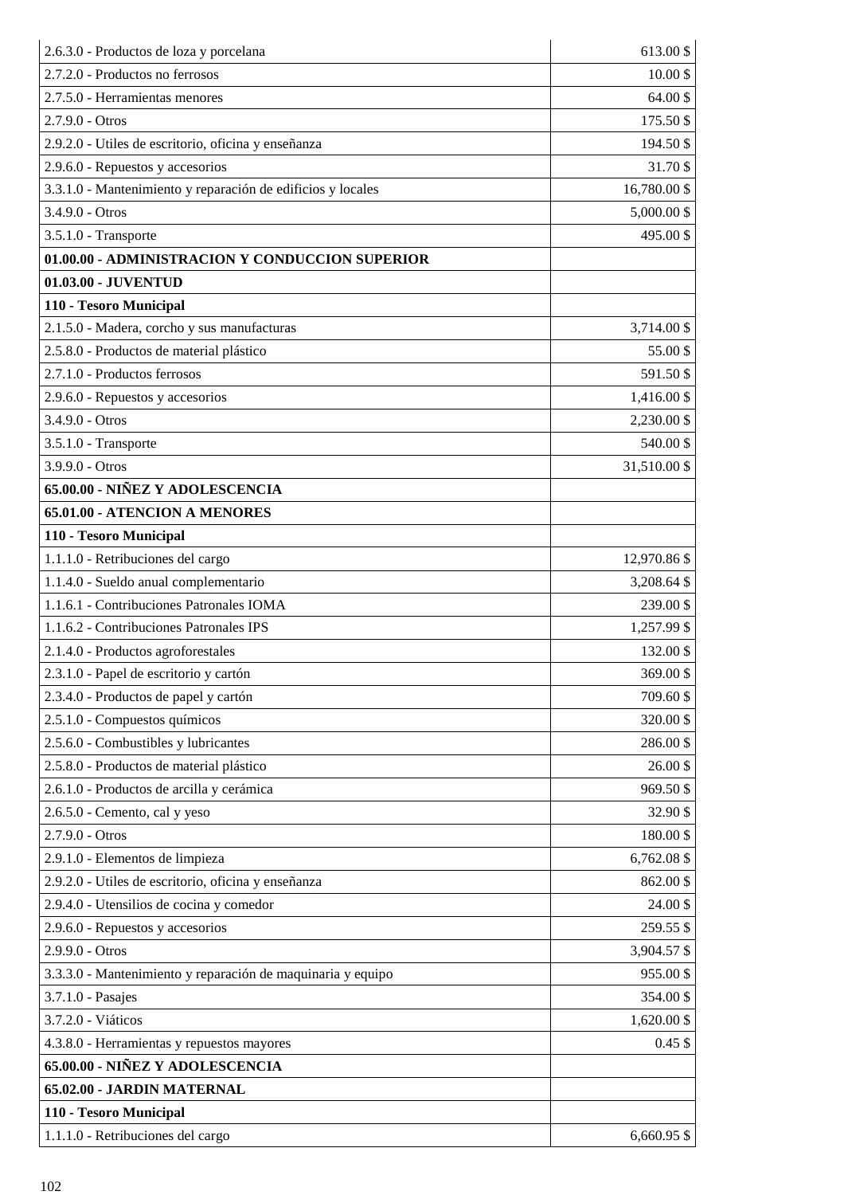| | |
|---|---|
| 2.6.3.0 - Productos de loza y porcelana | 613.00 $ |
| 2.7.2.0 - Productos no ferrosos | 10.00 $ |
| 2.7.5.0 - Herramientas menores | 64.00 $ |
| 2.7.9.0 - Otros | 175.50 $ |
| 2.9.2.0 - Utiles de escritorio, oficina y enseñanza | 194.50 $ |
| 2.9.6.0 - Repuestos y accesorios | 31.70 $ |
| 3.3.1.0 - Mantenimiento y reparación de edificios y locales | 16,780.00 $ |
| 3.4.9.0 - Otros | 5,000.00 $ |
| 3.5.1.0 - Transporte | 495.00 $ |
| **01.00.00 - ADMINISTRACION Y CONDUCCION SUPERIOR** | |
| **01.03.00 - JUVENTUD** | |
| **110 - Tesoro Municipal** | |
| 2.1.5.0 - Madera, corcho y sus manufacturas | 3,714.00 $ |
| 2.5.8.0 - Productos de material plástico | 55.00 $ |
| 2.7.1.0 - Productos ferrosos | 591.50 $ |
| 2.9.6.0 - Repuestos y accesorios | 1,416.00 $ |
| 3.4.9.0 - Otros | 2,230.00 $ |
| 3.5.1.0 - Transporte | 540.00 $ |
| 3.9.9.0 - Otros | 31,510.00 $ |
| **65.00.00 - NIÑEZ Y ADOLESCENCIA** | |
| **65.01.00 - ATENCION A MENORES** | |
| **110 - Tesoro Municipal** | |
| 1.1.1.0 - Retribuciones del cargo | 12,970.86 $ |
| 1.1.4.0 - Sueldo anual complementario | 3,208.64 $ |
| 1.1.6.1 - Contribuciones Patronales IOMA | 239.00 $ |
| 1.1.6.2 - Contribuciones Patronales IPS | 1,257.99 $ |
| 2.1.4.0 - Productos agroforestales | 132.00 $ |
| 2.3.1.0 - Papel de escritorio y cartón | 369.00 $ |
| 2.3.4.0 - Productos de papel y cartón | 709.60 $ |
| 2.5.1.0 - Compuestos químicos | 320.00 $ |
| 2.5.6.0 - Combustibles y lubricantes | 286.00 $ |
| 2.5.8.0 - Productos de material plástico | 26.00 $ |
| 2.6.1.0 - Productos de arcilla y cerámica | 969.50 $ |
| 2.6.5.0 - Cemento, cal y yeso | 32.90 $ |
| 2.7.9.0 - Otros | 180.00 $ |
| 2.9.1.0 - Elementos de limpieza | 6,762.08 $ |
| 2.9.2.0 - Utiles de escritorio, oficina y enseñanza | 862.00 $ |
| 2.9.4.0 - Utensilios de cocina y comedor | 24.00 $ |
| 2.9.6.0 - Repuestos y accesorios | 259.55 $ |
| 2.9.9.0 - Otros | 3,904.57 $ |
| 3.3.3.0 - Mantenimiento y reparación de maquinaria y equipo | 955.00 $ |
| 3.7.1.0 - Pasajes | 354.00 $ |
| 3.7.2.0 - Viáticos | 1,620.00 $ |
| 4.3.8.0 - Herramientas y repuestos mayores | 0.45 $ |
| **65.00.00 - NIÑEZ Y ADOLESCENCIA** | |
| **65.02.00 - JARDIN MATERNAL** | |
| **110 - Tesoro Municipal** | |
| 1.1.1.0 - Retribuciones del cargo | 6,660.95 $ |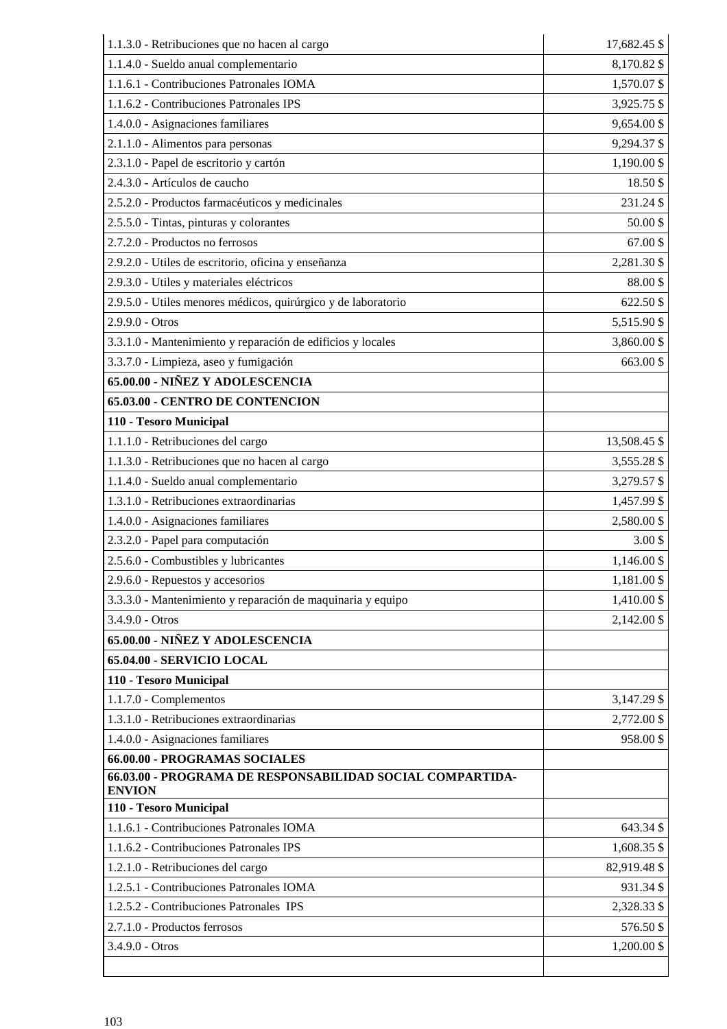| | |
|---|---|
| 1.1.3.0 - Retribuciones que no hacen al cargo | 17,682.45 $ |
| 1.1.4.0 - Sueldo anual complementario | 8,170.82 $ |
| 1.1.6.1 - Contribuciones Patronales IOMA | 1,570.07 $ |
| 1.1.6.2 - Contribuciones Patronales IPS | 3,925.75 $ |
| 1.4.0.0 - Asignaciones familiares | 9,654.00 $ |
| 2.1.1.0 - Alimentos para personas | 9,294.37 $ |
| 2.3.1.0 - Papel de escritorio y cartón | 1,190.00 $ |
| 2.4.3.0 - Artículos de caucho | 18.50 $ |
| 2.5.2.0 - Productos farmacéuticos y medicinales | 231.24 $ |
| 2.5.5.0 - Tintas, pinturas y colorantes | 50.00 $ |
| 2.7.2.0 - Productos no ferrosos | 67.00 $ |
| 2.9.2.0 - Utiles de escritorio, oficina y enseñanza | 2,281.30 $ |
| 2.9.3.0 - Utiles y materiales eléctricos | 88.00 $ |
| 2.9.5.0 - Utiles menores médicos, quirúrgico y de laboratorio | 622.50 $ |
| 2.9.9.0 - Otros | 5,515.90 $ |
| 3.3.1.0 - Mantenimiento y reparación de edificios y locales | 3,860.00 $ |
| 3.3.7.0 - Limpieza, aseo y fumigación | 663.00 $ |
| **65.00.00 - NIÑEZ Y ADOLESCENCIA** | |
| **65.03.00 - CENTRO DE CONTENCION** | |
| **110 - Tesoro Municipal** | |
| 1.1.1.0 - Retribuciones del cargo | 13,508.45 $ |
| 1.1.3.0 - Retribuciones que no hacen al cargo | 3,555.28 $ |
| 1.1.4.0 - Sueldo anual complementario | 3,279.57 $ |
| 1.3.1.0 - Retribuciones extraordinarias | 1,457.99 $ |
| 1.4.0.0 - Asignaciones familiares | 2,580.00 $ |
| 2.3.2.0 - Papel para computación | 3.00 $ |
| 2.5.6.0 - Combustibles y lubricantes | 1,146.00 $ |
| 2.9.6.0 - Repuestos y accesorios | 1,181.00 $ |
| 3.3.3.0 - Mantenimiento y reparación de maquinaria y equipo | 1,410.00 $ |
| 3.4.9.0 - Otros | 2,142.00 $ |
| **65.00.00 - NIÑEZ Y ADOLESCENCIA** | |
| **65.04.00 - SERVICIO LOCAL** | |
| **110 - Tesoro Municipal** | |
| 1.1.7.0 - Complementos | 3,147.29 $ |
| 1.3.1.0 - Retribuciones extraordinarias | 2,772.00 $ |
| 1.4.0.0 - Asignaciones familiares | 958.00 $ |
| **66.00.00 - PROGRAMAS SOCIALES** | |
| **66.03.00 - PROGRAMA DE RESPONSABILIDAD SOCIAL COMPARTIDA-ENVION** | |
| **110 - Tesoro Municipal** | |
| 1.1.6.1 - Contribuciones Patronales IOMA | 643.34 $ |
| 1.1.6.2 - Contribuciones Patronales IPS | 1,608.35 $ |
| 1.2.1.0 - Retribuciones del cargo | 82,919.48 $ |
| 1.2.5.1 - Contribuciones Patronales IOMA | 931.34 $ |
| 1.2.5.2 - Contribuciones Patronales IPS | 2,328.33 $ |
| 2.7.1.0 - Productos ferrosos | 576.50 $ |
| 3.4.9.0 - Otros | 1,200.00 $ |
| | |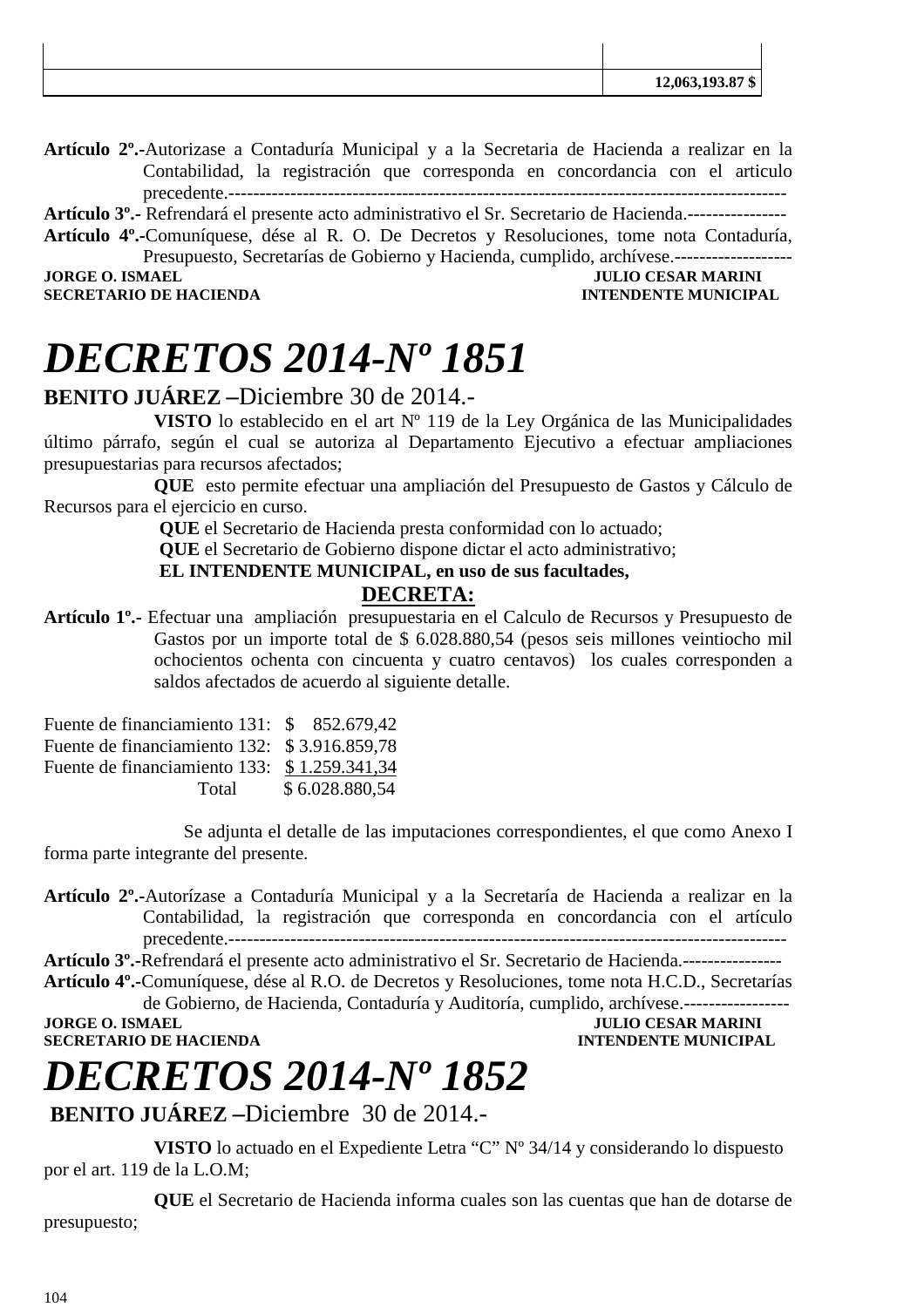| | |
|---|---|
| | |
| | 12,063,193.87 $ |

**Artículo 2º.-**Autorizase a Contaduría Municipal y a la Secretaria de Hacienda a realizar en la Contabilidad, la registración que corresponda en concordancia con el articulo precedente.------------------------------------------------------------------------------------------

**Artículo 3º.-** Refrendará el presente acto administrativo el Sr. Secretario de Hacienda.----------------

**Artículo 4º.-**Comuníquese, dése al R. O. De Decretos y Resoluciones, tome nota Contaduría, Presupuesto, Secretarías de Gobierno y Hacienda, cumplido, archívese.-------------------

**JORGE O. ISMAEL** — **JULIO CESAR MARINI**
**SECRETARIO DE HACIENDA** — **INTENDENTE MUNICIPAL**

# *DECRETOS 2014-Nº 1851*

**BENITO JUÁREZ –**Diciembre 30 de 2014.-

**VISTO** lo establecido en el art Nº 119 de la Ley Orgánica de las Municipalidades último párrafo, según el cual se autoriza al Departamento Ejecutivo a efectuar ampliaciones presupuestarias para recursos afectados;

**QUE** esto permite efectuar una ampliación del Presupuesto de Gastos y Cálculo de Recursos para el ejercicio en curso.

**QUE** el Secretario de Hacienda presta conformidad con lo actuado;

**QUE** el Secretario de Gobierno dispone dictar el acto administrativo;

**EL INTENDENTE MUNICIPAL, en uso de sus facultades,**

**DECRETA:**

**Artículo 1º.-** Efectuar una ampliación presupuestaria en el Calculo de Recursos y Presupuesto de Gastos por un importe total de $ 6.028.880,54 (pesos seis millones veintiocho mil ochocientos ochenta con cincuenta y cuatro centavos) los cuales corresponden a saldos afectados de acuerdo al siguiente detalle.

Fuente de financiamiento 131: $ 852.679,42
Fuente de financiamiento 132: $ 3.916.859,78
Fuente de financiamiento 133: $ 1.259.341,34
Total $ 6.028.880,54

Se adjunta el detalle de las imputaciones correspondientes, el que como Anexo I forma parte integrante del presente.

**Artículo 2º.-**Autorízase a Contaduría Municipal y a la Secretaría de Hacienda a realizar en la Contabilidad, la registración que corresponda en concordancia con el artículo precedente.------------------------------------------------------------------------------------------

**Artículo 3º.-**Refrendará el presente acto administrativo el Sr. Secretario de Hacienda.----------------

**Artículo 4º.-**Comuníquese, dése al R.O. de Decretos y Resoluciones, tome nota H.C.D., Secretarías de Gobierno, de Hacienda, Contaduría y Auditoría, cumplido, archívese.-----------------

**JORGE O. ISMAEL** — **JULIO CESAR MARINI**
**SECRETARIO DE HACIENDA** — **INTENDENTE MUNICIPAL**

# *DECRETOS 2014-Nº 1852*

**BENITO JUÁREZ –**Diciembre 30 de 2014.-

**VISTO** lo actuado en el Expediente Letra "C" Nº 34/14 y considerando lo dispuesto por el art. 119 de la L.O.M;

**QUE** el Secretario de Hacienda informa cuales son las cuentas que han de dotarse de presupuesto;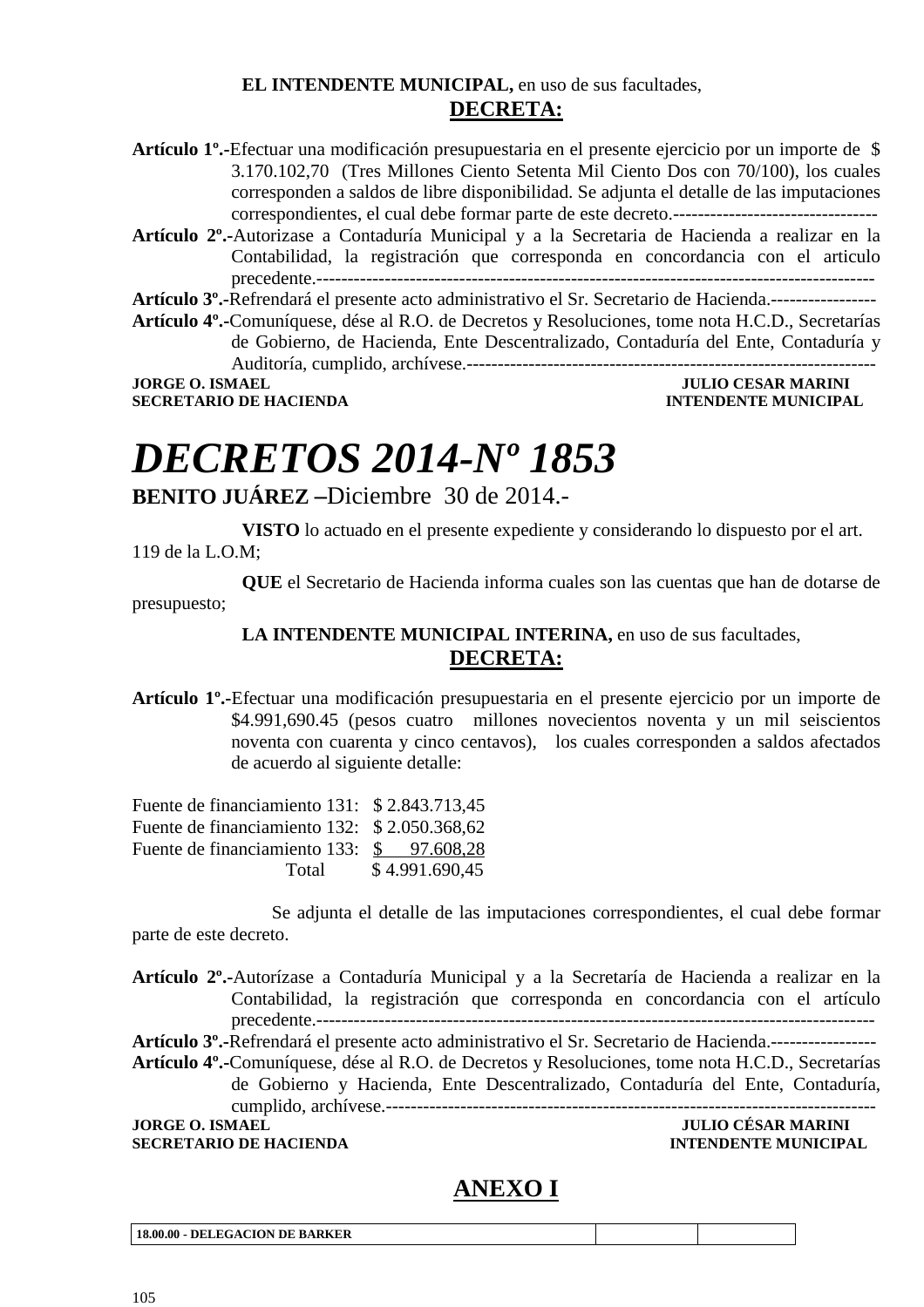**EL INTENDENTE MUNICIPAL,** en uso de sus facultades,

**DECRETA:**

**Artículo 1º.-**Efectuar una modificación presupuestaria en el presente ejercicio por un importe de $ 3.170.102,70 (Tres Millones Ciento Setenta Mil Ciento Dos con 70/100), los cuales corresponden a saldos de libre disponibilidad. Se adjunta el detalle de las imputaciones correspondientes, el cual debe formar parte de este decreto.---------------------------------

**Artículo 2º.-**Autorizase a Contaduría Municipal y a la Secretaria de Hacienda a realizar en la Contabilidad, la registración que corresponda en concordancia con el articulo precedente.------------------------------------------------------------------------------------------

**Artículo 3º.-**Refrendará el presente acto administrativo el Sr. Secretario de Hacienda.-----------------

**Artículo 4º.-**Comuníquese, dése al R.O. de Decretos y Resoluciones, tome nota H.C.D., Secretarías de Gobierno, de Hacienda, Ente Descentralizado, Contaduría del Ente, Contaduría y Auditoría, cumplido, archívese.-------------------------------------------------------------------

**JORGE O. ISMAEL** — **SECRETARIO DE HACIENDA**
**JULIO CESAR MARINI** — **INTENDENTE MUNICIPAL**

# *DECRETOS 2014-Nº 1853*

**BENITO JUÁREZ –**Diciembre 30 de 2014.-

**VISTO** lo actuado en el presente expediente y considerando lo dispuesto por el art. 119 de la L.O.M;

**QUE** el Secretario de Hacienda informa cuales son las cuentas que han de dotarse de presupuesto;

**LA INTENDENTE MUNICIPAL INTERINA,** en uso de sus facultades,

**DECRETA:**

**Artículo 1º.-**Efectuar una modificación presupuestaria en el presente ejercicio por un importe de $4.991,690.45 (pesos cuatro millones novecientos noventa y un mil seiscientos noventa con cuarenta y cinco centavos), los cuales corresponden a saldos afectados de acuerdo al siguiente detalle:

| | |
|---|---|
| Fuente de financiamiento 131: | $ 2.843.713,45 |
| Fuente de financiamiento 132: | $ 2.050.368,62 |
| Fuente de financiamiento 133: | $ 97.608,28 |
| Total | $ 4.991.690,45 |

Se adjunta el detalle de las imputaciones correspondientes, el cual debe formar parte de este decreto.

**Artículo 2º.-**Autorízase a Contaduría Municipal y a la Secretaría de Hacienda a realizar en la Contabilidad, la registración que corresponda en concordancia con el artículo precedente.------------------------------------------------------------------------------------------

**Artículo 3º.-**Refrendará el presente acto administrativo el Sr. Secretario de Hacienda.-----------------

**Artículo 4º.-**Comuníquese, dése al R.O. de Decretos y Resoluciones, tome nota H.C.D., Secretarías de Gobierno y Hacienda, Ente Descentralizado, Contaduría del Ente, Contaduría, cumplido, archívese.-----------------------------------------------------------------------------

**JORGE O. ISMAEL** — **SECRETARIO DE HACIENDA**
**JULIO CÉSAR MARINI** — **INTENDENTE MUNICIPAL**

## ANEXO I

| 18.00.00 - DELEGACION DE BARKER | | |
|---|---|---|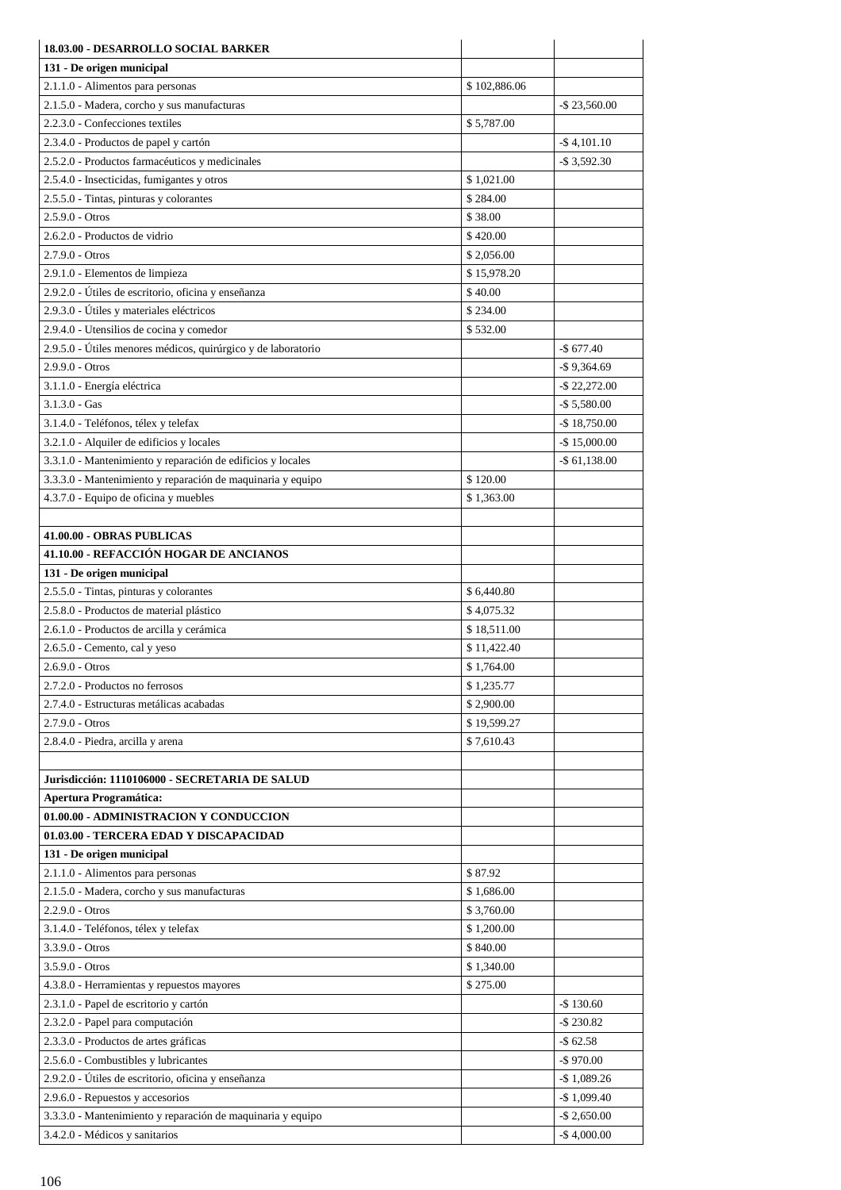| **18.03.00 - DESARROLLO SOCIAL BARKER** | | |
|---|---|---|
| **131 - De origen municipal** | | |
| 2.1.1.0 - Alimentos para personas | $ 102,886.06 | |
| 2.1.5.0 - Madera, corcho y sus manufacturas | | -$ 23,560.00 |
| 2.2.3.0 - Confecciones textiles | $ 5,787.00 | |
| 2.3.4.0 - Productos de papel y cartón | | -$ 4,101.10 |
| 2.5.2.0 - Productos farmacéuticos y medicinales | | -$ 3,592.30 |
| 2.5.4.0 - Insecticidas, fumigantes y otros | $ 1,021.00 | |
| 2.5.5.0 - Tintas, pinturas y colorantes | $ 284.00 | |
| 2.5.9.0 - Otros | $ 38.00 | |
| 2.6.2.0 - Productos de vidrio | $ 420.00 | |
| 2.7.9.0 - Otros | $ 2,056.00 | |
| 2.9.1.0 - Elementos de limpieza | $ 15,978.20 | |
| 2.9.2.0 - Útiles de escritorio, oficina y enseñanza | $ 40.00 | |
| 2.9.3.0 - Útiles y materiales eléctricos | $ 234.00 | |
| 2.9.4.0 - Utensilios de cocina y comedor | $ 532.00 | |
| 2.9.5.0 - Útiles menores médicos, quirúrgico y de laboratorio | | -$ 677.40 |
| 2.9.9.0 - Otros | | -$ 9,364.69 |
| 3.1.1.0 - Energía eléctrica | | -$ 22,272.00 |
| 3.1.3.0 - Gas | | -$ 5,580.00 |
| 3.1.4.0 - Teléfonos, télex y telefax | | -$ 18,750.00 |
| 3.2.1.0 - Alquiler de edificios y locales | | -$ 15,000.00 |
| 3.3.1.0 - Mantenimiento y reparación de edificios y locales | | -$ 61,138.00 |
| 3.3.3.0 - Mantenimiento y reparación de maquinaria y equipo | $ 120.00 | |
| 4.3.7.0 - Equipo de oficina y muebles | $ 1,363.00 | |
| | | |
| **41.00.00 - OBRAS PUBLICAS** | | |
| **41.10.00 - REFACCIÓN HOGAR DE ANCIANOS** | | |
| **131 - De origen municipal** | | |
| 2.5.5.0 - Tintas, pinturas y colorantes | $ 6,440.80 | |
| 2.5.8.0 - Productos de material plástico | $ 4,075.32 | |
| 2.6.1.0 - Productos de arcilla y cerámica | $ 18,511.00 | |
| 2.6.5.0 - Cemento, cal y yeso | $ 11,422.40 | |
| 2.6.9.0 - Otros | $ 1,764.00 | |
| 2.7.2.0 - Productos no ferrosos | $ 1,235.77 | |
| 2.7.4.0 - Estructuras metálicas acabadas | $ 2,900.00 | |
| 2.7.9.0 - Otros | $ 19,599.27 | |
| 2.8.4.0 - Piedra, arcilla y arena | $ 7,610.43 | |
| | | |
| **Jurisdicción: 1110106000 - SECRETARIA DE SALUD** | | |
| **Apertura Programática:** | | |
| **01.00.00 - ADMINISTRACION Y CONDUCCION** | | |
| **01.03.00 - TERCERA EDAD Y DISCAPACIDAD** | | |
| **131 - De origen municipal** | | |
| 2.1.1.0 - Alimentos para personas | $ 87.92 | |
| 2.1.5.0 - Madera, corcho y sus manufacturas | $ 1,686.00 | |
| 2.2.9.0 - Otros | $ 3,760.00 | |
| 3.1.4.0 - Teléfonos, télex y telefax | $ 1,200.00 | |
| 3.3.9.0 - Otros | $ 840.00 | |
| 3.5.9.0 - Otros | $ 1,340.00 | |
| 4.3.8.0 - Herramientas y repuestos mayores | $ 275.00 | |
| 2.3.1.0 - Papel de escritorio y cartón | | -$ 130.60 |
| 2.3.2.0 - Papel para computación | | -$ 230.82 |
| 2.3.3.0 - Productos de artes gráficas | | -$ 62.58 |
| 2.5.6.0 - Combustibles y lubricantes | | -$ 970.00 |
| 2.9.2.0 - Útiles de escritorio, oficina y enseñanza | | -$ 1,089.26 |
| 2.9.6.0 - Repuestos y accesorios | | -$ 1,099.40 |
| 3.3.3.0 - Mantenimiento y reparación de maquinaria y equipo | | -$ 2,650.00 |
| 3.4.2.0 - Médicos y sanitarios | | -$ 4,000.00 |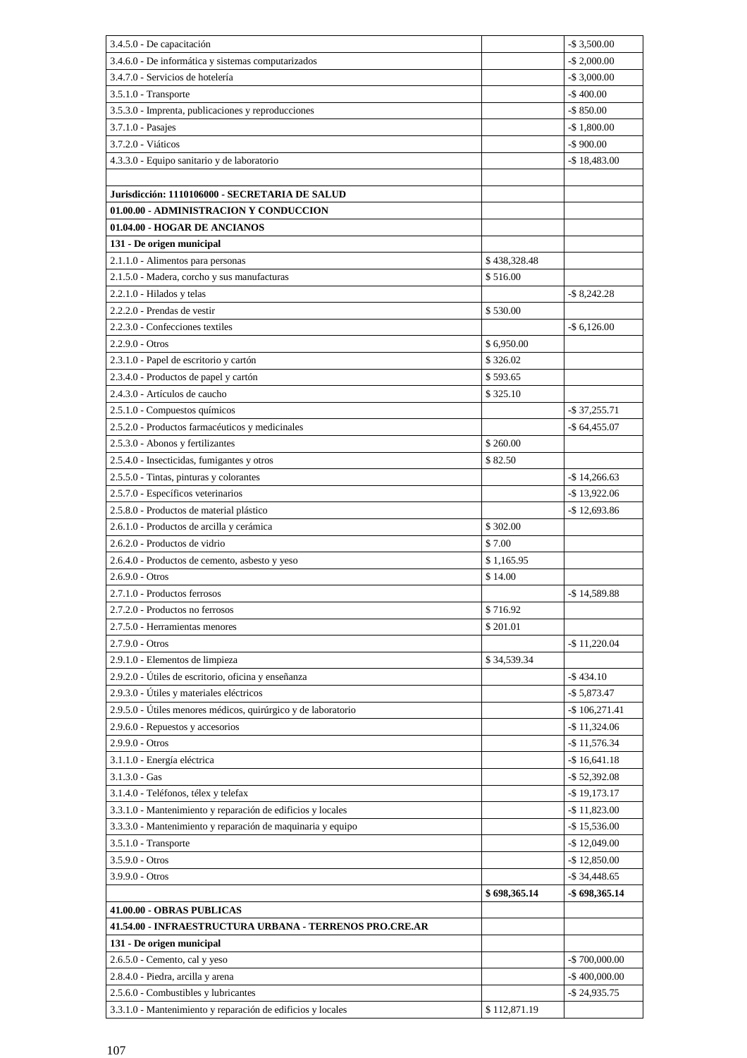| | | |
|---|---|---|
| 3.4.5.0 - De capacitación | | -$ 3,500.00 |
| 3.4.6.0 - De informática y sistemas computarizados | | -$ 2,000.00 |
| 3.4.7.0 - Servicios de hotelería | | -$ 3,000.00 |
| 3.5.1.0 - Transporte | | -$ 400.00 |
| 3.5.3.0 - Imprenta, publicaciones y reproducciones | | -$ 850.00 |
| 3.7.1.0 - Pasajes | | -$ 1,800.00 |
| 3.7.2.0 - Viáticos | | -$ 900.00 |
| 4.3.3.0 - Equipo sanitario y de laboratorio | | -$ 18,483.00 |
| | | |
| **Jurisdicción: 1110106000 - SECRETARIA DE SALUD** | | |
| **01.00.00 - ADMINISTRACION Y CONDUCCION** | | |
| **01.04.00 - HOGAR DE ANCIANOS** | | |
| **131 - De origen municipal** | | |
| 2.1.1.0 - Alimentos para personas | $ 438,328.48 | |
| 2.1.5.0 - Madera, corcho y sus manufacturas | $ 516.00 | |
| 2.2.1.0 - Hilados y telas | | -$ 8,242.28 |
| 2.2.2.0 - Prendas de vestir | $ 530.00 | |
| 2.2.3.0 - Confecciones textiles | | -$ 6,126.00 |
| 2.2.9.0 - Otros | $ 6,950.00 | |
| 2.3.1.0 - Papel de escritorio y cartón | $ 326.02 | |
| 2.3.4.0 - Productos de papel y cartón | $ 593.65 | |
| 2.4.3.0 - Artículos de caucho | $ 325.10 | |
| 2.5.1.0 - Compuestos químicos | | -$ 37,255.71 |
| 2.5.2.0 - Productos farmacéuticos y medicinales | | -$ 64,455.07 |
| 2.5.3.0 - Abonos y fertilizantes | $ 260.00 | |
| 2.5.4.0 - Insecticidas, fumigantes y otros | $ 82.50 | |
| 2.5.5.0 - Tintas, pinturas y colorantes | | -$ 14,266.63 |
| 2.5.7.0 - Específicos veterinarios | | -$ 13,922.06 |
| 2.5.8.0 - Productos de material plástico | | -$ 12,693.86 |
| 2.6.1.0 - Productos de arcilla y cerámica | $ 302.00 | |
| 2.6.2.0 - Productos de vidrio | $ 7.00 | |
| 2.6.4.0 - Productos de cemento, asbesto y yeso | $ 1,165.95 | |
| 2.6.9.0 - Otros | $ 14.00 | |
| 2.7.1.0 - Productos ferrosos | | -$ 14,589.88 |
| 2.7.2.0 - Productos no ferrosos | $ 716.92 | |
| 2.7.5.0 - Herramientas menores | $ 201.01 | |
| 2.7.9.0 - Otros | | -$ 11,220.04 |
| 2.9.1.0 - Elementos de limpieza | $ 34,539.34 | |
| 2.9.2.0 - Útiles de escritorio, oficina y enseñanza | | -$ 434.10 |
| 2.9.3.0 - Útiles y materiales eléctricos | | -$ 5,873.47 |
| 2.9.5.0 - Útiles menores médicos, quirúrgico y de laboratorio | | -$ 106,271.41 |
| 2.9.6.0 - Repuestos y accesorios | | -$ 11,324.06 |
| 2.9.9.0 - Otros | | -$ 11,576.34 |
| 3.1.1.0 - Energía eléctrica | | -$ 16,641.18 |
| 3.1.3.0 - Gas | | -$ 52,392.08 |
| 3.1.4.0 - Teléfonos, télex y telefax | | -$ 19,173.17 |
| 3.3.1.0 - Mantenimiento y reparación de edificios y locales | | -$ 11,823.00 |
| 3.3.3.0 - Mantenimiento y reparación de maquinaria y equipo | | -$ 15,536.00 |
| 3.5.1.0 - Transporte | | -$ 12,049.00 |
| 3.5.9.0 - Otros | | -$ 12,850.00 |
| 3.9.9.0 - Otros | | -$ 34,448.65 |
| | **$ 698,365.14** | **-$ 698,365.14** |
| **41.00.00 - OBRAS PUBLICAS** | | |
| **41.54.00 - INFRAESTRUCTURA URBANA - TERRENOS PRO.CRE.AR** | | |
| **131 - De origen municipal** | | |
| 2.6.5.0 - Cemento, cal y yeso | | -$ 700,000.00 |
| 2.8.4.0 - Piedra, arcilla y arena | | -$ 400,000.00 |
| 2.5.6.0 - Combustibles y lubricantes | | -$ 24,935.75 |
| 3.3.1.0 - Mantenimiento y reparación de edificios y locales | $ 112,871.19 | |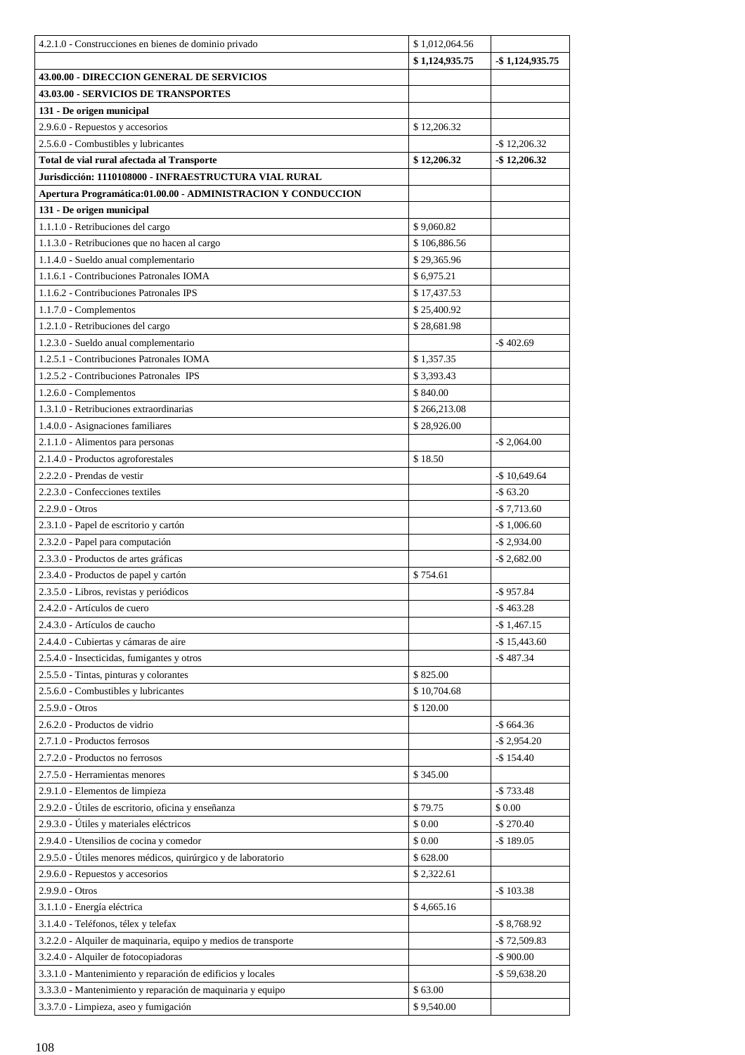| | | |
|---|---|---|
| 4.2.1.0 - Construcciones en bienes de dominio privado | $ 1,012,064.56 | |
| | **$ 1,124,935.75** | **-$ 1,124,935.75** |
| **43.00.00 - DIRECCION GENERAL DE SERVICIOS** | | |
| **43.03.00 - SERVICIOS DE TRANSPORTES** | | |
| **131 - De origen municipal** | | |
| 2.9.6.0 - Repuestos y accesorios | $ 12,206.32 | |
| 2.5.6.0 - Combustibles y lubricantes | | -$ 12,206.32 |
| **Total de vial rural afectada al Transporte** | **$ 12,206.32** | **-$ 12,206.32** |
| **Jurisdicción: 1110108000 - INFRAESTRUCTURA VIAL RURAL** | | |
| **Apertura Programática:01.00.00 - ADMINISTRACION Y CONDUCCION** | | |
| **131 - De origen municipal** | | |
| 1.1.1.0 - Retribuciones del cargo | $ 9,060.82 | |
| 1.1.3.0 - Retribuciones que no hacen al cargo | $ 106,886.56 | |
| 1.1.4.0 - Sueldo anual complementario | $ 29,365.96 | |
| 1.1.6.1 - Contribuciones Patronales IOMA | $ 6,975.21 | |
| 1.1.6.2 - Contribuciones Patronales IPS | $ 17,437.53 | |
| 1.1.7.0 - Complementos | $ 25,400.92 | |
| 1.2.1.0 - Retribuciones del cargo | $ 28,681.98 | |
| 1.2.3.0 - Sueldo anual complementario | | -$ 402.69 |
| 1.2.5.1 - Contribuciones Patronales IOMA | $ 1,357.35 | |
| 1.2.5.2 - Contribuciones Patronales IPS | $ 3,393.43 | |
| 1.2.6.0 - Complementos | $ 840.00 | |
| 1.3.1.0 - Retribuciones extraordinarias | $ 266,213.08 | |
| 1.4.0.0 - Asignaciones familiares | $ 28,926.00 | |
| 2.1.1.0 - Alimentos para personas | | -$ 2,064.00 |
| 2.1.4.0 - Productos agroforestales | $ 18.50 | |
| 2.2.2.0 - Prendas de vestir | | -$ 10,649.64 |
| 2.2.3.0 - Confecciones textiles | | -$ 63.20 |
| 2.2.9.0 - Otros | | -$ 7,713.60 |
| 2.3.1.0 - Papel de escritorio y cartón | | -$ 1,006.60 |
| 2.3.2.0 - Papel para computación | | -$ 2,934.00 |
| 2.3.3.0 - Productos de artes gráficas | | -$ 2,682.00 |
| 2.3.4.0 - Productos de papel y cartón | $ 754.61 | |
| 2.3.5.0 - Libros, revistas y periódicos | | -$ 957.84 |
| 2.4.2.0 - Artículos de cuero | | -$ 463.28 |
| 2.4.3.0 - Artículos de caucho | | -$ 1,467.15 |
| 2.4.4.0 - Cubiertas y cámaras de aire | | -$ 15,443.60 |
| 2.5.4.0 - Insecticidas, fumigantes y otros | | -$ 487.34 |
| 2.5.5.0 - Tintas, pinturas y colorantes | $ 825.00 | |
| 2.5.6.0 - Combustibles y lubricantes | $ 10,704.68 | |
| 2.5.9.0 - Otros | $ 120.00 | |
| 2.6.2.0 - Productos de vidrio | | -$ 664.36 |
| 2.7.1.0 - Productos ferrosos | | -$ 2,954.20 |
| 2.7.2.0 - Productos no ferrosos | | -$ 154.40 |
| 2.7.5.0 - Herramientas menores | $ 345.00 | |
| 2.9.1.0 - Elementos de limpieza | | -$ 733.48 |
| 2.9.2.0 - Útiles de escritorio, oficina y enseñanza | $ 79.75 | $ 0.00 |
| 2.9.3.0 - Útiles y materiales eléctricos | $ 0.00 | -$ 270.40 |
| 2.9.4.0 - Utensilios de cocina y comedor | $ 0.00 | -$ 189.05 |
| 2.9.5.0 - Útiles menores médicos, quirúrgico y de laboratorio | $ 628.00 | |
| 2.9.6.0 - Repuestos y accesorios | $ 2,322.61 | |
| 2.9.9.0 - Otros | | -$ 103.38 |
| 3.1.1.0 - Energía eléctrica | $ 4,665.16 | |
| 3.1.4.0 - Teléfonos, télex y telefax | | -$ 8,768.92 |
| 3.2.2.0 - Alquiler de maquinaria, equipo y medios de transporte | | -$ 72,509.83 |
| 3.2.4.0 - Alquiler de fotocopiadoras | | -$ 900.00 |
| 3.3.1.0 - Mantenimiento y reparación de edificios y locales | | -$ 59,638.20 |
| 3.3.3.0 - Mantenimiento y reparación de maquinaria y equipo | $ 63.00 | |
| 3.3.7.0 - Limpieza, aseo y fumigación | $ 9,540.00 | |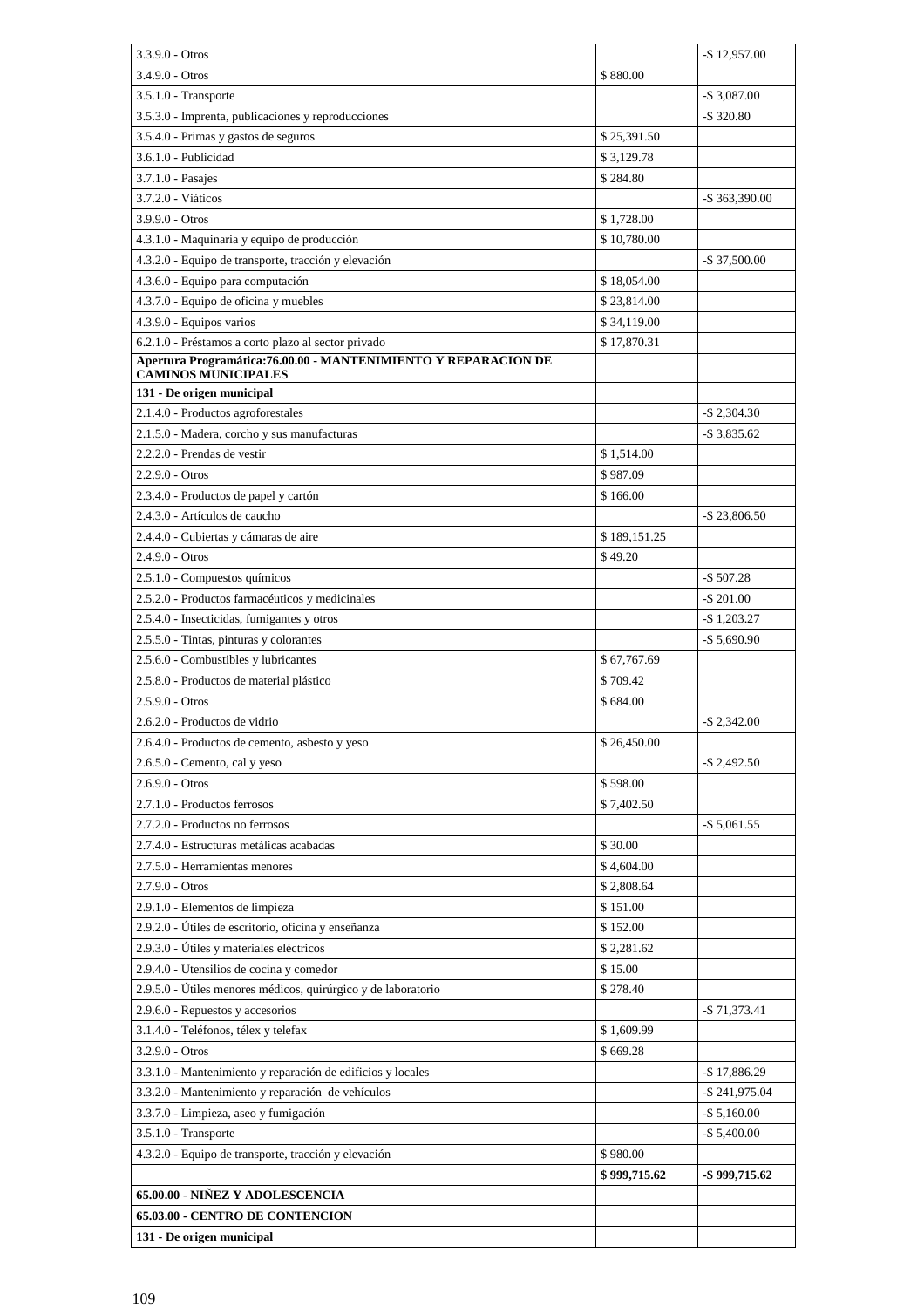| | | |
|---|---|---|
| 3.3.9.0 - Otros | | -$ 12,957.00 |
| 3.4.9.0 - Otros | $ 880.00 | |
| 3.5.1.0 - Transporte | | -$ 3,087.00 |
| 3.5.3.0 - Imprenta, publicaciones y reproducciones | | -$ 320.80 |
| 3.5.4.0 - Primas y gastos de seguros | $ 25,391.50 | |
| 3.6.1.0 - Publicidad | $ 3,129.78 | |
| 3.7.1.0 - Pasajes | $ 284.80 | |
| 3.7.2.0 - Viáticos | | -$ 363,390.00 |
| 3.9.9.0 - Otros | $ 1,728.00 | |
| 4.3.1.0 - Maquinaria y equipo de producción | $ 10,780.00 | |
| 4.3.2.0 - Equipo de transporte, tracción y elevación | | -$ 37,500.00 |
| 4.3.6.0 - Equipo para computación | $ 18,054.00 | |
| 4.3.7.0 - Equipo de oficina y muebles | $ 23,814.00 | |
| 4.3.9.0 - Equipos varios | $ 34,119.00 | |
| 6.2.1.0 - Préstamos a corto plazo al sector privado | $ 17,870.31 | |
| **Apertura Programática:76.00.00 - MANTENIMIENTO Y REPARACION DE CAMINOS MUNICIPALES** | | |
| **131 - De origen municipal** | | |
| 2.1.4.0 - Productos agroforestales | | -$ 2,304.30 |
| 2.1.5.0 - Madera, corcho y sus manufacturas | | -$ 3,835.62 |
| 2.2.2.0 - Prendas de vestir | $ 1,514.00 | |
| 2.2.9.0 - Otros | $ 987.09 | |
| 2.3.4.0 - Productos de papel y cartón | $ 166.00 | |
| 2.4.3.0 - Artículos de caucho | | -$ 23,806.50 |
| 2.4.4.0 - Cubiertas y cámaras de aire | $ 189,151.25 | |
| 2.4.9.0 - Otros | $ 49.20 | |
| 2.5.1.0 - Compuestos químicos | | -$ 507.28 |
| 2.5.2.0 - Productos farmacéuticos y medicinales | | -$ 201.00 |
| 2.5.4.0 - Insecticidas, fumigantes y otros | | -$ 1,203.27 |
| 2.5.5.0 - Tintas, pinturas y colorantes | | -$ 5,690.90 |
| 2.5.6.0 - Combustibles y lubricantes | $ 67,767.69 | |
| 2.5.8.0 - Productos de material plástico | $ 709.42 | |
| 2.5.9.0 - Otros | $ 684.00 | |
| 2.6.2.0 - Productos de vidrio | | -$ 2,342.00 |
| 2.6.4.0 - Productos de cemento, asbesto y yeso | $ 26,450.00 | |
| 2.6.5.0 - Cemento, cal y yeso | | -$ 2,492.50 |
| 2.6.9.0 - Otros | $ 598.00 | |
| 2.7.1.0 - Productos ferrosos | $ 7,402.50 | |
| 2.7.2.0 - Productos no ferrosos | | -$ 5,061.55 |
| 2.7.4.0 - Estructuras metálicas acabadas | $ 30.00 | |
| 2.7.5.0 - Herramientas menores | $ 4,604.00 | |
| 2.7.9.0 - Otros | $ 2,808.64 | |
| 2.9.1.0 - Elementos de limpieza | $ 151.00 | |
| 2.9.2.0 - Útiles de escritorio, oficina y enseñanza | $ 152.00 | |
| 2.9.3.0 - Útiles y materiales eléctricos | $ 2,281.62 | |
| 2.9.4.0 - Utensilios de cocina y comedor | $ 15.00 | |
| 2.9.5.0 - Útiles menores médicos, quirúrgico y de laboratorio | $ 278.40 | |
| 2.9.6.0 - Repuestos y accesorios | | -$ 71,373.41 |
| 3.1.4.0 - Teléfonos, télex y telefax | $ 1,609.99 | |
| 3.2.9.0 - Otros | $ 669.28 | |
| 3.3.1.0 - Mantenimiento y reparación de edificios y locales | | -$ 17,886.29 |
| 3.3.2.0 - Mantenimiento y reparación de vehículos | | -$ 241,975.04 |
| 3.3.7.0 - Limpieza, aseo y fumigación | | -$ 5,160.00 |
| 3.5.1.0 - Transporte | | -$ 5,400.00 |
| 4.3.2.0 - Equipo de transporte, tracción y elevación | $ 980.00 | |
| | **$ 999,715.62** | **-$ 999,715.62** |
| **65.00.00 - NIÑEZ Y ADOLESCENCIA** | | |
| **65.03.00 - CENTRO DE CONTENCION** | | |
| **131 - De origen municipal** | | |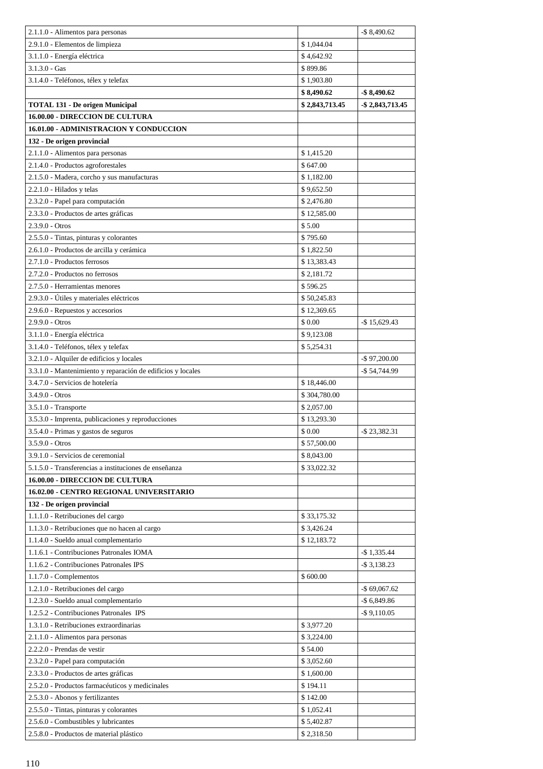| | | |
|---|---|---|
| 2.1.1.0 - Alimentos para personas | | -$ 8,490.62 |
| 2.9.1.0 - Elementos de limpieza | $ 1,044.04 | |
| 3.1.1.0 - Energía eléctrica | $ 4,642.92 | |
| 3.1.3.0 - Gas | $ 899.86 | |
| 3.1.4.0 - Teléfonos, télex y telefax | $ 1,903.80 | |
| | **$ 8,490.62** | **-$ 8,490.62** |
| **TOTAL 131 - De origen Municipal** | **$ 2,843,713.45** | **-$ 2,843,713.45** |
| **16.00.00 - DIRECCION DE CULTURA** | | |
| **16.01.00 - ADMINISTRACION Y CONDUCCION** | | |
| **132 - De origen provincial** | | |
| 2.1.1.0 - Alimentos para personas | $ 1,415.20 | |
| 2.1.4.0 - Productos agroforestales | $ 647.00 | |
| 2.1.5.0 - Madera, corcho y sus manufacturas | $ 1,182.00 | |
| 2.2.1.0 - Hilados y telas | $ 9,652.50 | |
| 2.3.2.0 - Papel para computación | $ 2,476.80 | |
| 2.3.3.0 - Productos de artes gráficas | $ 12,585.00 | |
| 2.3.9.0 - Otros | $ 5.00 | |
| 2.5.5.0 - Tintas, pinturas y colorantes | $ 795.60 | |
| 2.6.1.0 - Productos de arcilla y cerámica | $ 1,822.50 | |
| 2.7.1.0 - Productos ferrosos | $ 13,383.43 | |
| 2.7.2.0 - Productos no ferrosos | $ 2,181.72 | |
| 2.7.5.0 - Herramientas menores | $ 596.25 | |
| 2.9.3.0 - Útiles y materiales eléctricos | $ 50,245.83 | |
| 2.9.6.0 - Repuestos y accesorios | $ 12,369.65 | |
| 2.9.9.0 - Otros | $ 0.00 | -$ 15,629.43 |
| 3.1.1.0 - Energía eléctrica | $ 9,123.08 | |
| 3.1.4.0 - Teléfonos, télex y telefax | $ 5,254.31 | |
| 3.2.1.0 - Alquiler de edificios y locales | | -$ 97,200.00 |
| 3.3.1.0 - Mantenimiento y reparación de edificios y locales | | -$ 54,744.99 |
| 3.4.7.0 - Servicios de hotelería | $ 18,446.00 | |
| 3.4.9.0 - Otros | $ 304,780.00 | |
| 3.5.1.0 - Transporte | $ 2,057.00 | |
| 3.5.3.0 - Imprenta, publicaciones y reproducciones | $ 13,293.30 | |
| 3.5.4.0 - Primas y gastos de seguros | $ 0.00 | -$ 23,382.31 |
| 3.5.9.0 - Otros | $ 57,500.00 | |
| 3.9.1.0 - Servicios de ceremonial | $ 8,043.00 | |
| 5.1.5.0 - Transferencias a instituciones de enseñanza | $ 33,022.32 | |
| **16.00.00 - DIRECCION DE CULTURA** | | |
| **16.02.00 - CENTRO REGIONAL UNIVERSITARIO** | | |
| **132 - De origen provincial** | | |
| 1.1.1.0 - Retribuciones del cargo | $ 33,175.32 | |
| 1.1.3.0 - Retribuciones que no hacen al cargo | $ 3,426.24 | |
| 1.1.4.0 - Sueldo anual complementario | $ 12,183.72 | |
| 1.1.6.1 - Contribuciones Patronales IOMA | | -$ 1,335.44 |
| 1.1.6.2 - Contribuciones Patronales IPS | | -$ 3,138.23 |
| 1.1.7.0 - Complementos | $ 600.00 | |
| 1.2.1.0 - Retribuciones del cargo | | -$ 69,067.62 |
| 1.2.3.0 - Sueldo anual complementario | | -$ 6,849.86 |
| 1.2.5.2 - Contribuciones Patronales IPS | | -$ 9,110.05 |
| 1.3.1.0 - Retribuciones extraordinarias | $ 3,977.20 | |
| 2.1.1.0 - Alimentos para personas | $ 3,224.00 | |
| 2.2.2.0 - Prendas de vestir | $ 54.00 | |
| 2.3.2.0 - Papel para computación | $ 3,052.60 | |
| 2.3.3.0 - Productos de artes gráficas | $ 1,600.00 | |
| 2.5.2.0 - Productos farmacéuticos y medicinales | $ 194.11 | |
| 2.5.3.0 - Abonos y fertilizantes | $ 142.00 | |
| 2.5.5.0 - Tintas, pinturas y colorantes | $ 1,052.41 | |
| 2.5.6.0 - Combustibles y lubricantes | $ 5,402.87 | |
| 2.5.8.0 - Productos de material plástico | $ 2,318.50 | |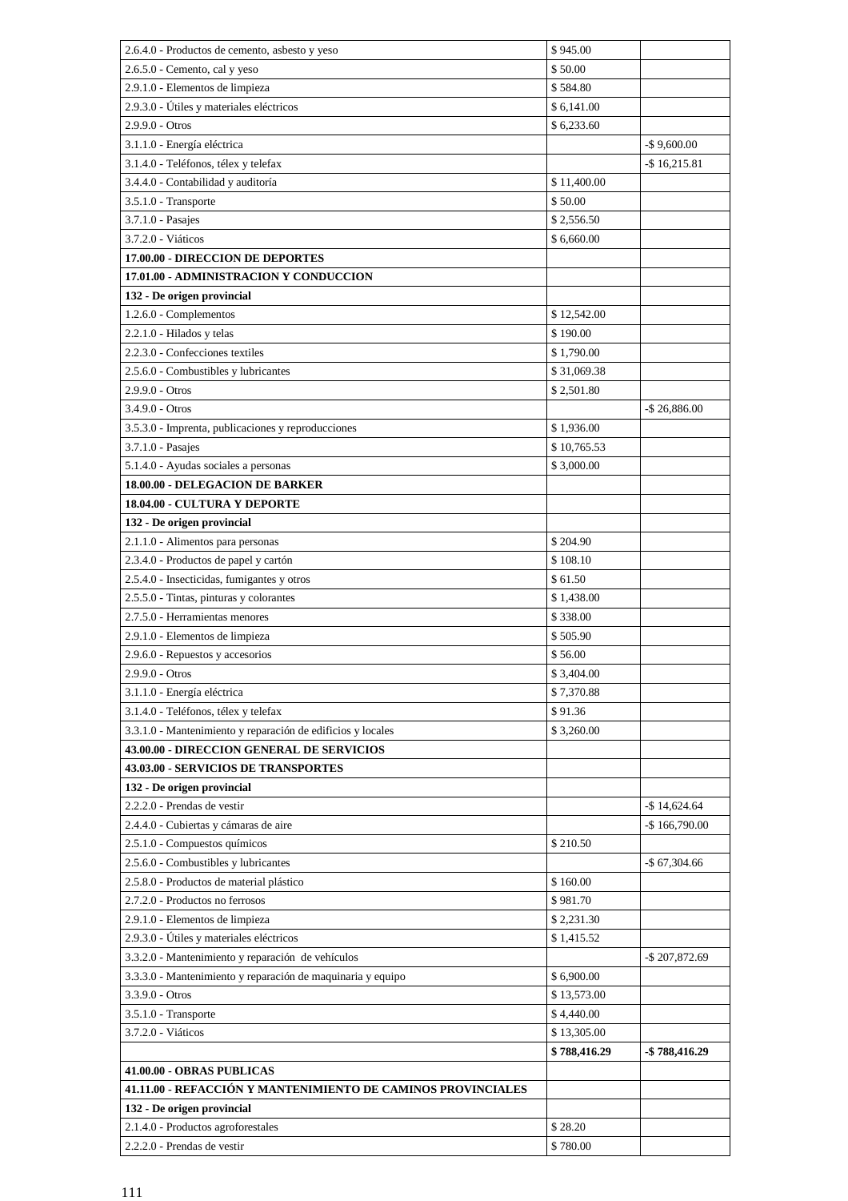| | | |
|---|---|---|
| 2.6.4.0 - Productos de cemento, asbesto y yeso | $ 945.00 | |
| 2.6.5.0 - Cemento, cal y yeso | $ 50.00 | |
| 2.9.1.0 - Elementos de limpieza | $ 584.80 | |
| 2.9.3.0 - Útiles y materiales eléctricos | $ 6,141.00 | |
| 2.9.9.0 - Otros | $ 6,233.60 | |
| 3.1.1.0 - Energía eléctrica | | -$ 9,600.00 |
| 3.1.4.0 - Teléfonos, télex y telefax | | -$ 16,215.81 |
| 3.4.4.0 - Contabilidad y auditoría | $ 11,400.00 | |
| 3.5.1.0 - Transporte | $ 50.00 | |
| 3.7.1.0 - Pasajes | $ 2,556.50 | |
| 3.7.2.0 - Viáticos | $ 6,660.00 | |
| **17.00.00 - DIRECCION DE DEPORTES** | | |
| **17.01.00 - ADMINISTRACION Y CONDUCCION** | | |
| **132 - De origen provincial** | | |
| 1.2.6.0 - Complementos | $ 12,542.00 | |
| 2.2.1.0 - Hilados y telas | $ 190.00 | |
| 2.2.3.0 - Confecciones textiles | $ 1,790.00 | |
| 2.5.6.0 - Combustibles y lubricantes | $ 31,069.38 | |
| 2.9.9.0 - Otros | $ 2,501.80 | |
| 3.4.9.0 - Otros | | -$ 26,886.00 |
| 3.5.3.0 - Imprenta, publicaciones y reproducciones | $ 1,936.00 | |
| 3.7.1.0 - Pasajes | $ 10,765.53 | |
| 5.1.4.0 - Ayudas sociales a personas | $ 3,000.00 | |
| **18.00.00 - DELEGACION DE BARKER** | | |
| **18.04.00 - CULTURA Y DEPORTE** | | |
| **132 - De origen provincial** | | |
| 2.1.1.0 - Alimentos para personas | $ 204.90 | |
| 2.3.4.0 - Productos de papel y cartón | $ 108.10 | |
| 2.5.4.0 - Insecticidas, fumigantes y otros | $ 61.50 | |
| 2.5.5.0 - Tintas, pinturas y colorantes | $ 1,438.00 | |
| 2.7.5.0 - Herramientas menores | $ 338.00 | |
| 2.9.1.0 - Elementos de limpieza | $ 505.90 | |
| 2.9.6.0 - Repuestos y accesorios | $ 56.00 | |
| 2.9.9.0 - Otros | $ 3,404.00 | |
| 3.1.1.0 - Energía eléctrica | $ 7,370.88 | |
| 3.1.4.0 - Teléfonos, télex y telefax | $ 91.36 | |
| 3.3.1.0 - Mantenimiento y reparación de edificios y locales | $ 3,260.00 | |
| **43.00.00 - DIRECCION GENERAL DE SERVICIOS** | | |
| **43.03.00 - SERVICIOS DE TRANSPORTES** | | |
| **132 - De origen provincial** | | |
| 2.2.2.0 - Prendas de vestir | | -$ 14,624.64 |
| 2.4.4.0 - Cubiertas y cámaras de aire | | -$ 166,790.00 |
| 2.5.1.0 - Compuestos químicos | $ 210.50 | |
| 2.5.6.0 - Combustibles y lubricantes | | -$ 67,304.66 |
| 2.5.8.0 - Productos de material plástico | $ 160.00 | |
| 2.7.2.0 - Productos no ferrosos | $ 981.70 | |
| 2.9.1.0 - Elementos de limpieza | $ 2,231.30 | |
| 2.9.3.0 - Útiles y materiales eléctricos | $ 1,415.52 | |
| 3.3.2.0 - Mantenimiento y reparación de vehículos | | -$ 207,872.69 |
| 3.3.3.0 - Mantenimiento y reparación de maquinaria y equipo | $ 6,900.00 | |
| 3.3.9.0 - Otros | $ 13,573.00 | |
| 3.5.1.0 - Transporte | $ 4,440.00 | |
| 3.7.2.0 - Viáticos | $ 13,305.00 | |
| | **$ 788,416.29** | **-$ 788,416.29** |
| **41.00.00 - OBRAS PUBLICAS** | | |
| **41.11.00 - REFACCIÓN Y MANTENIMIENTO DE CAMINOS PROVINCIALES** | | |
| **132 - De origen provincial** | | |
| 2.1.4.0 - Productos agroforestales | $ 28.20 | |
| 2.2.2.0 - Prendas de vestir | $ 780.00 | |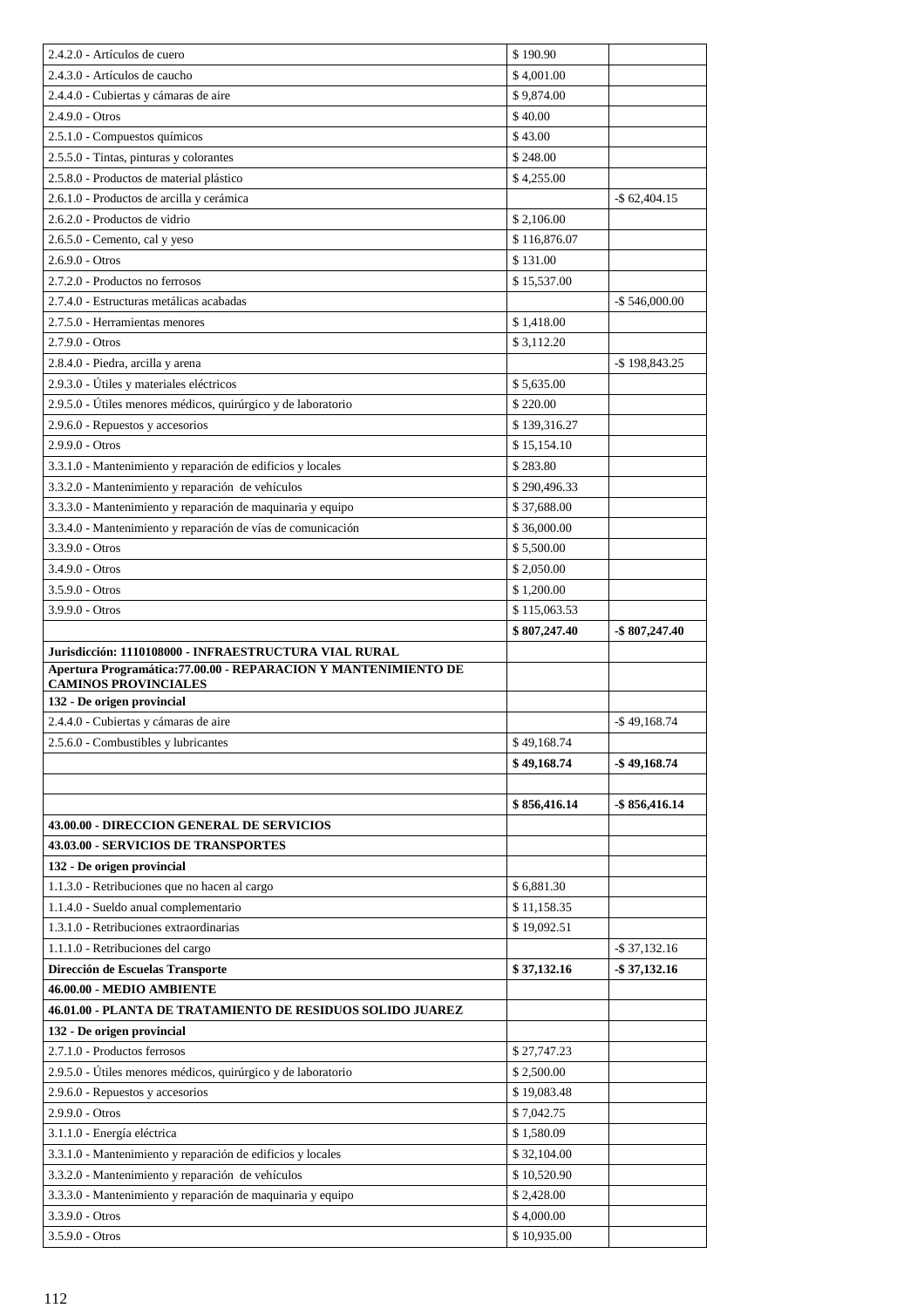| | | |
|---|---|---|
| 2.4.2.0 - Artículos de cuero | $ 190.90 | |
| 2.4.3.0 - Artículos de caucho | $ 4,001.00 | |
| 2.4.4.0 - Cubiertas y cámaras de aire | $ 9,874.00 | |
| 2.4.9.0 - Otros | $ 40.00 | |
| 2.5.1.0 - Compuestos químicos | $ 43.00 | |
| 2.5.5.0 - Tintas, pinturas y colorantes | $ 248.00 | |
| 2.5.8.0 - Productos de material plástico | $ 4,255.00 | |
| 2.6.1.0 - Productos de arcilla y cerámica | | -$ 62,404.15 |
| 2.6.2.0 - Productos de vidrio | $ 2,106.00 | |
| 2.6.5.0 - Cemento, cal y yeso | $ 116,876.07 | |
| 2.6.9.0 - Otros | $ 131.00 | |
| 2.7.2.0 - Productos no ferrosos | $ 15,537.00 | |
| 2.7.4.0 - Estructuras metálicas acabadas | | -$ 546,000.00 |
| 2.7.5.0 - Herramientas menores | $ 1,418.00 | |
| 2.7.9.0 - Otros | $ 3,112.20 | |
| 2.8.4.0 - Piedra, arcilla y arena | | -$ 198,843.25 |
| 2.9.3.0 - Útiles y materiales eléctricos | $ 5,635.00 | |
| 2.9.5.0 - Útiles menores médicos, quirúrgico y de laboratorio | $ 220.00 | |
| 2.9.6.0 - Repuestos y accesorios | $ 139,316.27 | |
| 2.9.9.0 - Otros | $ 15,154.10 | |
| 3.3.1.0 - Mantenimiento y reparación de edificios y locales | $ 283.80 | |
| 3.3.2.0 - Mantenimiento y reparación de vehículos | $ 290,496.33 | |
| 3.3.3.0 - Mantenimiento y reparación de maquinaria y equipo | $ 37,688.00 | |
| 3.3.4.0 - Mantenimiento y reparación de vías de comunicación | $ 36,000.00 | |
| 3.3.9.0 - Otros | $ 5,500.00 | |
| 3.4.9.0 - Otros | $ 2,050.00 | |
| 3.5.9.0 - Otros | $ 1,200.00 | |
| 3.9.9.0 - Otros | $ 115,063.53 | |
| | **$ 807,247.40** | **-$ 807,247.40** |
| **Jurisdicción: 1110108000 - INFRAESTRUCTURA VIAL RURAL** | | |
| **Apertura Programática:77.00.00 - REPARACION Y MANTENIMIENTO DE CAMINOS PROVINCIALES** | | |
| **132 - De origen provincial** | | |
| 2.4.4.0 - Cubiertas y cámaras de aire | | -$ 49,168.74 |
| 2.5.6.0 - Combustibles y lubricantes | $ 49,168.74 | |
| | **$ 49,168.74** | **-$ 49,168.74** |
| | | |
| | **$ 856,416.14** | **-$ 856,416.14** |
| **43.00.00 - DIRECCION GENERAL DE SERVICIOS** | | |
| **43.03.00 - SERVICIOS DE TRANSPORTES** | | |
| **132 - De origen provincial** | | |
| 1.1.3.0 - Retribuciones que no hacen al cargo | $ 6,881.30 | |
| 1.1.4.0 - Sueldo anual complementario | $ 11,158.35 | |
| 1.3.1.0 - Retribuciones extraordinarias | $ 19,092.51 | |
| 1.1.1.0 - Retribuciones del cargo | | -$ 37,132.16 |
| **Dirección de Escuelas Transporte** | **$ 37,132.16** | **-$ 37,132.16** |
| **46.00.00 - MEDIO AMBIENTE** | | |
| **46.01.00 - PLANTA DE TRATAMIENTO DE RESIDUOS SOLIDO JUAREZ** | | |
| **132 - De origen provincial** | | |
| 2.7.1.0 - Productos ferrosos | $ 27,747.23 | |
| 2.9.5.0 - Útiles menores médicos, quirúrgico y de laboratorio | $ 2,500.00 | |
| 2.9.6.0 - Repuestos y accesorios | $ 19,083.48 | |
| 2.9.9.0 - Otros | $ 7,042.75 | |
| 3.1.1.0 - Energía eléctrica | $ 1,580.09 | |
| 3.3.1.0 - Mantenimiento y reparación de edificios y locales | $ 32,104.00 | |
| 3.3.2.0 - Mantenimiento y reparación de vehículos | $ 10,520.90 | |
| 3.3.3.0 - Mantenimiento y reparación de maquinaria y equipo | $ 2,428.00 | |
| 3.3.9.0 - Otros | $ 4,000.00 | |
| 3.5.9.0 - Otros | $ 10,935.00 | |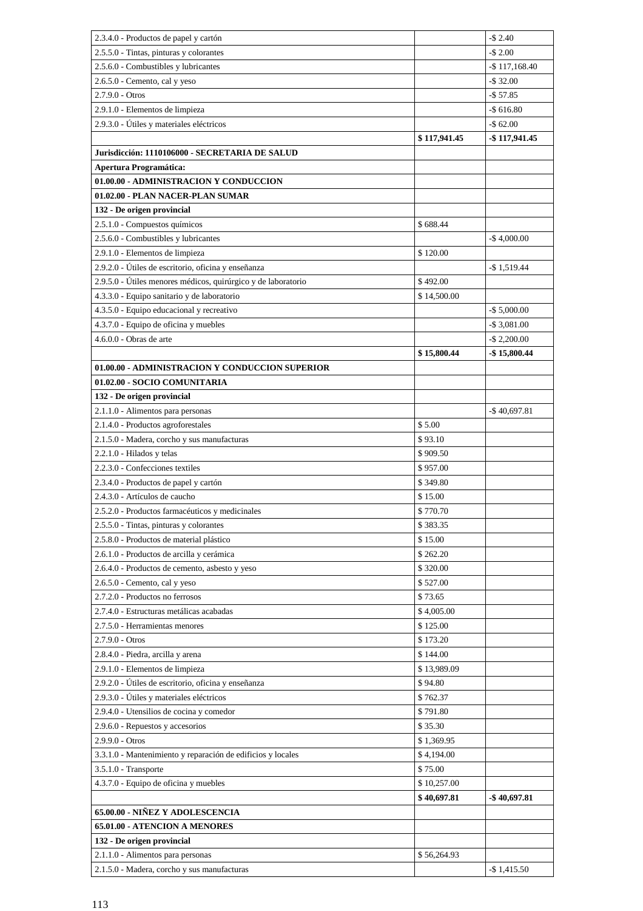| | | |
|---|---|---|
| 2.3.4.0 - Productos de papel y cartón | | -$ 2.40 |
| 2.5.5.0 - Tintas, pinturas y colorantes | | -$ 2.00 |
| 2.5.6.0 - Combustibles y lubricantes | | -$ 117,168.40 |
| 2.6.5.0 - Cemento, cal y yeso | | -$ 32.00 |
| 2.7.9.0 - Otros | | -$ 57.85 |
| 2.9.1.0 - Elementos de limpieza | | -$ 616.80 |
| 2.9.3.0 - Útiles y materiales eléctricos | | -$ 62.00 |
| | **$ 117,941.45** | **-$ 117,941.45** |
| **Jurisdicción: 1110106000 - SECRETARIA DE SALUD** | | |
| **Apertura Programática:** | | |
| **01.00.00 - ADMINISTRACION Y CONDUCCION** | | |
| **01.02.00 - PLAN NACER-PLAN SUMAR** | | |
| **132 - De origen provincial** | | |
| 2.5.1.0 - Compuestos químicos | $ 688.44 | |
| 2.5.6.0 - Combustibles y lubricantes | | -$ 4,000.00 |
| 2.9.1.0 - Elementos de limpieza | $ 120.00 | |
| 2.9.2.0 - Útiles de escritorio, oficina y enseñanza | | -$ 1,519.44 |
| 2.9.5.0 - Útiles menores médicos, quirúrgico y de laboratorio | $ 492.00 | |
| 4.3.3.0 - Equipo sanitario y de laboratorio | $ 14,500.00 | |
| 4.3.5.0 - Equipo educacional y recreativo | | -$ 5,000.00 |
| 4.3.7.0 - Equipo de oficina y muebles | | -$ 3,081.00 |
| 4.6.0.0 - Obras de arte | | -$ 2,200.00 |
| | **$ 15,800.44** | **-$ 15,800.44** |
| **01.00.00 - ADMINISTRACION Y CONDUCCION SUPERIOR** | | |
| **01.02.00 - SOCIO COMUNITARIA** | | |
| **132 - De origen provincial** | | |
| 2.1.1.0 - Alimentos para personas | | -$ 40,697.81 |
| 2.1.4.0 - Productos agroforestales | $ 5.00 | |
| 2.1.5.0 - Madera, corcho y sus manufacturas | $ 93.10 | |
| 2.2.1.0 - Hilados y telas | $ 909.50 | |
| 2.2.3.0 - Confecciones textiles | $ 957.00 | |
| 2.3.4.0 - Productos de papel y cartón | $ 349.80 | |
| 2.4.3.0 - Artículos de caucho | $ 15.00 | |
| 2.5.2.0 - Productos farmacéuticos y medicinales | $ 770.70 | |
| 2.5.5.0 - Tintas, pinturas y colorantes | $ 383.35 | |
| 2.5.8.0 - Productos de material plástico | $ 15.00 | |
| 2.6.1.0 - Productos de arcilla y cerámica | $ 262.20 | |
| 2.6.4.0 - Productos de cemento, asbesto y yeso | $ 320.00 | |
| 2.6.5.0 - Cemento, cal y yeso | $ 527.00 | |
| 2.7.2.0 - Productos no ferrosos | $ 73.65 | |
| 2.7.4.0 - Estructuras metálicas acabadas | $ 4,005.00 | |
| 2.7.5.0 - Herramientas menores | $ 125.00 | |
| 2.7.9.0 - Otros | $ 173.20 | |
| 2.8.4.0 - Piedra, arcilla y arena | $ 144.00 | |
| 2.9.1.0 - Elementos de limpieza | $ 13,989.09 | |
| 2.9.2.0 - Útiles de escritorio, oficina y enseñanza | $ 94.80 | |
| 2.9.3.0 - Útiles y materiales eléctricos | $ 762.37 | |
| 2.9.4.0 - Utensilios de cocina y comedor | $ 791.80 | |
| 2.9.6.0 - Repuestos y accesorios | $ 35.30 | |
| 2.9.9.0 - Otros | $ 1,369.95 | |
| 3.3.1.0 - Mantenimiento y reparación de edificios y locales | $ 4,194.00 | |
| 3.5.1.0 - Transporte | $ 75.00 | |
| 4.3.7.0 - Equipo de oficina y muebles | $ 10,257.00 | |
| | **$ 40,697.81** | **-$ 40,697.81** |
| **65.00.00 - NIÑEZ Y ADOLESCENCIA** | | |
| **65.01.00 - ATENCION A MENORES** | | |
| **132 - De origen provincial** | | |
| 2.1.1.0 - Alimentos para personas | $ 56,264.93 | |
| 2.1.5.0 - Madera, corcho y sus manufacturas | | -$ 1,415.50 |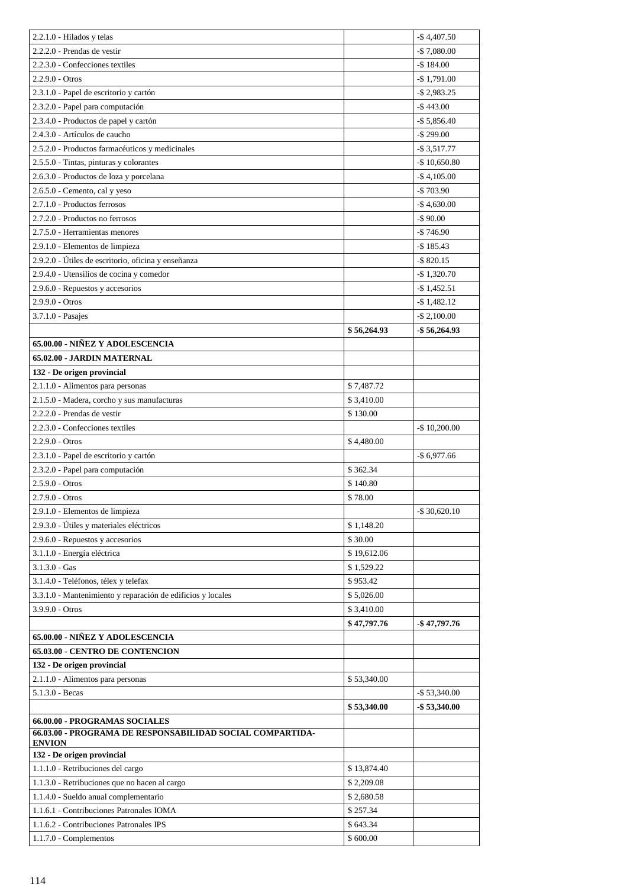| | | |
|---|---|---|
| 2.2.1.0 - Hilados y telas | | -$ 4,407.50 |
| 2.2.2.0 - Prendas de vestir | | -$ 7,080.00 |
| 2.2.3.0 - Confecciones textiles | | -$ 184.00 |
| 2.2.9.0 - Otros | | -$ 1,791.00 |
| 2.3.1.0 - Papel de escritorio y cartón | | -$ 2,983.25 |
| 2.3.2.0 - Papel para computación | | -$ 443.00 |
| 2.3.4.0 - Productos de papel y cartón | | -$ 5,856.40 |
| 2.4.3.0 - Artículos de caucho | | -$ 299.00 |
| 2.5.2.0 - Productos farmacéuticos y medicinales | | -$ 3,517.77 |
| 2.5.5.0 - Tintas, pinturas y colorantes | | -$ 10,650.80 |
| 2.6.3.0 - Productos de loza y porcelana | | -$ 4,105.00 |
| 2.6.5.0 - Cemento, cal y yeso | | -$ 703.90 |
| 2.7.1.0 - Productos ferrosos | | -$ 4,630.00 |
| 2.7.2.0 - Productos no ferrosos | | -$ 90.00 |
| 2.7.5.0 - Herramientas menores | | -$ 746.90 |
| 2.9.1.0 - Elementos de limpieza | | -$ 185.43 |
| 2.9.2.0 - Útiles de escritorio, oficina y enseñanza | | -$ 820.15 |
| 2.9.4.0 - Utensilios de cocina y comedor | | -$ 1,320.70 |
| 2.9.6.0 - Repuestos y accesorios | | -$ 1,452.51 |
| 2.9.9.0 - Otros | | -$ 1,482.12 |
| 3.7.1.0 - Pasajes | | -$ 2,100.00 |
| | **$ 56,264.93** | **-$ 56,264.93** |
| **65.00.00 - NIÑEZ Y ADOLESCENCIA** | | |
| **65.02.00 - JARDIN MATERNAL** | | |
| **132 - De origen provincial** | | |
| 2.1.1.0 - Alimentos para personas | $ 7,487.72 | |
| 2.1.5.0 - Madera, corcho y sus manufacturas | $ 3,410.00 | |
| 2.2.2.0 - Prendas de vestir | $ 130.00 | |
| 2.2.3.0 - Confecciones textiles | | -$ 10,200.00 |
| 2.2.9.0 - Otros | $ 4,480.00 | |
| 2.3.1.0 - Papel de escritorio y cartón | | -$ 6,977.66 |
| 2.3.2.0 - Papel para computación | $ 362.34 | |
| 2.5.9.0 - Otros | $ 140.80 | |
| 2.7.9.0 - Otros | $ 78.00 | |
| 2.9.1.0 - Elementos de limpieza | | -$ 30,620.10 |
| 2.9.3.0 - Útiles y materiales eléctricos | $ 1,148.20 | |
| 2.9.6.0 - Repuestos y accesorios | $ 30.00 | |
| 3.1.1.0 - Energía eléctrica | $ 19,612.06 | |
| 3.1.3.0 - Gas | $ 1,529.22 | |
| 3.1.4.0 - Teléfonos, télex y telefax | $ 953.42 | |
| 3.3.1.0 - Mantenimiento y reparación de edificios y locales | $ 5,026.00 | |
| 3.9.9.0 - Otros | $ 3,410.00 | |
| | **$ 47,797.76** | **-$ 47,797.76** |
| **65.00.00 - NIÑEZ Y ADOLESCENCIA** | | |
| **65.03.00 - CENTRO DE CONTENCION** | | |
| **132 - De origen provincial** | | |
| 2.1.1.0 - Alimentos para personas | $ 53,340.00 | |
| 5.1.3.0 - Becas | | -$ 53,340.00 |
| | **$ 53,340.00** | **-$ 53,340.00** |
| **66.00.00 - PROGRAMAS SOCIALES** | | |
| **66.03.00 - PROGRAMA DE RESPONSABILIDAD SOCIAL COMPARTIDA-ENVION** | | |
| **132 - De origen provincial** | | |
| 1.1.1.0 - Retribuciones del cargo | $ 13,874.40 | |
| 1.1.3.0 - Retribuciones que no hacen al cargo | $ 2,209.08 | |
| 1.1.4.0 - Sueldo anual complementario | $ 2,680.58 | |
| 1.1.6.1 - Contribuciones Patronales IOMA | $ 257.34 | |
| 1.1.6.2 - Contribuciones Patronales IPS | $ 643.34 | |
| 1.1.7.0 - Complementos | $ 600.00 | |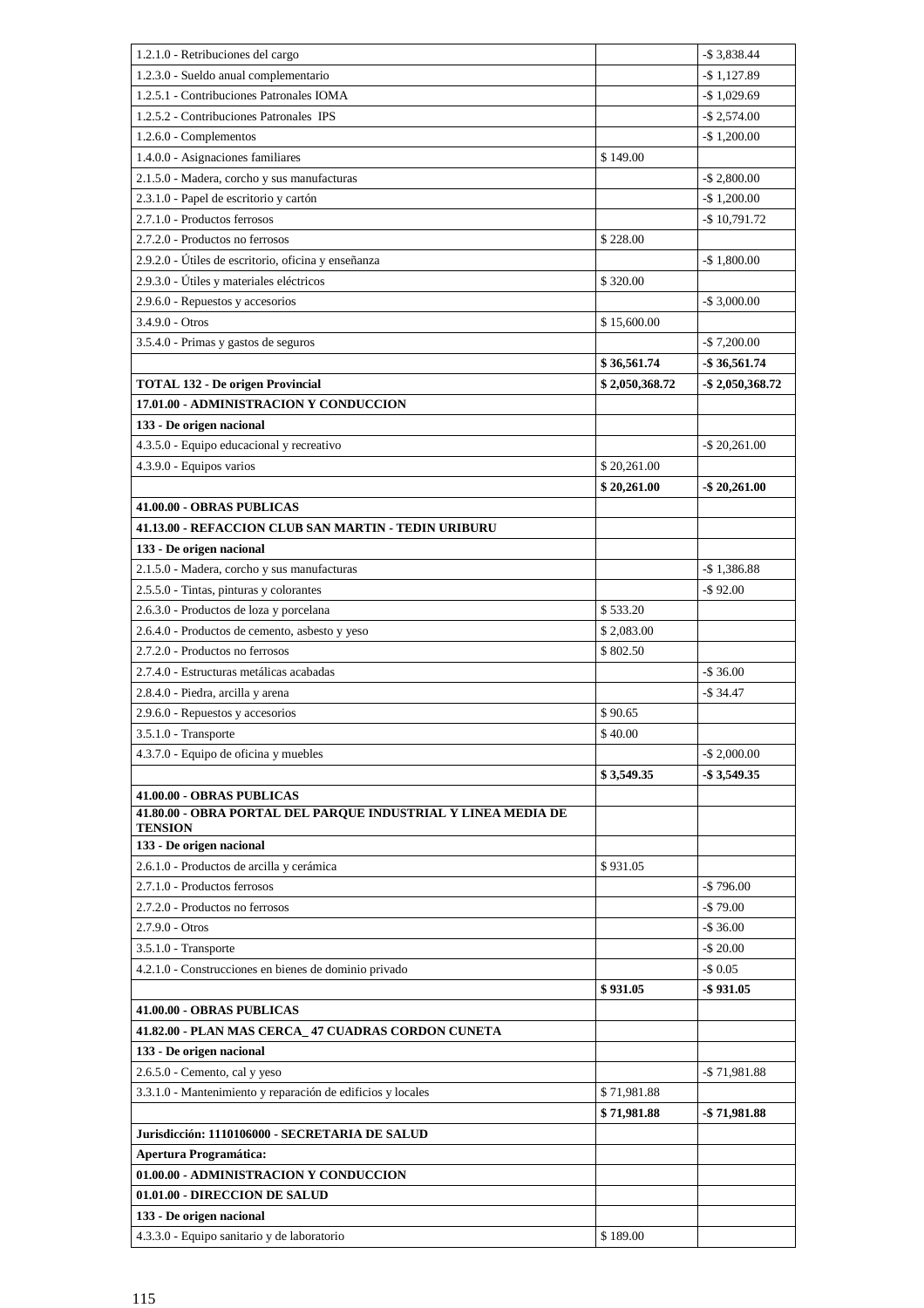| | | |
|---|---|---|
| 1.2.1.0 - Retribuciones del cargo | | -$ 3,838.44 |
| 1.2.3.0 - Sueldo anual complementario | | -$ 1,127.89 |
| 1.2.5.1 - Contribuciones Patronales IOMA | | -$ 1,029.69 |
| 1.2.5.2 - Contribuciones Patronales IPS | | -$ 2,574.00 |
| 1.2.6.0 - Complementos | | -$ 1,200.00 |
| 1.4.0.0 - Asignaciones familiares | $ 149.00 | |
| 2.1.5.0 - Madera, corcho y sus manufacturas | | -$ 2,800.00 |
| 2.3.1.0 - Papel de escritorio y cartón | | -$ 1,200.00 |
| 2.7.1.0 - Productos ferrosos | | -$ 10,791.72 |
| 2.7.2.0 - Productos no ferrosos | $ 228.00 | |
| 2.9.2.0 - Útiles de escritorio, oficina y enseñanza | | -$ 1,800.00 |
| 2.9.3.0 - Útiles y materiales eléctricos | $ 320.00 | |
| 2.9.6.0 - Repuestos y accesorios | | -$ 3,000.00 |
| 3.4.9.0 - Otros | $ 15,600.00 | |
| 3.5.4.0 - Primas y gastos de seguros | | -$ 7,200.00 |
| | **$ 36,561.74** | **-$ 36,561.74** |
| **TOTAL 132 - De origen Provincial** | **$ 2,050,368.72** | **-$ 2,050,368.72** |
| **17.01.00 - ADMINISTRACION Y CONDUCCION** | | |
| **133 - De origen nacional** | | |
| 4.3.5.0 - Equipo educacional y recreativo | | -$ 20,261.00 |
| 4.3.9.0 - Equipos varios | $ 20,261.00 | |
| | **$ 20,261.00** | **-$ 20,261.00** |
| **41.00.00 - OBRAS PUBLICAS** | | |
| **41.13.00 - REFACCION CLUB SAN MARTIN - TEDIN URIBURU** | | |
| **133 - De origen nacional** | | |
| 2.1.5.0 - Madera, corcho y sus manufacturas | | -$ 1,386.88 |
| 2.5.5.0 - Tintas, pinturas y colorantes | | -$ 92.00 |
| 2.6.3.0 - Productos de loza y porcelana | $ 533.20 | |
| 2.6.4.0 - Productos de cemento, asbesto y yeso | $ 2,083.00 | |
| 2.7.2.0 - Productos no ferrosos | $ 802.50 | |
| 2.7.4.0 - Estructuras metálicas acabadas | | -$ 36.00 |
| 2.8.4.0 - Piedra, arcilla y arena | | -$ 34.47 |
| 2.9.6.0 - Repuestos y accesorios | $ 90.65 | |
| 3.5.1.0 - Transporte | $ 40.00 | |
| 4.3.7.0 - Equipo de oficina y muebles | | -$ 2,000.00 |
| | **$ 3,549.35** | **-$ 3,549.35** |
| **41.00.00 - OBRAS PUBLICAS** | | |
| **41.80.00 - OBRA PORTAL DEL PARQUE INDUSTRIAL Y LINEA MEDIA DE TENSION** | | |
| **133 - De origen nacional** | | |
| 2.6.1.0 - Productos de arcilla y cerámica | $ 931.05 | |
| 2.7.1.0 - Productos ferrosos | | -$ 796.00 |
| 2.7.2.0 - Productos no ferrosos | | -$ 79.00 |
| 2.7.9.0 - Otros | | -$ 36.00 |
| 3.5.1.0 - Transporte | | -$ 20.00 |
| 4.2.1.0 - Construcciones en bienes de dominio privado | | -$ 0.05 |
| | **$ 931.05** | **-$ 931.05** |
| **41.00.00 - OBRAS PUBLICAS** | | |
| **41.82.00 - PLAN MAS CERCA_ 47 CUADRAS CORDON CUNETA** | | |
| **133 - De origen nacional** | | |
| 2.6.5.0 - Cemento, cal y yeso | | -$ 71,981.88 |
| 3.3.1.0 - Mantenimiento y reparación de edificios y locales | $ 71,981.88 | |
| | **$ 71,981.88** | **-$ 71,981.88** |
| **Jurisdicción: 1110106000 - SECRETARIA DE SALUD** | | |
| **Apertura Programática:** | | |
| **01.00.00 - ADMINISTRACION Y CONDUCCION** | | |
| **01.01.00 - DIRECCION DE SALUD** | | |
| **133 - De origen nacional** | | |
| 4.3.3.0 - Equipo sanitario y de laboratorio | $ 189.00 | |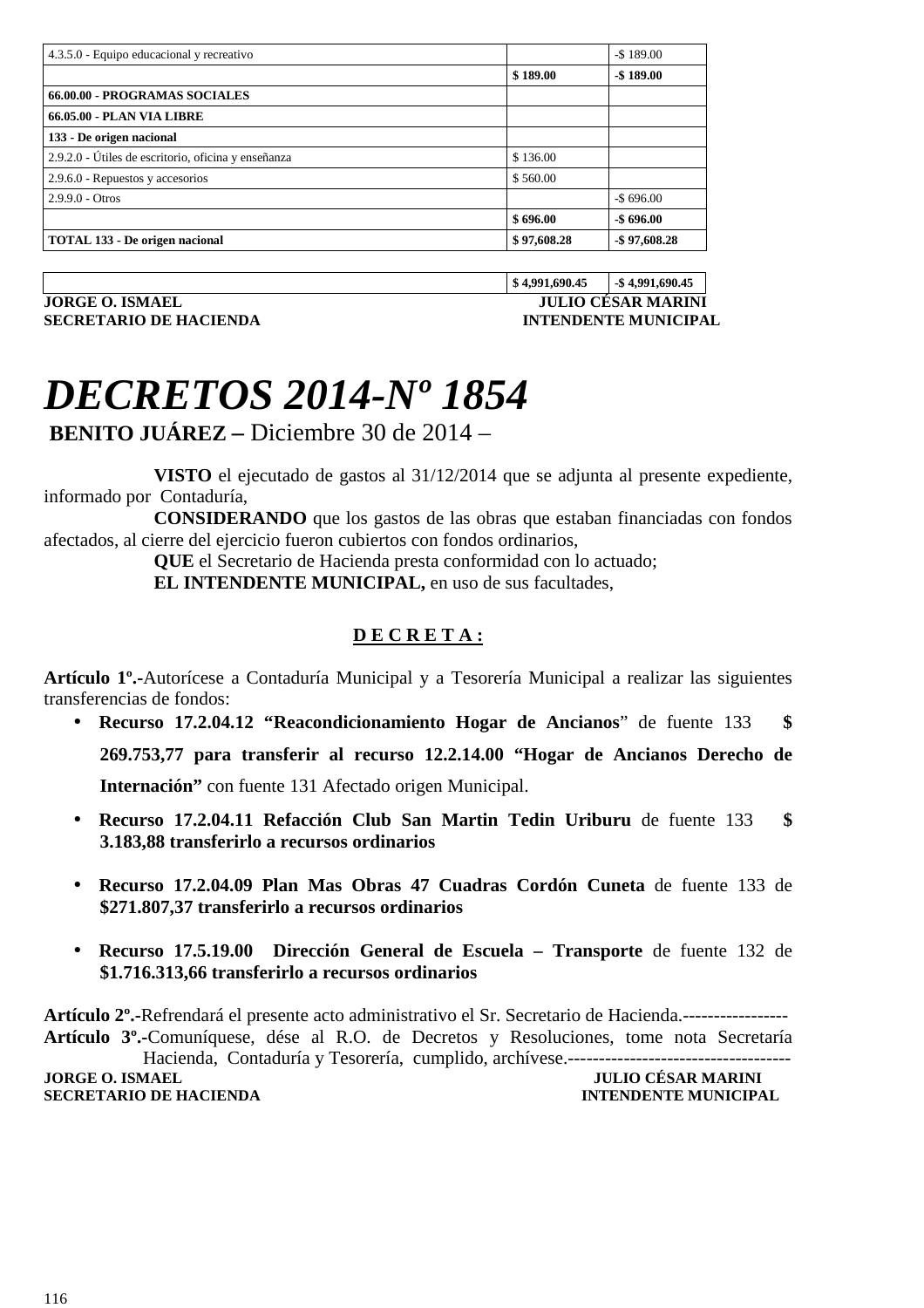| | | |
|---|---|---|
| 4.3.5.0 - Equipo educacional y recreativo | | -$ 189.00 |
| | **$ 189.00** | **-$ 189.00** |
| **66.00.00 - PROGRAMAS SOCIALES** | | |
| **66.05.00 - PLAN VIA LIBRE** | | |
| **133 - De origen nacional** | | |
| 2.9.2.0 - Útiles de escritorio, oficina y enseñanza | $ 136.00 | |
| 2.9.6.0 - Repuestos y accesorios | $ 560.00 | |
| 2.9.9.0 - Otros | | -$ 696.00 |
| | **$ 696.00** | **-$ 696.00** |
| **TOTAL 133 - De origen nacional** | **$ 97,608.28** | **-$ 97,608.28** |

| | | |
|---|---|---|
| | **$ 4,991,690.45** | **-$ 4,991,690.45** |

**JORGE O. ISMAEL** — **JULIO CÉSAR MARINI**
**SECRETARIO DE HACIENDA** — **INTENDENTE MUNICIPAL**

# *DECRETOS 2014-Nº 1854*

**BENITO JUÁREZ –** Diciembre 30 de 2014 –

**VISTO** el ejecutado de gastos al 31/12/2014 que se adjunta al presente expediente, informado por Contaduría,

**CONSIDERANDO** que los gastos de las obras que estaban financiadas con fondos afectados, al cierre del ejercicio fueron cubiertos con fondos ordinarios,

**QUE** el Secretario de Hacienda presta conformidad con lo actuado;

**EL INTENDENTE MUNICIPAL,** en uso de sus facultades,

**D E C R E T A :**

**Artículo 1º.-**Autorícese a Contaduría Municipal y a Tesorería Municipal a realizar las siguientes transferencias de fondos:

- **Recurso 17.2.04.12 "Reacondicionamiento Hogar de Ancianos**" de fuente 133 **$ 269.753,77 para transferir al recurso 12.2.14.00 "Hogar de Ancianos Derecho de Internación"** con fuente 131 Afectado origen Municipal.
- **Recurso 17.2.04.11 Refacción Club San Martin Tedin Uriburu** de fuente 133 **$ 3.183,88 transferirlo a recursos ordinarios**
- **Recurso 17.2.04.09 Plan Mas Obras 47 Cuadras Cordón Cuneta** de fuente 133 de **$271.807,37 transferirlo a recursos ordinarios**
- **Recurso 17.5.19.00 Dirección General de Escuela – Transporte** de fuente 132 de **$1.716.313,66 transferirlo a recursos ordinarios**

**Artículo 2º.-**Refrendará el presente acto administrativo el Sr. Secretario de Hacienda.-----------------

**Artículo 3º.-**Comuníquese, dése al R.O. de Decretos y Resoluciones, tome nota Secretaría Hacienda, Contaduría y Tesorería, cumplido, archívese.------------------------------------

**JORGE O. ISMAEL** — **JULIO CÉSAR MARINI**
**SECRETARIO DE HACIENDA** — **INTENDENTE MUNICIPAL**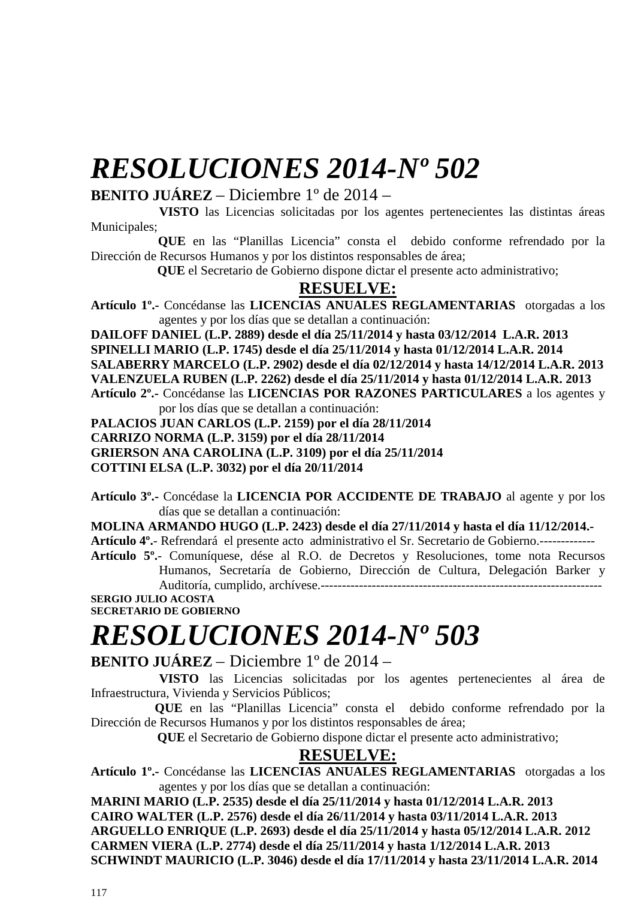# *RESOLUCIONES 2014-Nº 502*

**BENITO JUÁREZ** – Diciembre 1º de 2014 –

**VISTO** las Licencias solicitadas por los agentes pertenecientes las distintas áreas Municipales;

**QUE** en las "Planillas Licencia" consta el debido conforme refrendado por la Dirección de Recursos Humanos y por los distintos responsables de área;

**QUE** el Secretario de Gobierno dispone dictar el presente acto administrativo;

**<u>RESUELVE:</u>**

**Artículo 1º.-** Concédanse las **LICENCIAS ANUALES REGLAMENTARIAS** otorgadas a los agentes y por los días que se detallan a continuación:

**DAILOFF DANIEL (L.P. 2889) desde el día 25/11/2014 y hasta 03/12/2014 L.A.R. 2013**
**SPINELLI MARIO (L.P. 1745) desde el día 25/11/2014 y hasta 01/12/2014 L.A.R. 2014**
**SALABERRY MARCELO (L.P. 2902) desde el día 02/12/2014 y hasta 14/12/2014 L.A.R. 2013**
**VALENZUELA RUBEN (L.P. 2262) desde el día 25/11/2014 y hasta 01/12/2014 L.A.R. 2013**

**Artículo 2º.-** Concédanse las **LICENCIAS POR RAZONES PARTICULARES** a los agentes y por los días que se detallan a continuación:

**PALACIOS JUAN CARLOS (L.P. 2159) por el día 28/11/2014**
**CARRIZO NORMA (L.P. 3159) por el día 28/11/2014**
**GRIERSON ANA CAROLINA (L.P. 3109) por el día 25/11/2014**
**COTTINI ELSA (L.P. 3032) por el día 20/11/2014**

**Artículo 3º.-** Concédase la **LICENCIA POR ACCIDENTE DE TRABAJO** al agente y por los días que se detallan a continuación:

**MOLINA ARMANDO HUGO (L.P. 2423) desde el día 27/11/2014 y hasta el día 11/12/2014.-**

**Artículo 4º.-** Refrendará el presente acto administrativo el Sr. Secretario de Gobierno.-------------

**Artículo 5º.-** Comuníquese, dése al R.O. de Decretos y Resoluciones, tome nota Recursos Humanos, Secretaría de Gobierno, Dirección de Cultura, Delegación Barker y Auditoría, cumplido, archívese.------------------------------------------------------------------

**SERGIO JULIO ACOSTA**
**SECRETARIO DE GOBIERNO**

# *RESOLUCIONES 2014-Nº 503*

**BENITO JUÁREZ** – Diciembre 1º de 2014 –

**VISTO** las Licencias solicitadas por los agentes pertenecientes al área de Infraestructura, Vivienda y Servicios Públicos;

**QUE** en las "Planillas Licencia" consta el debido conforme refrendado por la Dirección de Recursos Humanos y por los distintos responsables de área;

**QUE** el Secretario de Gobierno dispone dictar el presente acto administrativo;

**<u>RESUELVE:</u>**

**Artículo 1º.-** Concédanse las **LICENCIAS ANUALES REGLAMENTARIAS** otorgadas a los agentes y por los días que se detallan a continuación:

**MARINI MARIO (L.P. 2535) desde el día 25/11/2014 y hasta 01/12/2014 L.A.R. 2013**
**CAIRO WALTER (L.P. 2576) desde el día 26/11/2014 y hasta 03/11/2014 L.A.R. 2013**
**ARGUELLO ENRIQUE (L.P. 2693) desde el día 25/11/2014 y hasta 05/12/2014 L.A.R. 2012**
**CARMEN VIERA (L.P. 2774) desde el día 25/11/2014 y hasta 1/12/2014 L.A.R. 2013**
**SCHWINDT MAURICIO (L.P. 3046) desde el día 17/11/2014 y hasta 23/11/2014 L.A.R. 2014**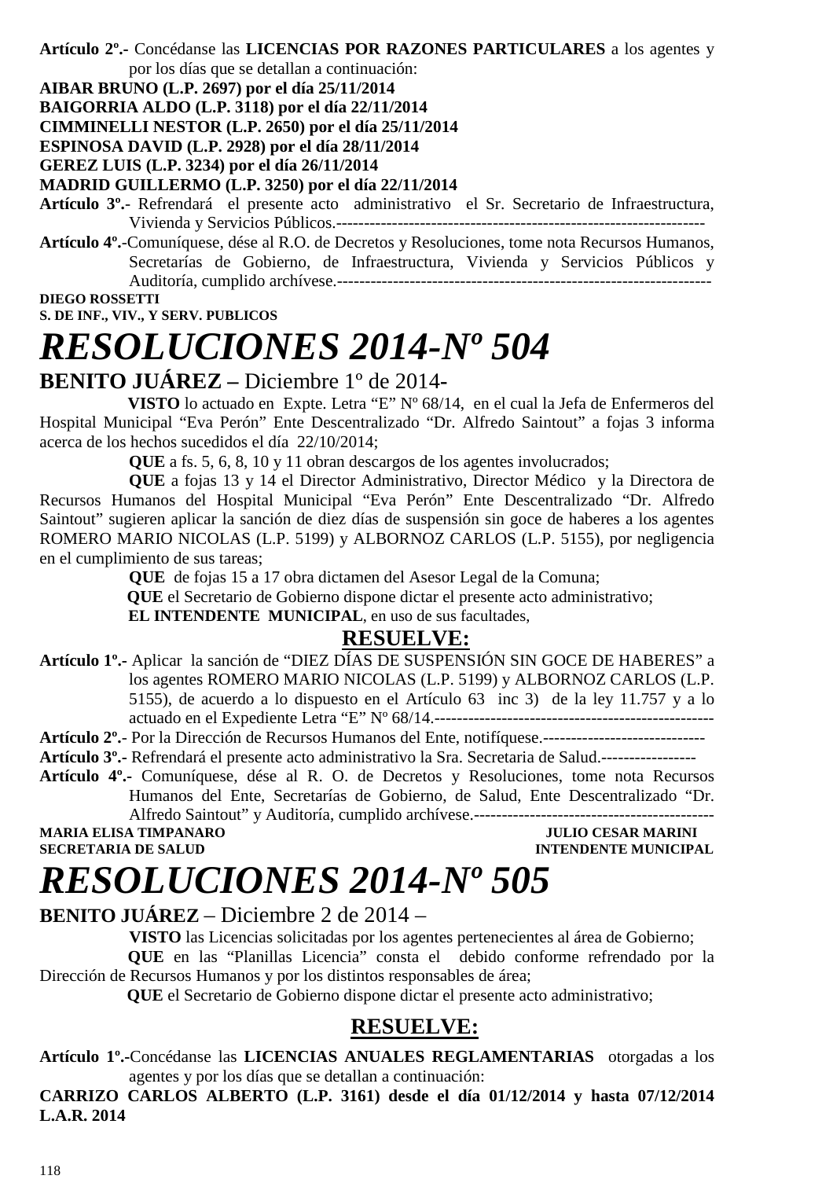**Artículo 2º.-** Concédanse las **LICENCIAS POR RAZONES PARTICULARES** a los agentes y por los días que se detallan a continuación:

**AIBAR BRUNO (L.P. 2697) por el día 25/11/2014**
**BAIGORRIA ALDO (L.P. 3118) por el día 22/11/2014**
**CIMMINELLI NESTOR (L.P. 2650) por el día 25/11/2014**
**ESPINOSA DAVID (L.P. 2928) por el día 28/11/2014**
**GEREZ LUIS (L.P. 3234) por el día 26/11/2014**
**MADRID GUILLERMO (L.P. 3250) por el día 22/11/2014**

**Artículo 3º.-** Refrendará el presente acto administrativo el Sr. Secretario de Infraestructura, Vivienda y Servicios Públicos.-------------------------------------------------------------------

**Artículo 4º.-**Comuníquese, dése al R.O. de Decretos y Resoluciones, tome nota Recursos Humanos, Secretarías de Gobierno, de Infraestructura, Vivienda y Servicios Públicos y Auditoría, cumplido archívese.-------------------------------------------------------------------

**DIEGO ROSSETTI**
**S. DE INF., VIV., Y SERV. PUBLICOS**

# *RESOLUCIONES 2014-Nº 504*

**BENITO JUÁREZ –** Diciembre 1º de 2014-

**VISTO** lo actuado en Expte. Letra "E" Nº 68/14, en el cual la Jefa de Enfermeros del Hospital Municipal "Eva Perón" Ente Descentralizado "Dr. Alfredo Saintout" a fojas 3 informa acerca de los hechos sucedidos el día 22/10/2014;

**QUE** a fs. 5, 6, 8, 10 y 11 obran descargos de los agentes involucrados;

**QUE** a fojas 13 y 14 el Director Administrativo, Director Médico y la Directora de Recursos Humanos del Hospital Municipal "Eva Perón" Ente Descentralizado "Dr. Alfredo Saintout" sugieren aplicar la sanción de diez días de suspensión sin goce de haberes a los agentes ROMERO MARIO NICOLAS (L.P. 5199) y ALBORNOZ CARLOS (L.P. 5155), por negligencia en el cumplimiento de sus tareas;

**QUE** de fojas 15 a 17 obra dictamen del Asesor Legal de la Comuna;

**QUE** el Secretario de Gobierno dispone dictar el presente acto administrativo;

**EL INTENDENTE MUNICIPAL**, en uso de sus facultades,

## RESUELVE:

**Artículo 1º.-** Aplicar la sanción de "DIEZ DÍAS DE SUSPENSIÓN SIN GOCE DE HABERES" a los agentes ROMERO MARIO NICOLAS (L.P. 5199) y ALBORNOZ CARLOS (L.P. 5155), de acuerdo a lo dispuesto en el Artículo 63 inc 3) de la ley 11.757 y a lo actuado en el Expediente Letra "E" Nº 68/14.--------------------------------------------------

**Artículo 2º.-** Por la Dirección de Recursos Humanos del Ente, notifíquese.-----------------------------

**Artículo 3º.-** Refrendará el presente acto administrativo la Sra. Secretaria de Salud.-----------------

**Artículo 4º.-** Comuníquese, dése al R. O. de Decretos y Resoluciones, tome nota Recursos Humanos del Ente, Secretarías de Gobierno, de Salud, Ente Descentralizado "Dr. Alfredo Saintout" y Auditoría, cumplido archívese.-------------------------------------------

**MARIA ELISA TIMPANARO** — **JULIO CESAR MARINI**
**SECRETARIA DE SALUD** — **INTENDENTE MUNICIPAL**

# *RESOLUCIONES 2014-Nº 505*

**BENITO JUÁREZ** – Diciembre 2 de 2014 –

**VISTO** las Licencias solicitadas por los agentes pertenecientes al área de Gobierno;

**QUE** en las "Planillas Licencia" consta el debido conforme refrendado por la Dirección de Recursos Humanos y por los distintos responsables de área;

**QUE** el Secretario de Gobierno dispone dictar el presente acto administrativo;

## RESUELVE:

**Artículo 1º.-**Concédanse las **LICENCIAS ANUALES REGLAMENTARIAS** otorgadas a los agentes y por los días que se detallan a continuación:

**CARRIZO CARLOS ALBERTO (L.P. 3161) desde el día 01/12/2014 y hasta 07/12/2014 L.A.R. 2014**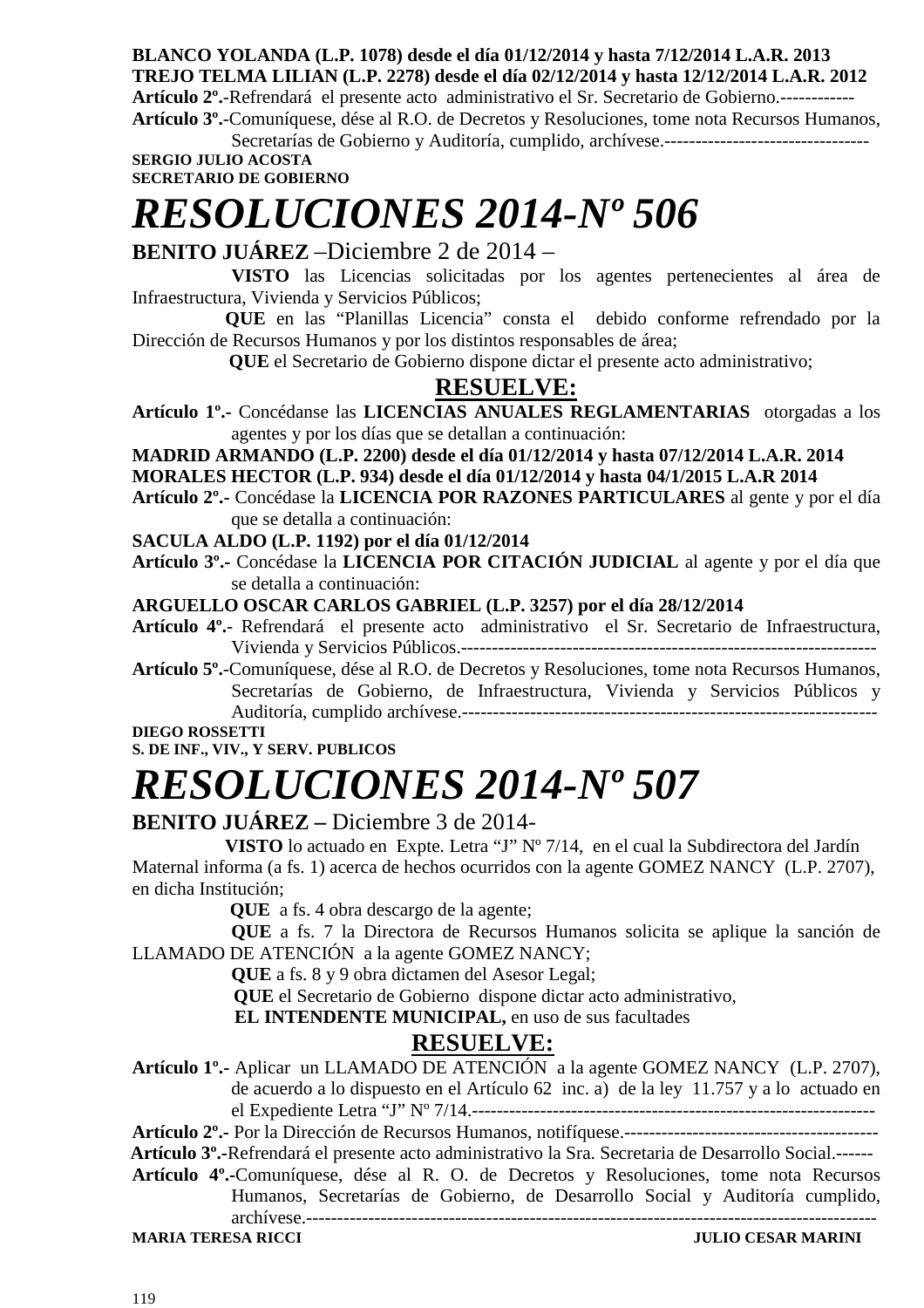**BLANCO YOLANDA (L.P. 1078) desde el día 01/12/2014 y hasta 7/12/2014 L.A.R. 2013**
**TREJO TELMA LILIAN (L.P. 2278) desde el día 02/12/2014 y hasta 12/12/2014 L.A.R. 2012**
**Artículo 2º.-**Refrendará el presente acto administrativo el Sr. Secretario de Gobierno.------------
**Artículo 3º.-**Comuníquese, dése al R.O. de Decretos y Resoluciones, tome nota Recursos Humanos, Secretarías de Gobierno y Auditoría, cumplido, archívese.---------------------------------
**SERGIO JULIO ACOSTA**
**SECRETARIO DE GOBIERNO**

# *RESOLUCIONES 2014-Nº 506*

**BENITO JUÁREZ** –Diciembre 2 de 2014 –

**VISTO** las Licencias solicitadas por los agentes pertenecientes al área de Infraestructura, Vivienda y Servicios Públicos;

**QUE** en las "Planillas Licencia" consta el debido conforme refrendado por la Dirección de Recursos Humanos y por los distintos responsables de área;

**QUE** el Secretario de Gobierno dispone dictar el presente acto administrativo;

**RESUELVE:**

**Artículo 1º.-** Concédanse las **LICENCIAS ANUALES REGLAMENTARIAS** otorgadas a los agentes y por los días que se detallan a continuación:
**MADRID ARMANDO (L.P. 2200) desde el día 01/12/2014 y hasta 07/12/2014 L.A.R. 2014**
**MORALES HECTOR (L.P. 934) desde el día 01/12/2014 y hasta 04/1/2015 L.A.R 2014**
**Artículo 2º.-** Concédase la **LICENCIA POR RAZONES PARTICULARES** al gente y por el día que se detalla a continuación:
**SACULA ALDO (L.P. 1192) por el día 01/12/2014**
**Artículo 3º.-** Concédase la **LICENCIA POR CITACIÓN JUDICIAL** al agente y por el día que se detalla a continuación:
**ARGUELLO OSCAR CARLOS GABRIEL (L.P. 3257) por el día 28/12/2014**
**Artículo 4º.-** Refrendará el presente acto administrativo el Sr. Secretario de Infraestructura, Vivienda y Servicios Públicos.-------------------------------------------------------------------
**Artículo 5º.-**Comuníquese, dése al R.O. de Decretos y Resoluciones, tome nota Recursos Humanos, Secretarías de Gobierno, de Infraestructura, Vivienda y Servicios Públicos y Auditoría, cumplido archívese.-------------------------------------------------------------------
**DIEGO ROSSETTI**
**S. DE INF., VIV., Y SERV. PUBLICOS**

# *RESOLUCIONES 2014-Nº 507*

**BENITO JUÁREZ –** Diciembre 3 de 2014-

**VISTO** lo actuado en Expte. Letra "J" Nº 7/14, en el cual la Subdirectora del Jardín Maternal informa (a fs. 1) acerca de hechos ocurridos con la agente GOMEZ NANCY (L.P. 2707), en dicha Institución;

**QUE** a fs. 4 obra descargo de la agente;

**QUE** a fs. 7 la Directora de Recursos Humanos solicita se aplique la sanción de LLAMADO DE ATENCIÓN a la agente GOMEZ NANCY;

**QUE** a fs. 8 y 9 obra dictamen del Asesor Legal;

**QUE** el Secretario de Gobierno dispone dictar acto administrativo,

**EL INTENDENTE MUNICIPAL,** en uso de sus facultades

**RESUELVE:**

**Artículo 1º.-** Aplicar un LLAMADO DE ATENCIÓN a la agente GOMEZ NANCY (L.P. 2707), de acuerdo a lo dispuesto en el Artículo 62 inc. a) de la ley 11.757 y a lo actuado en el Expediente Letra "J" Nº 7/14.-----------------------------------------------------------------
**Artículo 2º.-** Por la Dirección de Recursos Humanos, notifíquese.------------------------------------------
**Artículo 3º.-**Refrendará el presente acto administrativo la Sra. Secretaria de Desarrollo Social.------
**Artículo 4º.-**Comuníquese, dése al R. O. de Decretos y Resoluciones, tome nota Recursos Humanos, Secretarías de Gobierno, de Desarrollo Social y Auditoría cumplido, archívese.------------------------------------------------------------------------------------------
**MARIA TERESA RICCI** **JULIO CESAR MARINI**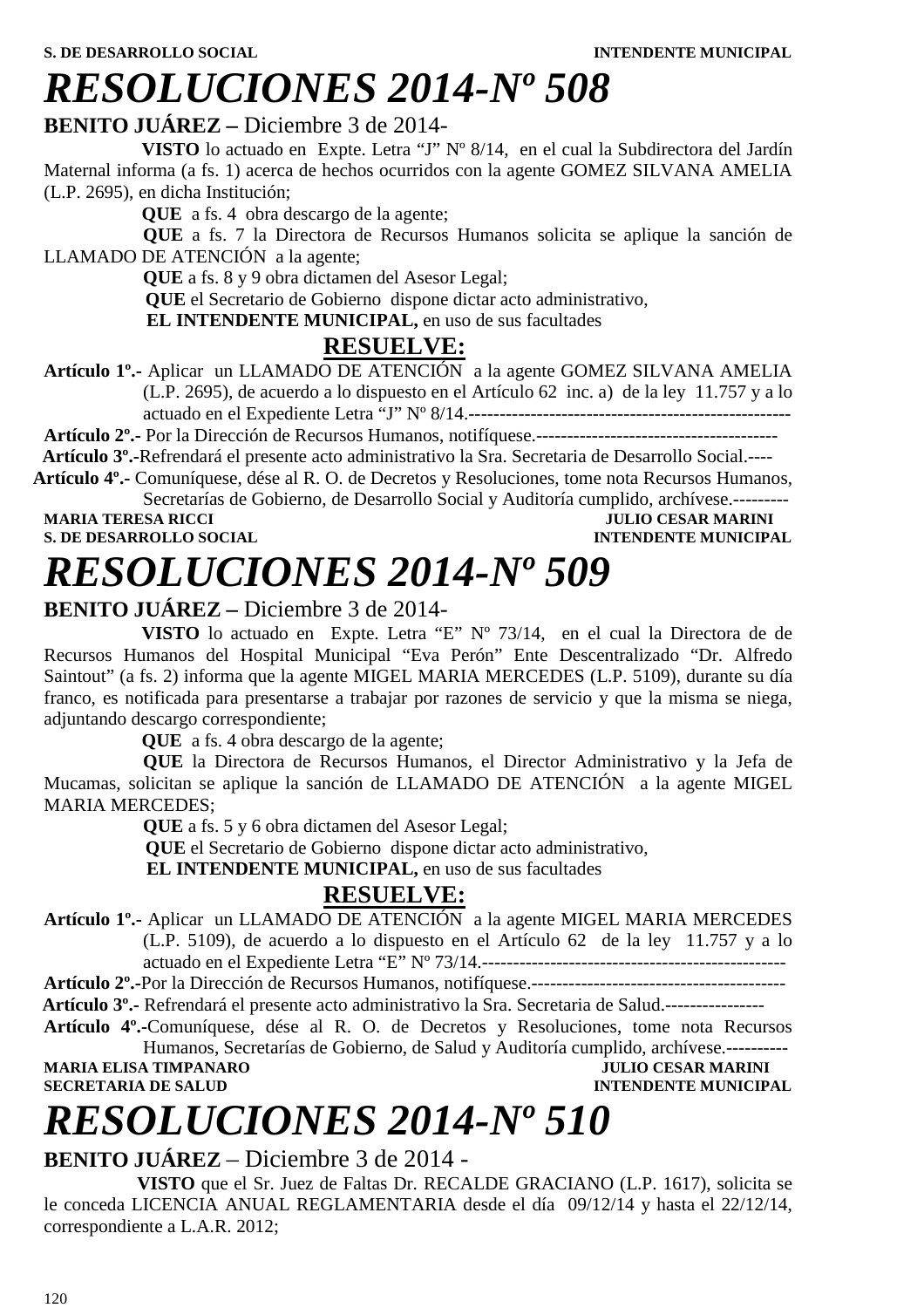**S. DE DESARROLLO SOCIAL** **INTENDENTE MUNICIPAL**

# *RESOLUCIONES 2014-Nº 508*

**BENITO JUÁREZ –** Diciembre 3 de 2014-

**VISTO** lo actuado en Expte. Letra “J” Nº 8/14, en el cual la Subdirectora del Jardín Maternal informa (a fs. 1) acerca de hechos ocurridos con la agente GOMEZ SILVANA AMELIA (L.P. 2695), en dicha Institución;

**QUE** a fs. 4 obra descargo de la agente;

**QUE** a fs. 7 la Directora de Recursos Humanos solicita se aplique la sanción de LLAMADO DE ATENCIÓN a la agente;

**QUE** a fs. 8 y 9 obra dictamen del Asesor Legal;

**QUE** el Secretario de Gobierno dispone dictar acto administrativo,

**EL INTENDENTE MUNICIPAL,** en uso de sus facultades

**RESUELVE:**

**Artículo 1º.-** Aplicar un LLAMADO DE ATENCIÓN a la agente GOMEZ SILVANA AMELIA (L.P. 2695), de acuerdo a lo dispuesto en el Artículo 62 inc. a) de la ley 11.757 y a lo actuado en el Expediente Letra “J” Nº 8/14.----------------------------------------------------

**Artículo 2º.-** Por la Dirección de Recursos Humanos, notifíquese.---------------------------------------

**Artículo 3º.-**Refrendará el presente acto administrativo la Sra. Secretaria de Desarrollo Social.----

**Artículo 4º.-** Comuníquese, dése al R. O. de Decretos y Resoluciones, tome nota Recursos Humanos, Secretarías de Gobierno, de Desarrollo Social y Auditoría cumplido, archívese.---------

**MARIA TERESA RICCI** **JULIO CESAR MARINI**
**S. DE DESARROLLO SOCIAL** **INTENDENTE MUNICIPAL**

# *RESOLUCIONES 2014-Nº 509*

**BENITO JUÁREZ –** Diciembre 3 de 2014-

**VISTO** lo actuado en Expte. Letra “E” Nº 73/14, en el cual la Directora de de Recursos Humanos del Hospital Municipal “Eva Perón” Ente Descentralizado “Dr. Alfredo Saintout” (a fs. 2) informa que la agente MIGEL MARIA MERCEDES (L.P. 5109), durante su día franco, es notificada para presentarse a trabajar por razones de servicio y que la misma se niega, adjuntando descargo correspondiente;

**QUE** a fs. 4 obra descargo de la agente;

**QUE** la Directora de Recursos Humanos, el Director Administrativo y la Jefa de Mucamas, solicitan se aplique la sanción de LLAMADO DE ATENCIÓN a la agente MIGEL MARIA MERCEDES;

**QUE** a fs. 5 y 6 obra dictamen del Asesor Legal;

**QUE** el Secretario de Gobierno dispone dictar acto administrativo,

**EL INTENDENTE MUNICIPAL,** en uso de sus facultades

**RESUELVE:**

**Artículo 1º.-** Aplicar un LLAMADO DE ATENCIÓN a la agente MIGEL MARIA MERCEDES (L.P. 5109), de acuerdo a lo dispuesto en el Artículo 62 de la ley 11.757 y a lo actuado en el Expediente Letra “E” Nº 73/14.------------------------------------------------

**Artículo 2º.-**Por la Dirección de Recursos Humanos, notifíquese.-----------------------------------------

**Artículo 3º.-** Refrendará el presente acto administrativo la Sra. Secretaria de Salud.----------------

**Artículo 4º.-**Comuníquese, dése al R. O. de Decretos y Resoluciones, tome nota Recursos Humanos, Secretarías de Gobierno, de Salud y Auditoría cumplido, archívese.----------

**MARIA ELISA TIMPANARO** **JULIO CESAR MARINI**
**SECRETARIA DE SALUD** **INTENDENTE MUNICIPAL**

# *RESOLUCIONES 2014-Nº 510*

**BENITO JUÁREZ** – Diciembre 3 de 2014 -

**VISTO** que el Sr. Juez de Faltas Dr. RECALDE GRACIANO (L.P. 1617), solicita se le conceda LICENCIA ANUAL REGLAMENTARIA desde el día 09/12/14 y hasta el 22/12/14, correspondiente a L.A.R. 2012;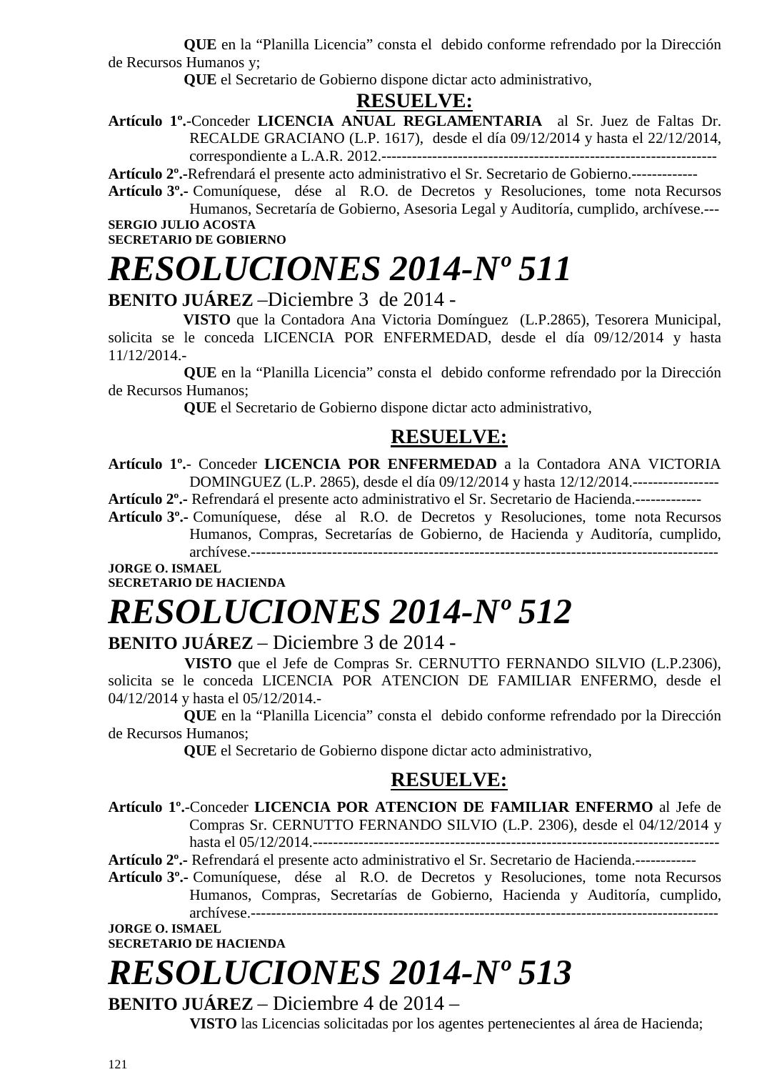**QUE** en la “Planilla Licencia” consta el debido conforme refrendado por la Dirección de Recursos Humanos y;

**QUE** el Secretario de Gobierno dispone dictar acto administrativo,

**RESUELVE:**

**Artículo 1º.-**Conceder **LICENCIA ANUAL REGLAMENTARIA** al Sr. Juez de Faltas Dr. RECALDE GRACIANO (L.P. 1617), desde el día 09/12/2014 y hasta el 22/12/2014, correspondiente a L.A.R. 2012.-----------------------------------------------------------------

**Artículo 2º.-**Refrendará el presente acto administrativo el Sr. Secretario de Gobierno.-------------

**Artículo 3º.-** Comuníquese, dése al R.O. de Decretos y Resoluciones, tome nota Recursos Humanos, Secretaría de Gobierno, Asesoria Legal y Auditoría, cumplido, archívese.---

**SERGIO JULIO ACOSTA**
**SECRETARIO DE GOBIERNO**

# *RESOLUCIONES 2014-Nº 511*

**BENITO JUÁREZ** –Diciembre 3 de 2014 -

**VISTO** que la Contadora Ana Victoria Domínguez (L.P.2865), Tesorera Municipal, solicita se le conceda LICENCIA POR ENFERMEDAD, desde el día 09/12/2014 y hasta 11/12/2014.-

**QUE** en la “Planilla Licencia” consta el debido conforme refrendado por la Dirección de Recursos Humanos;

**QUE** el Secretario de Gobierno dispone dictar acto administrativo,

**RESUELVE:**

**Artículo 1º.-** Conceder **LICENCIA POR ENFERMEDAD** a la Contadora ANA VICTORIA DOMINGUEZ (L.P. 2865), desde el día 09/12/2014 y hasta 12/12/2014.-----------------

**Artículo 2º.-** Refrendará el presente acto administrativo el Sr. Secretario de Hacienda.-------------

**Artículo 3º.-** Comuníquese, dése al R.O. de Decretos y Resoluciones, tome nota Recursos Humanos, Compras, Secretarías de Gobierno, de Hacienda y Auditoría, cumplido, archívese.-------------------------------------------------------------------------------------------

**JORGE O. ISMAEL**
**SECRETARIO DE HACIENDA**

# *RESOLUCIONES 2014-Nº 512*

**BENITO JUÁREZ** – Diciembre 3 de 2014 -

**VISTO** que el Jefe de Compras Sr. CERNUTTO FERNANDO SILVIO (L.P.2306), solicita se le conceda LICENCIA POR ATENCION DE FAMILIAR ENFERMO, desde el 04/12/2014 y hasta el 05/12/2014.-

**QUE** en la “Planilla Licencia” consta el debido conforme refrendado por la Dirección de Recursos Humanos;

**QUE** el Secretario de Gobierno dispone dictar acto administrativo,

**RESUELVE:**

**Artículo 1º.-**Conceder **LICENCIA POR ATENCION DE FAMILIAR ENFERMO** al Jefe de Compras Sr. CERNUTTO FERNANDO SILVIO (L.P. 2306), desde el 04/12/2014 y hasta el 05/12/2014.--------------------------------------------------------------------------------

**Artículo 2º.-** Refrendará el presente acto administrativo el Sr. Secretario de Hacienda.------------

**Artículo 3º.-** Comuníquese, dése al R.O. de Decretos y Resoluciones, tome nota Recursos Humanos, Compras, Secretarías de Gobierno, Hacienda y Auditoría, cumplido, archívese.-------------------------------------------------------------------------------------------

**JORGE O. ISMAEL**
**SECRETARIO DE HACIENDA**

# *RESOLUCIONES 2014-Nº 513*

**BENITO JUÁREZ** – Diciembre 4 de 2014 –

**VISTO** las Licencias solicitadas por los agentes pertenecientes al área de Hacienda;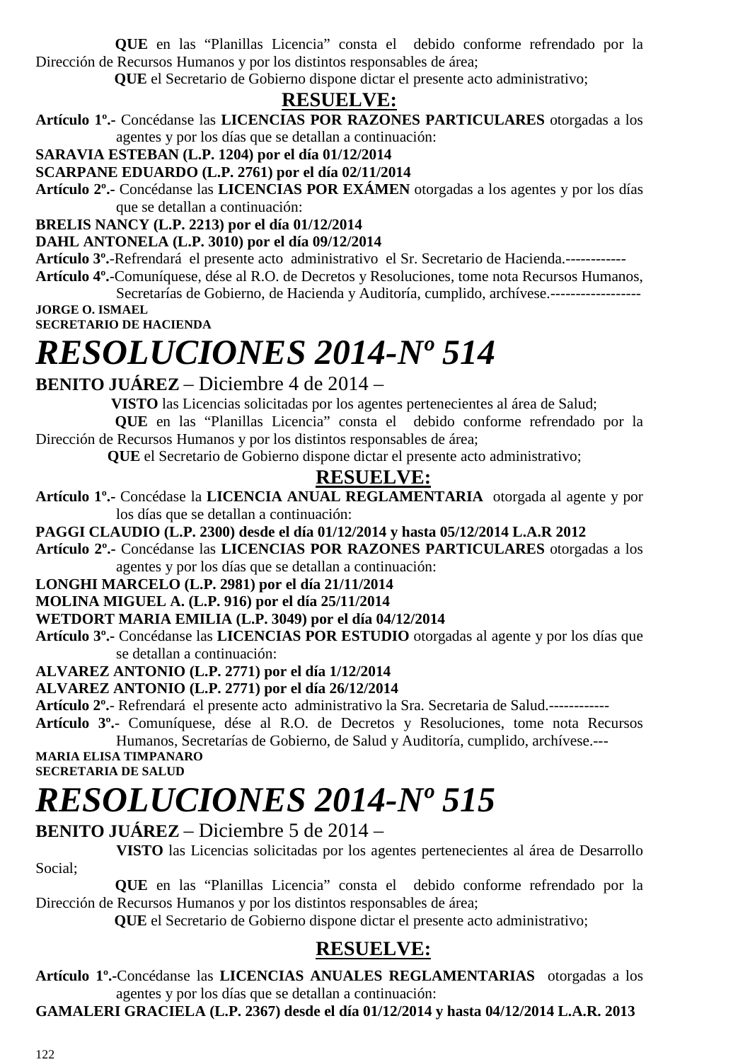**QUE** en las "Planillas Licencia" consta el debido conforme refrendado por la Dirección de Recursos Humanos y por los distintos responsables de área;

**QUE** el Secretario de Gobierno dispone dictar el presente acto administrativo;

## RESUELVE:

**Artículo 1º.-** Concédanse las **LICENCIAS POR RAZONES PARTICULARES** otorgadas a los agentes y por los días que se detallan a continuación:

**SARAVIA ESTEBAN (L.P. 1204) por el día 01/12/2014**

**SCARPANE EDUARDO (L.P. 2761) por el día 02/11/2014**

**Artículo 2º.-** Concédanse las **LICENCIAS POR EXÁMEN** otorgadas a los agentes y por los días que se detallan a continuación:

**BRELIS NANCY (L.P. 2213) por el día 01/12/2014**

**DAHL ANTONELA (L.P. 3010) por el día 09/12/2014**

**Artículo 3º.-**Refrendará el presente acto administrativo el Sr. Secretario de Hacienda.------------

**Artículo 4º.-**Comuníquese, dése al R.O. de Decretos y Resoluciones, tome nota Recursos Humanos, Secretarías de Gobierno, de Hacienda y Auditoría, cumplido, archívese.------------------

**JORGE O. ISMAEL**
**SECRETARIO DE HACIENDA**

# *RESOLUCIONES 2014-Nº 514*

**BENITO JUÁREZ** – Diciembre 4 de 2014 –

**VISTO** las Licencias solicitadas por los agentes pertenecientes al área de Salud;

**QUE** en las "Planillas Licencia" consta el debido conforme refrendado por la Dirección de Recursos Humanos y por los distintos responsables de área;

**QUE** el Secretario de Gobierno dispone dictar el presente acto administrativo;

## RESUELVE:

**Artículo 1º.-** Concédase la **LICENCIA ANUAL REGLAMENTARIA** otorgada al agente y por los días que se detallan a continuación:

**PAGGI CLAUDIO (L.P. 2300) desde el día 01/12/2014 y hasta 05/12/2014 L.A.R 2012**

**Artículo 2º.-** Concédanse las **LICENCIAS POR RAZONES PARTICULARES** otorgadas a los agentes y por los días que se detallan a continuación:

**LONGHI MARCELO (L.P. 2981) por el día 21/11/2014**

**MOLINA MIGUEL A. (L.P. 916) por el día 25/11/2014**

**WETDORT MARIA EMILIA (L.P. 3049) por el día 04/12/2014**

**Artículo 3º.-** Concédanse las **LICENCIAS POR ESTUDIO** otorgadas al agente y por los días que se detallan a continuación:

**ALVAREZ ANTONIO (L.P. 2771) por el día 1/12/2014**

**ALVAREZ ANTONIO (L.P. 2771) por el día 26/12/2014**

**Artículo 2º.-** Refrendará el presente acto administrativo la Sra. Secretaria de Salud.------------

**Artículo 3º.-** Comuníquese, dése al R.O. de Decretos y Resoluciones, tome nota Recursos Humanos, Secretarías de Gobierno, de Salud y Auditoría, cumplido, archívese.---

**MARIA ELISA TIMPANARO**
**SECRETARIA DE SALUD**

# *RESOLUCIONES 2014-Nº 515*

**BENITO JUÁREZ** – Diciembre 5 de 2014 –

**VISTO** las Licencias solicitadas por los agentes pertenecientes al área de Desarrollo Social;

**QUE** en las "Planillas Licencia" consta el debido conforme refrendado por la Dirección de Recursos Humanos y por los distintos responsables de área;

**QUE** el Secretario de Gobierno dispone dictar el presente acto administrativo;

## RESUELVE:

**Artículo 1º.-**Concédanse las **LICENCIAS ANUALES REGLAMENTARIAS** otorgadas a los agentes y por los días que se detallan a continuación:

**GAMALERI GRACIELA (L.P. 2367) desde el día 01/12/2014 y hasta 04/12/2014 L.A.R. 2013**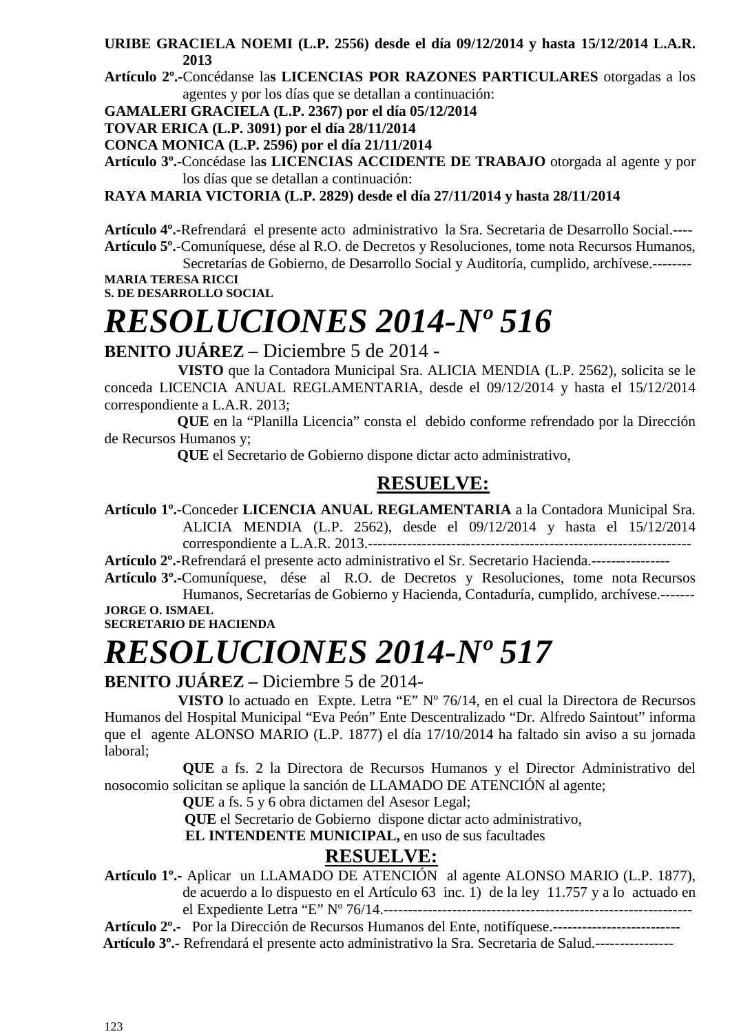**URIBE GRACIELA NOEMI (L.P. 2556) desde el día 09/12/2014 y hasta 15/12/2014 L.A.R. 2013**

**Artículo 2º.-**Concédanse la**s LICENCIAS POR RAZONES PARTICULARES** otorgadas a los agentes y por los días que se detallan a continuación:

**GAMALERI GRACIELA (L.P. 2367) por el día 05/12/2014**

**TOVAR ERICA (L.P. 3091) por el día 28/11/2014**

**CONCA MONICA (L.P. 2596) por el día 21/11/2014**

**Artículo 3º.-**Concédase la**s LICENCIAS ACCIDENTE DE TRABAJO** otorgada al agente y por los días que se detallan a continuación:

**RAYA MARIA VICTORIA (L.P. 2829) desde el día 27/11/2014 y hasta 28/11/2014**

**Artículo 4º.-**Refrendará el presente acto administrativo la Sra. Secretaria de Desarrollo Social.----

**Artículo 5º.-**Comuníquese, dése al R.O. de Decretos y Resoluciones, tome nota Recursos Humanos, Secretarías de Gobierno, de Desarrollo Social y Auditoría, cumplido, archívese.--------

**MARIA TERESA RICCI**
**S. DE DESARROLLO SOCIAL**

# *RESOLUCIONES 2014-Nº 516*

**BENITO JUÁREZ** – Diciembre 5 de 2014 -

**VISTO** que la Contadora Municipal Sra. ALICIA MENDIA (L.P. 2562), solicita se le conceda LICENCIA ANUAL REGLAMENTARIA, desde el 09/12/2014 y hasta el 15/12/2014 correspondiente a L.A.R. 2013;

**QUE** en la "Planilla Licencia" consta el debido conforme refrendado por la Dirección de Recursos Humanos y;

**QUE** el Secretario de Gobierno dispone dictar acto administrativo,

## RESUELVE:

**Artículo 1º.-**Conceder **LICENCIA ANUAL REGLAMENTARIA** a la Contadora Municipal Sra. ALICIA MENDIA (L.P. 2562), desde el 09/12/2014 y hasta el 15/12/2014 correspondiente a L.A.R. 2013.-------------------------------------------------------------------

**Artículo 2º.-**Refrendará el presente acto administrativo el Sr. Secretario Hacienda.----------------

**Artículo 3º.-**Comuníquese, dése al R.O. de Decretos y Resoluciones, tome nota Recursos Humanos, Secretarías de Gobierno y Hacienda, Contaduría, cumplido, archívese.-------

**JORGE O. ISMAEL**
**SECRETARIO DE HACIENDA**

# *RESOLUCIONES 2014-Nº 517*

**BENITO JUÁREZ –** Diciembre 5 de 2014-

**VISTO** lo actuado en Expte. Letra "E" Nº 76/14, en el cual la Directora de Recursos Humanos del Hospital Municipal "Eva Peón" Ente Descentralizado "Dr. Alfredo Saintout" informa que el agente ALONSO MARIO (L.P. 1877) el día 17/10/2014 ha faltado sin aviso a su jornada laboral;

**QUE** a fs. 2 la Directora de Recursos Humanos y el Director Administrativo del nosocomio solicitan se aplique la sanción de LLAMADO DE ATENCIÓN al agente;

**QUE** a fs. 5 y 6 obra dictamen del Asesor Legal;

**QUE** el Secretario de Gobierno dispone dictar acto administrativo,

**EL INTENDENTE MUNICIPAL,** en uso de sus facultades

## RESUELVE:

**Artículo 1º.-** Aplicar un LLAMADO DE ATENCIÓN al agente ALONSO MARIO (L.P. 1877), de acuerdo a lo dispuesto en el Artículo 63 inc. 1) de la ley 11.757 y a lo actuado en el Expediente Letra "E" Nº 76/14.---------------------------------------------------------------

**Artículo 2º.-** Por la Dirección de Recursos Humanos del Ente, notifíquese.--------------------------

**Artículo 3º.-** Refrendará el presente acto administrativo la Sra. Secretaria de Salud.----------------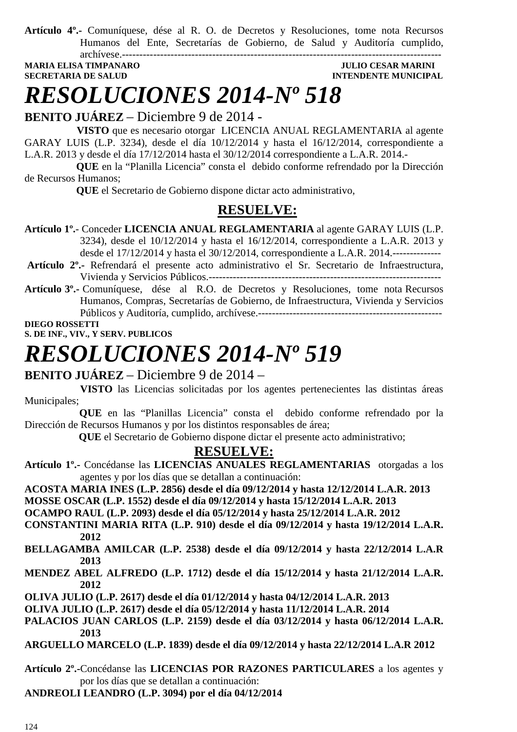**Artículo 4º.-** Comuníquese, dése al R. O. de Decretos y Resoluciones, tome nota Recursos Humanos del Ente, Secretarías de Gobierno, de Salud y Auditoría cumplido, archívese.---------------------------------------------------------------------------------------------

**MARIA ELISA TIMPANARO** — **JULIO CESAR MARINI**
**SECRETARIA DE SALUD** — **INTENDENTE MUNICIPAL**

# *RESOLUCIONES 2014-Nº 518*

**BENITO JUÁREZ** – Diciembre 9 de 2014 -

**VISTO** que es necesario otorgar LICENCIA ANUAL REGLAMENTARIA al agente GARAY LUIS (L.P. 3234), desde el día 10/12/2014 y hasta el 16/12/2014, correspondiente a L.A.R. 2013 y desde el día 17/12/2014 hasta el 30/12/2014 correspondiente a L.A.R. 2014.-

**QUE** en la "Planilla Licencia" consta el debido conforme refrendado por la Dirección de Recursos Humanos;

**QUE** el Secretario de Gobierno dispone dictar acto administrativo,

## RESUELVE:

**Artículo 1º.**- Conceder **LICENCIA ANUAL REGLAMENTARIA** al agente GARAY LUIS (L.P. 3234), desde el 10/12/2014 y hasta el 16/12/2014, correspondiente a L.A.R. 2013 y desde el 17/12/2014 y hasta el 30/12/2014, correspondiente a L.A.R. 2014.--------------

**Artículo 2º.-** Refrendará el presente acto administrativo el Sr. Secretario de Infraestructura, Vivienda y Servicios Públicos.--------------------------------------------------------------------

**Artículo 3º.-** Comuníquese, dése al R.O. de Decretos y Resoluciones, tome nota Recursos Humanos, Compras, Secretarías de Gobierno, de Infraestructura, Vivienda y Servicios Públicos y Auditoría, cumplido, archívese.-----------------------------------------------------

**DIEGO ROSSETTI**
**S. DE INF., VIV., Y SERV. PUBLICOS**

# *RESOLUCIONES 2014-Nº 519*

**BENITO JUÁREZ** – Diciembre 9 de 2014 –

**VISTO** las Licencias solicitadas por los agentes pertenecientes las distintas áreas Municipales;

**QUE** en las "Planillas Licencia" consta el debido conforme refrendado por la Dirección de Recursos Humanos y por los distintos responsables de área;

**QUE** el Secretario de Gobierno dispone dictar el presente acto administrativo;

## RESUELVE:

**Artículo 1º.-** Concédanse las **LICENCIAS ANUALES REGLAMENTARIAS** otorgadas a los agentes y por los días que se detallan a continuación:

**ACOSTA MARIA INES (L.P. 2856) desde el día 09/12/2014 y hasta 12/12/2014 L.A.R. 2013**
**MOSSE OSCAR (L.P. 1552) desde el día 09/12/2014 y hasta 15/12/2014 L.A.R. 2013**
**OCAMPO RAUL (L.P. 2093) desde el día 05/12/2014 y hasta 25/12/2014 L.A.R. 2012**
**CONSTANTINI MARIA RITA (L.P. 910) desde el día 09/12/2014 y hasta 19/12/2014 L.A.R. 2012**
**BELLAGAMBA AMILCAR (L.P. 2538) desde el día 09/12/2014 y hasta 22/12/2014 L.A.R 2013**
**MENDEZ ABEL ALFREDO (L.P. 1712) desde el día 15/12/2014 y hasta 21/12/2014 L.A.R. 2012**
**OLIVA JULIO (L.P. 2617) desde el día 01/12/2014 y hasta 04/12/2014 L.A.R. 2013**
**OLIVA JULIO (L.P. 2617) desde el día 05/12/2014 y hasta 11/12/2014 L.A.R. 2014**
**PALACIOS JUAN CARLOS (L.P. 2159) desde el día 03/12/2014 y hasta 06/12/2014 L.A.R. 2013**
**ARGUELLO MARCELO (L.P. 1839) desde el día 09/12/2014 y hasta 22/12/2014 L.A.R 2012**

**Artículo 2º.-**Concédanse las **LICENCIAS POR RAZONES PARTICULARES** a los agentes y por los días que se detallan a continuación:

**ANDREOLI LEANDRO (L.P. 3094) por el día 04/12/2014**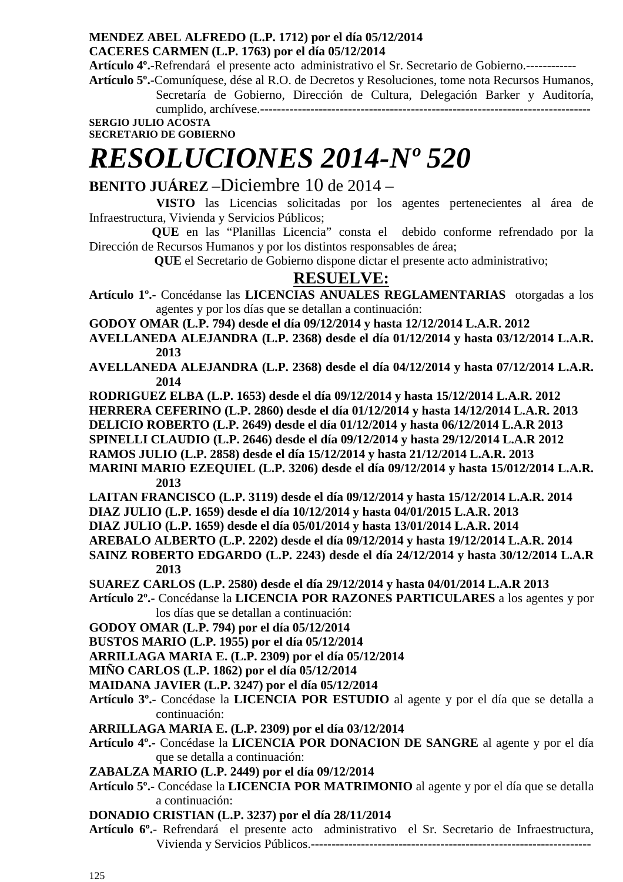**MENDEZ ABEL ALFREDO (L.P. 1712) por el día 05/12/2014**
**CACERES CARMEN (L.P. 1763) por el día 05/12/2014**
**Artículo 4º.-**Refrendará el presente acto administrativo el Sr. Secretario de Gobierno.------------
**Artículo 5º.-**Comuníquese, dése al R.O. de Decretos y Resoluciones, tome nota Recursos Humanos, Secretaría de Gobierno, Dirección de Cultura, Delegación Barker y Auditoría, cumplido, archívese.------------------------------------------------------------------------------
**SERGIO JULIO ACOSTA**
**SECRETARIO DE GOBIERNO**

# *RESOLUCIONES 2014-Nº 520*

**BENITO JUÁREZ** –Diciembre 10 de 2014 –

**VISTO** las Licencias solicitadas por los agentes pertenecientes al área de Infraestructura, Vivienda y Servicios Públicos;

**QUE** en las "Planillas Licencia" consta el debido conforme refrendado por la Dirección de Recursos Humanos y por los distintos responsables de área;

**QUE** el Secretario de Gobierno dispone dictar el presente acto administrativo;

## RESUELVE:

**Artículo 1º.-** Concédanse las **LICENCIAS ANUALES REGLAMENTARIAS** otorgadas a los agentes y por los días que se detallan a continuación:
**GODOY OMAR (L.P. 794) desde el día 09/12/2014 y hasta 12/12/2014 L.A.R. 2012**
**AVELLANEDA ALEJANDRA (L.P. 2368) desde el día 01/12/2014 y hasta 03/12/2014 L.A.R. 2013**
**AVELLANEDA ALEJANDRA (L.P. 2368) desde el día 04/12/2014 y hasta 07/12/2014 L.A.R. 2014**
**RODRIGUEZ ELBA (L.P. 1653) desde el día 09/12/2014 y hasta 15/12/2014 L.A.R. 2012**
**HERRERA CEFERINO (L.P. 2860) desde el día 01/12/2014 y hasta 14/12/2014 L.A.R. 2013**
**DELICIO ROBERTO (L.P. 2649) desde el día 01/12/2014 y hasta 06/12/2014 L.A.R 2013**
**SPINELLI CLAUDIO (L.P. 2646) desde el día 09/12/2014 y hasta 29/12/2014 L.A.R 2012**
**RAMOS JULIO (L.P. 2858) desde el día 15/12/2014 y hasta 21/12/2014 L.A.R. 2013**
**MARINI MARIO EZEQUIEL (L.P. 3206) desde el día 09/12/2014 y hasta 15/012/2014 L.A.R. 2013**
**LAITAN FRANCISCO (L.P. 3119) desde el día 09/12/2014 y hasta 15/12/2014 L.A.R. 2014**
**DIAZ JULIO (L.P. 1659) desde el día 10/12/2014 y hasta 04/01/2015 L.A.R. 2013**
**DIAZ JULIO (L.P. 1659) desde el día 05/01/2014 y hasta 13/01/2014 L.A.R. 2014**
**AREBALO ALBERTO (L.P. 2202) desde el día 09/12/2014 y hasta 19/12/2014 L.A.R. 2014**
**SAINZ ROBERTO EDGARDO (L.P. 2243) desde el día 24/12/2014 y hasta 30/12/2014 L.A.R 2013**
**SUAREZ CARLOS (L.P. 2580) desde el día 29/12/2014 y hasta 04/01/2014 L.A.R 2013**
**Artículo 2º.-** Concédanse la **LICENCIA POR RAZONES PARTICULARES** a los agentes y por los días que se detallan a continuación:
**GODOY OMAR (L.P. 794) por el día 05/12/2014**
**BUSTOS MARIO (L.P. 1955) por el día 05/12/2014**
**ARRILLAGA MARIA E. (L.P. 2309) por el día 05/12/2014**
**MIÑO CARLOS (L.P. 1862) por el día 05/12/2014**
**MAIDANA JAVIER (L.P. 3247) por el día 05/12/2014**
**Artículo 3º.-** Concédase la **LICENCIA POR ESTUDIO** al agente y por el día que se detalla a continuación:
**ARRILLAGA MARIA E. (L.P. 2309) por el día 03/12/2014**
**Artículo 4º.-** Concédase la **LICENCIA POR DONACION DE SANGRE** al agente y por el día que se detalla a continuación:
**ZABALZA MARIO (L.P. 2449) por el día 09/12/2014**
**Artículo 5º.-** Concédase la **LICENCIA POR MATRIMONIO** al agente y por el día que se detalla a continuación:
**DONADIO CRISTIAN (L.P. 3237) por el día 28/11/2014**
**Artículo 6º.-** Refrendará el presente acto administrativo el Sr. Secretario de Infraestructura, Vivienda y Servicios Públicos.-------------------------------------------------------------------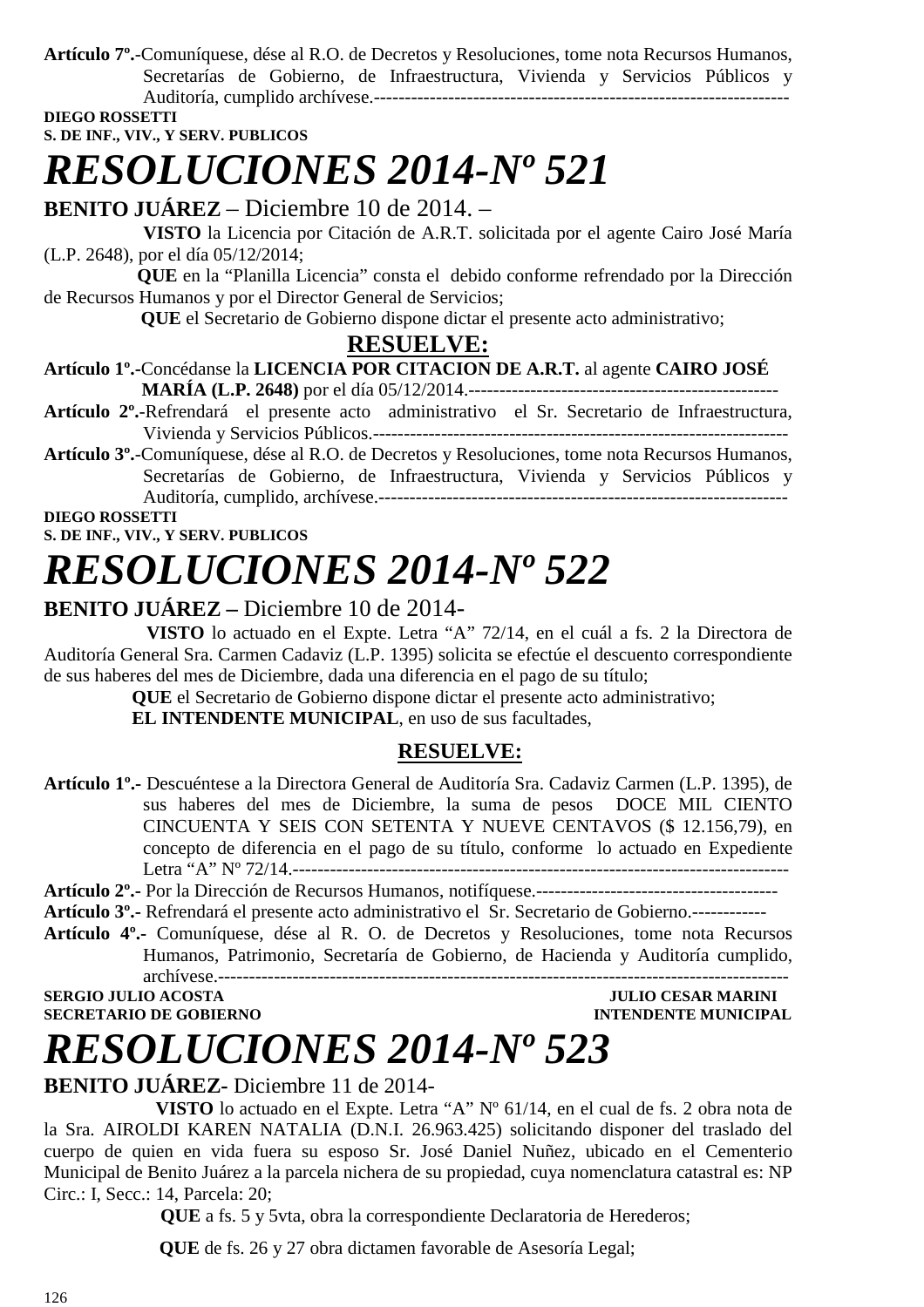**Artículo 7º.-**Comuníquese, dése al R.O. de Decretos y Resoluciones, tome nota Recursos Humanos, Secretarías de Gobierno, de Infraestructura, Vivienda y Servicios Públicos y Auditoría, cumplido archívese.-------------------------------------------------------------------

**DIEGO ROSSETTI**
**S. DE INF., VIV., Y SERV. PUBLICOS**

# *RESOLUCIONES 2014-Nº 521*

**BENITO JUÁREZ** – Diciembre 10 de 2014. –

**VISTO** la Licencia por Citación de A.R.T. solicitada por el agente Cairo José María (L.P. 2648), por el día 05/12/2014;

**QUE** en la "Planilla Licencia" consta el debido conforme refrendado por la Dirección de Recursos Humanos y por el Director General de Servicios;

**QUE** el Secretario de Gobierno dispone dictar el presente acto administrativo;

**RESUELVE:**

**Artículo 1º.-**Concédanse la **LICENCIA POR CITACION DE A.R.T.** al agente **CAIRO JOSÉ MARÍA (L.P. 2648)** por el día 05/12/2014.--------------------------------------------------

**Artículo 2º.-**Refrendará el presente acto administrativo el Sr. Secretario de Infraestructura, Vivienda y Servicios Públicos.------------------------------------------------------------------

**Artículo 3º.-**Comuníquese, dése al R.O. de Decretos y Resoluciones, tome nota Recursos Humanos, Secretarías de Gobierno, de Infraestructura, Vivienda y Servicios Públicos y Auditoría, cumplido, archívese.------------------------------------------------------------------

**DIEGO ROSSETTI**
**S. DE INF., VIV., Y SERV. PUBLICOS**

# *RESOLUCIONES 2014-Nº 522*

**BENITO JUÁREZ –** Diciembre 10 de 2014-

**VISTO** lo actuado en el Expte. Letra "A" 72/14, en el cuál a fs. 2 la Directora de Auditoría General Sra. Carmen Cadaviz (L.P. 1395) solicita se efectúe el descuento correspondiente de sus haberes del mes de Diciembre, dada una diferencia en el pago de su título;

**QUE** el Secretario de Gobierno dispone dictar el presente acto administrativo;

**EL INTENDENTE MUNICIPAL**, en uso de sus facultades,

**RESUELVE:**

**Artículo 1º.-** Descuéntese a la Directora General de Auditoría Sra. Cadaviz Carmen (L.P. 1395), de sus haberes del mes de Diciembre, la suma de pesos DOCE MIL CIENTO CINCUENTA Y SEIS CON SETENTA Y NUEVE CENTAVOS ($ 12.156,79), en concepto de diferencia en el pago de su título, conforme lo actuado en Expediente Letra "A" Nº 72/14.-----------------------------------------------------------------------------

**Artículo 2º.-** Por la Dirección de Recursos Humanos, notifíquese.---------------------------------------

**Artículo 3º.-** Refrendará el presente acto administrativo el Sr. Secretario de Gobierno.------------

**Artículo 4º.-** Comuníquese, dése al R. O. de Decretos y Resoluciones, tome nota Recursos Humanos, Patrimonio, Secretaría de Gobierno, de Hacienda y Auditoría cumplido, archívese.----------------------------------------------------------------------------------------

**SERGIO JULIO ACOSTA** — **JULIO CESAR MARINI**
**SECRETARIO DE GOBIERNO** — **INTENDENTE MUNICIPAL**

# *RESOLUCIONES 2014-Nº 523*

**BENITO JUÁREZ**- Diciembre 11 de 2014-

**VISTO** lo actuado en el Expte. Letra "A" Nº 61/14, en el cual de fs. 2 obra nota de la Sra. AIROLDI KAREN NATALIA (D.N.I. 26.963.425) solicitando disponer del traslado del cuerpo de quien en vida fuera su esposo Sr. José Daniel Nuñez, ubicado en el Cementerio Municipal de Benito Juárez a la parcela nichera de su propiedad, cuya nomenclatura catastral es: NP Circ.: I, Secc.: 14, Parcela: 20;

**QUE** a fs. 5 y 5vta, obra la correspondiente Declaratoria de Herederos;

**QUE** de fs. 26 y 27 obra dictamen favorable de Asesoría Legal;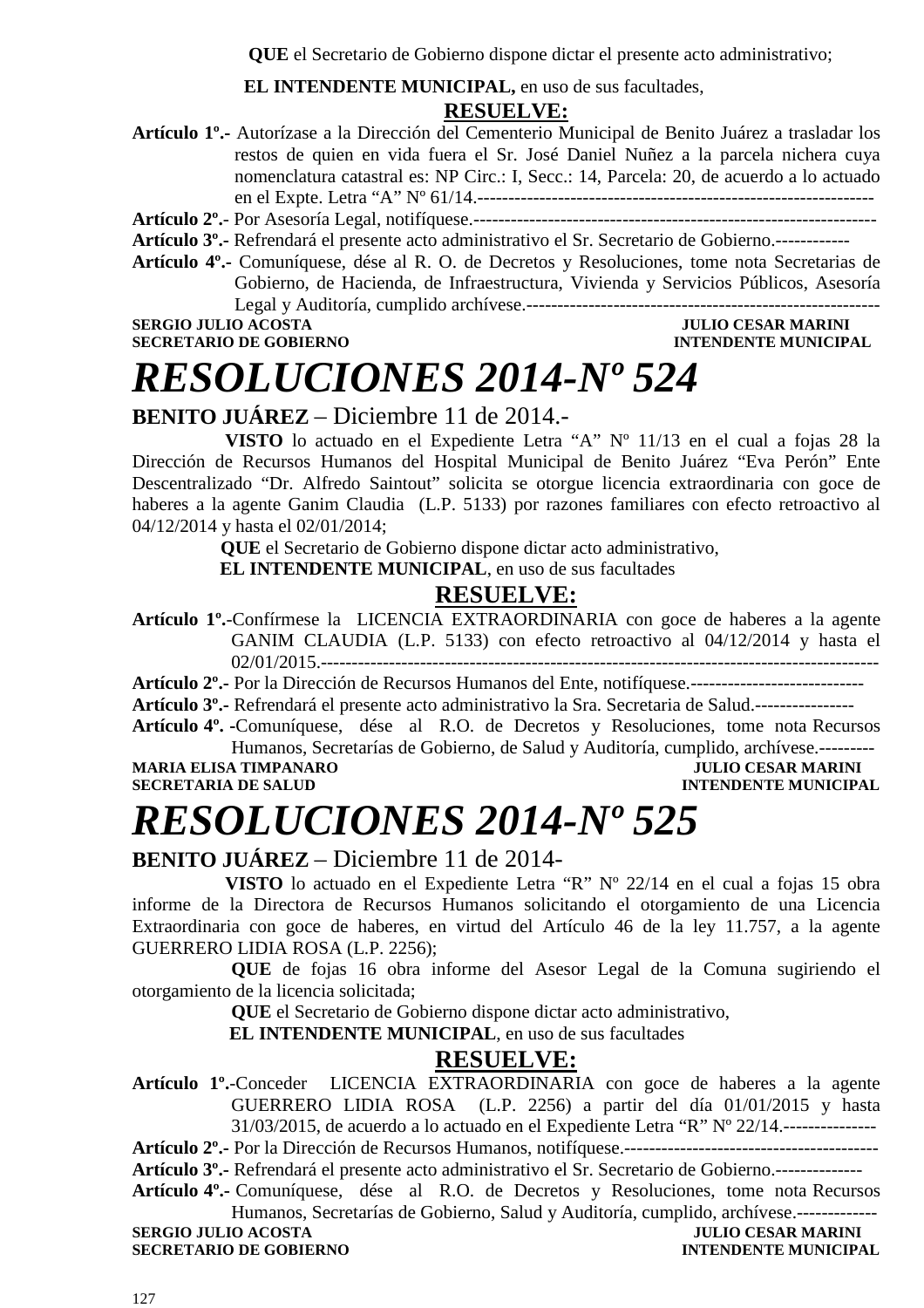**QUE** el Secretario de Gobierno dispone dictar el presente acto administrativo;

**EL INTENDENTE MUNICIPAL,** en uso de sus facultades,

**RESUELVE:**

**Artículo 1º.-** Autorízase a la Dirección del Cementerio Municipal de Benito Juárez a trasladar los restos de quien en vida fuera el Sr. José Daniel Nuñez a la parcela nichera cuya nomenclatura catastral es: NP Circ.: I, Secc.: 14, Parcela: 20, de acuerdo a lo actuado en el Expte. Letra "A" Nº 61/14.-----------------------------------------------------------------

**Artículo 2º.-** Por Asesoría Legal, notifíquese.------------------------------------------------------------------

**Artículo 3º.-** Refrendará el presente acto administrativo el Sr. Secretario de Gobierno.------------

**Artículo 4º.-** Comuníquese, dése al R. O. de Decretos y Resoluciones, tome nota Secretarias de Gobierno, de Hacienda, de Infraestructura, Vivienda y Servicios Públicos, Asesoría Legal y Auditoría, cumplido archívese.---------------------------------------------------------

**SERGIO JULIO ACOSTA** — **JULIO CESAR MARINI**
**SECRETARIO DE GOBIERNO** — **INTENDENTE MUNICIPAL**

# *RESOLUCIONES 2014-Nº 524*

**BENITO JUÁREZ** – Diciembre 11 de 2014.-

**VISTO** lo actuado en el Expediente Letra "A" Nº 11/13 en el cual a fojas 28 la Dirección de Recursos Humanos del Hospital Municipal de Benito Juárez "Eva Perón" Ente Descentralizado "Dr. Alfredo Saintout" solicita se otorgue licencia extraordinaria con goce de haberes a la agente Ganim Claudia (L.P. 5133) por razones familiares con efecto retroactivo al 04/12/2014 y hasta el 02/01/2014;

**QUE** el Secretario de Gobierno dispone dictar acto administrativo,

**EL INTENDENTE MUNICIPAL**, en uso de sus facultades

**RESUELVE:**

**Artículo 1º.-**Confírmese la LICENCIA EXTRAORDINARIA con goce de haberes a la agente GANIM CLAUDIA (L.P. 5133) con efecto retroactivo al 04/12/2014 y hasta el 02/01/2015.------------------------------------------------------------------------------------------

**Artículo 2º.-** Por la Dirección de Recursos Humanos del Ente, notifíquese.----------------------------

**Artículo 3º.-** Refrendará el presente acto administrativo la Sra. Secretaria de Salud.----------------

**Artículo 4º.** -Comuníquese, dése al R.O. de Decretos y Resoluciones, tome nota Recursos Humanos, Secretarías de Gobierno, de Salud y Auditoría, cumplido, archívese.---------

**MARIA ELISA TIMPANARO** — **JULIO CESAR MARINI**
**SECRETARIA DE SALUD** — **INTENDENTE MUNICIPAL**

# *RESOLUCIONES 2014-Nº 525*

**BENITO JUÁREZ** – Diciembre 11 de 2014-

**VISTO** lo actuado en el Expediente Letra "R" Nº 22/14 en el cual a fojas 15 obra informe de la Directora de Recursos Humanos solicitando el otorgamiento de una Licencia Extraordinaria con goce de haberes, en virtud del Artículo 46 de la ley 11.757, a la agente GUERRERO LIDIA ROSA (L.P. 2256);

**QUE** de fojas 16 obra informe del Asesor Legal de la Comuna sugiriendo el otorgamiento de la licencia solicitada;

**QUE** el Secretario de Gobierno dispone dictar acto administrativo,

**EL INTENDENTE MUNICIPAL**, en uso de sus facultades

**RESUELVE:**

**Artículo 1º.-**Conceder LICENCIA EXTRAORDINARIA con goce de haberes a la agente GUERRERO LIDIA ROSA (L.P. 2256) a partir del día 01/01/2015 y hasta 31/03/2015, de acuerdo a lo actuado en el Expediente Letra "R" Nº 22/14.---------------

**Artículo 2º.-** Por la Dirección de Recursos Humanos, notifíquese.-----------------------------------------

**Artículo 3º.-** Refrendará el presente acto administrativo el Sr. Secretario de Gobierno.--------------

**Artículo 4º.-** Comuníquese, dése al R.O. de Decretos y Resoluciones, tome nota Recursos Humanos, Secretarías de Gobierno, Salud y Auditoría, cumplido, archívese.-------------

**SERGIO JULIO ACOSTA** — **JULIO CESAR MARINI**
**SECRETARIO DE GOBIERNO** — **INTENDENTE MUNICIPAL**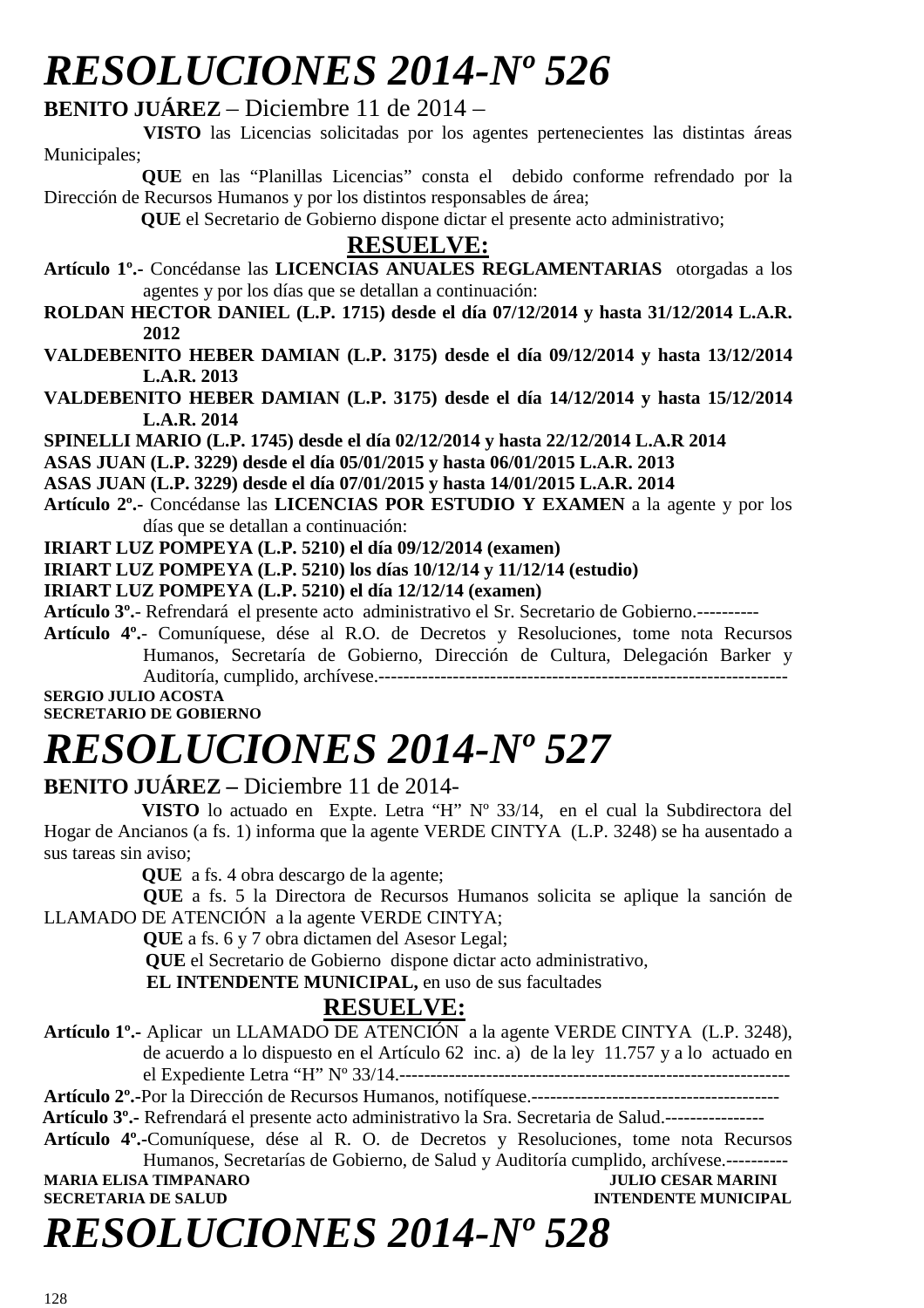# *RESOLUCIONES 2014-Nº 526*

**BENITO JUÁREZ** – Diciembre 11 de 2014 –

**VISTO** las Licencias solicitadas por los agentes pertenecientes las distintas áreas Municipales;

**QUE** en las "Planillas Licencias" consta el debido conforme refrendado por la Dirección de Recursos Humanos y por los distintos responsables de área;

**QUE** el Secretario de Gobierno dispone dictar el presente acto administrativo;

**RESUELVE:**

**Artículo 1º.-** Concédanse las **LICENCIAS ANUALES REGLAMENTARIAS** otorgadas a los agentes y por los días que se detallan a continuación:

**ROLDAN HECTOR DANIEL (L.P. 1715) desde el día 07/12/2014 y hasta 31/12/2014 L.A.R. 2012**

**VALDEBENITO HEBER DAMIAN (L.P. 3175) desde el día 09/12/2014 y hasta 13/12/2014 L.A.R. 2013**

**VALDEBENITO HEBER DAMIAN (L.P. 3175) desde el día 14/12/2014 y hasta 15/12/2014 L.A.R. 2014**

**SPINELLI MARIO (L.P. 1745) desde el día 02/12/2014 y hasta 22/12/2014 L.A.R 2014**

**ASAS JUAN (L.P. 3229) desde el día 05/01/2015 y hasta 06/01/2015 L.A.R. 2013**

**ASAS JUAN (L.P. 3229) desde el día 07/01/2015 y hasta 14/01/2015 L.A.R. 2014**

**Artículo 2º.-** Concédanse las **LICENCIAS POR ESTUDIO Y EXAMEN** a la agente y por los días que se detallan a continuación:

**IRIART LUZ POMPEYA (L.P. 5210) el día 09/12/2014 (examen)**

**IRIART LUZ POMPEYA (L.P. 5210) los días 10/12/14 y 11/12/14 (estudio)**

**IRIART LUZ POMPEYA (L.P. 5210) el día 12/12/14 (examen)**

**Artículo 3º.-** Refrendará el presente acto administrativo el Sr. Secretario de Gobierno.----------

**Artículo 4º.-** Comuníquese, dése al R.O. de Decretos y Resoluciones, tome nota Recursos Humanos, Secretaría de Gobierno, Dirección de Cultura, Delegación Barker y Auditoría, cumplido, archívese.------------------------------------------------------------------

**SERGIO JULIO ACOSTA**
**SECRETARIO DE GOBIERNO**

# *RESOLUCIONES 2014-Nº 527*

**BENITO JUÁREZ –** Diciembre 11 de 2014-

**VISTO** lo actuado en Expte. Letra "H" Nº 33/14, en el cual la Subdirectora del Hogar de Ancianos (a fs. 1) informa que la agente VERDE CINTYA (L.P. 3248) se ha ausentado a sus tareas sin aviso;

**QUE** a fs. 4 obra descargo de la agente;

**QUE** a fs. 5 la Directora de Recursos Humanos solicita se aplique la sanción de LLAMADO DE ATENCIÓN a la agente VERDE CINTYA;

**QUE** a fs. 6 y 7 obra dictamen del Asesor Legal;

**QUE** el Secretario de Gobierno dispone dictar acto administrativo,

**EL INTENDENTE MUNICIPAL,** en uso de sus facultades

**RESUELVE:**

**Artículo 1º.-** Aplicar un LLAMADO DE ATENCIÓN a la agente VERDE CINTYA (L.P. 3248), de acuerdo a lo dispuesto en el Artículo 62 inc. a) de la ley 11.757 y a lo actuado en el Expediente Letra "H" Nº 33/14.---------------------------------------------------------------

**Artículo 2º.-**Por la Dirección de Recursos Humanos, notifíquese.----------------------------------------

**Artículo 3º.-** Refrendará el presente acto administrativo la Sra. Secretaria de Salud.----------------

**Artículo 4º.-**Comuníquese, dése al R. O. de Decretos y Resoluciones, tome nota Recursos Humanos, Secretarías de Gobierno, de Salud y Auditoría cumplido, archívese.----------

**MARIA ELISA TIMPANARO** — **JULIO CESAR MARINI**
**SECRETARIA DE SALUD** — **INTENDENTE MUNICIPAL**

# *RESOLUCIONES 2014-Nº 528*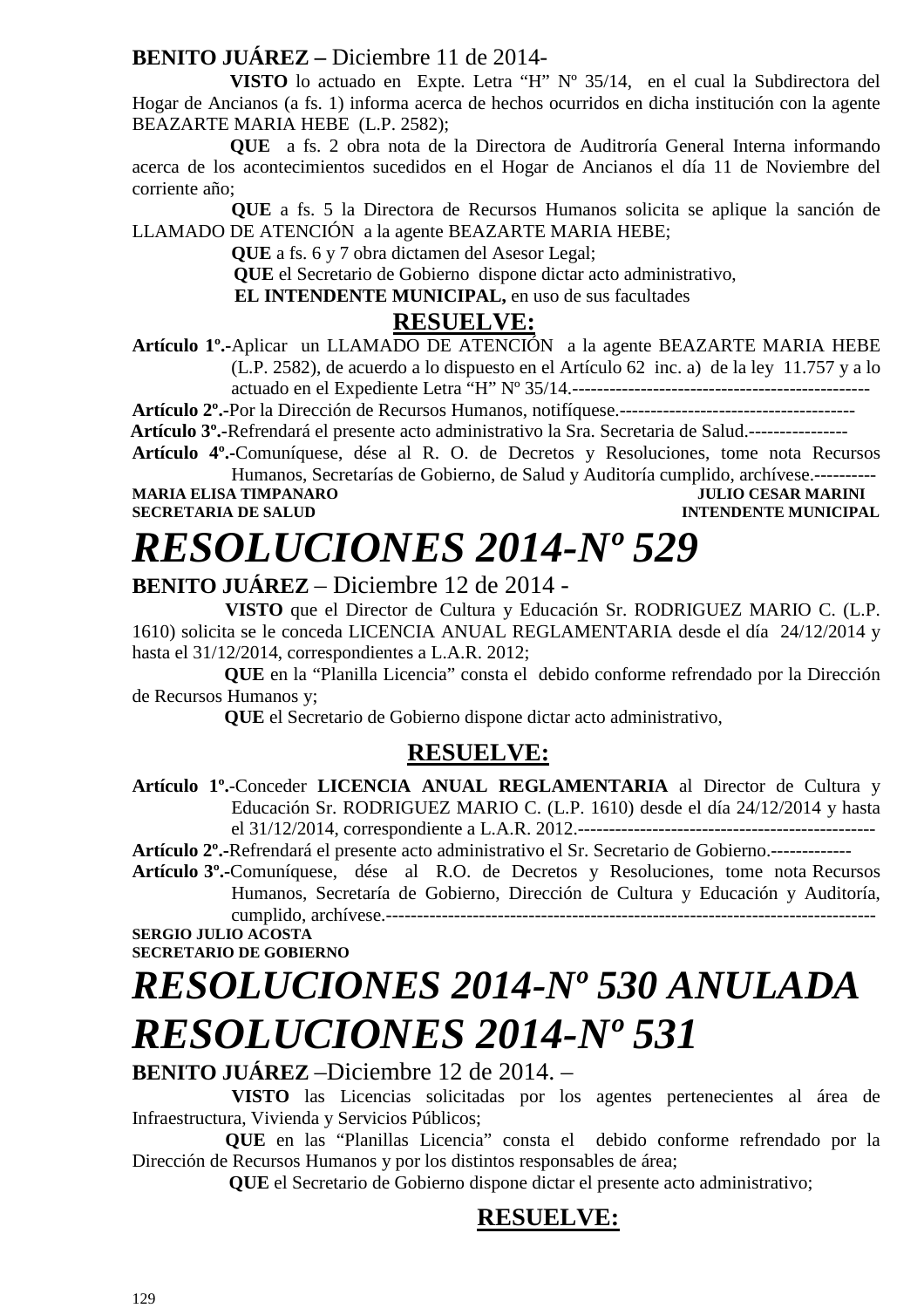**BENITO JUÁREZ –** Diciembre 11 de 2014-

**VISTO** lo actuado en Expte. Letra “H” Nº 35/14, en el cual la Subdirectora del Hogar de Ancianos (a fs. 1) informa acerca de hechos ocurridos en dicha institución con la agente BEAZARTE MARIA HEBE (L.P. 2582);

**QUE** a fs. 2 obra nota de la Directora de Auditroría General Interna informando acerca de los acontecimientos sucedidos en el Hogar de Ancianos el día 11 de Noviembre del corriente año;

**QUE** a fs. 5 la Directora de Recursos Humanos solicita se aplique la sanción de LLAMADO DE ATENCIÓN a la agente BEAZARTE MARIA HEBE;

**QUE** a fs. 6 y 7 obra dictamen del Asesor Legal;

**QUE** el Secretario de Gobierno dispone dictar acto administrativo,

**EL INTENDENTE MUNICIPAL,** en uso de sus facultades

**RESUELVE:**

**Artículo 1º.-**Aplicar un LLAMADO DE ATENCIÓN a la agente BEAZARTE MARIA HEBE (L.P. 2582), de acuerdo a lo dispuesto en el Artículo 62 inc. a) de la ley 11.757 y a lo actuado en el Expediente Letra “H” Nº 35/14.------------------------------------------------

**Artículo 2º.-**Por la Dirección de Recursos Humanos, notifíquese.--------------------------------------

**Artículo 3º.-**Refrendará el presente acto administrativo la Sra. Secretaria de Salud.----------------

**Artículo 4º.-**Comuníquese, dése al R. O. de Decretos y Resoluciones, tome nota Recursos Humanos, Secretarías de Gobierno, de Salud y Auditoría cumplido, archívese.----------

**MARIA ELISA TIMPANARO** — **JULIO CESAR MARINI**
**SECRETARIA DE SALUD** — **INTENDENTE MUNICIPAL**

# *RESOLUCIONES 2014-Nº 529*

**BENITO JUÁREZ** – Diciembre 12 de 2014 -

**VISTO** que el Director de Cultura y Educación Sr. RODRIGUEZ MARIO C. (L.P. 1610) solicita se le conceda LICENCIA ANUAL REGLAMENTARIA desde el día 24/12/2014 y hasta el 31/12/2014, correspondientes a L.A.R. 2012;

**QUE** en la “Planilla Licencia” consta el debido conforme refrendado por la Dirección de Recursos Humanos y;

**QUE** el Secretario de Gobierno dispone dictar acto administrativo,

**RESUELVE:**

**Artículo 1º.-**Conceder **LICENCIA ANUAL REGLAMENTARIA** al Director de Cultura y Educación Sr. RODRIGUEZ MARIO C. (L.P. 1610) desde el día 24/12/2014 y hasta el 31/12/2014, correspondiente a L.A.R. 2012.------------------------------------------------

**Artículo 2º.-**Refrendará el presente acto administrativo el Sr. Secretario de Gobierno.-------------

**Artículo 3º.-**Comuníquese, dése al R.O. de Decretos y Resoluciones, tome nota Recursos Humanos, Secretaría de Gobierno, Dirección de Cultura y Educación y Auditoría, cumplido, archívese.-----------------------------------------------------------------------------

**SERGIO JULIO ACOSTA**
**SECRETARIO DE GOBIERNO**

# *RESOLUCIONES 2014-Nº 530 ANULADA*

# *RESOLUCIONES 2014-Nº 531*

**BENITO JUÁREZ** –Diciembre 12 de 2014. –

**VISTO** las Licencias solicitadas por los agentes pertenecientes al área de Infraestructura, Vivienda y Servicios Públicos;

**QUE** en las “Planillas Licencia” consta el debido conforme refrendado por la Dirección de Recursos Humanos y por los distintos responsables de área;

**QUE** el Secretario de Gobierno dispone dictar el presente acto administrativo;

**RESUELVE:**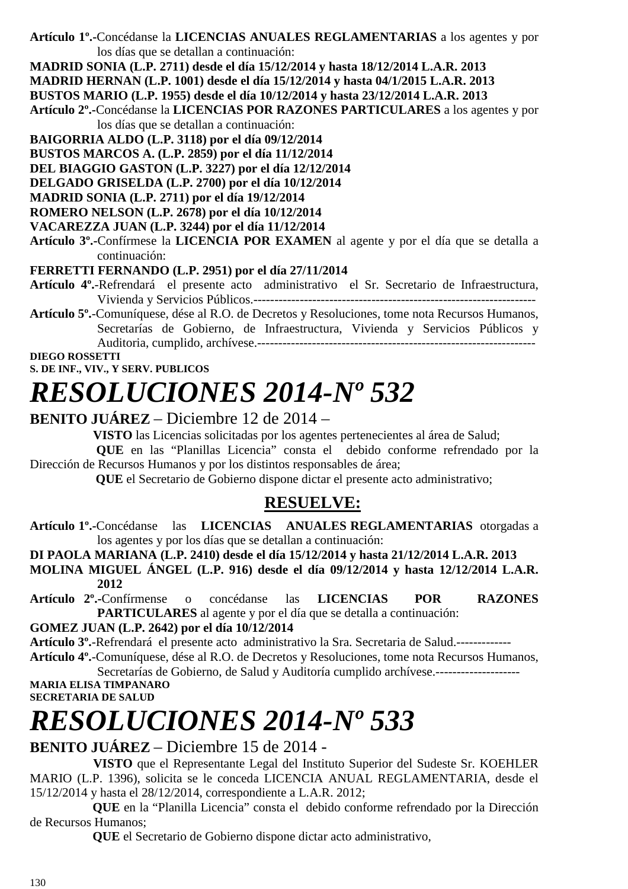**Artículo 1º.-**Concédanse la **LICENCIAS ANUALES REGLAMENTARIAS** a los agentes y por los días que se detallan a continuación:

**MADRID SONIA (L.P. 2711) desde el día 15/12/2014 y hasta 18/12/2014 L.A.R. 2013**
**MADRID HERNAN (L.P. 1001) desde el día 15/12/2014 y hasta 04/1/2015 L.A.R. 2013**
**BUSTOS MARIO (L.P. 1955) desde el día 10/12/2014 y hasta 23/12/2014 L.A.R. 2013**

**Artículo 2º.-**Concédanse la **LICENCIAS POR RAZONES PARTICULARES** a los agentes y por los días que se detallan a continuación:

**BAIGORRIA ALDO (L.P. 3118) por el día 09/12/2014**
**BUSTOS MARCOS A. (L.P. 2859) por el día 11/12/2014**
**DEL BIAGGIO GASTON (L.P. 3227) por el día 12/12/2014**
**DELGADO GRISELDA (L.P. 2700) por el día 10/12/2014**
**MADRID SONIA (L.P. 2711) por el día 19/12/2014**
**ROMERO NELSON (L.P. 2678) por el día 10/12/2014**
**VACAREZZA JUAN (L.P. 3244) por el día 11/12/2014**

**Artículo 3º.-**Confírmese la **LICENCIA POR EXAMEN** al agente y por el día que se detalla a continuación:

**FERRETTI FERNANDO (L.P. 2951) por el día 27/11/2014**

**Artículo 4º.-**Refrendará el presente acto administrativo el Sr. Secretario de Infraestructura, Vivienda y Servicios Públicos.-------------------------------------------------------------------

**Artículo 5º.-**Comuníquese, dése al R.O. de Decretos y Resoluciones, tome nota Recursos Humanos, Secretarías de Gobierno, de Infraestructura, Vivienda y Servicios Públicos y Auditoria, cumplido, archívese.------------------------------------------------------------------

**DIEGO ROSSETTI**
**S. DE INF., VIV., Y SERV. PUBLICOS**

# *RESOLUCIONES 2014-Nº 532*

**BENITO JUÁREZ** – Diciembre 12 de 2014 –

**VISTO** las Licencias solicitadas por los agentes pertenecientes al área de Salud;

**QUE** en las "Planillas Licencia" consta el debido conforme refrendado por la Dirección de Recursos Humanos y por los distintos responsables de área;

**QUE** el Secretario de Gobierno dispone dictar el presente acto administrativo;

## RESUELVE:

**Artículo 1º.-**Concédanse las **LICENCIAS ANUALES REGLAMENTARIAS** otorgadas a los agentes y por los días que se detallan a continuación:

**DI PAOLA MARIANA (L.P. 2410) desde el día 15/12/2014 y hasta 21/12/2014 L.A.R. 2013**
**MOLINA MIGUEL ÁNGEL (L.P. 916) desde el día 09/12/2014 y hasta 12/12/2014 L.A.R. 2012**

**Artículo 2º.-**Confírmense o concédanse las **LICENCIAS POR RAZONES PARTICULARES** al agente y por el día que se detalla a continuación:

**GOMEZ JUAN (L.P. 2642) por el día 10/12/2014**

**Artículo 3º.-**Refrendará el presente acto administrativo la Sra. Secretaria de Salud.-------------

**Artículo 4º.-**Comuníquese, dése al R.O. de Decretos y Resoluciones, tome nota Recursos Humanos, Secretarías de Gobierno, de Salud y Auditoría cumplido archívese.--------------------

**MARIA ELISA TIMPANARO**
**SECRETARIA DE SALUD**

# *RESOLUCIONES 2014-Nº 533*

**BENITO JUÁREZ** – Diciembre 15 de 2014 -

**VISTO** que el Representante Legal del Instituto Superior del Sudeste Sr. KOEHLER MARIO (L.P. 1396), solicita se le conceda LICENCIA ANUAL REGLAMENTARIA, desde el 15/12/2014 y hasta el 28/12/2014, correspondiente a L.A.R. 2012;

**QUE** en la "Planilla Licencia" consta el debido conforme refrendado por la Dirección de Recursos Humanos;

**QUE** el Secretario de Gobierno dispone dictar acto administrativo,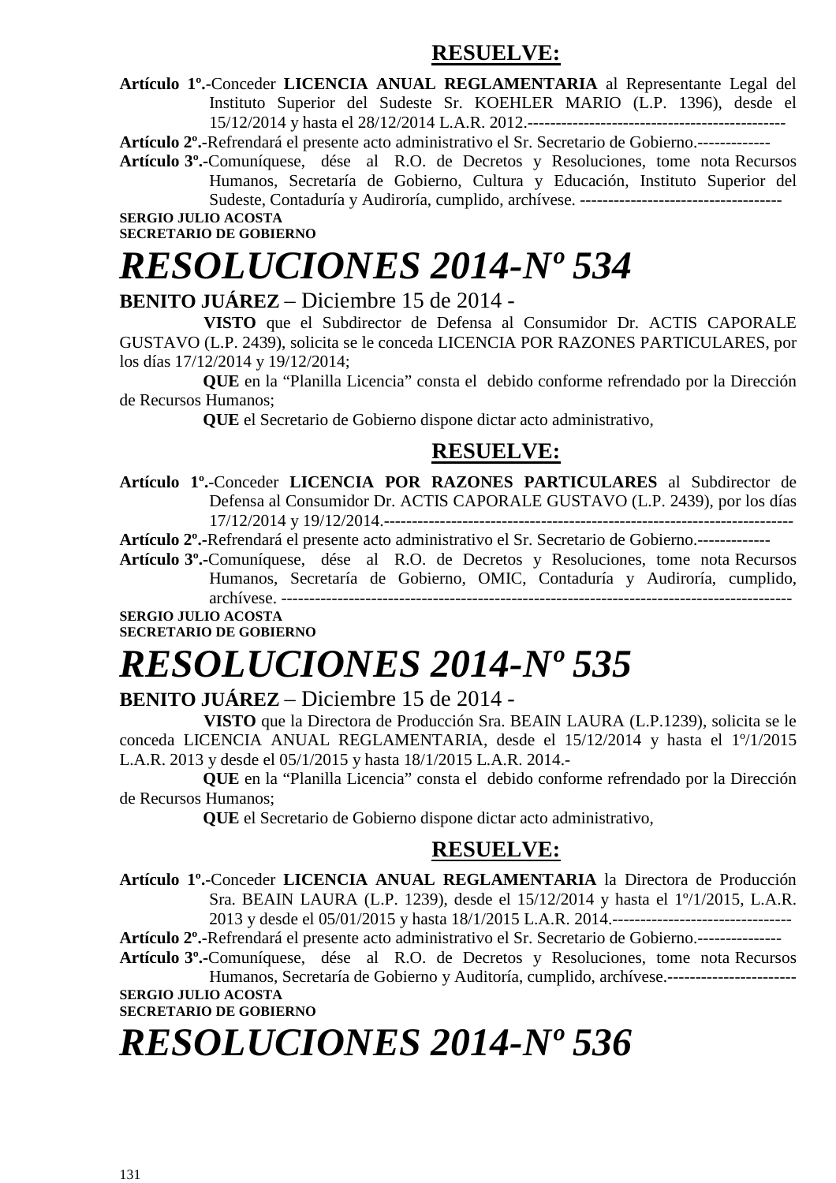## RESUELVE:

**Artículo 1º.-**Conceder **LICENCIA ANUAL REGLAMENTARIA** al Representante Legal del Instituto Superior del Sudeste Sr. KOEHLER MARIO (L.P. 1396), desde el 15/12/2014 y hasta el 28/12/2014 L.A.R. 2012.----------------------------------------------

**Artículo 2º.-**Refrendará el presente acto administrativo el Sr. Secretario de Gobierno.-------------

**Artículo 3º.-**Comuníquese, dése al R.O. de Decretos y Resoluciones, tome nota Recursos Humanos, Secretaría de Gobierno, Cultura y Educación, Instituto Superior del Sudeste, Contaduría y Audiroría, cumplido, archívese. ------------------------------------

**SERGIO JULIO ACOSTA**
**SECRETARIO DE GOBIERNO**

# *RESOLUCIONES 2014-Nº 534*

**BENITO JUÁREZ** – Diciembre 15 de 2014 -

**VISTO** que el Subdirector de Defensa al Consumidor Dr. ACTIS CAPORALE GUSTAVO (L.P. 2439), solicita se le conceda LICENCIA POR RAZONES PARTICULARES, por los días 17/12/2014 y 19/12/2014;

**QUE** en la "Planilla Licencia" consta el debido conforme refrendado por la Dirección de Recursos Humanos;

**QUE** el Secretario de Gobierno dispone dictar acto administrativo,

## RESUELVE:

**Artículo 1º.-**Conceder **LICENCIA POR RAZONES PARTICULARES** al Subdirector de Defensa al Consumidor Dr. ACTIS CAPORALE GUSTAVO (L.P. 2439), por los días 17/12/2014 y 19/12/2014.------------------------------------------------------------------------

**Artículo 2º.-**Refrendará el presente acto administrativo el Sr. Secretario de Gobierno.-------------

**Artículo 3º.-**Comuníquese, dése al R.O. de Decretos y Resoluciones, tome nota Recursos Humanos, Secretaría de Gobierno, OMIC, Contaduría y Audiroría, cumplido, archívese. -------------------------------------------------------------------------------------------

**SERGIO JULIO ACOSTA**
**SECRETARIO DE GOBIERNO**

# *RESOLUCIONES 2014-Nº 535*

**BENITO JUÁREZ** – Diciembre 15 de 2014 -

**VISTO** que la Directora de Producción Sra. BEAIN LAURA (L.P.1239), solicita se le conceda LICENCIA ANUAL REGLAMENTARIA, desde el 15/12/2014 y hasta el 1º/1/2015 L.A.R. 2013 y desde el 05/1/2015 y hasta 18/1/2015 L.A.R. 2014.-

**QUE** en la "Planilla Licencia" consta el debido conforme refrendado por la Dirección de Recursos Humanos;

**QUE** el Secretario de Gobierno dispone dictar acto administrativo,

## RESUELVE:

**Artículo 1º.-**Conceder **LICENCIA ANUAL REGLAMENTARIA** la Directora de Producción Sra. BEAIN LAURA (L.P. 1239), desde el 15/12/2014 y hasta el 1º/1/2015, L.A.R. 2013 y desde el 05/01/2015 y hasta 18/1/2015 L.A.R. 2014.--------------------------------

**Artículo 2º.-**Refrendará el presente acto administrativo el Sr. Secretario de Gobierno.---------------

**Artículo 3º.-**Comuníquese, dése al R.O. de Decretos y Resoluciones, tome nota Recursos Humanos, Secretaría de Gobierno y Auditoría, cumplido, archívese.-----------------------

**SERGIO JULIO ACOSTA**
**SECRETARIO DE GOBIERNO**

# *RESOLUCIONES 2014-Nº 536*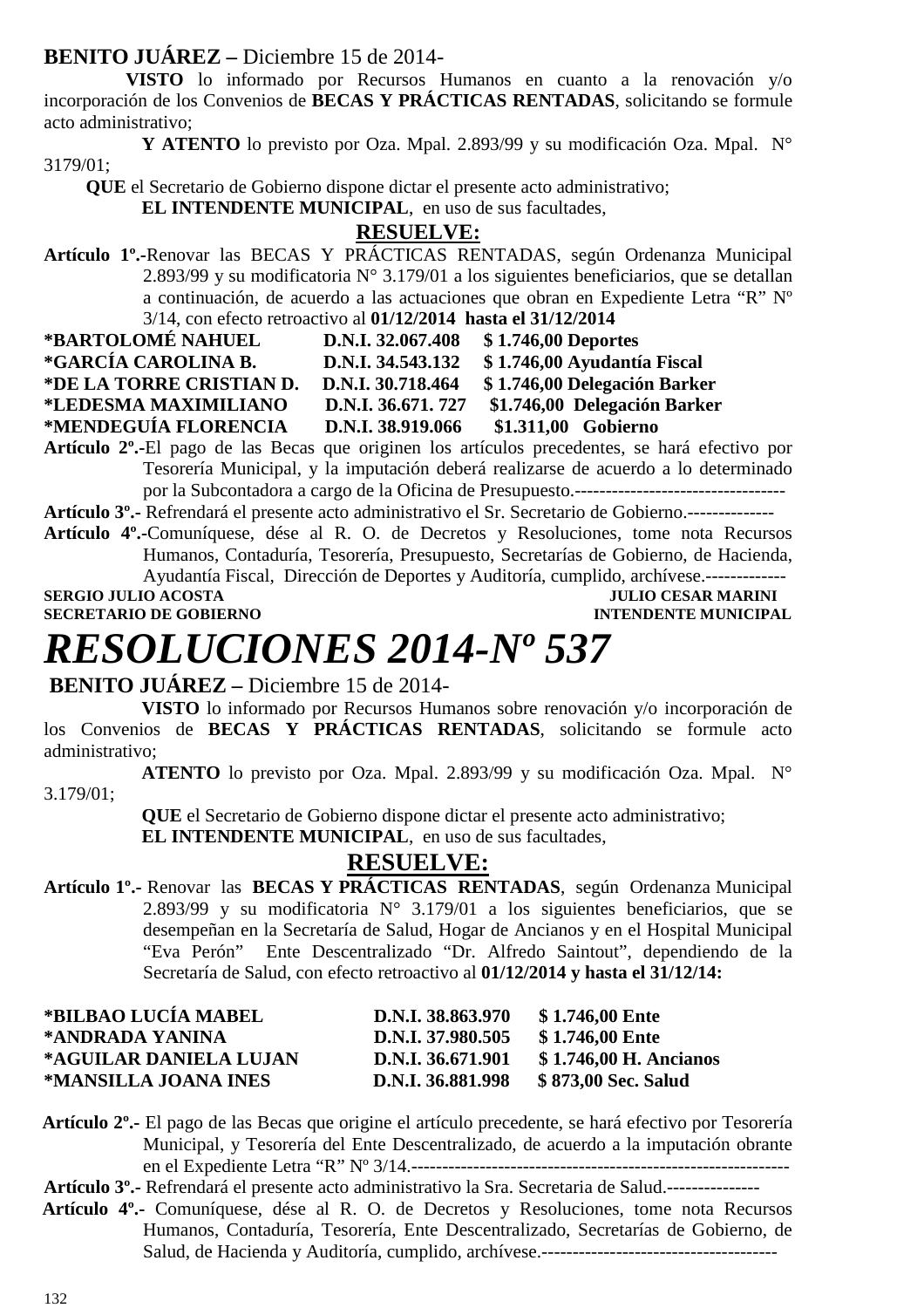**BENITO JUÁREZ –** Diciembre 15 de 2014-

**VISTO** lo informado por Recursos Humanos en cuanto a la renovación y/o incorporación de los Convenios de **BECAS Y PRÁCTICAS RENTADAS**, solicitando se formule acto administrativo;

**Y ATENTO** lo previsto por Oza. Mpal. 2.893/99 y su modificación Oza. Mpal. N° 3179/01;

**QUE** el Secretario de Gobierno dispone dictar el presente acto administrativo;

**EL INTENDENTE MUNICIPAL**, en uso de sus facultades,

**RESUELVE:**

**Artículo 1º.-**Renovar las BECAS Y PRÁCTICAS RENTADAS, según Ordenanza Municipal 2.893/99 y su modificatoria N° 3.179/01 a los siguientes beneficiarios, que se detallan a continuación, de acuerdo a las actuaciones que obran en Expediente Letra "R" Nº 3/14, con efecto retroactivo al **01/12/2014 hasta el 31/12/2014**

**\*BARTOLOMÉ NAHUEL D.N.I. 32.067.408 $ 1.746,00 Deportes**
**\*GARCÍA CAROLINA B. D.N.I. 34.543.132 $ 1.746,00 Ayudantía Fiscal**
**\*DE LA TORRE CRISTIAN D. D.N.I. 30.718.464 $ 1.746,00 Delegación Barker**
**\*LEDESMA MAXIMILIANO D.N.I. 36.671. 727 $1.746,00 Delegación Barker**
**\*MENDEGUÍA FLORENCIA D.N.I. 38.919.066 $1.311,00 Gobierno**

**Artículo 2º.-**El pago de las Becas que originen los artículos precedentes, se hará efectivo por Tesorería Municipal, y la imputación deberá realizarse de acuerdo a lo determinado por la Subcontadora a cargo de la Oficina de Presupuesto.----------------------------------

**Artículo 3º.-** Refrendará el presente acto administrativo el Sr. Secretario de Gobierno.--------------

**Artículo 4º.-**Comuníquese, dése al R. O. de Decretos y Resoluciones, tome nota Recursos Humanos, Contaduría, Tesorería, Presupuesto, Secretarías de Gobierno, de Hacienda, Ayudantía Fiscal, Dirección de Deportes y Auditoría, cumplido, archívese.-------------

**SERGIO JULIO ACOSTA** — **SECRETARIO DE GOBIERNO**
**JULIO CESAR MARINI** — **INTENDENTE MUNICIPAL**

# *RESOLUCIONES 2014-Nº 537*

**BENITO JUÁREZ –** Diciembre 15 de 2014-

**VISTO** lo informado por Recursos Humanos sobre renovación y/o incorporación de los Convenios de **BECAS Y PRÁCTICAS RENTADAS**, solicitando se formule acto administrativo;

**ATENTO** lo previsto por Oza. Mpal. 2.893/99 y su modificación Oza. Mpal. N° 3.179/01;

**QUE** el Secretario de Gobierno dispone dictar el presente acto administrativo;

**EL INTENDENTE MUNICIPAL**, en uso de sus facultades,

**RESUELVE:**

**Artículo 1º.-** Renovar las **BECAS Y PRÁCTICAS RENTADAS**, según Ordenanza Municipal 2.893/99 y su modificatoria N° 3.179/01 a los siguientes beneficiarios, que se desempeñan en la Secretaría de Salud, Hogar de Ancianos y en el Hospital Municipal "Eva Perón" Ente Descentralizado "Dr. Alfredo Saintout", dependiendo de la Secretaría de Salud, con efecto retroactivo al **01/12/2014 y hasta el 31/12/14:**

**\*BILBAO LUCÍA MABEL D.N.I. 38.863.970 $ 1.746,00 Ente**
**\*ANDRADA YANINA D.N.I. 37.980.505 $ 1.746,00 Ente**
**\*AGUILAR DANIELA LUJAN D.N.I. 36.671.901 $ 1.746,00 H. Ancianos**
**\*MANSILLA JOANA INES D.N.I. 36.881.998 $ 873,00 Sec. Salud**

**Artículo 2º.-** El pago de las Becas que origine el artículo precedente, se hará efectivo por Tesorería Municipal, y Tesorería del Ente Descentralizado, de acuerdo a la imputación obrante en el Expediente Letra "R" Nº 3/14.-----------------------------------------------------------

**Artículo 3º.-** Refrendará el presente acto administrativo la Sra. Secretaria de Salud.---------------

**Artículo 4º.-** Comuníquese, dése al R. O. de Decretos y Resoluciones, tome nota Recursos Humanos, Contaduría, Tesorería, Ente Descentralizado, Secretarías de Gobierno, de Salud, de Hacienda y Auditoría, cumplido, archívese.--------------------------------------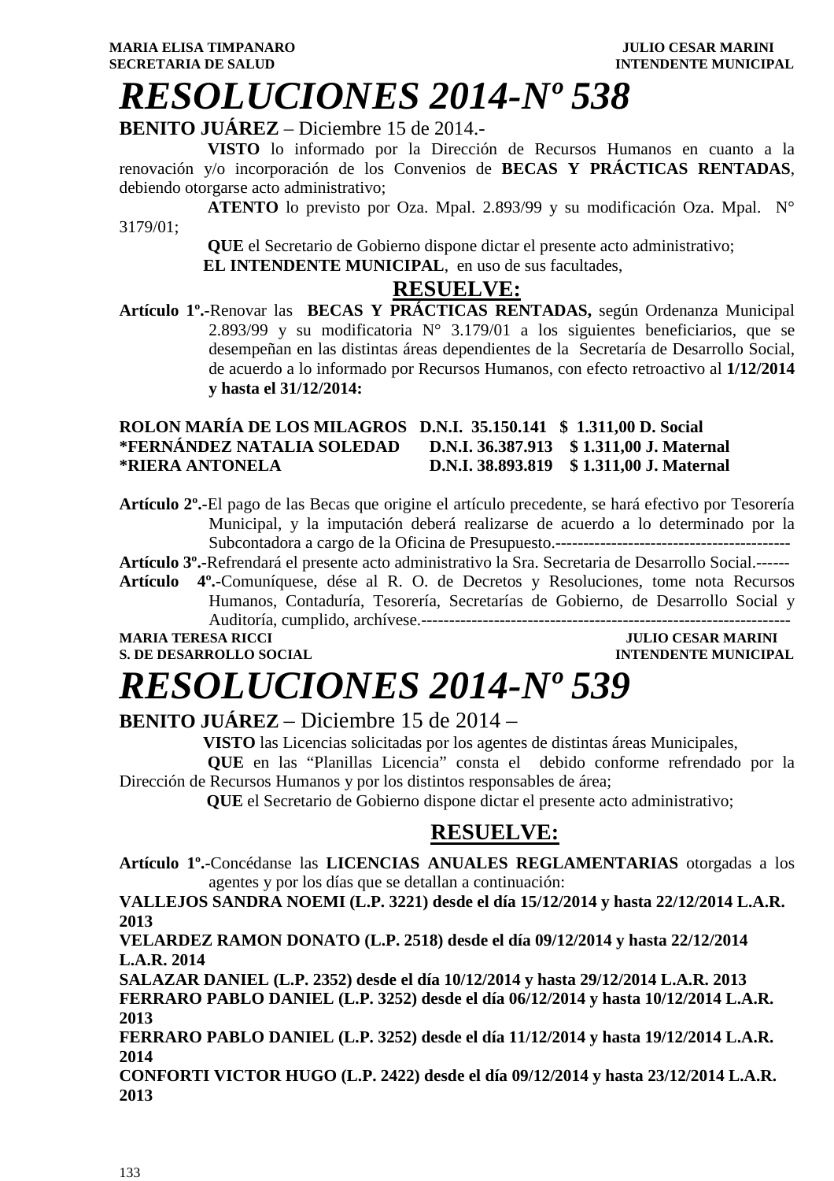**MARIA ELISA TIMPANARO** — **JULIO CESAR MARINI**
**SECRETARIA DE SALUD** — **INTENDENTE MUNICIPAL**

# *RESOLUCIONES 2014-Nº 538*

**BENITO JUÁREZ** – Diciembre 15 de 2014.-

**VISTO** lo informado por la Dirección de Recursos Humanos en cuanto a la renovación y/o incorporación de los Convenios de **BECAS Y PRÁCTICAS RENTADAS**, debiendo otorgarse acto administrativo;

**ATENTO** lo previsto por Oza. Mpal. 2.893/99 y su modificación Oza. Mpal. N° 3179/01;

**QUE** el Secretario de Gobierno dispone dictar el presente acto administrativo;

**EL INTENDENTE MUNICIPAL**, en uso de sus facultades,

## RESUELVE:

**Artículo 1º.-**Renovar las **BECAS Y PRÁCTICAS RENTADAS,** según Ordenanza Municipal 2.893/99 y su modificatoria N° 3.179/01 a los siguientes beneficiarios, que se desempeñan en las distintas áreas dependientes de la Secretaría de Desarrollo Social, de acuerdo a lo informado por Recursos Humanos, con efecto retroactivo al **1/12/2014 y hasta el 31/12/2014:**

**ROLON MARÍA DE LOS MILAGROS D.N.I. 35.150.141 $ 1.311,00 D. Social**
**\*FERNÁNDEZ NATALIA SOLEDAD D.N.I. 36.387.913 $ 1.311,00 J. Maternal**
**\*RIERA ANTONELA D.N.I. 38.893.819 $ 1.311,00 J. Maternal**

**Artículo 2º.-**El pago de las Becas que origine el artículo precedente, se hará efectivo por Tesorería Municipal, y la imputación deberá realizarse de acuerdo a lo determinado por la Subcontadora a cargo de la Oficina de Presupuesto.------------------------------------------

**Artículo 3º.-**Refrendará el presente acto administrativo la Sra. Secretaria de Desarrollo Social.------

**Artículo 4º.-**Comuníquese, dése al R. O. de Decretos y Resoluciones, tome nota Recursos Humanos, Contaduría, Tesorería, Secretarías de Gobierno, de Desarrollo Social y Auditoría, cumplido, archívese.------------------------------------------------------------------------

**MARIA TERESA RICCI** — **JULIO CESAR MARINI**
**S. DE DESARROLLO SOCIAL** — **INTENDENTE MUNICIPAL**

# *RESOLUCIONES 2014-Nº 539*

**BENITO JUÁREZ** – Diciembre 15 de 2014 –

**VISTO** las Licencias solicitadas por los agentes de distintas áreas Municipales,

**QUE** en las "Planillas Licencia" consta el debido conforme refrendado por la Dirección de Recursos Humanos y por los distintos responsables de área;

**QUE** el Secretario de Gobierno dispone dictar el presente acto administrativo;

## RESUELVE:

**Artículo 1º.-**Concédanse las **LICENCIAS ANUALES REGLAMENTARIAS** otorgadas a los agentes y por los días que se detallan a continuación:

**VALLEJOS SANDRA NOEMI (L.P. 3221) desde el día 15/12/2014 y hasta 22/12/2014 L.A.R. 2013**
**VELARDEZ RAMON DONATO (L.P. 2518) desde el día 09/12/2014 y hasta 22/12/2014 L.A.R. 2014**
**SALAZAR DANIEL (L.P. 2352) desde el día 10/12/2014 y hasta 29/12/2014 L.A.R. 2013**
**FERRARO PABLO DANIEL (L.P. 3252) desde el día 06/12/2014 y hasta 10/12/2014 L.A.R. 2013**
**FERRARO PABLO DANIEL (L.P. 3252) desde el día 11/12/2014 y hasta 19/12/2014 L.A.R. 2014**
**CONFORTI VICTOR HUGO (L.P. 2422) desde el día 09/12/2014 y hasta 23/12/2014 L.A.R. 2013**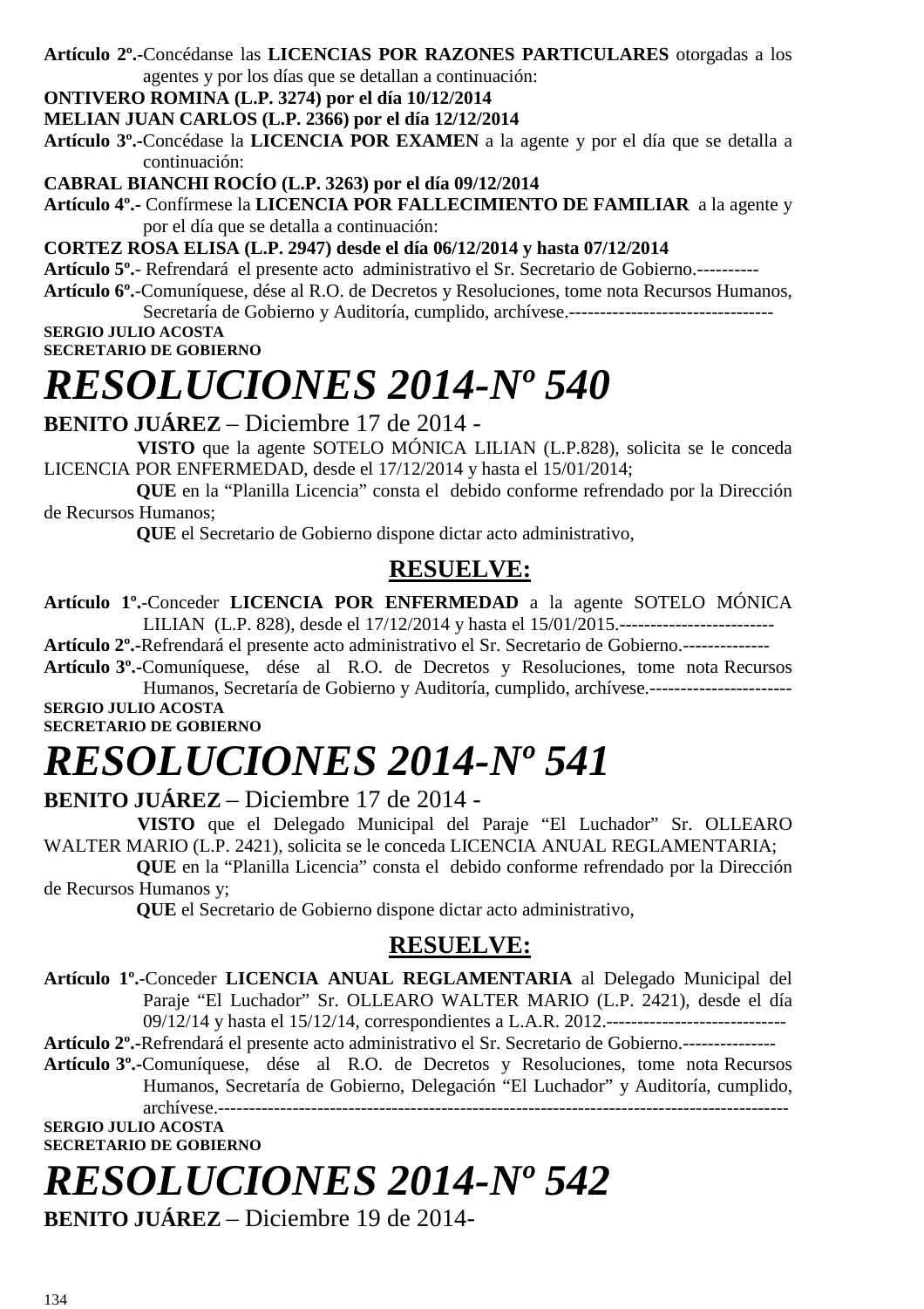**Artículo 2º.-**Concédanse las **LICENCIAS POR RAZONES PARTICULARES** otorgadas a los agentes y por los días que se detallan a continuación:

**ONTIVERO ROMINA (L.P. 3274) por el día 10/12/2014**

**MELIAN JUAN CARLOS (L.P. 2366) por el día 12/12/2014**

**Artículo 3º.-**Concédase la **LICENCIA POR EXAMEN** a la agente y por el día que se detalla a continuación:

**CABRAL BIANCHI ROCÍO (L.P. 3263) por el día 09/12/2014**

**Artículo 4º.-** Confírmese la **LICENCIA POR FALLECIMIENTO DE FAMILIAR** a la agente y por el día que se detalla a continuación:

**CORTEZ ROSA ELISA (L.P. 2947) desde el día 06/12/2014 y hasta 07/12/2014**

**Artículo 5º.-** Refrendará el presente acto administrativo el Sr. Secretario de Gobierno.----------

**Artículo 6º.-**Comuníquese, dése al R.O. de Decretos y Resoluciones, tome nota Recursos Humanos, Secretaría de Gobierno y Auditoría, cumplido, archívese.---------------------------------

**SERGIO JULIO ACOSTA**
**SECRETARIO DE GOBIERNO**

# *RESOLUCIONES 2014-Nº 540*

**BENITO JUÁREZ** – Diciembre 17 de 2014 -

**VISTO** que la agente SOTELO MÓNICA LILIAN (L.P.828), solicita se le conceda LICENCIA POR ENFERMEDAD, desde el 17/12/2014 y hasta el 15/01/2014;

**QUE** en la "Planilla Licencia" consta el debido conforme refrendado por la Dirección de Recursos Humanos;

**QUE** el Secretario de Gobierno dispone dictar acto administrativo,

## RESUELVE:

**Artículo 1º.-**Conceder **LICENCIA POR ENFERMEDAD** a la agente SOTELO MÓNICA LILIAN (L.P. 828), desde el 17/12/2014 y hasta el 15/01/2015.-------------------------

**Artículo 2º.-**Refrendará el presente acto administrativo el Sr. Secretario de Gobierno.--------------

**Artículo 3º.-**Comuníquese, dése al R.O. de Decretos y Resoluciones, tome nota Recursos Humanos, Secretaría de Gobierno y Auditoría, cumplido, archívese.-----------------------

**SERGIO JULIO ACOSTA**
**SECRETARIO DE GOBIERNO**

# *RESOLUCIONES 2014-Nº 541*

**BENITO JUÁREZ** – Diciembre 17 de 2014 -

**VISTO** que el Delegado Municipal del Paraje "El Luchador" Sr. OLLEARO WALTER MARIO (L.P. 2421), solicita se le conceda LICENCIA ANUAL REGLAMENTARIA;

**QUE** en la "Planilla Licencia" consta el debido conforme refrendado por la Dirección de Recursos Humanos y;

**QUE** el Secretario de Gobierno dispone dictar acto administrativo,

## RESUELVE:

**Artículo 1º.-**Conceder **LICENCIA ANUAL REGLAMENTARIA** al Delegado Municipal del Paraje "El Luchador" Sr. OLLEARO WALTER MARIO (L.P. 2421), desde el día 09/12/14 y hasta el 15/12/14, correspondientes a L.A.R. 2012.-----------------------------

**Artículo 2º.-**Refrendará el presente acto administrativo el Sr. Secretario de Gobierno.---------------

**Artículo 3º.-**Comuníquese, dése al R.O. de Decretos y Resoluciones, tome nota Recursos Humanos, Secretaría de Gobierno, Delegación "El Luchador" y Auditoría, cumplido, archívese.------------------------------------------------------------------------------------------

**SERGIO JULIO ACOSTA**
**SECRETARIO DE GOBIERNO**

# *RESOLUCIONES 2014-Nº 542*

**BENITO JUÁREZ** – Diciembre 19 de 2014-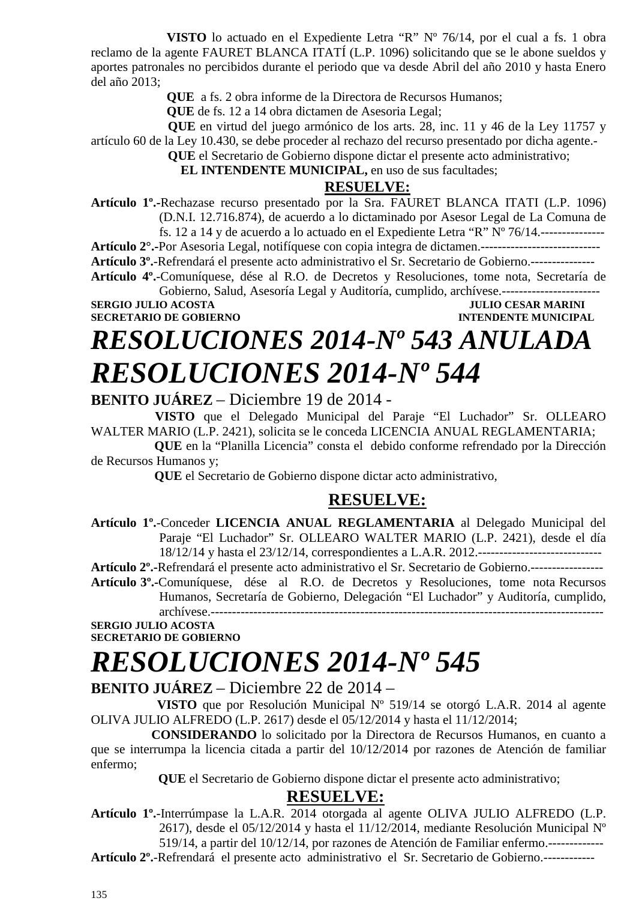**VISTO** lo actuado en el Expediente Letra "R" Nº 76/14, por el cual a fs. 1 obra reclamo de la agente FAURET BLANCA ITATÍ (L.P. 1096) solicitando que se le abone sueldos y aportes patronales no percibidos durante el periodo que va desde Abril del año 2010 y hasta Enero del año 2013;

**QUE** a fs. 2 obra informe de la Directora de Recursos Humanos;

**QUE** de fs. 12 a 14 obra dictamen de Asesoria Legal;

**QUE** en virtud del juego armónico de los arts. 28, inc. 11 y 46 de la Ley 11757 y artículo 60 de la Ley 10.430, se debe proceder al rechazo del recurso presentado por dicha agente.-

**QUE** el Secretario de Gobierno dispone dictar el presente acto administrativo;

**EL INTENDENTE MUNICIPAL,** en uso de sus facultades;

**RESUELVE:**

**Artículo 1º.-**Rechazase recurso presentado por la Sra. FAURET BLANCA ITATI (L.P. 1096) (D.N.I. 12.716.874), de acuerdo a lo dictaminado por Asesor Legal de La Comuna de fs. 12 a 14 y de acuerdo a lo actuado en el Expediente Letra "R" Nº 76/14.---------------

**Artículo 2°.-**Por Asesoria Legal, notifíquese con copia integra de dictamen.----------------------------

**Artículo 3º.-**Refrendará el presente acto administrativo el Sr. Secretario de Gobierno.---------------

**Artículo 4º.-**Comuníquese, dése al R.O. de Decretos y Resoluciones, tome nota, Secretaría de Gobierno, Salud, Asesoría Legal y Auditoría, cumplido, archívese.-----------------------

**SERGIO JULIO ACOSTA** — **SECRETARIO DE GOBIERNO**

**JULIO CESAR MARINI** — **INTENDENTE MUNICIPAL**

# *RESOLUCIONES 2014-Nº 543 ANULADA*

# *RESOLUCIONES 2014-Nº 544*

**BENITO JUÁREZ** – Diciembre 19 de 2014 -

**VISTO** que el Delegado Municipal del Paraje "El Luchador" Sr. OLLEARO WALTER MARIO (L.P. 2421), solicita se le conceda LICENCIA ANUAL REGLAMENTARIA;

**QUE** en la "Planilla Licencia" consta el debido conforme refrendado por la Dirección de Recursos Humanos y;

**QUE** el Secretario de Gobierno dispone dictar acto administrativo,

**RESUELVE:**

**Artículo 1º.-**Conceder **LICENCIA ANUAL REGLAMENTARIA** al Delegado Municipal del Paraje "El Luchador" Sr. OLLEARO WALTER MARIO (L.P. 2421), desde el día 18/12/14 y hasta el 23/12/14, correspondientes a L.A.R. 2012.-----------------------------

**Artículo 2º.-**Refrendará el presente acto administrativo el Sr. Secretario de Gobierno.-----------------

**Artículo 3º.-**Comuníquese, dése al R.O. de Decretos y Resoluciones, tome nota Recursos Humanos, Secretaría de Gobierno, Delegación "El Luchador" y Auditoría, cumplido, archívese.------------------------------------------------------------------------------------------

**SERGIO JULIO ACOSTA**
**SECRETARIO DE GOBIERNO**

# *RESOLUCIONES 2014-Nº 545*

**BENITO JUÁREZ** – Diciembre 22 de 2014 –

**VISTO** que por Resolución Municipal Nº 519/14 se otorgó L.A.R. 2014 al agente OLIVA JULIO ALFREDO (L.P. 2617) desde el 05/12/2014 y hasta el 11/12/2014;

**CONSIDERANDO** lo solicitado por la Directora de Recursos Humanos, en cuanto a que se interrumpa la licencia citada a partir del 10/12/2014 por razones de Atención de familiar enfermo;

**QUE** el Secretario de Gobierno dispone dictar el presente acto administrativo;

**RESUELVE:**

**Artículo 1º.-**Interrúmpase la L.A.R. 2014 otorgada al agente OLIVA JULIO ALFREDO (L.P. 2617), desde el 05/12/2014 y hasta el 11/12/2014, mediante Resolución Municipal Nº 519/14, a partir del 10/12/14, por razones de Atención de Familiar enfermo.-------------

**Artículo 2º.-**Refrendará el presente acto administrativo el Sr. Secretario de Gobierno.------------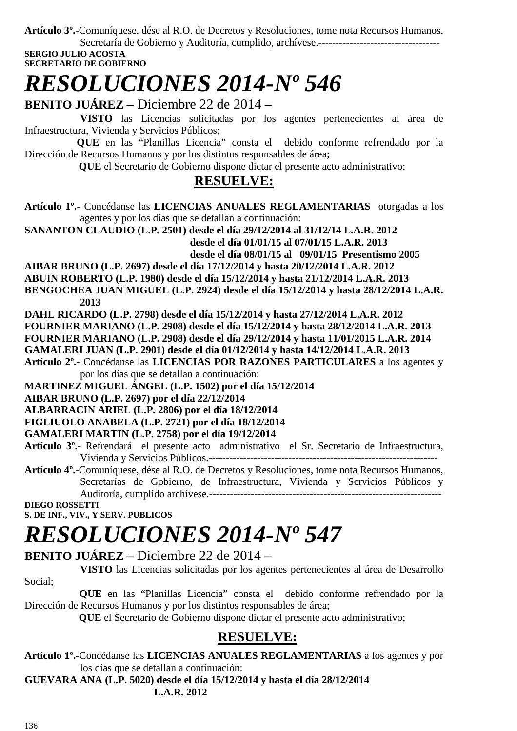**Artículo 3º.-**Comuníquese, dése al R.O. de Decretos y Resoluciones, tome nota Recursos Humanos, Secretaría de Gobierno y Auditoría, cumplido, archívese.-----------------------------------

**SERGIO JULIO ACOSTA**
**SECRETARIO DE GOBIERNO**

# *RESOLUCIONES 2014-Nº 546*

**BENITO JUÁREZ** – Diciembre 22 de 2014 –

**VISTO** las Licencias solicitadas por los agentes pertenecientes al área de Infraestructura, Vivienda y Servicios Públicos;

**QUE** en las "Planillas Licencia" consta el debido conforme refrendado por la Dirección de Recursos Humanos y por los distintos responsables de área;

**QUE** el Secretario de Gobierno dispone dictar el presente acto administrativo;

**RESUELVE:**

**Artículo 1º.-** Concédanse las **LICENCIAS ANUALES REGLAMENTARIAS** otorgadas a los agentes y por los días que se detallan a continuación:

**SANANTON CLAUDIO (L.P. 2501) desde el día 29/12/2014 al 31/12/14 L.A.R. 2012**
**desde el día 01/01/15 al 07/01/15 L.A.R. 2013**
**desde el día 08/01/15 al 09/01/15 Presentismo 2005**
**AIBAR BRUNO (L.P. 2697) desde el día 17/12/2014 y hasta 20/12/2014 L.A.R. 2012**
**ABUIN ROBERTO (L.P. 1980) desde el día 15/12/2014 y hasta 21/12/2014 L.A.R. 2013**
**BENGOCHEA JUAN MIGUEL (L.P. 2924) desde el día 15/12/2014 y hasta 28/12/2014 L.A.R. 2013**
**DAHL RICARDO (L.P. 2798) desde el día 15/12/2014 y hasta 27/12/2014 L.A.R. 2012**
**FOURNIER MARIANO (L.P. 2908) desde el día 15/12/2014 y hasta 28/12/2014 L.A.R. 2013**
**FOURNIER MARIANO (L.P. 2908) desde el día 29/12/2014 y hasta 11/01/2015 L.A.R. 2014**
**GAMALERI JUAN (L.P. 2901) desde el día 01/12/2014 y hasta 14/12/2014 L.A.R. 2013**

**Artículo 2º.-** Concédanse las **LICENCIAS POR RAZONES PARTICULARES** a los agentes y por los días que se detallan a continuación:

**MARTINEZ MIGUEL ÁNGEL (L.P. 1502) por el día 15/12/2014**
**AIBAR BRUNO (L.P. 2697) por el día 22/12/2014**
**ALBARRACIN ARIEL (L.P. 2806) por el día 18/12/2014**
**FIGLIUOLO ANABELA (L.P. 2721) por el día 18/12/2014**
**GAMALERI MARTIN (L.P. 2758) por el día 19/12/2014**

**Artículo 3º.-** Refrendará el presente acto administrativo el Sr. Secretario de Infraestructura, Vivienda y Servicios Públicos.------------------------------------------------------------------

**Artículo 4º.-**Comuníquese, dése al R.O. de Decretos y Resoluciones, tome nota Recursos Humanos, Secretarías de Gobierno, de Infraestructura, Vivienda y Servicios Públicos y Auditoría, cumplido archívese.-------------------------------------------------------------------

**DIEGO ROSSETTI**
**S. DE INF., VIV., Y SERV. PUBLICOS**

# *RESOLUCIONES 2014-Nº 547*

**BENITO JUÁREZ** – Diciembre 22 de 2014 –

**VISTO** las Licencias solicitadas por los agentes pertenecientes al área de Desarrollo Social;

**QUE** en las "Planillas Licencia" consta el debido conforme refrendado por la Dirección de Recursos Humanos y por los distintos responsables de área;

**QUE** el Secretario de Gobierno dispone dictar el presente acto administrativo;

**RESUELVE:**

**Artículo 1º.-**Concédanse las **LICENCIAS ANUALES REGLAMENTARIAS** a los agentes y por los días que se detallan a continuación:

**GUEVARA ANA (L.P. 5020) desde el día 15/12/2014 y hasta el día 28/12/2014**
**L.A.R. 2012**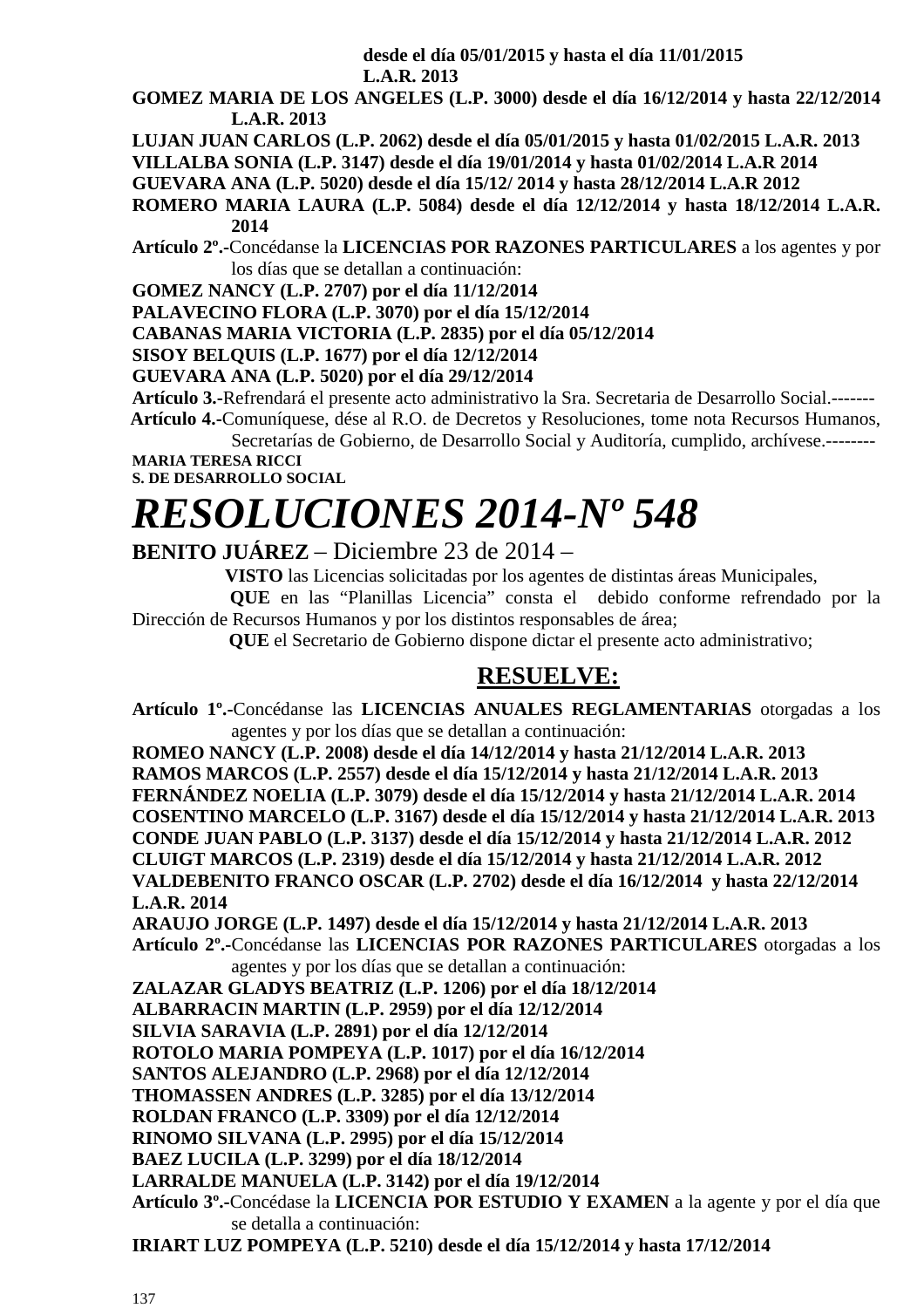**desde el día 05/01/2015 y hasta el día 11/01/2015 L.A.R. 2013**

**GOMEZ MARIA DE LOS ANGELES (L.P. 3000) desde el día 16/12/2014 y hasta 22/12/2014 L.A.R. 2013**

**LUJAN JUAN CARLOS (L.P. 2062) desde el día 05/01/2015 y hasta 01/02/2015 L.A.R. 2013**

**VILLALBA SONIA (L.P. 3147) desde el día 19/01/2014 y hasta 01/02/2014 L.A.R 2014**

**GUEVARA ANA (L.P. 5020) desde el día 15/12/ 2014 y hasta 28/12/2014 L.A.R 2012**

**ROMERO MARIA LAURA (L.P. 5084) desde el día 12/12/2014 y hasta 18/12/2014 L.A.R. 2014**

**Artículo 2º.-**Concédanse la **LICENCIAS POR RAZONES PARTICULARES** a los agentes y por los días que se detallan a continuación:

**GOMEZ NANCY (L.P. 2707) por el día 11/12/2014**

**PALAVECINO FLORA (L.P. 3070) por el día 15/12/2014**

**CABANAS MARIA VICTORIA (L.P. 2835) por el día 05/12/2014**

**SISOY BELQUIS (L.P. 1677) por el día 12/12/2014**

**GUEVARA ANA (L.P. 5020) por el día 29/12/2014**

**Artículo 3.-**Refrendará el presente acto administrativo la Sra. Secretaria de Desarrollo Social.-------

**Artículo 4.-**Comuníquese, dése al R.O. de Decretos y Resoluciones, tome nota Recursos Humanos, Secretarías de Gobierno, de Desarrollo Social y Auditoría, cumplido, archívese.--------

**MARIA TERESA RICCI**
**S. DE DESARROLLO SOCIAL**

# *RESOLUCIONES 2014-Nº 548*

**BENITO JUÁREZ** – Diciembre 23 de 2014 –

**VISTO** las Licencias solicitadas por los agentes de distintas áreas Municipales,

**QUE** en las "Planillas Licencia" consta el debido conforme refrendado por la Dirección de Recursos Humanos y por los distintos responsables de área;

**QUE** el Secretario de Gobierno dispone dictar el presente acto administrativo;

## RESUELVE:

**Artículo 1º.-**Concédanse las **LICENCIAS ANUALES REGLAMENTARIAS** otorgadas a los agentes y por los días que se detallan a continuación:

**ROMEO NANCY (L.P. 2008) desde el día 14/12/2014 y hasta 21/12/2014 L.A.R. 2013**

**RAMOS MARCOS (L.P. 2557) desde el día 15/12/2014 y hasta 21/12/2014 L.A.R. 2013**

**FERNÁNDEZ NOELIA (L.P. 3079) desde el día 15/12/2014 y hasta 21/12/2014 L.A.R. 2014**

**COSENTINO MARCELO (L.P. 3167) desde el día 15/12/2014 y hasta 21/12/2014 L.A.R. 2013**

**CONDE JUAN PABLO (L.P. 3137) desde el día 15/12/2014 y hasta 21/12/2014 L.A.R. 2012**

**CLUIGT MARCOS (L.P. 2319) desde el día 15/12/2014 y hasta 21/12/2014 L.A.R. 2012**

**VALDEBENITO FRANCO OSCAR (L.P. 2702) desde el día 16/12/2014 y hasta 22/12/2014 L.A.R. 2014**

**ARAUJO JORGE (L.P. 1497) desde el día 15/12/2014 y hasta 21/12/2014 L.A.R. 2013**

**Artículo 2º.-**Concédanse las **LICENCIAS POR RAZONES PARTICULARES** otorgadas a los agentes y por los días que se detallan a continuación:

**ZALAZAR GLADYS BEATRIZ (L.P. 1206) por el día 18/12/2014**

**ALBARRACIN MARTIN (L.P. 2959) por el día 12/12/2014**

**SILVIA SARAVIA (L.P. 2891) por el día 12/12/2014**

**ROTOLO MARIA POMPEYA (L.P. 1017) por el día 16/12/2014**

**SANTOS ALEJANDRO (L.P. 2968) por el día 12/12/2014**

**THOMASSEN ANDRES (L.P. 3285) por el día 13/12/2014**

**ROLDAN FRANCO (L.P. 3309) por el día 12/12/2014**

**RINOMO SILVANA (L.P. 2995) por el día 15/12/2014**

**BAEZ LUCILA (L.P. 3299) por el día 18/12/2014**

**LARRALDE MANUELA (L.P. 3142) por el día 19/12/2014**

**Artículo 3º.-**Concédase la **LICENCIA POR ESTUDIO Y EXAMEN** a la agente y por el día que se detalla a continuación:

**IRIART LUZ POMPEYA (L.P. 5210) desde el día 15/12/2014 y hasta 17/12/2014**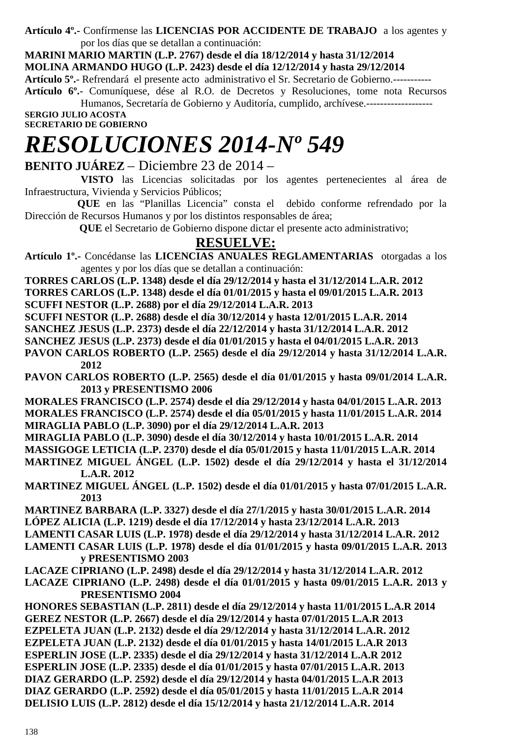**Artículo 4º.-** Confírmense las **LICENCIAS POR ACCIDENTE DE TRABAJO** a los agentes y por los días que se detallan a continuación:

**MARINI MARIO MARTIN (L.P. 2767) desde el día 18/12/2014 y hasta 31/12/2014**

**MOLINA ARMANDO HUGO (L.P. 2423) desde el día 12/12/2014 y hasta 29/12/2014**

**Artículo 5º.-** Refrendará el presente acto administrativo el Sr. Secretario de Gobierno.-----------

**Artículo 6º.-** Comuníquese, dése al R.O. de Decretos y Resoluciones, tome nota Recursos Humanos, Secretaría de Gobierno y Auditoría, cumplido, archívese.-------------------

**SERGIO JULIO ACOSTA**
**SECRETARIO DE GOBIERNO**

# *RESOLUCIONES 2014-Nº 549*

**BENITO JUÁREZ** – Diciembre 23 de 2014 –

**VISTO** las Licencias solicitadas por los agentes pertenecientes al área de Infraestructura, Vivienda y Servicios Públicos;

**QUE** en las "Planillas Licencia" consta el debido conforme refrendado por la Dirección de Recursos Humanos y por los distintos responsables de área;

**QUE** el Secretario de Gobierno dispone dictar el presente acto administrativo;

## RESUELVE:

**Artículo 1º.-** Concédanse las **LICENCIAS ANUALES REGLAMENTARIAS** otorgadas a los agentes y por los días que se detallan a continuación:

**TORRES CARLOS (L.P. 1348) desde el día 29/12/2014 y hasta el 31/12/2014 L.A.R. 2012**

**TORRES CARLOS (L.P. 1348) desde el día 01/01/2015 y hasta el 09/01/2015 L.A.R. 2013**

**SCUFFI NESTOR (L.P. 2688) por el día 29/12/2014 L.A.R. 2013**

**SCUFFI NESTOR (L.P. 2688) desde el día 30/12/2014 y hasta 12/01/2015 L.A.R. 2014**

**SANCHEZ JESUS (L.P. 2373) desde el día 22/12/2014 y hasta 31/12/2014 L.A.R. 2012**

**SANCHEZ JESUS (L.P. 2373) desde el día 01/01/2015 y hasta el 04/01/2015 L.A.R. 2013**

**PAVON CARLOS ROBERTO (L.P. 2565) desde el día 29/12/2014 y hasta 31/12/2014 L.A.R. 2012**

**PAVON CARLOS ROBERTO (L.P. 2565) desde el día 01/01/2015 y hasta 09/01/2014 L.A.R. 2013 y PRESENTISMO 2006**

**MORALES FRANCISCO (L.P. 2574) desde el día 29/12/2014 y hasta 04/01/2015 L.A.R. 2013**

**MORALES FRANCISCO (L.P. 2574) desde el día 05/01/2015 y hasta 11/01/2015 L.A.R. 2014**

**MIRAGLIA PABLO (L.P. 3090) por el día 29/12/2014 L.A.R. 2013**

**MIRAGLIA PABLO (L.P. 3090) desde el día 30/12/2014 y hasta 10/01/2015 L.A.R. 2014**

**MASSIGOGE LETICIA (L.P. 2370) desde el día 05/01/2015 y hasta 11/01/2015 L.A.R. 2014**

**MARTINEZ MIGUEL ÁNGEL (L.P. 1502) desde el día 29/12/2014 y hasta el 31/12/2014 L.A.R. 2012**

**MARTINEZ MIGUEL ÁNGEL (L.P. 1502) desde el día 01/01/2015 y hasta 07/01/2015 L.A.R. 2013**

**MARTINEZ BARBARA (L.P. 3327) desde el día 27/1/2015 y hasta 30/01/2015 L.A.R. 2014**

**LÓPEZ ALICIA (L.P. 1219) desde el día 17/12/2014 y hasta 23/12/2014 L.A.R. 2013**

**LAMENTI CASAR LUIS (L.P. 1978) desde el día 29/12/2014 y hasta 31/12/2014 L.A.R. 2012**

**LAMENTI CASAR LUIS (L.P. 1978) desde el día 01/01/2015 y hasta 09/01/2015 L.A.R. 2013 y PRESENTISMO 2003**

**LACAZE CIPRIANO (L.P. 2498) desde el día 29/12/2014 y hasta 31/12/2014 L.A.R. 2012**

**LACAZE CIPRIANO (L.P. 2498) desde el día 01/01/2015 y hasta 09/01/2015 L.A.R. 2013 y PRESENTISMO 2004**

**HONORES SEBASTIAN (L.P. 2811) desde el día 29/12/2014 y hasta 11/01/2015 L.A.R 2014**

**GEREZ NESTOR (L.P. 2667) desde el día 29/12/2014 y hasta 07/01/2015 L.A.R 2013**

**EZPELETA JUAN (L.P. 2132) desde el día 29/12/2014 y hasta 31/12/2014 L.A.R. 2012**

**EZPELETA JUAN (L.P. 2132) desde el día 01/01/2015 y hasta 14/01/2015 L.A.R 2013**

**ESPERLIN JOSE (L.P. 2335) desde el día 29/12/2014 y hasta 31/12/2014 L.A.R 2012**

**ESPERLIN JOSE (L.P. 2335) desde el día 01/01/2015 y hasta 07/01/2015 L.A.R. 2013**

**DIAZ GERARDO (L.P. 2592) desde el día 29/12/2014 y hasta 04/01/2015 L.A.R 2013**

**DIAZ GERARDO (L.P. 2592) desde el día 05/01/2015 y hasta 11/01/2015 L.A.R 2014**

**DELISIO LUIS (L.P. 2812) desde el día 15/12/2014 y hasta 21/12/2014 L.A.R. 2014**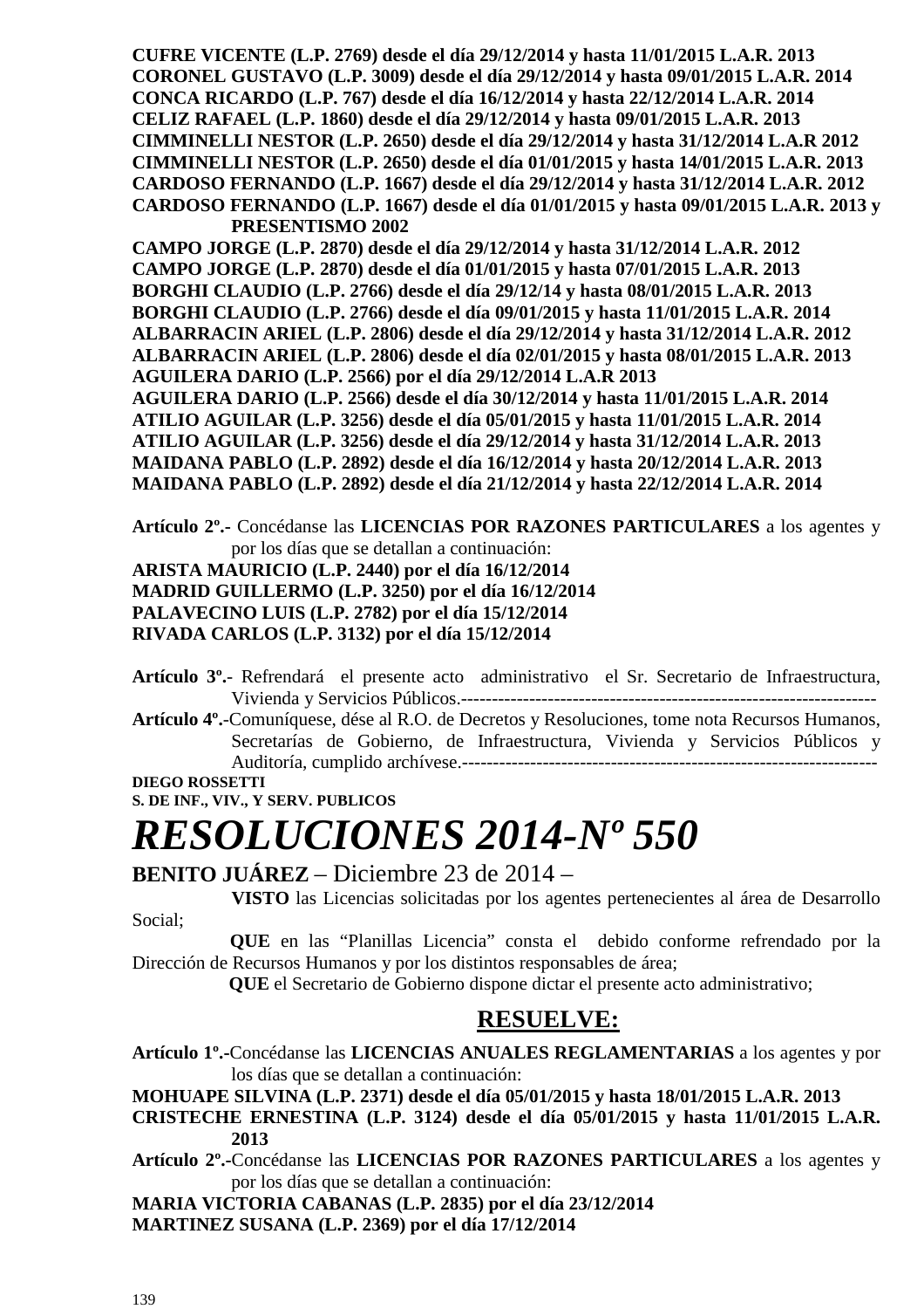**CUFRE VICENTE (L.P. 2769) desde el día 29/12/2014 y hasta 11/01/2015 L.A.R. 2013**
**CORONEL GUSTAVO (L.P. 3009) desde el día 29/12/2014 y hasta 09/01/2015 L.A.R. 2014**
**CONCA RICARDO (L.P. 767) desde el día 16/12/2014 y hasta 22/12/2014 L.A.R. 2014**
**CELIZ RAFAEL (L.P. 1860) desde el día 29/12/2014 y hasta 09/01/2015 L.A.R. 2013**
**CIMMINELLI NESTOR (L.P. 2650) desde el día 29/12/2014 y hasta 31/12/2014 L.A.R 2012**
**CIMMINELLI NESTOR (L.P. 2650) desde el día 01/01/2015 y hasta 14/01/2015 L.A.R. 2013**
**CARDOSO FERNANDO (L.P. 1667) desde el día 29/12/2014 y hasta 31/12/2014 L.A.R. 2012**
**CARDOSO FERNANDO (L.P. 1667) desde el día 01/01/2015 y hasta 09/01/2015 L.A.R. 2013 y PRESENTISMO 2002**
**CAMPO JORGE (L.P. 2870) desde el día 29/12/2014 y hasta 31/12/2014 L.A.R. 2012**
**CAMPO JORGE (L.P. 2870) desde el día 01/01/2015 y hasta 07/01/2015 L.A.R. 2013**
**BORGHI CLAUDIO (L.P. 2766) desde el día 29/12/14 y hasta 08/01/2015 L.A.R. 2013**
**BORGHI CLAUDIO (L.P. 2766) desde el día 09/01/2015 y hasta 11/01/2015 L.A.R. 2014**
**ALBARRACIN ARIEL (L.P. 2806) desde el día 29/12/2014 y hasta 31/12/2014 L.A.R. 2012**
**ALBARRACIN ARIEL (L.P. 2806) desde el día 02/01/2015 y hasta 08/01/2015 L.A.R. 2013**
**AGUILERA DARIO (L.P. 2566) por el día 29/12/2014 L.A.R 2013**
**AGUILERA DARIO (L.P. 2566) desde el día 30/12/2014 y hasta 11/01/2015 L.A.R. 2014**
**ATILIO AGUILAR (L.P. 3256) desde el día 05/01/2015 y hasta 11/01/2015 L.A.R. 2014**
**ATILIO AGUILAR (L.P. 3256) desde el día 29/12/2014 y hasta 31/12/2014 L.A.R. 2013**
**MAIDANA PABLO (L.P. 2892) desde el día 16/12/2014 y hasta 20/12/2014 L.A.R. 2013**
**MAIDANA PABLO (L.P. 2892) desde el día 21/12/2014 y hasta 22/12/2014 L.A.R. 2014**

**Artículo 2º.-** Concédanse las **LICENCIAS POR RAZONES PARTICULARES** a los agentes y por los días que se detallan a continuación:
**ARISTA MAURICIO (L.P. 2440) por el día 16/12/2014**
**MADRID GUILLERMO (L.P. 3250) por el día 16/12/2014**
**PALAVECINO LUIS (L.P. 2782) por el día 15/12/2014**
**RIVADA CARLOS (L.P. 3132) por el día 15/12/2014**

**Artículo 3º.-** Refrendará el presente acto administrativo el Sr. Secretario de Infraestructura, Vivienda y Servicios Públicos.------------------------------------------------------------------
**Artículo 4º.-**Comuníquese, dése al R.O. de Decretos y Resoluciones, tome nota Recursos Humanos, Secretarías de Gobierno, de Infraestructura, Vivienda y Servicios Públicos y Auditoría, cumplido archívese.-------------------------------------------------------------------

**DIEGO ROSSETTI**
**S. DE INF., VIV., Y SERV. PUBLICOS**

# *RESOLUCIONES 2014-Nº 550*

**BENITO JUÁREZ** – Diciembre 23 de 2014 –

**VISTO** las Licencias solicitadas por los agentes pertenecientes al área de Desarrollo Social;

**QUE** en las "Planillas Licencia" consta el debido conforme refrendado por la Dirección de Recursos Humanos y por los distintos responsables de área;

**QUE** el Secretario de Gobierno dispone dictar el presente acto administrativo;

## RESUELVE:

**Artículo 1º.-**Concédanse las **LICENCIAS ANUALES REGLAMENTARIAS** a los agentes y por los días que se detallan a continuación:
**MOHUAPE SILVINA (L.P. 2371) desde el día 05/01/2015 y hasta 18/01/2015 L.A.R. 2013**
**CRISTECHE ERNESTINA (L.P. 3124) desde el día 05/01/2015 y hasta 11/01/2015 L.A.R. 2013**
**Artículo 2º.-**Concédanse las **LICENCIAS POR RAZONES PARTICULARES** a los agentes y por los días que se detallan a continuación:
**MARIA VICTORIA CABANAS (L.P. 2835) por el día 23/12/2014**
**MARTINEZ SUSANA (L.P. 2369) por el día 17/12/2014**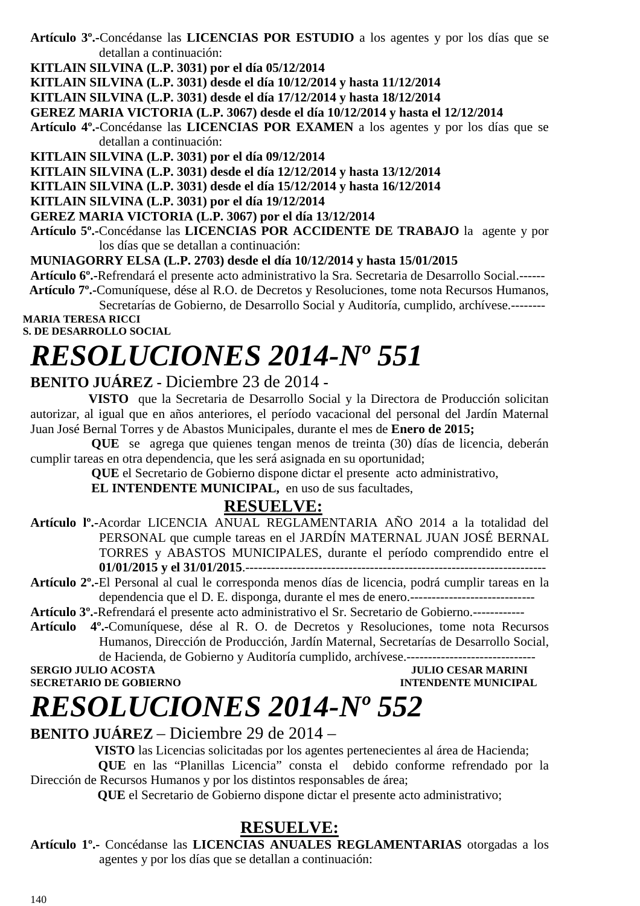**Artículo 3º.-**Concédanse las **LICENCIAS POR ESTUDIO** a los agentes y por los días que se detallan a continuación:

**KITLAIN SILVINA (L.P. 3031) por el día 05/12/2014**
**KITLAIN SILVINA (L.P. 3031) desde el día 10/12/2014 y hasta 11/12/2014**
**KITLAIN SILVINA (L.P. 3031) desde el día 17/12/2014 y hasta 18/12/2014**
**GEREZ MARIA VICTORIA (L.P. 3067) desde el día 10/12/2014 y hasta el 12/12/2014**

**Artículo 4º.-**Concédanse las **LICENCIAS POR EXAMEN** a los agentes y por los días que se detallan a continuación:

**KITLAIN SILVINA (L.P. 3031) por el día 09/12/2014**
**KITLAIN SILVINA (L.P. 3031) desde el día 12/12/2014 y hasta 13/12/2014**
**KITLAIN SILVINA (L.P. 3031) desde el día 15/12/2014 y hasta 16/12/2014**
**KITLAIN SILVINA (L.P. 3031) por el día 19/12/2014**
**GEREZ MARIA VICTORIA (L.P. 3067) por el día 13/12/2014**

**Artículo 5º.-**Concédanse las **LICENCIAS POR ACCIDENTE DE TRABAJO** la agente y por los días que se detallan a continuación:

**MUNIAGORRY ELSA (L.P. 2703) desde el día 10/12/2014 y hasta 15/01/2015**

**Artículo 6º.-**Refrendará el presente acto administrativo la Sra. Secretaria de Desarrollo Social.------

**Artículo 7º.-**Comuníquese, dése al R.O. de Decretos y Resoluciones, tome nota Recursos Humanos, Secretarías de Gobierno, de Desarrollo Social y Auditoría, cumplido, archívese.--------

**MARIA TERESA RICCI**
**S. DE DESARROLLO SOCIAL**

# *RESOLUCIONES 2014-Nº 551*

**BENITO JUÁREZ** - Diciembre 23 de 2014 -

**VISTO** que la Secretaria de Desarrollo Social y la Directora de Producción solicitan autorizar, al igual que en años anteriores, el período vacacional del personal del Jardín Maternal Juan José Bernal Torres y de Abastos Municipales, durante el mes de **Enero de 2015;**

**QUE** se agrega que quienes tengan menos de treinta (30) días de licencia, deberán cumplir tareas en otra dependencia, que les será asignada en su oportunidad;

**QUE** el Secretario de Gobierno dispone dictar el presente acto administrativo,

**EL INTENDENTE MUNICIPAL,** en uso de sus facultades,

## RESUELVE:

**Artículo lº.-**Acordar LICENCIA ANUAL REGLAMENTARIA AÑO 2014 a la totalidad del PERSONAL que cumple tareas en el JARDÍN MATERNAL JUAN JOSÉ BERNAL TORRES y ABASTOS MUNICIPALES, durante el período comprendido entre el **01/01/2015 y el 31/01/2015**.-------------------------------------------------------------------

**Artículo 2º.-**El Personal al cual le corresponda menos días de licencia, podrá cumplir tareas en la dependencia que el D. E. disponga, durante el mes de enero.-----------------------------

**Artículo 3º.-**Refrendará el presente acto administrativo el Sr. Secretario de Gobierno.------------

**Artículo 4º.-**Comuníquese, dése al R. O. de Decretos y Resoluciones, tome nota Recursos Humanos, Dirección de Producción, Jardín Maternal, Secretarías de Desarrollo Social, de Hacienda, de Gobierno y Auditoría cumplido, archívese.------------------------------

**SERGIO JULIO ACOSTA** — **SECRETARIO DE GOBIERNO**
**JULIO CESAR MARINI** — **INTENDENTE MUNICIPAL**

# *RESOLUCIONES 2014-Nº 552*

**BENITO JUÁREZ** – Diciembre 29 de 2014 –

**VISTO** las Licencias solicitadas por los agentes pertenecientes al área de Hacienda;

**QUE** en las "Planillas Licencia" consta el debido conforme refrendado por la Dirección de Recursos Humanos y por los distintos responsables de área;

**QUE** el Secretario de Gobierno dispone dictar el presente acto administrativo;

## RESUELVE:

**Artículo 1º.-** Concédanse las **LICENCIAS ANUALES REGLAMENTARIAS** otorgadas a los agentes y por los días que se detallan a continuación: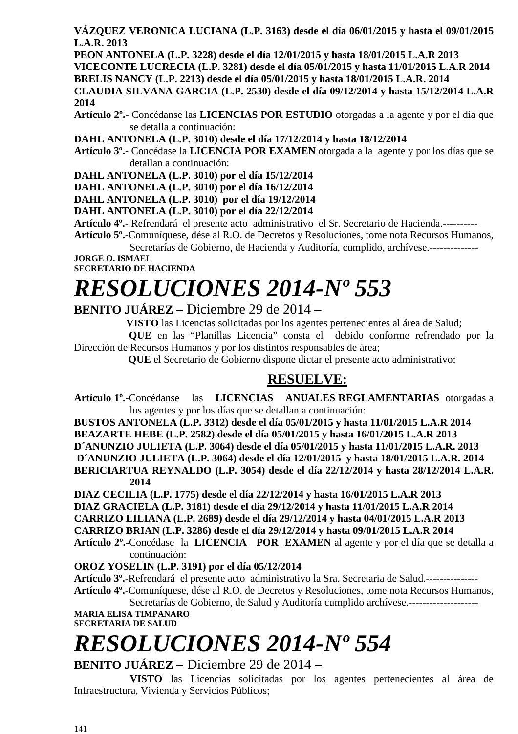**VÁZQUEZ VERONICA LUCIANA (L.P. 3163) desde el día 06/01/2015 y hasta el 09/01/2015 L.A.R. 2013**
**PEON ANTONELA (L.P. 3228) desde el día 12/01/2015 y hasta 18/01/2015 L.A.R 2013**
**VICECONTE LUCRECIA (L.P. 3281) desde el día 05/01/2015 y hasta 11/01/2015 L.A.R 2014**
**BRELIS NANCY (L.P. 2213) desde el día 05/01/2015 y hasta 18/01/2015 L.A.R. 2014**
**CLAUDIA SILVANA GARCIA (L.P. 2530) desde el día 09/12/2014 y hasta 15/12/2014 L.A.R 2014**

**Artículo 2º.-** Concédanse las **LICENCIAS POR ESTUDIO** otorgadas a la agente y por el día que se detalla a continuación:

**DAHL ANTONELA (L.P. 3010) desde el día 17/12/2014 y hasta 18/12/2014**

**Artículo 3º.-** Concédase la **LICENCIA POR EXAMEN** otorgada a la agente y por los días que se detallan a continuación:

**DAHL ANTONELA (L.P. 3010) por el día 15/12/2014**
**DAHL ANTONELA (L.P. 3010) por el día 16/12/2014**
**DAHL ANTONELA (L.P. 3010) por el día 19/12/2014**
**DAHL ANTONELA (L.P. 3010) por el día 22/12/2014**

**Artículo 4º.-** Refrendará el presente acto administrativo el Sr. Secretario de Hacienda.----------

**Artículo 5º.-**Comuníquese, dése al R.O. de Decretos y Resoluciones, tome nota Recursos Humanos, Secretarías de Gobierno, de Hacienda y Auditoría, cumplido, archívese.--------------

**JORGE O. ISMAEL**
**SECRETARIO DE HACIENDA**

# *RESOLUCIONES 2014-Nº 553*

**BENITO JUÁREZ** – Diciembre 29 de 2014 –

**VISTO** las Licencias solicitadas por los agentes pertenecientes al área de Salud;

**QUE** en las "Planillas Licencia" consta el debido conforme refrendado por la Dirección de Recursos Humanos y por los distintos responsables de área;

**QUE** el Secretario de Gobierno dispone dictar el presente acto administrativo;

## RESUELVE:

**Artículo 1º.-**Concédanse las **LICENCIAS ANUALES REGLAMENTARIAS** otorgadas a los agentes y por los días que se detallan a continuación:

**BUSTOS ANTONELA (L.P. 3312) desde el día 05/01/2015 y hasta 11/01/2015 L.A.R 2014**
**BEAZARTE HEBE (L.P. 2582) desde el día 05/01/2015 y hasta 16/01/2015 L.A.R 2013**
**D´ANUNZIO JULIETA (L.P. 3064) desde el día 05/01/2015 y hasta 11/01/2015 L.A.R. 2013**
**D´ANUNZIO JULIETA (L.P. 3064) desde el día 12/01/2015 y hasta 18/01/2015 L.A.R. 2014**
**BERICIARTUA REYNALDO (L.P. 3054) desde el día 22/12/2014 y hasta 28/12/2014 L.A.R. 2014**
**DIAZ CECILIA (L.P. 1775) desde el día 22/12/2014 y hasta 16/01/2015 L.A.R 2013**
**DIAZ GRACIELA (L.P. 3181) desde el día 29/12/2014 y hasta 11/01/2015 L.A.R 2014**
**CARRIZO LILIANA (L.P. 2689) desde el día 29/12/2014 y hasta 04/01/2015 L.A.R 2013**
**CARRIZO BRIAN (L.P. 3286) desde el día 29/12/2014 y hasta 09/01/2015 L.A.R 2014**

**Artículo 2º.-**Concédase la **LICENCIA POR EXAMEN** al agente y por el día que se detalla a continuación:

**OROZ YOSELIN (L.P. 3191) por el día 05/12/2014**

**Artículo 3º.-**Refrendará el presente acto administrativo la Sra. Secretaria de Salud.---------------

**Artículo 4º.-**Comuníquese, dése al R.O. de Decretos y Resoluciones, tome nota Recursos Humanos, Secretarías de Gobierno, de Salud y Auditoría cumplido archívese.--------------------

**MARIA ELISA TIMPANARO**
**SECRETARIA DE SALUD**

# *RESOLUCIONES 2014-Nº 554*

**BENITO JUÁREZ** – Diciembre 29 de 2014 –

**VISTO** las Licencias solicitadas por los agentes pertenecientes al área de Infraestructura, Vivienda y Servicios Públicos;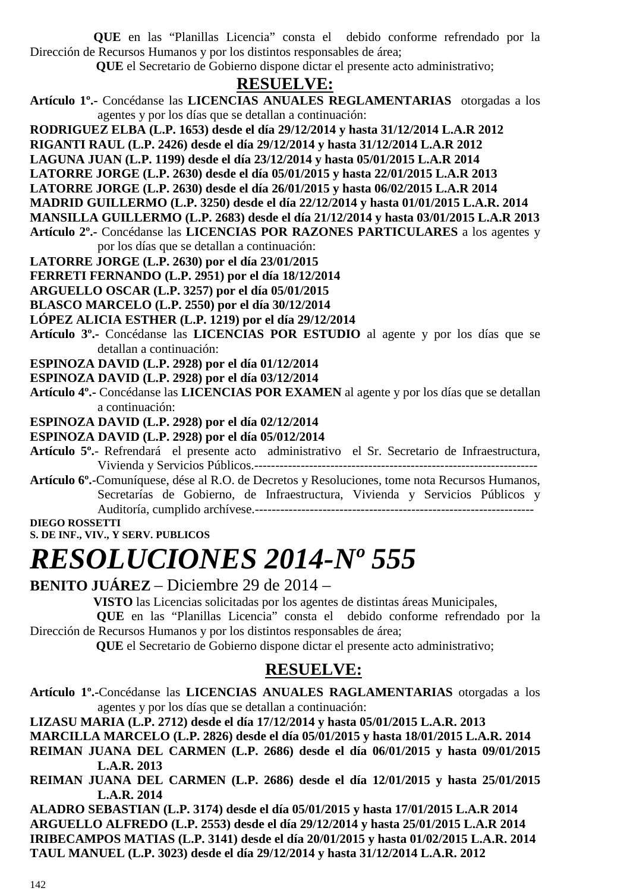**QUE** en las "Planillas Licencia" consta el debido conforme refrendado por la Dirección de Recursos Humanos y por los distintos responsables de área;

**QUE** el Secretario de Gobierno dispone dictar el presente acto administrativo;

## RESUELVE:

**Artículo 1º.-** Concédanse las **LICENCIAS ANUALES REGLAMENTARIAS** otorgadas a los agentes y por los días que se detallan a continuación:

**RODRIGUEZ ELBA (L.P. 1653) desde el día 29/12/2014 y hasta 31/12/2014 L.A.R 2012**
**RIGANTI RAUL (L.P. 2426) desde el día 29/12/2014 y hasta 31/12/2014 L.A.R 2012**
**LAGUNA JUAN (L.P. 1199) desde el día 23/12/2014 y hasta 05/01/2015 L.A.R 2014**
**LATORRE JORGE (L.P. 2630) desde el día 05/01/2015 y hasta 22/01/2015 L.A.R 2013**
**LATORRE JORGE (L.P. 2630) desde el día 26/01/2015 y hasta 06/02/2015 L.A.R 2014**
**MADRID GUILLERMO (L.P. 3250) desde el día 22/12/2014 y hasta 01/01/2015 L.A.R. 2014**
**MANSILLA GUILLERMO (L.P. 2683) desde el día 21/12/2014 y hasta 03/01/2015 L.A.R 2013**

**Artículo 2º.-** Concédanse las **LICENCIAS POR RAZONES PARTICULARES** a los agentes y por los días que se detallan a continuación:

**LATORRE JORGE (L.P. 2630) por el día 23/01/2015**
**FERRETI FERNANDO (L.P. 2951) por el día 18/12/2014**
**ARGUELLO OSCAR (L.P. 3257) por el día 05/01/2015**
**BLASCO MARCELO (L.P. 2550) por el día 30/12/2014**
**LÓPEZ ALICIA ESTHER (L.P. 1219) por el día 29/12/2014**

**Artículo 3º.-** Concédanse las **LICENCIAS POR ESTUDIO** al agente y por los días que se detallan a continuación:

**ESPINOZA DAVID (L.P. 2928) por el día 01/12/2014**
**ESPINOZA DAVID (L.P. 2928) por el día 03/12/2014**

**Artículo 4º.-** Concédanse las **LICENCIAS POR EXAMEN** al agente y por los días que se detallan a continuación:

**ESPINOZA DAVID (L.P. 2928) por el día 02/12/2014**
**ESPINOZA DAVID (L.P. 2928) por el día 05/012/2014**

**Artículo 5º.-** Refrendará el presente acto administrativo el Sr. Secretario de Infraestructura, Vivienda y Servicios Públicos.------------------------------------------------------------------

**Artículo 6º.-**Comuníquese, dése al R.O. de Decretos y Resoluciones, tome nota Recursos Humanos, Secretarías de Gobierno, de Infraestructura, Vivienda y Servicios Públicos y Auditoría, cumplido archívese.------------------------------------------------------------------

**DIEGO ROSSETTI**
**S. DE INF., VIV., Y SERV. PUBLICOS**

# *RESOLUCIONES 2014-Nº 555*

**BENITO JUÁREZ** – Diciembre 29 de 2014 –

**VISTO** las Licencias solicitadas por los agentes de distintas áreas Municipales,

**QUE** en las "Planillas Licencia" consta el debido conforme refrendado por la Dirección de Recursos Humanos y por los distintos responsables de área;

**QUE** el Secretario de Gobierno dispone dictar el presente acto administrativo;

## RESUELVE:

**Artículo 1º.-**Concédanse las **LICENCIAS ANUALES RAGLAMENTARIAS** otorgadas a los agentes y por los días que se detallan a continuación:

**LIZASU MARIA (L.P. 2712) desde el día 17/12/2014 y hasta 05/01/2015 L.A.R. 2013**
**MARCILLA MARCELO (L.P. 2826) desde el día 05/01/2015 y hasta 18/01/2015 L.A.R. 2014**
**REIMAN JUANA DEL CARMEN (L.P. 2686) desde el día 06/01/2015 y hasta 09/01/2015 L.A.R. 2013**
**REIMAN JUANA DEL CARMEN (L.P. 2686) desde el día 12/01/2015 y hasta 25/01/2015 L.A.R. 2014**
**ALADRO SEBASTIAN (L.P. 3174) desde el día 05/01/2015 y hasta 17/01/2015 L.A.R 2014**
**ARGUELLO ALFREDO (L.P. 2553) desde el día 29/12/2014 y hasta 25/01/2015 L.A.R 2014**
**IRIBECAMPOS MATIAS (L.P. 3141) desde el día 20/01/2015 y hasta 01/02/2015 L.A.R. 2014**
**TAUL MANUEL (L.P. 3023) desde el día 29/12/2014 y hasta 31/12/2014 L.A.R. 2012**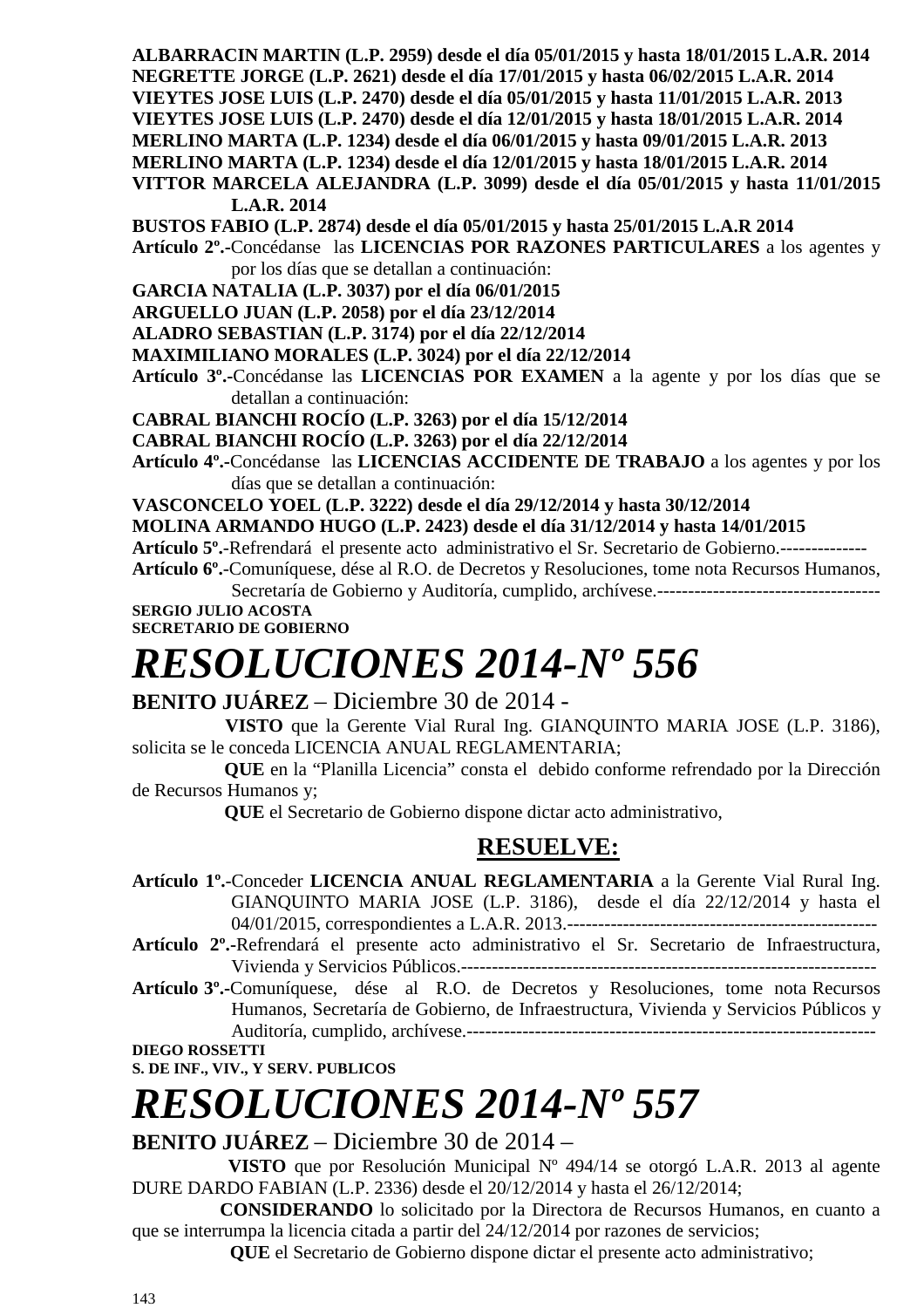**ALBARRACIN MARTIN (L.P. 2959) desde el día 05/01/2015 y hasta 18/01/2015 L.A.R. 2014**
**NEGRETTE JORGE (L.P. 2621) desde el día 17/01/2015 y hasta 06/02/2015 L.A.R. 2014**
**VIEYTES JOSE LUIS (L.P. 2470) desde el día 05/01/2015 y hasta 11/01/2015 L.A.R. 2013**
**VIEYTES JOSE LUIS (L.P. 2470) desde el día 12/01/2015 y hasta 18/01/2015 L.A.R. 2014**
**MERLINO MARTA (L.P. 1234) desde el día 06/01/2015 y hasta 09/01/2015 L.A.R. 2013**
**MERLINO MARTA (L.P. 1234) desde el día 12/01/2015 y hasta 18/01/2015 L.A.R. 2014**
**VITTOR MARCELA ALEJANDRA (L.P. 3099) desde el día 05/01/2015 y hasta 11/01/2015 L.A.R. 2014**
**BUSTOS FABIO (L.P. 2874) desde el día 05/01/2015 y hasta 25/01/2015 L.A.R 2014**

**Artículo 2º.-**Concédanse las **LICENCIAS POR RAZONES PARTICULARES** a los agentes y por los días que se detallan a continuación:

**GARCIA NATALIA (L.P. 3037) por el día 06/01/2015**
**ARGUELLO JUAN (L.P. 2058) por el día 23/12/2014**
**ALADRO SEBASTIAN (L.P. 3174) por el día 22/12/2014**
**MAXIMILIANO MORALES (L.P. 3024) por el día 22/12/2014**

**Artículo 3º.-**Concédanse las **LICENCIAS POR EXAMEN** a la agente y por los días que se detallan a continuación:

**CABRAL BIANCHI ROCÍO (L.P. 3263) por el día 15/12/2014**
**CABRAL BIANCHI ROCÍO (L.P. 3263) por el día 22/12/2014**

**Artículo 4º.-**Concédanse las **LICENCIAS ACCIDENTE DE TRABAJO** a los agentes y por los días que se detallan a continuación:

**VASCONCELO YOEL (L.P. 3222) desde el día 29/12/2014 y hasta 30/12/2014**
**MOLINA ARMANDO HUGO (L.P. 2423) desde el día 31/12/2014 y hasta 14/01/2015**

**Artículo 5º.-**Refrendará el presente acto administrativo el Sr. Secretario de Gobierno.--------------

**Artículo 6º.-**Comuníquese, dése al R.O. de Decretos y Resoluciones, tome nota Recursos Humanos, Secretaría de Gobierno y Auditoría, cumplido, archívese.------------------------------------

**SERGIO JULIO ACOSTA**
**SECRETARIO DE GOBIERNO**

# *RESOLUCIONES 2014-Nº 556*

**BENITO JUÁREZ** – Diciembre 30 de 2014 -

**VISTO** que la Gerente Vial Rural Ing. GIANQUINTO MARIA JOSE (L.P. 3186), solicita se le conceda LICENCIA ANUAL REGLAMENTARIA;

**QUE** en la "Planilla Licencia" consta el debido conforme refrendado por la Dirección de Recursos Humanos y;

**QUE** el Secretario de Gobierno dispone dictar acto administrativo,

**RESUELVE:**

**Artículo 1º.-**Conceder **LICENCIA ANUAL REGLAMENTARIA** a la Gerente Vial Rural Ing. GIANQUINTO MARIA JOSE (L.P. 3186), desde el día 22/12/2014 y hasta el 04/01/2015, correspondientes a L.A.R. 2013.-------------------------------------------------

**Artículo 2º.-**Refrendará el presente acto administrativo el Sr. Secretario de Infraestructura, Vivienda y Servicios Públicos.-------------------------------------------------------------------

**Artículo 3º.-**Comuníquese, dése al R.O. de Decretos y Resoluciones, tome nota Recursos Humanos, Secretaría de Gobierno, de Infraestructura, Vivienda y Servicios Públicos y Auditoría, cumplido, archívese.------------------------------------------------------------------

**DIEGO ROSSETTI**
**S. DE INF., VIV., Y SERV. PUBLICOS**

# *RESOLUCIONES 2014-Nº 557*

**BENITO JUÁREZ** – Diciembre 30 de 2014 –

**VISTO** que por Resolución Municipal Nº 494/14 se otorgó L.A.R. 2013 al agente DURE DARDO FABIAN (L.P. 2336) desde el 20/12/2014 y hasta el 26/12/2014;

**CONSIDERANDO** lo solicitado por la Directora de Recursos Humanos, en cuanto a que se interrumpa la licencia citada a partir del 24/12/2014 por razones de servicios;

**QUE** el Secretario de Gobierno dispone dictar el presente acto administrativo;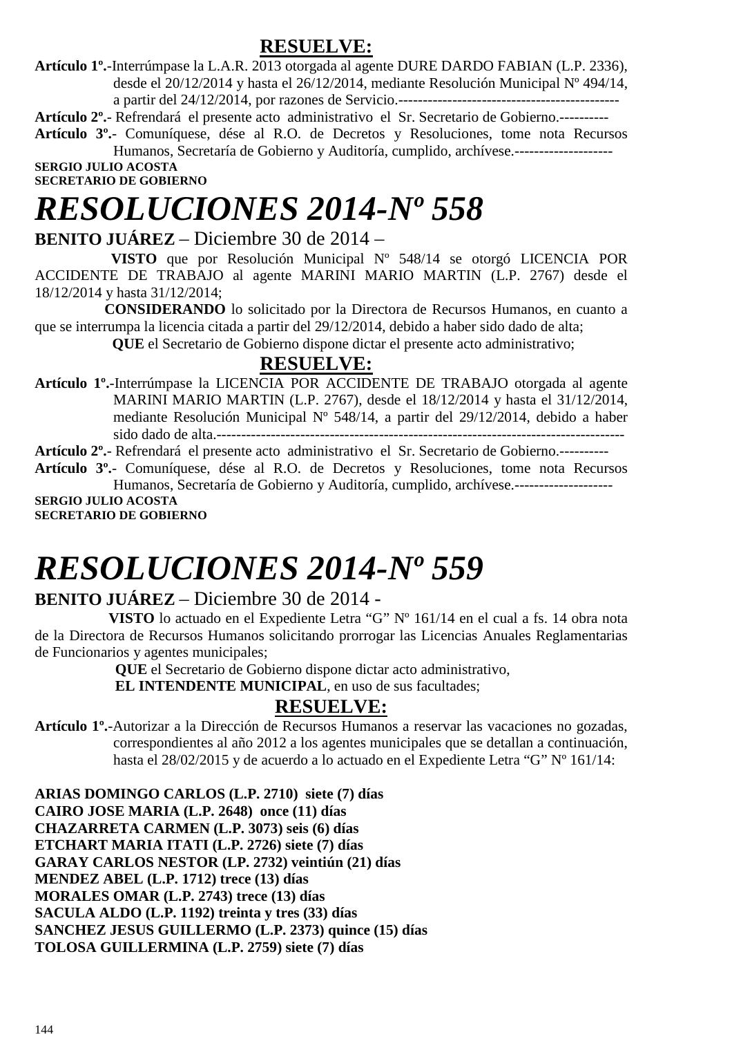**RESUELVE:**

**Artículo 1º.-**Interrúmpase la L.A.R. 2013 otorgada al agente DURE DARDO FABIAN (L.P. 2336), desde el 20/12/2014 y hasta el 26/12/2014, mediante Resolución Municipal Nº 494/14, a partir del 24/12/2014, por razones de Servicio.---------------------------------------------

**Artículo 2º.-** Refrendará el presente acto administrativo el Sr. Secretario de Gobierno.----------

**Artículo 3º.-** Comuníquese, dése al R.O. de Decretos y Resoluciones, tome nota Recursos Humanos, Secretaría de Gobierno y Auditoría, cumplido, archívese.--------------------

**SERGIO JULIO ACOSTA**
**SECRETARIO DE GOBIERNO**

# *RESOLUCIONES 2014-Nº 558*

**BENITO JUÁREZ** – Diciembre 30 de 2014 –

**VISTO** que por Resolución Municipal Nº 548/14 se otorgó LICENCIA POR ACCIDENTE DE TRABAJO al agente MARINI MARIO MARTIN (L.P. 2767) desde el 18/12/2014 y hasta 31/12/2014;

**CONSIDERANDO** lo solicitado por la Directora de Recursos Humanos, en cuanto a que se interrumpa la licencia citada a partir del 29/12/2014, debido a haber sido dado de alta;

**QUE** el Secretario de Gobierno dispone dictar el presente acto administrativo;

**RESUELVE:**

**Artículo 1º.-**Interrúmpase la LICENCIA POR ACCIDENTE DE TRABAJO otorgada al agente MARINI MARIO MARTIN (L.P. 2767), desde el 18/12/2014 y hasta el 31/12/2014, mediante Resolución Municipal Nº 548/14, a partir del 29/12/2014, debido a haber sido dado de alta.--------------------------------------------------------------------------------

**Artículo 2º.-** Refrendará el presente acto administrativo el Sr. Secretario de Gobierno.----------

**Artículo 3º.-** Comuníquese, dése al R.O. de Decretos y Resoluciones, tome nota Recursos Humanos, Secretaría de Gobierno y Auditoría, cumplido, archívese.--------------------

**SERGIO JULIO ACOSTA**
**SECRETARIO DE GOBIERNO**

# *RESOLUCIONES 2014-Nº 559*

**BENITO JUÁREZ** – Diciembre 30 de 2014 -

**VISTO** lo actuado en el Expediente Letra "G" Nº 161/14 en el cual a fs. 14 obra nota de la Directora de Recursos Humanos solicitando prorrogar las Licencias Anuales Reglamentarias de Funcionarios y agentes municipales;

**QUE** el Secretario de Gobierno dispone dictar acto administrativo,

**EL INTENDENTE MUNICIPAL**, en uso de sus facultades;

**RESUELVE:**

**Artículo 1º.-**Autorizar a la Dirección de Recursos Humanos a reservar las vacaciones no gozadas, correspondientes al año 2012 a los agentes municipales que se detallan a continuación, hasta el 28/02/2015 y de acuerdo a lo actuado en el Expediente Letra "G" Nº 161/14:

**ARIAS DOMINGO CARLOS (L.P. 2710) siete (7) días**
**CAIRO JOSE MARIA (L.P. 2648) once (11) días**
**CHAZARRETA CARMEN (L.P. 3073) seis (6) días**
**ETCHART MARIA ITATI (L.P. 2726) siete (7) días**
**GARAY CARLOS NESTOR (LP. 2732) veintiún (21) días**
**MENDEZ ABEL (L.P. 1712) trece (13) días**
**MORALES OMAR (L.P. 2743) trece (13) días**
**SACULA ALDO (L.P. 1192) treinta y tres (33) días**
**SANCHEZ JESUS GUILLERMO (L.P. 2373) quince (15) días**
**TOLOSA GUILLERMINA (L.P. 2759) siete (7) días**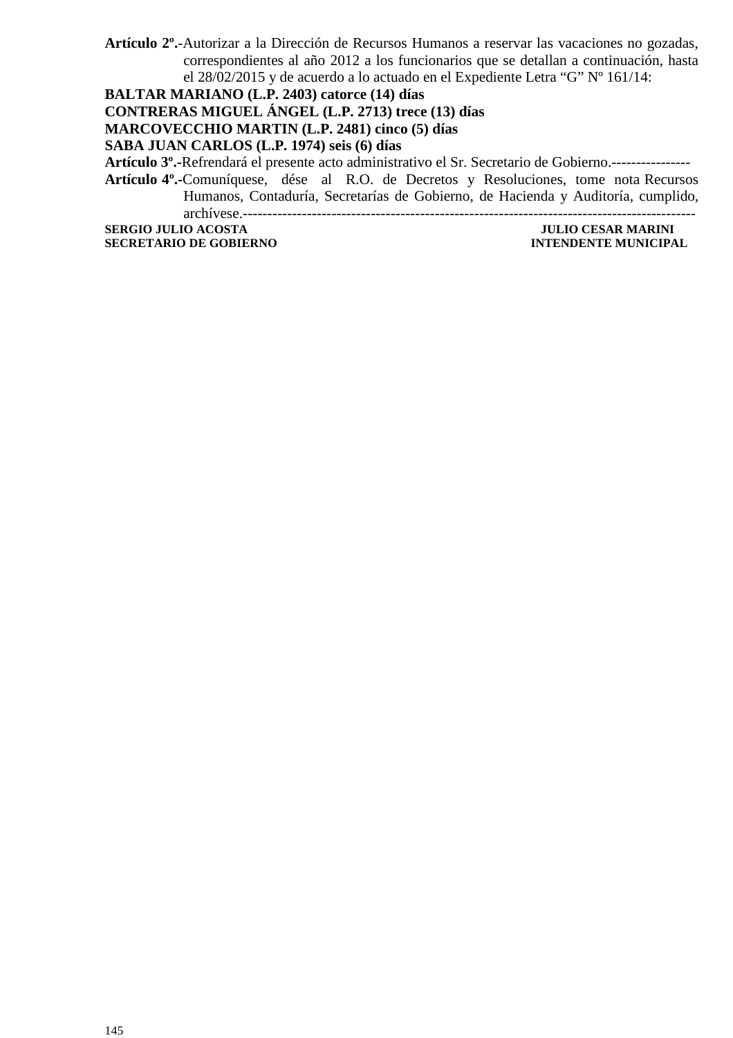**Artículo 2º.-**Autorizar a la Dirección de Recursos Humanos a reservar las vacaciones no gozadas, correspondientes al año 2012 a los funcionarios que se detallan a continuación, hasta el 28/02/2015 y de acuerdo a lo actuado en el Expediente Letra “G” Nº 161/14:

**BALTAR MARIANO (L.P. 2403) catorce (14) días**
**CONTRERAS MIGUEL ÁNGEL (L.P. 2713) trece (13) días**
**MARCOVECCHIO MARTIN (L.P. 2481) cinco (5) días**
**SABA JUAN CARLOS (L.P. 1974) seis (6) días**

**Artículo 3º.-**Refrendará el presente acto administrativo el Sr. Secretario de Gobierno.----------------

**Artículo 4º.-**Comuníquese, dése al R.O. de Decretos y Resoluciones, tome nota Recursos Humanos, Contaduría, Secretarías de Gobierno, de Hacienda y Auditoría, cumplido, archívese.-------------------------------------------------------------------------------------------

**SERGIO JULIO ACOSTA** — **SECRETARIO DE GOBIERNO**

**JULIO CESAR MARINI** — **INTENDENTE MUNICIPAL**